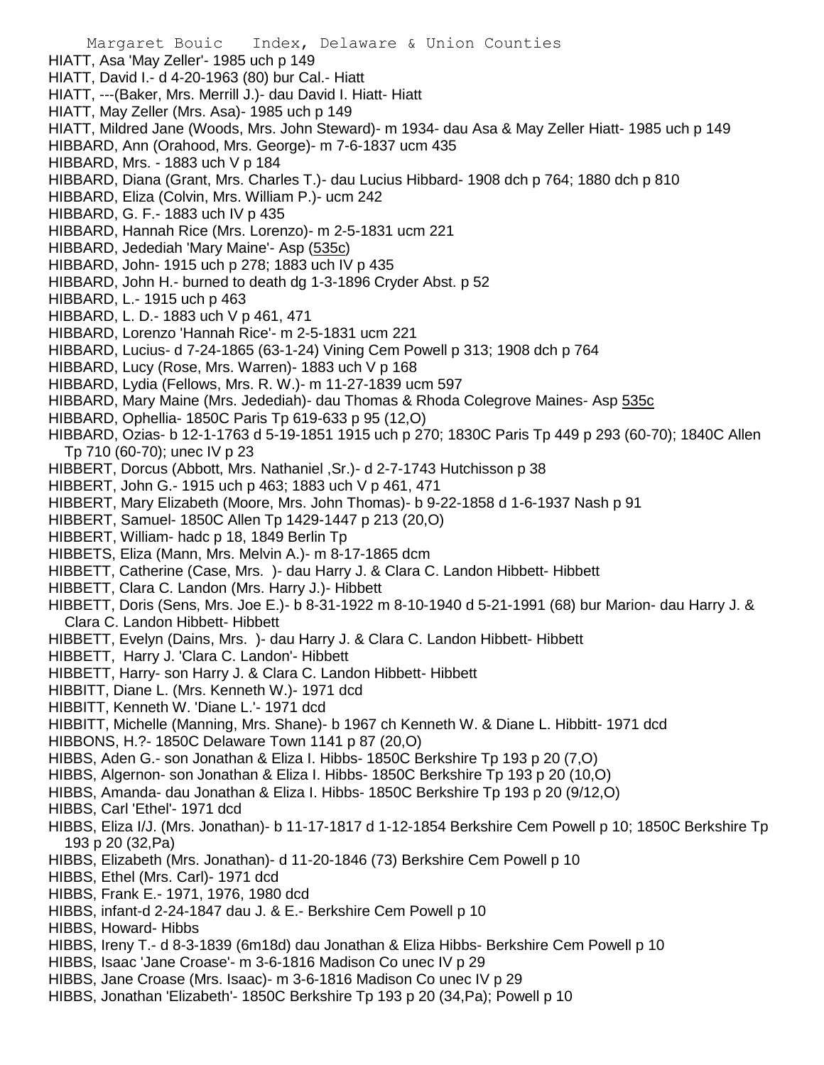HIATT, Asa 'May Zeller'- 1985 uch p 149
HIATT, David I.- d 4-20-1963 (80) bur Cal.- Hiatt
HIATT, ---(Baker, Mrs. Merrill J.)- dau David I. Hiatt- Hiatt
HIATT, May Zeller (Mrs. Asa)- 1985 uch p 149
HIATT, Mildred Jane (Woods, Mrs. John Steward)- m 1934- dau Asa & May Zeller Hiatt- 1985 uch p 149
HIBBARD, Ann (Orahood, Mrs. George)- m 7-6-1837 ucm 435
HIBBARD, Mrs. - 1883 uch V p 184
HIBBARD, Diana (Grant, Mrs. Charles T.)- dau Lucius Hibbard- 1908 dch p 764; 1880 dch p 810
HIBBARD, Eliza (Colvin, Mrs. William P.)- ucm 242
HIBBARD, G. F.- 1883 uch IV p 435
HIBBARD, Hannah Rice (Mrs. Lorenzo)- m 2-5-1831 ucm 221
HIBBARD, Jedediah 'Mary Maine'- Asp (535c)
HIBBARD, John- 1915 uch p 278; 1883 uch IV p 435
HIBBARD, John H.- burned to death dg 1-3-1896 Cryder Abst. p 52
HIBBARD, L.- 1915 uch p 463
HIBBARD, L. D.- 1883 uch V p 461, 471
HIBBARD, Lorenzo 'Hannah Rice'- m 2-5-1831 ucm 221
HIBBARD, Lucius- d 7-24-1865 (63-1-24) Vining Cem Powell p 313; 1908 dch p 764
HIBBARD, Lucy (Rose, Mrs. Warren)- 1883 uch V p 168
HIBBARD, Lydia (Fellows, Mrs. R. W.)- m 11-27-1839 ucm 597
HIBBARD, Mary Maine (Mrs. Jedediah)- dau Thomas & Rhoda Colegrove Maines- Asp 535c
HIBBARD, Ophellia- 1850C Paris Tp 619-633 p 95 (12,O)
HIBBARD, Ozias- b 12-1-1763 d 5-19-1851 1915 uch p 270; 1830C Paris Tp 449 p 293 (60-70); 1840C Allen Tp 710 (60-70); unec IV p 23
HIBBERT, Dorcus (Abbott, Mrs. Nathaniel ,Sr.)- d 2-7-1743 Hutchisson p 38
HIBBERT, John G.- 1915 uch p 463; 1883 uch V p 461, 471
HIBBERT, Mary Elizabeth (Moore, Mrs. John Thomas)- b 9-22-1858 d 1-6-1937 Nash p 91
HIBBERT, Samuel- 1850C Allen Tp 1429-1447 p 213 (20,O)
HIBBERT, William- hadc p 18, 1849 Berlin Tp
HIBBETS, Eliza (Mann, Mrs. Melvin A.)- m 8-17-1865 dcm
HIBBETT, Catherine (Case, Mrs. )- dau Harry J. & Clara C. Landon Hibbett- Hibbett
HIBBETT, Clara C. Landon (Mrs. Harry J.)- Hibbett
HIBBETT, Doris (Sens, Mrs. Joe E.)- b 8-31-1922 m 8-10-1940 d 5-21-1991 (68) bur Marion- dau Harry J. & Clara C. Landon Hibbett- Hibbett
HIBBETT, Evelyn (Dains, Mrs. )- dau Harry J. & Clara C. Landon Hibbett- Hibbett
HIBBETT, Harry J. 'Clara C. Landon'- Hibbett
HIBBETT, Harry- son Harry J. & Clara C. Landon Hibbett- Hibbett
HIBBITT, Diane L. (Mrs. Kenneth W.)- 1971 dcd
HIBBITT, Kenneth W. 'Diane L.'- 1971 dcd
HIBBITT, Michelle (Manning, Mrs. Shane)- b 1967 ch Kenneth W. & Diane L. Hibbitt- 1971 dcd
HIBBONS, H.?- 1850C Delaware Town 1141 p 87 (20,O)
HIBBS, Aden G.- son Jonathan & Eliza I. Hibbs- 1850C Berkshire Tp 193 p 20 (7,O)
HIBBS, Algernon- son Jonathan & Eliza I. Hibbs- 1850C Berkshire Tp 193 p 20 (10,O)
HIBBS, Amanda- dau Jonathan & Eliza I. Hibbs- 1850C Berkshire Tp 193 p 20 (9/12,O)
HIBBS, Carl 'Ethel'- 1971 dcd
HIBBS, Eliza I/J. (Mrs. Jonathan)- b 11-17-1817 d 1-12-1854 Berkshire Cem Powell p 10; 1850C Berkshire Tp 193 p 20 (32,Pa)
HIBBS, Elizabeth (Mrs. Jonathan)- d 11-20-1846 (73) Berkshire Cem Powell p 10
HIBBS, Ethel (Mrs. Carl)- 1971 dcd
HIBBS, Frank E.- 1971, 1976, 1980 dcd
HIBBS, infant-d 2-24-1847 dau J. & E.- Berkshire Cem Powell p 10
HIBBS, Howard- Hibbs
HIBBS, Ireny T.- d 8-3-1839 (6m18d) dau Jonathan & Eliza Hibbs- Berkshire Cem Powell p 10
HIBBS, Isaac 'Jane Croase'- m 3-6-1816 Madison Co unec IV p 29
HIBBS, Jane Croase (Mrs. Isaac)- m 3-6-1816 Madison Co unec IV p 29
HIBBS, Jonathan 'Elizabeth'- 1850C Berkshire Tp 193 p 20 (34,Pa); Powell p 10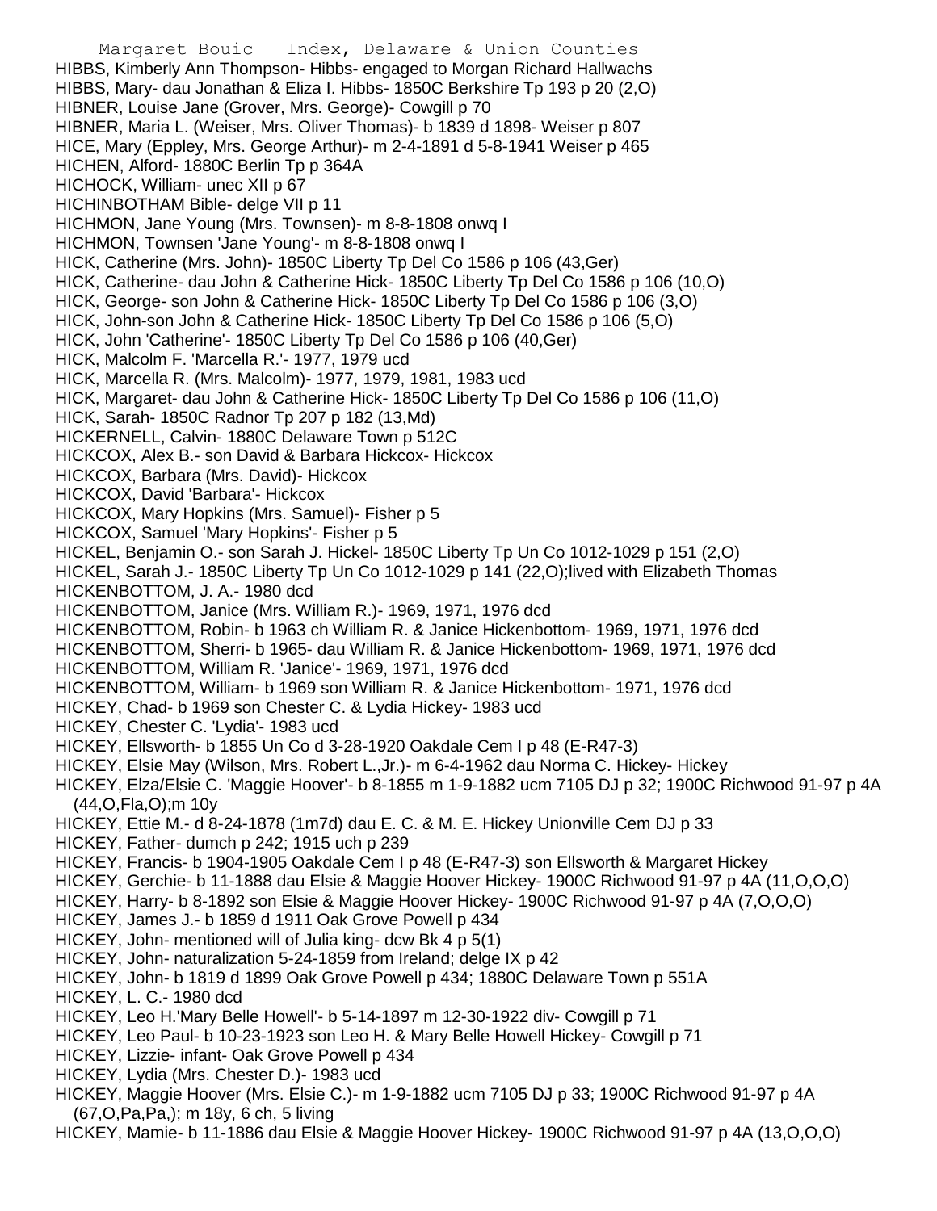HIBBS, Kimberly Ann Thompson- Hibbs- engaged to Morgan Richard Hallwachs
HIBBS, Mary- dau Jonathan & Eliza I. Hibbs- 1850C Berkshire Tp 193 p 20 (2,O)
HIBNER, Louise Jane (Grover, Mrs. George)- Cowgill p 70
HIBNER, Maria L. (Weiser, Mrs. Oliver Thomas)- b 1839 d 1898- Weiser p 807
HICE, Mary (Eppley, Mrs. George Arthur)- m 2-4-1891 d 5-8-1941 Weiser p 465
HICHEN, Alford- 1880C Berlin Tp p 364A
HICHOCK, William- unec XII p 67
HICHINBOTHAM Bible- delge VII p 11
HICHMON, Jane Young (Mrs. Townsen)- m 8-8-1808 onwq I
HICHMON, Townsen 'Jane Young'- m 8-8-1808 onwq I
HICK, Catherine (Mrs. John)- 1850C Liberty Tp Del Co 1586 p 106 (43,Ger)
HICK, Catherine- dau John & Catherine Hick- 1850C Liberty Tp Del Co 1586 p 106 (10,O)
HICK, George- son John & Catherine Hick- 1850C Liberty Tp Del Co 1586 p 106 (3,O)
HICK, John-son John & Catherine Hick- 1850C Liberty Tp Del Co 1586 p 106 (5,O)
HICK, John 'Catherine'- 1850C Liberty Tp Del Co 1586 p 106 (40,Ger)
HICK, Malcolm F. 'Marcella R.'- 1977, 1979 ucd
HICK, Marcella R. (Mrs. Malcolm)- 1977, 1979, 1981, 1983 ucd
HICK, Margaret- dau John & Catherine Hick- 1850C Liberty Tp Del Co 1586 p 106 (11,O)
HICK, Sarah- 1850C Radnor Tp 207 p 182 (13,Md)
HICKERNELL, Calvin- 1880C Delaware Town p 512C
HICKCOX, Alex B.- son David & Barbara Hickcox- Hickcox
HICKCOX, Barbara (Mrs. David)- Hickcox
HICKCOX, David 'Barbara'- Hickcox
HICKCOX, Mary Hopkins (Mrs. Samuel)- Fisher p 5
HICKCOX, Samuel 'Mary Hopkins'- Fisher p 5
HICKEL, Benjamin O.- son Sarah J. Hickel- 1850C Liberty Tp Un Co 1012-1029 p 151 (2,O)
HICKEL, Sarah J.- 1850C Liberty Tp Un Co 1012-1029 p 141 (22,O);lived with Elizabeth Thomas
HICKENBOTTOM, J. A.- 1980 dcd
HICKENBOTTOM, Janice (Mrs. William R.)- 1969, 1971, 1976 dcd
HICKENBOTTOM, Robin- b 1963 ch William R. & Janice Hickenbottom- 1969, 1971, 1976 dcd
HICKENBOTTOM, Sherri- b 1965- dau William R. & Janice Hickenbottom- 1969, 1971, 1976 dcd
HICKENBOTTOM, William R. 'Janice'- 1969, 1971, 1976 dcd
HICKENBOTTOM, William- b 1969 son William R. & Janice Hickenbottom- 1971, 1976 dcd
HICKEY, Chad- b 1969 son Chester C. & Lydia Hickey- 1983 ucd
HICKEY, Chester C. 'Lydia'- 1983 ucd
HICKEY, Ellsworth- b 1855 Un Co d 3-28-1920 Oakdale Cem I p 48 (E-R47-3)
HICKEY, Elsie May (Wilson, Mrs. Robert L.,Jr.)- m 6-4-1962 dau Norma C. Hickey- Hickey
HICKEY, Elza/Elsie C. 'Maggie Hoover'- b 8-1855 m 1-9-1882 ucm 7105 DJ p 32; 1900C Richwood 91-97 p 4A (44,O,Fla,O);m 10y
HICKEY, Ettie M.- d 8-24-1878 (1m7d) dau E. C. & M. E. Hickey Unionville Cem DJ p 33
HICKEY, Father- dumch p 242; 1915 uch p 239
HICKEY, Francis- b 1904-1905 Oakdale Cem I p 48 (E-R47-3) son Ellsworth & Margaret Hickey
HICKEY, Gerchie- b 11-1888 dau Elsie & Maggie Hoover Hickey- 1900C Richwood 91-97 p 4A (11,O,O,O)
HICKEY, Harry- b 8-1892 son Elsie & Maggie Hoover Hickey- 1900C Richwood 91-97 p 4A (7,O,O,O)
HICKEY, James J.- b 1859 d 1911 Oak Grove Powell p 434
HICKEY, John- mentioned will of Julia king- dcw Bk 4 p 5(1)
HICKEY, John- naturalization 5-24-1859 from Ireland; delge IX p 42
HICKEY, John- b 1819 d 1899 Oak Grove Powell p 434; 1880C Delaware Town p 551A
HICKEY, L. C.- 1980 dcd
HICKEY, Leo H.'Mary Belle Howell'- b 5-14-1897 m 12-30-1922 div- Cowgill p 71
HICKEY, Leo Paul- b 10-23-1923 son Leo H. & Mary Belle Howell Hickey- Cowgill p 71
HICKEY, Lizzie- infant- Oak Grove Powell p 434
HICKEY, Lydia (Mrs. Chester D.)- 1983 ucd
HICKEY, Maggie Hoover (Mrs. Elsie C.)- m 1-9-1882 ucm 7105 DJ p 33; 1900C Richwood 91-97 p 4A (67,O,Pa,Pa,); m 18y, 6 ch, 5 living
HICKEY, Mamie- b 11-1886 dau Elsie & Maggie Hoover Hickey- 1900C Richwood 91-97 p 4A (13,O,O,O)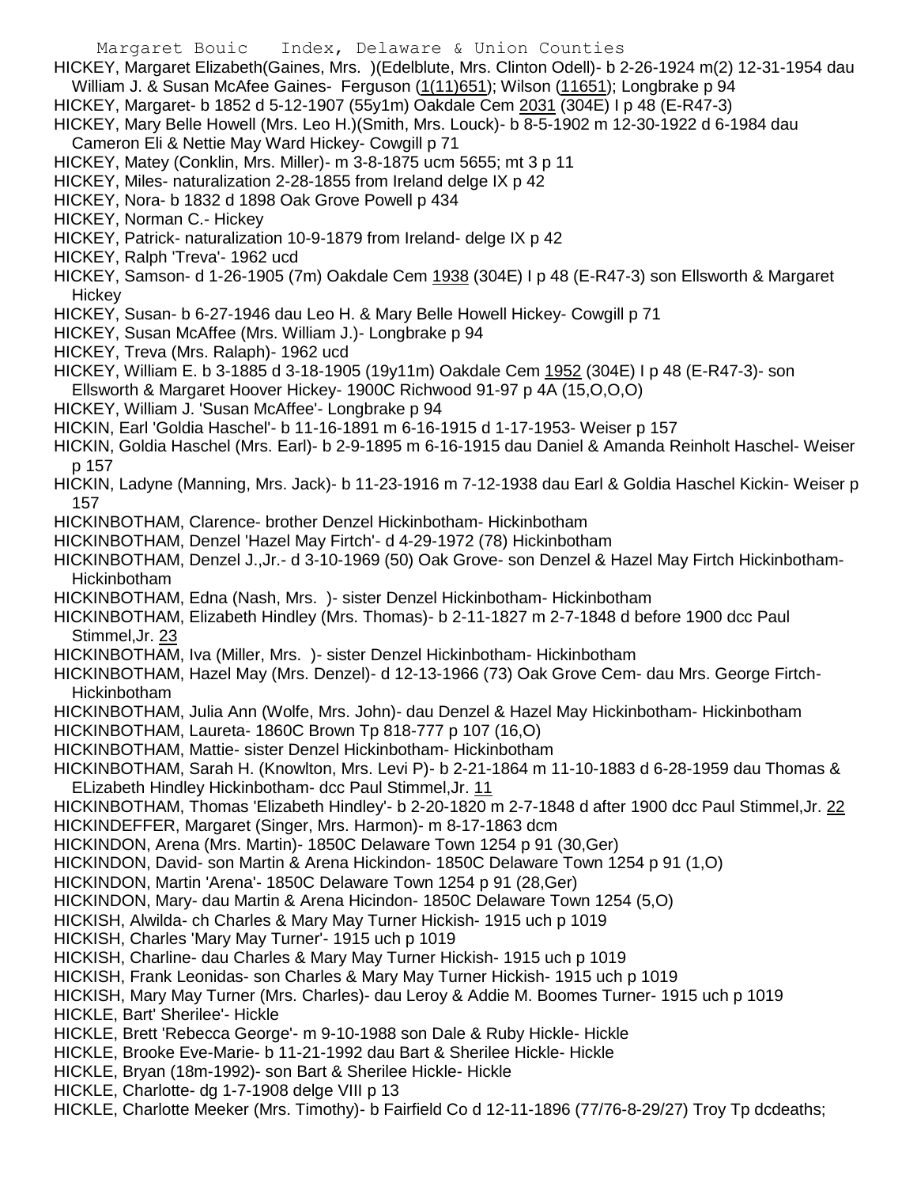HICKEY, Margaret Elizabeth(Gaines, Mrs. )(Edelblute, Mrs. Clinton Odell)- b 2-26-1924 m(2) 12-31-1954 dau William J. & Susan McAfee Gaines- Ferguson (1(11)651); Wilson (11651); Longbrake p 94

HICKEY, Margaret- b 1852 d 5-12-1907 (55y1m) Oakdale Cem 2031 (304E) I p 48 (E-R47-3)

HICKEY, Mary Belle Howell (Mrs. Leo H.)(Smith, Mrs. Louck)- b 8-5-1902 m 12-30-1922 d 6-1984 dau Cameron Eli & Nettie May Ward Hickey- Cowgill p 71

HICKEY, Matey (Conklin, Mrs. Miller)- m 3-8-1875 ucm 5655; mt 3 p 11

HICKEY, Miles- naturalization 2-28-1855 from Ireland delge IX p 42

HICKEY, Nora- b 1832 d 1898 Oak Grove Powell p 434

HICKEY, Norman C.- Hickey

HICKEY, Patrick- naturalization 10-9-1879 from Ireland- delge IX p 42

HICKEY, Ralph 'Treva'- 1962 ucd

HICKEY, Samson- d 1-26-1905 (7m) Oakdale Cem 1938 (304E) I p 48 (E-R47-3) son Ellsworth & Margaret Hickey

HICKEY, Susan- b 6-27-1946 dau Leo H. & Mary Belle Howell Hickey- Cowgill p 71

HICKEY, Susan McAffee (Mrs. William J.)- Longbrake p 94

HICKEY, Treva (Mrs. Ralaph)- 1962 ucd

HICKEY, William E. b 3-1885 d 3-18-1905 (19y11m) Oakdale Cem 1952 (304E) I p 48 (E-R47-3)- son Ellsworth & Margaret Hoover Hickey- 1900C Richwood 91-97 p 4A (15,O,O,O)

HICKEY, William J. 'Susan McAffee'- Longbrake p 94

HICKIN, Earl 'Goldia Haschel'- b 11-16-1891 m 6-16-1915 d 1-17-1953- Weiser p 157

HICKIN, Goldia Haschel (Mrs. Earl)- b 2-9-1895 m 6-16-1915 dau Daniel & Amanda Reinholt Haschel- Weiser p 157

HICKIN, Ladyne (Manning, Mrs. Jack)- b 11-23-1916 m 7-12-1938 dau Earl & Goldia Haschel Kickin- Weiser p 157

HICKINBOTHAM, Clarence- brother Denzel Hickinbotham- Hickinbotham

HICKINBOTHAM, Denzel 'Hazel May Firtch'- d 4-29-1972 (78) Hickinbotham

HICKINBOTHAM, Denzel J.,Jr.- d 3-10-1969 (50) Oak Grove- son Denzel & Hazel May Firtch Hickinbotham- Hickinbotham

HICKINBOTHAM, Edna (Nash, Mrs. )- sister Denzel Hickinbotham- Hickinbotham

HICKINBOTHAM, Elizabeth Hindley (Mrs. Thomas)- b 2-11-1827 m 2-7-1848 d before 1900 dcc Paul Stimmel,Jr. 23

HICKINBOTHAM, Iva (Miller, Mrs. )- sister Denzel Hickinbotham- Hickinbotham

HICKINBOTHAM, Hazel May (Mrs. Denzel)- d 12-13-1966 (73) Oak Grove Cem- dau Mrs. George Firtch- Hickinbotham

HICKINBOTHAM, Julia Ann (Wolfe, Mrs. John)- dau Denzel & Hazel May Hickinbotham- Hickinbotham

HICKINBOTHAM, Laureta- 1860C Brown Tp 818-777 p 107 (16,O)

HICKINBOTHAM, Mattie- sister Denzel Hickinbotham- Hickinbotham

HICKINBOTHAM, Sarah H. (Knowlton, Mrs. Levi P)- b 2-21-1864 m 11-10-1883 d 6-28-1959 dau Thomas & ELizabeth Hindley Hickinbotham- dcc Paul Stimmel,Jr. 11

HICKINBOTHAM, Thomas 'Elizabeth Hindley'- b 2-20-1820 m 2-7-1848 d after 1900 dcc Paul Stimmel,Jr. 22

HICKINDEFFER, Margaret (Singer, Mrs. Harmon)- m 8-17-1863 dcm

HICKINDON, Arena (Mrs. Martin)- 1850C Delaware Town 1254 p 91 (30,Ger)

HICKINDON, David- son Martin & Arena Hickindon- 1850C Delaware Town 1254 p 91 (1,O)

HICKINDON, Martin 'Arena'- 1850C Delaware Town 1254 p 91 (28,Ger)

HICKINDON, Mary- dau Martin & Arena Hicindon- 1850C Delaware Town 1254 (5,O)

HICKISH, Alwilda- ch Charles & Mary May Turner Hickish- 1915 uch p 1019

HICKISH, Charles 'Mary May Turner'- 1915 uch p 1019

HICKISH, Charline- dau Charles & Mary May Turner Hickish- 1915 uch p 1019

HICKISH, Frank Leonidas- son Charles & Mary May Turner Hickish- 1915 uch p 1019

HICKISH, Mary May Turner (Mrs. Charles)- dau Leroy & Addie M. Boomes Turner- 1915 uch p 1019

HICKLE, Bart' Sherilee'- Hickle

HICKLE, Brett 'Rebecca George'- m 9-10-1988 son Dale & Ruby Hickle- Hickle

HICKLE, Brooke Eve-Marie- b 11-21-1992 dau Bart & Sherilee Hickle- Hickle

HICKLE, Bryan (18m-1992)- son Bart & Sherilee Hickle- Hickle

HICKLE, Charlotte- dg 1-7-1908 delge VIII p 13

HICKLE, Charlotte Meeker (Mrs. Timothy)- b Fairfield Co d 12-11-1896 (77/76-8-29/27) Troy Tp dcdeaths;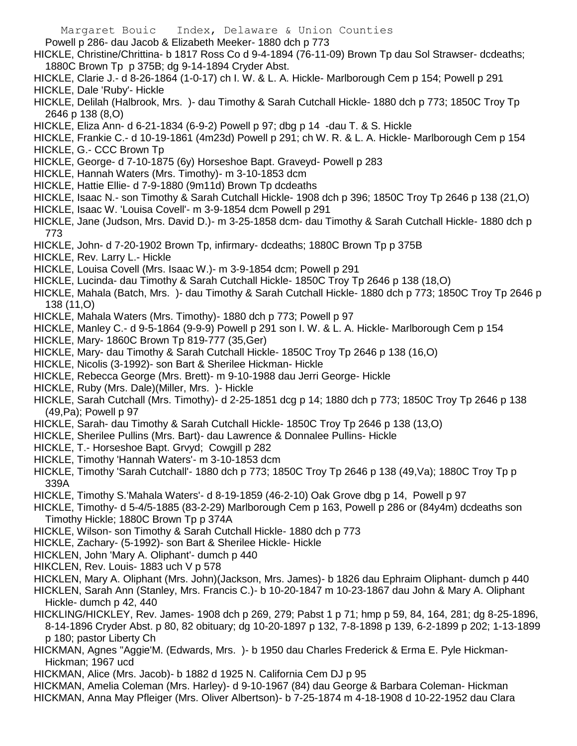Powell p 286- dau Jacob & Elizabeth Meeker- 1880 dch p 773

HICKLE, Christine/Chrittina- b 1817 Ross Co d 9-4-1894 (76-11-09) Brown Tp dau Sol Strawser- dcdeaths; 1880C Brown Tp p 375B; dg 9-14-1894 Cryder Abst.

HICKLE, Clarie J.- d 8-26-1864 (1-0-17) ch I. W. & L. A. Hickle- Marlborough Cem p 154; Powell p 291

HICKLE, Dale 'Ruby'- Hickle

HICKLE, Delilah (Halbrook, Mrs. )- dau Timothy & Sarah Cutchall Hickle- 1880 dch p 773; 1850C Troy Tp 2646 p 138 (8,O)

HICKLE, Eliza Ann- d 6-21-1834 (6-9-2) Powell p 97; dbg p 14 -dau T. & S. Hickle

HICKLE, Frankie C.- d 10-19-1861 (4m23d) Powell p 291; ch W. R. & L. A. Hickle- Marlborough Cem p 154

HICKLE, G.- CCC Brown Tp

HICKLE, George- d 7-10-1875 (6y) Horseshoe Bapt. Graveyd- Powell p 283

HICKLE, Hannah Waters (Mrs. Timothy)- m 3-10-1853 dcm

HICKLE, Hattie Ellie- d 7-9-1880 (9m11d) Brown Tp dcdeaths

HICKLE, Isaac N.- son Timothy & Sarah Cutchall Hickle- 1908 dch p 396; 1850C Troy Tp 2646 p 138 (21,O)

HICKLE, Isaac W. 'Louisa Covell'- m 3-9-1854 dcm Powell p 291

HICKLE, Jane (Judson, Mrs. David D.)- m 3-25-1858 dcm- dau Timothy & Sarah Cutchall Hickle- 1880 dch p 773

HICKLE, John- d 7-20-1902 Brown Tp, infirmary- dcdeaths; 1880C Brown Tp p 375B

HICKLE, Rev. Larry L.- Hickle

HICKLE, Louisa Covell (Mrs. Isaac W.)- m 3-9-1854 dcm; Powell p 291

HICKLE, Lucinda- dau Timothy & Sarah Cutchall Hickle- 1850C Troy Tp 2646 p 138 (18,O)

HICKLE, Mahala (Batch, Mrs. )- dau Timothy & Sarah Cutchall Hickle- 1880 dch p 773; 1850C Troy Tp 2646 p 138 (11,O)

HICKLE, Mahala Waters (Mrs. Timothy)- 1880 dch p 773; Powell p 97

HICKLE, Manley C.- d 9-5-1864 (9-9-9) Powell p 291 son I. W. & L. A. Hickle- Marlborough Cem p 154

HICKLE, Mary- 1860C Brown Tp 819-777 (35,Ger)

HICKLE, Mary- dau Timothy & Sarah Cutchall Hickle- 1850C Troy Tp 2646 p 138 (16,O)

HICKLE, Nicolis (3-1992)- son Bart & Sherilee Hickman- Hickle

HICKLE, Rebecca George (Mrs. Brett)- m 9-10-1988 dau Jerri George- Hickle

HICKLE, Ruby (Mrs. Dale)(Miller, Mrs. )- Hickle

HICKLE, Sarah Cutchall (Mrs. Timothy)- d 2-25-1851 dcg p 14; 1880 dch p 773; 1850C Troy Tp 2646 p 138 (49,Pa); Powell p 97

HICKLE, Sarah- dau Timothy & Sarah Cutchall Hickle- 1850C Troy Tp 2646 p 138 (13,O)

HICKLE, Sherilee Pullins (Mrs. Bart)- dau Lawrence & Donnalee Pullins- Hickle

HICKLE, T.- Horseshoe Bapt. Grvyd; Cowgill p 282

HICKLE, Timothy 'Hannah Waters'- m 3-10-1853 dcm

HICKLE, Timothy 'Sarah Cutchall'- 1880 dch p 773; 1850C Troy Tp 2646 p 138 (49,Va); 1880C Troy Tp p 339A

HICKLE, Timothy S.'Mahala Waters'- d 8-19-1859 (46-2-10) Oak Grove dbg p 14, Powell p 97

HICKLE, Timothy- d 5-4/5-1885 (83-2-29) Marlborough Cem p 163, Powell p 286 or (84y4m) dcdeaths son Timothy Hickle; 1880C Brown Tp p 374A

HICKLE, Wilson- son Timothy & Sarah Cutchall Hickle- 1880 dch p 773

HICKLE, Zachary- (5-1992)- son Bart & Sherilee Hickle- Hickle

HICKLEN, John 'Mary A. Oliphant'- dumch p 440

HIKCLEN, Rev. Louis- 1883 uch V p 578

HICKLEN, Mary A. Oliphant (Mrs. John)(Jackson, Mrs. James)- b 1826 dau Ephraim Oliphant- dumch p 440

HICKLEN, Sarah Ann (Stanley, Mrs. Francis C.)- b 10-20-1847 m 10-23-1867 dau John & Mary A. Oliphant Hickle- dumch p 42, 440

HICKLING/HICKLEY, Rev. James- 1908 dch p 269, 279; Pabst 1 p 71; hmp p 59, 84, 164, 281; dg 8-25-1896, 8-14-1896 Cryder Abst. p 80, 82 obituary; dg 10-20-1897 p 132, 7-8-1898 p 139, 6-2-1899 p 202; 1-13-1899 p 180; pastor Liberty Ch

HICKMAN, Agnes "Aggie"M. (Edwards, Mrs. )- b 1950 dau Charles Frederick & Erma E. Pyle Hickman- Hickman; 1967 ucd

HICKMAN, Alice (Mrs. Jacob)- b 1882 d 1925 N. California Cem DJ p 95

HICKMAN, Amelia Coleman (Mrs. Harley)- d 9-10-1967 (84) dau George & Barbara Coleman- Hickman

HICKMAN, Anna May Pfleiger (Mrs. Oliver Albertson)- b 7-25-1874 m 4-18-1908 d 10-22-1952 dau Clara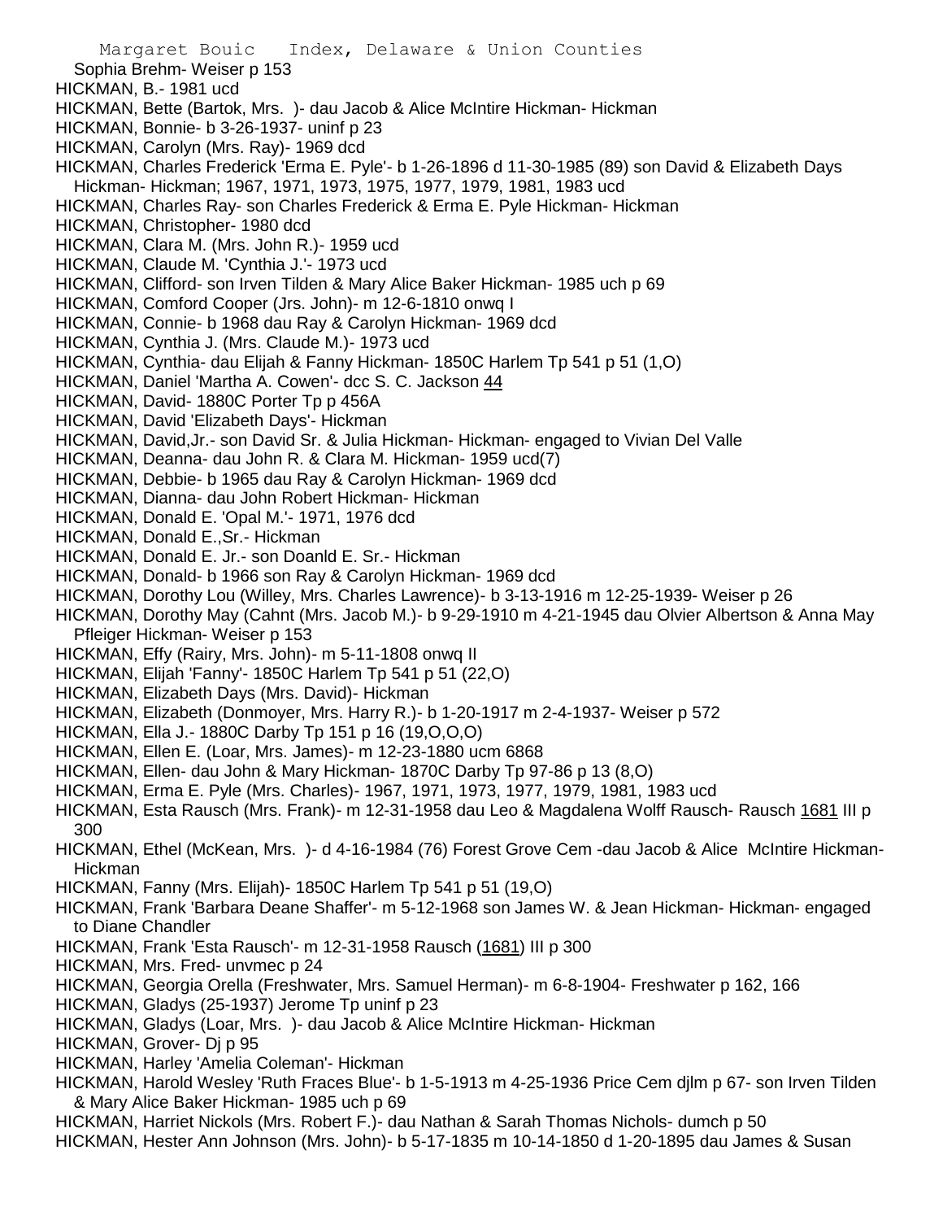Sophia Brehm- Weiser p 153

HICKMAN, B.- 1981 ucd

HICKMAN, Bette (Bartok, Mrs. )- dau Jacob & Alice McIntire Hickman- Hickman

HICKMAN, Bonnie- b 3-26-1937- uninf p 23

HICKMAN, Carolyn (Mrs. Ray)- 1969 dcd

HICKMAN, Charles Frederick 'Erma E. Pyle'- b 1-26-1896 d 11-30-1985 (89) son David & Elizabeth Days Hickman- Hickman; 1967, 1971, 1973, 1975, 1977, 1979, 1981, 1983 ucd

HICKMAN, Charles Ray- son Charles Frederick & Erma E. Pyle Hickman- Hickman

HICKMAN, Christopher- 1980 dcd

HICKMAN, Clara M. (Mrs. John R.)- 1959 ucd

HICKMAN, Claude M. 'Cynthia J.'- 1973 ucd

HICKMAN, Clifford- son Irven Tilden & Mary Alice Baker Hickman- 1985 uch p 69

HICKMAN, Comford Cooper (Jrs. John)- m 12-6-1810 onwq I

HICKMAN, Connie- b 1968 dau Ray & Carolyn Hickman- 1969 dcd

HICKMAN, Cynthia J. (Mrs. Claude M.)- 1973 ucd

HICKMAN, Cynthia- dau Elijah & Fanny Hickman- 1850C Harlem Tp 541 p 51 (1,O)

HICKMAN, Daniel 'Martha A. Cowen'- dcc S. C. Jackson 44

HICKMAN, David- 1880C Porter Tp p 456A

HICKMAN, David 'Elizabeth Days'- Hickman

HICKMAN, David,Jr.- son David Sr. & Julia Hickman- Hickman- engaged to Vivian Del Valle

HICKMAN, Deanna- dau John R. & Clara M. Hickman- 1959 ucd(7)

HICKMAN, Debbie- b 1965 dau Ray & Carolyn Hickman- 1969 dcd

HICKMAN, Dianna- dau John Robert Hickman- Hickman

HICKMAN, Donald E. 'Opal M.'- 1971, 1976 dcd

HICKMAN, Donald E.,Sr.- Hickman

HICKMAN, Donald E. Jr.- son Doanld E. Sr.- Hickman

HICKMAN, Donald- b 1966 son Ray & Carolyn Hickman- 1969 dcd

HICKMAN, Dorothy Lou (Willey, Mrs. Charles Lawrence)- b 3-13-1916 m 12-25-1939- Weiser p 26

HICKMAN, Dorothy May (Cahnt (Mrs. Jacob M.)- b 9-29-1910 m 4-21-1945 dau Olvier Albertson & Anna May Pfleiger Hickman- Weiser p 153

HICKMAN, Effy (Rairy, Mrs. John)- m 5-11-1808 onwq II

HICKMAN, Elijah 'Fanny'- 1850C Harlem Tp 541 p 51 (22,O)

HICKMAN, Elizabeth Days (Mrs. David)- Hickman

HICKMAN, Elizabeth (Donmoyer, Mrs. Harry R.)- b 1-20-1917 m 2-4-1937- Weiser p 572

HICKMAN, Ella J.- 1880C Darby Tp 151 p 16 (19,O,O,O)

HICKMAN, Ellen E. (Loar, Mrs. James)- m 12-23-1880 ucm 6868

HICKMAN, Ellen- dau John & Mary Hickman- 1870C Darby Tp 97-86 p 13 (8,O)

HICKMAN, Erma E. Pyle (Mrs. Charles)- 1967, 1971, 1973, 1977, 1979, 1981, 1983 ucd

HICKMAN, Esta Rausch (Mrs. Frank)- m 12-31-1958 dau Leo & Magdalena Wolff Rausch- Rausch 1681 III p 300

HICKMAN, Ethel (McKean, Mrs. )- d 4-16-1984 (76) Forest Grove Cem -dau Jacob & Alice McIntire Hickman- Hickman

HICKMAN, Fanny (Mrs. Elijah)- 1850C Harlem Tp 541 p 51 (19,O)

HICKMAN, Frank 'Barbara Deane Shaffer'- m 5-12-1968 son James W. & Jean Hickman- Hickman- engaged to Diane Chandler

HICKMAN, Frank 'Esta Rausch'- m 12-31-1958 Rausch (1681) III p 300

HICKMAN, Mrs. Fred- unvmec p 24

HICKMAN, Georgia Orella (Freshwater, Mrs. Samuel Herman)- m 6-8-1904- Freshwater p 162, 166

HICKMAN, Gladys (25-1937) Jerome Tp uninf p 23

HICKMAN, Gladys (Loar, Mrs. )- dau Jacob & Alice McIntire Hickman- Hickman

HICKMAN, Grover- Dj p 95

HICKMAN, Harley 'Amelia Coleman'- Hickman

HICKMAN, Harold Wesley 'Ruth Fraces Blue'- b 1-5-1913 m 4-25-1936 Price Cem djlm p 67- son Irven Tilden & Mary Alice Baker Hickman- 1985 uch p 69

HICKMAN, Harriet Nickols (Mrs. Robert F.)- dau Nathan & Sarah Thomas Nichols- dumch p 50

HICKMAN, Hester Ann Johnson (Mrs. John)- b 5-17-1835 m 10-14-1850 d 1-20-1895 dau James & Susan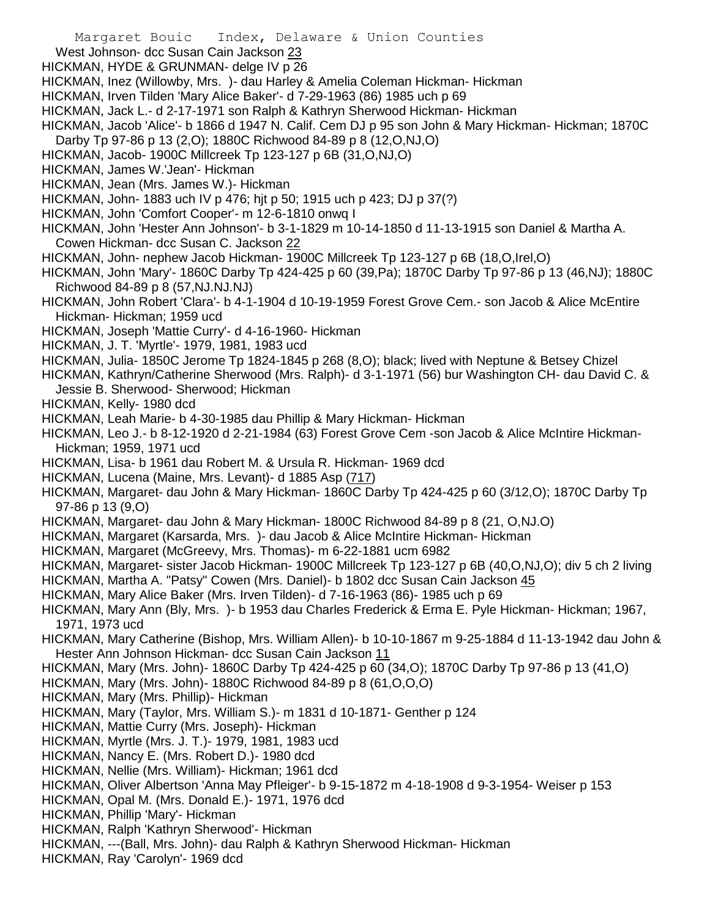West Johnson- dcc Susan Cain Jackson 23

HICKMAN, HYDE & GRUNMAN- delge IV p 26

HICKMAN, Inez (Willowby, Mrs. )- dau Harley & Amelia Coleman Hickman- Hickman

HICKMAN, Irven Tilden 'Mary Alice Baker'- d 7-29-1963 (86) 1985 uch p 69

HICKMAN, Jack L.- d 2-17-1971 son Ralph & Kathryn Sherwood Hickman- Hickman

HICKMAN, Jacob 'Alice'- b 1866 d 1947 N. Calif. Cem DJ p 95 son John & Mary Hickman- Hickman; 1870C Darby Tp 97-86 p 13 (2,O); 1880C Richwood 84-89 p 8 (12,O,NJ,O)

HICKMAN, Jacob- 1900C Millcreek Tp 123-127 p 6B (31,O,NJ,O)

HICKMAN, James W.'Jean'- Hickman

HICKMAN, Jean (Mrs. James W.)- Hickman

HICKMAN, John- 1883 uch IV p 476; hjt p 50; 1915 uch p 423; DJ p 37(?)

HICKMAN, John 'Comfort Cooper'- m 12-6-1810 onwq I

HICKMAN, John 'Hester Ann Johnson'- b 3-1-1829 m 10-14-1850 d 11-13-1915 son Daniel & Martha A. Cowen Hickman- dcc Susan C. Jackson 22

HICKMAN, John- nephew Jacob Hickman- 1900C Millcreek Tp 123-127 p 6B (18,O,Irel,O)

HICKMAN, John 'Mary'- 1860C Darby Tp 424-425 p 60 (39,Pa); 1870C Darby Tp 97-86 p 13 (46,NJ); 1880C Richwood 84-89 p 8 (57,NJ.NJ.NJ)

HICKMAN, John Robert 'Clara'- b 4-1-1904 d 10-19-1959 Forest Grove Cem.- son Jacob & Alice McEntire Hickman- Hickman; 1959 ucd

HICKMAN, Joseph 'Mattie Curry'- d 4-16-1960- Hickman

HICKMAN, J. T. 'Myrtle'- 1979, 1981, 1983 ucd

HICKMAN, Julia- 1850C Jerome Tp 1824-1845 p 268 (8,O); black; lived with Neptune & Betsey Chizel

HICKMAN, Kathryn/Catherine Sherwood (Mrs. Ralph)- d 3-1-1971 (56) bur Washington CH- dau David C. & Jessie B. Sherwood- Sherwood; Hickman

HICKMAN, Kelly- 1980 dcd

HICKMAN, Leah Marie- b 4-30-1985 dau Phillip & Mary Hickman- Hickman

HICKMAN, Leo J.- b 8-12-1920 d 2-21-1984 (63) Forest Grove Cem -son Jacob & Alice McIntire Hickman- Hickman; 1959, 1971 ucd

HICKMAN, Lisa- b 1961 dau Robert M. & Ursula R. Hickman- 1969 dcd

HICKMAN, Lucena (Maine, Mrs. Levant)- d 1885 Asp (717)

HICKMAN, Margaret- dau John & Mary Hickman- 1860C Darby Tp 424-425 p 60 (3/12,O); 1870C Darby Tp 97-86 p 13 (9,O)

HICKMAN, Margaret- dau John & Mary Hickman- 1800C Richwood 84-89 p 8 (21, O,NJ.O)

HICKMAN, Margaret (Karsarda, Mrs. )- dau Jacob & Alice McIntire Hickman- Hickman

HICKMAN, Margaret (McGreevy, Mrs. Thomas)- m 6-22-1881 ucm 6982

HICKMAN, Margaret- sister Jacob Hickman- 1900C Millcreek Tp 123-127 p 6B (40,O,NJ,O); div 5 ch 2 living

HICKMAN, Martha A. "Patsy" Cowen (Mrs. Daniel)- b 1802 dcc Susan Cain Jackson 45

HICKMAN, Mary Alice Baker (Mrs. Irven Tilden)- d 7-16-1963 (86)- 1985 uch p 69

HICKMAN, Mary Ann (Bly, Mrs. )- b 1953 dau Charles Frederick & Erma E. Pyle Hickman- Hickman; 1967, 1971, 1973 ucd

HICKMAN, Mary Catherine (Bishop, Mrs. William Allen)- b 10-10-1867 m 9-25-1884 d 11-13-1942 dau John & Hester Ann Johnson Hickman- dcc Susan Cain Jackson 11

HICKMAN, Mary (Mrs. John)- 1860C Darby Tp 424-425 p 60 (34,O); 1870C Darby Tp 97-86 p 13 (41,O)

HICKMAN, Mary (Mrs. John)- 1880C Richwood 84-89 p 8 (61,O,O,O)

HICKMAN, Mary (Mrs. Phillip)- Hickman

HICKMAN, Mary (Taylor, Mrs. William S.)- m 1831 d 10-1871- Genther p 124

HICKMAN, Mattie Curry (Mrs. Joseph)- Hickman

HICKMAN, Myrtle (Mrs. J. T.)- 1979, 1981, 1983 ucd

HICKMAN, Nancy E. (Mrs. Robert D.)- 1980 dcd

HICKMAN, Nellie (Mrs. William)- Hickman; 1961 dcd

HICKMAN, Oliver Albertson 'Anna May Pfleiger'- b 9-15-1872 m 4-18-1908 d 9-3-1954- Weiser p 153

HICKMAN, Opal M. (Mrs. Donald E.)- 1971, 1976 dcd

HICKMAN, Phillip 'Mary'- Hickman

HICKMAN, Ralph 'Kathryn Sherwood'- Hickman

HICKMAN, ---(Ball, Mrs. John)- dau Ralph & Kathryn Sherwood Hickman- Hickman

HICKMAN, Ray 'Carolyn'- 1969 dcd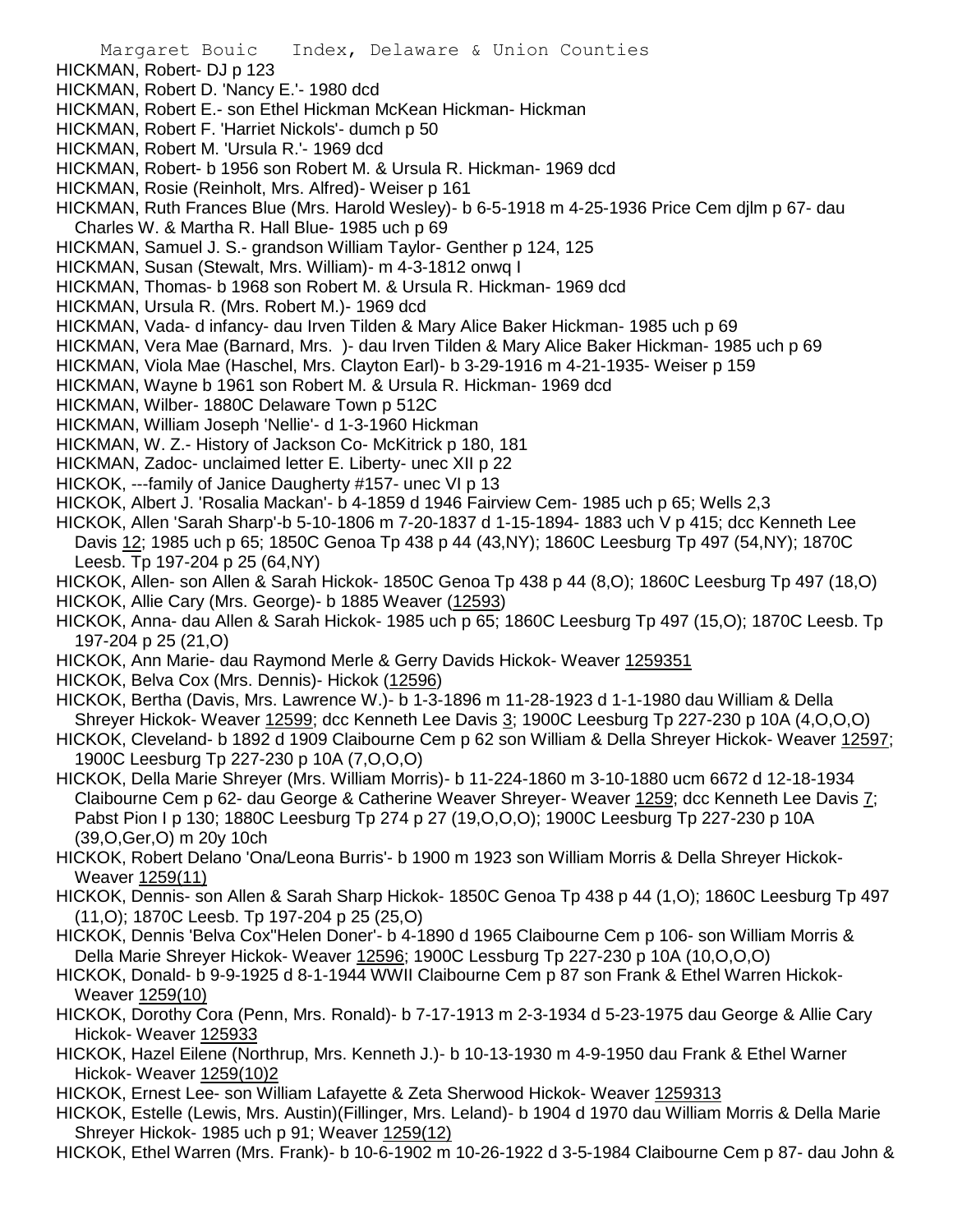HICKMAN, Robert- DJ p 123

HICKMAN, Robert D. 'Nancy E.'- 1980 dcd

HICKMAN, Robert E.- son Ethel Hickman McKean Hickman- Hickman

HICKMAN, Robert F. 'Harriet Nickols'- dumch p 50

HICKMAN, Robert M. 'Ursula R.'- 1969 dcd

HICKMAN, Robert- b 1956 son Robert M. & Ursula R. Hickman- 1969 dcd

HICKMAN, Rosie (Reinholt, Mrs. Alfred)- Weiser p 161

HICKMAN, Ruth Frances Blue (Mrs. Harold Wesley)- b 6-5-1918 m 4-25-1936 Price Cem djlm p 67- dau Charles W. & Martha R. Hall Blue- 1985 uch p 69

HICKMAN, Samuel J. S.- grandson William Taylor- Genther p 124, 125

HICKMAN, Susan (Stewalt, Mrs. William)- m 4-3-1812 onwq I

HICKMAN, Thomas- b 1968 son Robert M. & Ursula R. Hickman- 1969 dcd

HICKMAN, Ursula R. (Mrs. Robert M.)- 1969 dcd

HICKMAN, Vada- d infancy- dau Irven Tilden & Mary Alice Baker Hickman- 1985 uch p 69

HICKMAN, Vera Mae (Barnard, Mrs. )- dau Irven Tilden & Mary Alice Baker Hickman- 1985 uch p 69

HICKMAN, Viola Mae (Haschel, Mrs. Clayton Earl)- b 3-29-1916 m 4-21-1935- Weiser p 159

HICKMAN, Wayne b 1961 son Robert M. & Ursula R. Hickman- 1969 dcd

HICKMAN, Wilber- 1880C Delaware Town p 512C

HICKMAN, William Joseph 'Nellie'- d 1-3-1960 Hickman

HICKMAN, W. Z.- History of Jackson Co- McKitrick p 180, 181

HICKMAN, Zadoc- unclaimed letter E. Liberty- unec XII p 22

HICKOK, ---family of Janice Daugherty #157- unec VI p 13

HICKOK, Albert J. 'Rosalia Mackan'- b 4-1859 d 1946 Fairview Cem- 1985 uch p 65; Wells 2,3

HICKOK, Allen 'Sarah Sharp'-b 5-10-1806 m 7-20-1837 d 1-15-1894- 1883 uch V p 415; dcc Kenneth Lee Davis 12; 1985 uch p 65; 1850C Genoa Tp 438 p 44 (43,NY); 1860C Leesburg Tp 497 (54,NY); 1870C Leesb. Tp 197-204 p 25 (64,NY)

HICKOK, Allen- son Allen & Sarah Hickok- 1850C Genoa Tp 438 p 44 (8,O); 1860C Leesburg Tp 497 (18,O)

HICKOK, Allie Cary (Mrs. George)- b 1885 Weaver (12593)

HICKOK, Anna- dau Allen & Sarah Hickok- 1985 uch p 65; 1860C Leesburg Tp 497 (15,O); 1870C Leesb. Tp 197-204 p 25 (21,O)

HICKOK, Ann Marie- dau Raymond Merle & Gerry Davids Hickok- Weaver 1259351

HICKOK, Belva Cox (Mrs. Dennis)- Hickok (12596)

HICKOK, Bertha (Davis, Mrs. Lawrence W.)- b 1-3-1896 m 11-28-1923 d 1-1-1980 dau William & Della Shreyer Hickok- Weaver 12599; dcc Kenneth Lee Davis 3; 1900C Leesburg Tp 227-230 p 10A (4,O,O,O)

HICKOK, Cleveland- b 1892 d 1909 Claibourne Cem p 62 son William & Della Shreyer Hickok- Weaver 12597; 1900C Leesburg Tp 227-230 p 10A (7,O,O,O)

HICKOK, Della Marie Shreyer (Mrs. William Morris)- b 11-224-1860 m 3-10-1880 ucm 6672 d 12-18-1934 Claibourne Cem p 62- dau George & Catherine Weaver Shreyer- Weaver 1259; dcc Kenneth Lee Davis 7; Pabst Pion I p 130; 1880C Leesburg Tp 274 p 27 (19,O,O,O); 1900C Leesburg Tp 227-230 p 10A (39,O,Ger,O) m 20y 10ch

HICKOK, Robert Delano 'Ona/Leona Burris'- b 1900 m 1923 son William Morris & Della Shreyer Hickok- Weaver 1259(11)

HICKOK, Dennis- son Allen & Sarah Sharp Hickok- 1850C Genoa Tp 438 p 44 (1,O); 1860C Leesburg Tp 497 (11,O); 1870C Leesb. Tp 197-204 p 25 (25,O)

HICKOK, Dennis 'Belva Cox''Helen Doner'- b 4-1890 d 1965 Claibourne Cem p 106- son William Morris & Della Marie Shreyer Hickok- Weaver 12596; 1900C Lessburg Tp 227-230 p 10A (10,O,O,O)

HICKOK, Donald- b 9-9-1925 d 8-1-1944 WWII Claibourne Cem p 87 son Frank & Ethel Warren Hickok- Weaver 1259(10)

HICKOK, Dorothy Cora (Penn, Mrs. Ronald)- b 7-17-1913 m 2-3-1934 d 5-23-1975 dau George & Allie Cary Hickok- Weaver 125933

HICKOK, Hazel Eilene (Northrup, Mrs. Kenneth J.)- b 10-13-1930 m 4-9-1950 dau Frank & Ethel Warner Hickok- Weaver 1259(10)2

HICKOK, Ernest Lee- son William Lafayette & Zeta Sherwood Hickok- Weaver 1259313

HICKOK, Estelle (Lewis, Mrs. Austin)(Fillinger, Mrs. Leland)- b 1904 d 1970 dau William Morris & Della Marie Shreyer Hickok- 1985 uch p 91; Weaver 1259(12)

HICKOK, Ethel Warren (Mrs. Frank)- b 10-6-1902 m 10-26-1922 d 3-5-1984 Claibourne Cem p 87- dau John &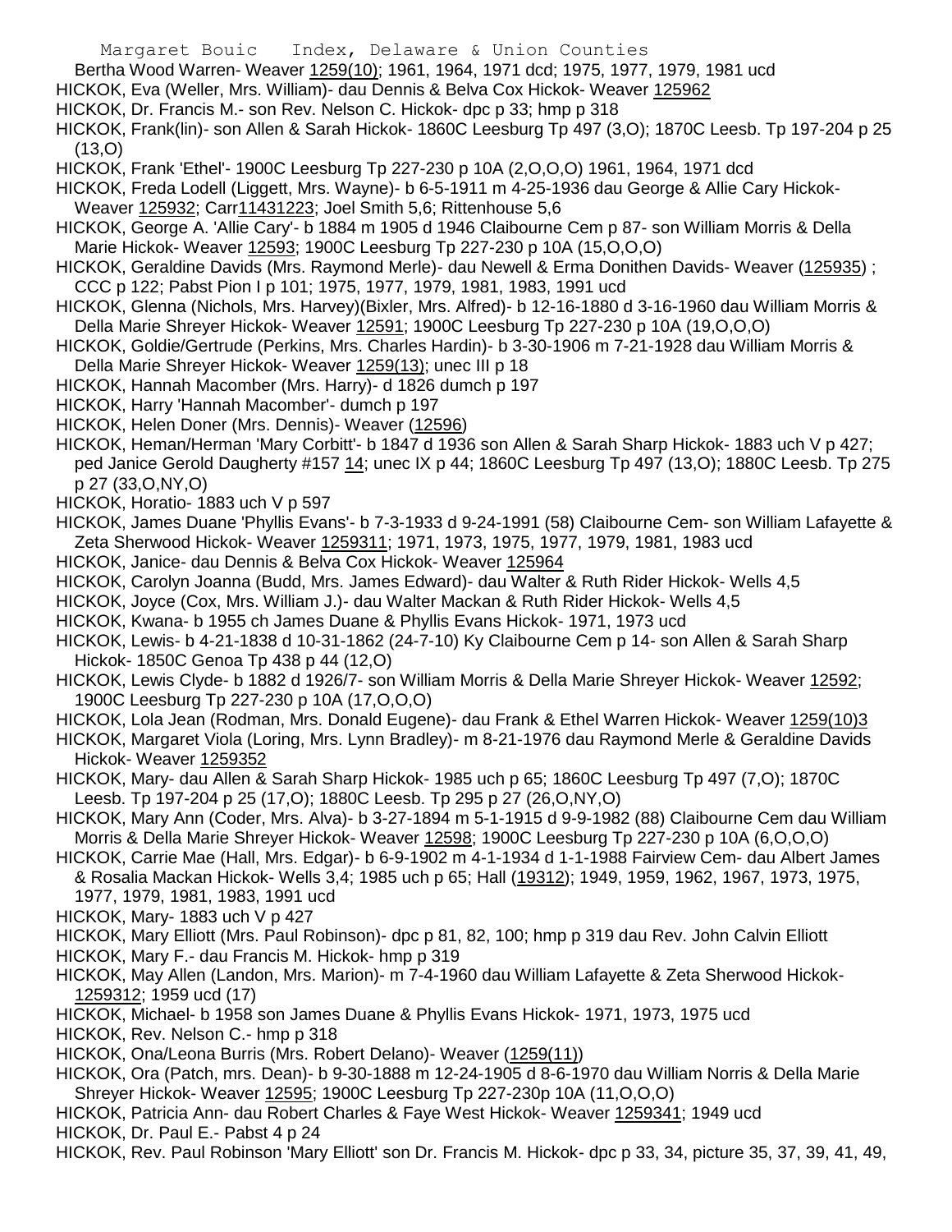Bertha Wood Warren- Weaver 1259(10); 1961, 1964, 1971 dcd; 1975, 1977, 1979, 1981 ucd

HICKOK, Eva (Weller, Mrs. William)- dau Dennis & Belva Cox Hickok- Weaver 125962

HICKOK, Dr. Francis M.- son Rev. Nelson C. Hickok- dpc p 33; hmp p 318

HICKOK, Frank(lin)- son Allen & Sarah Hickok- 1860C Leesburg Tp 497 (3,O); 1870C Leesb. Tp 197-204 p 25 (13,O)

HICKOK, Frank 'Ethel'- 1900C Leesburg Tp 227-230 p 10A (2,O,O,O) 1961, 1964, 1971 dcd

HICKOK, Freda Lodell (Liggett, Mrs. Wayne)- b 6-5-1911 m 4-25-1936 dau George & Allie Cary Hickok- Weaver 125932; Carr11431223; Joel Smith 5,6; Rittenhouse 5,6

HICKOK, George A. 'Allie Cary'- b 1884 m 1905 d 1946 Claibourne Cem p 87- son William Morris & Della Marie Hickok- Weaver 12593; 1900C Leesburg Tp 227-230 p 10A (15,O,O,O)

HICKOK, Geraldine Davids (Mrs. Raymond Merle)- dau Newell & Erma Donithen Davids- Weaver (125935) ; CCC p 122; Pabst Pion I p 101; 1975, 1977, 1979, 1981, 1983, 1991 ucd

HICKOK, Glenna (Nichols, Mrs. Harvey)(Bixler, Mrs. Alfred)- b 12-16-1880 d 3-16-1960 dau William Morris & Della Marie Shreyer Hickok- Weaver 12591; 1900C Leesburg Tp 227-230 p 10A (19,O,O,O)

HICKOK, Goldie/Gertrude (Perkins, Mrs. Charles Hardin)- b 3-30-1906 m 7-21-1928 dau William Morris & Della Marie Shreyer Hickok- Weaver 1259(13); unec III p 18

HICKOK, Hannah Macomber (Mrs. Harry)- d 1826 dumch p 197

HICKOK, Harry 'Hannah Macomber'- dumch p 197

HICKOK, Helen Doner (Mrs. Dennis)- Weaver (12596)

HICKOK, Heman/Herman 'Mary Corbitt'- b 1847 d 1936 son Allen & Sarah Sharp Hickok- 1883 uch V p 427; ped Janice Gerold Daugherty #157 14; unec IX p 44; 1860C Leesburg Tp 497 (13,O); 1880C Leesb. Tp 275 p 27 (33,O,NY,O)

HICKOK, Horatio- 1883 uch V p 597

HICKOK, James Duane 'Phyllis Evans'- b 7-3-1933 d 9-24-1991 (58) Claibourne Cem- son William Lafayette & Zeta Sherwood Hickok- Weaver 1259311; 1971, 1973, 1975, 1977, 1979, 1981, 1983 ucd

HICKOK, Janice- dau Dennis & Belva Cox Hickok- Weaver 125964

HICKOK, Carolyn Joanna (Budd, Mrs. James Edward)- dau Walter & Ruth Rider Hickok- Wells 4,5

HICKOK, Joyce (Cox, Mrs. William J.)- dau Walter Mackan & Ruth Rider Hickok- Wells 4,5

HICKOK, Kwana- b 1955 ch James Duane & Phyllis Evans Hickok- 1971, 1973 ucd

HICKOK, Lewis- b 4-21-1838 d 10-31-1862 (24-7-10) Ky Claibourne Cem p 14- son Allen & Sarah Sharp Hickok- 1850C Genoa Tp 438 p 44 (12,O)

HICKOK, Lewis Clyde- b 1882 d 1926/7- son William Morris & Della Marie Shreyer Hickok- Weaver 12592; 1900C Leesburg Tp 227-230 p 10A (17,O,O,O)

HICKOK, Lola Jean (Rodman, Mrs. Donald Eugene)- dau Frank & Ethel Warren Hickok- Weaver 1259(10)3

HICKOK, Margaret Viola (Loring, Mrs. Lynn Bradley)- m 8-21-1976 dau Raymond Merle & Geraldine Davids Hickok- Weaver 1259352

HICKOK, Mary- dau Allen & Sarah Sharp Hickok- 1985 uch p 65; 1860C Leesburg Tp 497 (7,O); 1870C Leesb. Tp 197-204 p 25 (17,O); 1880C Leesb. Tp 295 p 27 (26,O,NY,O)

HICKOK, Mary Ann (Coder, Mrs. Alva)- b 3-27-1894 m 5-1-1915 d 9-9-1982 (88) Claibourne Cem dau William Morris & Della Marie Shreyer Hickok- Weaver 12598; 1900C Leesburg Tp 227-230 p 10A (6,O,O,O)

HICKOK, Carrie Mae (Hall, Mrs. Edgar)- b 6-9-1902 m 4-1-1934 d 1-1-1988 Fairview Cem- dau Albert James & Rosalia Mackan Hickok- Wells 3,4; 1985 uch p 65; Hall (19312); 1949, 1959, 1962, 1967, 1973, 1975, 1977, 1979, 1981, 1983, 1991 ucd

HICKOK, Mary- 1883 uch V p 427

HICKOK, Mary Elliott (Mrs. Paul Robinson)- dpc p 81, 82, 100; hmp p 319 dau Rev. John Calvin Elliott

HICKOK, Mary F.- dau Francis M. Hickok- hmp p 319

HICKOK, May Allen (Landon, Mrs. Marion)- m 7-4-1960 dau William Lafayette & Zeta Sherwood Hickok- 1259312; 1959 ucd (17)

HICKOK, Michael- b 1958 son James Duane & Phyllis Evans Hickok- 1971, 1973, 1975 ucd

HICKOK, Rev. Nelson C.- hmp p 318

HICKOK, Ona/Leona Burris (Mrs. Robert Delano)- Weaver (1259(11))

HICKOK, Ora (Patch, mrs. Dean)- b 9-30-1888 m 12-24-1905 d 8-6-1970 dau William Norris & Della Marie Shreyer Hickok- Weaver 12595; 1900C Leesburg Tp 227-230p 10A (11,O,O,O)

HICKOK, Patricia Ann- dau Robert Charles & Faye West Hickok- Weaver 1259341; 1949 ucd

HICKOK, Dr. Paul E.- Pabst 4 p 24

HICKOK, Rev. Paul Robinson 'Mary Elliott' son Dr. Francis M. Hickok- dpc p 33, 34, picture 35, 37, 39, 41, 49,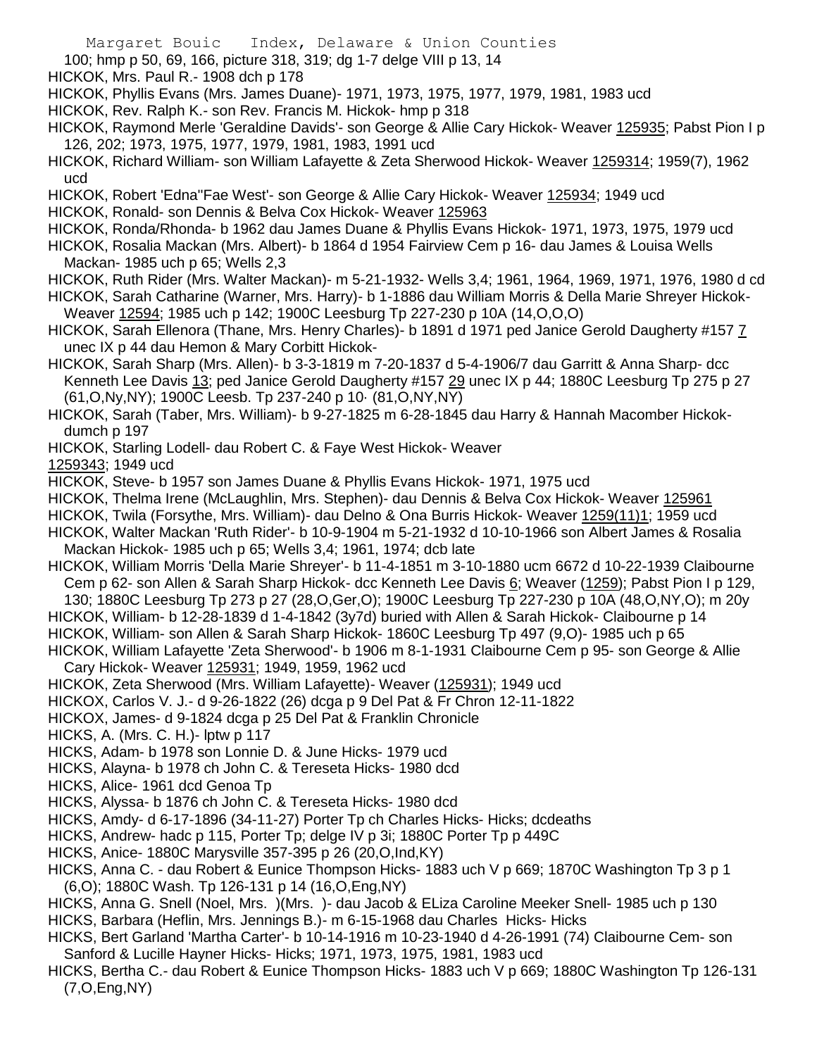100; hmp p 50, 69, 166, picture 318, 319; dg 1-7 delge VIII p 13, 14

HICKOK, Mrs. Paul R.- 1908 dch p 178

HICKOK, Phyllis Evans (Mrs. James Duane)- 1971, 1973, 1975, 1977, 1979, 1981, 1983 ucd

HICKOK, Rev. Ralph K.- son Rev. Francis M. Hickok- hmp p 318

HICKOK, Raymond Merle 'Geraldine Davids'- son George & Allie Cary Hickok- Weaver 125935; Pabst Pion I p 126, 202; 1973, 1975, 1977, 1979, 1981, 1983, 1991 ucd

HICKOK, Richard William- son William Lafayette & Zeta Sherwood Hickok- Weaver 1259314; 1959(7), 1962 ucd

HICKOK, Robert 'Edna''Fae West'- son George & Allie Cary Hickok- Weaver 125934; 1949 ucd

HICKOK, Ronald- son Dennis & Belva Cox Hickok- Weaver 125963

HICKOK, Ronda/Rhonda- b 1962 dau James Duane & Phyllis Evans Hickok- 1971, 1973, 1975, 1979 ucd

HICKOK, Rosalia Mackan (Mrs. Albert)- b 1864 d 1954 Fairview Cem p 16- dau James & Louisa Wells Mackan- 1985 uch p 65; Wells 2,3

HICKOK, Ruth Rider (Mrs. Walter Mackan)- m 5-21-1932- Wells 3,4; 1961, 1964, 1969, 1971, 1976, 1980 d cd

HICKOK, Sarah Catharine (Warner, Mrs. Harry)- b 1-1886 dau William Morris & Della Marie Shreyer Hickok- Weaver 12594; 1985 uch p 142; 1900C Leesburg Tp 227-230 p 10A (14,O,O,O)

HICKOK, Sarah Ellenora (Thane, Mrs. Henry Charles)- b 1891 d 1971 ped Janice Gerold Daugherty #157 7 unec IX p 44 dau Hemon & Mary Corbitt Hickok-

HICKOK, Sarah Sharp (Mrs. Allen)- b 3-3-1819 m 7-20-1837 d 5-4-1906/7 dau Garritt & Anna Sharp- dcc Kenneth Lee Davis 13; ped Janice Gerold Daugherty #157 29 unec IX p 44; 1880C Leesburg Tp 275 p 27 (61,O,Ny,NY); 1900C Leesb. Tp 237-240 p 10· (81,O,NY,NY)

HICKOK, Sarah (Taber, Mrs. William)- b 9-27-1825 m 6-28-1845 dau Harry & Hannah Macomber Hickok- dumch p 197

HICKOK, Starling Lodell- dau Robert C. & Faye West Hickok- Weaver 1259343; 1949 ucd

HICKOK, Steve- b 1957 son James Duane & Phyllis Evans Hickok- 1971, 1975 ucd

HICKOK, Thelma Irene (McLaughlin, Mrs. Stephen)- dau Dennis & Belva Cox Hickok- Weaver 125961

HICKOK, Twila (Forsythe, Mrs. William)- dau Delno & Ona Burris Hickok- Weaver 1259(11)1; 1959 ucd

HICKOK, Walter Mackan 'Ruth Rider'- b 10-9-1904 m 5-21-1932 d 10-10-1966 son Albert James & Rosalia Mackan Hickok- 1985 uch p 65; Wells 3,4; 1961, 1974; dcb late

HICKOK, William Morris 'Della Marie Shreyer'- b 11-4-1851 m 3-10-1880 ucm 6672 d 10-22-1939 Claibourne Cem p 62- son Allen & Sarah Sharp Hickok- dcc Kenneth Lee Davis 6; Weaver (1259); Pabst Pion I p 129, 130; 1880C Leesburg Tp 273 p 27 (28,O,Ger,O); 1900C Leesburg Tp 227-230 p 10A (48,O,NY,O); m 20y

HICKOK, William- b 12-28-1839 d 1-4-1842 (3y7d) buried with Allen & Sarah Hickok- Claibourne p 14

HICKOK, William- son Allen & Sarah Sharp Hickok- 1860C Leesburg Tp 497 (9,O)- 1985 uch p 65

HICKOK, William Lafayette 'Zeta Sherwood'- b 1906 m 8-1-1931 Claibourne Cem p 95- son George & Allie Cary Hickok- Weaver 125931; 1949, 1959, 1962 ucd

HICKOK, Zeta Sherwood (Mrs. William Lafayette)- Weaver (125931); 1949 ucd

HICKOX, Carlos V. J.- d 9-26-1822 (26) dcga p 9 Del Pat & Fr Chron 12-11-1822

HICKOX, James- d 9-1824 dcga p 25 Del Pat & Franklin Chronicle

HICKS, A. (Mrs. C. H.)- lptw p 117

HICKS, Adam- b 1978 son Lonnie D. & June Hicks- 1979 ucd

HICKS, Alayna- b 1978 ch John C. & Tereseta Hicks- 1980 dcd

HICKS, Alice- 1961 dcd Genoa Tp

HICKS, Alyssa- b 1876 ch John C. & Tereseta Hicks- 1980 dcd

HICKS, Amdy- d 6-17-1896 (34-11-27) Porter Tp ch Charles Hicks- Hicks; dcdeaths

HICKS, Andrew- hadc p 115, Porter Tp; delge IV p 3i; 1880C Porter Tp p 449C

HICKS, Anice- 1880C Marysville 357-395 p 26 (20,O,Ind,KY)

HICKS, Anna C. - dau Robert & Eunice Thompson Hicks- 1883 uch V p 669; 1870C Washington Tp 3 p 1 (6,O); 1880C Wash. Tp 126-131 p 14 (16,O,Eng,NY)

HICKS, Anna G. Snell (Noel, Mrs. )(Mrs. )- dau Jacob & ELiza Caroline Meeker Snell- 1985 uch p 130

HICKS, Barbara (Heflin, Mrs. Jennings B.)- m 6-15-1968 dau Charles Hicks- Hicks

HICKS, Bert Garland 'Martha Carter'- b 10-14-1916 m 10-23-1940 d 4-26-1991 (74) Claibourne Cem- son Sanford & Lucille Hayner Hicks- Hicks; 1971, 1973, 1975, 1981, 1983 ucd

HICKS, Bertha C.- dau Robert & Eunice Thompson Hicks- 1883 uch V p 669; 1880C Washington Tp 126-131 (7,O,Eng,NY)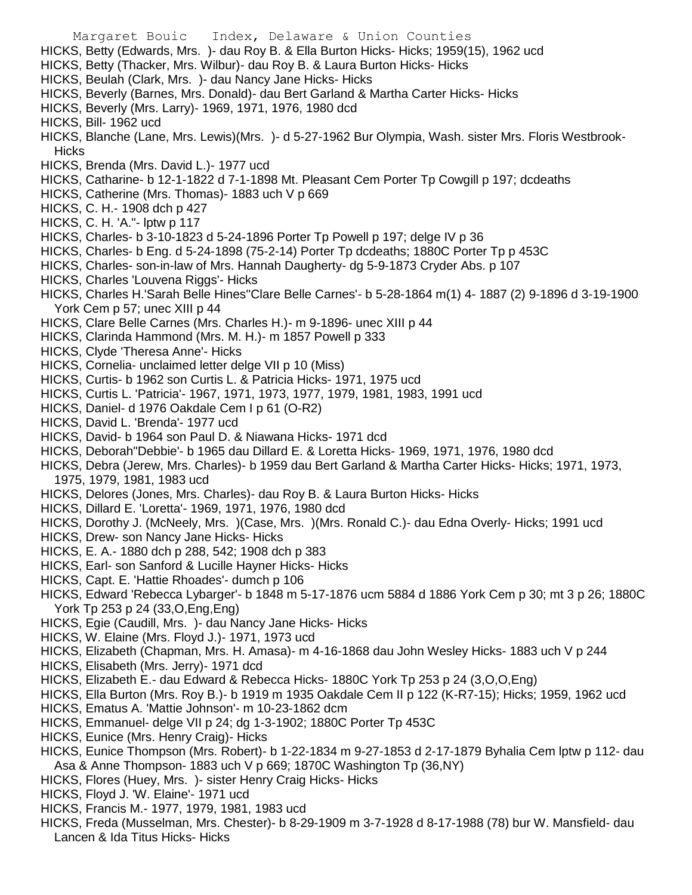HICKS, Betty (Edwards, Mrs. )- dau Roy B. & Ella Burton Hicks- Hicks; 1959(15), 1962 ucd
HICKS, Betty (Thacker, Mrs. Wilbur)- dau Roy B. & Laura Burton Hicks- Hicks
HICKS, Beulah (Clark, Mrs. )- dau Nancy Jane Hicks- Hicks
HICKS, Beverly (Barnes, Mrs. Donald)- dau Bert Garland & Martha Carter Hicks- Hicks
HICKS, Beverly (Mrs. Larry)- 1969, 1971, 1976, 1980 dcd
HICKS, Bill- 1962 ucd
HICKS, Blanche (Lane, Mrs. Lewis)(Mrs. )- d 5-27-1962 Bur Olympia, Wash. sister Mrs. Floris Westbrook- Hicks
HICKS, Brenda (Mrs. David L.)- 1977 ucd
HICKS, Catharine- b 12-1-1822 d 7-1-1898 Mt. Pleasant Cem Porter Tp Cowgill p 197; dcdeaths
HICKS, Catherine (Mrs. Thomas)- 1883 uch V p 669
HICKS, C. H.- 1908 dch p 427
HICKS, C. H. 'A."- lptw p 117
HICKS, Charles- b 3-10-1823 d 5-24-1896 Porter Tp Powell p 197; delge IV p 36
HICKS, Charles- b Eng. d 5-24-1898 (75-2-14) Porter Tp dcdeaths; 1880C Porter Tp p 453C
HICKS, Charles- son-in-law of Mrs. Hannah Daugherty- dg 5-9-1873 Cryder Abs. p 107
HICKS, Charles 'Louvena Riggs'- Hicks
HICKS, Charles H.'Sarah Belle Hines''Clare Belle Carnes'- b 5-28-1864 m(1) 4- 1887 (2) 9-1896 d 3-19-1900 York Cem p 57; unec XIII p 44
HICKS, Clare Belle Carnes (Mrs. Charles H.)- m 9-1896- unec XIII p 44
HICKS, Clarinda Hammond (Mrs. M. H.)- m 1857 Powell p 333
HICKS, Clyde 'Theresa Anne'- Hicks
HICKS, Cornelia- unclaimed letter delge VII p 10 (Miss)
HICKS, Curtis- b 1962 son Curtis L. & Patricia Hicks- 1971, 1975 ucd
HICKS, Curtis L. 'Patricia'- 1967, 1971, 1973, 1977, 1979, 1981, 1983, 1991 ucd
HICKS, Daniel- d 1976 Oakdale Cem I p 61 (O-R2)
HICKS, David L. 'Brenda'- 1977 ucd
HICKS, David- b 1964 son Paul D. & Niawana Hicks- 1971 dcd
HICKS, Deborah"Debbie'- b 1965 dau Dillard E. & Loretta Hicks- 1969, 1971, 1976, 1980 dcd
HICKS, Debra (Jerew, Mrs. Charles)- b 1959 dau Bert Garland & Martha Carter Hicks- Hicks; 1971, 1973, 1975, 1979, 1981, 1983 ucd
HICKS, Delores (Jones, Mrs. Charles)- dau Roy B. & Laura Burton Hicks- Hicks
HICKS, Dillard E. 'Loretta'- 1969, 1971, 1976, 1980 dcd
HICKS, Dorothy J. (McNeely, Mrs. )(Case, Mrs. )(Mrs. Ronald C.)- dau Edna Overly- Hicks; 1991 ucd
HICKS, Drew- son Nancy Jane Hicks- Hicks
HICKS, E. A.- 1880 dch p 288, 542; 1908 dch p 383
HICKS, Earl- son Sanford & Lucille Hayner Hicks- Hicks
HICKS, Capt. E. 'Hattie Rhoades'- dumch p 106
HICKS, Edward 'Rebecca Lybarger'- b 1848 m 5-17-1876 ucm 5884 d 1886 York Cem p 30; mt 3 p 26; 1880C York Tp 253 p 24 (33,O,Eng,Eng)
HICKS, Egie (Caudill, Mrs. )- dau Nancy Jane Hicks- Hicks
HICKS, W. Elaine (Mrs. Floyd J.)- 1971, 1973 ucd
HICKS, Elizabeth (Chapman, Mrs. H. Amasa)- m 4-16-1868 dau John Wesley Hicks- 1883 uch V p 244
HICKS, Elisabeth (Mrs. Jerry)- 1971 dcd
HICKS, Elizabeth E.- dau Edward & Rebecca Hicks- 1880C York Tp 253 p 24 (3,O,O,Eng)
HICKS, Ella Burton (Mrs. Roy B.)- b 1919 m 1935 Oakdale Cem II p 122 (K-R7-15); Hicks; 1959, 1962 ucd
HICKS, Ematus A. 'Mattie Johnson'- m 10-23-1862 dcm
HICKS, Emmanuel- delge VII p 24; dg 1-3-1902; 1880C Porter Tp 453C
HICKS, Eunice (Mrs. Henry Craig)- Hicks
HICKS, Eunice Thompson (Mrs. Robert)- b 1-22-1834 m 9-27-1853 d 2-17-1879 Byhalia Cem lptw p 112- dau Asa & Anne Thompson- 1883 uch V p 669; 1870C Washington Tp (36,NY)
HICKS, Flores (Huey, Mrs. )- sister Henry Craig Hicks- Hicks
HICKS, Floyd J. 'W. Elaine'- 1971 ucd
HICKS, Francis M.- 1977, 1979, 1981, 1983 ucd
HICKS, Freda (Musselman, Mrs. Chester)- b 8-29-1909 m 3-7-1928 d 8-17-1988 (78) bur W. Mansfield- dau Lancen & Ida Titus Hicks- Hicks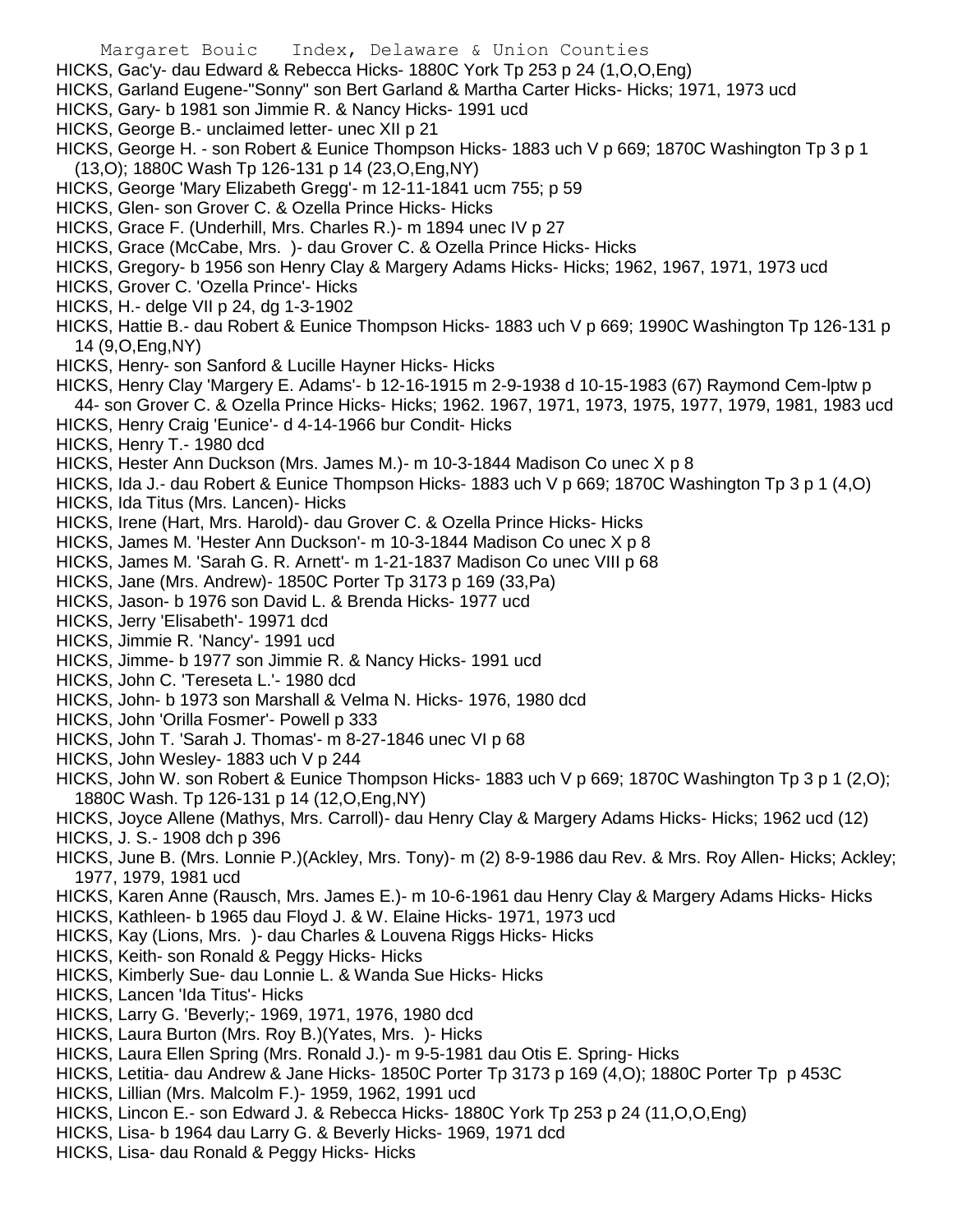HICKS, Gac'y- dau Edward & Rebecca Hicks- 1880C York Tp 253 p 24 (1,O,O,Eng)

HICKS, Garland Eugene-"Sonny" son Bert Garland & Martha Carter Hicks- Hicks; 1971, 1973 ucd

HICKS, Gary- b 1981 son Jimmie R. & Nancy Hicks- 1991 ucd

HICKS, George B.- unclaimed letter- unec XII p 21

HICKS, George H. - son Robert & Eunice Thompson Hicks- 1883 uch V p 669; 1870C Washington Tp 3 p 1 (13,O); 1880C Wash Tp 126-131 p 14 (23,O,Eng,NY)

HICKS, George 'Mary Elizabeth Gregg'- m 12-11-1841 ucm 755; p 59

HICKS, Glen- son Grover C. & Ozella Prince Hicks- Hicks

HICKS, Grace F. (Underhill, Mrs. Charles R.)- m 1894 unec IV p 27

HICKS, Grace (McCabe, Mrs. )- dau Grover C. & Ozella Prince Hicks- Hicks

HICKS, Gregory- b 1956 son Henry Clay & Margery Adams Hicks- Hicks; 1962, 1967, 1971, 1973 ucd

HICKS, Grover C. 'Ozella Prince'- Hicks

HICKS, H.- delge VII p 24, dg 1-3-1902

HICKS, Hattie B.- dau Robert & Eunice Thompson Hicks- 1883 uch V p 669; 1990C Washington Tp 126-131 p 14 (9,O,Eng,NY)

HICKS, Henry- son Sanford & Lucille Hayner Hicks- Hicks

HICKS, Henry Clay 'Margery E. Adams'- b 12-16-1915 m 2-9-1938 d 10-15-1983 (67) Raymond Cem-lptw p 44- son Grover C. & Ozella Prince Hicks- Hicks; 1962. 1967, 1971, 1973, 1975, 1977, 1979, 1981, 1983 ucd

HICKS, Henry Craig 'Eunice'- d 4-14-1966 bur Condit- Hicks

HICKS, Henry T.- 1980 dcd

HICKS, Hester Ann Duckson (Mrs. James M.)- m 10-3-1844 Madison Co unec X p 8

HICKS, Ida J.- dau Robert & Eunice Thompson Hicks- 1883 uch V p 669; 1870C Washington Tp 3 p 1 (4,O)

HICKS, Ida Titus (Mrs. Lancen)- Hicks

HICKS, Irene (Hart, Mrs. Harold)- dau Grover C. & Ozella Prince Hicks- Hicks

HICKS, James M. 'Hester Ann Duckson'- m 10-3-1844 Madison Co unec X p 8

HICKS, James M. 'Sarah G. R. Arnett'- m 1-21-1837 Madison Co unec VIII p 68

HICKS, Jane (Mrs. Andrew)- 1850C Porter Tp 3173 p 169 (33,Pa)

HICKS, Jason- b 1976 son David L. & Brenda Hicks- 1977 ucd

HICKS, Jerry 'Elisabeth'- 19971 dcd

HICKS, Jimmie R. 'Nancy'- 1991 ucd

HICKS, Jimme- b 1977 son Jimmie R. & Nancy Hicks- 1991 ucd

HICKS, John C. 'Tereseta L.'- 1980 dcd

HICKS, John- b 1973 son Marshall & Velma N. Hicks- 1976, 1980 dcd

HICKS, John 'Orilla Fosmer'- Powell p 333

HICKS, John T. 'Sarah J. Thomas'- m 8-27-1846 unec VI p 68

HICKS, John Wesley- 1883 uch V p 244

HICKS, John W. son Robert & Eunice Thompson Hicks- 1883 uch V p 669; 1870C Washington Tp 3 p 1 (2,O); 1880C Wash. Tp 126-131 p 14 (12,O,Eng,NY)

HICKS, Joyce Allene (Mathys, Mrs. Carroll)- dau Henry Clay & Margery Adams Hicks- Hicks; 1962 ucd (12)

HICKS, J. S.- 1908 dch p 396

HICKS, June B. (Mrs. Lonnie P.)(Ackley, Mrs. Tony)- m (2) 8-9-1986 dau Rev. & Mrs. Roy Allen- Hicks; Ackley; 1977, 1979, 1981 ucd

HICKS, Karen Anne (Rausch, Mrs. James E.)- m 10-6-1961 dau Henry Clay & Margery Adams Hicks- Hicks

HICKS, Kathleen- b 1965 dau Floyd J. & W. Elaine Hicks- 1971, 1973 ucd

HICKS, Kay (Lions, Mrs. )- dau Charles & Louvena Riggs Hicks- Hicks

HICKS, Keith- son Ronald & Peggy Hicks- Hicks

HICKS, Kimberly Sue- dau Lonnie L. & Wanda Sue Hicks- Hicks

HICKS, Lancen 'Ida Titus'- Hicks

HICKS, Larry G. 'Beverly;- 1969, 1971, 1976, 1980 dcd

HICKS, Laura Burton (Mrs. Roy B.)(Yates, Mrs. )- Hicks

HICKS, Laura Ellen Spring (Mrs. Ronald J.)- m 9-5-1981 dau Otis E. Spring- Hicks

HICKS, Letitia- dau Andrew & Jane Hicks- 1850C Porter Tp 3173 p 169 (4,O); 1880C Porter Tp p 453C

HICKS, Lillian (Mrs. Malcolm F.)- 1959, 1962, 1991 ucd

HICKS, Lincon E.- son Edward J. & Rebecca Hicks- 1880C York Tp 253 p 24 (11,O,O,Eng)

HICKS, Lisa- b 1964 dau Larry G. & Beverly Hicks- 1969, 1971 dcd

HICKS, Lisa- dau Ronald & Peggy Hicks- Hicks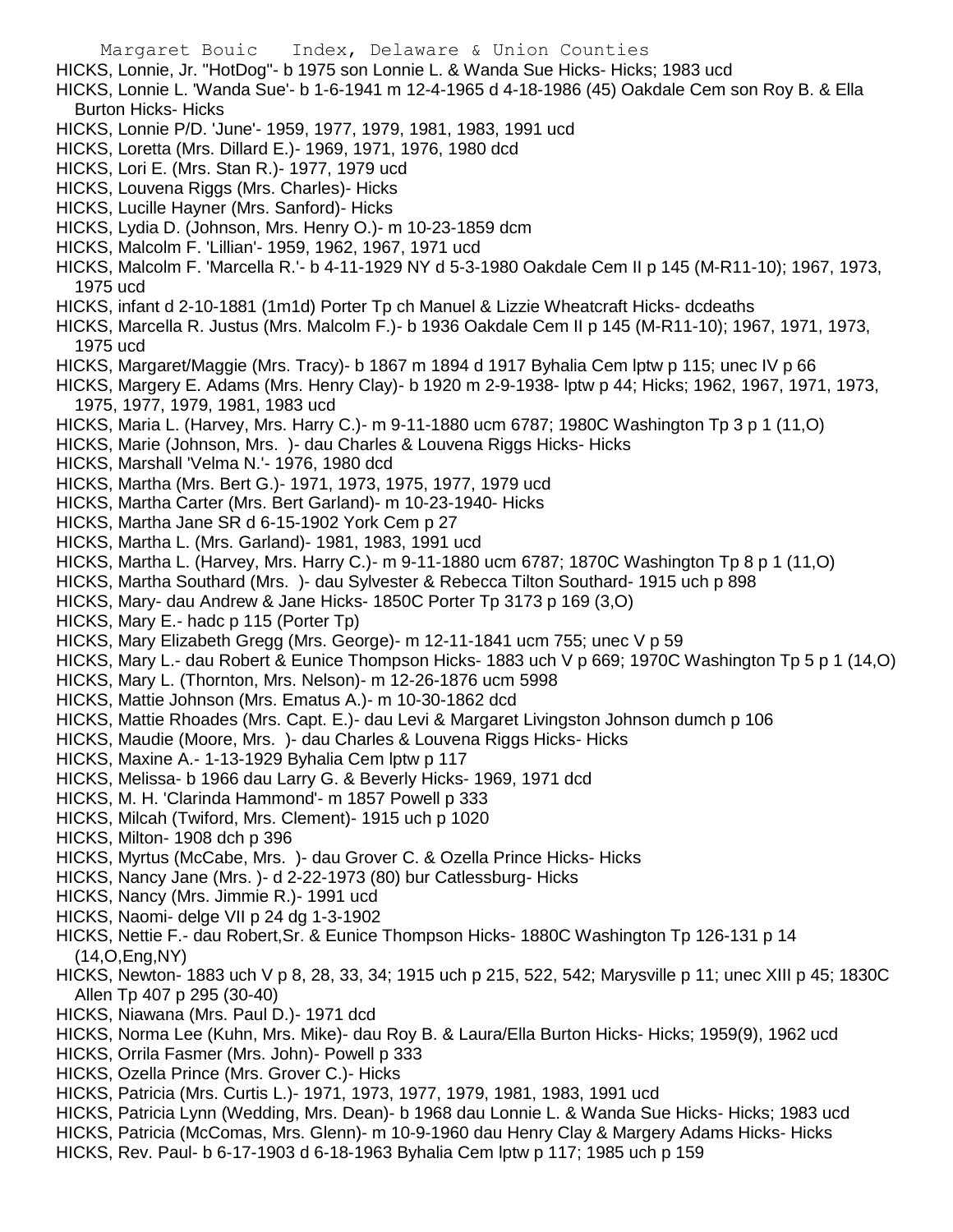HICKS, Lonnie, Jr. "HotDog"- b 1975 son Lonnie L. & Wanda Sue Hicks- Hicks; 1983 ucd

HICKS, Lonnie L. 'Wanda Sue'- b 1-6-1941 m 12-4-1965 d 4-18-1986 (45) Oakdale Cem son Roy B. & Ella Burton Hicks- Hicks

HICKS, Lonnie P/D. 'June'- 1959, 1977, 1979, 1981, 1983, 1991 ucd

HICKS, Loretta (Mrs. Dillard E.)- 1969, 1971, 1976, 1980 dcd

HICKS, Lori E. (Mrs. Stan R.)- 1977, 1979 ucd

HICKS, Louvena Riggs (Mrs. Charles)- Hicks

HICKS, Lucille Hayner (Mrs. Sanford)- Hicks

HICKS, Lydia D. (Johnson, Mrs. Henry O.)- m 10-23-1859 dcm

HICKS, Malcolm F. 'Lillian'- 1959, 1962, 1967, 1971 ucd

HICKS, Malcolm F. 'Marcella R.'- b 4-11-1929 NY d 5-3-1980 Oakdale Cem II p 145 (M-R11-10); 1967, 1973, 1975 ucd

HICKS, infant d 2-10-1881 (1m1d) Porter Tp ch Manuel & Lizzie Wheatcraft Hicks- dcdeaths

HICKS, Marcella R. Justus (Mrs. Malcolm F.)- b 1936 Oakdale Cem II p 145 (M-R11-10); 1967, 1971, 1973, 1975 ucd

HICKS, Margaret/Maggie (Mrs. Tracy)- b 1867 m 1894 d 1917 Byhalia Cem lptw p 115; unec IV p 66

HICKS, Margery E. Adams (Mrs. Henry Clay)- b 1920 m 2-9-1938- lptw p 44; Hicks; 1962, 1967, 1971, 1973, 1975, 1977, 1979, 1981, 1983 ucd

HICKS, Maria L. (Harvey, Mrs. Harry C.)- m 9-11-1880 ucm 6787; 1980C Washington Tp 3 p 1 (11,O)

HICKS, Marie (Johnson, Mrs. )- dau Charles & Louvena Riggs Hicks- Hicks

HICKS, Marshall 'Velma N.'- 1976, 1980 dcd

HICKS, Martha (Mrs. Bert G.)- 1971, 1973, 1975, 1977, 1979 ucd

HICKS, Martha Carter (Mrs. Bert Garland)- m 10-23-1940- Hicks

HICKS, Martha Jane SR d 6-15-1902 York Cem p 27

HICKS, Martha L. (Mrs. Garland)- 1981, 1983, 1991 ucd

HICKS, Martha L. (Harvey, Mrs. Harry C.)- m 9-11-1880 ucm 6787; 1870C Washington Tp 8 p 1 (11,O)

HICKS, Martha Southard (Mrs. )- dau Sylvester & Rebecca Tilton Southard- 1915 uch p 898

HICKS, Mary- dau Andrew & Jane Hicks- 1850C Porter Tp 3173 p 169 (3,O)

HICKS, Mary E.- hadc p 115 (Porter Tp)

HICKS, Mary Elizabeth Gregg (Mrs. George)- m 12-11-1841 ucm 755; unec V p 59

HICKS, Mary L.- dau Robert & Eunice Thompson Hicks- 1883 uch V p 669; 1970C Washington Tp 5 p 1 (14,O)

HICKS, Mary L. (Thornton, Mrs. Nelson)- m 12-26-1876 ucm 5998

HICKS, Mattie Johnson (Mrs. Ematus A.)- m 10-30-1862 dcd

HICKS, Mattie Rhoades (Mrs. Capt. E.)- dau Levi & Margaret Livingston Johnson dumch p 106

HICKS, Maudie (Moore, Mrs. )- dau Charles & Louvena Riggs Hicks- Hicks

HICKS, Maxine A.- 1-13-1929 Byhalia Cem lptw p 117

HICKS, Melissa- b 1966 dau Larry G. & Beverly Hicks- 1969, 1971 dcd

HICKS, M. H. 'Clarinda Hammond'- m 1857 Powell p 333

HICKS, Milcah (Twiford, Mrs. Clement)- 1915 uch p 1020

HICKS, Milton- 1908 dch p 396

HICKS, Myrtus (McCabe, Mrs. )- dau Grover C. & Ozella Prince Hicks- Hicks

HICKS, Nancy Jane (Mrs. )- d 2-22-1973 (80) bur Catlessburg- Hicks

HICKS, Nancy (Mrs. Jimmie R.)- 1991 ucd

HICKS, Naomi- delge VII p 24 dg 1-3-1902

HICKS, Nettie F.- dau Robert,Sr. & Eunice Thompson Hicks- 1880C Washington Tp 126-131 p 14 (14,O,Eng,NY)

HICKS, Newton- 1883 uch V p 8, 28, 33, 34; 1915 uch p 215, 522, 542; Marysville p 11; unec XIII p 45; 1830C Allen Tp 407 p 295 (30-40)

HICKS, Niawana (Mrs. Paul D.)- 1971 dcd

HICKS, Norma Lee (Kuhn, Mrs. Mike)- dau Roy B. & Laura/Ella Burton Hicks- Hicks; 1959(9), 1962 ucd

HICKS, Orrila Fasmer (Mrs. John)- Powell p 333

HICKS, Ozella Prince (Mrs. Grover C.)- Hicks

HICKS, Patricia (Mrs. Curtis L.)- 1971, 1973, 1977, 1979, 1981, 1983, 1991 ucd

HICKS, Patricia Lynn (Wedding, Mrs. Dean)- b 1968 dau Lonnie L. & Wanda Sue Hicks- Hicks; 1983 ucd

HICKS, Patricia (McComas, Mrs. Glenn)- m 10-9-1960 dau Henry Clay & Margery Adams Hicks- Hicks

HICKS, Rev. Paul- b 6-17-1903 d 6-18-1963 Byhalia Cem lptw p 117; 1985 uch p 159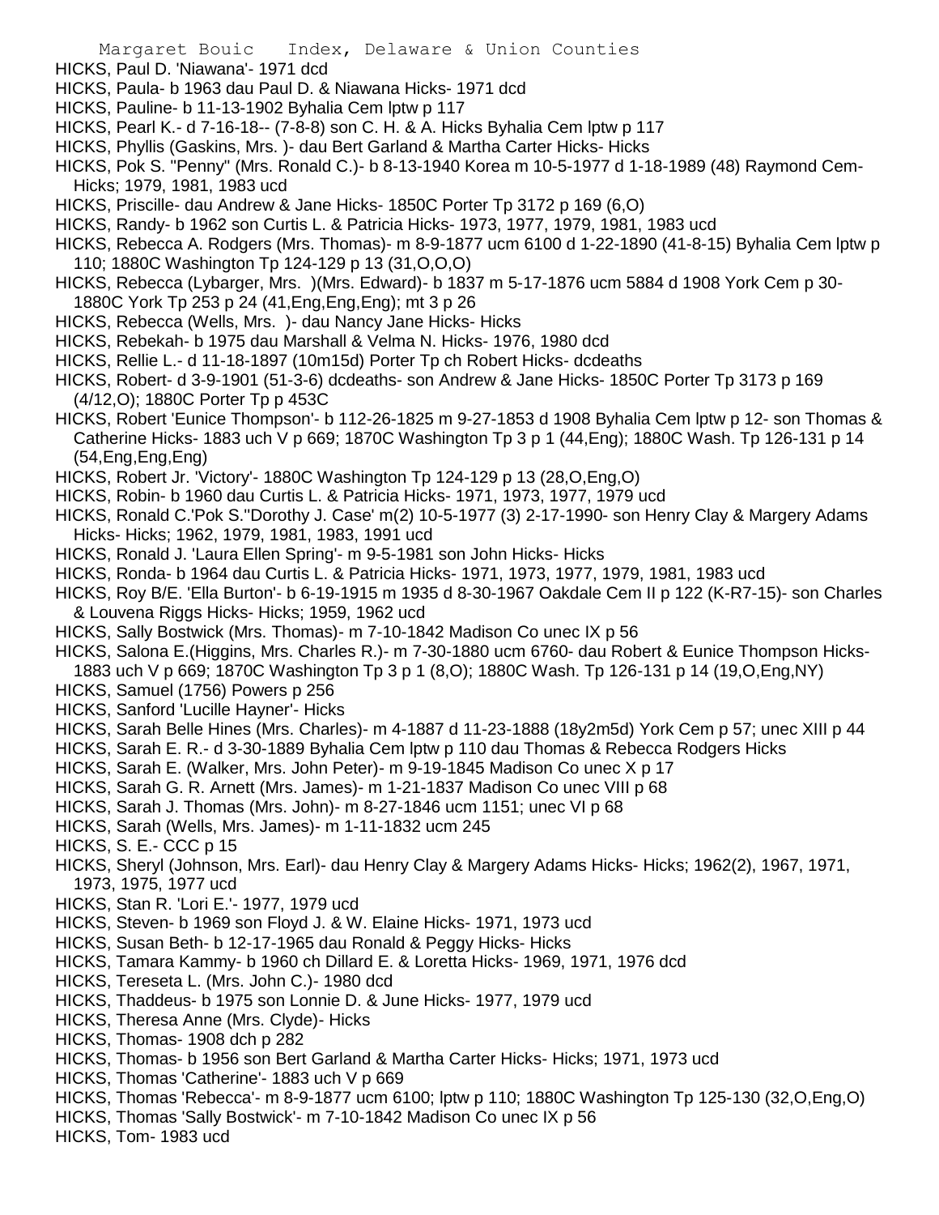HICKS, Paul D. 'Niawana'- 1971 dcd
HICKS, Paula- b 1963 dau Paul D. & Niawana Hicks- 1971 dcd
HICKS, Pauline- b 11-13-1902 Byhalia Cem lptw p 117
HICKS, Pearl K.- d 7-16-18-- (7-8-8) son C. H. & A. Hicks Byhalia Cem lptw p 117
HICKS, Phyllis (Gaskins, Mrs. )- dau Bert Garland & Martha Carter Hicks- Hicks
HICKS, Pok S. "Penny" (Mrs. Ronald C.)- b 8-13-1940 Korea m 10-5-1977 d 1-18-1989 (48) Raymond Cem- Hicks; 1979, 1981, 1983 ucd
HICKS, Priscille- dau Andrew & Jane Hicks- 1850C Porter Tp 3172 p 169 (6,O)
HICKS, Randy- b 1962 son Curtis L. & Patricia Hicks- 1973, 1977, 1979, 1981, 1983 ucd
HICKS, Rebecca A. Rodgers (Mrs. Thomas)- m 8-9-1877 ucm 6100 d 1-22-1890 (41-8-15) Byhalia Cem lptw p 110; 1880C Washington Tp 124-129 p 13 (31,O,O,O)
HICKS, Rebecca (Lybarger, Mrs. )(Mrs. Edward)- b 1837 m 5-17-1876 ucm 5884 d 1908 York Cem p 30- 1880C York Tp 253 p 24 (41,Eng,Eng,Eng); mt 3 p 26
HICKS, Rebecca (Wells, Mrs. )- dau Nancy Jane Hicks- Hicks
HICKS, Rebekah- b 1975 dau Marshall & Velma N. Hicks- 1976, 1980 dcd
HICKS, Rellie L.- d 11-18-1897 (10m15d) Porter Tp ch Robert Hicks- dcdeaths
HICKS, Robert- d 3-9-1901 (51-3-6) dcdeaths- son Andrew & Jane Hicks- 1850C Porter Tp 3173 p 169 (4/12,O); 1880C Porter Tp p 453C
HICKS, Robert 'Eunice Thompson'- b 112-26-1825 m 9-27-1853 d 1908 Byhalia Cem lptw p 12- son Thomas & Catherine Hicks- 1883 uch V p 669; 1870C Washington Tp 3 p 1 (44,Eng); 1880C Wash. Tp 126-131 p 14 (54,Eng,Eng,Eng)
HICKS, Robert Jr. 'Victory'- 1880C Washington Tp 124-129 p 13 (28,O,Eng,O)
HICKS, Robin- b 1960 dau Curtis L. & Patricia Hicks- 1971, 1973, 1977, 1979 ucd
HICKS, Ronald C.'Pok S.''Dorothy J. Case' m(2) 10-5-1977 (3) 2-17-1990- son Henry Clay & Margery Adams Hicks- Hicks; 1962, 1979, 1981, 1983, 1991 ucd
HICKS, Ronald J. 'Laura Ellen Spring'- m 9-5-1981 son John Hicks- Hicks
HICKS, Ronda- b 1964 dau Curtis L. & Patricia Hicks- 1971, 1973, 1977, 1979, 1981, 1983 ucd
HICKS, Roy B/E. 'Ella Burton'- b 6-19-1915 m 1935 d 8-30-1967 Oakdale Cem II p 122 (K-R7-15)- son Charles & Louvena Riggs Hicks- Hicks; 1959, 1962 ucd
HICKS, Sally Bostwick (Mrs. Thomas)- m 7-10-1842 Madison Co unec IX p 56
HICKS, Salona E.(Higgins, Mrs. Charles R.)- m 7-30-1880 ucm 6760- dau Robert & Eunice Thompson Hicks- 1883 uch V p 669; 1870C Washington Tp 3 p 1 (8,O); 1880C Wash. Tp 126-131 p 14 (19,O,Eng,NY)
HICKS, Samuel (1756) Powers p 256
HICKS, Sanford 'Lucille Hayner'- Hicks
HICKS, Sarah Belle Hines (Mrs. Charles)- m 4-1887 d 11-23-1888 (18y2m5d) York Cem p 57; unec XIII p 44
HICKS, Sarah E. R.- d 3-30-1889 Byhalia Cem lptw p 110 dau Thomas & Rebecca Rodgers Hicks
HICKS, Sarah E. (Walker, Mrs. John Peter)- m 9-19-1845 Madison Co unec X p 17
HICKS, Sarah G. R. Arnett (Mrs. James)- m 1-21-1837 Madison Co unec VIII p 68
HICKS, Sarah J. Thomas (Mrs. John)- m 8-27-1846 ucm 1151; unec VI p 68
HICKS, Sarah (Wells, Mrs. James)- m 1-11-1832 ucm 245
HICKS, S. E.- CCC p 15
HICKS, Sheryl (Johnson, Mrs. Earl)- dau Henry Clay & Margery Adams Hicks- Hicks; 1962(2), 1967, 1971, 1973, 1975, 1977 ucd
HICKS, Stan R. 'Lori E.'- 1977, 1979 ucd
HICKS, Steven- b 1969 son Floyd J. & W. Elaine Hicks- 1971, 1973 ucd
HICKS, Susan Beth- b 12-17-1965 dau Ronald & Peggy Hicks- Hicks
HICKS, Tamara Kammy- b 1960 ch Dillard E. & Loretta Hicks- 1969, 1971, 1976 dcd
HICKS, Tereseta L. (Mrs. John C.)- 1980 dcd
HICKS, Thaddeus- b 1975 son Lonnie D. & June Hicks- 1977, 1979 ucd
HICKS, Theresa Anne (Mrs. Clyde)- Hicks
HICKS, Thomas- 1908 dch p 282
HICKS, Thomas- b 1956 son Bert Garland & Martha Carter Hicks- Hicks; 1971, 1973 ucd
HICKS, Thomas 'Catherine'- 1883 uch V p 669
HICKS, Thomas 'Rebecca'- m 8-9-1877 ucm 6100; lptw p 110; 1880C Washington Tp 125-130 (32,O,Eng,O)
HICKS, Thomas 'Sally Bostwick'- m 7-10-1842 Madison Co unec IX p 56
HICKS, Tom- 1983 ucd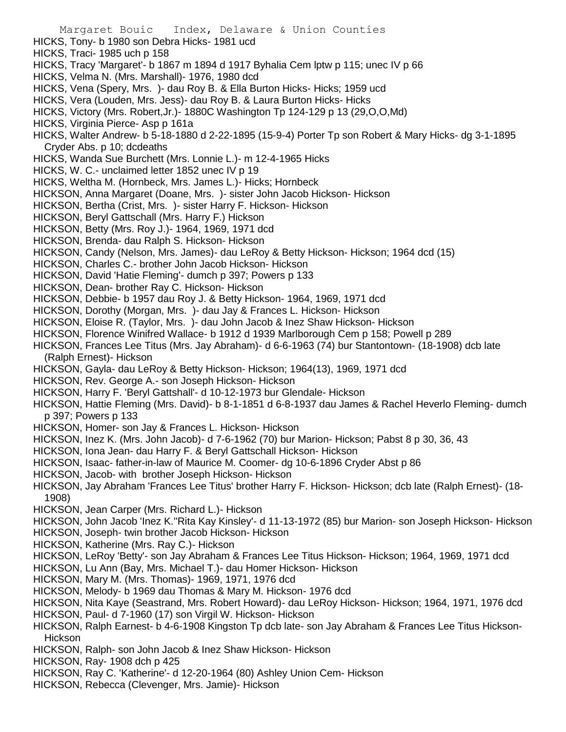HICKS, Tony- b 1980 son Debra Hicks- 1981 ucd
HICKS, Traci- 1985 uch p 158
HICKS, Tracy 'Margaret'- b 1867 m 1894 d 1917 Byhalia Cem lptw p 115; unec IV p 66
HICKS, Velma N. (Mrs. Marshall)- 1976, 1980 dcd
HICKS, Vena (Spery, Mrs. )- dau Roy B. & Ella Burton Hicks- Hicks; 1959 ucd
HICKS, Vera (Louden, Mrs. Jess)- dau Roy B. & Laura Burton Hicks- Hicks
HICKS, Victory (Mrs. Robert,Jr.)- 1880C Washington Tp 124-129 p 13 (29,O,O,Md)
HICKS, Virginia Pierce- Asp p 161a
HICKS, Walter Andrew- b 5-18-1880 d 2-22-1895 (15-9-4) Porter Tp son Robert & Mary Hicks- dg 3-1-1895 Cryder Abs. p 10; dcdeaths
HICKS, Wanda Sue Burchett (Mrs. Lonnie L.)- m 12-4-1965 Hicks
HICKS, W. C.- unclaimed letter 1852 unec IV p 19
HICKS, Weltha M. (Hornbeck, Mrs. James L.)- Hicks; Hornbeck
HICKSON, Anna Margaret (Doane, Mrs. )- sister John Jacob Hickson- Hickson
HICKSON, Bertha (Crist, Mrs. )- sister Harry F. Hickson- Hickson
HICKSON, Beryl Gattschall (Mrs. Harry F.) Hickson
HICKSON, Betty (Mrs. Roy J.)- 1964, 1969, 1971 dcd
HICKSON, Brenda- dau Ralph S. Hickson- Hickson
HICKSON, Candy (Nelson, Mrs. James)- dau LeRoy & Betty Hickson- Hickson; 1964 dcd (15)
HICKSON, Charles C.- brother John Jacob Hickson- Hickson
HICKSON, David 'Hatie Fleming'- dumch p 397; Powers p 133
HICKSON, Dean- brother Ray C. Hickson- Hickson
HICKSON, Debbie- b 1957 dau Roy J. & Betty Hickson- 1964, 1969, 1971 dcd
HICKSON, Dorothy (Morgan, Mrs. )- dau Jay & Frances L. Hickson- Hickson
HICKSON, Eloise R. (Taylor, Mrs. )- dau John Jacob & Inez Shaw Hickson- Hickson
HICKSON, Florence Winifred Wallace- b 1912 d 1939 Marlborough Cem p 158; Powell p 289
HICKSON, Frances Lee Titus (Mrs. Jay Abraham)- d 6-6-1963 (74) bur Stantontown- (18-1908) dcb late (Ralph Ernest)- Hickson
HICKSON, Gayla- dau LeRoy & Betty Hickson- Hickson; 1964(13), 1969, 1971 dcd
HICKSON, Rev. George A.- son Joseph Hickson- Hickson
HICKSON, Harry F. 'Beryl Gattshall'- d 10-12-1973 bur Glendale- Hickson
HICKSON, Hattie Fleming (Mrs. David)- b 8-1-1851 d 6-8-1937 dau James & Rachel Heverlo Fleming- dumch p 397; Powers p 133
HICKSON, Homer- son Jay & Frances L. Hickson- Hickson
HICKSON, Inez K. (Mrs. John Jacob)- d 7-6-1962 (70) bur Marion- Hickson; Pabst 8 p 30, 36, 43
HICKSON, Iona Jean- dau Harry F. & Beryl Gattschall Hickson- Hickson
HICKSON, Isaac- father-in-law of Maurice M. Coomer- dg 10-6-1896 Cryder Abst p 86
HICKSON, Jacob- with brother Joseph Hickson- Hickson
HICKSON, Jay Abraham 'Frances Lee Titus' brother Harry F. Hickson- Hickson; dcb late (Ralph Ernest)- (18-1908)
HICKSON, Jean Carper (Mrs. Richard L.)- Hickson
HICKSON, John Jacob 'Inez K.''Rita Kay Kinsley'- d 11-13-1972 (85) bur Marion- son Joseph Hickson- Hickson
HICKSON, Joseph- twin brother Jacob Hickson- Hickson
HICKSON, Katherine (Mrs. Ray C.)- Hickson
HICKSON, LeRoy 'Betty'- son Jay Abraham & Frances Lee Titus Hickson- Hickson; 1964, 1969, 1971 dcd
HICKSON, Lu Ann (Bay, Mrs. Michael T.)- dau Homer Hickson- Hickson
HICKSON, Mary M. (Mrs. Thomas)- 1969, 1971, 1976 dcd
HICKSON, Melody- b 1969 dau Thomas & Mary M. Hickson- 1976 dcd
HICKSON, Nita Kaye (Seastrand, Mrs. Robert Howard)- dau LeRoy Hickson- Hickson; 1964, 1971, 1976 dcd
HICKSON, Paul- d 7-1960 (17) son Virgil W. Hickson- Hickson
HICKSON, Ralph Earnest- b 4-6-1908 Kingston Tp dcb late- son Jay Abraham & Frances Lee Titus Hickson- Hickson
HICKSON, Ralph- son John Jacob & Inez Shaw Hickson- Hickson
HICKSON, Ray- 1908 dch p 425
HICKSON, Ray C. 'Katherine'- d 12-20-1964 (80) Ashley Union Cem- Hickson
HICKSON, Rebecca (Clevenger, Mrs. Jamie)- Hickson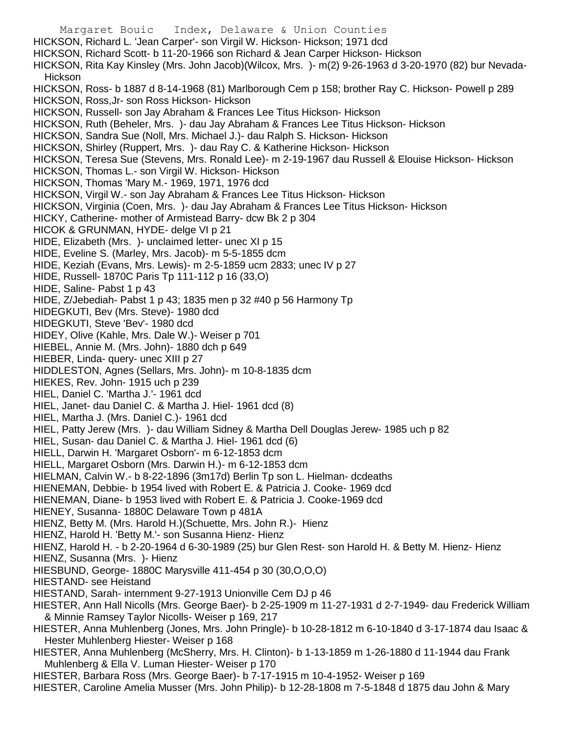HICKSON, Richard L. 'Jean Carper'- son Virgil W. Hickson- Hickson; 1971 dcd

HICKSON, Richard Scott- b 11-20-1966 son Richard & Jean Carper Hickson- Hickson

HICKSON, Rita Kay Kinsley (Mrs. John Jacob)(Wilcox, Mrs. )- m(2) 9-26-1963 d 3-20-1970 (82) bur Nevada- Hickson

HICKSON, Ross- b 1887 d 8-14-1968 (81) Marlborough Cem p 158; brother Ray C. Hickson- Powell p 289

HICKSON, Ross,Jr- son Ross Hickson- Hickson

HICKSON, Russell- son Jay Abraham & Frances Lee Titus Hickson- Hickson

HICKSON, Ruth (Beheler, Mrs. )- dau Jay Abraham & Frances Lee Titus Hickson- Hickson

HICKSON, Sandra Sue (Noll, Mrs. Michael J.)- dau Ralph S. Hickson- Hickson

HICKSON, Shirley (Ruppert, Mrs. )- dau Ray C. & Katherine Hickson- Hickson

HICKSON, Teresa Sue (Stevens, Mrs. Ronald Lee)- m 2-19-1967 dau Russell & Elouise Hickson- Hickson

HICKSON, Thomas L.- son Virgil W. Hickson- Hickson

HICKSON, Thomas 'Mary M.- 1969, 1971, 1976 dcd

HICKSON, Virgil W.- son Jay Abraham & Frances Lee Titus Hickson- Hickson

HICKSON, Virginia (Coen, Mrs. )- dau Jay Abraham & Frances Lee Titus Hickson- Hickson

HICKY, Catherine- mother of Armistead Barry- dcw Bk 2 p 304

HICOK & GRUNMAN, HYDE- delge VI p 21

HIDE, Elizabeth (Mrs. )- unclaimed letter- unec XI p 15

HIDE, Eveline S. (Marley, Mrs. Jacob)- m 5-5-1855 dcm

HIDE, Keziah (Evans, Mrs. Lewis)- m 2-5-1859 ucm 2833; unec IV p 27

HIDE, Russell- 1870C Paris Tp 111-112 p 16 (33,O)

HIDE, Saline- Pabst 1 p 43

HIDE, Z/Jebediah- Pabst 1 p 43; 1835 men p 32 #40 p 56 Harmony Tp

HIDEGKUTI, Bev (Mrs. Steve)- 1980 dcd

HIDEGKUTI, Steve 'Bev'- 1980 dcd

HIDEY, Olive (Kahle, Mrs. Dale W.)- Weiser p 701

HIEBEL, Annie M. (Mrs. John)- 1880 dch p 649

HIEBER, Linda- query- unec XIII p 27

HIDDLESTON, Agnes (Sellars, Mrs. John)- m 10-8-1835 dcm

HIEKES, Rev. John- 1915 uch p 239

HIEL, Daniel C. 'Martha J.'- 1961 dcd

HIEL, Janet- dau Daniel C. & Martha J. Hiel- 1961 dcd (8)

HIEL, Martha J. (Mrs. Daniel C.)- 1961 dcd

HIEL, Patty Jerew (Mrs. )- dau William Sidney & Martha Dell Douglas Jerew- 1985 uch p 82

HIEL, Susan- dau Daniel C. & Martha J. Hiel- 1961 dcd (6)

HIELL, Darwin H. 'Margaret Osborn'- m 6-12-1853 dcm

HIELL, Margaret Osborn (Mrs. Darwin H.)- m 6-12-1853 dcm

HIELMAN, Calvin W.- b 8-22-1896 (3m17d) Berlin Tp son L. Hielman- dcdeaths

HIENEMAN, Debbie- b 1954 lived with Robert E. & Patricia J. Cooke- 1969 dcd

HIENEMAN, Diane- b 1953 lived with Robert E. & Patricia J. Cooke-1969 dcd

HIENEY, Susanna- 1880C Delaware Town p 481A

HIENZ, Betty M. (Mrs. Harold H.)(Schuette, Mrs. John R.)- Hienz

HIENZ, Harold H. 'Betty M.'- son Susanna Hienz- Hienz

HIENZ, Harold H. - b 2-20-1964 d 6-30-1989 (25) bur Glen Rest- son Harold H. & Betty M. Hienz- Hienz

HIENZ, Susanna (Mrs. )- Hienz

HIESBUND, George- 1880C Marysville 411-454 p 30 (30,O,O,O)

HIESTAND- see Heistand

HIESTAND, Sarah- internment 9-27-1913 Unionville Cem DJ p 46

HIESTER, Ann Hall Nicolls (Mrs. George Baer)- b 2-25-1909 m 11-27-1931 d 2-7-1949- dau Frederick William & Minnie Ramsey Taylor Nicolls- Weiser p 169, 217

HIESTER, Anna Muhlenberg (Jones, Mrs. John Pringle)- b 10-28-1812 m 6-10-1840 d 3-17-1874 dau Isaac & Hester Muhlenberg Hiester- Weiser p 168

HIESTER, Anna Muhlenberg (McSherry, Mrs. H. Clinton)- b 1-13-1859 m 1-26-1880 d 11-1944 dau Frank Muhlenberg & Ella V. Luman Hiester- Weiser p 170

HIESTER, Barbara Ross (Mrs. George Baer)- b 7-17-1915 m 10-4-1952- Weiser p 169

HIESTER, Caroline Amelia Musser (Mrs. John Philip)- b 12-28-1808 m 7-5-1848 d 1875 dau John & Mary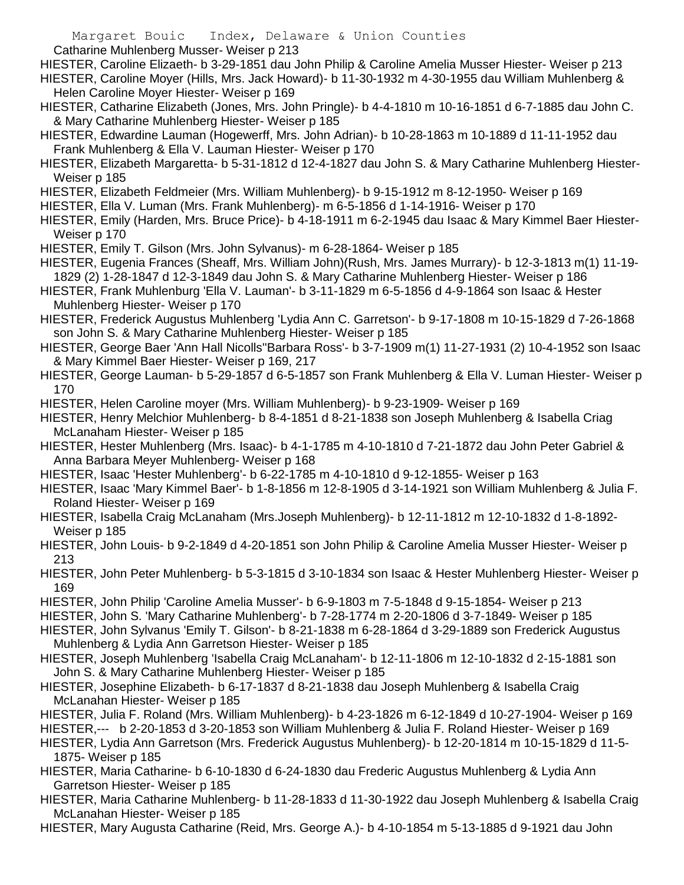Catharine Muhlenberg Musser- Weiser p 213

HIESTER, Caroline Elizaeth- b 3-29-1851 dau John Philip & Caroline Amelia Musser Hiester- Weiser p 213

HIESTER, Caroline Moyer (Hills, Mrs. Jack Howard)- b 11-30-1932 m 4-30-1955 dau William Muhlenberg & Helen Caroline Moyer Hiester- Weiser p 169

HIESTER, Catharine Elizabeth (Jones, Mrs. John Pringle)- b 4-4-1810 m 10-16-1851 d 6-7-1885 dau John C. & Mary Catharine Muhlenberg Hiester- Weiser p 185

HIESTER, Edwardine Lauman (Hogewerff, Mrs. John Adrian)- b 10-28-1863 m 10-1889 d 11-11-1952 dau Frank Muhlenberg & Ella V. Lauman Hiester- Weiser p 170

HIESTER, Elizabeth Margaretta- b 5-31-1812 d 12-4-1827 dau John S. & Mary Catharine Muhlenberg Hiester- Weiser p 185

HIESTER, Elizabeth Feldmeier (Mrs. William Muhlenberg)- b 9-15-1912 m 8-12-1950- Weiser p 169

HIESTER, Ella V. Luman (Mrs. Frank Muhlenberg)- m 6-5-1856 d 1-14-1916- Weiser p 170

HIESTER, Emily (Harden, Mrs. Bruce Price)- b 4-18-1911 m 6-2-1945 dau Isaac & Mary Kimmel Baer Hiester- Weiser p 170

HIESTER, Emily T. Gilson (Mrs. John Sylvanus)- m 6-28-1864- Weiser p 185

HIESTER, Eugenia Frances (Sheaff, Mrs. William John)(Rush, Mrs. James Murray)- b 12-3-1813 m(1) 11-19-1829 (2) 1-28-1847 d 12-3-1849 dau John S. & Mary Catharine Muhlenberg Hiester- Weiser p 186

HIESTER, Frank Muhlenburg 'Ella V. Lauman'- b 3-11-1829 m 6-5-1856 d 4-9-1864 son Isaac & Hester Muhlenberg Hiester- Weiser p 170

HIESTER, Frederick Augustus Muhlenberg 'Lydia Ann C. Garretson'- b 9-17-1808 m 10-15-1829 d 7-26-1868 son John S. & Mary Catharine Muhlenberg Hiester- Weiser p 185

HIESTER, George Baer 'Ann Hall Nicolls''Barbara Ross'- b 3-7-1909 m(1) 11-27-1931 (2) 10-4-1952 son Isaac & Mary Kimmel Baer Hiester- Weiser p 169, 217

HIESTER, George Lauman- b 5-29-1857 d 6-5-1857 son Frank Muhlenberg & Ella V. Luman Hiester- Weiser p 170

HIESTER, Helen Caroline moyer (Mrs. William Muhlenberg)- b 9-23-1909- Weiser p 169

HIESTER, Henry Melchior Muhlenberg- b 8-4-1851 d 8-21-1838 son Joseph Muhlenberg & Isabella Criag McLanaham Hiester- Weiser p 185

HIESTER, Hester Muhlenberg (Mrs. Isaac)- b 4-1-1785 m 4-10-1810 d 7-21-1872 dau John Peter Gabriel & Anna Barbara Meyer Muhlenberg- Weiser p 168

HIESTER, Isaac 'Hester Muhlenberg'- b 6-22-1785 m 4-10-1810 d 9-12-1855- Weiser p 163

HIESTER, Isaac 'Mary Kimmel Baer'- b 1-8-1856 m 12-8-1905 d 3-14-1921 son William Muhlenberg & Julia F. Roland Hiester- Weiser p 169

HIESTER, Isabella Craig McLanaham (Mrs.Joseph Muhlenberg)- b 12-11-1812 m 12-10-1832 d 1-8-1892- Weiser p 185

HIESTER, John Louis- b 9-2-1849 d 4-20-1851 son John Philip & Caroline Amelia Musser Hiester- Weiser p 213

HIESTER, John Peter Muhlenberg- b 5-3-1815 d 3-10-1834 son Isaac & Hester Muhlenberg Hiester- Weiser p 169

HIESTER, John Philip 'Caroline Amelia Musser'- b 6-9-1803 m 7-5-1848 d 9-15-1854- Weiser p 213

HIESTER, John S. 'Mary Catharine Muhlenberg'- b 7-28-1774 m 2-20-1806 d 3-7-1849- Weiser p 185

HIESTER, John Sylvanus 'Emily T. Gilson'- b 8-21-1838 m 6-28-1864 d 3-29-1889 son Frederick Augustus Muhlenberg & Lydia Ann Garretson Hiester- Weiser p 185

HIESTER, Joseph Muhlenberg 'Isabella Craig McLanaham'- b 12-11-1806 m 12-10-1832 d 2-15-1881 son John S. & Mary Catharine Muhlenberg Hiester- Weiser p 185

HIESTER, Josephine Elizabeth- b 6-17-1837 d 8-21-1838 dau Joseph Muhlenberg & Isabella Craig McLanahan Hiester- Weiser p 185

HIESTER, Julia F. Roland (Mrs. William Muhlenberg)- b 4-23-1826 m 6-12-1849 d 10-27-1904- Weiser p 169

HIESTER,--- b 2-20-1853 d 3-20-1853 son William Muhlenberg & Julia F. Roland Hiester- Weiser p 169

HIESTER, Lydia Ann Garretson (Mrs. Frederick Augustus Muhlenberg)- b 12-20-1814 m 10-15-1829 d 11-5-1875- Weiser p 185

HIESTER, Maria Catharine- b 6-10-1830 d 6-24-1830 dau Frederic Augustus Muhlenberg & Lydia Ann Garretson Hiester- Weiser p 185

HIESTER, Maria Catharine Muhlenberg- b 11-28-1833 d 11-30-1922 dau Joseph Muhlenberg & Isabella Craig McLanahan Hiester- Weiser p 185

HIESTER, Mary Augusta Catharine (Reid, Mrs. George A.)- b 4-10-1854 m 5-13-1885 d 9-1921 dau John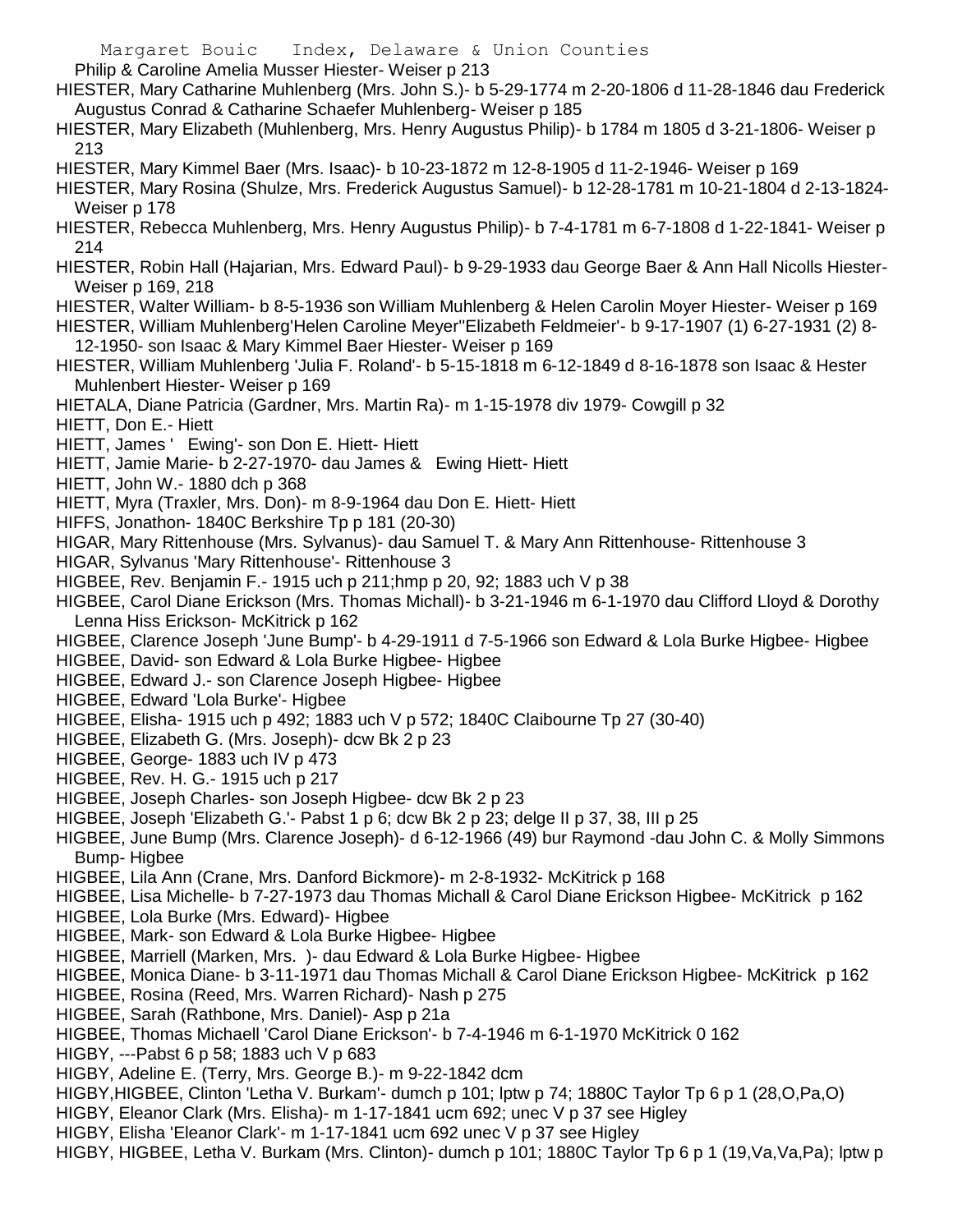Philip & Caroline Amelia Musser Hiester- Weiser p 213

HIESTER, Mary Catharine Muhlenberg (Mrs. John S.)- b 5-29-1774 m 2-20-1806 d 11-28-1846 dau Frederick Augustus Conrad & Catharine Schaefer Muhlenberg- Weiser p 185

HIESTER, Mary Elizabeth (Muhlenberg, Mrs. Henry Augustus Philip)- b 1784 m 1805 d 3-21-1806- Weiser p 213

HIESTER, Mary Kimmel Baer (Mrs. Isaac)- b 10-23-1872 m 12-8-1905 d 11-2-1946- Weiser p 169

HIESTER, Mary Rosina (Shulze, Mrs. Frederick Augustus Samuel)- b 12-28-1781 m 10-21-1804 d 2-13-1824- Weiser p 178

HIESTER, Rebecca Muhlenberg, Mrs. Henry Augustus Philip)- b 7-4-1781 m 6-7-1808 d 1-22-1841- Weiser p 214

HIESTER, Robin Hall (Hajarian, Mrs. Edward Paul)- b 9-29-1933 dau George Baer & Ann Hall Nicolls Hiester- Weiser p 169, 218

HIESTER, Walter William- b 8-5-1936 son William Muhlenberg & Helen Carolin Moyer Hiester- Weiser p 169

HIESTER, William Muhlenberg'Helen Caroline Meyer''Elizabeth Feldmeier'- b 9-17-1907 (1) 6-27-1931 (2) 8-12-1950- son Isaac & Mary Kimmel Baer Hiester- Weiser p 169

HIESTER, William Muhlenberg 'Julia F. Roland'- b 5-15-1818 m 6-12-1849 d 8-16-1878 son Isaac & Hester Muhlenbert Hiester- Weiser p 169

HIETALA, Diane Patricia (Gardner, Mrs. Martin Ra)- m 1-15-1978 div 1979- Cowgill p 32

HIETT, Don E.- Hiett

HIETT, James ' Ewing'- son Don E. Hiett- Hiett

HIETT, Jamie Marie- b 2-27-1970- dau James & Ewing Hiett- Hiett

HIETT, John W.- 1880 dch p 368

HIETT, Myra (Traxler, Mrs. Don)- m 8-9-1964 dau Don E. Hiett- Hiett

HIFFS, Jonathon- 1840C Berkshire Tp p 181 (20-30)

HIGAR, Mary Rittenhouse (Mrs. Sylvanus)- dau Samuel T. & Mary Ann Rittenhouse- Rittenhouse 3

HIGAR, Sylvanus 'Mary Rittenhouse'- Rittenhouse 3

HIGBEE, Rev. Benjamin F.- 1915 uch p 211;hmp p 20, 92; 1883 uch V p 38

HIGBEE, Carol Diane Erickson (Mrs. Thomas Michall)- b 3-21-1946 m 6-1-1970 dau Clifford Lloyd & Dorothy Lenna Hiss Erickson- McKitrick p 162

HIGBEE, Clarence Joseph 'June Bump'- b 4-29-1911 d 7-5-1966 son Edward & Lola Burke Higbee- Higbee

HIGBEE, David- son Edward & Lola Burke Higbee- Higbee

HIGBEE, Edward J.- son Clarence Joseph Higbee- Higbee

HIGBEE, Edward 'Lola Burke'- Higbee

HIGBEE, Elisha- 1915 uch p 492; 1883 uch V p 572; 1840C Claibourne Tp 27 (30-40)

HIGBEE, Elizabeth G. (Mrs. Joseph)- dcw Bk 2 p 23

HIGBEE, George- 1883 uch IV p 473

HIGBEE, Rev. H. G.- 1915 uch p 217

HIGBEE, Joseph Charles- son Joseph Higbee- dcw Bk 2 p 23

HIGBEE, Joseph 'Elizabeth G.'- Pabst 1 p 6; dcw Bk 2 p 23; delge II p 37, 38, III p 25

HIGBEE, June Bump (Mrs. Clarence Joseph)- d 6-12-1966 (49) bur Raymond -dau John C. & Molly Simmons Bump- Higbee

HIGBEE, Lila Ann (Crane, Mrs. Danford Bickmore)- m 2-8-1932- McKitrick p 168

HIGBEE, Lisa Michelle- b 7-27-1973 dau Thomas Michall & Carol Diane Erickson Higbee- McKitrick p 162

HIGBEE, Lola Burke (Mrs. Edward)- Higbee

HIGBEE, Mark- son Edward & Lola Burke Higbee- Higbee

HIGBEE, Marriell (Marken, Mrs. )- dau Edward & Lola Burke Higbee- Higbee

HIGBEE, Monica Diane- b 3-11-1971 dau Thomas Michall & Carol Diane Erickson Higbee- McKitrick p 162

HIGBEE, Rosina (Reed, Mrs. Warren Richard)- Nash p 275

HIGBEE, Sarah (Rathbone, Mrs. Daniel)- Asp p 21a

HIGBEE, Thomas Michaell 'Carol Diane Erickson'- b 7-4-1946 m 6-1-1970 McKitrick 0 162

HIGBY, ---Pabst 6 p 58; 1883 uch V p 683

HIGBY, Adeline E. (Terry, Mrs. George B.)- m 9-22-1842 dcm

HIGBY,HIGBEE, Clinton 'Letha V. Burkam'- dumch p 101; lptw p 74; 1880C Taylor Tp 6 p 1 (28,O,Pa,O)

HIGBY, Eleanor Clark (Mrs. Elisha)- m 1-17-1841 ucm 692; unec V p 37 see Higley

HIGBY, Elisha 'Eleanor Clark'- m 1-17-1841 ucm 692 unec V p 37 see Higley

HIGBY, HIGBEE, Letha V. Burkam (Mrs. Clinton)- dumch p 101; 1880C Taylor Tp 6 p 1 (19,Va,Va,Pa); lptw p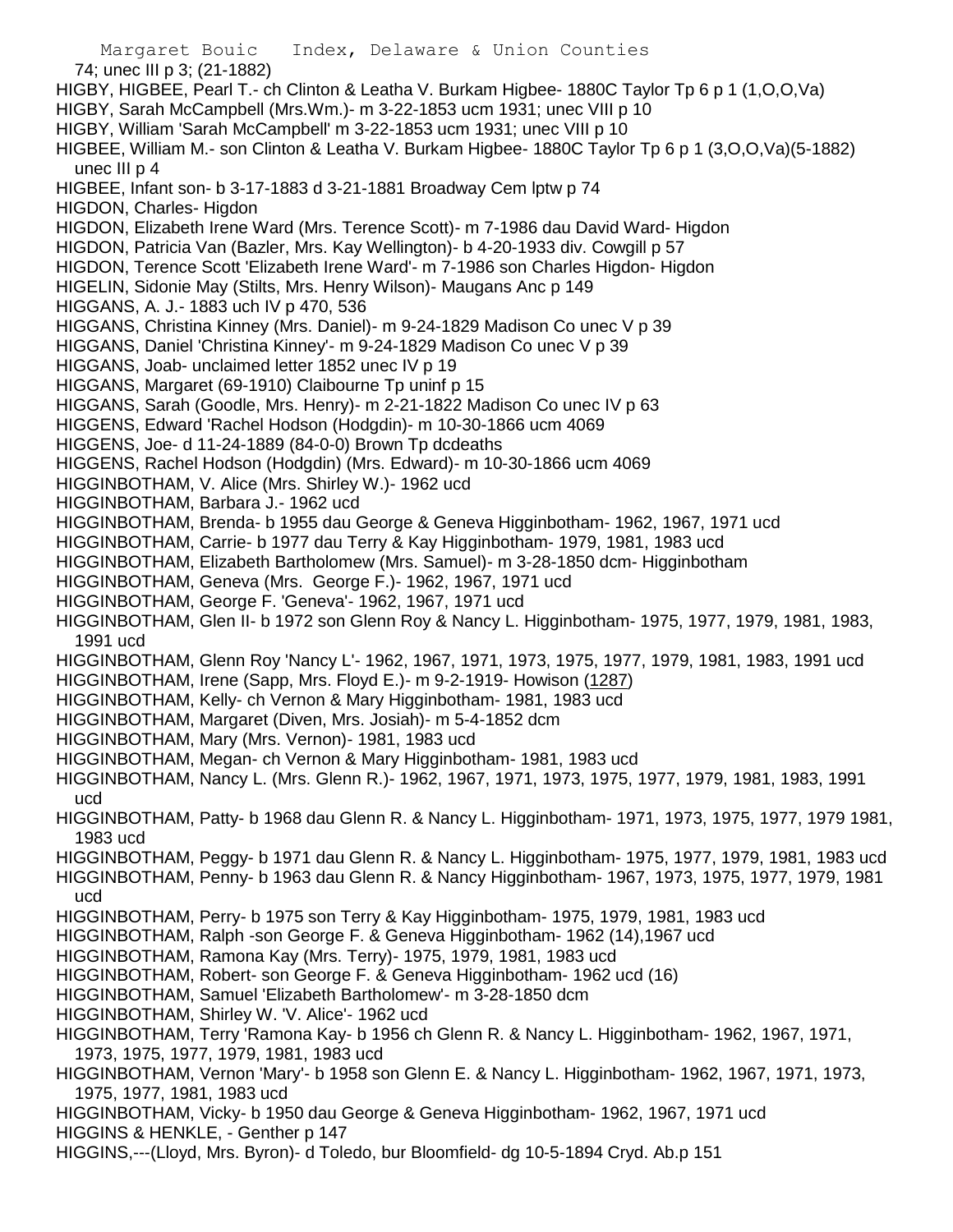74; unec III p 3; (21-1882)

HIGBY, HIGBEE, Pearl T.- ch Clinton & Leatha V. Burkam Higbee- 1880C Taylor Tp 6 p 1 (1,O,O,Va)

HIGBY, Sarah McCampbell (Mrs.Wm.)- m 3-22-1853 ucm 1931; unec VIII p 10

HIGBY, William 'Sarah McCampbell' m 3-22-1853 ucm 1931; unec VIII p 10

HIGBEE, William M.- son Clinton & Leatha V. Burkam Higbee- 1880C Taylor Tp 6 p 1 (3,O,O,Va)(5-1882) unec III p 4

HIGBEE, Infant son- b 3-17-1883 d 3-21-1881 Broadway Cem lptw p 74

HIGDON, Charles- Higdon

HIGDON, Elizabeth Irene Ward (Mrs. Terence Scott)- m 7-1986 dau David Ward- Higdon

HIGDON, Patricia Van (Bazler, Mrs. Kay Wellington)- b 4-20-1933 div. Cowgill p 57

HIGDON, Terence Scott 'Elizabeth Irene Ward'- m 7-1986 son Charles Higdon- Higdon

HIGELIN, Sidonie May (Stilts, Mrs. Henry Wilson)- Maugans Anc p 149

HIGGANS, A. J.- 1883 uch IV p 470, 536

HIGGANS, Christina Kinney (Mrs. Daniel)- m 9-24-1829 Madison Co unec V p 39

HIGGANS, Daniel 'Christina Kinney'- m 9-24-1829 Madison Co unec V p 39

HIGGANS, Joab- unclaimed letter 1852 unec IV p 19

HIGGANS, Margaret (69-1910) Claibourne Tp uninf p 15

HIGGANS, Sarah (Goodle, Mrs. Henry)- m 2-21-1822 Madison Co unec IV p 63

HIGGENS, Edward 'Rachel Hodson (Hodgdin)- m 10-30-1866 ucm 4069

HIGGENS, Joe- d 11-24-1889 (84-0-0) Brown Tp dcdeaths

HIGGENS, Rachel Hodson (Hodgdin) (Mrs. Edward)- m 10-30-1866 ucm 4069

HIGGINBOTHAM, V. Alice (Mrs. Shirley W.)- 1962 ucd

HIGGINBOTHAM, Barbara J.- 1962 ucd

HIGGINBOTHAM, Brenda- b 1955 dau George & Geneva Higginbotham- 1962, 1967, 1971 ucd

HIGGINBOTHAM, Carrie- b 1977 dau Terry & Kay Higginbotham- 1979, 1981, 1983 ucd

HIGGINBOTHAM, Elizabeth Bartholomew (Mrs. Samuel)- m 3-28-1850 dcm- Higginbotham

HIGGINBOTHAM, Geneva (Mrs. George F.)- 1962, 1967, 1971 ucd

HIGGINBOTHAM, George F. 'Geneva'- 1962, 1967, 1971 ucd

HIGGINBOTHAM, Glen II- b 1972 son Glenn Roy & Nancy L. Higginbotham- 1975, 1977, 1979, 1981, 1983, 1991 ucd

HIGGINBOTHAM, Glenn Roy 'Nancy L'- 1962, 1967, 1971, 1973, 1975, 1977, 1979, 1981, 1983, 1991 ucd

HIGGINBOTHAM, Irene (Sapp, Mrs. Floyd E.)- m 9-2-1919- Howison (1287)

HIGGINBOTHAM, Kelly- ch Vernon & Mary Higginbotham- 1981, 1983 ucd

HIGGINBOTHAM, Margaret (Diven, Mrs. Josiah)- m 5-4-1852 dcm

HIGGINBOTHAM, Mary (Mrs. Vernon)- 1981, 1983 ucd

HIGGINBOTHAM, Megan- ch Vernon & Mary Higginbotham- 1981, 1983 ucd

HIGGINBOTHAM, Nancy L. (Mrs. Glenn R.)- 1962, 1967, 1971, 1973, 1975, 1977, 1979, 1981, 1983, 1991 ucd

HIGGINBOTHAM, Patty- b 1968 dau Glenn R. & Nancy L. Higginbotham- 1971, 1973, 1975, 1977, 1979 1981, 1983 ucd

HIGGINBOTHAM, Peggy- b 1971 dau Glenn R. & Nancy L. Higginbotham- 1975, 1977, 1979, 1981, 1983 ucd

HIGGINBOTHAM, Penny- b 1963 dau Glenn R. & Nancy Higginbotham- 1967, 1973, 1975, 1977, 1979, 1981 ucd

HIGGINBOTHAM, Perry- b 1975 son Terry & Kay Higginbotham- 1975, 1979, 1981, 1983 ucd

HIGGINBOTHAM, Ralph -son George F. & Geneva Higginbotham- 1962 (14),1967 ucd

HIGGINBOTHAM, Ramona Kay (Mrs. Terry)- 1975, 1979, 1981, 1983 ucd

HIGGINBOTHAM, Robert- son George F. & Geneva Higginbotham- 1962 ucd (16)

HIGGINBOTHAM, Samuel 'Elizabeth Bartholomew'- m 3-28-1850 dcm

HIGGINBOTHAM, Shirley W. 'V. Alice'- 1962 ucd

HIGGINBOTHAM, Terry 'Ramona Kay- b 1956 ch Glenn R. & Nancy L. Higginbotham- 1962, 1967, 1971, 1973, 1975, 1977, 1979, 1981, 1983 ucd

HIGGINBOTHAM, Vernon 'Mary'- b 1958 son Glenn E. & Nancy L. Higginbotham- 1962, 1967, 1971, 1973, 1975, 1977, 1981, 1983 ucd

HIGGINBOTHAM, Vicky- b 1950 dau George & Geneva Higginbotham- 1962, 1967, 1971 ucd

HIGGINS & HENKLE, - Genther p 147

HIGGINS,---(Lloyd, Mrs. Byron)- d Toledo, bur Bloomfield- dg 10-5-1894 Cryd. Ab.p 151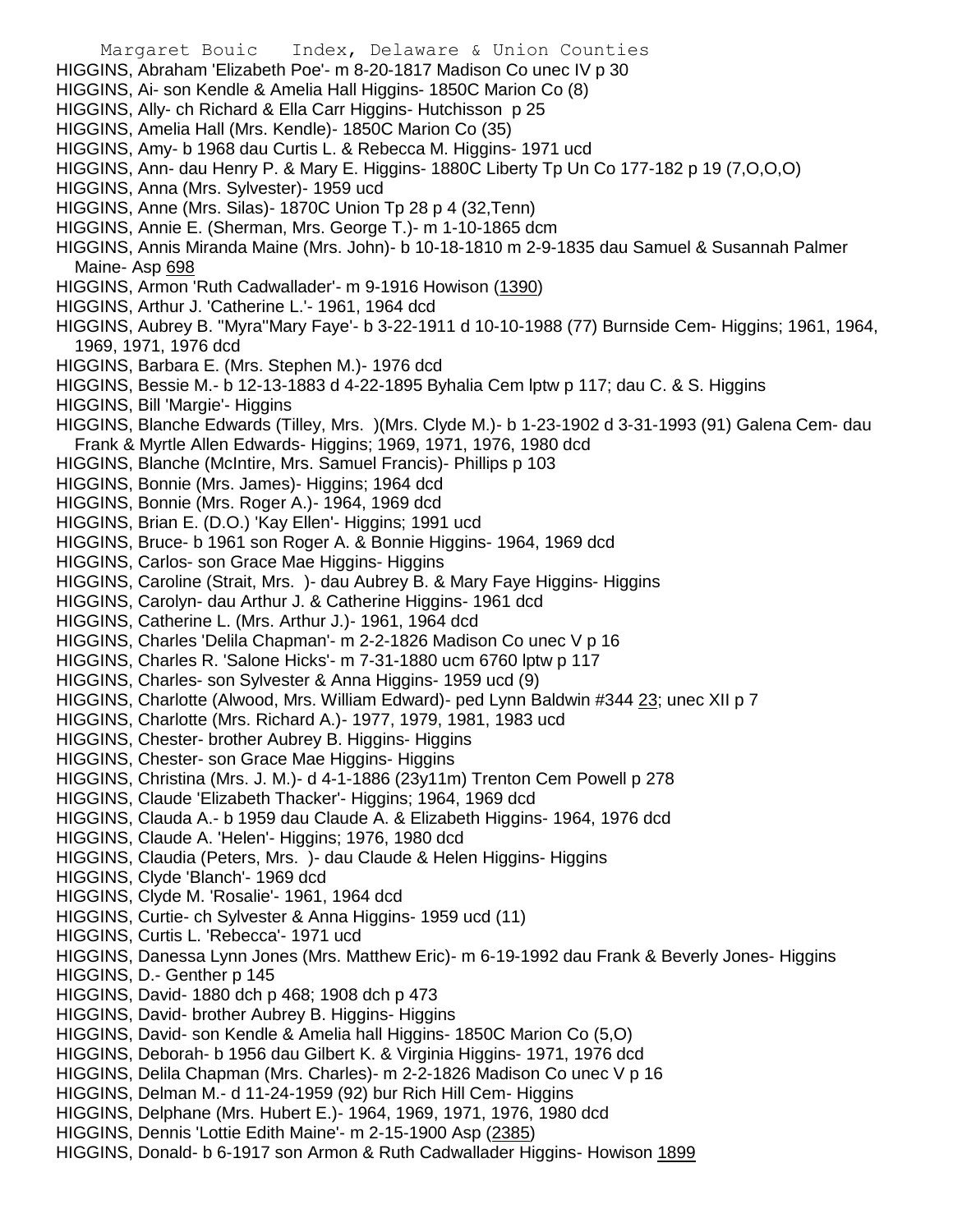HIGGINS, Abraham 'Elizabeth Poe'- m 8-20-1817 Madison Co unec IV p 30
HIGGINS, Ai- son Kendle & Amelia Hall Higgins- 1850C Marion Co (8)
HIGGINS, Ally- ch Richard & Ella Carr Higgins- Hutchisson p 25
HIGGINS, Amelia Hall (Mrs. Kendle)- 1850C Marion Co (35)
HIGGINS, Amy- b 1968 dau Curtis L. & Rebecca M. Higgins- 1971 ucd
HIGGINS, Ann- dau Henry P. & Mary E. Higgins- 1880C Liberty Tp Un Co 177-182 p 19 (7,O,O,O)
HIGGINS, Anna (Mrs. Sylvester)- 1959 ucd
HIGGINS, Anne (Mrs. Silas)- 1870C Union Tp 28 p 4 (32,Tenn)
HIGGINS, Annie E. (Sherman, Mrs. George T.)- m 1-10-1865 dcm
HIGGINS, Annis Miranda Maine (Mrs. John)- b 10-18-1810 m 2-9-1835 dau Samuel & Susannah Palmer Maine- Asp 698
HIGGINS, Armon 'Ruth Cadwallader'- m 9-1916 Howison (1390)
HIGGINS, Arthur J. 'Catherine L.'- 1961, 1964 dcd
HIGGINS, Aubrey B. "Myra"Mary Faye'- b 3-22-1911 d 10-10-1988 (77) Burnside Cem- Higgins; 1961, 1964, 1969, 1971, 1976 dcd
HIGGINS, Barbara E. (Mrs. Stephen M.)- 1976 dcd
HIGGINS, Bessie M.- b 12-13-1883 d 4-22-1895 Byhalia Cem lptw p 117; dau C. & S. Higgins
HIGGINS, Bill 'Margie'- Higgins
HIGGINS, Blanche Edwards (Tilley, Mrs. )(Mrs. Clyde M.)- b 1-23-1902 d 3-31-1993 (91) Galena Cem- dau Frank & Myrtle Allen Edwards- Higgins; 1969, 1971, 1976, 1980 dcd
HIGGINS, Blanche (McIntire, Mrs. Samuel Francis)- Phillips p 103
HIGGINS, Bonnie (Mrs. James)- Higgins; 1964 dcd
HIGGINS, Bonnie (Mrs. Roger A.)- 1964, 1969 dcd
HIGGINS, Brian E. (D.O.) 'Kay Ellen'- Higgins; 1991 ucd
HIGGINS, Bruce- b 1961 son Roger A. & Bonnie Higgins- 1964, 1969 dcd
HIGGINS, Carlos- son Grace Mae Higgins- Higgins
HIGGINS, Caroline (Strait, Mrs. )- dau Aubrey B. & Mary Faye Higgins- Higgins
HIGGINS, Carolyn- dau Arthur J. & Catherine Higgins- 1961 dcd
HIGGINS, Catherine L. (Mrs. Arthur J.)- 1961, 1964 dcd
HIGGINS, Charles 'Delila Chapman'- m 2-2-1826 Madison Co unec V p 16
HIGGINS, Charles R. 'Salone Hicks'- m 7-31-1880 ucm 6760 lptw p 117
HIGGINS, Charles- son Sylvester & Anna Higgins- 1959 ucd (9)
HIGGINS, Charlotte (Alwood, Mrs. William Edward)- ped Lynn Baldwin #344 23; unec XII p 7
HIGGINS, Charlotte (Mrs. Richard A.)- 1977, 1979, 1981, 1983 ucd
HIGGINS, Chester- brother Aubrey B. Higgins- Higgins
HIGGINS, Chester- son Grace Mae Higgins- Higgins
HIGGINS, Christina (Mrs. J. M.)- d 4-1-1886 (23y11m) Trenton Cem Powell p 278
HIGGINS, Claude 'Elizabeth Thacker'- Higgins; 1964, 1969 dcd
HIGGINS, Clauda A.- b 1959 dau Claude A. & Elizabeth Higgins- 1964, 1976 dcd
HIGGINS, Claude A. 'Helen'- Higgins; 1976, 1980 dcd
HIGGINS, Claudia (Peters, Mrs. )- dau Claude & Helen Higgins- Higgins
HIGGINS, Clyde 'Blanch'- 1969 dcd
HIGGINS, Clyde M. 'Rosalie'- 1961, 1964 dcd
HIGGINS, Curtie- ch Sylvester & Anna Higgins- 1959 ucd (11)
HIGGINS, Curtis L. 'Rebecca'- 1971 ucd
HIGGINS, Danessa Lynn Jones (Mrs. Matthew Eric)- m 6-19-1992 dau Frank & Beverly Jones- Higgins
HIGGINS, D.- Genther p 145
HIGGINS, David- 1880 dch p 468; 1908 dch p 473
HIGGINS, David- brother Aubrey B. Higgins- Higgins
HIGGINS, David- son Kendle & Amelia hall Higgins- 1850C Marion Co (5,O)
HIGGINS, Deborah- b 1956 dau Gilbert K. & Virginia Higgins- 1971, 1976 dcd
HIGGINS, Delila Chapman (Mrs. Charles)- m 2-2-1826 Madison Co unec V p 16
HIGGINS, Delman M.- d 11-24-1959 (92) bur Rich Hill Cem- Higgins
HIGGINS, Delphane (Mrs. Hubert E.)- 1964, 1969, 1971, 1976, 1980 dcd
HIGGINS, Dennis 'Lottie Edith Maine'- m 2-15-1900 Asp (2385)
HIGGINS, Donald- b 6-1917 son Armon & Ruth Cadwallader Higgins- Howison 1899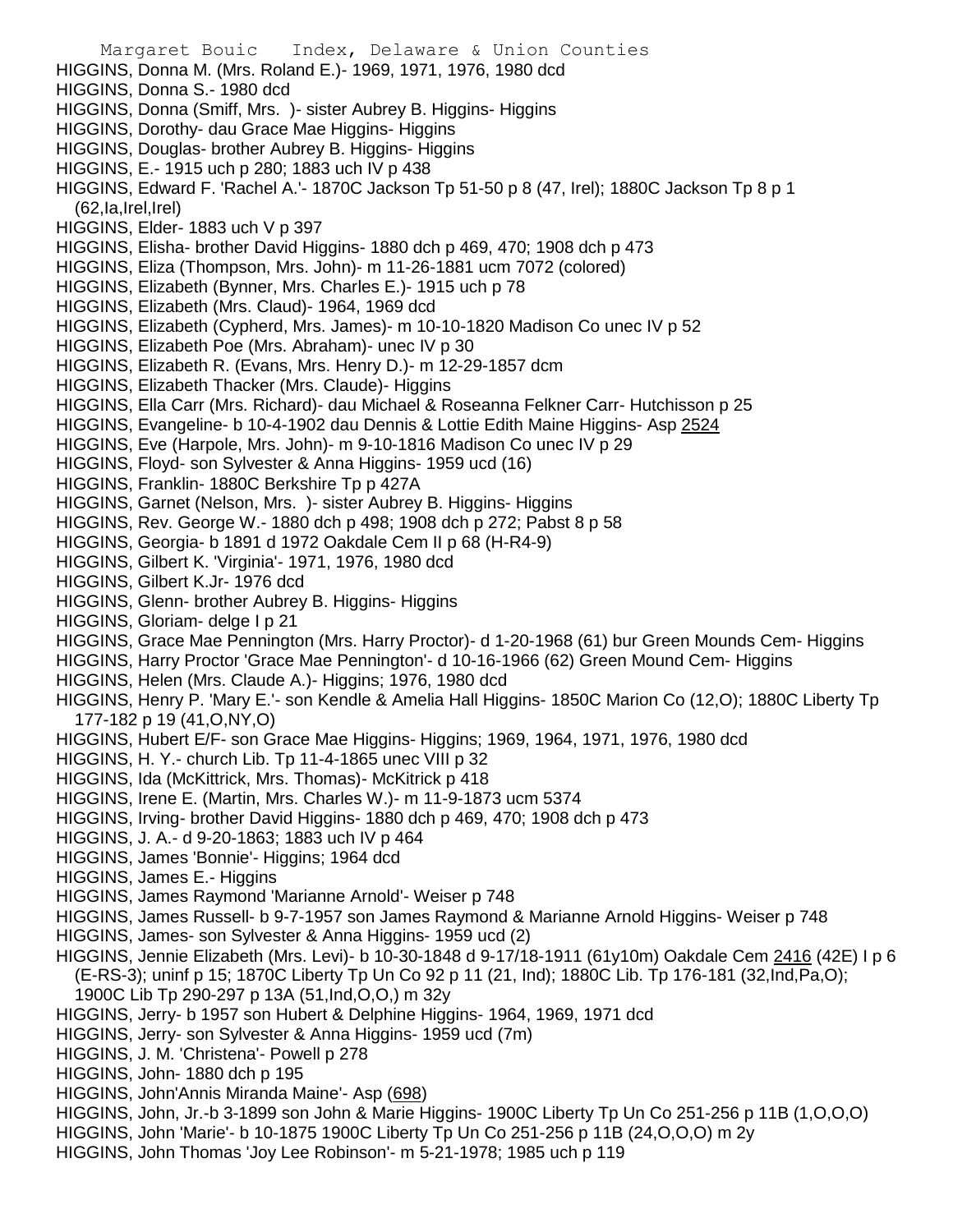HIGGINS, Donna M. (Mrs. Roland E.)- 1969, 1971, 1976, 1980 dcd
HIGGINS, Donna S.- 1980 dcd
HIGGINS, Donna (Smiff, Mrs. )- sister Aubrey B. Higgins- Higgins
HIGGINS, Dorothy- dau Grace Mae Higgins- Higgins
HIGGINS, Douglas- brother Aubrey B. Higgins- Higgins
HIGGINS, E.- 1915 uch p 280; 1883 uch IV p 438
HIGGINS, Edward F. 'Rachel A.'- 1870C Jackson Tp 51-50 p 8 (47, Irel); 1880C Jackson Tp 8 p 1 (62,Ia,Irel,Irel)
HIGGINS, Elder- 1883 uch V p 397
HIGGINS, Elisha- brother David Higgins- 1880 dch p 469, 470; 1908 dch p 473
HIGGINS, Eliza (Thompson, Mrs. John)- m 11-26-1881 ucm 7072 (colored)
HIGGINS, Elizabeth (Bynner, Mrs. Charles E.)- 1915 uch p 78
HIGGINS, Elizabeth (Mrs. Claud)- 1964, 1969 dcd
HIGGINS, Elizabeth (Cypherd, Mrs. James)- m 10-10-1820 Madison Co unec IV p 52
HIGGINS, Elizabeth Poe (Mrs. Abraham)- unec IV p 30
HIGGINS, Elizabeth R. (Evans, Mrs. Henry D.)- m 12-29-1857 dcm
HIGGINS, Elizabeth Thacker (Mrs. Claude)- Higgins
HIGGINS, Ella Carr (Mrs. Richard)- dau Michael & Roseanna Felkner Carr- Hutchisson p 25
HIGGINS, Evangeline- b 10-4-1902 dau Dennis & Lottie Edith Maine Higgins- Asp 2524
HIGGINS, Eve (Harpole, Mrs. John)- m 9-10-1816 Madison Co unec IV p 29
HIGGINS, Floyd- son Sylvester & Anna Higgins- 1959 ucd (16)
HIGGINS, Franklin- 1880C Berkshire Tp p 427A
HIGGINS, Garnet (Nelson, Mrs. )- sister Aubrey B. Higgins- Higgins
HIGGINS, Rev. George W.- 1880 dch p 498; 1908 dch p 272; Pabst 8 p 58
HIGGINS, Georgia- b 1891 d 1972 Oakdale Cem II p 68 (H-R4-9)
HIGGINS, Gilbert K. 'Virginia'- 1971, 1976, 1980 dcd
HIGGINS, Gilbert K.Jr- 1976 dcd
HIGGINS, Glenn- brother Aubrey B. Higgins- Higgins
HIGGINS, Gloriam- delge I p 21
HIGGINS, Grace Mae Pennington (Mrs. Harry Proctor)- d 1-20-1968 (61) bur Green Mounds Cem- Higgins
HIGGINS, Harry Proctor 'Grace Mae Pennington'- d 10-16-1966 (62) Green Mound Cem- Higgins
HIGGINS, Helen (Mrs. Claude A.)- Higgins; 1976, 1980 dcd
HIGGINS, Henry P. 'Mary E.'- son Kendle & Amelia Hall Higgins- 1850C Marion Co (12,O); 1880C Liberty Tp 177-182 p 19 (41,O,NY,O)
HIGGINS, Hubert E/F- son Grace Mae Higgins- Higgins; 1969, 1964, 1971, 1976, 1980 dcd
HIGGINS, H. Y.- church Lib. Tp 11-4-1865 unec VIII p 32
HIGGINS, Ida (McKittrick, Mrs. Thomas)- McKitrick p 418
HIGGINS, Irene E. (Martin, Mrs. Charles W.)- m 11-9-1873 ucm 5374
HIGGINS, Irving- brother David Higgins- 1880 dch p 469, 470; 1908 dch p 473
HIGGINS, J. A.- d 9-20-1863; 1883 uch IV p 464
HIGGINS, James 'Bonnie'- Higgins; 1964 dcd
HIGGINS, James E.- Higgins
HIGGINS, James Raymond 'Marianne Arnold'- Weiser p 748
HIGGINS, James Russell- b 9-7-1957 son James Raymond & Marianne Arnold Higgins- Weiser p 748
HIGGINS, James- son Sylvester & Anna Higgins- 1959 ucd (2)
HIGGINS, Jennie Elizabeth (Mrs. Levi)- b 10-30-1848 d 9-17/18-1911 (61y10m) Oakdale Cem 2416 (42E) I p 6 (E-RS-3); uninf p 15; 1870C Liberty Tp Un Co 92 p 11 (21, Ind); 1880C Lib. Tp 176-181 (32,Ind,Pa,O); 1900C Lib Tp 290-297 p 13A (51,Ind,O,O,) m 32y
HIGGINS, Jerry- b 1957 son Hubert & Delphine Higgins- 1964, 1969, 1971 dcd
HIGGINS, Jerry- son Sylvester & Anna Higgins- 1959 ucd (7m)
HIGGINS, J. M. 'Christena'- Powell p 278
HIGGINS, John- 1880 dch p 195
HIGGINS, John'Annis Miranda Maine'- Asp (698)
HIGGINS, John, Jr.-b 3-1899 son John & Marie Higgins- 1900C Liberty Tp Un Co 251-256 p 11B (1,O,O,O)
HIGGINS, John 'Marie'- b 10-1875 1900C Liberty Tp Un Co 251-256 p 11B (24,O,O,O) m 2y
HIGGINS, John Thomas 'Joy Lee Robinson'- m 5-21-1978; 1985 uch p 119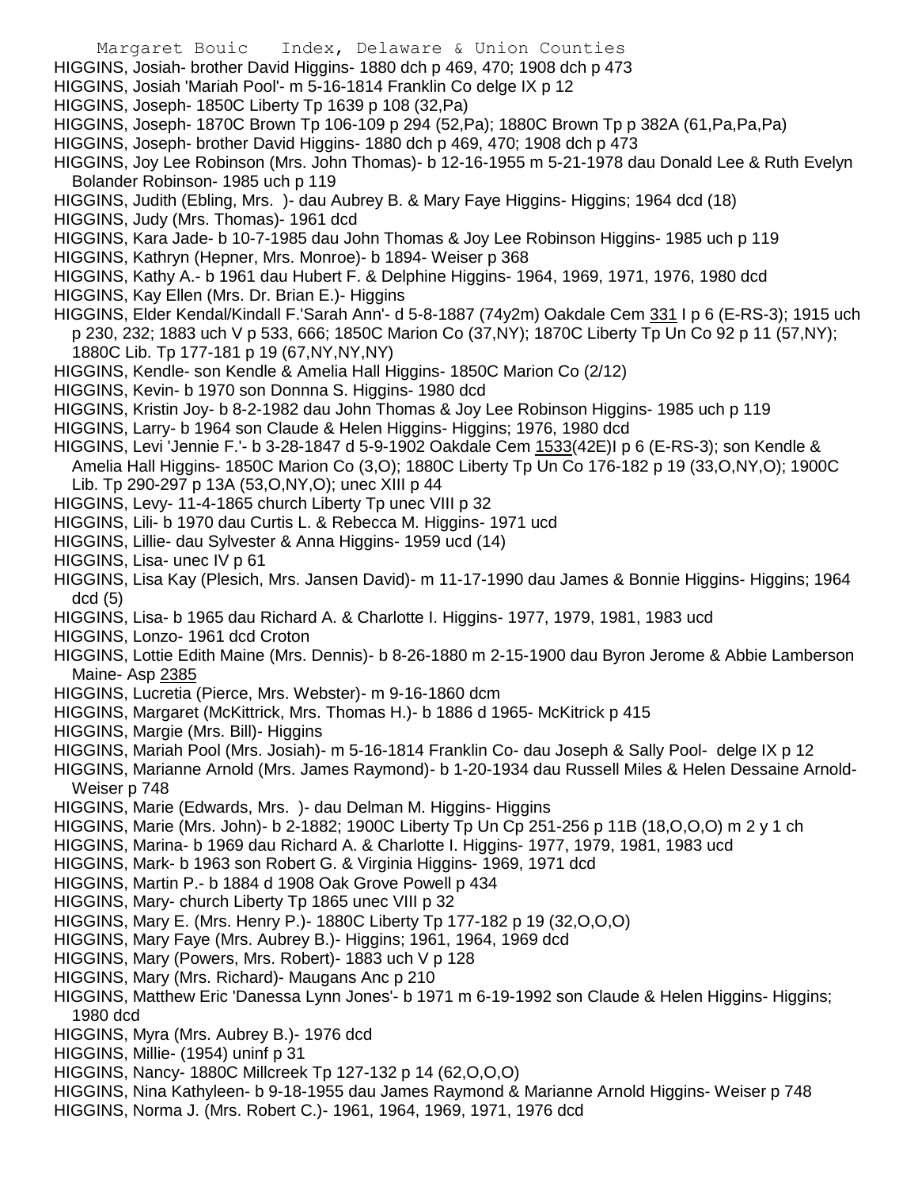HIGGINS, Josiah- brother David Higgins- 1880 dch p 469, 470; 1908 dch p 473

HIGGINS, Josiah 'Mariah Pool'- m 5-16-1814 Franklin Co delge IX p 12

HIGGINS, Joseph- 1850C Liberty Tp 1639 p 108 (32,Pa)

HIGGINS, Joseph- 1870C Brown Tp 106-109 p 294 (52,Pa); 1880C Brown Tp p 382A (61,Pa,Pa,Pa)

HIGGINS, Joseph- brother David Higgins- 1880 dch p 469, 470; 1908 dch p 473

HIGGINS, Joy Lee Robinson (Mrs. John Thomas)- b 12-16-1955 m 5-21-1978 dau Donald Lee & Ruth Evelyn Bolander Robinson- 1985 uch p 119

HIGGINS, Judith (Ebling, Mrs. )- dau Aubrey B. & Mary Faye Higgins- Higgins; 1964 dcd (18)

HIGGINS, Judy (Mrs. Thomas)- 1961 dcd

HIGGINS, Kara Jade- b 10-7-1985 dau John Thomas & Joy Lee Robinson Higgins- 1985 uch p 119

HIGGINS, Kathryn (Hepner, Mrs. Monroe)- b 1894- Weiser p 368

HIGGINS, Kathy A.- b 1961 dau Hubert F. & Delphine Higgins- 1964, 1969, 1971, 1976, 1980 dcd

HIGGINS, Kay Ellen (Mrs. Dr. Brian E.)- Higgins

HIGGINS, Elder Kendal/Kindall F.'Sarah Ann'- d 5-8-1887 (74y2m) Oakdale Cem 331 I p 6 (E-RS-3); 1915 uch p 230, 232; 1883 uch V p 533, 666; 1850C Marion Co (37,NY); 1870C Liberty Tp Un Co 92 p 11 (57,NY); 1880C Lib. Tp 177-181 p 19 (67,NY,NY,NY)

HIGGINS, Kendle- son Kendle & Amelia Hall Higgins- 1850C Marion Co (2/12)

HIGGINS, Kevin- b 1970 son Donnna S. Higgins- 1980 dcd

HIGGINS, Kristin Joy- b 8-2-1982 dau John Thomas & Joy Lee Robinson Higgins- 1985 uch p 119

HIGGINS, Larry- b 1964 son Claude & Helen Higgins- Higgins; 1976, 1980 dcd

HIGGINS, Levi 'Jennie F.'- b 3-28-1847 d 5-9-1902 Oakdale Cem 1533(42E)I p 6 (E-RS-3); son Kendle & Amelia Hall Higgins- 1850C Marion Co (3,O); 1880C Liberty Tp Un Co 176-182 p 19 (33,O,NY,O); 1900C Lib. Tp 290-297 p 13A (53,O,NY,O); unec XIII p 44

HIGGINS, Levy- 11-4-1865 church Liberty Tp unec VIII p 32

HIGGINS, Lili- b 1970 dau Curtis L. & Rebecca M. Higgins- 1971 ucd

HIGGINS, Lillie- dau Sylvester & Anna Higgins- 1959 ucd (14)

HIGGINS, Lisa- unec IV p 61

HIGGINS, Lisa Kay (Plesich, Mrs. Jansen David)- m 11-17-1990 dau James & Bonnie Higgins- Higgins; 1964 dcd (5)

HIGGINS, Lisa- b 1965 dau Richard A. & Charlotte I. Higgins- 1977, 1979, 1981, 1983 ucd

HIGGINS, Lonzo- 1961 dcd Croton

HIGGINS, Lottie Edith Maine (Mrs. Dennis)- b 8-26-1880 m 2-15-1900 dau Byron Jerome & Abbie Lamberson Maine- Asp 2385

HIGGINS, Lucretia (Pierce, Mrs. Webster)- m 9-16-1860 dcm

HIGGINS, Margaret (McKittrick, Mrs. Thomas H.)- b 1886 d 1965- McKitrick p 415

HIGGINS, Margie (Mrs. Bill)- Higgins

HIGGINS, Mariah Pool (Mrs. Josiah)- m 5-16-1814 Franklin Co- dau Joseph & Sally Pool- delge IX p 12

HIGGINS, Marianne Arnold (Mrs. James Raymond)- b 1-20-1934 dau Russell Miles & Helen Dessaine Arnold- Weiser p 748

HIGGINS, Marie (Edwards, Mrs. )- dau Delman M. Higgins- Higgins

HIGGINS, Marie (Mrs. John)- b 2-1882; 1900C Liberty Tp Un Cp 251-256 p 11B (18,O,O,O) m 2 y 1 ch

HIGGINS, Marina- b 1969 dau Richard A. & Charlotte I. Higgins- 1977, 1979, 1981, 1983 ucd

HIGGINS, Mark- b 1963 son Robert G. & Virginia Higgins- 1969, 1971 dcd

HIGGINS, Martin P.- b 1884 d 1908 Oak Grove Powell p 434

HIGGINS, Mary- church Liberty Tp 1865 unec VIII p 32

HIGGINS, Mary E. (Mrs. Henry P.)- 1880C Liberty Tp 177-182 p 19 (32,O,O,O)

HIGGINS, Mary Faye (Mrs. Aubrey B.)- Higgins; 1961, 1964, 1969 dcd

HIGGINS, Mary (Powers, Mrs. Robert)- 1883 uch V p 128

HIGGINS, Mary (Mrs. Richard)- Maugans Anc p 210

HIGGINS, Matthew Eric 'Danessa Lynn Jones'- b 1971 m 6-19-1992 son Claude & Helen Higgins- Higgins; 1980 dcd

HIGGINS, Myra (Mrs. Aubrey B.)- 1976 dcd

HIGGINS, Millie- (1954) uninf p 31

HIGGINS, Nancy- 1880C Millcreek Tp 127-132 p 14 (62,O,O,O)

HIGGINS, Nina Kathyleen- b 9-18-1955 dau James Raymond & Marianne Arnold Higgins- Weiser p 748

HIGGINS, Norma J. (Mrs. Robert C.)- 1961, 1964, 1969, 1971, 1976 dcd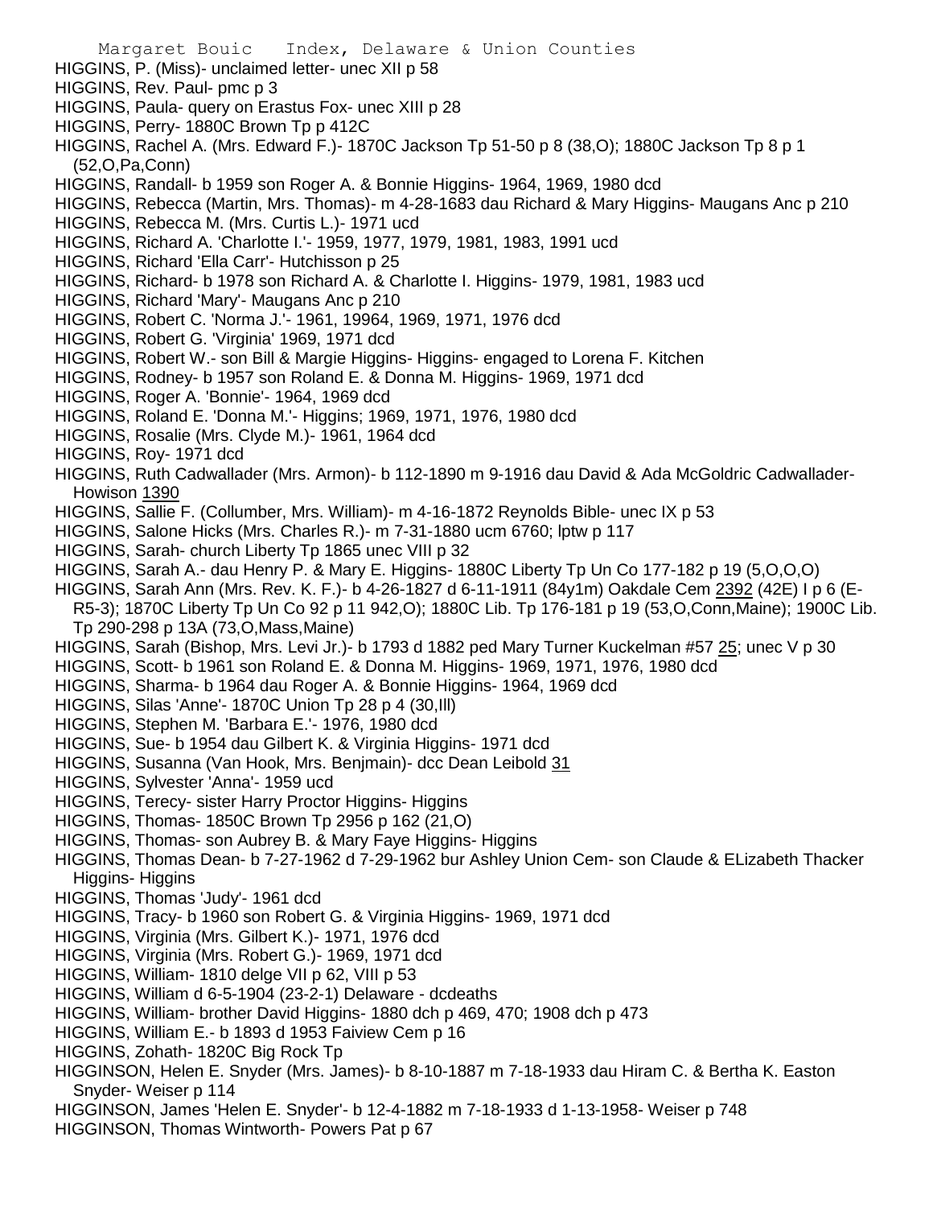HIGGINS, P. (Miss)- unclaimed letter- unec XII p 58
HIGGINS, Rev. Paul- pmc p 3
HIGGINS, Paula- query on Erastus Fox- unec XIII p 28
HIGGINS, Perry- 1880C Brown Tp p 412C
HIGGINS, Rachel A. (Mrs. Edward F.)- 1870C Jackson Tp 51-50 p 8 (38,O); 1880C Jackson Tp 8 p 1 (52,O,Pa,Conn)
HIGGINS, Randall- b 1959 son Roger A. & Bonnie Higgins- 1964, 1969, 1980 dcd
HIGGINS, Rebecca (Martin, Mrs. Thomas)- m 4-28-1683 dau Richard & Mary Higgins- Maugans Anc p 210
HIGGINS, Rebecca M. (Mrs. Curtis L.)- 1971 ucd
HIGGINS, Richard A. 'Charlotte I.'- 1959, 1977, 1979, 1981, 1983, 1991 ucd
HIGGINS, Richard 'Ella Carr'- Hutchisson p 25
HIGGINS, Richard- b 1978 son Richard A. & Charlotte I. Higgins- 1979, 1981, 1983 ucd
HIGGINS, Richard 'Mary'- Maugans Anc p 210
HIGGINS, Robert C. 'Norma J.'- 1961, 19964, 1969, 1971, 1976 dcd
HIGGINS, Robert G. 'Virginia' 1969, 1971 dcd
HIGGINS, Robert W.- son Bill & Margie Higgins- Higgins- engaged to Lorena F. Kitchen
HIGGINS, Rodney- b 1957 son Roland E. & Donna M. Higgins- 1969, 1971 dcd
HIGGINS, Roger A. 'Bonnie'- 1964, 1969 dcd
HIGGINS, Roland E. 'Donna M.'- Higgins; 1969, 1971, 1976, 1980 dcd
HIGGINS, Rosalie (Mrs. Clyde M.)- 1961, 1964 dcd
HIGGINS, Roy- 1971 dcd
HIGGINS, Ruth Cadwallader (Mrs. Armon)- b 112-1890 m 9-1916 dau David & Ada McGoldric Cadwallader- Howison 1390
HIGGINS, Sallie F. (Collumber, Mrs. William)- m 4-16-1872 Reynolds Bible- unec IX p 53
HIGGINS, Salone Hicks (Mrs. Charles R.)- m 7-31-1880 ucm 6760; lptw p 117
HIGGINS, Sarah- church Liberty Tp 1865 unec VIII p 32
HIGGINS, Sarah A.- dau Henry P. & Mary E. Higgins- 1880C Liberty Tp Un Co 177-182 p 19 (5,O,O,O)
HIGGINS, Sarah Ann (Mrs. Rev. K. F.)- b 4-26-1827 d 6-11-1911 (84y1m) Oakdale Cem 2392 (42E) I p 6 (E-R5-3); 1870C Liberty Tp Un Co 92 p 11 942,O); 1880C Lib. Tp 176-181 p 19 (53,O,Conn,Maine); 1900C Lib. Tp 290-298 p 13A (73,O,Mass,Maine)
HIGGINS, Sarah (Bishop, Mrs. Levi Jr.)- b 1793 d 1882 ped Mary Turner Kuckelman #57 25; unec V p 30
HIGGINS, Scott- b 1961 son Roland E. & Donna M. Higgins- 1969, 1971, 1976, 1980 dcd
HIGGINS, Sharma- b 1964 dau Roger A. & Bonnie Higgins- 1964, 1969 dcd
HIGGINS, Silas 'Anne'- 1870C Union Tp 28 p 4 (30,Ill)
HIGGINS, Stephen M. 'Barbara E.'- 1976, 1980 dcd
HIGGINS, Sue- b 1954 dau Gilbert K. & Virginia Higgins- 1971 dcd
HIGGINS, Susanna (Van Hook, Mrs. Benjmain)- dcc Dean Leibold 31
HIGGINS, Sylvester 'Anna'- 1959 ucd
HIGGINS, Terecy- sister Harry Proctor Higgins- Higgins
HIGGINS, Thomas- 1850C Brown Tp 2956 p 162 (21,O)
HIGGINS, Thomas- son Aubrey B. & Mary Faye Higgins- Higgins
HIGGINS, Thomas Dean- b 7-27-1962 d 7-29-1962 bur Ashley Union Cem- son Claude & ELizabeth Thacker Higgins- Higgins
HIGGINS, Thomas 'Judy'- 1961 dcd
HIGGINS, Tracy- b 1960 son Robert G. & Virginia Higgins- 1969, 1971 dcd
HIGGINS, Virginia (Mrs. Gilbert K.)- 1971, 1976 dcd
HIGGINS, Virginia (Mrs. Robert G.)- 1969, 1971 dcd
HIGGINS, William- 1810 delge VII p 62, VIII p 53
HIGGINS, William d 6-5-1904 (23-2-1) Delaware - dcdeaths
HIGGINS, William- brother David Higgins- 1880 dch p 469, 470; 1908 dch p 473
HIGGINS, William E.- b 1893 d 1953 Faiview Cem p 16
HIGGINS, Zohath- 1820C Big Rock Tp
HIGGINSON, Helen E. Snyder (Mrs. James)- b 8-10-1887 m 7-18-1933 dau Hiram C. & Bertha K. Easton Snyder- Weiser p 114
HIGGINSON, James 'Helen E. Snyder'- b 12-4-1882 m 7-18-1933 d 1-13-1958- Weiser p 748
HIGGINSON, Thomas Wintworth- Powers Pat p 67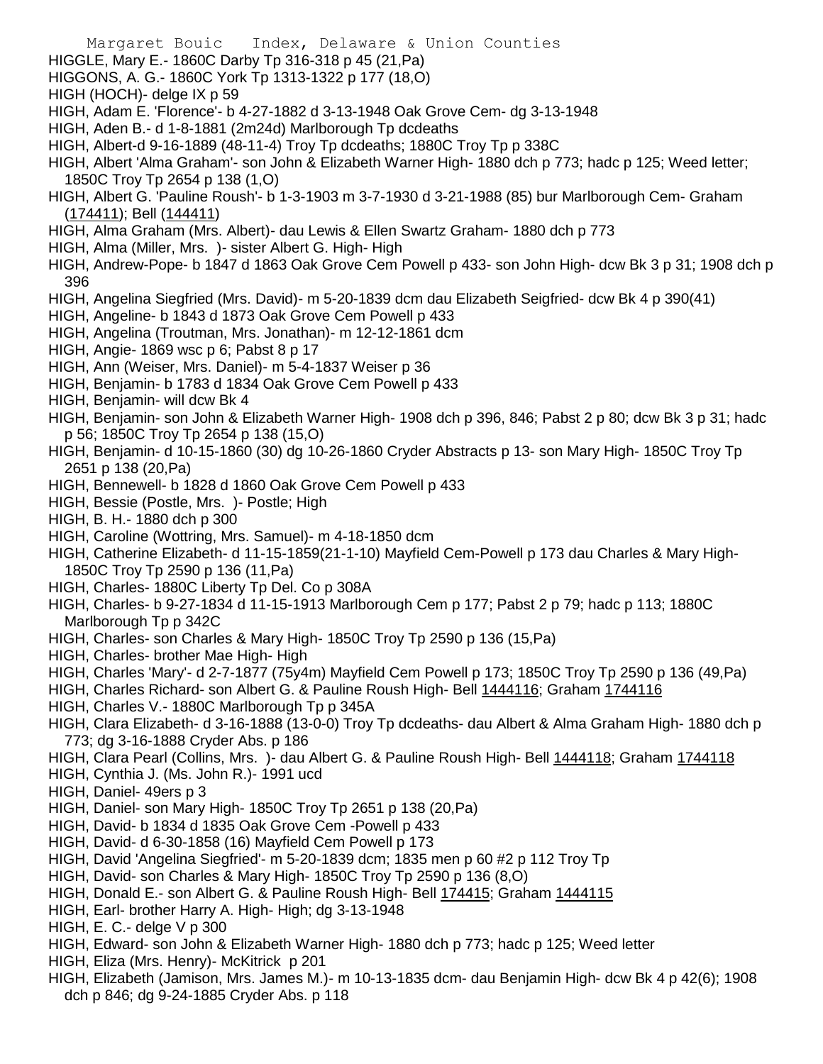HIGGLE, Mary E.- 1860C Darby Tp 316-318 p 45 (21,Pa)

HIGGONS, A. G.- 1860C York Tp 1313-1322 p 177 (18,O)

HIGH (HOCH)- delge IX p 59

HIGH, Adam E. 'Florence'- b 4-27-1882 d 3-13-1948 Oak Grove Cem- dg 3-13-1948

HIGH, Aden B.- d 1-8-1881 (2m24d) Marlborough Tp dcdeaths

HIGH, Albert-d 9-16-1889 (48-11-4) Troy Tp dcdeaths; 1880C Troy Tp p 338C

HIGH, Albert 'Alma Graham'- son John & Elizabeth Warner High- 1880 dch p 773; hadc p 125; Weed letter; 1850C Troy Tp 2654 p 138 (1,O)

HIGH, Albert G. 'Pauline Roush'- b 1-3-1903 m 3-7-1930 d 3-21-1988 (85) bur Marlborough Cem- Graham (174411); Bell (144411)

HIGH, Alma Graham (Mrs. Albert)- dau Lewis & Ellen Swartz Graham- 1880 dch p 773

HIGH, Alma (Miller, Mrs. )- sister Albert G. High- High

HIGH, Andrew-Pope- b 1847 d 1863 Oak Grove Cem Powell p 433- son John High- dcw Bk 3 p 31; 1908 dch p 396

HIGH, Angelina Siegfried (Mrs. David)- m 5-20-1839 dcm dau Elizabeth Seigfried- dcw Bk 4 p 390(41)

HIGH, Angeline- b 1843 d 1873 Oak Grove Cem Powell p 433

HIGH, Angelina (Troutman, Mrs. Jonathan)- m 12-12-1861 dcm

HIGH, Angie- 1869 wsc p 6; Pabst 8 p 17

HIGH, Ann (Weiser, Mrs. Daniel)- m 5-4-1837 Weiser p 36

HIGH, Benjamin- b 1783 d 1834 Oak Grove Cem Powell p 433

HIGH, Benjamin- will dcw Bk 4

HIGH, Benjamin- son John & Elizabeth Warner High- 1908 dch p 396, 846; Pabst 2 p 80; dcw Bk 3 p 31; hadc p 56; 1850C Troy Tp 2654 p 138 (15,O)

HIGH, Benjamin- d 10-15-1860 (30) dg 10-26-1860 Cryder Abstracts p 13- son Mary High- 1850C Troy Tp 2651 p 138 (20,Pa)

HIGH, Bennewell- b 1828 d 1860 Oak Grove Cem Powell p 433

HIGH, Bessie (Postle, Mrs. )- Postle; High

HIGH, B. H.- 1880 dch p 300

HIGH, Caroline (Wottring, Mrs. Samuel)- m 4-18-1850 dcm

HIGH, Catherine Elizabeth- d 11-15-1859(21-1-10) Mayfield Cem-Powell p 173 dau Charles & Mary High- 1850C Troy Tp 2590 p 136 (11,Pa)

HIGH, Charles- 1880C Liberty Tp Del. Co p 308A

HIGH, Charles- b 9-27-1834 d 11-15-1913 Marlborough Cem p 177; Pabst 2 p 79; hadc p 113; 1880C Marlborough Tp p 342C

HIGH, Charles- son Charles & Mary High- 1850C Troy Tp 2590 p 136 (15,Pa)

HIGH, Charles- brother Mae High- High

HIGH, Charles 'Mary'- d 2-7-1877 (75y4m) Mayfield Cem Powell p 173; 1850C Troy Tp 2590 p 136 (49,Pa)

HIGH, Charles Richard- son Albert G. & Pauline Roush High- Bell 1444116; Graham 1744116

HIGH, Charles V.- 1880C Marlborough Tp p 345A

HIGH, Clara Elizabeth- d 3-16-1888 (13-0-0) Troy Tp dcdeaths- dau Albert & Alma Graham High- 1880 dch p 773; dg 3-16-1888 Cryder Abs. p 186

HIGH, Clara Pearl (Collins, Mrs. )- dau Albert G. & Pauline Roush High- Bell 1444118; Graham 1744118

HIGH, Cynthia J. (Ms. John R.)- 1991 ucd

HIGH, Daniel- 49ers p 3

HIGH, Daniel- son Mary High- 1850C Troy Tp 2651 p 138 (20,Pa)

HIGH, David- b 1834 d 1835 Oak Grove Cem -Powell p 433

HIGH, David- d 6-30-1858 (16) Mayfield Cem Powell p 173

HIGH, David 'Angelina Siegfried'- m 5-20-1839 dcm; 1835 men p 60 #2 p 112 Troy Tp

HIGH, David- son Charles & Mary High- 1850C Troy Tp 2590 p 136 (8,O)

HIGH, Donald E.- son Albert G. & Pauline Roush High- Bell 174415; Graham 1444115

HIGH, Earl- brother Harry A. High- High; dg 3-13-1948

HIGH, E. C.- delge V p 300

HIGH, Edward- son John & Elizabeth Warner High- 1880 dch p 773; hadc p 125; Weed letter

HIGH, Eliza (Mrs. Henry)- McKitrick p 201

HIGH, Elizabeth (Jamison, Mrs. James M.)- m 10-13-1835 dcm- dau Benjamin High- dcw Bk 4 p 42(6); 1908 dch p 846; dg 9-24-1885 Cryder Abs. p 118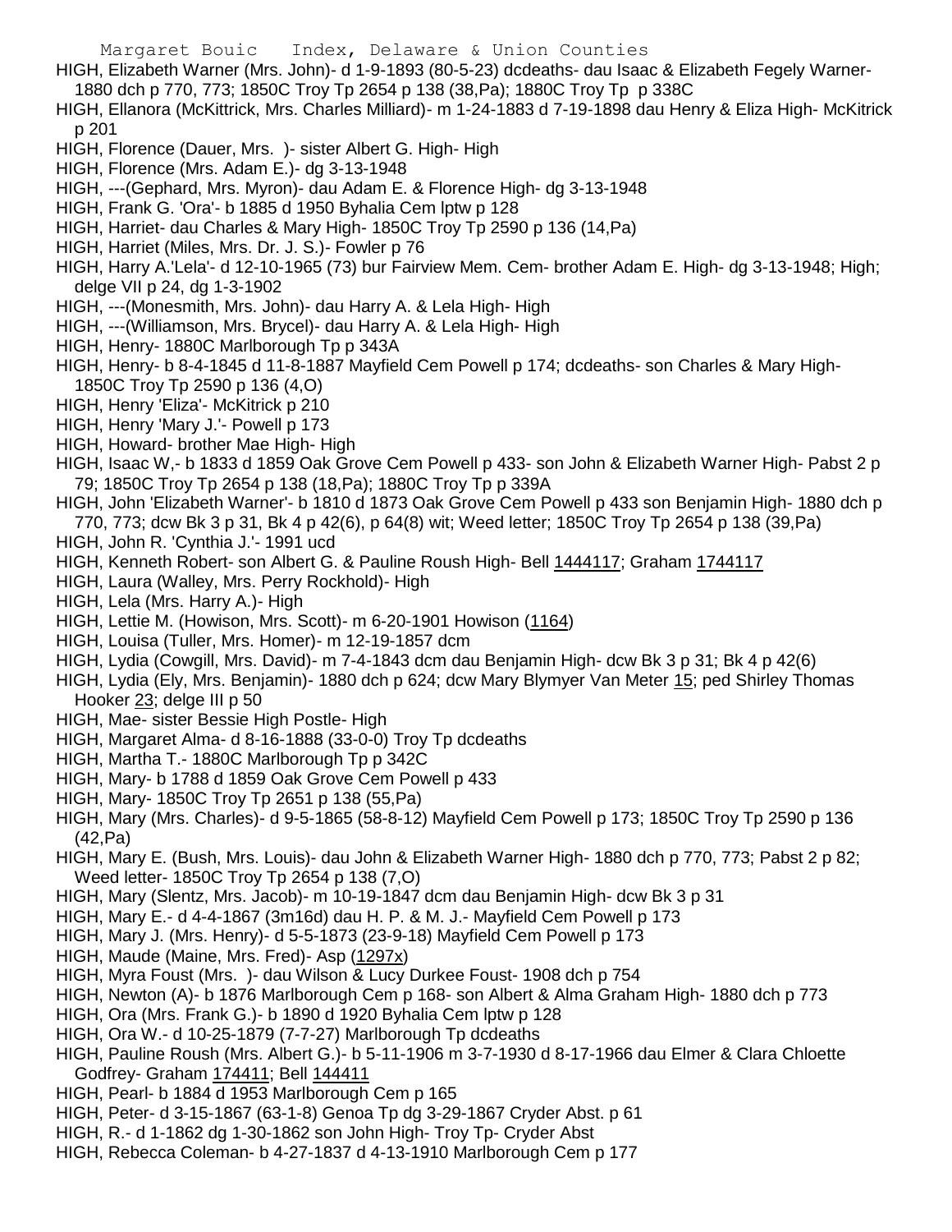HIGH, Elizabeth Warner (Mrs. John)- d 1-9-1893 (80-5-23) dcdeaths- dau Isaac & Elizabeth Fegely Warner- 1880 dch p 770, 773; 1850C Troy Tp 2654 p 138 (38,Pa); 1880C Troy Tp p 338C

HIGH, Ellanora (McKittrick, Mrs. Charles Milliard)- m 1-24-1883 d 7-19-1898 dau Henry & Eliza High- McKitrick p 201

HIGH, Florence (Dauer, Mrs. )- sister Albert G. High- High

HIGH, Florence (Mrs. Adam E.)- dg 3-13-1948

HIGH, ---(Gephard, Mrs. Myron)- dau Adam E. & Florence High- dg 3-13-1948

HIGH, Frank G. 'Ora'- b 1885 d 1950 Byhalia Cem lptw p 128

HIGH, Harriet- dau Charles & Mary High- 1850C Troy Tp 2590 p 136 (14,Pa)

HIGH, Harriet (Miles, Mrs. Dr. J. S.)- Fowler p 76

HIGH, Harry A.'Lela'- d 12-10-1965 (73) bur Fairview Mem. Cem- brother Adam E. High- dg 3-13-1948; High; delge VII p 24, dg 1-3-1902

HIGH, ---(Monesmith, Mrs. John)- dau Harry A. & Lela High- High

HIGH, ---(Williamson, Mrs. Brycel)- dau Harry A. & Lela High- High

HIGH, Henry- 1880C Marlborough Tp p 343A

HIGH, Henry- b 8-4-1845 d 11-8-1887 Mayfield Cem Powell p 174; dcdeaths- son Charles & Mary High- 1850C Troy Tp 2590 p 136 (4,O)

HIGH, Henry 'Eliza'- McKitrick p 210

HIGH, Henry 'Mary J.'- Powell p 173

HIGH, Howard- brother Mae High- High

HIGH, Isaac W,- b 1833 d 1859 Oak Grove Cem Powell p 433- son John & Elizabeth Warner High- Pabst 2 p 79; 1850C Troy Tp 2654 p 138 (18,Pa); 1880C Troy Tp p 339A

HIGH, John 'Elizabeth Warner'- b 1810 d 1873 Oak Grove Cem Powell p 433 son Benjamin High- 1880 dch p 770, 773; dcw Bk 3 p 31, Bk 4 p 42(6), p 64(8) wit; Weed letter; 1850C Troy Tp 2654 p 138 (39,Pa)

HIGH, John R. 'Cynthia J.'- 1991 ucd

HIGH, Kenneth Robert- son Albert G. & Pauline Roush High- Bell 1444117; Graham 1744117

HIGH, Laura (Walley, Mrs. Perry Rockhold)- High

HIGH, Lela (Mrs. Harry A.)- High

HIGH, Lettie M. (Howison, Mrs. Scott)- m 6-20-1901 Howison (1164)

HIGH, Louisa (Tuller, Mrs. Homer)- m 12-19-1857 dcm

HIGH, Lydia (Cowgill, Mrs. David)- m 7-4-1843 dcm dau Benjamin High- dcw Bk 3 p 31; Bk 4 p 42(6)

HIGH, Lydia (Ely, Mrs. Benjamin)- 1880 dch p 624; dcw Mary Blymyer Van Meter 15; ped Shirley Thomas Hooker 23; delge III p 50

HIGH, Mae- sister Bessie High Postle- High

HIGH, Margaret Alma- d 8-16-1888 (33-0-0) Troy Tp dcdeaths

HIGH, Martha T.- 1880C Marlborough Tp p 342C

HIGH, Mary- b 1788 d 1859 Oak Grove Cem Powell p 433

HIGH, Mary- 1850C Troy Tp 2651 p 138 (55,Pa)

HIGH, Mary (Mrs. Charles)- d 9-5-1865 (58-8-12) Mayfield Cem Powell p 173; 1850C Troy Tp 2590 p 136 (42,Pa)

HIGH, Mary E. (Bush, Mrs. Louis)- dau John & Elizabeth Warner High- 1880 dch p 770, 773; Pabst 2 p 82; Weed letter- 1850C Troy Tp 2654 p 138 (7,O)

HIGH, Mary (Slentz, Mrs. Jacob)- m 10-19-1847 dcm dau Benjamin High- dcw Bk 3 p 31

HIGH, Mary E.- d 4-4-1867 (3m16d) dau H. P. & M. J.- Mayfield Cem Powell p 173

HIGH, Mary J. (Mrs. Henry)- d 5-5-1873 (23-9-18) Mayfield Cem Powell p 173

HIGH, Maude (Maine, Mrs. Fred)- Asp (1297x)

HIGH, Myra Foust (Mrs. )- dau Wilson & Lucy Durkee Foust- 1908 dch p 754

HIGH, Newton (A)- b 1876 Marlborough Cem p 168- son Albert & Alma Graham High- 1880 dch p 773

HIGH, Ora (Mrs. Frank G.)- b 1890 d 1920 Byhalia Cem lptw p 128

HIGH, Ora W.- d 10-25-1879 (7-7-27) Marlborough Tp dcdeaths

HIGH, Pauline Roush (Mrs. Albert G.)- b 5-11-1906 m 3-7-1930 d 8-17-1966 dau Elmer & Clara Chloette Godfrey- Graham 174411; Bell 144411

HIGH, Pearl- b 1884 d 1953 Marlborough Cem p 165

HIGH, Peter- d 3-15-1867 (63-1-8) Genoa Tp dg 3-29-1867 Cryder Abst. p 61

HIGH, R.- d 1-1862 dg 1-30-1862 son John High- Troy Tp- Cryder Abst

HIGH, Rebecca Coleman- b 4-27-1837 d 4-13-1910 Marlborough Cem p 177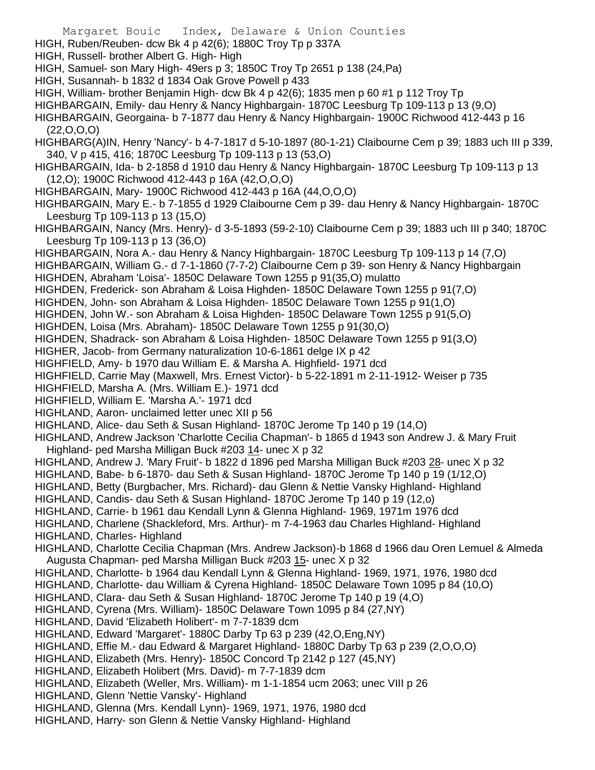HIGH, Ruben/Reuben- dcw Bk 4 p 42(6); 1880C Troy Tp p 337A

HIGH, Russell- brother Albert G. High- High

HIGH, Samuel- son Mary High- 49ers p 3; 1850C Troy Tp 2651 p 138 (24,Pa)

HIGH, Susannah- b 1832 d 1834 Oak Grove Powell p 433

HIGH, William- brother Benjamin High- dcw Bk 4 p 42(6); 1835 men p 60 #1 p 112 Troy Tp

HIGHBARGAIN, Emily- dau Henry & Nancy Highbargain- 1870C Leesburg Tp 109-113 p 13 (9,O)

HIGHBARGAIN, Georgaina- b 7-1877 dau Henry & Nancy Highbargain- 1900C Richwood 412-443 p 16 (22,O,O,O)

HIGHBARG(A)IN, Henry 'Nancy'- b 4-7-1817 d 5-10-1897 (80-1-21) Claibourne Cem p 39; 1883 uch III p 339, 340, V p 415, 416; 1870C Leesburg Tp 109-113 p 13 (53,O)

HIGHBARGAIN, Ida- b 2-1858 d 1910 dau Henry & Nancy Highbargain- 1870C Leesburg Tp 109-113 p 13 (12,O); 1900C Richwood 412-443 p 16A (42,O,O,O)

HIGHBARGAIN, Mary- 1900C Richwood 412-443 p 16A (44,O,O,O)

HIGHBARGAIN, Mary E.- b 7-1855 d 1929 Claibourne Cem p 39- dau Henry & Nancy Highbargain- 1870C Leesburg Tp 109-113 p 13 (15,O)

HIGHBARGAIN, Nancy (Mrs. Henry)- d 3-5-1893 (59-2-10) Claibourne Cem p 39; 1883 uch III p 340; 1870C Leesburg Tp 109-113 p 13 (36,O)

HIGHBARGAIN, Nora A.- dau Henry & Nancy Highbargain- 1870C Leesburg Tp 109-113 p 14 (7,O)

HIGHBARGAIN, William G.- d 7-1-1860 (7-7-2) Claibourne Cem p 39- son Henry & Nancy Highbargain

HIGHDEN, Abraham 'Loisa'- 1850C Delaware Town 1255 p 91(35,O) mulatto

HIGHDEN, Frederick- son Abraham & Loisa Highden- 1850C Delaware Town 1255 p 91(7,O)

HIGHDEN, John- son Abraham & Loisa Highden- 1850C Delaware Town 1255 p 91(1,O)

HIGHDEN, John W.- son Abraham & Loisa Highden- 1850C Delaware Town 1255 p 91(5,O)

HIGHDEN, Loisa (Mrs. Abraham)- 1850C Delaware Town 1255 p 91(30,O)

HIGHDEN, Shadrack- son Abraham & Loisa Highden- 1850C Delaware Town 1255 p 91(3,O)

HIGHER, Jacob- from Germany naturalization 10-6-1861 delge IX p 42

HIGHFIELD, Amy- b 1970 dau William E. & Marsha A. Highfield- 1971 dcd

HIGHFIELD, Carrie May (Maxwell, Mrs. Ernest Victor)- b 5-22-1891 m 2-11-1912- Weiser p 735

HIGHFIELD, Marsha A. (Mrs. William E.)- 1971 dcd

HIGHFIELD, William E. 'Marsha A.'- 1971 dcd

HIGHLAND, Aaron- unclaimed letter unec XII p 56

HIGHLAND, Alice- dau Seth & Susan Highland- 1870C Jerome Tp 140 p 19 (14,O)

HIGHLAND, Andrew Jackson 'Charlotte Cecilia Chapman'- b 1865 d 1943 son Andrew J. & Mary Fruit Highland- ped Marsha Milligan Buck #203 14- unec X p 32

HIGHLAND, Andrew J. 'Mary Fruit'- b 1822 d 1896 ped Marsha Milligan Buck #203 28- unec X p 32

HIGHLAND, Babe- b 6-1870- dau Seth & Susan Highland- 1870C Jerome Tp 140 p 19 (1/12,O)

HIGHLAND, Betty (Burgbacher, Mrs. Richard)- dau Glenn & Nettie Vansky Highland- Highland

HIGHLAND, Candis- dau Seth & Susan Highland- 1870C Jerome Tp 140 p 19 (12,o)

HIGHLAND, Carrie- b 1961 dau Kendall Lynn & Glenna Highland- 1969, 1971m 1976 dcd

HIGHLAND, Charlene (Shackleford, Mrs. Arthur)- m 7-4-1963 dau Charles Highland- Highland

HIGHLAND, Charles- Highland

HIGHLAND, Charlotte Cecilia Chapman (Mrs. Andrew Jackson)-b 1868 d 1966 dau Oren Lemuel & Almeda Augusta Chapman- ped Marsha Milligan Buck #203 15- unec X p 32

HIGHLAND, Charlotte- b 1964 dau Kendall Lynn & Glenna Highland- 1969, 1971, 1976, 1980 dcd

HIGHLAND, Charlotte- dau William & Cyrena Highland- 1850C Delaware Town 1095 p 84 (10,O)

HIGHLAND, Clara- dau Seth & Susan Highland- 1870C Jerome Tp 140 p 19 (4,O)

HIGHLAND, Cyrena (Mrs. William)- 1850C Delaware Town 1095 p 84 (27,NY)

HIGHLAND, David 'Elizabeth Holibert'- m 7-7-1839 dcm

HIGHLAND, Edward 'Margaret'- 1880C Darby Tp 63 p 239 (42,O,Eng,NY)

HIGHLAND, Effie M.- dau Edward & Margaret Highland- 1880C Darby Tp 63 p 239 (2,O,O,O)

HIGHLAND, Elizabeth (Mrs. Henry)- 1850C Concord Tp 2142 p 127 (45,NY)

HIGHLAND, Elizabeth Holibert (Mrs. David)- m 7-7-1839 dcm

HIGHLAND, Elizabeth (Weller, Mrs. William)- m 1-1-1854 ucm 2063; unec VIII p 26

HIGHLAND, Glenn 'Nettie Vansky'- Highland

HIGHLAND, Glenna (Mrs. Kendall Lynn)- 1969, 1971, 1976, 1980 dcd

HIGHLAND, Harry- son Glenn & Nettie Vansky Highland- Highland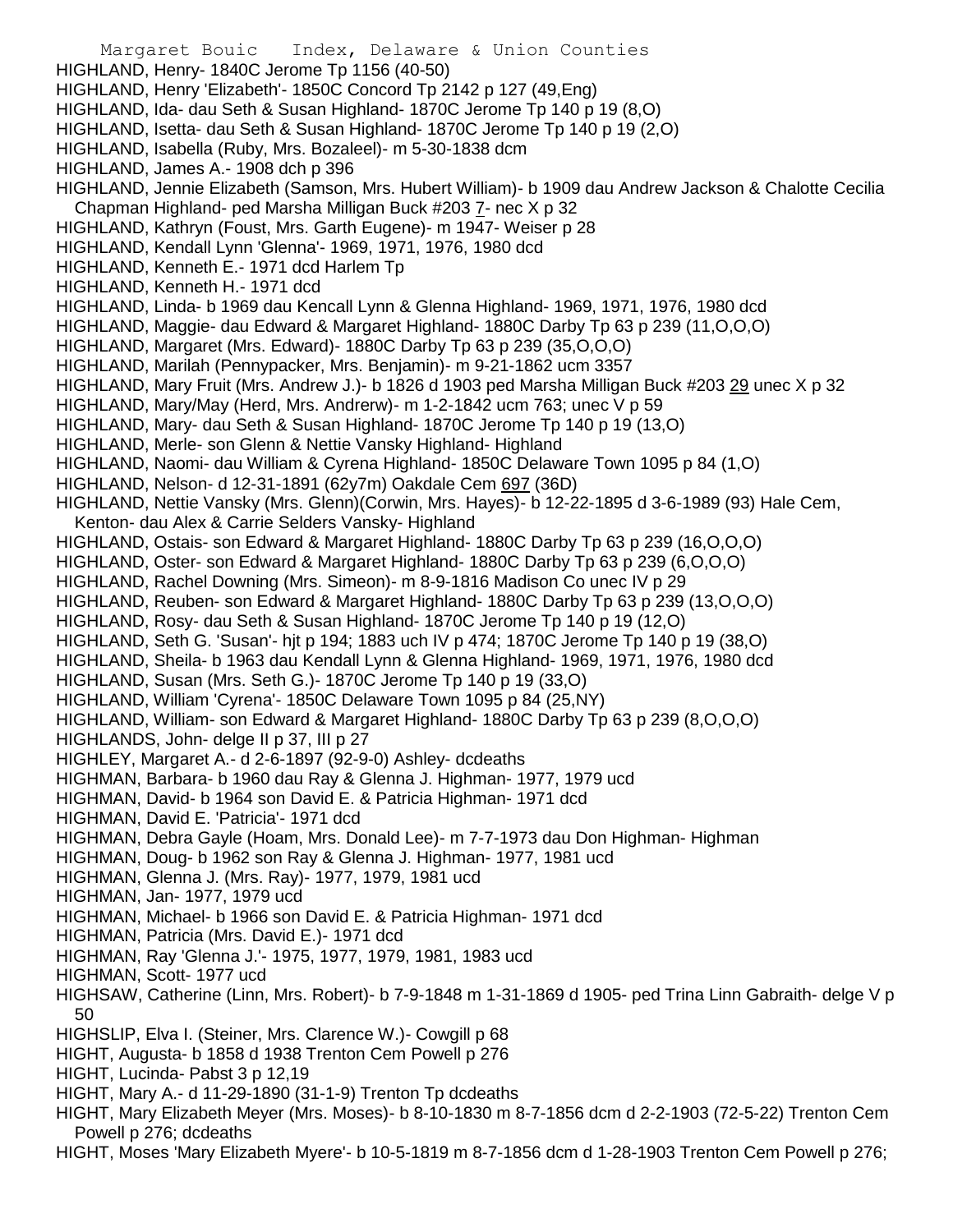HIGHLAND, Henry- 1840C Jerome Tp 1156 (40-50)
HIGHLAND, Henry 'Elizabeth'- 1850C Concord Tp 2142 p 127 (49,Eng)
HIGHLAND, Ida- dau Seth & Susan Highland- 1870C Jerome Tp 140 p 19 (8,O)
HIGHLAND, Isetta- dau Seth & Susan Highland- 1870C Jerome Tp 140 p 19 (2,O)
HIGHLAND, Isabella (Ruby, Mrs. Bozaleel)- m 5-30-1838 dcm
HIGHLAND, James A.- 1908 dch p 396
HIGHLAND, Jennie Elizabeth (Samson, Mrs. Hubert William)- b 1909 dau Andrew Jackson & Chalotte Cecilia Chapman Highland- ped Marsha Milligan Buck #203 7- nec X p 32
HIGHLAND, Kathryn (Foust, Mrs. Garth Eugene)- m 1947- Weiser p 28
HIGHLAND, Kendall Lynn 'Glenna'- 1969, 1971, 1976, 1980 dcd
HIGHLAND, Kenneth E.- 1971 dcd Harlem Tp
HIGHLAND, Kenneth H.- 1971 dcd
HIGHLAND, Linda- b 1969 dau Kencall Lynn & Glenna Highland- 1969, 1971, 1976, 1980 dcd
HIGHLAND, Maggie- dau Edward & Margaret Highland- 1880C Darby Tp 63 p 239 (11,O,O,O)
HIGHLAND, Margaret (Mrs. Edward)- 1880C Darby Tp 63 p 239 (35,O,O,O)
HIGHLAND, Marilah (Pennypacker, Mrs. Benjamin)- m 9-21-1862 ucm 3357
HIGHLAND, Mary Fruit (Mrs. Andrew J.)- b 1826 d 1903 ped Marsha Milligan Buck #203 29 unec X p 32
HIGHLAND, Mary/May (Herd, Mrs. Andrerw)- m 1-2-1842 ucm 763; unec V p 59
HIGHLAND, Mary- dau Seth & Susan Highland- 1870C Jerome Tp 140 p 19 (13,O)
HIGHLAND, Merle- son Glenn & Nettie Vansky Highland- Highland
HIGHLAND, Naomi- dau William & Cyrena Highland- 1850C Delaware Town 1095 p 84 (1,O)
HIGHLAND, Nelson- d 12-31-1891 (62y7m) Oakdale Cem 697 (36D)
HIGHLAND, Nettie Vansky (Mrs. Glenn)(Corwin, Mrs. Hayes)- b 12-22-1895 d 3-6-1989 (93) Hale Cem, Kenton- dau Alex & Carrie Selders Vansky- Highland
HIGHLAND, Ostais- son Edward & Margaret Highland- 1880C Darby Tp 63 p 239 (16,O,O,O)
HIGHLAND, Oster- son Edward & Margaret Highland- 1880C Darby Tp 63 p 239 (6,O,O,O)
HIGHLAND, Rachel Downing (Mrs. Simeon)- m 8-9-1816 Madison Co unec IV p 29
HIGHLAND, Reuben- son Edward & Margaret Highland- 1880C Darby Tp 63 p 239 (13,O,O,O)
HIGHLAND, Rosy- dau Seth & Susan Highland- 1870C Jerome Tp 140 p 19 (12,O)
HIGHLAND, Seth G. 'Susan'- hjt p 194; 1883 uch IV p 474; 1870C Jerome Tp 140 p 19 (38,O)
HIGHLAND, Sheila- b 1963 dau Kendall Lynn & Glenna Highland- 1969, 1971, 1976, 1980 dcd
HIGHLAND, Susan (Mrs. Seth G.)- 1870C Jerome Tp 140 p 19 (33,O)
HIGHLAND, William 'Cyrena'- 1850C Delaware Town 1095 p 84 (25,NY)
HIGHLAND, William- son Edward & Margaret Highland- 1880C Darby Tp 63 p 239 (8,O,O,O)
HIGHLANDS, John- delge II p 37, III p 27
HIGHLEY, Margaret A.- d 2-6-1897 (92-9-0) Ashley- dcdeaths
HIGHMAN, Barbara- b 1960 dau Ray & Glenna J. Highman- 1977, 1979 ucd
HIGHMAN, David- b 1964 son David E. & Patricia Highman- 1971 dcd
HIGHMAN, David E. 'Patricia'- 1971 dcd
HIGHMAN, Debra Gayle (Hoam, Mrs. Donald Lee)- m 7-7-1973 dau Don Highman- Highman
HIGHMAN, Doug- b 1962 son Ray & Glenna J. Highman- 1977, 1981 ucd
HIGHMAN, Glenna J. (Mrs. Ray)- 1977, 1979, 1981 ucd
HIGHMAN, Jan- 1977, 1979 ucd
HIGHMAN, Michael- b 1966 son David E. & Patricia Highman- 1971 dcd
HIGHMAN, Patricia (Mrs. David E.)- 1971 dcd
HIGHMAN, Ray 'Glenna J.'- 1975, 1977, 1979, 1981, 1983 ucd
HIGHMAN, Scott- 1977 ucd
HIGHSAW, Catherine (Linn, Mrs. Robert)- b 7-9-1848 m 1-31-1869 d 1905- ped Trina Linn Gabraith- delge V p 50
HIGHSLIP, Elva I. (Steiner, Mrs. Clarence W.)- Cowgill p 68
HIGHT, Augusta- b 1858 d 1938 Trenton Cem Powell p 276
HIGHT, Lucinda- Pabst 3 p 12,19
HIGHT, Mary A.- d 11-29-1890 (31-1-9) Trenton Tp dcdeaths
HIGHT, Mary Elizabeth Meyer (Mrs. Moses)- b 8-10-1830 m 8-7-1856 dcm d 2-2-1903 (72-5-22) Trenton Cem Powell p 276; dcdeaths
HIGHT, Moses 'Mary Elizabeth Myere'- b 10-5-1819 m 8-7-1856 dcm d 1-28-1903 Trenton Cem Powell p 276;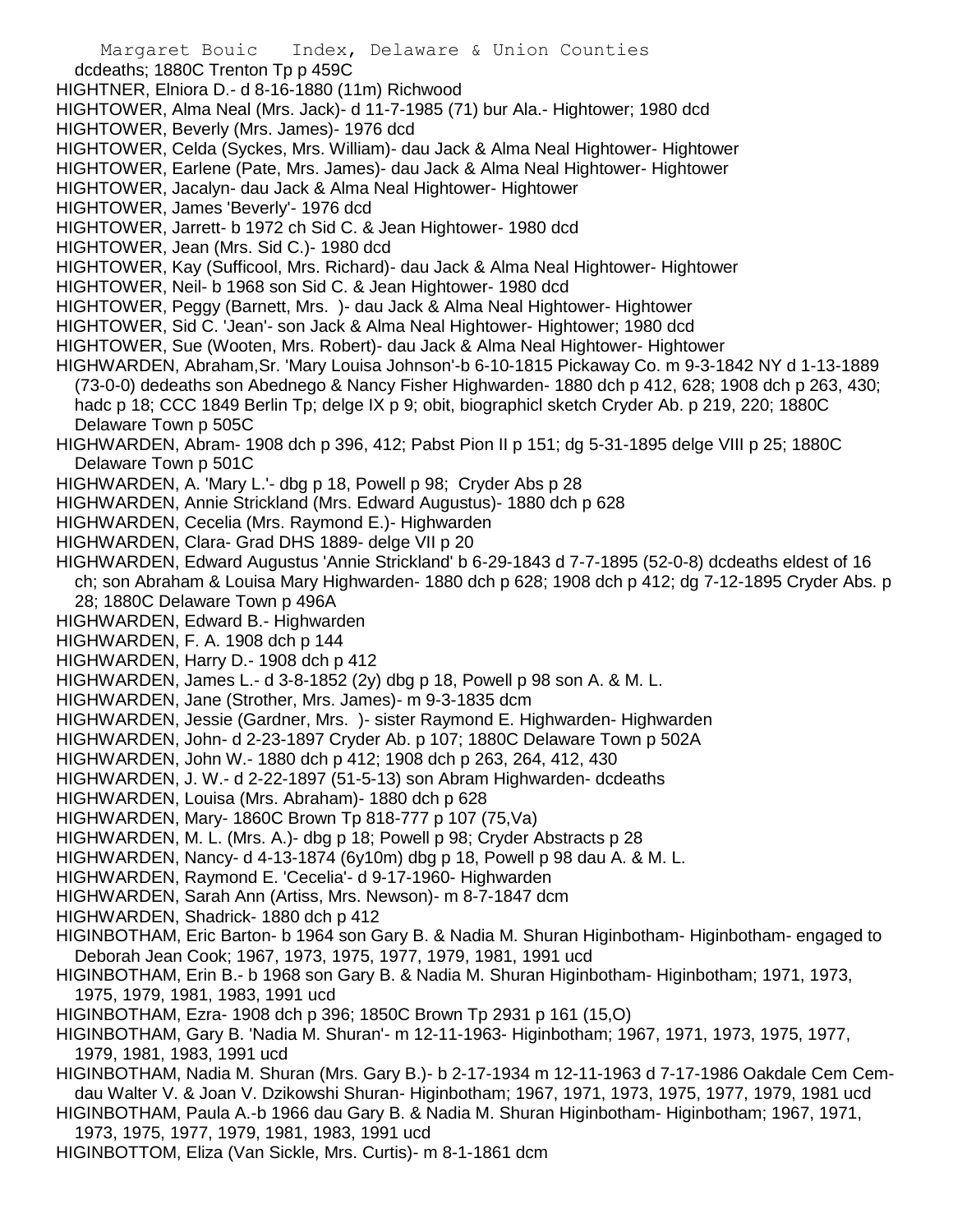dcdeaths; 1880C Trenton Tp p 459C

HIGHTNER, Elniora D.- d 8-16-1880 (11m) Richwood

HIGHTOWER, Alma Neal (Mrs. Jack)- d 11-7-1985 (71) bur Ala.- Hightower; 1980 dcd

HIGHTOWER, Beverly (Mrs. James)- 1976 dcd

HIGHTOWER, Celda (Syckes, Mrs. William)- dau Jack & Alma Neal Hightower- Hightower

HIGHTOWER, Earlene (Pate, Mrs. James)- dau Jack & Alma Neal Hightower- Hightower

HIGHTOWER, Jacalyn- dau Jack & Alma Neal Hightower- Hightower

HIGHTOWER, James 'Beverly'- 1976 dcd

HIGHTOWER, Jarrett- b 1972 ch Sid C. & Jean Hightower- 1980 dcd

HIGHTOWER, Jean (Mrs. Sid C.)- 1980 dcd

HIGHTOWER, Kay (Sufficool, Mrs. Richard)- dau Jack & Alma Neal Hightower- Hightower

HIGHTOWER, Neil- b 1968 son Sid C. & Jean Hightower- 1980 dcd

HIGHTOWER, Peggy (Barnett, Mrs. )- dau Jack & Alma Neal Hightower- Hightower

HIGHTOWER, Sid C. 'Jean'- son Jack & Alma Neal Hightower- Hightower; 1980 dcd

HIGHTOWER, Sue (Wooten, Mrs. Robert)- dau Jack & Alma Neal Hightower- Hightower

HIGHWARDEN, Abraham,Sr. 'Mary Louisa Johnson'-b 6-10-1815 Pickaway Co. m 9-3-1842 NY d 1-13-1889 (73-0-0) dedeaths son Abednego & Nancy Fisher Highwarden- 1880 dch p 412, 628; 1908 dch p 263, 430; hadc p 18; CCC 1849 Berlin Tp; delge IX p 9; obit, biographicl sketch Cryder Ab. p 219, 220; 1880C Delaware Town p 505C

HIGHWARDEN, Abram- 1908 dch p 396, 412; Pabst Pion II p 151; dg 5-31-1895 delge VIII p 25; 1880C Delaware Town p 501C

HIGHWARDEN, A. 'Mary L.'- dbg p 18, Powell p 98; Cryder Abs p 28

HIGHWARDEN, Annie Strickland (Mrs. Edward Augustus)- 1880 dch p 628

HIGHWARDEN, Cecelia (Mrs. Raymond E.)- Highwarden

HIGHWARDEN, Clara- Grad DHS 1889- delge VII p 20

HIGHWARDEN, Edward Augustus 'Annie Strickland' b 6-29-1843 d 7-7-1895 (52-0-8) dcdeaths eldest of 16 ch; son Abraham & Louisa Mary Highwarden- 1880 dch p 628; 1908 dch p 412; dg 7-12-1895 Cryder Abs. p 28; 1880C Delaware Town p 496A

HIGHWARDEN, Edward B.- Highwarden

HIGHWARDEN, F. A. 1908 dch p 144

HIGHWARDEN, Harry D.- 1908 dch p 412

HIGHWARDEN, James L.- d 3-8-1852 (2y) dbg p 18, Powell p 98 son A. & M. L.

HIGHWARDEN, Jane (Strother, Mrs. James)- m 9-3-1835 dcm

HIGHWARDEN, Jessie (Gardner, Mrs. )- sister Raymond E. Highwarden- Highwarden

HIGHWARDEN, John- d 2-23-1897 Cryder Ab. p 107; 1880C Delaware Town p 502A

HIGHWARDEN, John W.- 1880 dch p 412; 1908 dch p 263, 264, 412, 430

HIGHWARDEN, J. W.- d 2-22-1897 (51-5-13) son Abram Highwarden- dcdeaths

HIGHWARDEN, Louisa (Mrs. Abraham)- 1880 dch p 628

HIGHWARDEN, Mary- 1860C Brown Tp 818-777 p 107 (75,Va)

HIGHWARDEN, M. L. (Mrs. A.)- dbg p 18; Powell p 98; Cryder Abstracts p 28

HIGHWARDEN, Nancy- d 4-13-1874 (6y10m) dbg p 18, Powell p 98 dau A. & M. L.

HIGHWARDEN, Raymond E. 'Cecelia'- d 9-17-1960- Highwarden

HIGHWARDEN, Sarah Ann (Artiss, Mrs. Newson)- m 8-7-1847 dcm

HIGHWARDEN, Shadrick- 1880 dch p 412

HIGINBOTHAM, Eric Barton- b 1964 son Gary B. & Nadia M. Shuran Higinbotham- Higinbotham- engaged to Deborah Jean Cook; 1967, 1973, 1975, 1977, 1979, 1981, 1991 ucd

HIGINBOTHAM, Erin B.- b 1968 son Gary B. & Nadia M. Shuran Higinbotham- Higinbotham; 1971, 1973, 1975, 1979, 1981, 1983, 1991 ucd

HIGINBOTHAM, Ezra- 1908 dch p 396; 1850C Brown Tp 2931 p 161 (15,O)

HIGINBOTHAM, Gary B. 'Nadia M. Shuran'- m 12-11-1963- Higinbotham; 1967, 1971, 1973, 1975, 1977, 1979, 1981, 1983, 1991 ucd

HIGINBOTHAM, Nadia M. Shuran (Mrs. Gary B.)- b 2-17-1934 m 12-11-1963 d 7-17-1986 Oakdale Cem Cem- dau Walter V. & Joan V. Dzikowshi Shuran- Higinbotham; 1967, 1971, 1973, 1975, 1977, 1979, 1981 ucd

HIGINBOTHAM, Paula A.-b 1966 dau Gary B. & Nadia M. Shuran Higinbotham- Higinbotham; 1967, 1971, 1973, 1975, 1977, 1979, 1981, 1983, 1991 ucd

HIGINBOTTOM, Eliza (Van Sickle, Mrs. Curtis)- m 8-1-1861 dcm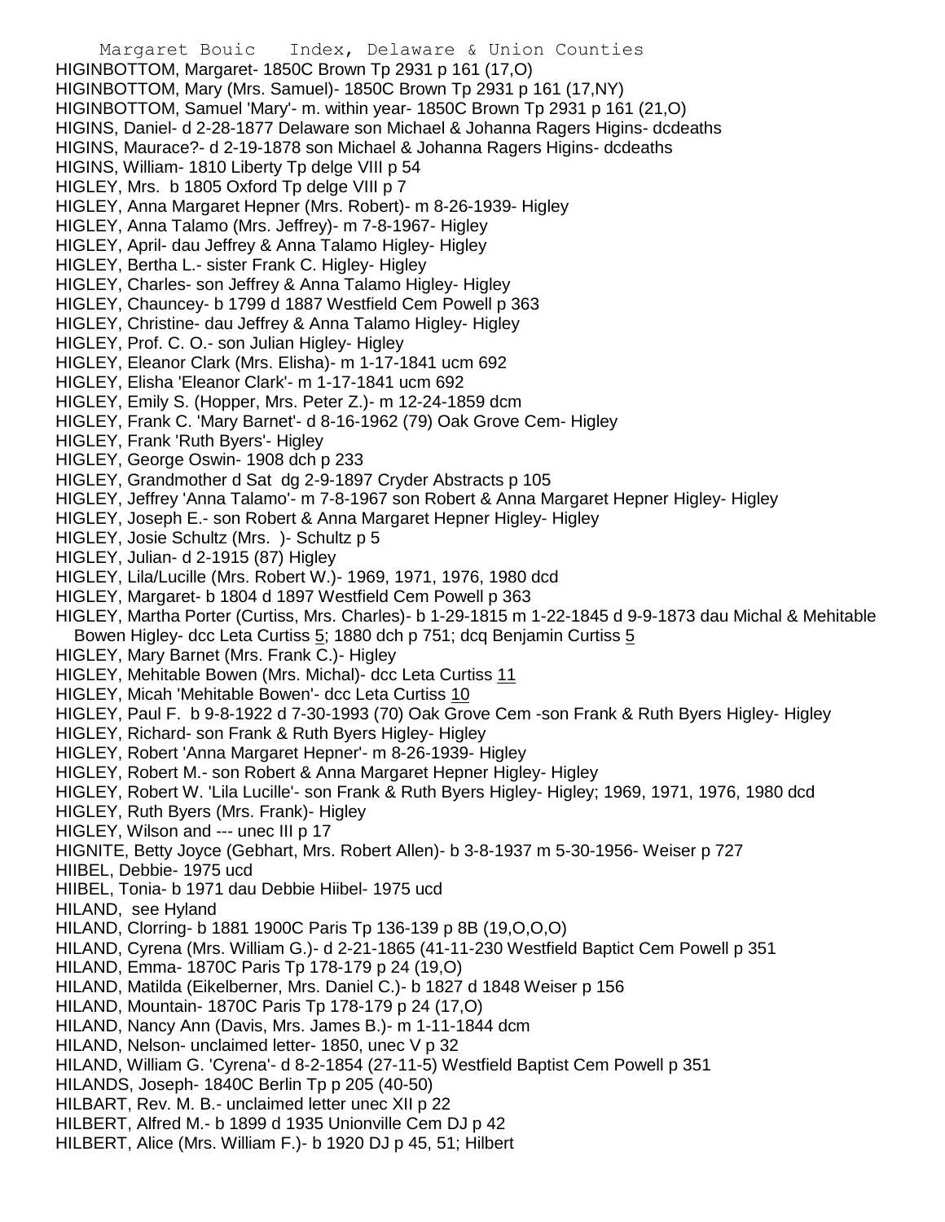HIGINBOTTOM, Margaret- 1850C Brown Tp 2931 p 161 (17,O)
HIGINBOTTOM, Mary (Mrs. Samuel)- 1850C Brown Tp 2931 p 161 (17,NY)
HIGINBOTTOM, Samuel 'Mary'- m. within year- 1850C Brown Tp 2931 p 161 (21,O)
HIGINS, Daniel- d 2-28-1877 Delaware son Michael & Johanna Ragers Higins- dcdeaths
HIGINS, Maurace?- d 2-19-1878 son Michael & Johanna Ragers Higins- dcdeaths
HIGINS, William- 1810 Liberty Tp delge VIII p 54
HIGLEY, Mrs. b 1805 Oxford Tp delge VIII p 7
HIGLEY, Anna Margaret Hepner (Mrs. Robert)- m 8-26-1939- Higley
HIGLEY, Anna Talamo (Mrs. Jeffrey)- m 7-8-1967- Higley
HIGLEY, April- dau Jeffrey & Anna Talamo Higley- Higley
HIGLEY, Bertha L.- sister Frank C. Higley- Higley
HIGLEY, Charles- son Jeffrey & Anna Talamo Higley- Higley
HIGLEY, Chauncey- b 1799 d 1887 Westfield Cem Powell p 363
HIGLEY, Christine- dau Jeffrey & Anna Talamo Higley- Higley
HIGLEY, Prof. C. O.- son Julian Higley- Higley
HIGLEY, Eleanor Clark (Mrs. Elisha)- m 1-17-1841 ucm 692
HIGLEY, Elisha 'Eleanor Clark'- m 1-17-1841 ucm 692
HIGLEY, Emily S. (Hopper, Mrs. Peter Z.)- m 12-24-1859 dcm
HIGLEY, Frank C. 'Mary Barnet'- d 8-16-1962 (79) Oak Grove Cem- Higley
HIGLEY, Frank 'Ruth Byers'- Higley
HIGLEY, George Oswin- 1908 dch p 233
HIGLEY, Grandmother d Sat dg 2-9-1897 Cryder Abstracts p 105
HIGLEY, Jeffrey 'Anna Talamo'- m 7-8-1967 son Robert & Anna Margaret Hepner Higley- Higley
HIGLEY, Joseph E.- son Robert & Anna Margaret Hepner Higley- Higley
HIGLEY, Josie Schultz (Mrs. )- Schultz p 5
HIGLEY, Julian- d 2-1915 (87) Higley
HIGLEY, Lila/Lucille (Mrs. Robert W.)- 1969, 1971, 1976, 1980 dcd
HIGLEY, Margaret- b 1804 d 1897 Westfield Cem Powell p 363
HIGLEY, Martha Porter (Curtiss, Mrs. Charles)- b 1-29-1815 m 1-22-1845 d 9-9-1873 dau Michal & Mehitable Bowen Higley- dcc Leta Curtiss 5; 1880 dch p 751; dcq Benjamin Curtiss 5
HIGLEY, Mary Barnet (Mrs. Frank C.)- Higley
HIGLEY, Mehitable Bowen (Mrs. Michal)- dcc Leta Curtiss 11
HIGLEY, Micah 'Mehitable Bowen'- dcc Leta Curtiss 10
HIGLEY, Paul F. b 9-8-1922 d 7-30-1993 (70) Oak Grove Cem -son Frank & Ruth Byers Higley- Higley
HIGLEY, Richard- son Frank & Ruth Byers Higley- Higley
HIGLEY, Robert 'Anna Margaret Hepner'- m 8-26-1939- Higley
HIGLEY, Robert M.- son Robert & Anna Margaret Hepner Higley- Higley
HIGLEY, Robert W. 'Lila Lucille'- son Frank & Ruth Byers Higley- Higley; 1969, 1971, 1976, 1980 dcd
HIGLEY, Ruth Byers (Mrs. Frank)- Higley
HIGLEY, Wilson and --- unec III p 17
HIGNITE, Betty Joyce (Gebhart, Mrs. Robert Allen)- b 3-8-1937 m 5-30-1956- Weiser p 727
HIIBEL, Debbie- 1975 ucd
HIIBEL, Tonia- b 1971 dau Debbie Hiibel- 1975 ucd
HILAND, see Hyland
HILAND, Clorring- b 1881 1900C Paris Tp 136-139 p 8B (19,O,O,O)
HILAND, Cyrena (Mrs. William G.)- d 2-21-1865 (41-11-230 Westfield Baptict Cem Powell p 351
HILAND, Emma- 1870C Paris Tp 178-179 p 24 (19,O)
HILAND, Matilda (Eikelberner, Mrs. Daniel C.)- b 1827 d 1848 Weiser p 156
HILAND, Mountain- 1870C Paris Tp 178-179 p 24 (17,O)
HILAND, Nancy Ann (Davis, Mrs. James B.)- m 1-11-1844 dcm
HILAND, Nelson- unclaimed letter- 1850, unec V p 32
HILAND, William G. 'Cyrena'- d 8-2-1854 (27-11-5) Westfield Baptist Cem Powell p 351
HILANDS, Joseph- 1840C Berlin Tp p 205 (40-50)
HILBART, Rev. M. B.- unclaimed letter unec XII p 22
HILBERT, Alfred M.- b 1899 d 1935 Unionville Cem DJ p 42
HILBERT, Alice (Mrs. William F.)- b 1920 DJ p 45, 51; Hilbert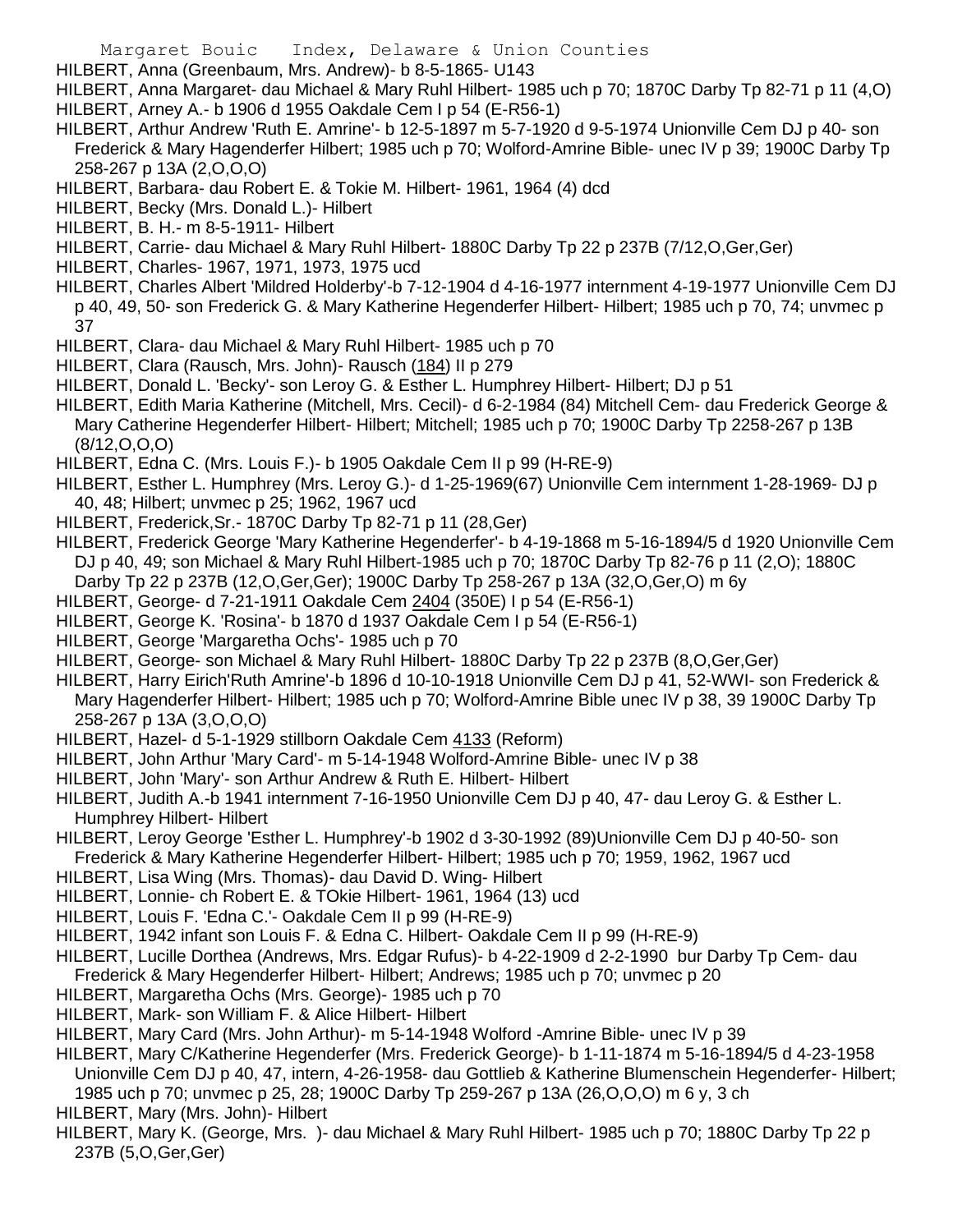HILBERT, Anna (Greenbaum, Mrs. Andrew)- b 8-5-1865- U143

HILBERT, Anna Margaret- dau Michael & Mary Ruhl Hilbert- 1985 uch p 70; 1870C Darby Tp 82-71 p 11 (4,O)

HILBERT, Arney A.- b 1906 d 1955 Oakdale Cem I p 54 (E-R56-1)

HILBERT, Arthur Andrew 'Ruth E. Amrine'- b 12-5-1897 m 5-7-1920 d 9-5-1974 Unionville Cem DJ p 40- son Frederick & Mary Hagenderfer Hilbert; 1985 uch p 70; Wolford-Amrine Bible- unec IV p 39; 1900C Darby Tp 258-267 p 13A (2,O,O,O)

HILBERT, Barbara- dau Robert E. & Tokie M. Hilbert- 1961, 1964 (4) dcd

HILBERT, Becky (Mrs. Donald L.)- Hilbert

HILBERT, B. H.- m 8-5-1911- Hilbert

HILBERT, Carrie- dau Michael & Mary Ruhl Hilbert- 1880C Darby Tp 22 p 237B (7/12,O,Ger,Ger)

HILBERT, Charles- 1967, 1971, 1973, 1975 ucd

HILBERT, Charles Albert 'Mildred Holderby'-b 7-12-1904 d 4-16-1977 internment 4-19-1977 Unionville Cem DJ p 40, 49, 50- son Frederick G. & Mary Katherine Hegenderfer Hilbert- Hilbert; 1985 uch p 70, 74; unvmec p 37

HILBERT, Clara- dau Michael & Mary Ruhl Hilbert- 1985 uch p 70

HILBERT, Clara (Rausch, Mrs. John)- Rausch (184) II p 279

HILBERT, Donald L. 'Becky'- son Leroy G. & Esther L. Humphrey Hilbert- Hilbert; DJ p 51

HILBERT, Edith Maria Katherine (Mitchell, Mrs. Cecil)- d 6-2-1984 (84) Mitchell Cem- dau Frederick George & Mary Catherine Hegenderfer Hilbert- Hilbert; Mitchell; 1985 uch p 70; 1900C Darby Tp 2258-267 p 13B (8/12,O,O,O)

HILBERT, Edna C. (Mrs. Louis F.)- b 1905 Oakdale Cem II p 99 (H-RE-9)

HILBERT, Esther L. Humphrey (Mrs. Leroy G.)- d 1-25-1969(67) Unionville Cem internment 1-28-1969- DJ p 40, 48; Hilbert; unvmec p 25; 1962, 1967 ucd

HILBERT, Frederick,Sr.- 1870C Darby Tp 82-71 p 11 (28,Ger)

HILBERT, Frederick George 'Mary Katherine Hegenderfer'- b 4-19-1868 m 5-16-1894/5 d 1920 Unionville Cem DJ p 40, 49; son Michael & Mary Ruhl Hilbert-1985 uch p 70; 1870C Darby Tp 82-76 p 11 (2,O); 1880C Darby Tp 22 p 237B (12,O,Ger,Ger); 1900C Darby Tp 258-267 p 13A (32,O,Ger,O) m 6y

HILBERT, George- d 7-21-1911 Oakdale Cem 2404 (350E) I p 54 (E-R56-1)

HILBERT, George K. 'Rosina'- b 1870 d 1937 Oakdale Cem I p 54 (E-R56-1)

HILBERT, George 'Margaretha Ochs'- 1985 uch p 70

HILBERT, George- son Michael & Mary Ruhl Hilbert- 1880C Darby Tp 22 p 237B (8,O,Ger,Ger)

HILBERT, Harry Eirich'Ruth Amrine'-b 1896 d 10-10-1918 Unionville Cem DJ p 41, 52-WWI- son Frederick & Mary Hagenderfer Hilbert- Hilbert; 1985 uch p 70; Wolford-Amrine Bible unec IV p 38, 39 1900C Darby Tp 258-267 p 13A (3,O,O,O)

HILBERT, Hazel- d 5-1-1929 stillborn Oakdale Cem 4133 (Reform)

HILBERT, John Arthur 'Mary Card'- m 5-14-1948 Wolford-Amrine Bible- unec IV p 38

HILBERT, John 'Mary'- son Arthur Andrew & Ruth E. Hilbert- Hilbert

HILBERT, Judith A.-b 1941 internment 7-16-1950 Unionville Cem DJ p 40, 47- dau Leroy G. & Esther L. Humphrey Hilbert- Hilbert

HILBERT, Leroy George 'Esther L. Humphrey'-b 1902 d 3-30-1992 (89)Unionville Cem DJ p 40-50- son Frederick & Mary Katherine Hegenderfer Hilbert- Hilbert; 1985 uch p 70; 1959, 1962, 1967 ucd

HILBERT, Lisa Wing (Mrs. Thomas)- dau David D. Wing- Hilbert

HILBERT, Lonnie- ch Robert E. & TOkie Hilbert- 1961, 1964 (13) ucd

HILBERT, Louis F. 'Edna C.'- Oakdale Cem II p 99 (H-RE-9)

HILBERT, 1942 infant son Louis F. & Edna C. Hilbert- Oakdale Cem II p 99 (H-RE-9)

HILBERT, Lucille Dorthea (Andrews, Mrs. Edgar Rufus)- b 4-22-1909 d 2-2-1990 bur Darby Tp Cem- dau Frederick & Mary Hegenderfer Hilbert- Hilbert; Andrews; 1985 uch p 70; unvmec p 20

HILBERT, Margaretha Ochs (Mrs. George)- 1985 uch p 70

HILBERT, Mark- son William F. & Alice Hilbert- Hilbert

HILBERT, Mary Card (Mrs. John Arthur)- m 5-14-1948 Wolford -Amrine Bible- unec IV p 39

HILBERT, Mary C/Katherine Hegenderfer (Mrs. Frederick George)- b 1-11-1874 m 5-16-1894/5 d 4-23-1958 Unionville Cem DJ p 40, 47, intern, 4-26-1958- dau Gottlieb & Katherine Blumenschein Hegenderfer- Hilbert; 1985 uch p 70; unvmec p 25, 28; 1900C Darby Tp 259-267 p 13A (26,O,O,O) m 6 y, 3 ch

HILBERT, Mary (Mrs. John)- Hilbert

HILBERT, Mary K. (George, Mrs. )- dau Michael & Mary Ruhl Hilbert- 1985 uch p 70; 1880C Darby Tp 22 p 237B (5,O,Ger,Ger)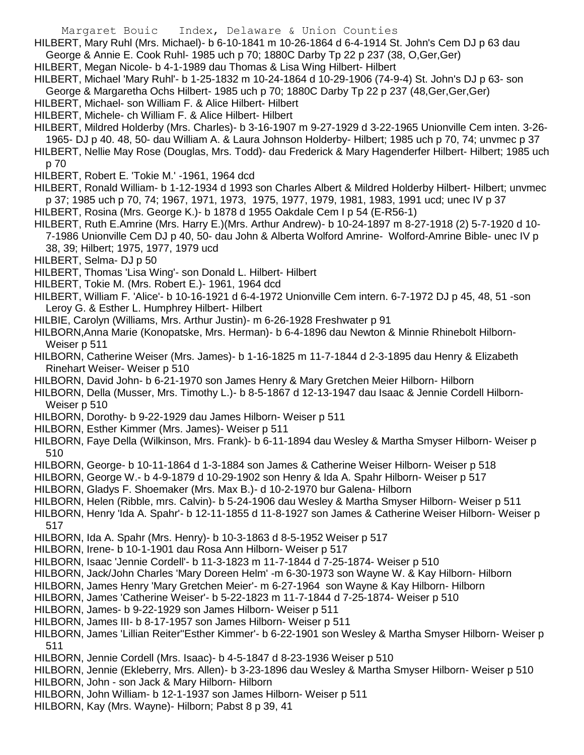HILBERT, Mary Ruhl (Mrs. Michael)- b 6-10-1841 m 10-26-1864 d 6-4-1914 St. John's Cem DJ p 63 dau George & Annie E. Cook Ruhl- 1985 uch p 70; 1880C Darby Tp 22 p 237 (38, O,Ger,Ger)

HILBERT, Megan Nicole- b 4-1-1989 dau Thomas & Lisa Wing Hilbert- Hilbert

HILBERT, Michael 'Mary Ruhl'- b 1-25-1832 m 10-24-1864 d 10-29-1906 (74-9-4) St. John's DJ p 63- son George & Margaretha Ochs Hilbert- 1985 uch p 70; 1880C Darby Tp 22 p 237 (48,Ger,Ger,Ger)

HILBERT, Michael- son William F. & Alice Hilbert- Hilbert

HILBERT, Michele- ch William F. & Alice Hilbert- Hilbert

HILBERT, Mildred Holderby (Mrs. Charles)- b 3-16-1907 m 9-27-1929 d 3-22-1965 Unionville Cem inten. 3-26-1965- DJ p 40. 48, 50- dau William A. & Laura Johnson Holderby- Hilbert; 1985 uch p 70, 74; unvmec p 37

HILBERT, Nellie May Rose (Douglas, Mrs. Todd)- dau Frederick & Mary Hagenderfer Hilbert- Hilbert; 1985 uch p 70

HILBERT, Robert E. 'Tokie M.' -1961, 1964 dcd

HILBERT, Ronald William- b 1-12-1934 d 1993 son Charles Albert & Mildred Holderby Hilbert- Hilbert; unvmec p 37; 1985 uch p 70, 74; 1967, 1971, 1973, 1975, 1977, 1979, 1981, 1983, 1991 ucd; unec IV p 37

HILBERT, Rosina (Mrs. George K.)- b 1878 d 1955 Oakdale Cem I p 54 (E-R56-1)

HILBERT, Ruth E.Amrine (Mrs. Harry E.)(Mrs. Arthur Andrew)- b 10-24-1897 m 8-27-1918 (2) 5-7-1920 d 10-7-1986 Unionville Cem DJ p 40, 50- dau John & Alberta Wolford Amrine- Wolford-Amrine Bible- unec IV p 38, 39; Hilbert; 1975, 1977, 1979 ucd

HILBERT, Selma- DJ p 50

HILBERT, Thomas 'Lisa Wing'- son Donald L. Hilbert- Hilbert

HILBERT, Tokie M. (Mrs. Robert E.)- 1961, 1964 dcd

HILBERT, William F. 'Alice'- b 10-16-1921 d 6-4-1972 Unionville Cem intern. 6-7-1972 DJ p 45, 48, 51 -son Leroy G. & Esther L. Humphrey Hilbert- Hilbert

HILBIE, Carolyn (Williams, Mrs. Arthur Justin)- m 6-26-1928 Freshwater p 91

HILBORN,Anna Marie (Konopatske, Mrs. Herman)- b 6-4-1896 dau Newton & Minnie Rhinebolt Hilborn- Weiser p 511

HILBORN, Catherine Weiser (Mrs. James)- b 1-16-1825 m 11-7-1844 d 2-3-1895 dau Henry & Elizabeth Rinehart Weiser- Weiser p 510

HILBORN, David John- b 6-21-1970 son James Henry & Mary Gretchen Meier Hilborn- Hilborn

HILBORN, Della (Musser, Mrs. Timothy L.)- b 8-5-1867 d 12-13-1947 dau Isaac & Jennie Cordell Hilborn- Weiser p 510

HILBORN, Dorothy- b 9-22-1929 dau James Hilborn- Weiser p 511

HILBORN, Esther Kimmer (Mrs. James)- Weiser p 511

HILBORN, Faye Della (Wilkinson, Mrs. Frank)- b 6-11-1894 dau Wesley & Martha Smyser Hilborn- Weiser p 510

HILBORN, George- b 10-11-1864 d 1-3-1884 son James & Catherine Weiser Hilborn- Weiser p 518

HILBORN, George W.- b 4-9-1879 d 10-29-1902 son Henry & Ida A. Spahr Hilborn- Weiser p 517

HILBORN, Gladys F. Shoemaker (Mrs. Max B.)- d 10-2-1970 bur Galena- Hilborn

HILBORN, Helen (Ribble, mrs. Calvin)- b 5-24-1906 dau Wesley & Martha Smyser Hilborn- Weiser p 511

HILBORN, Henry 'Ida A. Spahr'- b 12-11-1855 d 11-8-1927 son James & Catherine Weiser Hilborn- Weiser p 517

HILBORN, Ida A. Spahr (Mrs. Henry)- b 10-3-1863 d 8-5-1952 Weiser p 517

HILBORN, Irene- b 10-1-1901 dau Rosa Ann Hilborn- Weiser p 517

HILBORN, Isaac 'Jennie Cordell'- b 11-3-1823 m 11-7-1844 d 7-25-1874- Weiser p 510

HILBORN, Jack/John Charles 'Mary Doreen Helm' -m 6-30-1973 son Wayne W. & Kay Hilborn- Hilborn

HILBORN, James Henry 'Mary Gretchen Meier'- m 6-27-1964 son Wayne & Kay Hilborn- Hilborn

HILBORN, James 'Catherine Weiser'- b 5-22-1823 m 11-7-1844 d 7-25-1874- Weiser p 510

HILBORN, James- b 9-22-1929 son James Hilborn- Weiser p 511

HILBORN, James III- b 8-17-1957 son James Hilborn- Weiser p 511

HILBORN, James 'Lillian Reiter''Esther Kimmer'- b 6-22-1901 son Wesley & Martha Smyser Hilborn- Weiser p 511

HILBORN, Jennie Cordell (Mrs. Isaac)- b 4-5-1847 d 8-23-1936 Weiser p 510

HILBORN, Jennie (Ekleberry, Mrs. Allen)- b 3-23-1896 dau Wesley & Martha Smyser Hilborn- Weiser p 510

HILBORN, John - son Jack & Mary Hilborn- Hilborn

HILBORN, John William- b 12-1-1937 son James Hilborn- Weiser p 511

HILBORN, Kay (Mrs. Wayne)- Hilborn; Pabst 8 p 39, 41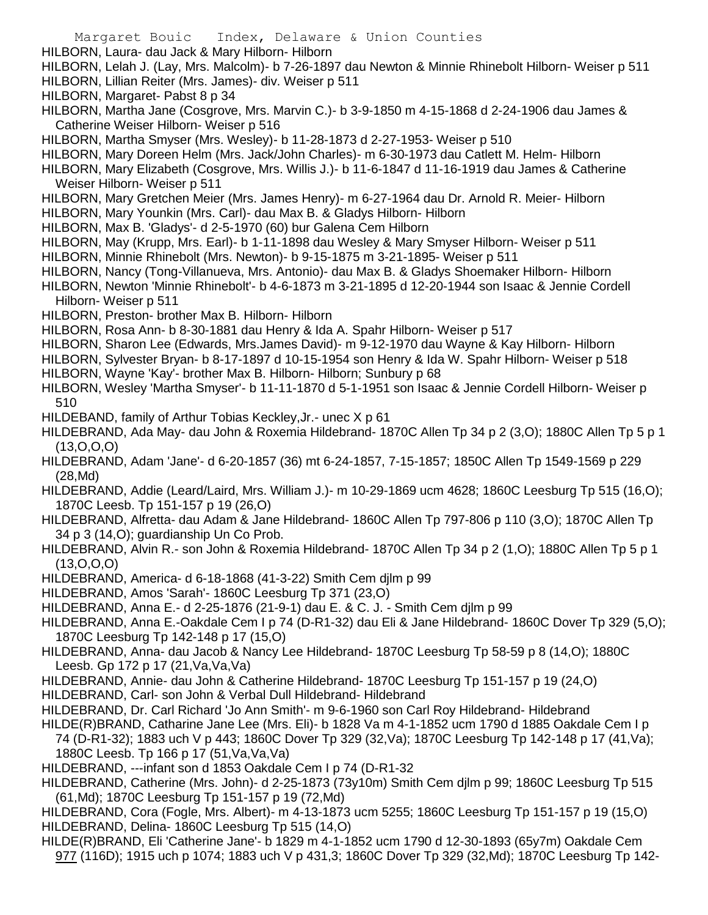HILBORN, Laura- dau Jack & Mary Hilborn- Hilborn

HILBORN, Lelah J. (Lay, Mrs. Malcolm)- b 7-26-1897 dau Newton & Minnie Rhinebolt Hilborn- Weiser p 511

HILBORN, Lillian Reiter (Mrs. James)- div. Weiser p 511

HILBORN, Margaret- Pabst 8 p 34

HILBORN, Martha Jane (Cosgrove, Mrs. Marvin C.)- b 3-9-1850 m 4-15-1868 d 2-24-1906 dau James & Catherine Weiser Hilborn- Weiser p 516

HILBORN, Martha Smyser (Mrs. Wesley)- b 11-28-1873 d 2-27-1953- Weiser p 510

HILBORN, Mary Doreen Helm (Mrs. Jack/John Charles)- m 6-30-1973 dau Catlett M. Helm- Hilborn

HILBORN, Mary Elizabeth (Cosgrove, Mrs. Willis J.)- b 11-6-1847 d 11-16-1919 dau James & Catherine Weiser Hilborn- Weiser p 511

HILBORN, Mary Gretchen Meier (Mrs. James Henry)- m 6-27-1964 dau Dr. Arnold R. Meier- Hilborn

HILBORN, Mary Younkin (Mrs. Carl)- dau Max B. & Gladys Hilborn- Hilborn

HILBORN, Max B. 'Gladys'- d 2-5-1970 (60) bur Galena Cem Hilborn

HILBORN, May (Krupp, Mrs. Earl)- b 1-11-1898 dau Wesley & Mary Smyser Hilborn- Weiser p 511

HILBORN, Minnie Rhinebolt (Mrs. Newton)- b 9-15-1875 m 3-21-1895- Weiser p 511

HILBORN, Nancy (Tong-Villanueva, Mrs. Antonio)- dau Max B. & Gladys Shoemaker Hilborn- Hilborn

HILBORN, Newton 'Minnie Rhinebolt'- b 4-6-1873 m 3-21-1895 d 12-20-1944 son Isaac & Jennie Cordell Hilborn- Weiser p 511

HILBORN, Preston- brother Max B. Hilborn- Hilborn

HILBORN, Rosa Ann- b 8-30-1881 dau Henry & Ida A. Spahr Hilborn- Weiser p 517

HILBORN, Sharon Lee (Edwards, Mrs.James David)- m 9-12-1970 dau Wayne & Kay Hilborn- Hilborn

HILBORN, Sylvester Bryan- b 8-17-1897 d 10-15-1954 son Henry & Ida W. Spahr Hilborn- Weiser p 518

HILBORN, Wayne 'Kay'- brother Max B. Hilborn- Hilborn; Sunbury p 68

HILBORN, Wesley 'Martha Smyser'- b 11-11-1870 d 5-1-1951 son Isaac & Jennie Cordell Hilborn- Weiser p 510

HILDEBAND, family of Arthur Tobias Keckley,Jr.- unec X p 61

HILDEBRAND, Ada May- dau John & Roxemia Hildebrand- 1870C Allen Tp 34 p 2 (3,O); 1880C Allen Tp 5 p 1 (13,O,O,O)

HILDEBRAND, Adam 'Jane'- d 6-20-1857 (36) mt 6-24-1857, 7-15-1857; 1850C Allen Tp 1549-1569 p 229 (28,Md)

HILDEBRAND, Addie (Leard/Laird, Mrs. William J.)- m 10-29-1869 ucm 4628; 1860C Leesburg Tp 515 (16,O); 1870C Leesb. Tp 151-157 p 19 (26,O)

HILDEBRAND, Alfretta- dau Adam & Jane Hildebrand- 1860C Allen Tp 797-806 p 110 (3,O); 1870C Allen Tp 34 p 3 (14,O); guardianship Un Co Prob.

HILDEBRAND, Alvin R.- son John & Roxemia Hildebrand- 1870C Allen Tp 34 p 2 (1,O); 1880C Allen Tp 5 p 1 (13,O,O,O)

HILDEBRAND, America- d 6-18-1868 (41-3-22) Smith Cem djlm p 99

HILDEBRAND, Amos 'Sarah'- 1860C Leesburg Tp 371 (23,O)

HILDEBRAND, Anna E.- d 2-25-1876 (21-9-1) dau E. & C. J. - Smith Cem djlm p 99

HILDEBRAND, Anna E.-Oakdale Cem I p 74 (D-R1-32) dau Eli & Jane Hildebrand- 1860C Dover Tp 329 (5,O); 1870C Leesburg Tp 142-148 p 17 (15,O)

HILDEBRAND, Anna- dau Jacob & Nancy Lee Hildebrand- 1870C Leesburg Tp 58-59 p 8 (14,O); 1880C Leesb. Gp 172 p 17 (21,Va,Va,Va)

HILDEBRAND, Annie- dau John & Catherine Hildebrand- 1870C Leesburg Tp 151-157 p 19 (24,O)

HILDEBRAND, Carl- son John & Verbal Dull Hildebrand- Hildebrand

HILDEBRAND, Dr. Carl Richard 'Jo Ann Smith'- m 9-6-1960 son Carl Roy Hildebrand- Hildebrand

HILDE(R)BRAND, Catharine Jane Lee (Mrs. Eli)- b 1828 Va m 4-1-1852 ucm 1790 d 1885 Oakdale Cem I p 74 (D-R1-32); 1883 uch V p 443; 1860C Dover Tp 329 (32,Va); 1870C Leesburg Tp 142-148 p 17 (41,Va); 1880C Leesb. Tp 166 p 17 (51,Va,Va,Va)

HILDEBRAND, ---infant son d 1853 Oakdale Cem I p 74 (D-R1-32

HILDEBRAND, Catherine (Mrs. John)- d 2-25-1873 (73y10m) Smith Cem djlm p 99; 1860C Leesburg Tp 515 (61,Md); 1870C Leesburg Tp 151-157 p 19 (72,Md)

HILDEBRAND, Cora (Fogle, Mrs. Albert)- m 4-13-1873 ucm 5255; 1860C Leesburg Tp 151-157 p 19 (15,O)

HILDEBRAND, Delina- 1860C Leesburg Tp 515 (14,O)

HILDE(R)BRAND, Eli 'Catherine Jane'- b 1829 m 4-1-1852 ucm 1790 d 12-30-1893 (65y7m) Oakdale Cem 977 (116D); 1915 uch p 1074; 1883 uch V p 431,3; 1860C Dover Tp 329 (32,Md); 1870C Leesburg Tp 142-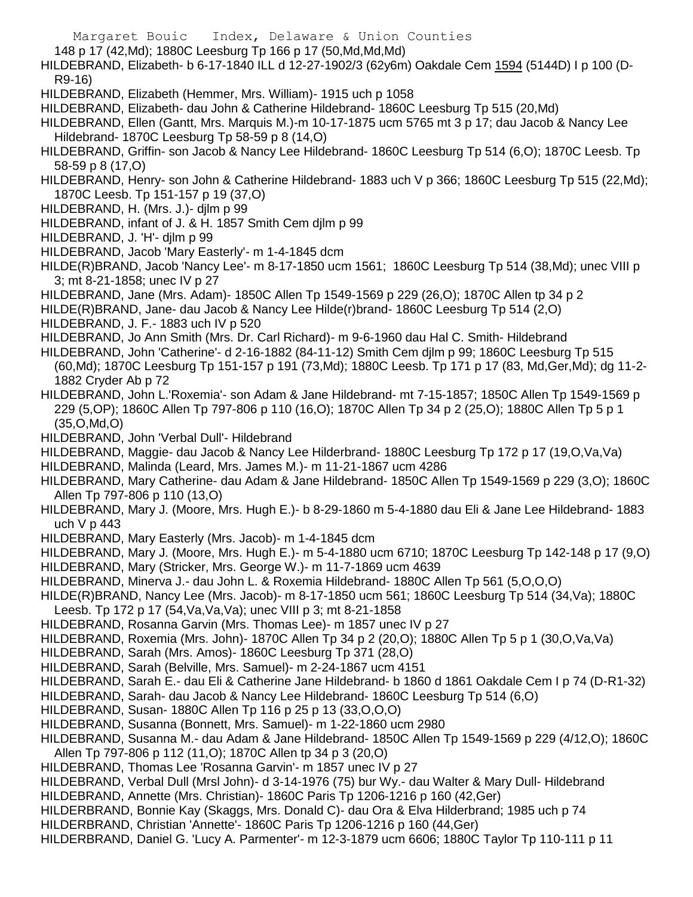148 p 17 (42,Md); 1880C Leesburg Tp 166 p 17 (50,Md,Md,Md)

HILDEBRAND, Elizabeth- b 6-17-1840 ILL d 12-27-1902/3 (62y6m) Oakdale Cem 1594 (5144D) I p 100 (D-R9-16)

HILDEBRAND, Elizabeth (Hemmer, Mrs. William)- 1915 uch p 1058

HILDEBRAND, Elizabeth- dau John & Catherine Hildebrand- 1860C Leesburg Tp 515 (20,Md)

HILDEBRAND, Ellen (Gantt, Mrs. Marquis M.)-m 10-17-1875 ucm 5765 mt 3 p 17; dau Jacob & Nancy Lee Hildebrand- 1870C Leesburg Tp 58-59 p 8 (14,O)

HILDEBRAND, Griffin- son Jacob & Nancy Lee Hildebrand- 1860C Leesburg Tp 514 (6,O); 1870C Leesb. Tp 58-59 p 8 (17,O)

HILDEBRAND, Henry- son John & Catherine Hildebrand- 1883 uch V p 366; 1860C Leesburg Tp 515 (22,Md); 1870C Leesb. Tp 151-157 p 19 (37,O)

HILDEBRAND, H. (Mrs. J.)- djlm p 99

HILDEBRAND, infant of J. & H. 1857 Smith Cem djlm p 99

HILDEBRAND, J. 'H'- djlm p 99

HILDEBRAND, Jacob 'Mary Easterly'- m 1-4-1845 dcm

HILDE(R)BRAND, Jacob 'Nancy Lee'- m 8-17-1850 ucm 1561; 1860C Leesburg Tp 514 (38,Md); unec VIII p 3; mt 8-21-1858; unec IV p 27

HILDEBRAND, Jane (Mrs. Adam)- 1850C Allen Tp 1549-1569 p 229 (26,O); 1870C Allen tp 34 p 2

HILDE(R)BRAND, Jane- dau Jacob & Nancy Lee Hilde(r)brand- 1860C Leesburg Tp 514 (2,O)

HILDEBRAND, J. F.- 1883 uch IV p 520

HILDEBRAND, Jo Ann Smith (Mrs. Dr. Carl Richard)- m 9-6-1960 dau Hal C. Smith- Hildebrand

HILDEBRAND, John 'Catherine'- d 2-16-1882 (84-11-12) Smith Cem djlm p 99; 1860C Leesburg Tp 515 (60,Md); 1870C Leesburg Tp 151-157 p 191 (73,Md); 1880C Leesb. Tp 171 p 17 (83, Md,Ger,Md); dg 11-2-1882 Cryder Ab p 72

HILDEBRAND, John L.'Roxemia'- son Adam & Jane Hildebrand- mt 7-15-1857; 1850C Allen Tp 1549-1569 p 229 (5,OP); 1860C Allen Tp 797-806 p 110 (16,O); 1870C Allen Tp 34 p 2 (25,O); 1880C Allen Tp 5 p 1 (35,O,Md,O)

HILDEBRAND, John 'Verbal Dull'- Hildebrand

HILDEBRAND, Maggie- dau Jacob & Nancy Lee Hilderbrand- 1880C Leesburg Tp 172 p 17 (19,O,Va,Va)

HILDEBRAND, Malinda (Leard, Mrs. James M.)- m 11-21-1867 ucm 4286

HILDEBRAND, Mary Catherine- dau Adam & Jane Hildebrand- 1850C Allen Tp 1549-1569 p 229 (3,O); 1860C Allen Tp 797-806 p 110 (13,O)

HILDEBRAND, Mary J. (Moore, Mrs. Hugh E.)- b 8-29-1860 m 5-4-1880 dau Eli & Jane Lee Hildebrand- 1883 uch V p 443

HILDEBRAND, Mary Easterly (Mrs. Jacob)- m 1-4-1845 dcm

HILDEBRAND, Mary J. (Moore, Mrs. Hugh E.)- m 5-4-1880 ucm 6710; 1870C Leesburg Tp 142-148 p 17 (9,O)

HILDEBRAND, Mary (Stricker, Mrs. George W.)- m 11-7-1869 ucm 4639

HILDEBRAND, Minerva J.- dau John L. & Roxemia Hildebrand- 1880C Allen Tp 561 (5,O,O,O)

HILDE(R)BRAND, Nancy Lee (Mrs. Jacob)- m 8-17-1850 ucm 561; 1860C Leesburg Tp 514 (34,Va); 1880C Leesb. Tp 172 p 17 (54,Va,Va,Va); unec VIII p 3; mt 8-21-1858

HILDEBRAND, Rosanna Garvin (Mrs. Thomas Lee)- m 1857 unec IV p 27

HILDEBRAND, Roxemia (Mrs. John)- 1870C Allen Tp 34 p 2 (20,O); 1880C Allen Tp 5 p 1 (30,O,Va,Va)

HILDEBRAND, Sarah (Mrs. Amos)- 1860C Leesburg Tp 371 (28,O)

HILDEBRAND, Sarah (Belville, Mrs. Samuel)- m 2-24-1867 ucm 4151

HILDEBRAND, Sarah E.- dau Eli & Catherine Jane Hildebrand- b 1860 d 1861 Oakdale Cem I p 74 (D-R1-32)

HILDEBRAND, Sarah- dau Jacob & Nancy Lee Hildebrand- 1860C Leesburg Tp 514 (6,O)

HILDEBRAND, Susan- 1880C Allen Tp 116 p 25 p 13 (33,O,O,O)

HILDEBRAND, Susanna (Bonnett, Mrs. Samuel)- m 1-22-1860 ucm 2980

HILDEBRAND, Susanna M.- dau Adam & Jane Hildebrand- 1850C Allen Tp 1549-1569 p 229 (4/12,O); 1860C Allen Tp 797-806 p 112 (11,O); 1870C Allen tp 34 p 3 (20,O)

HILDEBRAND, Thomas Lee 'Rosanna Garvin'- m 1857 unec IV p 27

HILDEBRAND, Verbal Dull (Mrsl John)- d 3-14-1976 (75) bur Wy.- dau Walter & Mary Dull- Hildebrand

HILDEBRAND, Annette (Mrs. Christian)- 1860C Paris Tp 1206-1216 p 160 (42,Ger)

HILDERBRAND, Bonnie Kay (Skaggs, Mrs. Donald C)- dau Ora & Elva Hilderbrand; 1985 uch p 74

HILDERBRAND, Christian 'Annette'- 1860C Paris Tp 1206-1216 p 160 (44,Ger)

HILDERBRAND, Daniel G. 'Lucy A. Parmenter'- m 12-3-1879 ucm 6606; 1880C Taylor Tp 110-111 p 11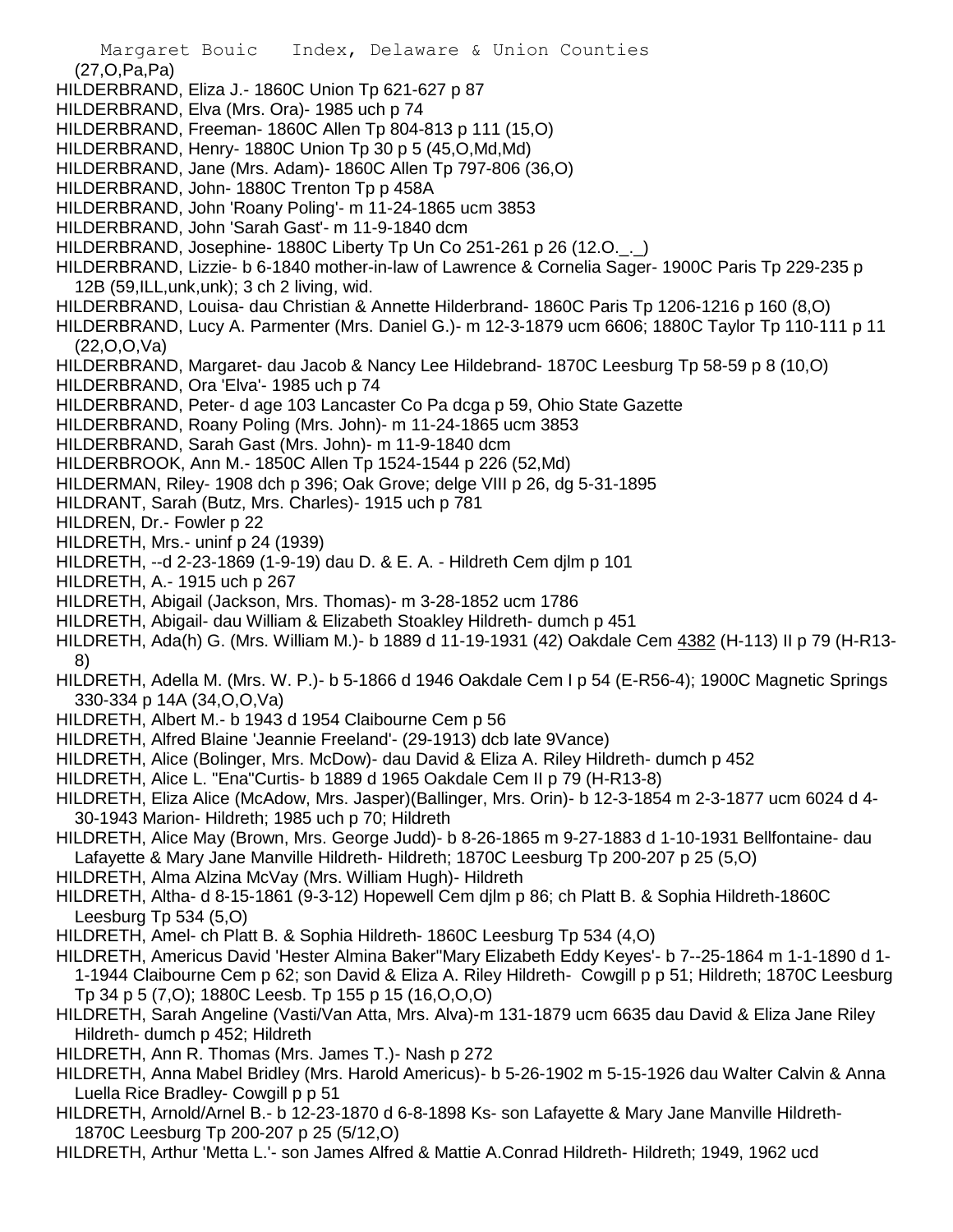(27,O,Pa,Pa)

HILDERBRAND, Eliza J.- 1860C Union Tp 621-627 p 87

HILDERBRAND, Elva (Mrs. Ora)- 1985 uch p 74

HILDERBRAND, Freeman- 1860C Allen Tp 804-813 p 111 (15,O)

HILDERBRAND, Henry- 1880C Union Tp 30 p 5 (45,O,Md,Md)

HILDERBRAND, Jane (Mrs. Adam)- 1860C Allen Tp 797-806 (36,O)

HILDERBRAND, John- 1880C Trenton Tp p 458A

HILDERBRAND, John 'Roany Poling'- m 11-24-1865 ucm 3853

HILDERBRAND, John 'Sarah Gast'- m 11-9-1840 dcm

HILDERBRAND, Josephine- 1880C Liberty Tp Un Co 251-261 p 26 (12.O._._)

HILDERBRAND, Lizzie- b 6-1840 mother-in-law of Lawrence & Cornelia Sager- 1900C Paris Tp 229-235 p 12B (59,ILL,unk,unk); 3 ch 2 living, wid.

HILDERBRAND, Louisa- dau Christian & Annette Hilderbrand- 1860C Paris Tp 1206-1216 p 160 (8,O)

HILDERBRAND, Lucy A. Parmenter (Mrs. Daniel G.)- m 12-3-1879 ucm 6606; 1880C Taylor Tp 110-111 p 11 (22,O,O,Va)

HILDERBRAND, Margaret- dau Jacob & Nancy Lee Hildebrand- 1870C Leesburg Tp 58-59 p 8 (10,O)

HILDERBRAND, Ora 'Elva'- 1985 uch p 74

HILDERBRAND, Peter- d age 103 Lancaster Co Pa dcga p 59, Ohio State Gazette

HILDERBRAND, Roany Poling (Mrs. John)- m 11-24-1865 ucm 3853

HILDERBRAND, Sarah Gast (Mrs. John)- m 11-9-1840 dcm

HILDERBROOK, Ann M.- 1850C Allen Tp 1524-1544 p 226 (52,Md)

HILDERMAN, Riley- 1908 dch p 396; Oak Grove; delge VIII p 26, dg 5-31-1895

HILDRANT, Sarah (Butz, Mrs. Charles)- 1915 uch p 781

HILDREN, Dr.- Fowler p 22

HILDRETH, Mrs.- uninf p 24 (1939)

HILDRETH, --d 2-23-1869 (1-9-19) dau D. & E. A. - Hildreth Cem djlm p 101

HILDRETH, A.- 1915 uch p 267

HILDRETH, Abigail (Jackson, Mrs. Thomas)- m 3-28-1852 ucm 1786

HILDRETH, Abigail- dau William & Elizabeth Stoakley Hildreth- dumch p 451

HILDRETH, Ada(h) G. (Mrs. William M.)- b 1889 d 11-19-1931 (42) Oakdale Cem 4382 (H-113) II p 79 (H-R13-8)

HILDRETH, Adella M. (Mrs. W. P.)- b 5-1866 d 1946 Oakdale Cem I p 54 (E-R56-4); 1900C Magnetic Springs 330-334 p 14A (34,O,O,Va)

HILDRETH, Albert M.- b 1943 d 1954 Claibourne Cem p 56

HILDRETH, Alfred Blaine 'Jeannie Freeland'- (29-1913) dcb late 9Vance)

HILDRETH, Alice (Bolinger, Mrs. McDow)- dau David & Eliza A. Riley Hildreth- dumch p 452

HILDRETH, Alice L. "Ena"Curtis- b 1889 d 1965 Oakdale Cem II p 79 (H-R13-8)

HILDRETH, Eliza Alice (McAdow, Mrs. Jasper)(Ballinger, Mrs. Orin)- b 12-3-1854 m 2-3-1877 ucm 6024 d 4-30-1943 Marion- Hildreth; 1985 uch p 70; Hildreth

HILDRETH, Alice May (Brown, Mrs. George Judd)- b 8-26-1865 m 9-27-1883 d 1-10-1931 Bellfontaine- dau Lafayette & Mary Jane Manville Hildreth- Hildreth; 1870C Leesburg Tp 200-207 p 25 (5,O)

HILDRETH, Alma Alzina McVay (Mrs. William Hugh)- Hildreth

HILDRETH, Altha- d 8-15-1861 (9-3-12) Hopewell Cem djlm p 86; ch Platt B. & Sophia Hildreth-1860C Leesburg Tp 534 (5,O)

HILDRETH, Amel- ch Platt B. & Sophia Hildreth- 1860C Leesburg Tp 534 (4,O)

HILDRETH, Americus David 'Hester Almina Baker''Mary Elizabeth Eddy Keyes'- b 7--25-1864 m 1-1-1890 d 1-1-1944 Claibourne Cem p 62; son David & Eliza A. Riley Hildreth- Cowgill p p 51; Hildreth; 1870C Leesburg Tp 34 p 5 (7,O); 1880C Leesb. Tp 155 p 15 (16,O,O,O)

HILDRETH, Sarah Angeline (Vasti/Van Atta, Mrs. Alva)-m 131-1879 ucm 6635 dau David & Eliza Jane Riley Hildreth- dumch p 452; Hildreth

HILDRETH, Ann R. Thomas (Mrs. James T.)- Nash p 272

HILDRETH, Anna Mabel Bridley (Mrs. Harold Americus)- b 5-26-1902 m 5-15-1926 dau Walter Calvin & Anna Luella Rice Bradley- Cowgill p p 51

HILDRETH, Arnold/Arnel B.- b 12-23-1870 d 6-8-1898 Ks- son Lafayette & Mary Jane Manville Hildreth- 1870C Leesburg Tp 200-207 p 25 (5/12,O)

HILDRETH, Arthur 'Metta L.'- son James Alfred & Mattie A.Conrad Hildreth- Hildreth; 1949, 1962 ucd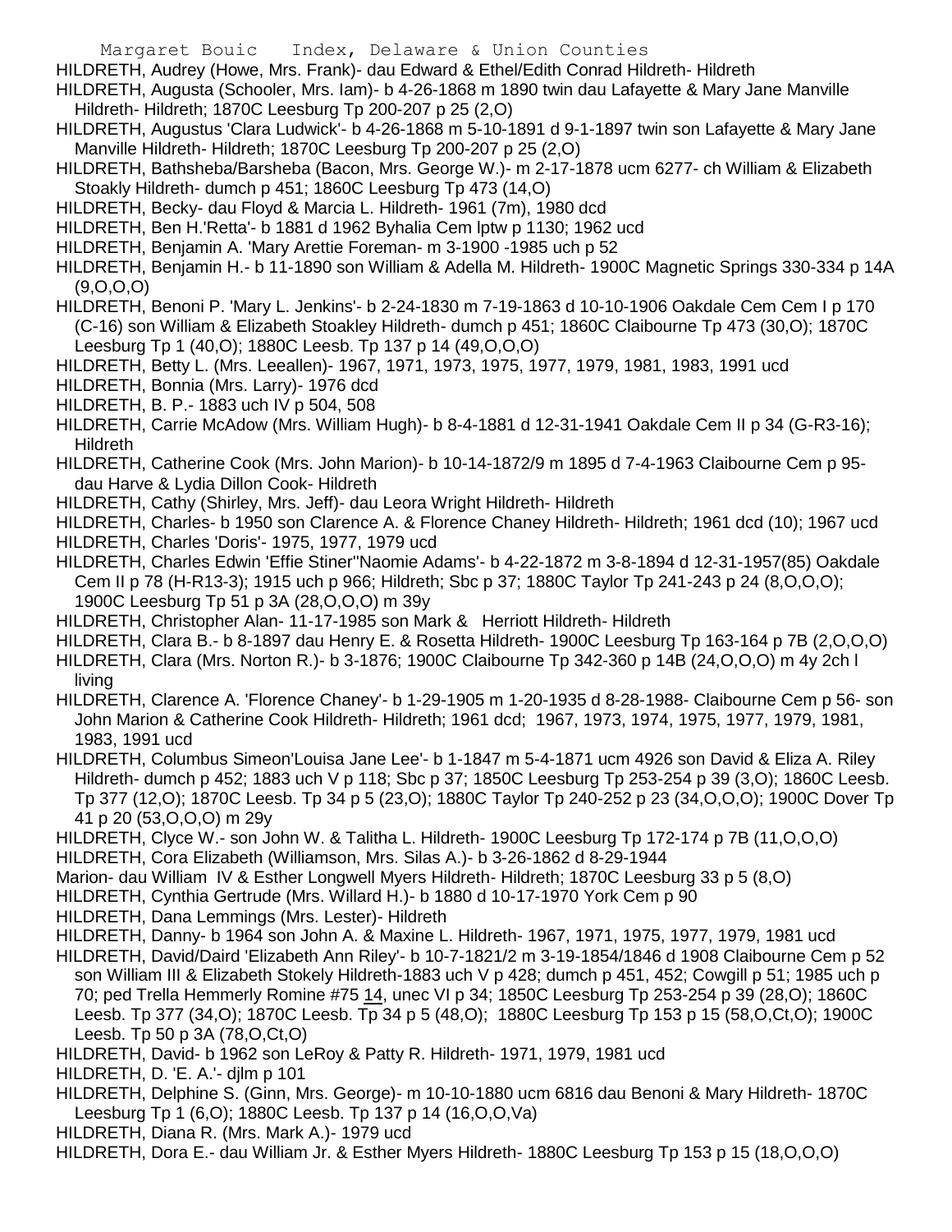HILDRETH, Audrey (Howe, Mrs. Frank)- dau Edward & Ethel/Edith Conrad Hildreth- Hildreth

HILDRETH, Augusta (Schooler, Mrs. Iam)- b 4-26-1868 m 1890 twin dau Lafayette & Mary Jane Manville Hildreth- Hildreth; 1870C Leesburg Tp 200-207 p 25 (2,O)

HILDRETH, Augustus 'Clara Ludwick'- b 4-26-1868 m 5-10-1891 d 9-1-1897 twin son Lafayette & Mary Jane Manville Hildreth- Hildreth; 1870C Leesburg Tp 200-207 p 25 (2,O)

HILDRETH, Bathsheba/Barsheba (Bacon, Mrs. George W.)- m 2-17-1878 ucm 6277- ch William & Elizabeth Stoakly Hildreth- dumch p 451; 1860C Leesburg Tp 473 (14,O)

HILDRETH, Becky- dau Floyd & Marcia L. Hildreth- 1961 (7m), 1980 dcd

HILDRETH, Ben H.'Retta'- b 1881 d 1962 Byhalia Cem lptw p 1130; 1962 ucd

HILDRETH, Benjamin A. 'Mary Arettie Foreman- m 3-1900 -1985 uch p 52

HILDRETH, Benjamin H.- b 11-1890 son William & Adella M. Hildreth- 1900C Magnetic Springs 330-334 p 14A (9,O,O,O)

HILDRETH, Benoni P. 'Mary L. Jenkins'- b 2-24-1830 m 7-19-1863 d 10-10-1906 Oakdale Cem Cem I p 170 (C-16) son William & Elizabeth Stoakley Hildreth- dumch p 451; 1860C Claibourne Tp 473 (30,O); 1870C Leesburg Tp 1 (40,O); 1880C Leesb. Tp 137 p 14 (49,O,O,O)

HILDRETH, Betty L. (Mrs. Leeallen)- 1967, 1971, 1973, 1975, 1977, 1979, 1981, 1983, 1991 ucd

HILDRETH, Bonnia (Mrs. Larry)- 1976 dcd

HILDRETH, B. P.- 1883 uch IV p 504, 508

HILDRETH, Carrie McAdow (Mrs. William Hugh)- b 8-4-1881 d 12-31-1941 Oakdale Cem II p 34 (G-R3-16); Hildreth

HILDRETH, Catherine Cook (Mrs. John Marion)- b 10-14-1872/9 m 1895 d 7-4-1963 Claibourne Cem p 95- dau Harve & Lydia Dillon Cook- Hildreth

HILDRETH, Cathy (Shirley, Mrs. Jeff)- dau Leora Wright Hildreth- Hildreth

HILDRETH, Charles- b 1950 son Clarence A. & Florence Chaney Hildreth- Hildreth; 1961 dcd (10); 1967 ucd

HILDRETH, Charles 'Doris'- 1975, 1977, 1979 ucd

HILDRETH, Charles Edwin 'Effie Stiner''Naomie Adams'- b 4-22-1872 m 3-8-1894 d 12-31-1957(85) Oakdale Cem II p 78 (H-R13-3); 1915 uch p 966; Hildreth; Sbc p 37; 1880C Taylor Tp 241-243 p 24 (8,O,O,O); 1900C Leesburg Tp 51 p 3A (28,O,O,O) m 39y

HILDRETH, Christopher Alan- 11-17-1985 son Mark & Herriott Hildreth- Hildreth

HILDRETH, Clara B.- b 8-1897 dau Henry E. & Rosetta Hildreth- 1900C Leesburg Tp 163-164 p 7B (2,O,O,O)

HILDRETH, Clara (Mrs. Norton R.)- b 3-1876; 1900C Claibourne Tp 342-360 p 14B (24,O,O,O) m 4y 2ch l living

HILDRETH, Clarence A. 'Florence Chaney'- b 1-29-1905 m 1-20-1935 d 8-28-1988- Claibourne Cem p 56- son John Marion & Catherine Cook Hildreth- Hildreth; 1961 dcd; 1967, 1973, 1974, 1975, 1977, 1979, 1981, 1983, 1991 ucd

HILDRETH, Columbus Simeon'Louisa Jane Lee'- b 1-1847 m 5-4-1871 ucm 4926 son David & Eliza A. Riley Hildreth- dumch p 452; 1883 uch V p 118; Sbc p 37; 1850C Leesburg Tp 253-254 p 39 (3,O); 1860C Leesb. Tp 377 (12,O); 1870C Leesb. Tp 34 p 5 (23,O); 1880C Taylor Tp 240-252 p 23 (34,O,O,O); 1900C Dover Tp 41 p 20 (53,O,O,O) m 29y

HILDRETH, Clyce W.- son John W. & Talitha L. Hildreth- 1900C Leesburg Tp 172-174 p 7B (11,O,O,O)

HILDRETH, Cora Elizabeth (Williamson, Mrs. Silas A.)- b 3-26-1862 d 8-29-1944

Marion- dau William IV & Esther Longwell Myers Hildreth- Hildreth; 1870C Leesburg 33 p 5 (8,O)

HILDRETH, Cynthia Gertrude (Mrs. Willard H.)- b 1880 d 10-17-1970 York Cem p 90

HILDRETH, Dana Lemmings (Mrs. Lester)- Hildreth

HILDRETH, Danny- b 1964 son John A. & Maxine L. Hildreth- 1967, 1971, 1975, 1977, 1979, 1981 ucd

HILDRETH, David/Daird 'Elizabeth Ann Riley'- b 10-7-1821/2 m 3-19-1854/1846 d 1908 Claibourne Cem p 52 son William III & Elizabeth Stokely Hildreth-1883 uch V p 428; dumch p 451, 452; Cowgill p 51; 1985 uch p 70; ped Trella Hemmerly Romine #75 14, unec VI p 34; 1850C Leesburg Tp 253-254 p 39 (28,O); 1860C Leesb. Tp 377 (34,O); 1870C Leesb. Tp 34 p 5 (48,O); 1880C Leesburg Tp 153 p 15 (58,O,Ct,O); 1900C Leesb. Tp 50 p 3A (78,O,Ct,O)

HILDRETH, David- b 1962 son LeRoy & Patty R. Hildreth- 1971, 1979, 1981 ucd

HILDRETH, D. 'E. A.'- djlm p 101

HILDRETH, Delphine S. (Ginn, Mrs. George)- m 10-10-1880 ucm 6816 dau Benoni & Mary Hildreth- 1870C Leesburg Tp 1 (6,O); 1880C Leesb. Tp 137 p 14 (16,O,O,Va)

HILDRETH, Diana R. (Mrs. Mark A.)- 1979 ucd

HILDRETH, Dora E.- dau William Jr. & Esther Myers Hildreth- 1880C Leesburg Tp 153 p 15 (18,O,O,O)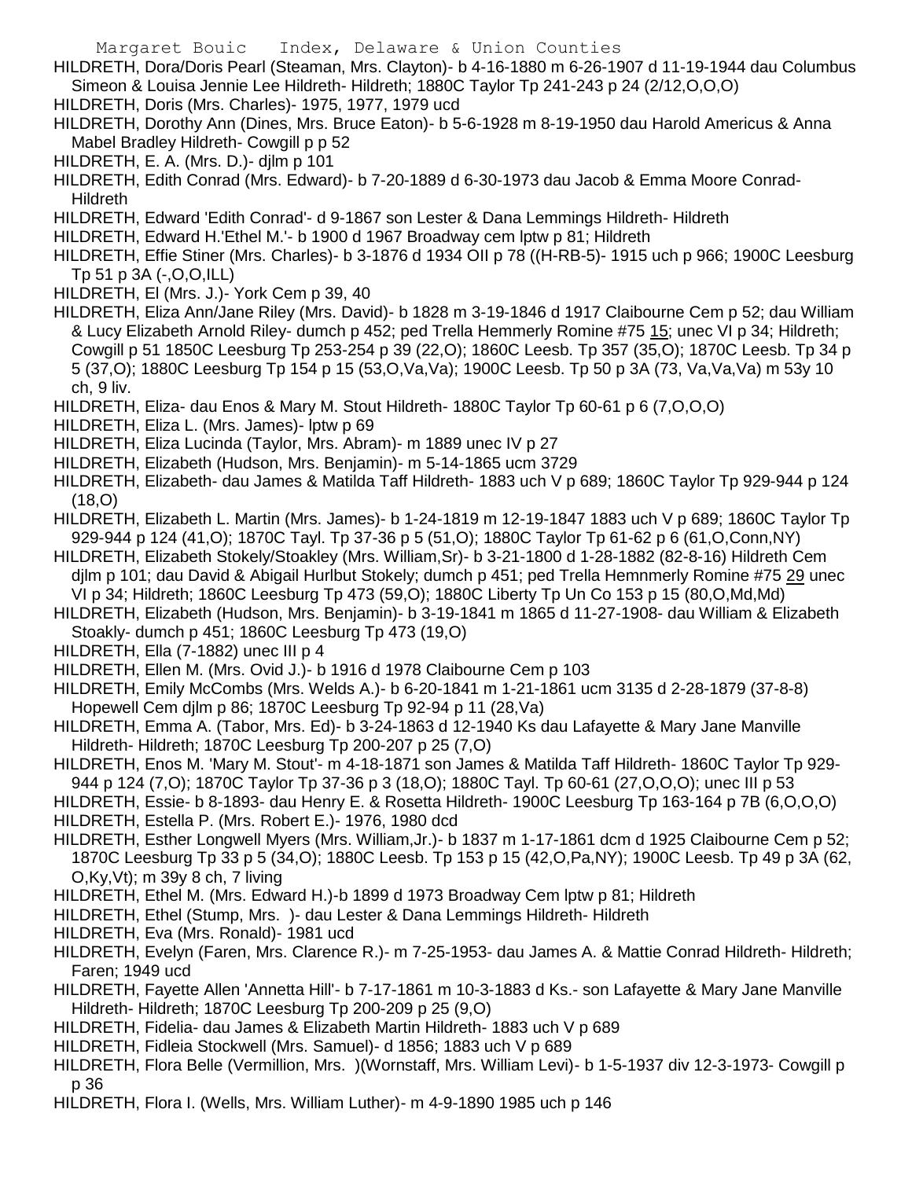HILDRETH, Dora/Doris Pearl (Steaman, Mrs. Clayton)- b 4-16-1880 m 6-26-1907 d 11-19-1944 dau Columbus Simeon & Louisa Jennie Lee Hildreth- Hildreth; 1880C Taylor Tp 241-243 p 24 (2/12,O,O,O)

HILDRETH, Doris (Mrs. Charles)- 1975, 1977, 1979 ucd

HILDRETH, Dorothy Ann (Dines, Mrs. Bruce Eaton)- b 5-6-1928 m 8-19-1950 dau Harold Americus & Anna Mabel Bradley Hildreth- Cowgill p p 52

HILDRETH, E. A. (Mrs. D.)- djlm p 101

HILDRETH, Edith Conrad (Mrs. Edward)- b 7-20-1889 d 6-30-1973 dau Jacob & Emma Moore Conrad-Hildreth

HILDRETH, Edward 'Edith Conrad'- d 9-1867 son Lester & Dana Lemmings Hildreth- Hildreth

HILDRETH, Edward H.'Ethel M.'- b 1900 d 1967 Broadway cem lptw p 81; Hildreth

HILDRETH, Effie Stiner (Mrs. Charles)- b 3-1876 d 1934 OII p 78 ((H-RB-5)- 1915 uch p 966; 1900C Leesburg Tp 51 p 3A (-,O,O,ILL)

HILDRETH, El (Mrs. J.)- York Cem p 39, 40

HILDRETH, Eliza Ann/Jane Riley (Mrs. David)- b 1828 m 3-19-1846 d 1917 Claibourne Cem p 52; dau William & Lucy Elizabeth Arnold Riley- dumch p 452; ped Trella Hemmerly Romine #75 15; unec VI p 34; Hildreth; Cowgill p 51 1850C Leesburg Tp 253-254 p 39 (22,O); 1860C Leesb. Tp 357 (35,O); 1870C Leesb. Tp 34 p 5 (37,O); 1880C Leesburg Tp 154 p 15 (53,O,Va,Va); 1900C Leesb. Tp 50 p 3A (73, Va,Va,Va) m 53y 10 ch, 9 liv.

HILDRETH, Eliza- dau Enos & Mary M. Stout Hildreth- 1880C Taylor Tp 60-61 p 6 (7,O,O,O)

HILDRETH, Eliza L. (Mrs. James)- lptw p 69

HILDRETH, Eliza Lucinda (Taylor, Mrs. Abram)- m 1889 unec IV p 27

HILDRETH, Elizabeth (Hudson, Mrs. Benjamin)- m 5-14-1865 ucm 3729

HILDRETH, Elizabeth- dau James & Matilda Taff Hildreth- 1883 uch V p 689; 1860C Taylor Tp 929-944 p 124 (18,O)

HILDRETH, Elizabeth L. Martin (Mrs. James)- b 1-24-1819 m 12-19-1847 1883 uch V p 689; 1860C Taylor Tp 929-944 p 124 (41,O); 1870C Tayl. Tp 37-36 p 5 (51,O); 1880C Taylor Tp 61-62 p 6 (61,O,Conn,NY)

HILDRETH, Elizabeth Stokely/Stoakley (Mrs. William,Sr)- b 3-21-1800 d 1-28-1882 (82-8-16) Hildreth Cem djlm p 101; dau David & Abigail Hurlbut Stokely; dumch p 451; ped Trella Hemnmerly Romine #75 29 unec VI p 34; Hildreth; 1860C Leesburg Tp 473 (59,O); 1880C Liberty Tp Un Co 153 p 15 (80,O,Md,Md)

HILDRETH, Elizabeth (Hudson, Mrs. Benjamin)- b 3-19-1841 m 1865 d 11-27-1908- dau William & Elizabeth Stoakly- dumch p 451; 1860C Leesburg Tp 473 (19,O)

HILDRETH, Ella (7-1882) unec III p 4

HILDRETH, Ellen M. (Mrs. Ovid J.)- b 1916 d 1978 Claibourne Cem p 103

HILDRETH, Emily McCombs (Mrs. Welds A.)- b 6-20-1841 m 1-21-1861 ucm 3135 d 2-28-1879 (37-8-8) Hopewell Cem djlm p 86; 1870C Leesburg Tp 92-94 p 11 (28,Va)

HILDRETH, Emma A. (Tabor, Mrs. Ed)- b 3-24-1863 d 12-1940 Ks dau Lafayette & Mary Jane Manville Hildreth- Hildreth; 1870C Leesburg Tp 200-207 p 25 (7,O)

HILDRETH, Enos M. 'Mary M. Stout'- m 4-18-1871 son James & Matilda Taff Hildreth- 1860C Taylor Tp 929-944 p 124 (7,O); 1870C Taylor Tp 37-36 p 3 (18,O); 1880C Tayl. Tp 60-61 (27,O,O,O); unec III p 53

HILDRETH, Essie- b 8-1893- dau Henry E. & Rosetta Hildreth- 1900C Leesburg Tp 163-164 p 7B (6,O,O,O)

HILDRETH, Estella P. (Mrs. Robert E.)- 1976, 1980 dcd

HILDRETH, Esther Longwell Myers (Mrs. William,Jr.)- b 1837 m 1-17-1861 dcm d 1925 Claibourne Cem p 52; 1870C Leesburg Tp 33 p 5 (34,O); 1880C Leesb. Tp 153 p 15 (42,O,Pa,NY); 1900C Leesb. Tp 49 p 3A (62, O,Ky,Vt); m 39y 8 ch, 7 living

HILDRETH, Ethel M. (Mrs. Edward H.)-b 1899 d 1973 Broadway Cem lptw p 81; Hildreth

HILDRETH, Ethel (Stump, Mrs. )- dau Lester & Dana Lemmings Hildreth- Hildreth

HILDRETH, Eva (Mrs. Ronald)- 1981 ucd

HILDRETH, Evelyn (Faren, Mrs. Clarence R.)- m 7-25-1953- dau James A. & Mattie Conrad Hildreth- Hildreth; Faren; 1949 ucd

HILDRETH, Fayette Allen 'Annetta Hill'- b 7-17-1861 m 10-3-1883 d Ks.- son Lafayette & Mary Jane Manville Hildreth- Hildreth; 1870C Leesburg Tp 200-209 p 25 (9,O)

HILDRETH, Fidelia- dau James & Elizabeth Martin Hildreth- 1883 uch V p 689

HILDRETH, Fidleia Stockwell (Mrs. Samuel)- d 1856; 1883 uch V p 689

HILDRETH, Flora Belle (Vermillion, Mrs. )(Wornstaff, Mrs. William Levi)- b 1-5-1937 div 12-3-1973- Cowgill p p 36

HILDRETH, Flora I. (Wells, Mrs. William Luther)- m 4-9-1890 1985 uch p 146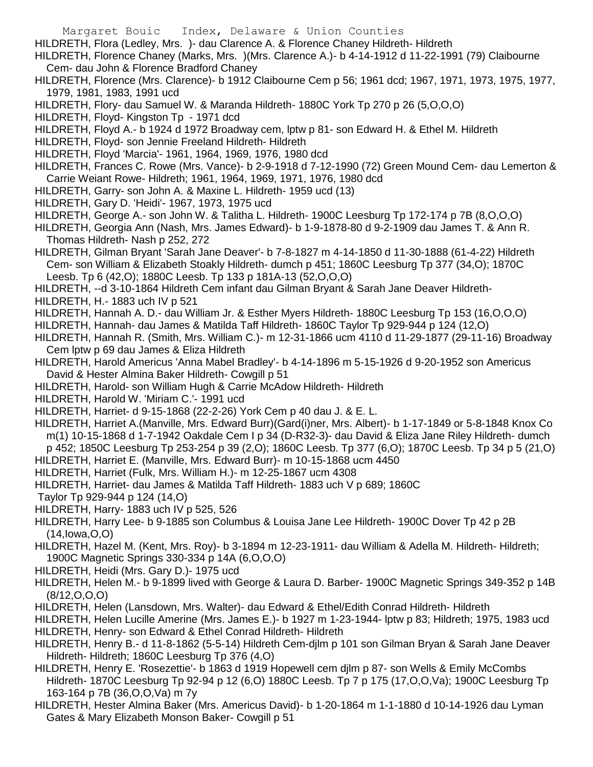HILDRETH, Flora (Ledley, Mrs. )- dau Clarence A. & Florence Chaney Hildreth- Hildreth

HILDRETH, Florence Chaney (Marks, Mrs. )(Mrs. Clarence A.)- b 4-14-1912 d 11-22-1991 (79) Claibourne Cem- dau John & Florence Bradford Chaney

HILDRETH, Florence (Mrs. Clarence)- b 1912 Claibourne Cem p 56; 1961 dcd; 1967, 1971, 1973, 1975, 1977, 1979, 1981, 1983, 1991 ucd

HILDRETH, Flory- dau Samuel W. & Maranda Hildreth- 1880C York Tp 270 p 26 (5,O,O,O)

HILDRETH, Floyd- Kingston Tp - 1971 dcd

HILDRETH, Floyd A.- b 1924 d 1972 Broadway cem, lptw p 81- son Edward H. & Ethel M. Hildreth

HILDRETH, Floyd- son Jennie Freeland Hildreth- Hildreth

HILDRETH, Floyd 'Marcia'- 1961, 1964, 1969, 1976, 1980 dcd

HILDRETH, Frances C. Rowe (Mrs. Vance)- b 2-9-1918 d 7-12-1990 (72) Green Mound Cem- dau Lemerton & Carrie Weiant Rowe- Hildreth; 1961, 1964, 1969, 1971, 1976, 1980 dcd

HILDRETH, Garry- son John A. & Maxine L. Hildreth- 1959 ucd (13)

HILDRETH, Gary D. 'Heidi'- 1967, 1973, 1975 ucd

HILDRETH, George A.- son John W. & Talitha L. Hildreth- 1900C Leesburg Tp 172-174 p 7B (8,O,O,O)

HILDRETH, Georgia Ann (Nash, Mrs. James Edward)- b 1-9-1878-80 d 9-2-1909 dau James T. & Ann R. Thomas Hildreth- Nash p 252, 272

HILDRETH, Gilman Bryant 'Sarah Jane Deaver'- b 7-8-1827 m 4-14-1850 d 11-30-1888 (61-4-22) Hildreth Cem- son William & Elizabeth Stoakly Hildreth- dumch p 451; 1860C Leesburg Tp 377 (34,O); 1870C Leesb. Tp 6 (42,O); 1880C Leesb. Tp 133 p 181A-13 (52,O,O,O)

HILDRETH, --d 3-10-1864 Hildreth Cem infant dau Gilman Bryant & Sarah Jane Deaver Hildreth-

HILDRETH, H.- 1883 uch IV p 521

HILDRETH, Hannah A. D.- dau William Jr. & Esther Myers Hildreth- 1880C Leesburg Tp 153 (16,O,O,O)

HILDRETH, Hannah- dau James & Matilda Taff Hildreth- 1860C Taylor Tp 929-944 p 124 (12,O)

HILDRETH, Hannah R. (Smith, Mrs. William C.)- m 12-31-1866 ucm 4110 d 11-29-1877 (29-11-16) Broadway Cem lptw p 69 dau James & Eliza Hildreth

HILDRETH, Harold Americus 'Anna Mabel Bradley'- b 4-14-1896 m 5-15-1926 d 9-20-1952 son Americus David & Hester Almina Baker Hildreth- Cowgill p 51

HILDRETH, Harold- son William Hugh & Carrie McAdow Hildreth- Hildreth

HILDRETH, Harold W. 'Miriam C.'- 1991 ucd

HILDRETH, Harriet- d 9-15-1868 (22-2-26) York Cem p 40 dau J. & E. L.

HILDRETH, Harriet A.(Manville, Mrs. Edward Burr)(Gard(i)ner, Mrs. Albert)- b 1-17-1849 or 5-8-1848 Knox Co m(1) 10-15-1868 d 1-7-1942 Oakdale Cem I p 34 (D-R32-3)- dau David & Eliza Jane Riley Hildreth- dumch p 452; 1850C Leesburg Tp 253-254 p 39 (2,O); 1860C Leesb. Tp 377 (6,O); 1870C Leesb. Tp 34 p 5 (21,O)

HILDRETH, Harriet E. (Manville, Mrs. Edward Burr)- m 10-15-1868 ucm 4450

HILDRETH, Harriet (Fulk, Mrs. William H.)- m 12-25-1867 ucm 4308

HILDRETH, Harriet- dau James & Matilda Taff Hildreth- 1883 uch V p 689; 1860C Taylor Tp 929-944 p 124 (14,O)

HILDRETH, Harry- 1883 uch IV p 525, 526

HILDRETH, Harry Lee- b 9-1885 son Columbus & Louisa Jane Lee Hildreth- 1900C Dover Tp 42 p 2B (14,Iowa,O,O)

HILDRETH, Hazel M. (Kent, Mrs. Roy)- b 3-1894 m 12-23-1911- dau William & Adella M. Hildreth- Hildreth; 1900C Magnetic Springs 330-334 p 14A (6,O,O,O)

HILDRETH, Heidi (Mrs. Gary D.)- 1975 ucd

HILDRETH, Helen M.- b 9-1899 lived with George & Laura D. Barber- 1900C Magnetic Springs 349-352 p 14B (8/12,O,O,O)

HILDRETH, Helen (Lansdown, Mrs. Walter)- dau Edward & Ethel/Edith Conrad Hildreth- Hildreth

HILDRETH, Helen Lucille Amerine (Mrs. James E.)- b 1927 m 1-23-1944- lptw p 83; Hildreth; 1975, 1983 ucd

HILDRETH, Henry- son Edward & Ethel Conrad Hildreth- Hildreth

HILDRETH, Henry B.- d 11-8-1862 (5-5-14) Hildreth Cem-djlm p 101 son Gilman Bryan & Sarah Jane Deaver Hildreth- Hildreth; 1860C Leesburg Tp 376 (4,O)

HILDRETH, Henry E. 'Rosezettie'- b 1863 d 1919 Hopewell cem djlm p 87- son Wells & Emily McCombs Hildreth- 1870C Leesburg Tp 92-94 p 12 (6,O) 1880C Leesb. Tp 7 p 175 (17,O,O,Va); 1900C Leesburg Tp 163-164 p 7B (36,O,O,Va) m 7y

HILDRETH, Hester Almina Baker (Mrs. Americus David)- b 1-20-1864 m 1-1-1880 d 10-14-1926 dau Lyman Gates & Mary Elizabeth Monson Baker- Cowgill p 51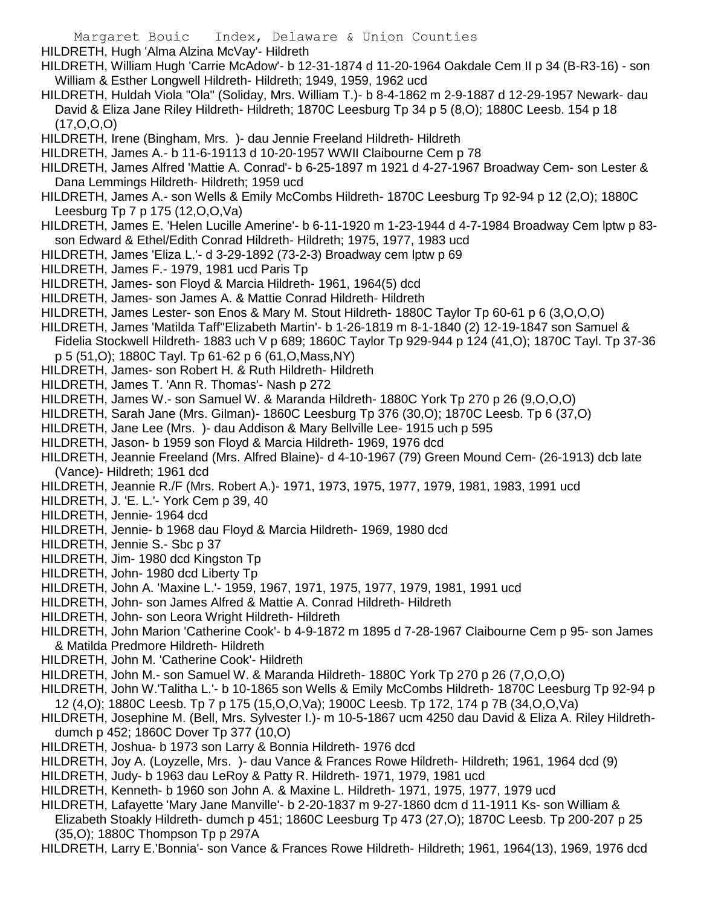HILDRETH, Hugh 'Alma Alzina McVay'- Hildreth

HILDRETH, William Hugh 'Carrie McAdow'- b 12-31-1874 d 11-20-1964 Oakdale Cem II p 34 (B-R3-16) - son William & Esther Longwell Hildreth- Hildreth; 1949, 1959, 1962 ucd

HILDRETH, Huldah Viola "Ola" (Soliday, Mrs. William T.)- b 8-4-1862 m 2-9-1887 d 12-29-1957 Newark- dau David & Eliza Jane Riley Hildreth- Hildreth; 1870C Leesburg Tp 34 p 5 (8,O); 1880C Leesb. 154 p 18 (17,O,O,O)

HILDRETH, Irene (Bingham, Mrs. )- dau Jennie Freeland Hildreth- Hildreth

HILDRETH, James A.- b 11-6-19113 d 10-20-1957 WWII Claibourne Cem p 78

HILDRETH, James Alfred 'Mattie A. Conrad'- b 6-25-1897 m 1921 d 4-27-1967 Broadway Cem- son Lester & Dana Lemmings Hildreth- Hildreth; 1959 ucd

HILDRETH, James A.- son Wells & Emily McCombs Hildreth- 1870C Leesburg Tp 92-94 p 12 (2,O); 1880C Leesburg Tp 7 p 175 (12,O,O,Va)

HILDRETH, James E. 'Helen Lucille Amerine'- b 6-11-1920 m 1-23-1944 d 4-7-1984 Broadway Cem lptw p 83- son Edward & Ethel/Edith Conrad Hildreth- Hildreth; 1975, 1977, 1983 ucd

HILDRETH, James 'Eliza L.'- d 3-29-1892 (73-2-3) Broadway cem lptw p 69

HILDRETH, James F.- 1979, 1981 ucd Paris Tp

HILDRETH, James- son Floyd & Marcia Hildreth- 1961, 1964(5) dcd

HILDRETH, James- son James A. & Mattie Conrad Hildreth- Hildreth

HILDRETH, James Lester- son Enos & Mary M. Stout Hildreth- 1880C Taylor Tp 60-61 p 6 (3,O,O,O)

HILDRETH, James 'Matilda Taff''Elizabeth Martin'- b 1-26-1819 m 8-1-1840 (2) 12-19-1847 son Samuel & Fidelia Stockwell Hildreth- 1883 uch V p 689; 1860C Taylor Tp 929-944 p 124 (41,O); 1870C Tayl. Tp 37-36 p 5 (51,O); 1880C Tayl. Tp 61-62 p 6 (61,O,Mass,NY)

HILDRETH, James- son Robert H. & Ruth Hildreth- Hildreth

HILDRETH, James T. 'Ann R. Thomas'- Nash p 272

HILDRETH, James W.- son Samuel W. & Maranda Hildreth- 1880C York Tp 270 p 26 (9,O,O,O)

HILDRETH, Sarah Jane (Mrs. Gilman)- 1860C Leesburg Tp 376 (30,O); 1870C Leesb. Tp 6 (37,O)

HILDRETH, Jane Lee (Mrs. )- dau Addison & Mary Bellville Lee- 1915 uch p 595

HILDRETH, Jason- b 1959 son Floyd & Marcia Hildreth- 1969, 1976 dcd

HILDRETH, Jeannie Freeland (Mrs. Alfred Blaine)- d 4-10-1967 (79) Green Mound Cem- (26-1913) dcb late (Vance)- Hildreth; 1961 dcd

HILDRETH, Jeannie R./F (Mrs. Robert A.)- 1971, 1973, 1975, 1977, 1979, 1981, 1983, 1991 ucd

HILDRETH, J. 'E. L.'- York Cem p 39, 40

HILDRETH, Jennie- 1964 dcd

HILDRETH, Jennie- b 1968 dau Floyd & Marcia Hildreth- 1969, 1980 dcd

HILDRETH, Jennie S.- Sbc p 37

HILDRETH, Jim- 1980 dcd Kingston Tp

HILDRETH, John- 1980 dcd Liberty Tp

HILDRETH, John A. 'Maxine L.'- 1959, 1967, 1971, 1975, 1977, 1979, 1981, 1991 ucd

HILDRETH, John- son James Alfred & Mattie A. Conrad Hildreth- Hildreth

HILDRETH, John- son Leora Wright Hildreth- Hildreth

HILDRETH, John Marion 'Catherine Cook'- b 4-9-1872 m 1895 d 7-28-1967 Claibourne Cem p 95- son James & Matilda Predmore Hildreth- Hildreth

HILDRETH, John M. 'Catherine Cook'- Hildreth

HILDRETH, John M.- son Samuel W. & Maranda Hildreth- 1880C York Tp 270 p 26 (7,O,O,O)

HILDRETH, John W.'Talitha L.'- b 10-1865 son Wells & Emily McCombs Hildreth- 1870C Leesburg Tp 92-94 p 12 (4,O); 1880C Leesb. Tp 7 p 175 (15,O,O,Va); 1900C Leesb. Tp 172, 174 p 7B (34,O,O,Va)

HILDRETH, Josephine M. (Bell, Mrs. Sylvester I.)- m 10-5-1867 ucm 4250 dau David & Eliza A. Riley Hildreth- dumch p 452; 1860C Dover Tp 377 (10,O)

HILDRETH, Joshua- b 1973 son Larry & Bonnia Hildreth- 1976 dcd

HILDRETH, Joy A. (Loyzelle, Mrs. )- dau Vance & Frances Rowe Hildreth- Hildreth; 1961, 1964 dcd (9)

HILDRETH, Judy- b 1963 dau LeRoy & Patty R. Hildreth- 1971, 1979, 1981 ucd

HILDRETH, Kenneth- b 1960 son John A. & Maxine L. Hildreth- 1971, 1975, 1977, 1979 ucd

HILDRETH, Lafayette 'Mary Jane Manville'- b 2-20-1837 m 9-27-1860 dcm d 11-1911 Ks- son William & Elizabeth Stoakly Hildreth- dumch p 451; 1860C Leesburg Tp 473 (27,O); 1870C Leesb. Tp 200-207 p 25 (35,O); 1880C Thompson Tp p 297A

HILDRETH, Larry E.'Bonnia'- son Vance & Frances Rowe Hildreth- Hildreth; 1961, 1964(13), 1969, 1976 dcd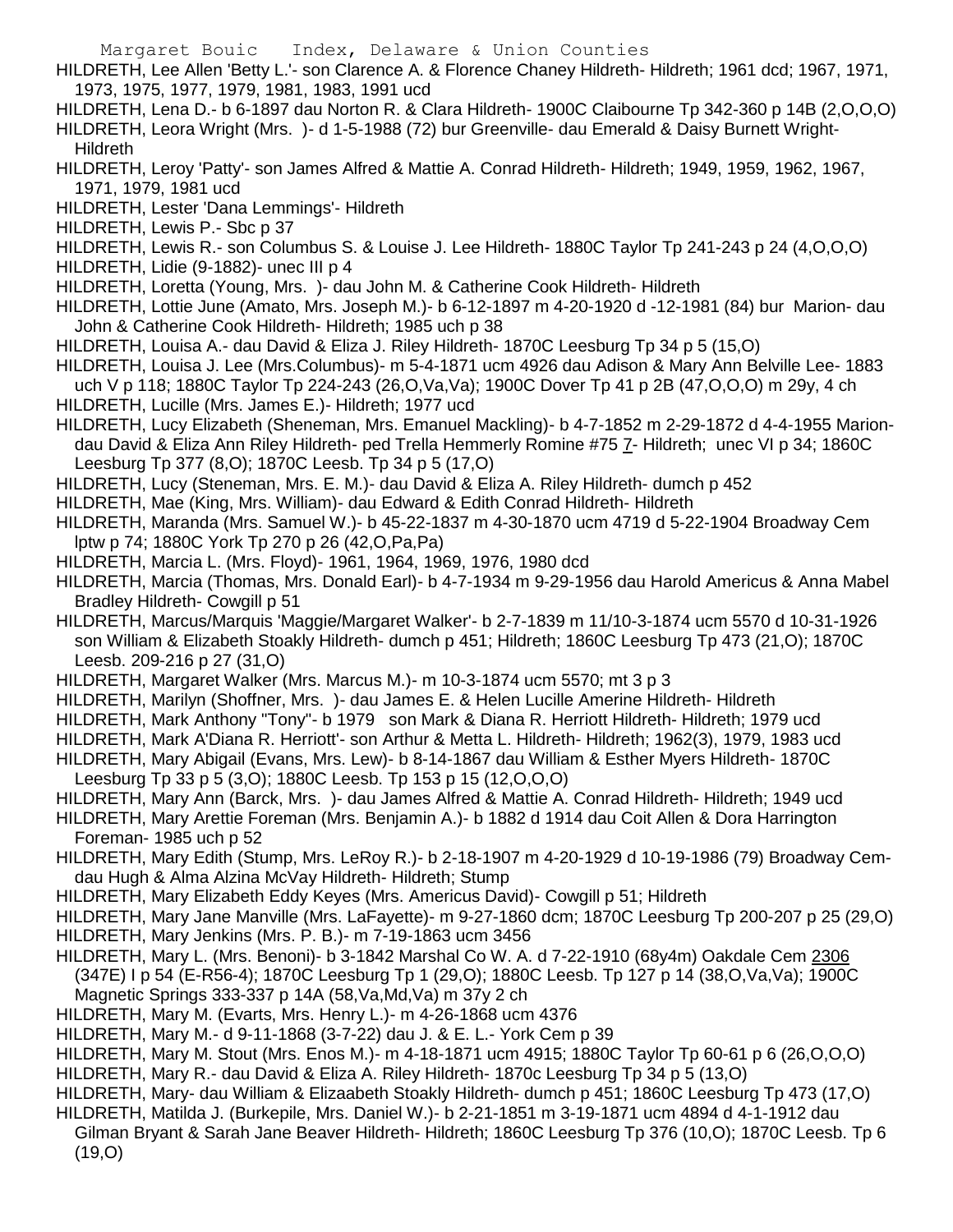HILDRETH, Lee Allen 'Betty L.'- son Clarence A. & Florence Chaney Hildreth- Hildreth; 1961 dcd; 1967, 1971, 1973, 1975, 1977, 1979, 1981, 1983, 1991 ucd

HILDRETH, Lena D.- b 6-1897 dau Norton R. & Clara Hildreth- 1900C Claibourne Tp 342-360 p 14B (2,O,O,O)

HILDRETH, Leora Wright (Mrs. )- d 1-5-1988 (72) bur Greenville- dau Emerald & Daisy Burnett Wright- Hildreth

HILDRETH, Leroy 'Patty'- son James Alfred & Mattie A. Conrad Hildreth- Hildreth; 1949, 1959, 1962, 1967, 1971, 1979, 1981 ucd

HILDRETH, Lester 'Dana Lemmings'- Hildreth

HILDRETH, Lewis P.- Sbc p 37

HILDRETH, Lewis R.- son Columbus S. & Louise J. Lee Hildreth- 1880C Taylor Tp 241-243 p 24 (4,O,O,O)

HILDRETH, Lidie (9-1882)- unec III p 4

HILDRETH, Loretta (Young, Mrs. )- dau John M. & Catherine Cook Hildreth- Hildreth

HILDRETH, Lottie June (Amato, Mrs. Joseph M.)- b 6-12-1897 m 4-20-1920 d -12-1981 (84) bur Marion- dau John & Catherine Cook Hildreth- Hildreth; 1985 uch p 38

HILDRETH, Louisa A.- dau David & Eliza J. Riley Hildreth- 1870C Leesburg Tp 34 p 5 (15,O)

HILDRETH, Louisa J. Lee (Mrs.Columbus)- m 5-4-1871 ucm 4926 dau Adison & Mary Ann Belville Lee- 1883 uch V p 118; 1880C Taylor Tp 224-243 (26,O,Va,Va); 1900C Dover Tp 41 p 2B (47,O,O,O) m 29y, 4 ch

HILDRETH, Lucille (Mrs. James E.)- Hildreth; 1977 ucd

HILDRETH, Lucy Elizabeth (Sheneman, Mrs. Emanuel Mackling)- b 4-7-1852 m 2-29-1872 d 4-4-1955 Marion- dau David & Eliza Ann Riley Hildreth- ped Trella Hemmerly Romine #75 7- Hildreth; unec VI p 34; 1860C Leesburg Tp 377 (8,O); 1870C Leesb. Tp 34 p 5 (17,O)

HILDRETH, Lucy (Steneman, Mrs. E. M.)- dau David & Eliza A. Riley Hildreth- dumch p 452

HILDRETH, Mae (King, Mrs. William)- dau Edward & Edith Conrad Hildreth- Hildreth

HILDRETH, Maranda (Mrs. Samuel W.)- b 45-22-1837 m 4-30-1870 ucm 4719 d 5-22-1904 Broadway Cem lptw p 74; 1880C York Tp 270 p 26 (42,O,Pa,Pa)

HILDRETH, Marcia L. (Mrs. Floyd)- 1961, 1964, 1969, 1976, 1980 dcd

HILDRETH, Marcia (Thomas, Mrs. Donald Earl)- b 4-7-1934 m 9-29-1956 dau Harold Americus & Anna Mabel Bradley Hildreth- Cowgill p 51

HILDRETH, Marcus/Marquis 'Maggie/Margaret Walker'- b 2-7-1839 m 11/10-3-1874 ucm 5570 d 10-31-1926 son William & Elizabeth Stoakly Hildreth- dumch p 451; Hildreth; 1860C Leesburg Tp 473 (21,O); 1870C Leesb. 209-216 p 27 (31,O)

HILDRETH, Margaret Walker (Mrs. Marcus M.)- m 10-3-1874 ucm 5570; mt 3 p 3

HILDRETH, Marilyn (Shoffner, Mrs. )- dau James E. & Helen Lucille Amerine Hildreth- Hildreth

HILDRETH, Mark Anthony "Tony"- b 1979 son Mark & Diana R. Herriott Hildreth- Hildreth; 1979 ucd

HILDRETH, Mark A'Diana R. Herriott'- son Arthur & Metta L. Hildreth- Hildreth; 1962(3), 1979, 1983 ucd

HILDRETH, Mary Abigail (Evans, Mrs. Lew)- b 8-14-1867 dau William & Esther Myers Hildreth- 1870C Leesburg Tp 33 p 5 (3,O); 1880C Leesb. Tp 153 p 15 (12,O,O,O)

HILDRETH, Mary Ann (Barck, Mrs. )- dau James Alfred & Mattie A. Conrad Hildreth- Hildreth; 1949 ucd

HILDRETH, Mary Arettie Foreman (Mrs. Benjamin A.)- b 1882 d 1914 dau Coit Allen & Dora Harrington Foreman- 1985 uch p 52

HILDRETH, Mary Edith (Stump, Mrs. LeRoy R.)- b 2-18-1907 m 4-20-1929 d 10-19-1986 (79) Broadway Cem- dau Hugh & Alma Alzina McVay Hildreth- Hildreth; Stump

HILDRETH, Mary Elizabeth Eddy Keyes (Mrs. Americus David)- Cowgill p 51; Hildreth

HILDRETH, Mary Jane Manville (Mrs. LaFayette)- m 9-27-1860 dcm; 1870C Leesburg Tp 200-207 p 25 (29,O)

HILDRETH, Mary Jenkins (Mrs. P. B.)- m 7-19-1863 ucm 3456

HILDRETH, Mary L. (Mrs. Benoni)- b 3-1842 Marshal Co W. A. d 7-22-1910 (68y4m) Oakdale Cem 2306 (347E) I p 54 (E-R56-4); 1870C Leesburg Tp 1 (29,O); 1880C Leesb. Tp 127 p 14 (38,O,Va,Va); 1900C Magnetic Springs 333-337 p 14A (58,Va,Md,Va) m 37y 2 ch

HILDRETH, Mary M. (Evarts, Mrs. Henry L.)- m 4-26-1868 ucm 4376

HILDRETH, Mary M.- d 9-11-1868 (3-7-22) dau J. & E. L.- York Cem p 39

HILDRETH, Mary M. Stout (Mrs. Enos M.)- m 4-18-1871 ucm 4915; 1880C Taylor Tp 60-61 p 6 (26,O,O,O)

HILDRETH, Mary R.- dau David & Eliza A. Riley Hildreth- 1870c Leesburg Tp 34 p 5 (13,O)

HILDRETH, Mary- dau William & Elizaabeth Stoakly Hildreth- dumch p 451; 1860C Leesburg Tp 473 (17,O)

HILDRETH, Matilda J. (Burkepile, Mrs. Daniel W.)- b 2-21-1851 m 3-19-1871 ucm 4894 d 4-1-1912 dau Gilman Bryant & Sarah Jane Beaver Hildreth- Hildreth; 1860C Leesburg Tp 376 (10,O); 1870C Leesb. Tp 6 (19,O)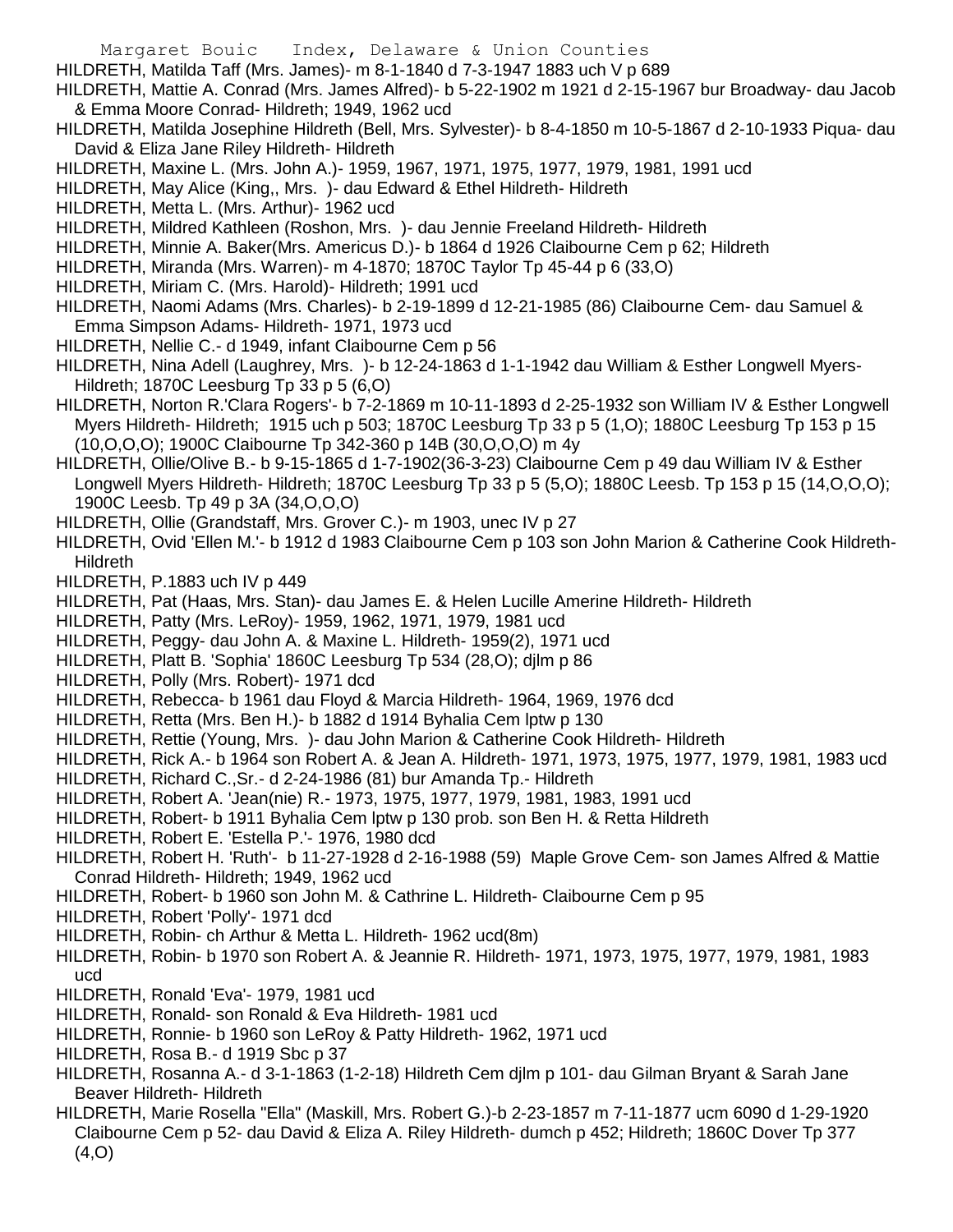HILDRETH, Matilda Taff (Mrs. James)- m 8-1-1840 d 7-3-1947 1883 uch V p 689

HILDRETH, Mattie A. Conrad (Mrs. James Alfred)- b 5-22-1902 m 1921 d 2-15-1967 bur Broadway- dau Jacob & Emma Moore Conrad- Hildreth; 1949, 1962 ucd

HILDRETH, Matilda Josephine Hildreth (Bell, Mrs. Sylvester)- b 8-4-1850 m 10-5-1867 d 2-10-1933 Piqua- dau David & Eliza Jane Riley Hildreth- Hildreth

HILDRETH, Maxine L. (Mrs. John A.)- 1959, 1967, 1971, 1975, 1977, 1979, 1981, 1991 ucd

HILDRETH, May Alice (King,, Mrs. )- dau Edward & Ethel Hildreth- Hildreth

HILDRETH, Metta L. (Mrs. Arthur)- 1962 ucd

HILDRETH, Mildred Kathleen (Roshon, Mrs. )- dau Jennie Freeland Hildreth- Hildreth

HILDRETH, Minnie A. Baker(Mrs. Americus D.)- b 1864 d 1926 Claibourne Cem p 62; Hildreth

HILDRETH, Miranda (Mrs. Warren)- m 4-1870; 1870C Taylor Tp 45-44 p 6 (33,O)

HILDRETH, Miriam C. (Mrs. Harold)- Hildreth; 1991 ucd

HILDRETH, Naomi Adams (Mrs. Charles)- b 2-19-1899 d 12-21-1985 (86) Claibourne Cem- dau Samuel & Emma Simpson Adams- Hildreth- 1971, 1973 ucd

HILDRETH, Nellie C.- d 1949, infant Claibourne Cem p 56

HILDRETH, Nina Adell (Laughrey, Mrs. )- b 12-24-1863 d 1-1-1942 dau William & Esther Longwell Myers- Hildreth; 1870C Leesburg Tp 33 p 5 (6,O)

HILDRETH, Norton R.'Clara Rogers'- b 7-2-1869 m 10-11-1893 d 2-25-1932 son William IV & Esther Longwell Myers Hildreth- Hildreth; 1915 uch p 503; 1870C Leesburg Tp 33 p 5 (1,O); 1880C Leesburg Tp 153 p 15 (10,O,O,O); 1900C Claibourne Tp 342-360 p 14B (30,O,O,O) m 4y

HILDRETH, Ollie/Olive B.- b 9-15-1865 d 1-7-1902(36-3-23) Claibourne Cem p 49 dau William IV & Esther Longwell Myers Hildreth- Hildreth; 1870C Leesburg Tp 33 p 5 (5,O); 1880C Leesb. Tp 153 p 15 (14,O,O,O); 1900C Leesb. Tp 49 p 3A (34,O,O,O)

HILDRETH, Ollie (Grandstaff, Mrs. Grover C.)- m 1903, unec IV p 27

HILDRETH, Ovid 'Ellen M.'- b 1912 d 1983 Claibourne Cem p 103 son John Marion & Catherine Cook Hildreth- Hildreth

HILDRETH, P.1883 uch IV p 449

HILDRETH, Pat (Haas, Mrs. Stan)- dau James E. & Helen Lucille Amerine Hildreth- Hildreth

HILDRETH, Patty (Mrs. LeRoy)- 1959, 1962, 1971, 1979, 1981 ucd

HILDRETH, Peggy- dau John A. & Maxine L. Hildreth- 1959(2), 1971 ucd

HILDRETH, Platt B. 'Sophia' 1860C Leesburg Tp 534 (28,O); djlm p 86

HILDRETH, Polly (Mrs. Robert)- 1971 dcd

HILDRETH, Rebecca- b 1961 dau Floyd & Marcia Hildreth- 1964, 1969, 1976 dcd

HILDRETH, Retta (Mrs. Ben H.)- b 1882 d 1914 Byhalia Cem lptw p 130

HILDRETH, Rettie (Young, Mrs. )- dau John Marion & Catherine Cook Hildreth- Hildreth

HILDRETH, Rick A.- b 1964 son Robert A. & Jean A. Hildreth- 1971, 1973, 1975, 1977, 1979, 1981, 1983 ucd

HILDRETH, Richard C.,Sr.- d 2-24-1986 (81) bur Amanda Tp.- Hildreth

HILDRETH, Robert A. 'Jean(nie) R.- 1973, 1975, 1977, 1979, 1981, 1983, 1991 ucd

HILDRETH, Robert- b 1911 Byhalia Cem lptw p 130 prob. son Ben H. & Retta Hildreth

HILDRETH, Robert E. 'Estella P.'- 1976, 1980 dcd

HILDRETH, Robert H. 'Ruth'- b 11-27-1928 d 2-16-1988 (59) Maple Grove Cem- son James Alfred & Mattie Conrad Hildreth- Hildreth; 1949, 1962 ucd

HILDRETH, Robert- b 1960 son John M. & Cathrine L. Hildreth- Claibourne Cem p 95

HILDRETH, Robert 'Polly'- 1971 dcd

HILDRETH, Robin- ch Arthur & Metta L. Hildreth- 1962 ucd(8m)

HILDRETH, Robin- b 1970 son Robert A. & Jeannie R. Hildreth- 1971, 1973, 1975, 1977, 1979, 1981, 1983 ucd

HILDRETH, Ronald 'Eva'- 1979, 1981 ucd

HILDRETH, Ronald- son Ronald & Eva Hildreth- 1981 ucd

HILDRETH, Ronnie- b 1960 son LeRoy & Patty Hildreth- 1962, 1971 ucd

HILDRETH, Rosa B.- d 1919 Sbc p 37

HILDRETH, Rosanna A.- d 3-1-1863 (1-2-18) Hildreth Cem djlm p 101- dau Gilman Bryant & Sarah Jane Beaver Hildreth- Hildreth

HILDRETH, Marie Rosella "Ella" (Maskill, Mrs. Robert G.)-b 2-23-1857 m 7-11-1877 ucm 6090 d 1-29-1920 Claibourne Cem p 52- dau David & Eliza A. Riley Hildreth- dumch p 452; Hildreth; 1860C Dover Tp 377 (4,O)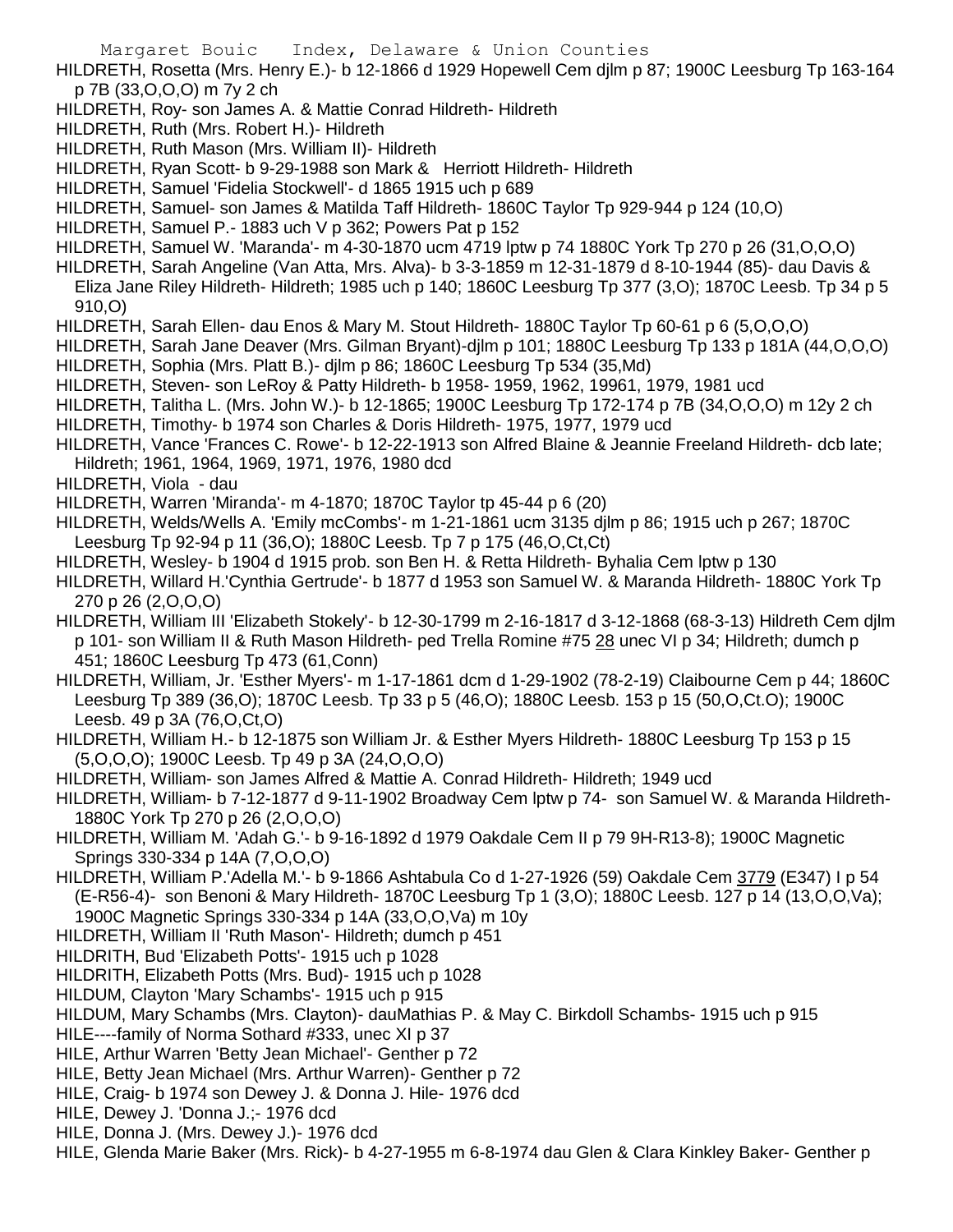HILDRETH, Rosetta (Mrs. Henry E.)- b 12-1866 d 1929 Hopewell Cem djlm p 87; 1900C Leesburg Tp 163-164 p 7B (33,O,O,O) m 7y 2 ch

HILDRETH, Roy- son James A. & Mattie Conrad Hildreth- Hildreth

HILDRETH, Ruth (Mrs. Robert H.)- Hildreth

HILDRETH, Ruth Mason (Mrs. William II)- Hildreth

HILDRETH, Ryan Scott- b 9-29-1988 son Mark & Herriott Hildreth- Hildreth

HILDRETH, Samuel 'Fidelia Stockwell'- d 1865 1915 uch p 689

HILDRETH, Samuel- son James & Matilda Taff Hildreth- 1860C Taylor Tp 929-944 p 124 (10,O)

HILDRETH, Samuel P.- 1883 uch V p 362; Powers Pat p 152

HILDRETH, Samuel W. 'Maranda'- m 4-30-1870 ucm 4719 lptw p 74 1880C York Tp 270 p 26 (31,O,O,O)

HILDRETH, Sarah Angeline (Van Atta, Mrs. Alva)- b 3-3-1859 m 12-31-1879 d 8-10-1944 (85)- dau Davis & Eliza Jane Riley Hildreth- Hildreth; 1985 uch p 140; 1860C Leesburg Tp 377 (3,O); 1870C Leesb. Tp 34 p 5 910,O)

HILDRETH, Sarah Ellen- dau Enos & Mary M. Stout Hildreth- 1880C Taylor Tp 60-61 p 6 (5,O,O,O)

HILDRETH, Sarah Jane Deaver (Mrs. Gilman Bryant)-djlm p 101; 1880C Leesburg Tp 133 p 181A (44,O,O,O)

HILDRETH, Sophia (Mrs. Platt B.)- djlm p 86; 1860C Leesburg Tp 534 (35,Md)

HILDRETH, Steven- son LeRoy & Patty Hildreth- b 1958- 1959, 1962, 19961, 1979, 1981 ucd

HILDRETH, Talitha L. (Mrs. John W.)- b 12-1865; 1900C Leesburg Tp 172-174 p 7B (34,O,O,O) m 12y 2 ch

HILDRETH, Timothy- b 1974 son Charles & Doris Hildreth- 1975, 1977, 1979 ucd

HILDRETH, Vance 'Frances C. Rowe'- b 12-22-1913 son Alfred Blaine & Jeannie Freeland Hildreth- dcb late; Hildreth; 1961, 1964, 1969, 1971, 1976, 1980 dcd

HILDRETH, Viola - dau

HILDRETH, Warren 'Miranda'- m 4-1870; 1870C Taylor tp 45-44 p 6 (20)

HILDRETH, Welds/Wells A. 'Emily mcCombs'- m 1-21-1861 ucm 3135 djlm p 86; 1915 uch p 267; 1870C Leesburg Tp 92-94 p 11 (36,O); 1880C Leesb. Tp 7 p 175 (46,O,Ct,Ct)

HILDRETH, Wesley- b 1904 d 1915 prob. son Ben H. & Retta Hildreth- Byhalia Cem lptw p 130

HILDRETH, Willard H.'Cynthia Gertrude'- b 1877 d 1953 son Samuel W. & Maranda Hildreth- 1880C York Tp 270 p 26 (2,O,O,O)

HILDRETH, William III 'Elizabeth Stokely'- b 12-30-1799 m 2-16-1817 d 3-12-1868 (68-3-13) Hildreth Cem djlm p 101- son William II & Ruth Mason Hildreth- ped Trella Romine #75 28 unec VI p 34; Hildreth; dumch p 451; 1860C Leesburg Tp 473 (61,Conn)

HILDRETH, William, Jr. 'Esther Myers'- m 1-17-1861 dcm d 1-29-1902 (78-2-19) Claibourne Cem p 44; 1860C Leesburg Tp 389 (36,O); 1870C Leesb. Tp 33 p 5 (46,O); 1880C Leesb. 153 p 15 (50,O,Ct.O); 1900C Leesb. 49 p 3A (76,O,Ct,O)

HILDRETH, William H.- b 12-1875 son William Jr. & Esther Myers Hildreth- 1880C Leesburg Tp 153 p 15 (5,O,O,O); 1900C Leesb. Tp 49 p 3A (24,O,O,O)

HILDRETH, William- son James Alfred & Mattie A. Conrad Hildreth- Hildreth; 1949 ucd

HILDRETH, William- b 7-12-1877 d 9-11-1902 Broadway Cem lptw p 74- son Samuel W. & Maranda Hildreth- 1880C York Tp 270 p 26 (2,O,O,O)

HILDRETH, William M. 'Adah G.'- b 9-16-1892 d 1979 Oakdale Cem II p 79 9H-R13-8); 1900C Magnetic Springs 330-334 p 14A (7,O,O,O)

HILDRETH, William P.'Adella M.'- b 9-1866 Ashtabula Co d 1-27-1926 (59) Oakdale Cem 3779 (E347) I p 54 (E-R56-4)- son Benoni & Mary Hildreth- 1870C Leesburg Tp 1 (3,O); 1880C Leesb. 127 p 14 (13,O,O,Va); 1900C Magnetic Springs 330-334 p 14A (33,O,O,Va) m 10y

HILDRETH, William II 'Ruth Mason'- Hildreth; dumch p 451

HILDRITH, Bud 'Elizabeth Potts'- 1915 uch p 1028

HILDRITH, Elizabeth Potts (Mrs. Bud)- 1915 uch p 1028

HILDUM, Clayton 'Mary Schambs'- 1915 uch p 915

HILDUM, Mary Schambs (Mrs. Clayton)- dauMathias P. & May C. Birkdoll Schambs- 1915 uch p 915

HILE----family of Norma Sothard #333, unec XI p 37

HILE, Arthur Warren 'Betty Jean Michael'- Genther p 72

HILE, Betty Jean Michael (Mrs. Arthur Warren)- Genther p 72

HILE, Craig- b 1974 son Dewey J. & Donna J. Hile- 1976 dcd

HILE, Dewey J. 'Donna J.;- 1976 dcd

HILE, Donna J. (Mrs. Dewey J.)- 1976 dcd

HILE, Glenda Marie Baker (Mrs. Rick)- b 4-27-1955 m 6-8-1974 dau Glen & Clara Kinkley Baker- Genther p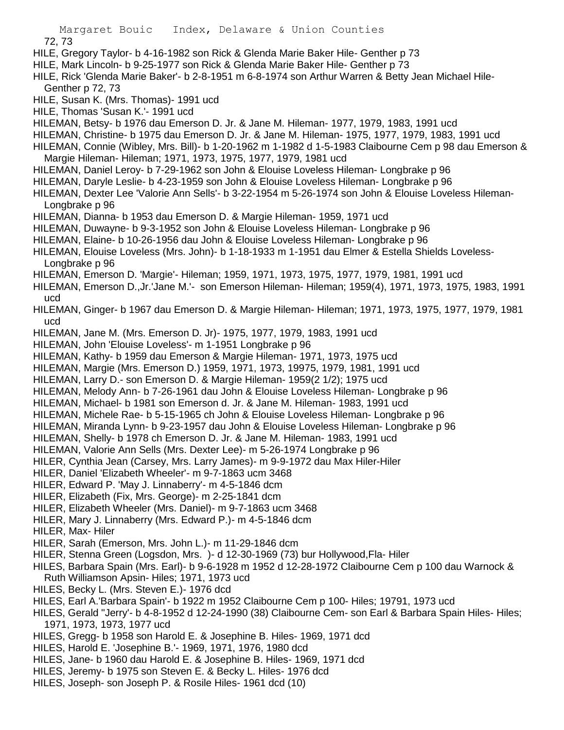72, 73

HILE, Gregory Taylor- b 4-16-1982 son Rick & Glenda Marie Baker Hile- Genther p 73

HILE, Mark Lincoln- b 9-25-1977 son Rick & Glenda Marie Baker Hile- Genther p 73

HILE, Rick 'Glenda Marie Baker'- b 2-8-1951 m 6-8-1974 son Arthur Warren & Betty Jean Michael Hile- Genther p 72, 73

HILE, Susan K. (Mrs. Thomas)- 1991 ucd

HILE, Thomas 'Susan K.'- 1991 ucd

HILEMAN, Betsy- b 1976 dau Emerson D. Jr. & Jane M. Hileman- 1977, 1979, 1983, 1991 ucd

HILEMAN, Christine- b 1975 dau Emerson D. Jr. & Jane M. Hileman- 1975, 1977, 1979, 1983, 1991 ucd

HILEMAN, Connie (Wibley, Mrs. Bill)- b 1-20-1962 m 1-1982 d 1-5-1983 Claibourne Cem p 98 dau Emerson & Margie Hileman- Hileman; 1971, 1973, 1975, 1977, 1979, 1981 ucd

HILEMAN, Daniel Leroy- b 7-29-1962 son John & Elouise Loveless Hileman- Longbrake p 96

HILEMAN, Daryle Leslie- b 4-23-1959 son John & Elouise Loveless Hileman- Longbrake p 96

HILEMAN, Dexter Lee 'Valorie Ann Sells'- b 3-22-1954 m 5-26-1974 son John & Elouise Loveless Hileman- Longbrake p 96

HILEMAN, Dianna- b 1953 dau Emerson D. & Margie Hileman- 1959, 1971 ucd

HILEMAN, Duwayne- b 9-3-1952 son John & Elouise Loveless Hileman- Longbrake p 96

HILEMAN, Elaine- b 10-26-1956 dau John & Elouise Loveless Hileman- Longbrake p 96

HILEMAN, Elouise Loveless (Mrs. John)- b 1-18-1933 m 1-1951 dau Elmer & Estella Shields Loveless- Longbrake p 96

HILEMAN, Emerson D. 'Margie'- Hileman; 1959, 1971, 1973, 1975, 1977, 1979, 1981, 1991 ucd

HILEMAN, Emerson D.,Jr.'Jane M.'- son Emerson Hileman- Hileman; 1959(4), 1971, 1973, 1975, 1983, 1991 ucd

HILEMAN, Ginger- b 1967 dau Emerson D. & Margie Hileman- Hileman; 1971, 1973, 1975, 1977, 1979, 1981 ucd

HILEMAN, Jane M. (Mrs. Emerson D. Jr)- 1975, 1977, 1979, 1983, 1991 ucd

HILEMAN, John 'Elouise Loveless'- m 1-1951 Longbrake p 96

HILEMAN, Kathy- b 1959 dau Emerson & Margie Hileman- 1971, 1973, 1975 ucd

HILEMAN, Margie (Mrs. Emerson D.) 1959, 1971, 1973, 19975, 1979, 1981, 1991 ucd

HILEMAN, Larry D.- son Emerson D. & Margie Hileman- 1959(2 1/2); 1975 ucd

HILEMAN, Melody Ann- b 7-26-1961 dau John & Elouise Loveless Hileman- Longbrake p 96

HILEMAN, Michael- b 1981 son Emerson d. Jr. & Jane M. Hileman- 1983, 1991 ucd

HILEMAN, Michele Rae- b 5-15-1965 ch John & Elouise Loveless Hileman- Longbrake p 96

HILEMAN, Miranda Lynn- b 9-23-1957 dau John & Elouise Loveless Hileman- Longbrake p 96

HILEMAN, Shelly- b 1978 ch Emerson D. Jr. & Jane M. Hileman- 1983, 1991 ucd

HILEMAN, Valorie Ann Sells (Mrs. Dexter Lee)- m 5-26-1974 Longbrake p 96

HILER, Cynthia Jean (Carsey, Mrs. Larry James)- m 9-9-1972 dau Max Hiler-Hiler

HILER, Daniel 'Elizabeth Wheeler'- m 9-7-1863 ucm 3468

HILER, Edward P. 'May J. Linnaberry'- m 4-5-1846 dcm

HILER, Elizabeth (Fix, Mrs. George)- m 2-25-1841 dcm

HILER, Elizabeth Wheeler (Mrs. Daniel)- m 9-7-1863 ucm 3468

HILER, Mary J. Linnaberry (Mrs. Edward P.)- m 4-5-1846 dcm

HILER, Max- Hiler

HILER, Sarah (Emerson, Mrs. John L.)- m 11-29-1846 dcm

HILER, Stenna Green (Logsdon, Mrs. )- d 12-30-1969 (73) bur Hollywood,Fla- Hiler

HILES, Barbara Spain (Mrs. Earl)- b 9-6-1928 m 1952 d 12-28-1972 Claibourne Cem p 100 dau Warnock & Ruth Williamson Apsin- Hiles; 1971, 1973 ucd

HILES, Becky L. (Mrs. Steven E.)- 1976 dcd

HILES, Earl A.'Barbara Spain'- b 1922 m 1952 Claibourne Cem p 100- Hiles; 19791, 1973 ucd

HILES, Gerald "Jerry'- b 4-8-1952 d 12-24-1990 (38) Claibourne Cem- son Earl & Barbara Spain Hiles- Hiles; 1971, 1973, 1973, 1977 ucd

HILES, Gregg- b 1958 son Harold E. & Josephine B. Hiles- 1969, 1971 dcd

HILES, Harold E. 'Josephine B.'- 1969, 1971, 1976, 1980 dcd

HILES, Jane- b 1960 dau Harold E. & Josephine B. Hiles- 1969, 1971 dcd

HILES, Jeremy- b 1975 son Steven E. & Becky L. Hiles- 1976 dcd

HILES, Joseph- son Joseph P. & Rosile Hiles- 1961 dcd (10)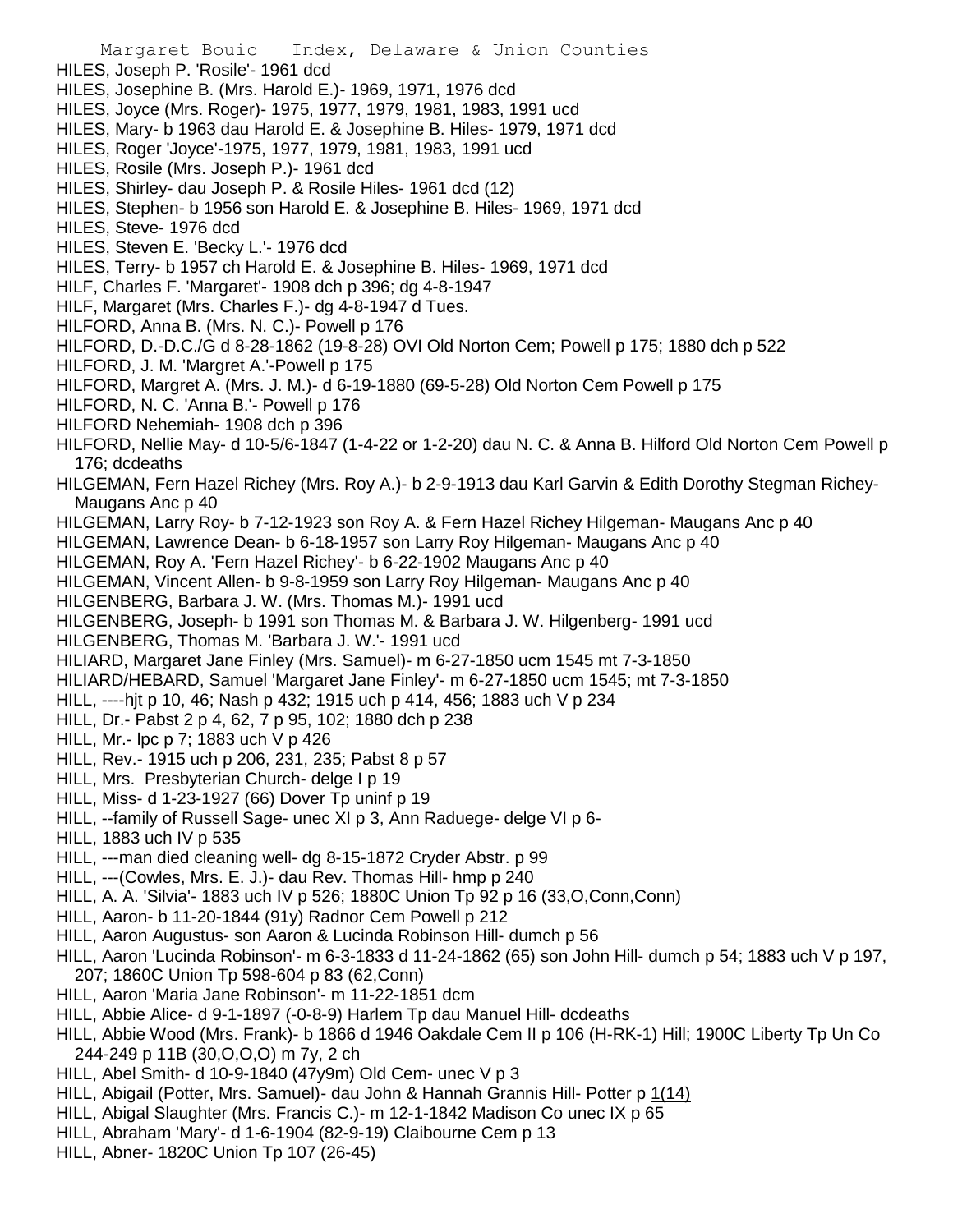HILES, Joseph P. 'Rosile'- 1961 dcd
HILES, Josephine B. (Mrs. Harold E.)- 1969, 1971, 1976 dcd
HILES, Joyce (Mrs. Roger)- 1975, 1977, 1979, 1981, 1983, 1991 ucd
HILES, Mary- b 1963 dau Harold E. & Josephine B. Hiles- 1979, 1971 dcd
HILES, Roger 'Joyce'-1975, 1977, 1979, 1981, 1983, 1991 ucd
HILES, Rosile (Mrs. Joseph P.)- 1961 dcd
HILES, Shirley- dau Joseph P. & Rosile Hiles- 1961 dcd (12)
HILES, Stephen- b 1956 son Harold E. & Josephine B. Hiles- 1969, 1971 dcd
HILES, Steve- 1976 dcd
HILES, Steven E. 'Becky L.'- 1976 dcd
HILES, Terry- b 1957 ch Harold E. & Josephine B. Hiles- 1969, 1971 dcd
HILF, Charles F. 'Margaret'- 1908 dch p 396; dg 4-8-1947
HILF, Margaret (Mrs. Charles F.)- dg 4-8-1947 d Tues.
HILFORD, Anna B. (Mrs. N. C.)- Powell p 176
HILFORD, D.-D.C./G d 8-28-1862 (19-8-28) OVI Old Norton Cem; Powell p 175; 1880 dch p 522
HILFORD, J. M. 'Margret A.'-Powell p 175
HILFORD, Margret A. (Mrs. J. M.)- d 6-19-1880 (69-5-28) Old Norton Cem Powell p 175
HILFORD, N. C. 'Anna B.'- Powell p 176
HILFORD Nehemiah- 1908 dch p 396
HILFORD, Nellie May- d 10-5/6-1847 (1-4-22 or 1-2-20) dau N. C. & Anna B. Hilford Old Norton Cem Powell p 176; dcdeaths
HILGEMAN, Fern Hazel Richey (Mrs. Roy A.)- b 2-9-1913 dau Karl Garvin & Edith Dorothy Stegman Richey- Maugans Anc p 40
HILGEMAN, Larry Roy- b 7-12-1923 son Roy A. & Fern Hazel Richey Hilgeman- Maugans Anc p 40
HILGEMAN, Lawrence Dean- b 6-18-1957 son Larry Roy Hilgeman- Maugans Anc p 40
HILGEMAN, Roy A. 'Fern Hazel Richey'- b 6-22-1902 Maugans Anc p 40
HILGEMAN, Vincent Allen- b 9-8-1959 son Larry Roy Hilgeman- Maugans Anc p 40
HILGENBERG, Barbara J. W. (Mrs. Thomas M.)- 1991 ucd
HILGENBERG, Joseph- b 1991 son Thomas M. & Barbara J. W. Hilgenberg- 1991 ucd
HILGENBERG, Thomas M. 'Barbara J. W.'- 1991 ucd
HILIARD, Margaret Jane Finley (Mrs. Samuel)- m 6-27-1850 ucm 1545 mt 7-3-1850
HILIARD/HEBARD, Samuel 'Margaret Jane Finley'- m 6-27-1850 ucm 1545; mt 7-3-1850
HILL, ----hjt p 10, 46; Nash p 432; 1915 uch p 414, 456; 1883 uch V p 234
HILL, Dr.- Pabst 2 p 4, 62, 7 p 95, 102; 1880 dch p 238
HILL, Mr.- lpc p 7; 1883 uch V p 426
HILL, Rev.- 1915 uch p 206, 231, 235; Pabst 8 p 57
HILL, Mrs. Presbyterian Church- delge I p 19
HILL, Miss- d 1-23-1927 (66) Dover Tp uninf p 19
HILL, --family of Russell Sage- unec XI p 3, Ann Raduege- delge VI p 6-
HILL, 1883 uch IV p 535
HILL, ---man died cleaning well- dg 8-15-1872 Cryder Abstr. p 99
HILL, ---(Cowles, Mrs. E. J.)- dau Rev. Thomas Hill- hmp p 240
HILL, A. A. 'Silvia'- 1883 uch IV p 526; 1880C Union Tp 92 p 16 (33,O,Conn,Conn)
HILL, Aaron- b 11-20-1844 (91y) Radnor Cem Powell p 212
HILL, Aaron Augustus- son Aaron & Lucinda Robinson Hill- dumch p 56
HILL, Aaron 'Lucinda Robinson'- m 6-3-1833 d 11-24-1862 (65) son John Hill- dumch p 54; 1883 uch V p 197, 207; 1860C Union Tp 598-604 p 83 (62,Conn)
HILL, Aaron 'Maria Jane Robinson'- m 11-22-1851 dcm
HILL, Abbie Alice- d 9-1-1897 (-0-8-9) Harlem Tp dau Manuel Hill- dcdeaths
HILL, Abbie Wood (Mrs. Frank)- b 1866 d 1946 Oakdale Cem II p 106 (H-RK-1) Hill; 1900C Liberty Tp Un Co 244-249 p 11B (30,O,O,O) m 7y, 2 ch
HILL, Abel Smith- d 10-9-1840 (47y9m) Old Cem- unec V p 3
HILL, Abigail (Potter, Mrs. Samuel)- dau John & Hannah Grannis Hill- Potter p 1(14)
HILL, Abigal Slaughter (Mrs. Francis C.)- m 12-1-1842 Madison Co unec IX p 65
HILL, Abraham 'Mary'- d 1-6-1904 (82-9-19) Claibourne Cem p 13
HILL, Abner- 1820C Union Tp 107 (26-45)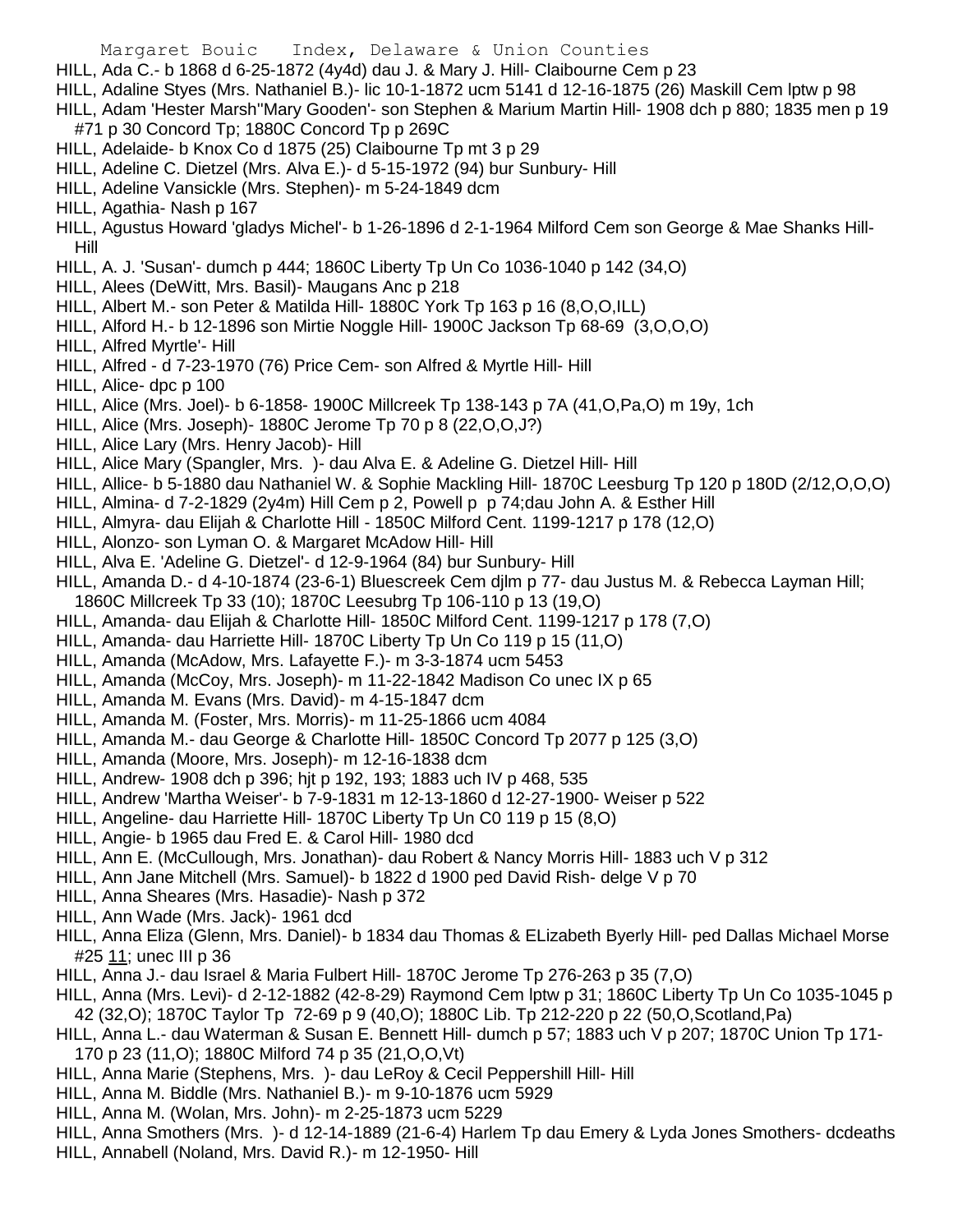HILL, Ada C.- b 1868 d 6-25-1872 (4y4d) dau J. & Mary J. Hill- Claibourne Cem p 23

HILL, Adaline Styes (Mrs. Nathaniel B.)- lic 10-1-1872 ucm 5141 d 12-16-1875 (26) Maskill Cem lptw p 98

HILL, Adam 'Hester Marsh''Mary Gooden'- son Stephen & Marium Martin Hill- 1908 dch p 880; 1835 men p 19 #71 p 30 Concord Tp; 1880C Concord Tp p 269C

HILL, Adelaide- b Knox Co d 1875 (25) Claibourne Tp mt 3 p 29

HILL, Adeline C. Dietzel (Mrs. Alva E.)- d 5-15-1972 (94) bur Sunbury- Hill

HILL, Adeline Vansickle (Mrs. Stephen)- m 5-24-1849 dcm

HILL, Agathia- Nash p 167

HILL, Agustus Howard 'gladys Michel'- b 1-26-1896 d 2-1-1964 Milford Cem son George & Mae Shanks Hill- Hill

HILL, A. J. 'Susan'- dumch p 444; 1860C Liberty Tp Un Co 1036-1040 p 142 (34,O)

HILL, Alees (DeWitt, Mrs. Basil)- Maugans Anc p 218

HILL, Albert M.- son Peter & Matilda Hill- 1880C York Tp 163 p 16 (8,O,O,ILL)

HILL, Alford H.- b 12-1896 son Mirtie Noggle Hill- 1900C Jackson Tp 68-69 (3,O,O,O)

HILL, Alfred Myrtle'- Hill

HILL, Alfred - d 7-23-1970 (76) Price Cem- son Alfred & Myrtle Hill- Hill

HILL, Alice- dpc p 100

HILL, Alice (Mrs. Joel)- b 6-1858- 1900C Millcreek Tp 138-143 p 7A (41,O,Pa,O) m 19y, 1ch

HILL, Alice (Mrs. Joseph)- 1880C Jerome Tp 70 p 8 (22,O,O,J?)

HILL, Alice Lary (Mrs. Henry Jacob)- Hill

HILL, Alice Mary (Spangler, Mrs. )- dau Alva E. & Adeline G. Dietzel Hill- Hill

HILL, Allice- b 5-1880 dau Nathaniel W. & Sophie Mackling Hill- 1870C Leesburg Tp 120 p 180D (2/12,O,O,O)

HILL, Almina- d 7-2-1829 (2y4m) Hill Cem p 2, Powell p p 74;dau John A. & Esther Hill

HILL, Almyra- dau Elijah & Charlotte Hill - 1850C Milford Cent. 1199-1217 p 178 (12,O)

HILL, Alonzo- son Lyman O. & Margaret McAdow Hill- Hill

HILL, Alva E. 'Adeline G. Dietzel'- d 12-9-1964 (84) bur Sunbury- Hill

HILL, Amanda D.- d 4-10-1874 (23-6-1) Bluescreek Cem djlm p 77- dau Justus M. & Rebecca Layman Hill; 1860C Millcreek Tp 33 (10); 1870C Leesubrg Tp 106-110 p 13 (19,O)

HILL, Amanda- dau Elijah & Charlotte Hill- 1850C Milford Cent. 1199-1217 p 178 (7,O)

HILL, Amanda- dau Harriette Hill- 1870C Liberty Tp Un Co 119 p 15 (11,O)

HILL, Amanda (McAdow, Mrs. Lafayette F.)- m 3-3-1874 ucm 5453

HILL, Amanda (McCoy, Mrs. Joseph)- m 11-22-1842 Madison Co unec IX p 65

HILL, Amanda M. Evans (Mrs. David)- m 4-15-1847 dcm

HILL, Amanda M. (Foster, Mrs. Morris)- m 11-25-1866 ucm 4084

HILL, Amanda M.- dau George & Charlotte Hill- 1850C Concord Tp 2077 p 125 (3,O)

HILL, Amanda (Moore, Mrs. Joseph)- m 12-16-1838 dcm

HILL, Andrew- 1908 dch p 396; hjt p 192, 193; 1883 uch IV p 468, 535

HILL, Andrew 'Martha Weiser'- b 7-9-1831 m 12-13-1860 d 12-27-1900- Weiser p 522

HILL, Angeline- dau Harriette Hill- 1870C Liberty Tp Un C0 119 p 15 (8,O)

HILL, Angie- b 1965 dau Fred E. & Carol Hill- 1980 dcd

HILL, Ann E. (McCullough, Mrs. Jonathan)- dau Robert & Nancy Morris Hill- 1883 uch V p 312

HILL, Ann Jane Mitchell (Mrs. Samuel)- b 1822 d 1900 ped David Rish- delge V p 70

HILL, Anna Sheares (Mrs. Hasadie)- Nash p 372

HILL, Ann Wade (Mrs. Jack)- 1961 dcd

HILL, Anna Eliza (Glenn, Mrs. Daniel)- b 1834 dau Thomas & ELizabeth Byerly Hill- ped Dallas Michael Morse #25 11; unec III p 36

HILL, Anna J.- dau Israel & Maria Fulbert Hill- 1870C Jerome Tp 276-263 p 35 (7,O)

HILL, Anna (Mrs. Levi)- d 2-12-1882 (42-8-29) Raymond Cem lptw p 31; 1860C Liberty Tp Un Co 1035-1045 p 42 (32,O); 1870C Taylor Tp 72-69 p 9 (40,O); 1880C Lib. Tp 212-220 p 22 (50,O,Scotland,Pa)

HILL, Anna L.- dau Waterman & Susan E. Bennett Hill- dumch p 57; 1883 uch V p 207; 1870C Union Tp 171-170 p 23 (11,O); 1880C Milford 74 p 35 (21,O,O,Vt)

HILL, Anna Marie (Stephens, Mrs. )- dau LeRoy & Cecil Peppershill Hill- Hill

HILL, Anna M. Biddle (Mrs. Nathaniel B.)- m 9-10-1876 ucm 5929

HILL, Anna M. (Wolan, Mrs. John)- m 2-25-1873 ucm 5229

HILL, Anna Smothers (Mrs. )- d 12-14-1889 (21-6-4) Harlem Tp dau Emery & Lyda Jones Smothers- dcdeaths

HILL, Annabell (Noland, Mrs. David R.)- m 12-1950- Hill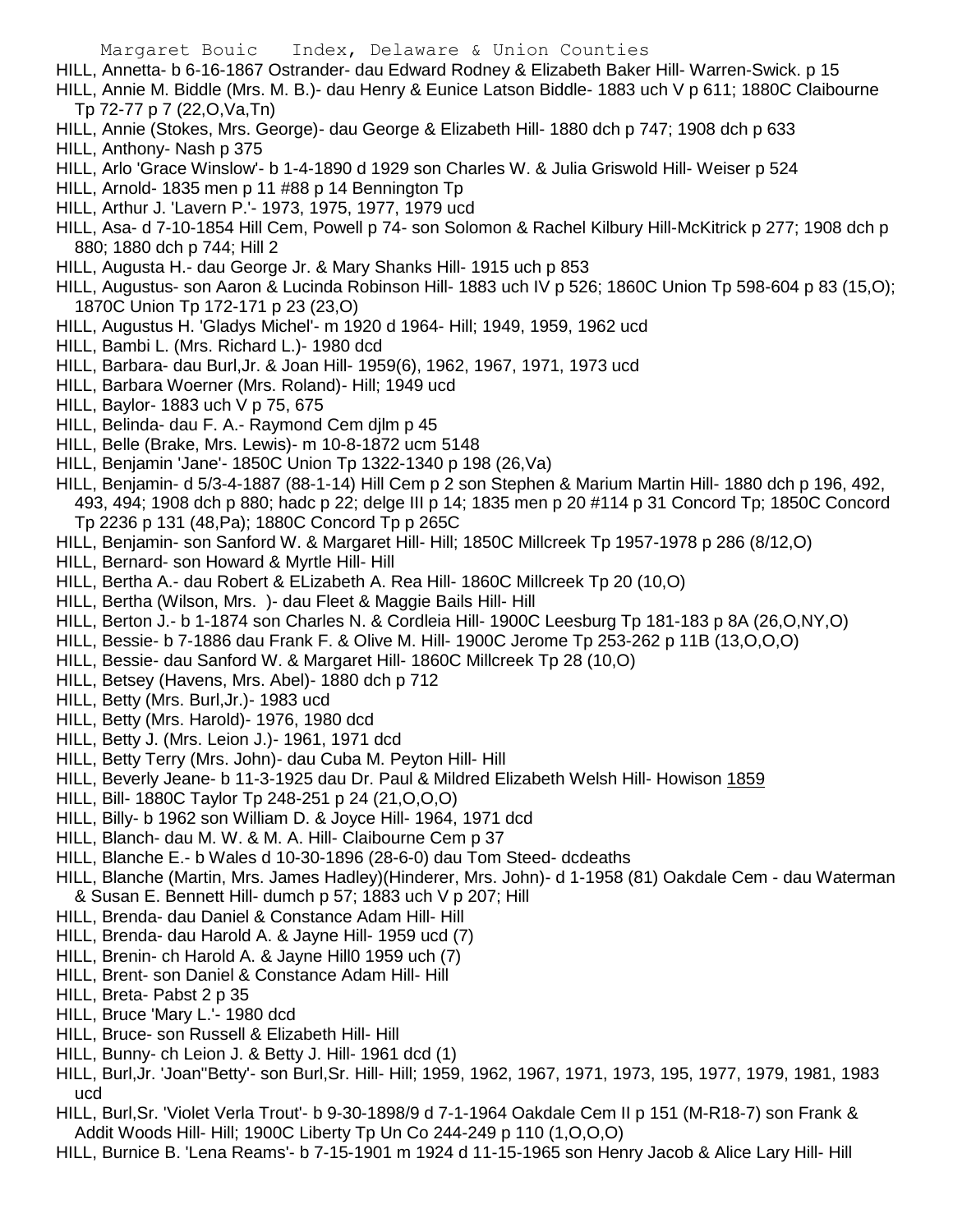HILL, Annetta- b 6-16-1867 Ostrander- dau Edward Rodney & Elizabeth Baker Hill- Warren-Swick. p 15

HILL, Annie M. Biddle (Mrs. M. B.)- dau Henry & Eunice Latson Biddle- 1883 uch V p 611; 1880C Claibourne Tp 72-77 p 7 (22,O,Va,Tn)

HILL, Annie (Stokes, Mrs. George)- dau George & Elizabeth Hill- 1880 dch p 747; 1908 dch p 633

HILL, Anthony- Nash p 375

HILL, Arlo 'Grace Winslow'- b 1-4-1890 d 1929 son Charles W. & Julia Griswold Hill- Weiser p 524

HILL, Arnold- 1835 men p 11 #88 p 14 Bennington Tp

HILL, Arthur J. 'Lavern P.'- 1973, 1975, 1977, 1979 ucd

HILL, Asa- d 7-10-1854 Hill Cem, Powell p 74- son Solomon & Rachel Kilbury Hill-McKitrick p 277; 1908 dch p 880; 1880 dch p 744; Hill 2

HILL, Augusta H.- dau George Jr. & Mary Shanks Hill- 1915 uch p 853

HILL, Augustus- son Aaron & Lucinda Robinson Hill- 1883 uch IV p 526; 1860C Union Tp 598-604 p 83 (15,O); 1870C Union Tp 172-171 p 23 (23,O)

HILL, Augustus H. 'Gladys Michel'- m 1920 d 1964- Hill; 1949, 1959, 1962 ucd

HILL, Bambi L. (Mrs. Richard L.)- 1980 dcd

HILL, Barbara- dau Burl,Jr. & Joan Hill- 1959(6), 1962, 1967, 1971, 1973 ucd

HILL, Barbara Woerner (Mrs. Roland)- Hill; 1949 ucd

HILL, Baylor- 1883 uch V p 75, 675

HILL, Belinda- dau F. A.- Raymond Cem djlm p 45

HILL, Belle (Brake, Mrs. Lewis)- m 10-8-1872 ucm 5148

HILL, Benjamin 'Jane'- 1850C Union Tp 1322-1340 p 198 (26,Va)

HILL, Benjamin- d 5/3-4-1887 (88-1-14) Hill Cem p 2 son Stephen & Marium Martin Hill- 1880 dch p 196, 492, 493, 494; 1908 dch p 880; hadc p 22; delge III p 14; 1835 men p 20 #114 p 31 Concord Tp; 1850C Concord Tp 2236 p 131 (48,Pa); 1880C Concord Tp p 265C

HILL, Benjamin- son Sanford W. & Margaret Hill- Hill; 1850C Millcreek Tp 1957-1978 p 286 (8/12,O)

HILL, Bernard- son Howard & Myrtle Hill- Hill

HILL, Bertha A.- dau Robert & ELizabeth A. Rea Hill- 1860C Millcreek Tp 20 (10,O)

HILL, Bertha (Wilson, Mrs. )- dau Fleet & Maggie Bails Hill- Hill

HILL, Berton J.- b 1-1874 son Charles N. & Cordleia Hill- 1900C Leesburg Tp 181-183 p 8A (26,O,NY,O)

HILL, Bessie- b 7-1886 dau Frank F. & Olive M. Hill- 1900C Jerome Tp 253-262 p 11B (13,O,O,O)

HILL, Bessie- dau Sanford W. & Margaret Hill- 1860C Millcreek Tp 28 (10,O)

HILL, Betsey (Havens, Mrs. Abel)- 1880 dch p 712

HILL, Betty (Mrs. Burl,Jr.)- 1983 ucd

HILL, Betty (Mrs. Harold)- 1976, 1980 dcd

HILL, Betty J. (Mrs. Leion J.)- 1961, 1971 dcd

HILL, Betty Terry (Mrs. John)- dau Cuba M. Peyton Hill- Hill

HILL, Beverly Jeane- b 11-3-1925 dau Dr. Paul & Mildred Elizabeth Welsh Hill- Howison 1859

HILL, Bill- 1880C Taylor Tp 248-251 p 24 (21,O,O,O)

HILL, Billy- b 1962 son William D. & Joyce Hill- 1964, 1971 dcd

HILL, Blanch- dau M. W. & M. A. Hill- Claibourne Cem p 37

HILL, Blanche E.- b Wales d 10-30-1896 (28-6-0) dau Tom Steed- dcdeaths

HILL, Blanche (Martin, Mrs. James Hadley)(Hinderer, Mrs. John)- d 1-1958 (81) Oakdale Cem - dau Waterman & Susan E. Bennett Hill- dumch p 57; 1883 uch V p 207; Hill

HILL, Brenda- dau Daniel & Constance Adam Hill- Hill

HILL, Brenda- dau Harold A. & Jayne Hill- 1959 ucd (7)

HILL, Brenin- ch Harold A. & Jayne Hill0 1959 uch (7)

HILL, Brent- son Daniel & Constance Adam Hill- Hill

HILL, Breta- Pabst 2 p 35

HILL, Bruce 'Mary L.'- 1980 dcd

HILL, Bruce- son Russell & Elizabeth Hill- Hill

HILL, Bunny- ch Leion J. & Betty J. Hill- 1961 dcd (1)

HILL, Burl,Jr. 'Joan''Betty'- son Burl,Sr. Hill- Hill; 1959, 1962, 1967, 1971, 1973, 195, 1977, 1979, 1981, 1983 ucd

HILL, Burl,Sr. 'Violet Verla Trout'- b 9-30-1898/9 d 7-1-1964 Oakdale Cem II p 151 (M-R18-7) son Frank & Addit Woods Hill- Hill; 1900C Liberty Tp Un Co 244-249 p 110 (1,O,O,O)

HILL, Burnice B. 'Lena Reams'- b 7-15-1901 m 1924 d 11-15-1965 son Henry Jacob & Alice Lary Hill- Hill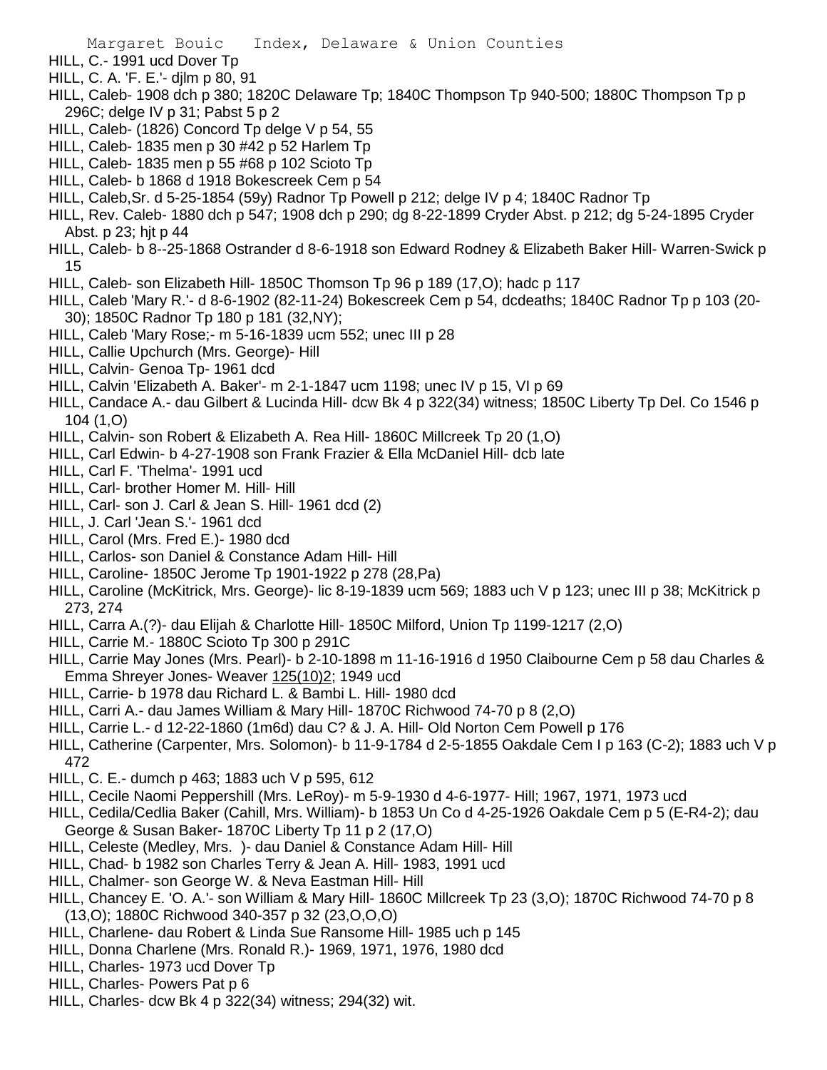HILL, C.- 1991 ucd Dover Tp
HILL, C. A. 'F. E.'- djlm p 80, 91
HILL, Caleb- 1908 dch p 380; 1820C Delaware Tp; 1840C Thompson Tp 940-500; 1880C Thompson Tp p 296C; delge IV p 31; Pabst 5 p 2
HILL, Caleb- (1826) Concord Tp delge V p 54, 55
HILL, Caleb- 1835 men p 30 #42 p 52 Harlem Tp
HILL, Caleb- 1835 men p 55 #68 p 102 Scioto Tp
HILL, Caleb- b 1868 d 1918 Bokescreek Cem p 54
HILL, Caleb,Sr. d 5-25-1854 (59y) Radnor Tp Powell p 212; delge IV p 4; 1840C Radnor Tp
HILL, Rev. Caleb- 1880 dch p 547; 1908 dch p 290; dg 8-22-1899 Cryder Abst. p 212; dg 5-24-1895 Cryder Abst. p 23; hjt p 44
HILL, Caleb- b 8--25-1868 Ostrander d 8-6-1918 son Edward Rodney & Elizabeth Baker Hill- Warren-Swick p 15
HILL, Caleb- son Elizabeth Hill- 1850C Thomson Tp 96 p 189 (17,O); hadc p 117
HILL, Caleb 'Mary R.'- d 8-6-1902 (82-11-24) Bokescreek Cem p 54, dcdeaths; 1840C Radnor Tp p 103 (20-30); 1850C Radnor Tp 180 p 181 (32,NY);
HILL, Caleb 'Mary Rose;- m 5-16-1839 ucm 552; unec III p 28
HILL, Callie Upchurch (Mrs. George)- Hill
HILL, Calvin- Genoa Tp- 1961 dcd
HILL, Calvin 'Elizabeth A. Baker'- m 2-1-1847 ucm 1198; unec IV p 15, VI p 69
HILL, Candace A.- dau Gilbert & Lucinda Hill- dcw Bk 4 p 322(34) witness; 1850C Liberty Tp Del. Co 1546 p 104 (1,O)
HILL, Calvin- son Robert & Elizabeth A. Rea Hill- 1860C Millcreek Tp 20 (1,O)
HILL, Carl Edwin- b 4-27-1908 son Frank Frazier & Ella McDaniel Hill- dcb late
HILL, Carl F. 'Thelma'- 1991 ucd
HILL, Carl- brother Homer M. Hill- Hill
HILL, Carl- son J. Carl & Jean S. Hill- 1961 dcd (2)
HILL, J. Carl 'Jean S.'- 1961 dcd
HILL, Carol (Mrs. Fred E.)- 1980 dcd
HILL, Carlos- son Daniel & Constance Adam Hill- Hill
HILL, Caroline- 1850C Jerome Tp 1901-1922 p 278 (28,Pa)
HILL, Caroline (McKitrick, Mrs. George)- lic 8-19-1839 ucm 569; 1883 uch V p 123; unec III p 38; McKitrick p 273, 274
HILL, Carra A.(?)- dau Elijah & Charlotte Hill- 1850C Milford, Union Tp 1199-1217 (2,O)
HILL, Carrie M.- 1880C Scioto Tp 300 p 291C
HILL, Carrie May Jones (Mrs. Pearl)- b 2-10-1898 m 11-16-1916 d 1950 Claibourne Cem p 58 dau Charles & Emma Shreyer Jones- Weaver 125(10)2; 1949 ucd
HILL, Carrie- b 1978 dau Richard L. & Bambi L. Hill- 1980 dcd
HILL, Carri A.- dau James William & Mary Hill- 1870C Richwood 74-70 p 8 (2,O)
HILL, Carrie L.- d 12-22-1860 (1m6d) dau C? & J. A. Hill- Old Norton Cem Powell p 176
HILL, Catherine (Carpenter, Mrs. Solomon)- b 11-9-1784 d 2-5-1855 Oakdale Cem I p 163 (C-2); 1883 uch V p 472
HILL, C. E.- dumch p 463; 1883 uch V p 595, 612
HILL, Cecile Naomi Peppershill (Mrs. LeRoy)- m 5-9-1930 d 4-6-1977- Hill; 1967, 1971, 1973 ucd
HILL, Cedila/Cedlia Baker (Cahill, Mrs. William)- b 1853 Un Co d 4-25-1926 Oakdale Cem p 5 (E-R4-2); dau George & Susan Baker- 1870C Liberty Tp 11 p 2 (17,O)
HILL, Celeste (Medley, Mrs. )- dau Daniel & Constance Adam Hill- Hill
HILL, Chad- b 1982 son Charles Terry & Jean A. Hill- 1983, 1991 ucd
HILL, Chalmer- son George W. & Neva Eastman Hill- Hill
HILL, Chancey E. 'O. A.'- son William & Mary Hill- 1860C Millcreek Tp 23 (3,O); 1870C Richwood 74-70 p 8 (13,O); 1880C Richwood 340-357 p 32 (23,O,O,O)
HILL, Charlene- dau Robert & Linda Sue Ransome Hill- 1985 uch p 145
HILL, Donna Charlene (Mrs. Ronald R.)- 1969, 1971, 1976, 1980 dcd
HILL, Charles- 1973 ucd Dover Tp
HILL, Charles- Powers Pat p 6
HILL, Charles- dcw Bk 4 p 322(34) witness; 294(32) wit.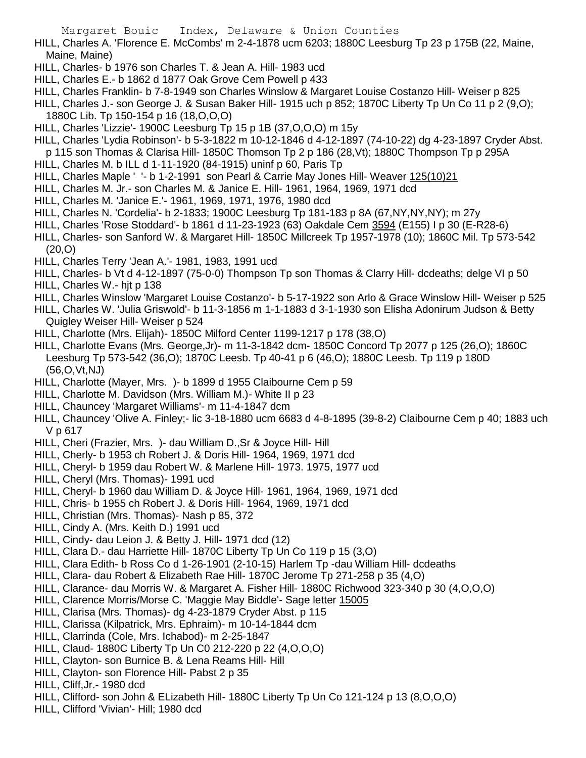HILL, Charles A. 'Florence E. McCombs' m 2-4-1878 ucm 6203; 1880C Leesburg Tp 23 p 175B (22, Maine, Maine, Maine)

HILL, Charles- b 1976 son Charles T. & Jean A. Hill- 1983 ucd

HILL, Charles E.- b 1862 d 1877 Oak Grove Cem Powell p 433

HILL, Charles Franklin- b 7-8-1949 son Charles Winslow & Margaret Louise Costanzo Hill- Weiser p 825

HILL, Charles J.- son George J. & Susan Baker Hill- 1915 uch p 852; 1870C Liberty Tp Un Co 11 p 2 (9,O); 1880C Lib. Tp 150-154 p 16 (18,O,O,O)

HILL, Charles 'Lizzie'- 1900C Leesburg Tp 15 p 1B (37,O,O,O) m 15y

HILL, Charles 'Lydia Robinson'- b 5-3-1822 m 10-12-1846 d 4-12-1897 (74-10-22) dg 4-23-1897 Cryder Abst. p 115 son Thomas & Clarisa Hill- 1850C Thomson Tp 2 p 186 (28,Vt); 1880C Thompson Tp p 295A

HILL, Charles M. b ILL d 1-11-1920 (84-1915) uninf p 60, Paris Tp

HILL, Charles Maple ' '- b 1-2-1991 son Pearl & Carrie May Jones Hill- Weaver 125(10)21

HILL, Charles M. Jr.- son Charles M. & Janice E. Hill- 1961, 1964, 1969, 1971 dcd

HILL, Charles M. 'Janice E.'- 1961, 1969, 1971, 1976, 1980 dcd

HILL, Charles N. 'Cordelia'- b 2-1833; 1900C Leesburg Tp 181-183 p 8A (67,NY,NY,NY); m 27y

HILL, Charles 'Rose Stoddard'- b 1861 d 11-23-1923 (63) Oakdale Cem 3594 (E155) I p 30 (E-R28-6)

HILL, Charles- son Sanford W. & Margaret Hill- 1850C Millcreek Tp 1957-1978 (10); 1860C Mil. Tp 573-542 (20,O)

HILL, Charles Terry 'Jean A.'- 1981, 1983, 1991 ucd

HILL, Charles- b Vt d 4-12-1897 (75-0-0) Thompson Tp son Thomas & Clarry Hill- dcdeaths; delge VI p 50

HILL, Charles W.- hjt p 138

HILL, Charles Winslow 'Margaret Louise Costanzo'- b 5-17-1922 son Arlo & Grace Winslow Hill- Weiser p 525

HILL, Charles W. 'Julia Griswold'- b 11-3-1856 m 1-1-1883 d 3-1-1930 son Elisha Adonirum Judson & Betty Quigley Weiser Hill- Weiser p 524

HILL, Charlotte (Mrs. Elijah)- 1850C Milford Center 1199-1217 p 178 (38,O)

HILL, Charlotte Evans (Mrs. George,Jr)- m 11-3-1842 dcm- 1850C Concord Tp 2077 p 125 (26,O); 1860C Leesburg Tp 573-542 (36,O); 1870C Leesb. Tp 40-41 p 6 (46,O); 1880C Leesb. Tp 119 p 180D (56,O,Vt,NJ)

HILL, Charlotte (Mayer, Mrs. )- b 1899 d 1955 Claibourne Cem p 59

HILL, Charlotte M. Davidson (Mrs. William M.)- White II p 23

HILL, Chauncey 'Margaret Williams'- m 11-4-1847 dcm

HILL, Chauncey 'Olive A. Finley;- lic 3-18-1880 ucm 6683 d 4-8-1895 (39-8-2) Claibourne Cem p 40; 1883 uch V p 617

HILL, Cheri (Frazier, Mrs. )- dau William D.,Sr & Joyce Hill- Hill

HILL, Cherly- b 1953 ch Robert J. & Doris Hill- 1964, 1969, 1971 dcd

HILL, Cheryl- b 1959 dau Robert W. & Marlene Hill- 1973. 1975, 1977 ucd

HILL, Cheryl (Mrs. Thomas)- 1991 ucd

HILL, Cheryl- b 1960 dau William D. & Joyce Hill- 1961, 1964, 1969, 1971 dcd

HILL, Chris- b 1955 ch Robert J. & Doris Hill- 1964, 1969, 1971 dcd

HILL, Christian (Mrs. Thomas)- Nash p 85, 372

HILL, Cindy A. (Mrs. Keith D.) 1991 ucd

HILL, Cindy- dau Leion J. & Betty J. Hill- 1971 dcd (12)

HILL, Clara D.- dau Harriette Hill- 1870C Liberty Tp Un Co 119 p 15 (3,O)

HILL, Clara Edith- b Ross Co d 1-26-1901 (2-10-15) Harlem Tp -dau William Hill- dcdeaths

HILL, Clara- dau Robert & Elizabeth Rae Hill- 1870C Jerome Tp 271-258 p 35 (4,O)

HILL, Clarance- dau Morris W. & Margaret A. Fisher Hill- 1880C Richwood 323-340 p 30 (4,O,O,O)

HILL, Clarence Morris/Morse C. 'Maggie May Biddle'- Sage letter 15005

HILL, Clarisa (Mrs. Thomas)- dg 4-23-1879 Cryder Abst. p 115

HILL, Clarissa (Kilpatrick, Mrs. Ephraim)- m 10-14-1844 dcm

HILL, Clarrinda (Cole, Mrs. Ichabod)- m 2-25-1847

HILL, Claud- 1880C Liberty Tp Un C0 212-220 p 22 (4,O,O,O)

HILL, Clayton- son Burnice B. & Lena Reams Hill- Hill

HILL, Clayton- son Florence Hill- Pabst 2 p 35

HILL, Cliff,Jr.- 1980 dcd

HILL, Clifford- son John & ELizabeth Hill- 1880C Liberty Tp Un Co 121-124 p 13 (8,O,O,O)

HILL, Clifford 'Vivian'- Hill; 1980 dcd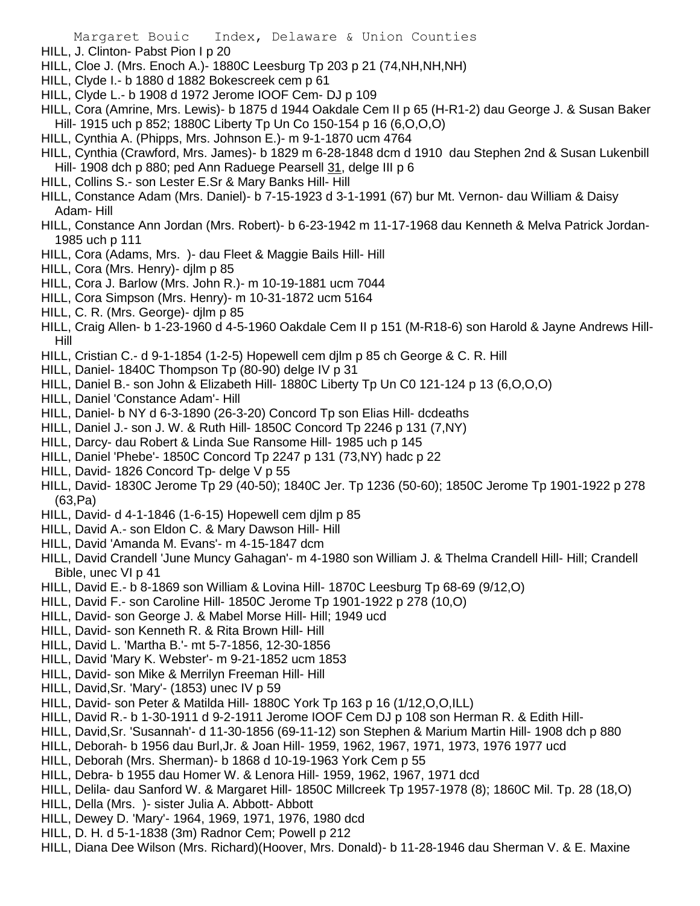HILL, J. Clinton- Pabst Pion I p 20

HILL, Cloe J. (Mrs. Enoch A.)- 1880C Leesburg Tp 203 p 21 (74,NH,NH,NH)

HILL, Clyde I.- b 1880 d 1882 Bokescreek cem p 61

HILL, Clyde L.- b 1908 d 1972 Jerome IOOF Cem- DJ p 109

HILL, Cora (Amrine, Mrs. Lewis)- b 1875 d 1944 Oakdale Cem II p 65 (H-R1-2) dau George J. & Susan Baker Hill- 1915 uch p 852; 1880C Liberty Tp Un Co 150-154 p 16 (6,O,O,O)

HILL, Cynthia A. (Phipps, Mrs. Johnson E.)- m 9-1-1870 ucm 4764

HILL, Cynthia (Crawford, Mrs. James)- b 1829 m 6-28-1848 dcm d 1910 dau Stephen 2nd & Susan Lukenbill Hill- 1908 dch p 880; ped Ann Raduege Pearsell 31, delge III p 6

HILL, Collins S.- son Lester E.Sr & Mary Banks Hill- Hill

HILL, Constance Adam (Mrs. Daniel)- b 7-15-1923 d 3-1-1991 (67) bur Mt. Vernon- dau William & Daisy Adam- Hill

HILL, Constance Ann Jordan (Mrs. Robert)- b 6-23-1942 m 11-17-1968 dau Kenneth & Melva Patrick Jordan- 1985 uch p 111

HILL, Cora (Adams, Mrs. )- dau Fleet & Maggie Bails Hill- Hill

HILL, Cora (Mrs. Henry)- djlm p 85

HILL, Cora J. Barlow (Mrs. John R.)- m 10-19-1881 ucm 7044

HILL, Cora Simpson (Mrs. Henry)- m 10-31-1872 ucm 5164

HILL, C. R. (Mrs. George)- djlm p 85

HILL, Craig Allen- b 1-23-1960 d 4-5-1960 Oakdale Cem II p 151 (M-R18-6) son Harold & Jayne Andrews Hill- Hill

HILL, Cristian C.- d 9-1-1854 (1-2-5) Hopewell cem djlm p 85 ch George & C. R. Hill

HILL, Daniel- 1840C Thompson Tp (80-90) delge IV p 31

HILL, Daniel B.- son John & Elizabeth Hill- 1880C Liberty Tp Un C0 121-124 p 13 (6,O,O,O)

HILL, Daniel 'Constance Adam'- Hill

HILL, Daniel- b NY d 6-3-1890 (26-3-20) Concord Tp son Elias Hill- dcdeaths

HILL, Daniel J.- son J. W. & Ruth Hill- 1850C Concord Tp 2246 p 131 (7,NY)

HILL, Darcy- dau Robert & Linda Sue Ransome Hill- 1985 uch p 145

HILL, Daniel 'Phebe'- 1850C Concord Tp 2247 p 131 (73,NY) hadc p 22

HILL, David- 1826 Concord Tp- delge V p 55

HILL, David- 1830C Jerome Tp 29 (40-50); 1840C Jer. Tp 1236 (50-60); 1850C Jerome Tp 1901-1922 p 278 (63,Pa)

HILL, David- d 4-1-1846 (1-6-15) Hopewell cem djlm p 85

HILL, David A.- son Eldon C. & Mary Dawson Hill- Hill

HILL, David 'Amanda M. Evans'- m 4-15-1847 dcm

HILL, David Crandell 'June Muncy Gahagan'- m 4-1980 son William J. & Thelma Crandell Hill- Hill; Crandell Bible, unec VI p 41

HILL, David E.- b 8-1869 son William & Lovina Hill- 1870C Leesburg Tp 68-69 (9/12,O)

HILL, David F.- son Caroline Hill- 1850C Jerome Tp 1901-1922 p 278 (10,O)

HILL, David- son George J. & Mabel Morse Hill- Hill; 1949 ucd

HILL, David- son Kenneth R. & Rita Brown Hill- Hill

HILL, David L. 'Martha B.'- mt 5-7-1856, 12-30-1856

HILL, David 'Mary K. Webster'- m 9-21-1852 ucm 1853

HILL, David- son Mike & Merrilyn Freeman Hill- Hill

HILL, David,Sr. 'Mary'- (1853) unec IV p 59

HILL, David- son Peter & Matilda Hill- 1880C York Tp 163 p 16 (1/12,O,O,ILL)

HILL, David R.- b 1-30-1911 d 9-2-1911 Jerome IOOF Cem DJ p 108 son Herman R. & Edith Hill-

HILL, David,Sr. 'Susannah'- d 11-30-1856 (69-11-12) son Stephen & Marium Martin Hill- 1908 dch p 880

HILL, Deborah- b 1956 dau Burl,Jr. & Joan Hill- 1959, 1962, 1967, 1971, 1973, 1976 1977 ucd

HILL, Deborah (Mrs. Sherman)- b 1868 d 10-19-1963 York Cem p 55

HILL, Debra- b 1955 dau Homer W. & Lenora Hill- 1959, 1962, 1967, 1971 dcd

HILL, Delila- dau Sanford W. & Margaret Hill- 1850C Millcreek Tp 1957-1978 (8); 1860C Mil. Tp. 28 (18,O)

HILL, Della (Mrs. )- sister Julia A. Abbott- Abbott

HILL, Dewey D. 'Mary'- 1964, 1969, 1971, 1976, 1980 dcd

HILL, D. H. d 5-1-1838 (3m) Radnor Cem; Powell p 212

HILL, Diana Dee Wilson (Mrs. Richard)(Hoover, Mrs. Donald)- b 11-28-1946 dau Sherman V. & E. Maxine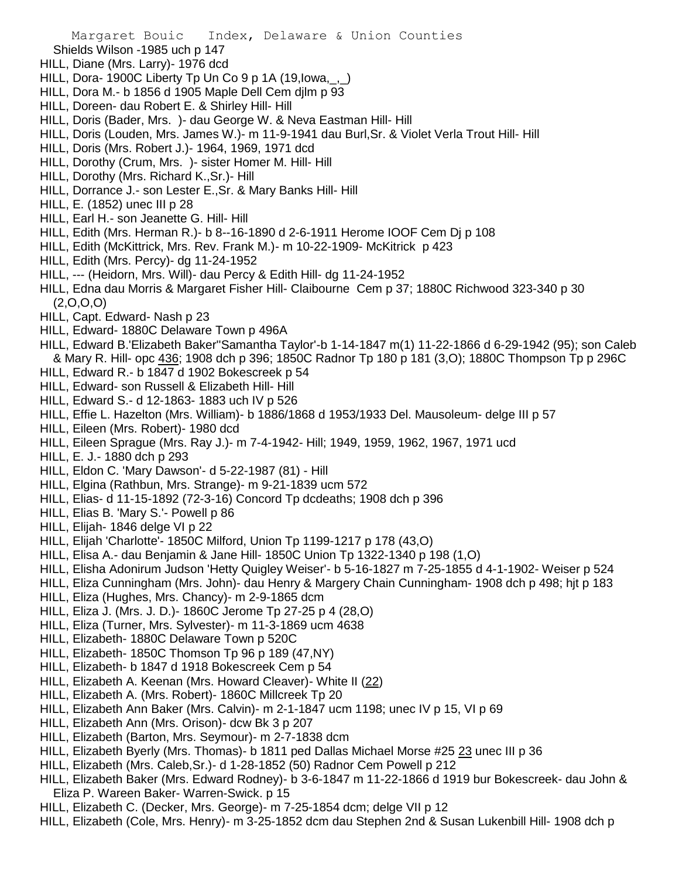Shields Wilson -1985 uch p 147

HILL, Diane (Mrs. Larry)- 1976 dcd

HILL, Dora- 1900C Liberty Tp Un Co 9 p 1A (19,Iowa,_,_)

HILL, Dora M.- b 1856 d 1905 Maple Dell Cem djlm p 93

HILL, Doreen- dau Robert E. & Shirley Hill- Hill

HILL, Doris (Bader, Mrs. )- dau George W. & Neva Eastman Hill- Hill

HILL, Doris (Louden, Mrs. James W.)- m 11-9-1941 dau Burl,Sr. & Violet Verla Trout Hill- Hill

HILL, Doris (Mrs. Robert J.)- 1964, 1969, 1971 dcd

HILL, Dorothy (Crum, Mrs. )- sister Homer M. Hill- Hill

HILL, Dorothy (Mrs. Richard K.,Sr.)- Hill

HILL, Dorrance J.- son Lester E.,Sr. & Mary Banks Hill- Hill

HILL, E. (1852) unec III p 28

HILL, Earl H.- son Jeanette G. Hill- Hill

HILL, Edith (Mrs. Herman R.)- b 8--16-1890 d 2-6-1911 Herome IOOF Cem Dj p 108

HILL, Edith (McKittrick, Mrs. Rev. Frank M.)- m 10-22-1909- McKitrick p 423

HILL, Edith (Mrs. Percy)- dg 11-24-1952

HILL, --- (Heidorn, Mrs. Will)- dau Percy & Edith Hill- dg 11-24-1952

HILL, Edna dau Morris & Margaret Fisher Hill- Claibourne Cem p 37; 1880C Richwood 323-340 p 30 (2,O,O,O)

HILL, Capt. Edward- Nash p 23

HILL, Edward- 1880C Delaware Town p 496A

HILL, Edward B.'Elizabeth Baker''Samantha Taylor'-b 1-14-1847 m(1) 11-22-1866 d 6-29-1942 (95); son Caleb & Mary R. Hill- opc 436; 1908 dch p 396; 1850C Radnor Tp 180 p 181 (3,O); 1880C Thompson Tp p 296C

HILL, Edward R.- b 1847 d 1902 Bokescreek p 54

HILL, Edward- son Russell & Elizabeth Hill- Hill

HILL, Edward S.- d 12-1863- 1883 uch IV p 526

HILL, Effie L. Hazelton (Mrs. William)- b 1886/1868 d 1953/1933 Del. Mausoleum- delge III p 57

HILL, Eileen (Mrs. Robert)- 1980 dcd

HILL, Eileen Sprague (Mrs. Ray J.)- m 7-4-1942- Hill; 1949, 1959, 1962, 1967, 1971 ucd

HILL, E. J.- 1880 dch p 293

HILL, Eldon C. 'Mary Dawson'- d 5-22-1987 (81) - Hill

HILL, Elgina (Rathbun, Mrs. Strange)- m 9-21-1839 ucm 572

HILL, Elias- d 11-15-1892 (72-3-16) Concord Tp dcdeaths; 1908 dch p 396

HILL, Elias B. 'Mary S.'- Powell p 86

HILL, Elijah- 1846 delge VI p 22

HILL, Elijah 'Charlotte'- 1850C Milford, Union Tp 1199-1217 p 178 (43,O)

HILL, Elisa A.- dau Benjamin & Jane Hill- 1850C Union Tp 1322-1340 p 198 (1,O)

HILL, Elisha Adonirum Judson 'Hetty Quigley Weiser'- b 5-16-1827 m 7-25-1855 d 4-1-1902- Weiser p 524

HILL, Eliza Cunningham (Mrs. John)- dau Henry & Margery Chain Cunningham- 1908 dch p 498; hjt p 183

HILL, Eliza (Hughes, Mrs. Chancy)- m 2-9-1865 dcm

HILL, Eliza J. (Mrs. J. D.)- 1860C Jerome Tp 27-25 p 4 (28,O)

HILL, Eliza (Turner, Mrs. Sylvester)- m 11-3-1869 ucm 4638

HILL, Elizabeth- 1880C Delaware Town p 520C

HILL, Elizabeth- 1850C Thomson Tp 96 p 189 (47,NY)

HILL, Elizabeth- b 1847 d 1918 Bokescreek Cem p 54

HILL, Elizabeth A. Keenan (Mrs. Howard Cleaver)- White II (22)

HILL, Elizabeth A. (Mrs. Robert)- 1860C Millcreek Tp 20

HILL, Elizabeth Ann Baker (Mrs. Calvin)- m 2-1-1847 ucm 1198; unec IV p 15, VI p 69

HILL, Elizabeth Ann (Mrs. Orison)- dcw Bk 3 p 207

HILL, Elizabeth (Barton, Mrs. Seymour)- m 2-7-1838 dcm

HILL, Elizabeth Byerly (Mrs. Thomas)- b 1811 ped Dallas Michael Morse #25 23 unec III p 36

HILL, Elizabeth (Mrs. Caleb,Sr.)- d 1-28-1852 (50) Radnor Cem Powell p 212

HILL, Elizabeth Baker (Mrs. Edward Rodney)- b 3-6-1847 m 11-22-1866 d 1919 bur Bokescreek- dau John & Eliza P. Wareen Baker- Warren-Swick. p 15

HILL, Elizabeth C. (Decker, Mrs. George)- m 7-25-1854 dcm; delge VII p 12

HILL, Elizabeth (Cole, Mrs. Henry)- m 3-25-1852 dcm dau Stephen 2nd & Susan Lukenbill Hill- 1908 dch p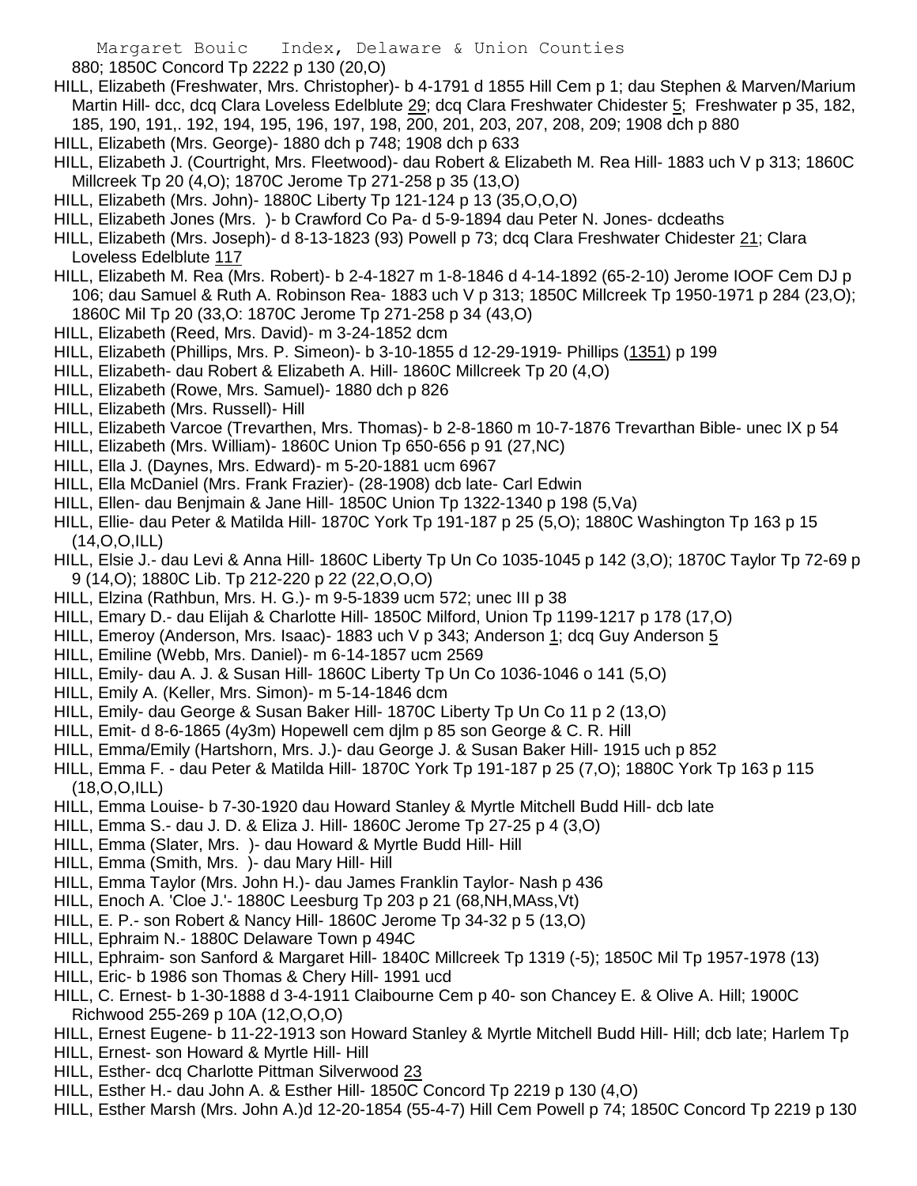880; 1850C Concord Tp 2222 p 130 (20,O)

HILL, Elizabeth (Freshwater, Mrs. Christopher)- b 4-1791 d 1855 Hill Cem p 1; dau Stephen & Marven/Marium Martin Hill- dcc, dcq Clara Loveless Edelblute 29; dcq Clara Freshwater Chidester 5; Freshwater p 35, 182, 185, 190, 191,. 192, 194, 195, 196, 197, 198, 200, 201, 203, 207, 208, 209; 1908 dch p 880

HILL, Elizabeth (Mrs. George)- 1880 dch p 748; 1908 dch p 633

HILL, Elizabeth J. (Courtright, Mrs. Fleetwood)- dau Robert & Elizabeth M. Rea Hill- 1883 uch V p 313; 1860C Millcreek Tp 20 (4,O); 1870C Jerome Tp 271-258 p 35 (13,O)

HILL, Elizabeth (Mrs. John)- 1880C Liberty Tp 121-124 p 13 (35,O,O,O)

HILL, Elizabeth Jones (Mrs. )- b Crawford Co Pa- d 5-9-1894 dau Peter N. Jones- dcdeaths

HILL, Elizabeth (Mrs. Joseph)- d 8-13-1823 (93) Powell p 73; dcq Clara Freshwater Chidester 21; Clara Loveless Edelblute 117

HILL, Elizabeth M. Rea (Mrs. Robert)- b 2-4-1827 m 1-8-1846 d 4-14-1892 (65-2-10) Jerome IOOF Cem DJ p 106; dau Samuel & Ruth A. Robinson Rea- 1883 uch V p 313; 1850C Millcreek Tp 1950-1971 p 284 (23,O); 1860C Mil Tp 20 (33,O: 1870C Jerome Tp 271-258 p 34 (43,O)

HILL, Elizabeth (Reed, Mrs. David)- m 3-24-1852 dcm

HILL, Elizabeth (Phillips, Mrs. P. Simeon)- b 3-10-1855 d 12-29-1919- Phillips (1351) p 199

HILL, Elizabeth- dau Robert & Elizabeth A. Hill- 1860C Millcreek Tp 20 (4,O)

HILL, Elizabeth (Rowe, Mrs. Samuel)- 1880 dch p 826

HILL, Elizabeth (Mrs. Russell)- Hill

HILL, Elizabeth Varcoe (Trevarthen, Mrs. Thomas)- b 2-8-1860 m 10-7-1876 Trevarthan Bible- unec IX p 54

HILL, Elizabeth (Mrs. William)- 1860C Union Tp 650-656 p 91 (27,NC)

HILL, Ella J. (Daynes, Mrs. Edward)- m 5-20-1881 ucm 6967

HILL, Ella McDaniel (Mrs. Frank Frazier)- (28-1908) dcb late- Carl Edwin

HILL, Ellen- dau Benjmain & Jane Hill- 1850C Union Tp 1322-1340 p 198 (5,Va)

HILL, Ellie- dau Peter & Matilda Hill- 1870C York Tp 191-187 p 25 (5,O); 1880C Washington Tp 163 p 15 (14,O,O,ILL)

HILL, Elsie J.- dau Levi & Anna Hill- 1860C Liberty Tp Un Co 1035-1045 p 142 (3,O); 1870C Taylor Tp 72-69 p 9 (14,O); 1880C Lib. Tp 212-220 p 22 (22,O,O,O)

HILL, Elzina (Rathbun, Mrs. H. G.)- m 9-5-1839 ucm 572; unec III p 38

HILL, Emary D.- dau Elijah & Charlotte Hill- 1850C Milford, Union Tp 1199-1217 p 178 (17,O)

HILL, Emeroy (Anderson, Mrs. Isaac)- 1883 uch V p 343; Anderson 1; dcq Guy Anderson 5

HILL, Emiline (Webb, Mrs. Daniel)- m 6-14-1857 ucm 2569

HILL, Emily- dau A. J. & Susan Hill- 1860C Liberty Tp Un Co 1036-1046 o 141 (5,O)

HILL, Emily A. (Keller, Mrs. Simon)- m 5-14-1846 dcm

HILL, Emily- dau George & Susan Baker Hill- 1870C Liberty Tp Un Co 11 p 2 (13,O)

HILL, Emit- d 8-6-1865 (4y3m) Hopewell cem djlm p 85 son George & C. R. Hill

HILL, Emma/Emily (Hartshorn, Mrs. J.)- dau George J. & Susan Baker Hill- 1915 uch p 852

HILL, Emma F. - dau Peter & Matilda Hill- 1870C York Tp 191-187 p 25 (7,O); 1880C York Tp 163 p 115 (18,O,O,ILL)

HILL, Emma Louise- b 7-30-1920 dau Howard Stanley & Myrtle Mitchell Budd Hill- dcb late

HILL, Emma S.- dau J. D. & Eliza J. Hill- 1860C Jerome Tp 27-25 p 4 (3,O)

HILL, Emma (Slater, Mrs. )- dau Howard & Myrtle Budd Hill- Hill

HILL, Emma (Smith, Mrs. )- dau Mary Hill- Hill

HILL, Emma Taylor (Mrs. John H.)- dau James Franklin Taylor- Nash p 436

HILL, Enoch A. 'Cloe J.'- 1880C Leesburg Tp 203 p 21 (68,NH,MAss,Vt)

HILL, E. P.- son Robert & Nancy Hill- 1860C Jerome Tp 34-32 p 5 (13,O)

HILL, Ephraim N.- 1880C Delaware Town p 494C

HILL, Ephraim- son Sanford & Margaret Hill- 1840C Millcreek Tp 1319 (-5); 1850C Mil Tp 1957-1978 (13)

HILL, Eric- b 1986 son Thomas & Chery Hill- 1991 ucd

HILL, C. Ernest- b 1-30-1888 d 3-4-1911 Claibourne Cem p 40- son Chancey E. & Olive A. Hill; 1900C Richwood 255-269 p 10A (12,O,O,O)

HILL, Ernest Eugene- b 11-22-1913 son Howard Stanley & Myrtle Mitchell Budd Hill- Hill; dcb late; Harlem Tp

HILL, Ernest- son Howard & Myrtle Hill- Hill

HILL, Esther- dcq Charlotte Pittman Silverwood 23

HILL, Esther H.- dau John A. & Esther Hill- 1850C Concord Tp 2219 p 130 (4,O)

HILL, Esther Marsh (Mrs. John A.)d 12-20-1854 (55-4-7) Hill Cem Powell p 74; 1850C Concord Tp 2219 p 130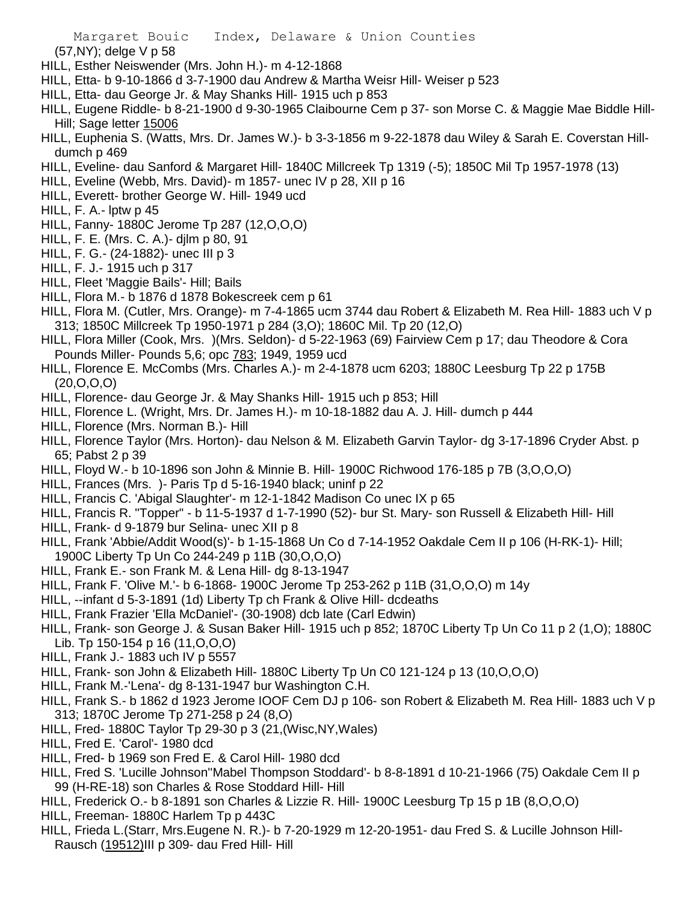(57,NY); delge V p 58

HILL, Esther Neiswender (Mrs. John H.)- m 4-12-1868

HILL, Etta- b 9-10-1866 d 3-7-1900 dau Andrew & Martha Weisr Hill- Weiser p 523

HILL, Etta- dau George Jr. & May Shanks Hill- 1915 uch p 853

HILL, Eugene Riddle- b 8-21-1900 d 9-30-1965 Claibourne Cem p 37- son Morse C. & Maggie Mae Biddle Hill- Hill; Sage letter 15006

HILL, Euphenia S. (Watts, Mrs. Dr. James W.)- b 3-3-1856 m 9-22-1878 dau Wiley & Sarah E. Coverstan Hill- dumch p 469

HILL, Eveline- dau Sanford & Margaret Hill- 1840C Millcreek Tp 1319 (-5); 1850C Mil Tp 1957-1978 (13)

HILL, Eveline (Webb, Mrs. David)- m 1857- unec IV p 28, XII p 16

HILL, Everett- brother George W. Hill- 1949 ucd

HILL, F. A.- lptw p 45

HILL, Fanny- 1880C Jerome Tp 287 (12,O,O,O)

HILL, F. E. (Mrs. C. A.)- djlm p 80, 91

HILL, F. G.- (24-1882)- unec III p 3

HILL, F. J.- 1915 uch p 317

HILL, Fleet 'Maggie Bails'- Hill; Bails

HILL, Flora M.- b 1876 d 1878 Bokescreek cem p 61

HILL, Flora M. (Cutler, Mrs. Orange)- m 7-4-1865 ucm 3744 dau Robert & Elizabeth M. Rea Hill- 1883 uch V p 313; 1850C Millcreek Tp 1950-1971 p 284 (3,O); 1860C Mil. Tp 20 (12,O)

HILL, Flora Miller (Cook, Mrs. )(Mrs. Seldon)- d 5-22-1963 (69) Fairview Cem p 17; dau Theodore & Cora Pounds Miller- Pounds 5,6; opc 783; 1949, 1959 ucd

HILL, Florence E. McCombs (Mrs. Charles A.)- m 2-4-1878 ucm 6203; 1880C Leesburg Tp 22 p 175B (20,O,O,O)

HILL, Florence- dau George Jr. & May Shanks Hill- 1915 uch p 853; Hill

HILL, Florence L. (Wright, Mrs. Dr. James H.)- m 10-18-1882 dau A. J. Hill- dumch p 444

HILL, Florence (Mrs. Norman B.)- Hill

HILL, Florence Taylor (Mrs. Horton)- dau Nelson & M. Elizabeth Garvin Taylor- dg 3-17-1896 Cryder Abst. p 65; Pabst 2 p 39

HILL, Floyd W.- b 10-1896 son John & Minnie B. Hill- 1900C Richwood 176-185 p 7B (3,O,O,O)

HILL, Frances (Mrs. )- Paris Tp d 5-16-1940 black; uninf p 22

HILL, Francis C. 'Abigal Slaughter'- m 12-1-1842 Madison Co unec IX p 65

HILL, Francis R. "Topper" - b 11-5-1937 d 1-7-1990 (52)- bur St. Mary- son Russell & Elizabeth Hill- Hill

HILL, Frank- d 9-1879 bur Selina- unec XII p 8

HILL, Frank 'Abbie/Addit Wood(s)'- b 1-15-1868 Un Co d 7-14-1952 Oakdale Cem II p 106 (H-RK-1)- Hill; 1900C Liberty Tp Un Co 244-249 p 11B (30,O,O,O)

HILL, Frank E.- son Frank M. & Lena Hill- dg 8-13-1947

HILL, Frank F. 'Olive M.'- b 6-1868- 1900C Jerome Tp 253-262 p 11B (31,O,O,O) m 14y

HILL, --infant d 5-3-1891 (1d) Liberty Tp ch Frank & Olive Hill- dcdeaths

HILL, Frank Frazier 'Ella McDaniel'- (30-1908) dcb late (Carl Edwin)

HILL, Frank- son George J. & Susan Baker Hill- 1915 uch p 852; 1870C Liberty Tp Un Co 11 p 2 (1,O); 1880C Lib. Tp 150-154 p 16 (11,O,O,O)

HILL, Frank J.- 1883 uch IV p 5557

HILL, Frank- son John & Elizabeth Hill- 1880C Liberty Tp Un C0 121-124 p 13 (10,O,O,O)

HILL, Frank M.-'Lena'- dg 8-131-1947 bur Washington C.H.

HILL, Frank S.- b 1862 d 1923 Jerome IOOF Cem DJ p 106- son Robert & Elizabeth M. Rea Hill- 1883 uch V p 313; 1870C Jerome Tp 271-258 p 24 (8,O)

HILL, Fred- 1880C Taylor Tp 29-30 p 3 (21,(Wisc,NY,Wales)

HILL, Fred E. 'Carol'- 1980 dcd

HILL, Fred- b 1969 son Fred E. & Carol Hill- 1980 dcd

HILL, Fred S. 'Lucille Johnson''Mabel Thompson Stoddard'- b 8-8-1891 d 10-21-1966 (75) Oakdale Cem II p 99 (H-RE-18) son Charles & Rose Stoddard Hill- Hill

HILL, Frederick O.- b 8-1891 son Charles & Lizzie R. Hill- 1900C Leesburg Tp 15 p 1B (8,O,O,O)

HILL, Freeman- 1880C Harlem Tp p 443C

HILL, Frieda L.(Starr, Mrs.Eugene N. R.)- b 7-20-1929 m 12-20-1951- dau Fred S. & Lucille Johnson Hill- Rausch (19512)III p 309- dau Fred Hill- Hill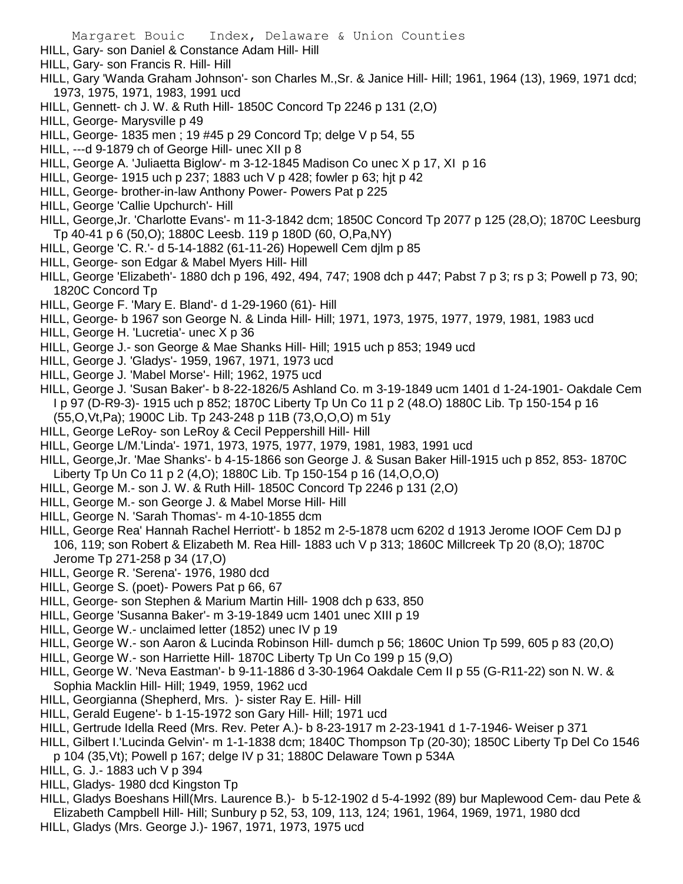HILL, Gary- son Daniel & Constance Adam Hill- Hill
HILL, Gary- son Francis R. Hill- Hill
HILL, Gary 'Wanda Graham Johnson'- son Charles M.,Sr. & Janice Hill- Hill; 1961, 1964 (13), 1969, 1971 dcd; 1973, 1975, 1971, 1983, 1991 ucd
HILL, Gennett- ch J. W. & Ruth Hill- 1850C Concord Tp 2246 p 131 (2,O)
HILL, George- Marysville p 49
HILL, George- 1835 men ; 19 #45 p 29 Concord Tp; delge V p 54, 55
HILL, ---d 9-1879 ch of George Hill- unec XII p 8
HILL, George A. 'Juliaetta Biglow'- m 3-12-1845 Madison Co unec X p 17, XI p 16
HILL, George- 1915 uch p 237; 1883 uch V p 428; fowler p 63; hjt p 42
HILL, George- brother-in-law Anthony Power- Powers Pat p 225
HILL, George 'Callie Upchurch'- Hill
HILL, George,Jr. 'Charlotte Evans'- m 11-3-1842 dcm; 1850C Concord Tp 2077 p 125 (28,O); 1870C Leesburg Tp 40-41 p 6 (50,O); 1880C Leesb. 119 p 180D (60, O,Pa,NY)
HILL, George 'C. R.'- d 5-14-1882 (61-11-26) Hopewell Cem djlm p 85
HILL, George- son Edgar & Mabel Myers Hill- Hill
HILL, George 'Elizabeth'- 1880 dch p 196, 492, 494, 747; 1908 dch p 447; Pabst 7 p 3; rs p 3; Powell p 73, 90; 1820C Concord Tp
HILL, George F. 'Mary E. Bland'- d 1-29-1960 (61)- Hill
HILL, George- b 1967 son George N. & Linda Hill- Hill; 1971, 1973, 1975, 1977, 1979, 1981, 1983 ucd
HILL, George H. 'Lucretia'- unec X p 36
HILL, George J.- son George & Mae Shanks Hill- Hill; 1915 uch p 853; 1949 ucd
HILL, George J. 'Gladys'- 1959, 1967, 1971, 1973 ucd
HILL, George J. 'Mabel Morse'- Hill; 1962, 1975 ucd
HILL, George J. 'Susan Baker'- b 8-22-1826/5 Ashland Co. m 3-19-1849 ucm 1401 d 1-24-1901- Oakdale Cem I p 97 (D-R9-3)- 1915 uch p 852; 1870C Liberty Tp Un Co 11 p 2 (48.O) 1880C Lib. Tp 150-154 p 16 (55,O,Vt,Pa); 1900C Lib. Tp 243-248 p 11B (73,O,O,O) m 51y
HILL, George LeRoy- son LeRoy & Cecil Peppershill Hill- Hill
HILL, George L/M.'Linda'- 1971, 1973, 1975, 1977, 1979, 1981, 1983, 1991 ucd
HILL, George,Jr. 'Mae Shanks'- b 4-15-1866 son George J. & Susan Baker Hill-1915 uch p 852, 853- 1870C Liberty Tp Un Co 11 p 2 (4,O); 1880C Lib. Tp 150-154 p 16 (14,O,O,O)
HILL, George M.- son J. W. & Ruth Hill- 1850C Concord Tp 2246 p 131 (2,O)
HILL, George M.- son George J. & Mabel Morse Hill- Hill
HILL, George N. 'Sarah Thomas'- m 4-10-1855 dcm
HILL, George Rea' Hannah Rachel Herriott'- b 1852 m 2-5-1878 ucm 6202 d 1913 Jerome IOOF Cem DJ p 106, 119; son Robert & Elizabeth M. Rea Hill- 1883 uch V p 313; 1860C Millcreek Tp 20 (8,O); 1870C Jerome Tp 271-258 p 34 (17,O)
HILL, George R. 'Serena'- 1976, 1980 dcd
HILL, George S. (poet)- Powers Pat p 66, 67
HILL, George- son Stephen & Marium Martin Hill- 1908 dch p 633, 850
HILL, George 'Susanna Baker'- m 3-19-1849 ucm 1401 unec XIII p 19
HILL, George W.- unclaimed letter (1852) unec IV p 19
HILL, George W.- son Aaron & Lucinda Robinson Hill- dumch p 56; 1860C Union Tp 599, 605 p 83 (20,O)
HILL, George W.- son Harriette Hill- 1870C Liberty Tp Un Co 199 p 15 (9,O)
HILL, George W. 'Neva Eastman'- b 9-11-1886 d 3-30-1964 Oakdale Cem II p 55 (G-R11-22) son N. W. & Sophia Macklin Hill- Hill; 1949, 1959, 1962 ucd
HILL, Georgianna (Shepherd, Mrs. )- sister Ray E. Hill- Hill
HILL, Gerald Eugene'- b 1-15-1972 son Gary Hill- Hill; 1971 ucd
HILL, Gertrude Idella Reed (Mrs. Rev. Peter A.)- b 8-23-1917 m 2-23-1941 d 1-7-1946- Weiser p 371
HILL, Gilbert I.'Lucinda Gelvin'- m 1-1-1838 dcm; 1840C Thompson Tp (20-30); 1850C Liberty Tp Del Co 1546 p 104 (35,Vt); Powell p 167; delge IV p 31; 1880C Delaware Town p 534A
HILL, G. J.- 1883 uch V p 394
HILL, Gladys- 1980 dcd Kingston Tp
HILL, Gladys Boeshans Hill(Mrs. Laurence B.)- b 5-12-1902 d 5-4-1992 (89) bur Maplewood Cem- dau Pete & Elizabeth Campbell Hill- Hill; Sunbury p 52, 53, 109, 113, 124; 1961, 1964, 1969, 1971, 1980 dcd
HILL, Gladys (Mrs. George J.)- 1967, 1971, 1973, 1975 ucd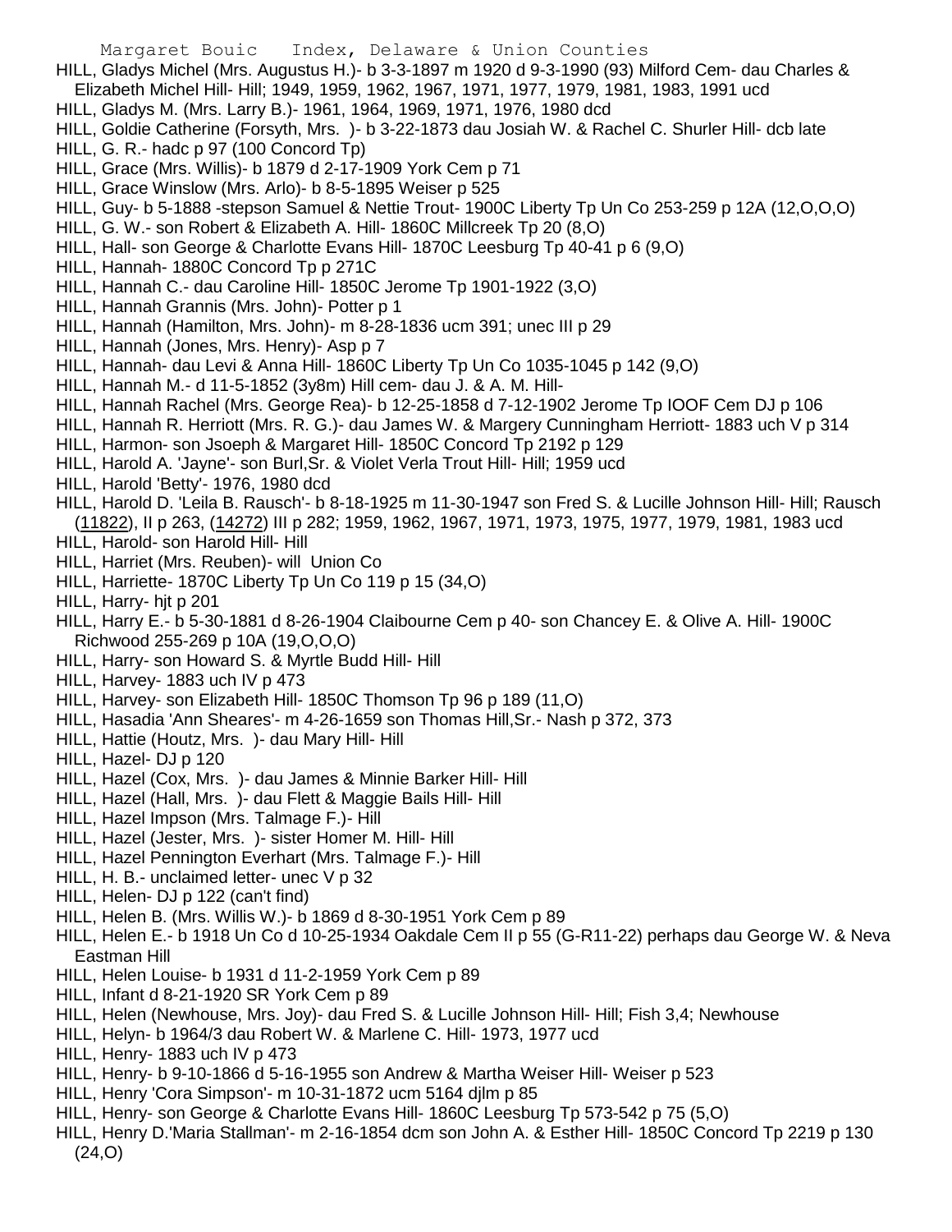HILL, Gladys Michel (Mrs. Augustus H.)- b 3-3-1897 m 1920 d 9-3-1990 (93) Milford Cem- dau Charles & Elizabeth Michel Hill- Hill; 1949, 1959, 1962, 1967, 1971, 1977, 1979, 1981, 1983, 1991 ucd

HILL, Gladys M. (Mrs. Larry B.)- 1961, 1964, 1969, 1971, 1976, 1980 dcd

HILL, Goldie Catherine (Forsyth, Mrs. )- b 3-22-1873 dau Josiah W. & Rachel C. Shurler Hill- dcb late

HILL, G. R.- hadc p 97 (100 Concord Tp)

HILL, Grace (Mrs. Willis)- b 1879 d 2-17-1909 York Cem p 71

HILL, Grace Winslow (Mrs. Arlo)- b 8-5-1895 Weiser p 525

HILL, Guy- b 5-1888 -stepson Samuel & Nettie Trout- 1900C Liberty Tp Un Co 253-259 p 12A (12,O,O,O)

HILL, G. W.- son Robert & Elizabeth A. Hill- 1860C Millcreek Tp 20 (8,O)

HILL, Hall- son George & Charlotte Evans Hill- 1870C Leesburg Tp 40-41 p 6 (9,O)

HILL, Hannah- 1880C Concord Tp p 271C

HILL, Hannah C.- dau Caroline Hill- 1850C Jerome Tp 1901-1922 (3,O)

HILL, Hannah Grannis (Mrs. John)- Potter p 1

HILL, Hannah (Hamilton, Mrs. John)- m 8-28-1836 ucm 391; unec III p 29

HILL, Hannah (Jones, Mrs. Henry)- Asp p 7

HILL, Hannah- dau Levi & Anna Hill- 1860C Liberty Tp Un Co 1035-1045 p 142 (9,O)

HILL, Hannah M.- d 11-5-1852 (3y8m) Hill cem- dau J. & A. M. Hill-

HILL, Hannah Rachel (Mrs. George Rea)- b 12-25-1858 d 7-12-1902 Jerome Tp IOOF Cem DJ p 106

HILL, Hannah R. Herriott (Mrs. R. G.)- dau James W. & Margery Cunningham Herriott- 1883 uch V p 314

HILL, Harmon- son Jsoeph & Margaret Hill- 1850C Concord Tp 2192 p 129

HILL, Harold A. 'Jayne'- son Burl,Sr. & Violet Verla Trout Hill- Hill; 1959 ucd

HILL, Harold 'Betty'- 1976, 1980 dcd

HILL, Harold D. 'Leila B. Rausch'- b 8-18-1925 m 11-30-1947 son Fred S. & Lucille Johnson Hill- Hill; Rausch (11822), II p 263, (14272) III p 282; 1959, 1962, 1967, 1971, 1973, 1975, 1977, 1979, 1981, 1983 ucd

HILL, Harold- son Harold Hill- Hill

HILL, Harriet (Mrs. Reuben)- will Union Co

HILL, Harriette- 1870C Liberty Tp Un Co 119 p 15 (34,O)

HILL, Harry- hjt p 201

HILL, Harry E.- b 5-30-1881 d 8-26-1904 Claibourne Cem p 40- son Chancey E. & Olive A. Hill- 1900C Richwood 255-269 p 10A (19,O,O,O)

HILL, Harry- son Howard S. & Myrtle Budd Hill- Hill

HILL, Harvey- 1883 uch IV p 473

HILL, Harvey- son Elizabeth Hill- 1850C Thomson Tp 96 p 189 (11,O)

HILL, Hasadia 'Ann Sheares'- m 4-26-1659 son Thomas Hill,Sr.- Nash p 372, 373

HILL, Hattie (Houtz, Mrs. )- dau Mary Hill- Hill

HILL, Hazel- DJ p 120

HILL, Hazel (Cox, Mrs. )- dau James & Minnie Barker Hill- Hill

HILL, Hazel (Hall, Mrs. )- dau Flett & Maggie Bails Hill- Hill

HILL, Hazel Impson (Mrs. Talmage F.)- Hill

HILL, Hazel (Jester, Mrs. )- sister Homer M. Hill- Hill

HILL, Hazel Pennington Everhart (Mrs. Talmage F.)- Hill

HILL, H. B.- unclaimed letter- unec V p 32

HILL, Helen- DJ p 122 (can't find)

HILL, Helen B. (Mrs. Willis W.)- b 1869 d 8-30-1951 York Cem p 89

HILL, Helen E.- b 1918 Un Co d 10-25-1934 Oakdale Cem II p 55 (G-R11-22) perhaps dau George W. & Neva Eastman Hill

HILL, Helen Louise- b 1931 d 11-2-1959 York Cem p 89

HILL, Infant d 8-21-1920 SR York Cem p 89

HILL, Helen (Newhouse, Mrs. Joy)- dau Fred S. & Lucille Johnson Hill- Hill; Fish 3,4; Newhouse

HILL, Helyn- b 1964/3 dau Robert W. & Marlene C. Hill- 1973, 1977 ucd

HILL, Henry- 1883 uch IV p 473

HILL, Henry- b 9-10-1866 d 5-16-1955 son Andrew & Martha Weiser Hill- Weiser p 523

HILL, Henry 'Cora Simpson'- m 10-31-1872 ucm 5164 djlm p 85

HILL, Henry- son George & Charlotte Evans Hill- 1860C Leesburg Tp 573-542 p 75 (5,O)

HILL, Henry D.'Maria Stallman'- m 2-16-1854 dcm son John A. & Esther Hill- 1850C Concord Tp 2219 p 130 (24,O)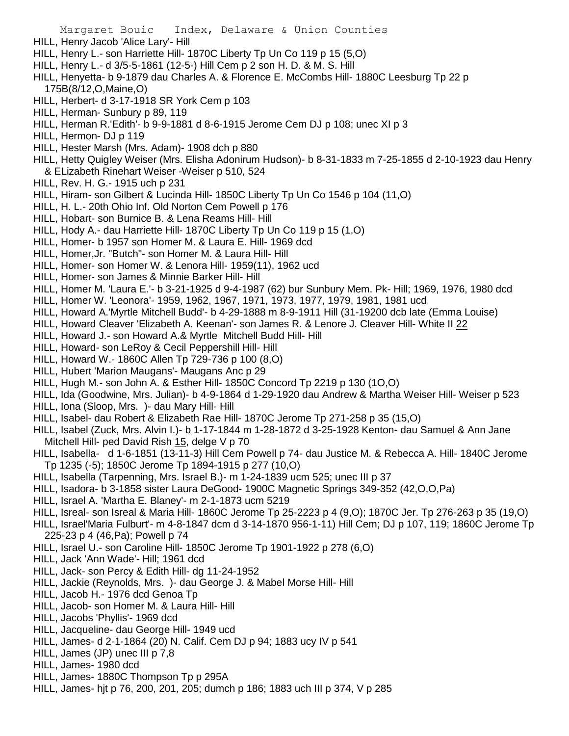HILL, Henry Jacob 'Alice Lary'- Hill
HILL, Henry L.- son Harriette Hill- 1870C Liberty Tp Un Co 119 p 15 (5,O)
HILL, Henry L.- d 3/5-5-1861 (12-5-) Hill Cem p 2 son H. D. & M. S. Hill
HILL, Henyetta- b 9-1879 dau Charles A. & Florence E. McCombs Hill- 1880C Leesburg Tp 22 p 175B(8/12,O,Maine,O)
HILL, Herbert- d 3-17-1918 SR York Cem p 103
HILL, Herman- Sunbury p 89, 119
HILL, Herman R.'Edith'- b 9-9-1881 d 8-6-1915 Jerome Cem DJ p 108; unec XI p 3
HILL, Hermon- DJ p 119
HILL, Hester Marsh (Mrs. Adam)- 1908 dch p 880
HILL, Hetty Quigley Weiser (Mrs. Elisha Adonirum Hudson)- b 8-31-1833 m 7-25-1855 d 2-10-1923 dau Henry & ELizabeth Rinehart Weiser -Weiser p 510, 524
HILL, Rev. H. G.- 1915 uch p 231
HILL, Hiram- son Gilbert & Lucinda Hill- 1850C Liberty Tp Un Co 1546 p 104 (11,O)
HILL, H. L.- 20th Ohio Inf. Old Norton Cem Powell p 176
HILL, Hobart- son Burnice B. & Lena Reams Hill- Hill
HILL, Hody A.- dau Harriette Hill- 1870C Liberty Tp Un Co 119 p 15 (1,O)
HILL, Homer- b 1957 son Homer M. & Laura E. Hill- 1969 dcd
HILL, Homer,Jr. "Butch"- son Homer M. & Laura Hill- Hill
HILL, Homer- son Homer W. & Lenora Hill- 1959(11), 1962 ucd
HILL, Homer- son James & Minnie Barker Hill- Hill
HILL, Homer M. 'Laura E.'- b 3-21-1925 d 9-4-1987 (62) bur Sunbury Mem. Pk- Hill; 1969, 1976, 1980 dcd
HILL, Homer W. 'Leonora'- 1959, 1962, 1967, 1971, 1973, 1977, 1979, 1981, 1981 ucd
HILL, Howard A.'Myrtle Mitchell Budd'- b 4-29-1888 m 8-9-1911 Hill (31-19200 dcb late (Emma Louise)
HILL, Howard Cleaver 'Elizabeth A. Keenan'- son James R. & Lenore J. Cleaver Hill- White II 22
HILL, Howard J.- son Howard A.& Myrtle Mitchell Budd Hill- Hill
HILL, Howard- son LeRoy & Cecil Peppershill Hill- Hill
HILL, Howard W.- 1860C Allen Tp 729-736 p 100 (8,O)
HILL, Hubert 'Marion Maugans'- Maugans Anc p 29
HILL, Hugh M.- son John A. & Esther Hill- 1850C Concord Tp 2219 p 130 (1O,O)
HILL, Ida (Goodwine, Mrs. Julian)- b 4-9-1864 d 1-29-1920 dau Andrew & Martha Weiser Hill- Weiser p 523
HILL, Iona (Sloop, Mrs. )- dau Mary Hill- Hill
HILL, Isabel- dau Robert & Elizabeth Rae Hill- 1870C Jerome Tp 271-258 p 35 (15,O)
HILL, Isabel (Zuck, Mrs. Alvin I.)- b 1-17-1844 m 1-28-1872 d 3-25-1928 Kenton- dau Samuel & Ann Jane Mitchell Hill- ped David Rish 15, delge V p 70
HILL, Isabella- d 1-6-1851 (13-11-3) Hill Cem Powell p 74- dau Justice M. & Rebecca A. Hill- 1840C Jerome Tp 1235 (-5); 1850C Jerome Tp 1894-1915 p 277 (10,O)
HILL, Isabella (Tarpenning, Mrs. Israel B.)- m 1-24-1839 ucm 525; unec III p 37
HILL, Isadora- b 3-1858 sister Laura DeGood- 1900C Magnetic Springs 349-352 (42,O,O,Pa)
HILL, Israel A. 'Martha E. Blaney'- m 2-1-1873 ucm 5219
HILL, Isreal- son Isreal & Maria Hill- 1860C Jerome Tp 25-2223 p 4 (9,O); 1870C Jer. Tp 276-263 p 35 (19,O)
HILL, Israel'Maria Fulburt'- m 4-8-1847 dcm d 3-14-1870 956-1-11) Hill Cem; DJ p 107, 119; 1860C Jerome Tp 225-23 p 4 (46,Pa); Powell p 74
HILL, Israel U.- son Caroline Hill- 1850C Jerome Tp 1901-1922 p 278 (6,O)
HILL, Jack 'Ann Wade'- Hill; 1961 dcd
HILL, Jack- son Percy & Edith Hill- dg 11-24-1952
HILL, Jackie (Reynolds, Mrs. )- dau George J. & Mabel Morse Hill- Hill
HILL, Jacob H.- 1976 dcd Genoa Tp
HILL, Jacob- son Homer M. & Laura Hill- Hill
HILL, Jacobs 'Phyllis'- 1969 dcd
HILL, Jacqueline- dau George Hill- 1949 ucd
HILL, James- d 2-1-1864 (20) N. Calif. Cem DJ p 94; 1883 ucy IV p 541
HILL, James (JP) unec III p 7,8
HILL, James- 1980 dcd
HILL, James- 1880C Thompson Tp p 295A
HILL, James- hjt p 76, 200, 201, 205; dumch p 186; 1883 uch III p 374, V p 285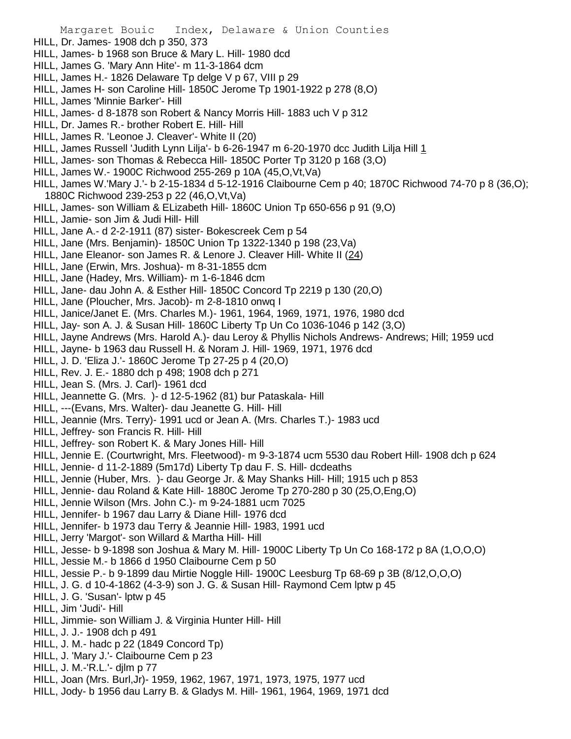HILL, Dr. James- 1908 dch p 350, 373
HILL, James- b 1968 son Bruce & Mary L. Hill- 1980 dcd
HILL, James G. 'Mary Ann Hite'- m 11-3-1864 dcm
HILL, James H.- 1826 Delaware Tp delge V p 67, VIII p 29
HILL, James H- son Caroline Hill- 1850C Jerome Tp 1901-1922 p 278 (8,O)
HILL, James 'Minnie Barker'- Hill
HILL, James- d 8-1878 son Robert & Nancy Morris Hill- 1883 uch V p 312
HILL, Dr. James R.- brother Robert E. Hill- Hill
HILL, James R. 'Leonoe J. Cleaver'- White II (20)
HILL, James Russell 'Judith Lynn Lilja'- b 6-26-1947 m 6-20-1970 dcc Judith Lilja Hill 1
HILL, James- son Thomas & Rebecca Hill- 1850C Porter Tp 3120 p 168 (3,O)
HILL, James W.- 1900C Richwood 255-269 p 10A (45,O,Vt,Va)
HILL, James W.'Mary J.'- b 2-15-1834 d 5-12-1916 Claibourne Cem p 40; 1870C Richwood 74-70 p 8 (36,O); 1880C Richwood 239-253 p 22 (46,O,Vt,Va)
HILL, James- son William & ELizabeth Hill- 1860C Union Tp 650-656 p 91 (9,O)
HILL, Jamie- son Jim & Judi Hill- Hill
HILL, Jane A.- d 2-2-1911 (87) sister- Bokescreek Cem p 54
HILL, Jane (Mrs. Benjamin)- 1850C Union Tp 1322-1340 p 198 (23,Va)
HILL, Jane Eleanor- son James R. & Lenore J. Cleaver Hill- White II (24)
HILL, Jane (Erwin, Mrs. Joshua)- m 8-31-1855 dcm
HILL, Jane (Hadey, Mrs. William)- m 1-6-1846 dcm
HILL, Jane- dau John A. & Esther Hill- 1850C Concord Tp 2219 p 130 (20,O)
HILL, Jane (Ploucher, Mrs. Jacob)- m 2-8-1810 onwq I
HILL, Janice/Janet E. (Mrs. Charles M.)- 1961, 1964, 1969, 1971, 1976, 1980 dcd
HILL, Jay- son A. J. & Susan Hill- 1860C Liberty Tp Un Co 1036-1046 p 142 (3,O)
HILL, Jayne Andrews (Mrs. Harold A.)- dau Leroy & Phyllis Nichols Andrews- Andrews; Hill; 1959 ucd
HILL, Jayne- b 1963 dau Russell H. & Noram J. Hill- 1969, 1971, 1976 dcd
HILL, J. D. 'Eliza J.'- 1860C Jerome Tp 27-25 p 4 (20,O)
HILL, Rev. J. E.- 1880 dch p 498; 1908 dch p 271
HILL, Jean S. (Mrs. J. Carl)- 1961 dcd
HILL, Jeannette G. (Mrs. )- d 12-5-1962 (81) bur Pataskala- Hill
HILL, ---(Evans, Mrs. Walter)- dau Jeanette G. Hill- Hill
HILL, Jeannie (Mrs. Terry)- 1991 ucd or Jean A. (Mrs. Charles T.)- 1983 ucd
HILL, Jeffrey- son Francis R. Hill- Hill
HILL, Jeffrey- son Robert K. & Mary Jones Hill- Hill
HILL, Jennie E. (Courtwright, Mrs. Fleetwood)- m 9-3-1874 ucm 5530 dau Robert Hill- 1908 dch p 624
HILL, Jennie- d 11-2-1889 (5m17d) Liberty Tp dau F. S. Hill- dcdeaths
HILL, Jennie (Huber, Mrs. )- dau George Jr. & May Shanks Hill- Hill; 1915 uch p 853
HILL, Jennie- dau Roland & Kate Hill- 1880C Jerome Tp 270-280 p 30 (25,O,Eng,O)
HILL, Jennie Wilson (Mrs. John C.)- m 9-24-1881 ucm 7025
HILL, Jennifer- b 1967 dau Larry & Diane Hill- 1976 dcd
HILL, Jennifer- b 1973 dau Terry & Jeannie Hill- 1983, 1991 ucd
HILL, Jerry 'Margot'- son Willard & Martha Hill- Hill
HILL, Jesse- b 9-1898 son Joshua & Mary M. Hill- 1900C Liberty Tp Un Co 168-172 p 8A (1,O,O,O)
HILL, Jessie M.- b 1866 d 1950 Claibourne Cem p 50
HILL, Jessie P.- b 9-1899 dau Mirtie Noggle Hill- 1900C Leesburg Tp 68-69 p 3B (8/12,O,O,O)
HILL, J. G. d 10-4-1862 (4-3-9) son J. G. & Susan Hill- Raymond Cem lptw p 45
HILL, J. G. 'Susan'- lptw p 45
HILL, Jim 'Judi'- Hill
HILL, Jimmie- son William J. & Virginia Hunter Hill- Hill
HILL, J. J.- 1908 dch p 491
HILL, J. M.- hadc p 22 (1849 Concord Tp)
HILL, J. 'Mary J.'- Claibourne Cem p 23
HILL, J. M.-'R.L.'- djlm p 77
HILL, Joan (Mrs. Burl,Jr)- 1959, 1962, 1967, 1971, 1973, 1975, 1977 ucd
HILL, Jody- b 1956 dau Larry B. & Gladys M. Hill- 1961, 1964, 1969, 1971 dcd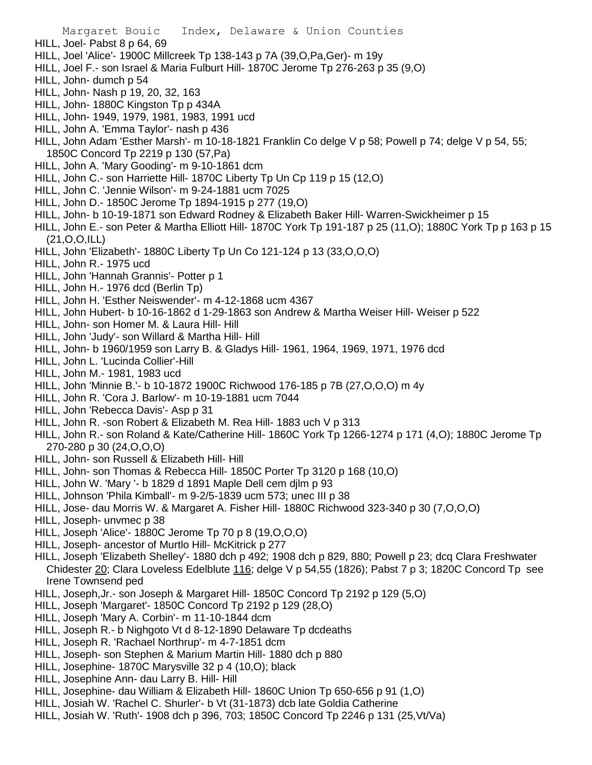HILL, Joel- Pabst 8 p 64, 69
HILL, Joel 'Alice'- 1900C Millcreek Tp 138-143 p 7A (39,O,Pa,Ger)- m 19y
HILL, Joel F.- son Israel & Maria Fulburt Hill- 1870C Jerome Tp 276-263 p 35 (9,O)
HILL, John- dumch p 54
HILL, John- Nash p 19, 20, 32, 163
HILL, John- 1880C Kingston Tp p 434A
HILL, John- 1949, 1979, 1981, 1983, 1991 ucd
HILL, John A. 'Emma Taylor'- nash p 436
HILL, John Adam 'Esther Marsh'- m 10-18-1821 Franklin Co delge V p 58; Powell p 74; delge V p 54, 55; 1850C Concord Tp 2219 p 130 (57,Pa)
HILL, John A. 'Mary Gooding'- m 9-10-1861 dcm
HILL, John C.- son Harriette Hill- 1870C Liberty Tp Un Cp 119 p 15 (12,O)
HILL, John C. 'Jennie Wilson'- m 9-24-1881 ucm 7025
HILL, John D.- 1850C Jerome Tp 1894-1915 p 277 (19,O)
HILL, John- b 10-19-1871 son Edward Rodney & Elizabeth Baker Hill- Warren-Swickheimer p 15
HILL, John E.- son Peter & Martha Elliott Hill- 1870C York Tp 191-187 p 25 (11,O); 1880C York Tp p 163 p 15 (21,O,O,ILL)
HILL, John 'Elizabeth'- 1880C Liberty Tp Un Co 121-124 p 13 (33,O,O,O)
HILL, John R.- 1975 ucd
HILL, John 'Hannah Grannis'- Potter p 1
HILL, John H.- 1976 dcd (Berlin Tp)
HILL, John H. 'Esther Neiswender'- m 4-12-1868 ucm 4367
HILL, John Hubert- b 10-16-1862 d 1-29-1863 son Andrew & Martha Weiser Hill- Weiser p 522
HILL, John- son Homer M. & Laura Hill- Hill
HILL, John 'Judy'- son Willard & Martha Hill- Hill
HILL, John- b 1960/1959 son Larry B. & Gladys Hill- 1961, 1964, 1969, 1971, 1976 dcd
HILL, John L. 'Lucinda Collier'-Hill
HILL, John M.- 1981, 1983 ucd
HILL, John 'Minnie B.'- b 10-1872 1900C Richwood 176-185 p 7B (27,O,O,O) m 4y
HILL, John R. 'Cora J. Barlow'- m 10-19-1881 ucm 7044
HILL, John 'Rebecca Davis'- Asp p 31
HILL, John R. -son Robert & Elizabeth M. Rea Hill- 1883 uch V p 313
HILL, John R.- son Roland & Kate/Catherine Hill- 1860C York Tp 1266-1274 p 171 (4,O); 1880C Jerome Tp 270-280 p 30 (24,O,O,O)
HILL, John- son Russell & Elizabeth Hill- Hill
HILL, John- son Thomas & Rebecca Hill- 1850C Porter Tp 3120 p 168 (10,O)
HILL, John W. 'Mary '- b 1829 d 1891 Maple Dell cem djlm p 93
HILL, Johnson 'Phila Kimball'- m 9-2/5-1839 ucm 573; unec III p 38
HILL, Jose- dau Morris W. & Margaret A. Fisher Hill- 1880C Richwood 323-340 p 30 (7,O,O,O)
HILL, Joseph- unvmec p 38
HILL, Joseph 'Alice'- 1880C Jerome Tp 70 p 8 (19,O,O,O)
HILL, Joseph- ancestor of Murtlo Hill- McKitrick p 277
HILL, Joseph 'Elizabeth Shelley'- 1880 dch p 492; 1908 dch p 829, 880; Powell p 23; dcq Clara Freshwater Chidester 20; Clara Loveless Edelblute 116; delge V p 54,55 (1826); Pabst 7 p 3; 1820C Concord Tp see Irene Townsend ped
HILL, Joseph,Jr.- son Joseph & Margaret Hill- 1850C Concord Tp 2192 p 129 (5,O)
HILL, Joseph 'Margaret'- 1850C Concord Tp 2192 p 129 (28,O)
HILL, Joseph 'Mary A. Corbin'- m 11-10-1844 dcm
HILL, Joseph R.- b Nighgoto Vt d 8-12-1890 Delaware Tp dcdeaths
HILL, Joseph R. 'Rachael Northrup'- m 4-7-1851 dcm
HILL, Joseph- son Stephen & Marium Martin Hill- 1880 dch p 880
HILL, Josephine- 1870C Marysville 32 p 4 (10,O); black
HILL, Josephine Ann- dau Larry B. Hill- Hill
HILL, Josephine- dau William & Elizabeth Hill- 1860C Union Tp 650-656 p 91 (1,O)
HILL, Josiah W. 'Rachel C. Shurler'- b Vt (31-1873) dcb late Goldia Catherine
HILL, Josiah W. 'Ruth'- 1908 dch p 396, 703; 1850C Concord Tp 2246 p 131 (25,Vt/Va)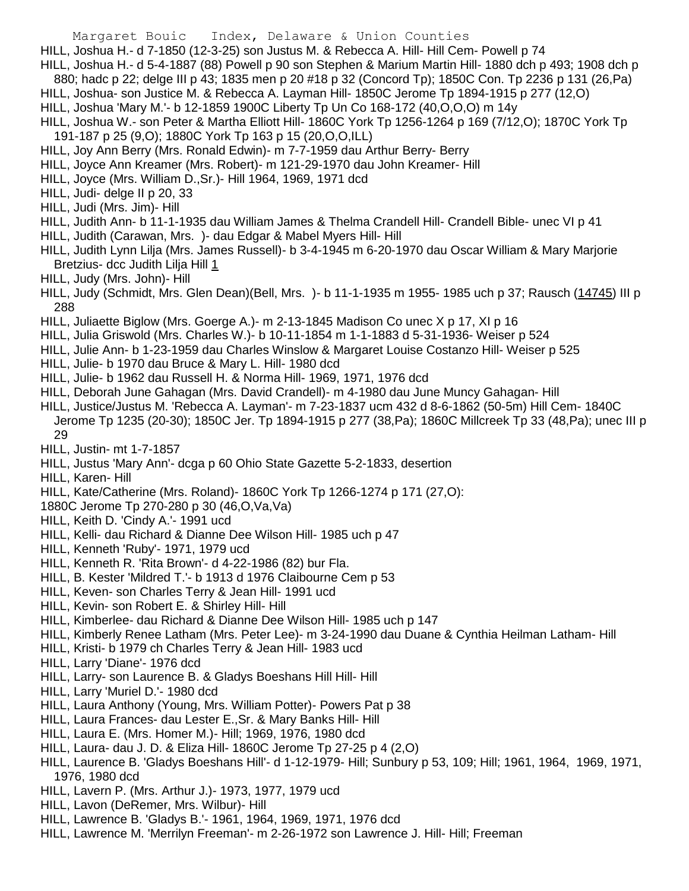HILL, Joshua H.- d 7-1850 (12-3-25) son Justus M. & Rebecca A. Hill- Hill Cem- Powell p 74

HILL, Joshua H.- d 5-4-1887 (88) Powell p 90 son Stephen & Marium Martin Hill- 1880 dch p 493; 1908 dch p 880; hadc p 22; delge III p 43; 1835 men p 20 #18 p 32 (Concord Tp); 1850C Con. Tp 2236 p 131 (26,Pa)

HILL, Joshua- son Justice M. & Rebecca A. Layman Hill- 1850C Jerome Tp 1894-1915 p 277 (12,O)

HILL, Joshua 'Mary M.'- b 12-1859 1900C Liberty Tp Un Co 168-172 (40,O,O,O) m 14y

HILL, Joshua W.- son Peter & Martha Elliott Hill- 1860C York Tp 1256-1264 p 169 (7/12,O); 1870C York Tp 191-187 p 25 (9,O); 1880C York Tp 163 p 15 (20,O,O,ILL)

HILL, Joy Ann Berry (Mrs. Ronald Edwin)- m 7-7-1959 dau Arthur Berry- Berry

HILL, Joyce Ann Kreamer (Mrs. Robert)- m 121-29-1970 dau John Kreamer- Hill

HILL, Joyce (Mrs. William D.,Sr.)- Hill 1964, 1969, 1971 dcd

HILL, Judi- delge II p 20, 33

HILL, Judi (Mrs. Jim)- Hill

HILL, Judith Ann- b 11-1-1935 dau William James & Thelma Crandell Hill- Crandell Bible- unec VI p 41

HILL, Judith (Carawan, Mrs. )- dau Edgar & Mabel Myers Hill- Hill

HILL, Judith Lynn Lilja (Mrs. James Russell)- b 3-4-1945 m 6-20-1970 dau Oscar William & Mary Marjorie Bretzius- dcc Judith Lilja Hill 1

HILL, Judy (Mrs. John)- Hill

HILL, Judy (Schmidt, Mrs. Glen Dean)(Bell, Mrs. )- b 11-1-1935 m 1955- 1985 uch p 37; Rausch (14745) III p 288

HILL, Juliaette Biglow (Mrs. Goerge A.)- m 2-13-1845 Madison Co unec X p 17, XI p 16

HILL, Julia Griswold (Mrs. Charles W.)- b 10-11-1854 m 1-1-1883 d 5-31-1936- Weiser p 524

HILL, Julie Ann- b 1-23-1959 dau Charles Winslow & Margaret Louise Costanzo Hill- Weiser p 525

HILL, Julie- b 1970 dau Bruce & Mary L. Hill- 1980 dcd

HILL, Julie- b 1962 dau Russell H. & Norma Hill- 1969, 1971, 1976 dcd

HILL, Deborah June Gahagan (Mrs. David Crandell)- m 4-1980 dau June Muncy Gahagan- Hill

HILL, Justice/Justus M. 'Rebecca A. Layman'- m 7-23-1837 ucm 432 d 8-6-1862 (50-5m) Hill Cem- 1840C Jerome Tp 1235 (20-30); 1850C Jer. Tp 1894-1915 p 277 (38,Pa); 1860C Millcreek Tp 33 (48,Pa); unec III p 29

HILL, Justin- mt 1-7-1857

HILL, Justus 'Mary Ann'- dcga p 60 Ohio State Gazette 5-2-1833, desertion

HILL, Karen- Hill

HILL, Kate/Catherine (Mrs. Roland)- 1860C York Tp 1266-1274 p 171 (27,O):
1880C Jerome Tp 270-280 p 30 (46,O,Va,Va)

HILL, Keith D. 'Cindy A.'- 1991 ucd

HILL, Kelli- dau Richard & Dianne Dee Wilson Hill- 1985 uch p 47

HILL, Kenneth 'Ruby'- 1971, 1979 ucd

HILL, Kenneth R. 'Rita Brown'- d 4-22-1986 (82) bur Fla.

HILL, B. Kester 'Mildred T.'- b 1913 d 1976 Claibourne Cem p 53

HILL, Keven- son Charles Terry & Jean Hill- 1991 ucd

HILL, Kevin- son Robert E. & Shirley Hill- Hill

HILL, Kimberlee- dau Richard & Dianne Dee Wilson Hill- 1985 uch p 147

HILL, Kimberly Renee Latham (Mrs. Peter Lee)- m 3-24-1990 dau Duane & Cynthia Heilman Latham- Hill

HILL, Kristi- b 1979 ch Charles Terry & Jean Hill- 1983 ucd

HILL, Larry 'Diane'- 1976 dcd

HILL, Larry- son Laurence B. & Gladys Boeshans Hill Hill- Hill

HILL, Larry 'Muriel D.'- 1980 dcd

HILL, Laura Anthony (Young, Mrs. William Potter)- Powers Pat p 38

HILL, Laura Frances- dau Lester E.,Sr. & Mary Banks Hill- Hill

HILL, Laura E. (Mrs. Homer M.)- Hill; 1969, 1976, 1980 dcd

HILL, Laura- dau J. D. & Eliza Hill- 1860C Jerome Tp 27-25 p 4 (2,O)

HILL, Laurence B. 'Gladys Boeshans Hill'- d 1-12-1979- Hill; Sunbury p 53, 109; Hill; 1961, 1964, 1969, 1971, 1976, 1980 dcd

HILL, Lavern P. (Mrs. Arthur J.)- 1973, 1977, 1979 ucd

HILL, Lavon (DeRemer, Mrs. Wilbur)- Hill

HILL, Lawrence B. 'Gladys B.'- 1961, 1964, 1969, 1971, 1976 dcd

HILL, Lawrence M. 'Merrilyn Freeman'- m 2-26-1972 son Lawrence J. Hill- Hill; Freeman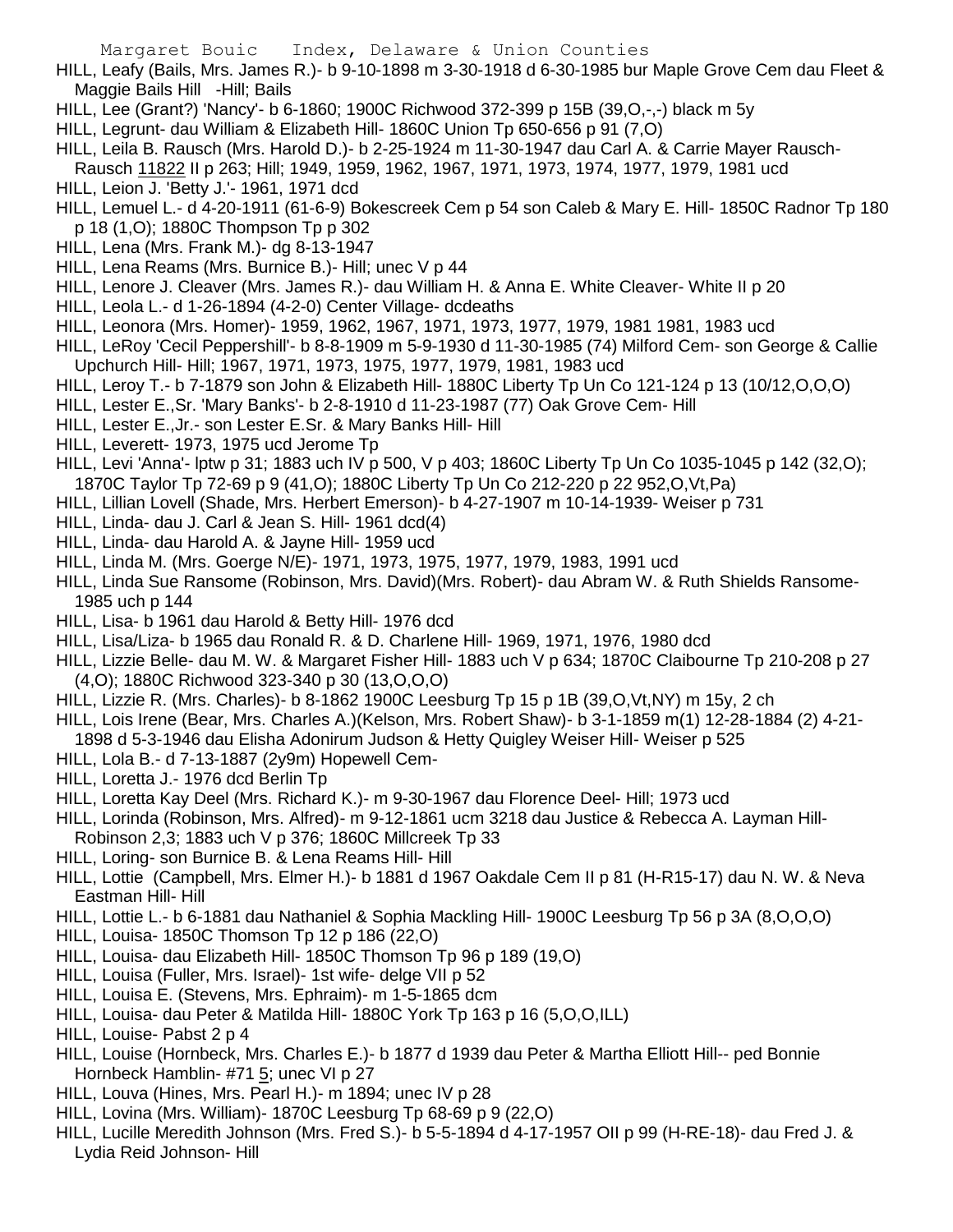HILL, Leafy (Bails, Mrs. James R.)- b 9-10-1898 m 3-30-1918 d 6-30-1985 bur Maple Grove Cem dau Fleet & Maggie Bails Hill -Hill; Bails

HILL, Lee (Grant?) 'Nancy'- b 6-1860; 1900C Richwood 372-399 p 15B (39,O,-,-) black m 5y

HILL, Legrunt- dau William & Elizabeth Hill- 1860C Union Tp 650-656 p 91 (7,O)

HILL, Leila B. Rausch (Mrs. Harold D.)- b 2-25-1924 m 11-30-1947 dau Carl A. & Carrie Mayer Rausch-Rausch 11822 II p 263; Hill; 1949, 1959, 1962, 1967, 1971, 1973, 1974, 1977, 1979, 1981 ucd

HILL, Leion J. 'Betty J.'- 1961, 1971 dcd

HILL, Lemuel L.- d 4-20-1911 (61-6-9) Bokescreek Cem p 54 son Caleb & Mary E. Hill- 1850C Radnor Tp 180 p 18 (1,O); 1880C Thompson Tp p 302

HILL, Lena (Mrs. Frank M.)- dg 8-13-1947

HILL, Lena Reams (Mrs. Burnice B.)- Hill; unec V p 44

HILL, Lenore J. Cleaver (Mrs. James R.)- dau William H. & Anna E. White Cleaver- White II p 20

HILL, Leola L.- d 1-26-1894 (4-2-0) Center Village- dcdeaths

HILL, Leonora (Mrs. Homer)- 1959, 1962, 1967, 1971, 1973, 1977, 1979, 1981 1981, 1983 ucd

HILL, LeRoy 'Cecil Peppershill'- b 8-8-1909 m 5-9-1930 d 11-30-1985 (74) Milford Cem- son George & Callie Upchurch Hill- Hill; 1967, 1971, 1973, 1975, 1977, 1979, 1981, 1983 ucd

HILL, Leroy T.- b 7-1879 son John & Elizabeth Hill- 1880C Liberty Tp Un Co 121-124 p 13 (10/12,O,O,O)

HILL, Lester E.,Sr. 'Mary Banks'- b 2-8-1910 d 11-23-1987 (77) Oak Grove Cem- Hill

HILL, Lester E.,Jr.- son Lester E.Sr. & Mary Banks Hill- Hill

HILL, Leverett- 1973, 1975 ucd Jerome Tp

HILL, Levi 'Anna'- lptw p 31; 1883 uch IV p 500, V p 403; 1860C Liberty Tp Un Co 1035-1045 p 142 (32,O); 1870C Taylor Tp 72-69 p 9 (41,O); 1880C Liberty Tp Un Co 212-220 p 22 952,O,Vt,Pa)

HILL, Lillian Lovell (Shade, Mrs. Herbert Emerson)- b 4-27-1907 m 10-14-1939- Weiser p 731

HILL, Linda- dau J. Carl & Jean S. Hill- 1961 dcd(4)

HILL, Linda- dau Harold A. & Jayne Hill- 1959 ucd

HILL, Linda M. (Mrs. Goerge N/E)- 1971, 1973, 1975, 1977, 1979, 1983, 1991 ucd

HILL, Linda Sue Ransome (Robinson, Mrs. David)(Mrs. Robert)- dau Abram W. & Ruth Shields Ransome-1985 uch p 144

HILL, Lisa- b 1961 dau Harold & Betty Hill- 1976 dcd

HILL, Lisa/Liza- b 1965 dau Ronald R. & D. Charlene Hill- 1969, 1971, 1976, 1980 dcd

HILL, Lizzie Belle- dau M. W. & Margaret Fisher Hill- 1883 uch V p 634; 1870C Claibourne Tp 210-208 p 27 (4,O); 1880C Richwood 323-340 p 30 (13,O,O,O)

HILL, Lizzie R. (Mrs. Charles)- b 8-1862 1900C Leesburg Tp 15 p 1B (39,O,Vt,NY) m 15y, 2 ch

HILL, Lois Irene (Bear, Mrs. Charles A.)(Kelson, Mrs. Robert Shaw)- b 3-1-1859 m(1) 12-28-1884 (2) 4-21-1898 d 5-3-1946 dau Elisha Adonirum Judson & Hetty Quigley Weiser Hill- Weiser p 525

HILL, Lola B.- d 7-13-1887 (2y9m) Hopewell Cem-

HILL, Loretta J.- 1976 dcd Berlin Tp

HILL, Loretta Kay Deel (Mrs. Richard K.)- m 9-30-1967 dau Florence Deel- Hill; 1973 ucd

HILL, Lorinda (Robinson, Mrs. Alfred)- m 9-12-1861 ucm 3218 dau Justice & Rebecca A. Layman Hill-Robinson 2,3; 1883 uch V p 376; 1860C Millcreek Tp 33

HILL, Loring- son Burnice B. & Lena Reams Hill- Hill

HILL, Lottie (Campbell, Mrs. Elmer H.)- b 1881 d 1967 Oakdale Cem II p 81 (H-R15-17) dau N. W. & Neva Eastman Hill- Hill

HILL, Lottie L.- b 6-1881 dau Nathaniel & Sophia Mackling Hill- 1900C Leesburg Tp 56 p 3A (8,O,O,O)

HILL, Louisa- 1850C Thomson Tp 12 p 186 (22,O)

HILL, Louisa- dau Elizabeth Hill- 1850C Thomson Tp 96 p 189 (19,O)

HILL, Louisa (Fuller, Mrs. Israel)- 1st wife- delge VII p 52

HILL, Louisa E. (Stevens, Mrs. Ephraim)- m 1-5-1865 dcm

HILL, Louisa- dau Peter & Matilda Hill- 1880C York Tp 163 p 16 (5,O,O,ILL)

HILL, Louise- Pabst 2 p 4

HILL, Louise (Hornbeck, Mrs. Charles E.)- b 1877 d 1939 dau Peter & Martha Elliott Hill-- ped Bonnie Hornbeck Hamblin- #71 5; unec VI p 27

HILL, Louva (Hines, Mrs. Pearl H.)- m 1894; unec IV p 28

HILL, Lovina (Mrs. William)- 1870C Leesburg Tp 68-69 p 9 (22,O)

HILL, Lucille Meredith Johnson (Mrs. Fred S.)- b 5-5-1894 d 4-17-1957 OII p 99 (H-RE-18)- dau Fred J. & Lydia Reid Johnson- Hill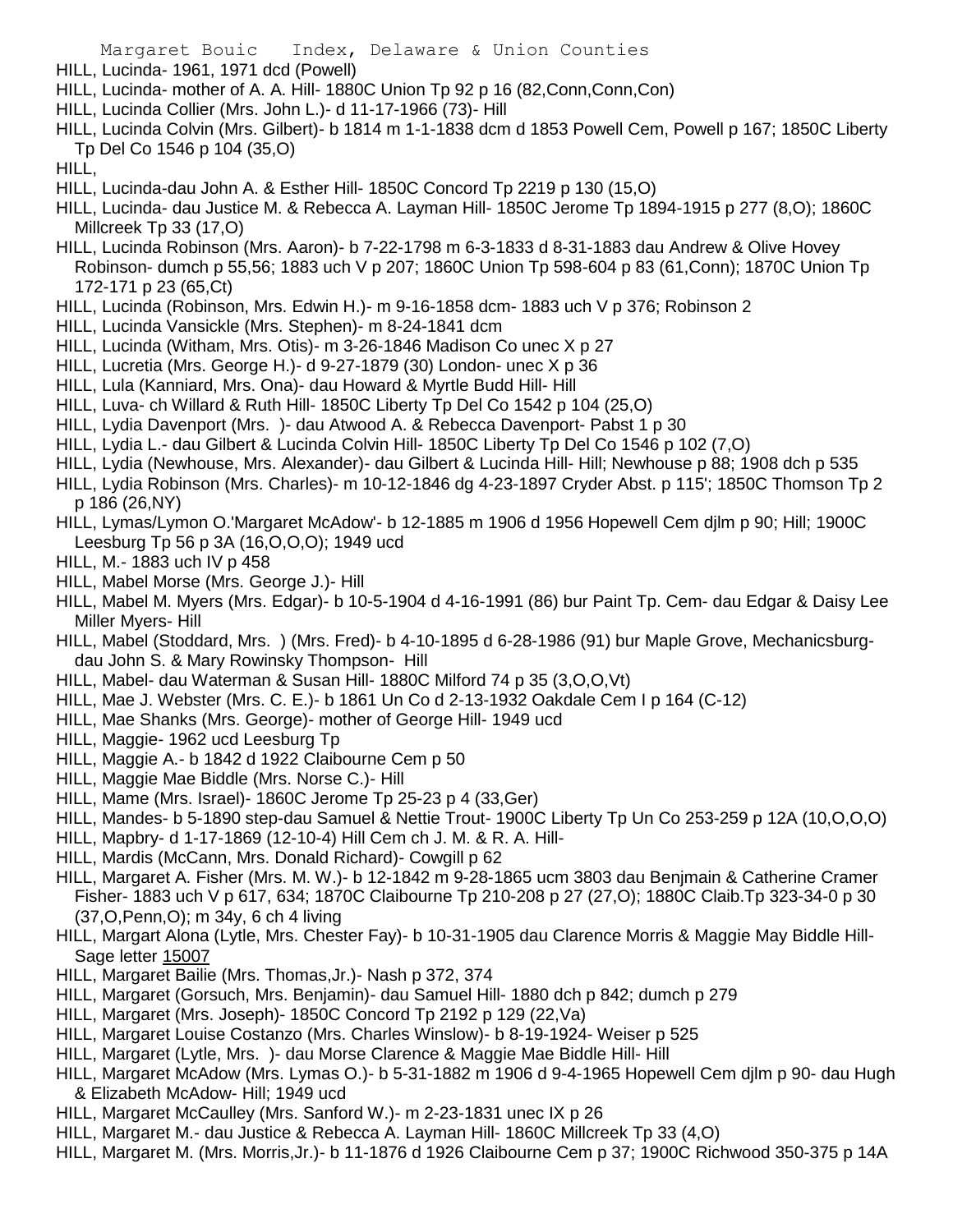HILL, Lucinda- 1961, 1971 dcd (Powell)

HILL, Lucinda- mother of A. A. Hill- 1880C Union Tp 92 p 16 (82,Conn,Conn,Con)

HILL, Lucinda Collier (Mrs. John L.)- d 11-17-1966 (73)- Hill

HILL, Lucinda Colvin (Mrs. Gilbert)- b 1814 m 1-1-1838 dcm d 1853 Powell Cem, Powell p 167; 1850C Liberty Tp Del Co 1546 p 104 (35,O)

HILL,

HILL, Lucinda-dau John A. & Esther Hill- 1850C Concord Tp 2219 p 130 (15,O)

HILL, Lucinda- dau Justice M. & Rebecca A. Layman Hill- 1850C Jerome Tp 1894-1915 p 277 (8,O); 1860C Millcreek Tp 33 (17,O)

HILL, Lucinda Robinson (Mrs. Aaron)- b 7-22-1798 m 6-3-1833 d 8-31-1883 dau Andrew & Olive Hovey Robinson- dumch p 55,56; 1883 uch V p 207; 1860C Union Tp 598-604 p 83 (61,Conn); 1870C Union Tp 172-171 p 23 (65,Ct)

HILL, Lucinda (Robinson, Mrs. Edwin H.)- m 9-16-1858 dcm- 1883 uch V p 376; Robinson 2

HILL, Lucinda Vansickle (Mrs. Stephen)- m 8-24-1841 dcm

HILL, Lucinda (Witham, Mrs. Otis)- m 3-26-1846 Madison Co unec X p 27

HILL, Lucretia (Mrs. George H.)- d 9-27-1879 (30) London- unec X p 36

HILL, Lula (Kanniard, Mrs. Ona)- dau Howard & Myrtle Budd Hill- Hill

HILL, Luva- ch Willard & Ruth Hill- 1850C Liberty Tp Del Co 1542 p 104 (25,O)

HILL, Lydia Davenport (Mrs. )- dau Atwood A. & Rebecca Davenport- Pabst 1 p 30

HILL, Lydia L.- dau Gilbert & Lucinda Colvin Hill- 1850C Liberty Tp Del Co 1546 p 102 (7,O)

HILL, Lydia (Newhouse, Mrs. Alexander)- dau Gilbert & Lucinda Hill- Hill; Newhouse p 88; 1908 dch p 535

HILL, Lydia Robinson (Mrs. Charles)- m 10-12-1846 dg 4-23-1897 Cryder Abst. p 115'; 1850C Thomson Tp 2 p 186 (26,NY)

HILL, Lymas/Lymon O.'Margaret McAdow'- b 12-1885 m 1906 d 1956 Hopewell Cem djlm p 90; Hill; 1900C Leesburg Tp 56 p 3A (16,O,O,O); 1949 ucd

HILL, M.- 1883 uch IV p 458

HILL, Mabel Morse (Mrs. George J.)- Hill

HILL, Mabel M. Myers (Mrs. Edgar)- b 10-5-1904 d 4-16-1991 (86) bur Paint Tp. Cem- dau Edgar & Daisy Lee Miller Myers- Hill

HILL, Mabel (Stoddard, Mrs. ) (Mrs. Fred)- b 4-10-1895 d 6-28-1986 (91) bur Maple Grove, Mechanicsburg- dau John S. & Mary Rowinsky Thompson- Hill

HILL, Mabel- dau Waterman & Susan Hill- 1880C Milford 74 p 35 (3,O,O,Vt)

HILL, Mae J. Webster (Mrs. C. E.)- b 1861 Un Co d 2-13-1932 Oakdale Cem I p 164 (C-12)

HILL, Mae Shanks (Mrs. George)- mother of George Hill- 1949 ucd

HILL, Maggie- 1962 ucd Leesburg Tp

HILL, Maggie A.- b 1842 d 1922 Claibourne Cem p 50

HILL, Maggie Mae Biddle (Mrs. Norse C.)- Hill

HILL, Mame (Mrs. Israel)- 1860C Jerome Tp 25-23 p 4 (33,Ger)

HILL, Mandes- b 5-1890 step-dau Samuel & Nettie Trout- 1900C Liberty Tp Un Co 253-259 p 12A (10,O,O,O)

HILL, Mapbry- d 1-17-1869 (12-10-4) Hill Cem ch J. M. & R. A. Hill-

HILL, Mardis (McCann, Mrs. Donald Richard)- Cowgill p 62

HILL, Margaret A. Fisher (Mrs. M. W.)- b 12-1842 m 9-28-1865 ucm 3803 dau Benjmain & Catherine Cramer Fisher- 1883 uch V p 617, 634; 1870C Claibourne Tp 210-208 p 27 (27,O); 1880C Claib.Tp 323-34-0 p 30 (37,O,Penn,O); m 34y, 6 ch 4 living

HILL, Margart Alona (Lytle, Mrs. Chester Fay)- b 10-31-1905 dau Clarence Morris & Maggie May Biddle Hill- Sage letter 15007

HILL, Margaret Bailie (Mrs. Thomas,Jr.)- Nash p 372, 374

HILL, Margaret (Gorsuch, Mrs. Benjamin)- dau Samuel Hill- 1880 dch p 842; dumch p 279

HILL, Margaret (Mrs. Joseph)- 1850C Concord Tp 2192 p 129 (22,Va)

HILL, Margaret Louise Costanzo (Mrs. Charles Winslow)- b 8-19-1924- Weiser p 525

HILL, Margaret (Lytle, Mrs. )- dau Morse Clarence & Maggie Mae Biddle Hill- Hill

HILL, Margaret McAdow (Mrs. Lymas O.)- b 5-31-1882 m 1906 d 9-4-1965 Hopewell Cem djlm p 90- dau Hugh & Elizabeth McAdow- Hill; 1949 ucd

HILL, Margaret McCaulley (Mrs. Sanford W.)- m 2-23-1831 unec IX p 26

HILL, Margaret M.- dau Justice & Rebecca A. Layman Hill- 1860C Millcreek Tp 33 (4,O)

HILL, Margaret M. (Mrs. Morris,Jr.)- b 11-1876 d 1926 Claibourne Cem p 37; 1900C Richwood 350-375 p 14A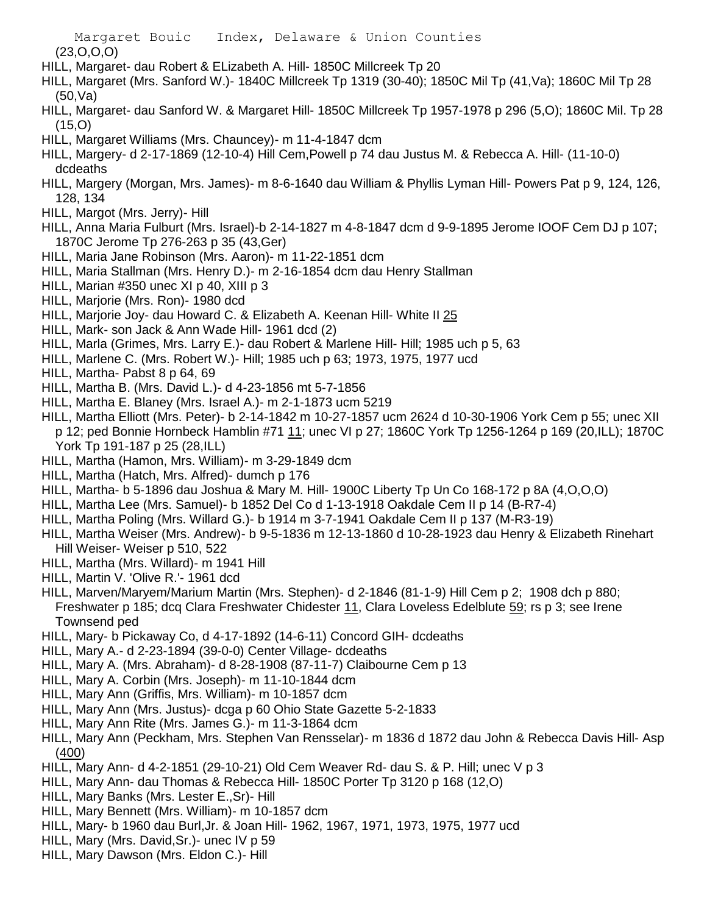(23,O,O,O)

HILL, Margaret- dau Robert & ELizabeth A. Hill- 1850C Millcreek Tp 20

HILL, Margaret (Mrs. Sanford W.)- 1840C Millcreek Tp 1319 (30-40); 1850C Mil Tp (41,Va); 1860C Mil Tp 28 (50,Va)

HILL, Margaret- dau Sanford W. & Margaret Hill- 1850C Millcreek Tp 1957-1978 p 296 (5,O); 1860C Mil. Tp 28 (15,O)

HILL, Margaret Williams (Mrs. Chauncey)- m 11-4-1847 dcm

HILL, Margery- d 2-17-1869 (12-10-4) Hill Cem,Powell p 74 dau Justus M. & Rebecca A. Hill- (11-10-0) dcdeaths

HILL, Margery (Morgan, Mrs. James)- m 8-6-1640 dau William & Phyllis Lyman Hill- Powers Pat p 9, 124, 126, 128, 134

HILL, Margot (Mrs. Jerry)- Hill

HILL, Anna Maria Fulburt (Mrs. Israel)-b 2-14-1827 m 4-8-1847 dcm d 9-9-1895 Jerome IOOF Cem DJ p 107; 1870C Jerome Tp 276-263 p 35 (43,Ger)

HILL, Maria Jane Robinson (Mrs. Aaron)- m 11-22-1851 dcm

HILL, Maria Stallman (Mrs. Henry D.)- m 2-16-1854 dcm dau Henry Stallman

HILL, Marian #350 unec XI p 40, XIII p 3

HILL, Marjorie (Mrs. Ron)- 1980 dcd

HILL, Marjorie Joy- dau Howard C. & Elizabeth A. Keenan Hill- White II 25

HILL, Mark- son Jack & Ann Wade Hill- 1961 dcd (2)

HILL, Marla (Grimes, Mrs. Larry E.)- dau Robert & Marlene Hill- Hill; 1985 uch p 5, 63

HILL, Marlene C. (Mrs. Robert W.)- Hill; 1985 uch p 63; 1973, 1975, 1977 ucd

HILL, Martha- Pabst 8 p 64, 69

HILL, Martha B. (Mrs. David L.)- d 4-23-1856 mt 5-7-1856

HILL, Martha E. Blaney (Mrs. Israel A.)- m 2-1-1873 ucm 5219

HILL, Martha Elliott (Mrs. Peter)- b 2-14-1842 m 10-27-1857 ucm 2624 d 10-30-1906 York Cem p 55; unec XII p 12; ped Bonnie Hornbeck Hamblin #71 11; unec VI p 27; 1860C York Tp 1256-1264 p 169 (20,ILL); 1870C York Tp 191-187 p 25 (28,ILL)

HILL, Martha (Hamon, Mrs. William)- m 3-29-1849 dcm

HILL, Martha (Hatch, Mrs. Alfred)- dumch p 176

HILL, Martha- b 5-1896 dau Joshua & Mary M. Hill- 1900C Liberty Tp Un Co 168-172 p 8A (4,O,O,O)

HILL, Martha Lee (Mrs. Samuel)- b 1852 Del Co d 1-13-1918 Oakdale Cem II p 14 (B-R7-4)

HILL, Martha Poling (Mrs. Willard G.)- b 1914 m 3-7-1941 Oakdale Cem II p 137 (M-R3-19)

HILL, Martha Weiser (Mrs. Andrew)- b 9-5-1836 m 12-13-1860 d 10-28-1923 dau Henry & Elizabeth Rinehart Hill Weiser- Weiser p 510, 522

HILL, Martha (Mrs. Willard)- m 1941 Hill

HILL, Martin V. 'Olive R.'- 1961 dcd

HILL, Marven/Maryem/Marium Martin (Mrs. Stephen)- d 2-1846 (81-1-9) Hill Cem p 2; 1908 dch p 880; Freshwater p 185; dcq Clara Freshwater Chidester 11, Clara Loveless Edelblute 59; rs p 3; see Irene Townsend ped

HILL, Mary- b Pickaway Co, d 4-17-1892 (14-6-11) Concord GIH- dcdeaths

HILL, Mary A.- d 2-23-1894 (39-0-0) Center Village- dcdeaths

HILL, Mary A. (Mrs. Abraham)- d 8-28-1908 (87-11-7) Claibourne Cem p 13

HILL, Mary A. Corbin (Mrs. Joseph)- m 11-10-1844 dcm

HILL, Mary Ann (Griffis, Mrs. William)- m 10-1857 dcm

HILL, Mary Ann (Mrs. Justus)- dcga p 60 Ohio State Gazette 5-2-1833

HILL, Mary Ann Rite (Mrs. James G.)- m 11-3-1864 dcm

HILL, Mary Ann (Peckham, Mrs. Stephen Van Rensselar)- m 1836 d 1872 dau John & Rebecca Davis Hill- Asp (400)

HILL, Mary Ann- d 4-2-1851 (29-10-21) Old Cem Weaver Rd- dau S. & P. Hill; unec V p 3

HILL, Mary Ann- dau Thomas & Rebecca Hill- 1850C Porter Tp 3120 p 168 (12,O)

HILL, Mary Banks (Mrs. Lester E.,Sr)- Hill

HILL, Mary Bennett (Mrs. William)- m 10-1857 dcm

HILL, Mary- b 1960 dau Burl,Jr. & Joan Hill- 1962, 1967, 1971, 1973, 1975, 1977 ucd

HILL, Mary (Mrs. David,Sr.)- unec IV p 59

HILL, Mary Dawson (Mrs. Eldon C.)- Hill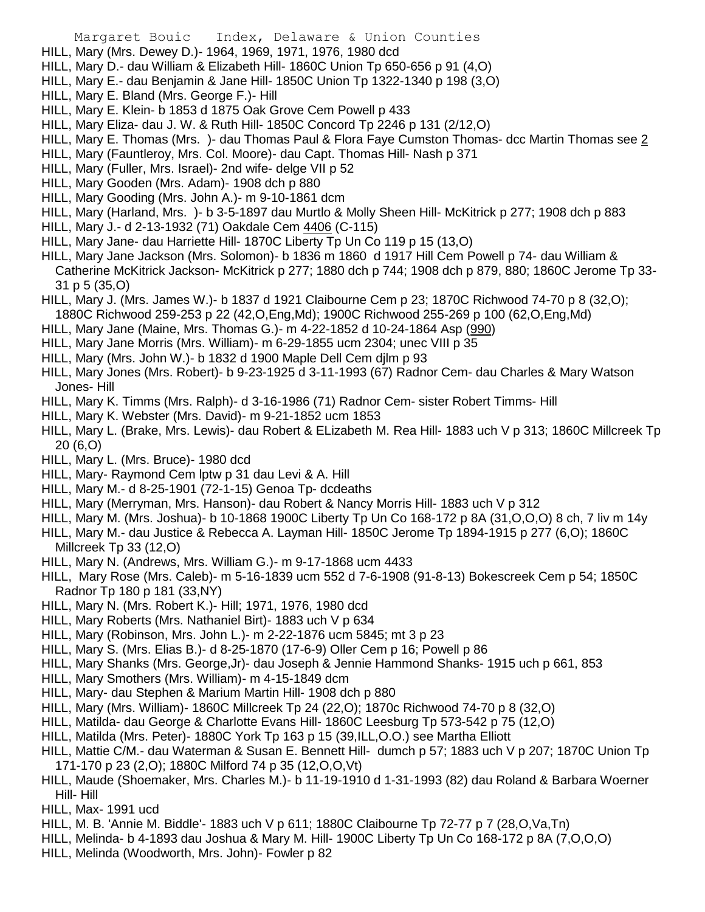HILL, Mary (Mrs. Dewey D.)- 1964, 1969, 1971, 1976, 1980 dcd

HILL, Mary D.- dau William & Elizabeth Hill- 1860C Union Tp 650-656 p 91 (4,O)

HILL, Mary E.- dau Benjamin & Jane Hill- 1850C Union Tp 1322-1340 p 198 (3,O)

HILL, Mary E. Bland (Mrs. George F.)- Hill

HILL, Mary E. Klein- b 1853 d 1875 Oak Grove Cem Powell p 433

HILL, Mary Eliza- dau J. W. & Ruth Hill- 1850C Concord Tp 2246 p 131 (2/12,O)

HILL, Mary E. Thomas (Mrs. )- dau Thomas Paul & Flora Faye Cumston Thomas- dcc Martin Thomas see 2

HILL, Mary (Fauntleroy, Mrs. Col. Moore)- dau Capt. Thomas Hill- Nash p 371

HILL, Mary (Fuller, Mrs. Israel)- 2nd wife- delge VII p 52

HILL, Mary Gooden (Mrs. Adam)- 1908 dch p 880

HILL, Mary Gooding (Mrs. John A.)- m 9-10-1861 dcm

HILL, Mary (Harland, Mrs. )- b 3-5-1897 dau Murtlo & Molly Sheen Hill- McKitrick p 277; 1908 dch p 883

HILL, Mary J.- d 2-13-1932 (71) Oakdale Cem 4406 (C-115)

HILL, Mary Jane- dau Harriette Hill- 1870C Liberty Tp Un Co 119 p 15 (13,O)

HILL, Mary Jane Jackson (Mrs. Solomon)- b 1836 m 1860 d 1917 Hill Cem Powell p 74- dau William & Catherine McKitrick Jackson- McKitrick p 277; 1880 dch p 744; 1908 dch p 879, 880; 1860C Jerome Tp 33-31 p 5 (35,O)

HILL, Mary J. (Mrs. James W.)- b 1837 d 1921 Claibourne Cem p 23; 1870C Richwood 74-70 p 8 (32,O); 1880C Richwood 259-253 p 22 (42,O,Eng,Md); 1900C Richwood 255-269 p 100 (62,O,Eng,Md)

HILL, Mary Jane (Maine, Mrs. Thomas G.)- m 4-22-1852 d 10-24-1864 Asp (990)

HILL, Mary Jane Morris (Mrs. William)- m 6-29-1855 ucm 2304; unec VIII p 35

HILL, Mary (Mrs. John W.)- b 1832 d 1900 Maple Dell Cem djlm p 93

HILL, Mary Jones (Mrs. Robert)- b 9-23-1925 d 3-11-1993 (67) Radnor Cem- dau Charles & Mary Watson Jones- Hill

HILL, Mary K. Timms (Mrs. Ralph)- d 3-16-1986 (71) Radnor Cem- sister Robert Timms- Hill

HILL, Mary K. Webster (Mrs. David)- m 9-21-1852 ucm 1853

HILL, Mary L. (Brake, Mrs. Lewis)- dau Robert & ELizabeth M. Rea Hill- 1883 uch V p 313; 1860C Millcreek Tp 20 (6,O)

HILL, Mary L. (Mrs. Bruce)- 1980 dcd

HILL, Mary- Raymond Cem lptw p 31 dau Levi & A. Hill

HILL, Mary M.- d 8-25-1901 (72-1-15) Genoa Tp- dcdeaths

HILL, Mary (Merryman, Mrs. Hanson)- dau Robert & Nancy Morris Hill- 1883 uch V p 312

HILL, Mary M. (Mrs. Joshua)- b 10-1868 1900C Liberty Tp Un Co 168-172 p 8A (31,O,O,O) 8 ch, 7 liv m 14y

HILL, Mary M.- dau Justice & Rebecca A. Layman Hill- 1850C Jerome Tp 1894-1915 p 277 (6,O); 1860C Millcreek Tp 33 (12,O)

HILL, Mary N. (Andrews, Mrs. William G.)- m 9-17-1868 ucm 4433

HILL, Mary Rose (Mrs. Caleb)- m 5-16-1839 ucm 552 d 7-6-1908 (91-8-13) Bokescreek Cem p 54; 1850C Radnor Tp 180 p 181 (33,NY)

HILL, Mary N. (Mrs. Robert K.)- Hill; 1971, 1976, 1980 dcd

HILL, Mary Roberts (Mrs. Nathaniel Birt)- 1883 uch V p 634

HILL, Mary (Robinson, Mrs. John L.)- m 2-22-1876 ucm 5845; mt 3 p 23

HILL, Mary S. (Mrs. Elias B.)- d 8-25-1870 (17-6-9) Oller Cem p 16; Powell p 86

HILL, Mary Shanks (Mrs. George,Jr)- dau Joseph & Jennie Hammond Shanks- 1915 uch p 661, 853

HILL, Mary Smothers (Mrs. William)- m 4-15-1849 dcm

HILL, Mary- dau Stephen & Marium Martin Hill- 1908 dch p 880

HILL, Mary (Mrs. William)- 1860C Millcreek Tp 24 (22,O); 1870c Richwood 74-70 p 8 (32,O)

HILL, Matilda- dau George & Charlotte Evans Hill- 1860C Leesburg Tp 573-542 p 75 (12,O)

HILL, Matilda (Mrs. Peter)- 1880C York Tp 163 p 15 (39,ILL,O.O.) see Martha Elliott

HILL, Mattie C/M.- dau Waterman & Susan E. Bennett Hill- dumch p 57; 1883 uch V p 207; 1870C Union Tp 171-170 p 23 (2,O); 1880C Milford 74 p 35 (12,O,O,Vt)

HILL, Maude (Shoemaker, Mrs. Charles M.)- b 11-19-1910 d 1-31-1993 (82) dau Roland & Barbara Woerner Hill- Hill

HILL, Max- 1991 ucd

HILL, M. B. 'Annie M. Biddle'- 1883 uch V p 611; 1880C Claibourne Tp 72-77 p 7 (28,O,Va,Tn)

HILL, Melinda- b 4-1893 dau Joshua & Mary M. Hill- 1900C Liberty Tp Un Co 168-172 p 8A (7,O,O,O)

HILL, Melinda (Woodworth, Mrs. John)- Fowler p 82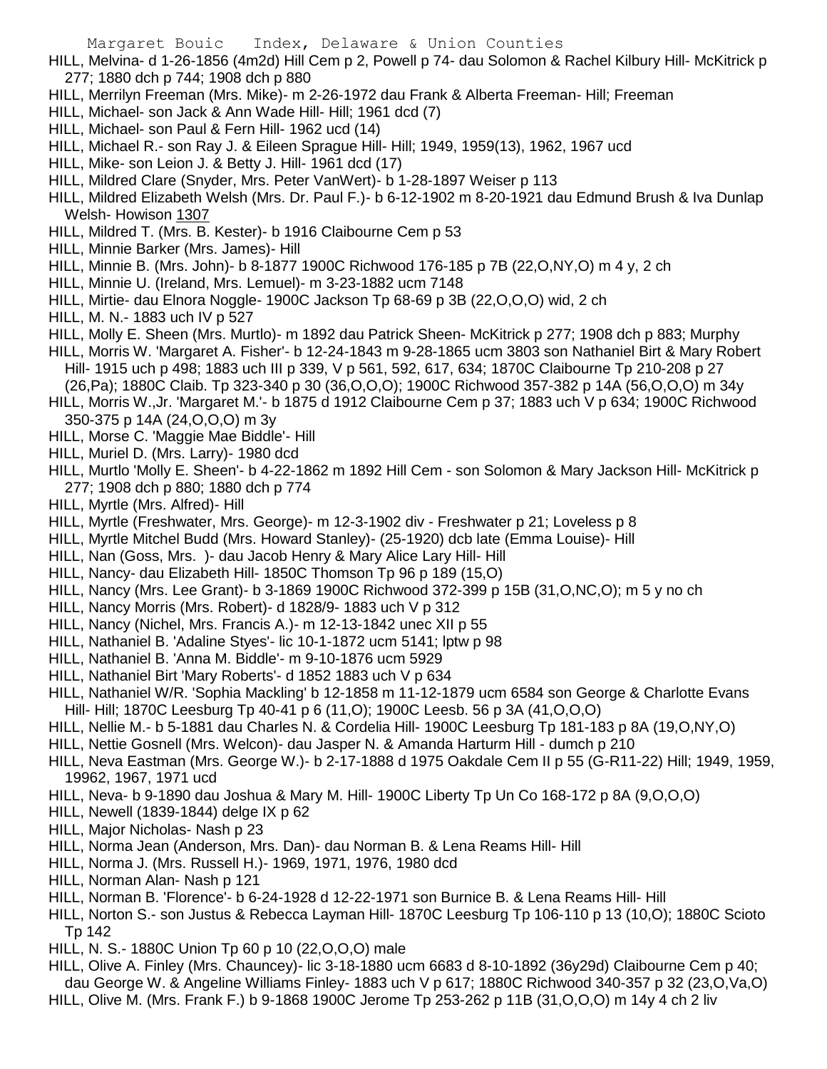HILL, Melvina- d 1-26-1856 (4m2d) Hill Cem p 2, Powell p 74- dau Solomon & Rachel Kilbury Hill- McKitrick p 277; 1880 dch p 744; 1908 dch p 880

HILL, Merrilyn Freeman (Mrs. Mike)- m 2-26-1972 dau Frank & Alberta Freeman- Hill; Freeman

HILL, Michael- son Jack & Ann Wade Hill- Hill; 1961 dcd (7)

HILL, Michael- son Paul & Fern Hill- 1962 ucd (14)

HILL, Michael R.- son Ray J. & Eileen Sprague Hill- Hill; 1949, 1959(13), 1962, 1967 ucd

HILL, Mike- son Leion J. & Betty J. Hill- 1961 dcd (17)

HILL, Mildred Clare (Snyder, Mrs. Peter VanWert)- b 1-28-1897 Weiser p 113

HILL, Mildred Elizabeth Welsh (Mrs. Dr. Paul F.)- b 6-12-1902 m 8-20-1921 dau Edmund Brush & Iva Dunlap Welsh- Howison 1307

HILL, Mildred T. (Mrs. B. Kester)- b 1916 Claibourne Cem p 53

HILL, Minnie Barker (Mrs. James)- Hill

HILL, Minnie B. (Mrs. John)- b 8-1877 1900C Richwood 176-185 p 7B (22,O,NY,O) m 4 y, 2 ch

HILL, Minnie U. (Ireland, Mrs. Lemuel)- m 3-23-1882 ucm 7148

HILL, Mirtie- dau Elnora Noggle- 1900C Jackson Tp 68-69 p 3B (22,O,O,O) wid, 2 ch

HILL, M. N.- 1883 uch IV p 527

HILL, Molly E. Sheen (Mrs. Murtlo)- m 1892 dau Patrick Sheen- McKitrick p 277; 1908 dch p 883; Murphy

HILL, Morris W. 'Margaret A. Fisher'- b 12-24-1843 m 9-28-1865 ucm 3803 son Nathaniel Birt & Mary Robert Hill- 1915 uch p 498; 1883 uch III p 339, V p 561, 592, 617, 634; 1870C Claibourne Tp 210-208 p 27 (26,Pa); 1880C Claib. Tp 323-340 p 30 (36,O,O,O); 1900C Richwood 357-382 p 14A (56,O,O,O) m 34y

HILL, Morris W.,Jr. 'Margaret M.'- b 1875 d 1912 Claibourne Cem p 37; 1883 uch V p 634; 1900C Richwood 350-375 p 14A (24,O,O,O) m 3y

HILL, Morse C. 'Maggie Mae Biddle'- Hill

HILL, Muriel D. (Mrs. Larry)- 1980 dcd

HILL, Murtlo 'Molly E. Sheen'- b 4-22-1862 m 1892 Hill Cem - son Solomon & Mary Jackson Hill- McKitrick p 277; 1908 dch p 880; 1880 dch p 774

HILL, Myrtle (Mrs. Alfred)- Hill

HILL, Myrtle (Freshwater, Mrs. George)- m 12-3-1902 div - Freshwater p 21; Loveless p 8

HILL, Myrtle Mitchel Budd (Mrs. Howard Stanley)- (25-1920) dcb late (Emma Louise)- Hill

HILL, Nan (Goss, Mrs. )- dau Jacob Henry & Mary Alice Lary Hill- Hill

HILL, Nancy- dau Elizabeth Hill- 1850C Thomson Tp 96 p 189 (15,O)

HILL, Nancy (Mrs. Lee Grant)- b 3-1869 1900C Richwood 372-399 p 15B (31,O,NC,O); m 5 y no ch

HILL, Nancy Morris (Mrs. Robert)- d 1828/9- 1883 uch V p 312

HILL, Nancy (Nichel, Mrs. Francis A.)- m 12-13-1842 unec XII p 55

HILL, Nathaniel B. 'Adaline Styes'- lic 10-1-1872 ucm 5141; lptw p 98

HILL, Nathaniel B. 'Anna M. Biddle'- m 9-10-1876 ucm 5929

HILL, Nathaniel Birt 'Mary Roberts'- d 1852 1883 uch V p 634

HILL, Nathaniel W/R. 'Sophia Mackling' b 12-1858 m 11-12-1879 ucm 6584 son George & Charlotte Evans Hill- Hill; 1870C Leesburg Tp 40-41 p 6 (11,O); 1900C Leesb. 56 p 3A (41,O,O,O)

HILL, Nellie M.- b 5-1881 dau Charles N. & Cordelia Hill- 1900C Leesburg Tp 181-183 p 8A (19,O,NY,O)

HILL, Nettie Gosnell (Mrs. Welcon)- dau Jasper N. & Amanda Harturm Hill - dumch p 210

HILL, Neva Eastman (Mrs. George W.)- b 2-17-1888 d 1975 Oakdale Cem II p 55 (G-R11-22) Hill; 1949, 1959, 19962, 1967, 1971 ucd

HILL, Neva- b 9-1890 dau Joshua & Mary M. Hill- 1900C Liberty Tp Un Co 168-172 p 8A (9,O,O,O)

HILL, Newell (1839-1844) delge IX p 62

HILL, Major Nicholas- Nash p 23

HILL, Norma Jean (Anderson, Mrs. Dan)- dau Norman B. & Lena Reams Hill- Hill

HILL, Norma J. (Mrs. Russell H.)- 1969, 1971, 1976, 1980 dcd

HILL, Norman Alan- Nash p 121

HILL, Norman B. 'Florence'- b 6-24-1928 d 12-22-1971 son Burnice B. & Lena Reams Hill- Hill

HILL, Norton S.- son Justus & Rebecca Layman Hill- 1870C Leesburg Tp 106-110 p 13 (10,O); 1880C Scioto Tp 142

HILL, N. S.- 1880C Union Tp 60 p 10 (22,O,O,O) male

HILL, Olive A. Finley (Mrs. Chauncey)- lic 3-18-1880 ucm 6683 d 8-10-1892 (36y29d) Claibourne Cem p 40; dau George W. & Angeline Williams Finley- 1883 uch V p 617; 1880C Richwood 340-357 p 32 (23,O,Va,O)

HILL, Olive M. (Mrs. Frank F.) b 9-1868 1900C Jerome Tp 253-262 p 11B (31,O,O,O) m 14y 4 ch 2 liv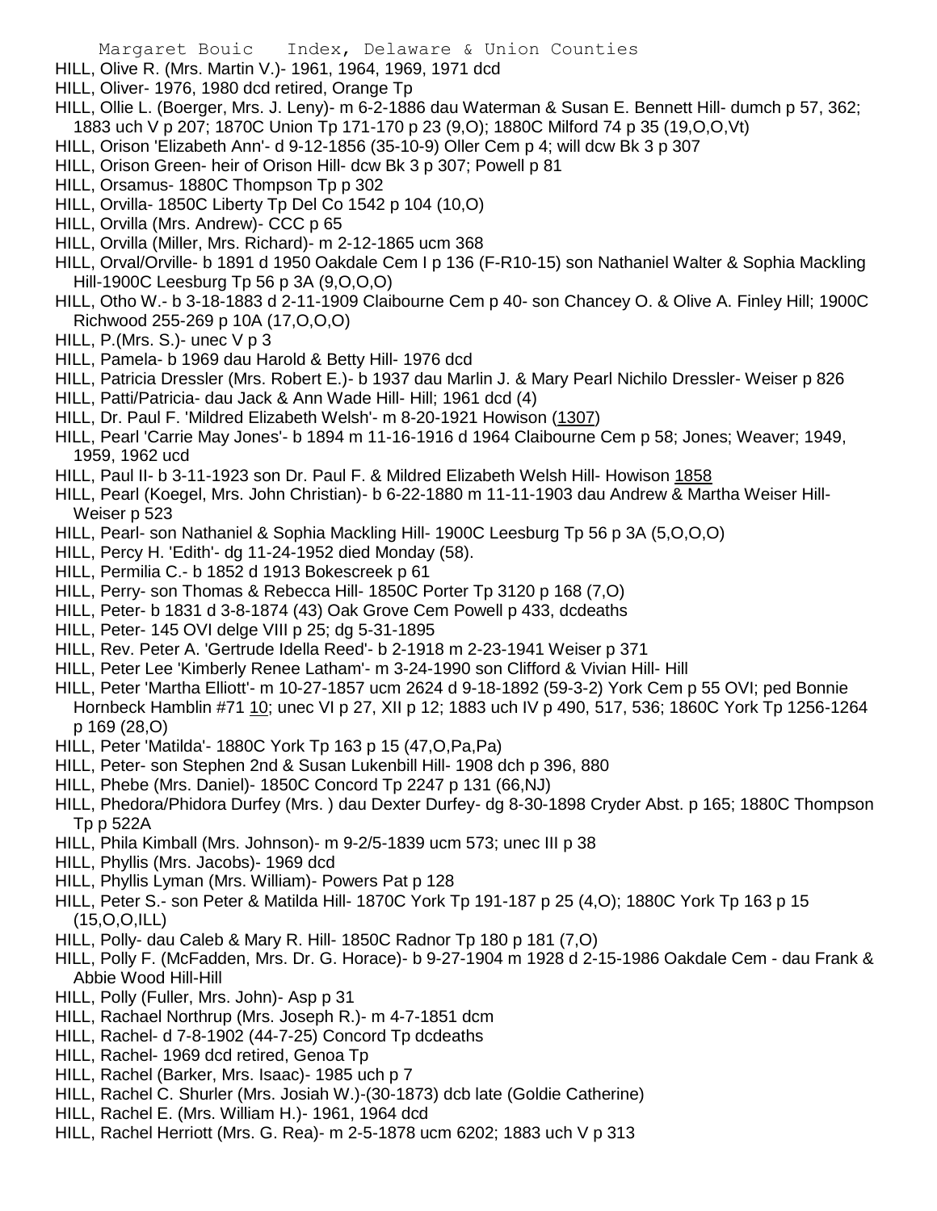HILL, Olive R. (Mrs. Martin V.)- 1961, 1964, 1969, 1971 dcd

HILL, Oliver- 1976, 1980 dcd retired, Orange Tp

HILL, Ollie L. (Boerger, Mrs. J. Leny)- m 6-2-1886 dau Waterman & Susan E. Bennett Hill- dumch p 57, 362; 1883 uch V p 207; 1870C Union Tp 171-170 p 23 (9,O); 1880C Milford 74 p 35 (19,O,O,Vt)

HILL, Orison 'Elizabeth Ann'- d 9-12-1856 (35-10-9) Oller Cem p 4; will dcw Bk 3 p 307

HILL, Orison Green- heir of Orison Hill- dcw Bk 3 p 307; Powell p 81

HILL, Orsamus- 1880C Thompson Tp p 302

HILL, Orvilla- 1850C Liberty Tp Del Co 1542 p 104 (10,O)

HILL, Orvilla (Mrs. Andrew)- CCC p 65

HILL, Orvilla (Miller, Mrs. Richard)- m 2-12-1865 ucm 368

HILL, Orval/Orville- b 1891 d 1950 Oakdale Cem I p 136 (F-R10-15) son Nathaniel Walter & Sophia Mackling Hill-1900C Leesburg Tp 56 p 3A (9,O,O,O)

HILL, Otho W.- b 3-18-1883 d 2-11-1909 Claibourne Cem p 40- son Chancey O. & Olive A. Finley Hill; 1900C Richwood 255-269 p 10A (17,O,O,O)

HILL, P.(Mrs. S.)- unec V p 3

HILL, Pamela- b 1969 dau Harold & Betty Hill- 1976 dcd

HILL, Patricia Dressler (Mrs. Robert E.)- b 1937 dau Marlin J. & Mary Pearl Nichilo Dressler- Weiser p 826

HILL, Patti/Patricia- dau Jack & Ann Wade Hill- Hill; 1961 dcd (4)

HILL, Dr. Paul F. 'Mildred Elizabeth Welsh'- m 8-20-1921 Howison (1307)

HILL, Pearl 'Carrie May Jones'- b 1894 m 11-16-1916 d 1964 Claibourne Cem p 58; Jones; Weaver; 1949, 1959, 1962 ucd

HILL, Paul II- b 3-11-1923 son Dr. Paul F. & Mildred Elizabeth Welsh Hill- Howison 1858

HILL, Pearl (Koegel, Mrs. John Christian)- b 6-22-1880 m 11-11-1903 dau Andrew & Martha Weiser Hill- Weiser p 523

HILL, Pearl- son Nathaniel & Sophia Mackling Hill- 1900C Leesburg Tp 56 p 3A (5,O,O,O)

HILL, Percy H. 'Edith'- dg 11-24-1952 died Monday (58).

HILL, Permilia C.- b 1852 d 1913 Bokescreek p 61

HILL, Perry- son Thomas & Rebecca Hill- 1850C Porter Tp 3120 p 168 (7,O)

HILL, Peter- b 1831 d 3-8-1874 (43) Oak Grove Cem Powell p 433, dcdeaths

HILL, Peter- 145 OVI delge VIII p 25; dg 5-31-1895

HILL, Rev. Peter A. 'Gertrude Idella Reed'- b 2-1918 m 2-23-1941 Weiser p 371

HILL, Peter Lee 'Kimberly Renee Latham'- m 3-24-1990 son Clifford & Vivian Hill- Hill

HILL, Peter 'Martha Elliott'- m 10-27-1857 ucm 2624 d 9-18-1892 (59-3-2) York Cem p 55 OVI; ped Bonnie Hornbeck Hamblin #71 10; unec VI p 27, XII p 12; 1883 uch IV p 490, 517, 536; 1860C York Tp 1256-1264 p 169 (28,O)

HILL, Peter 'Matilda'- 1880C York Tp 163 p 15 (47,O,Pa,Pa)

HILL, Peter- son Stephen 2nd & Susan Lukenbill Hill- 1908 dch p 396, 880

HILL, Phebe (Mrs. Daniel)- 1850C Concord Tp 2247 p 131 (66,NJ)

HILL, Phedora/Phidora Durfey (Mrs. ) dau Dexter Durfey- dg 8-30-1898 Cryder Abst. p 165; 1880C Thompson Tp p 522A

HILL, Phila Kimball (Mrs. Johnson)- m 9-2/5-1839 ucm 573; unec III p 38

HILL, Phyllis (Mrs. Jacobs)- 1969 dcd

HILL, Phyllis Lyman (Mrs. William)- Powers Pat p 128

HILL, Peter S.- son Peter & Matilda Hill- 1870C York Tp 191-187 p 25 (4,O); 1880C York Tp 163 p 15 (15,O,O,ILL)

HILL, Polly- dau Caleb & Mary R. Hill- 1850C Radnor Tp 180 p 181 (7,O)

HILL, Polly F. (McFadden, Mrs. Dr. G. Horace)- b 9-27-1904 m 1928 d 2-15-1986 Oakdale Cem - dau Frank & Abbie Wood Hill-Hill

HILL, Polly (Fuller, Mrs. John)- Asp p 31

HILL, Rachael Northrup (Mrs. Joseph R.)- m 4-7-1851 dcm

HILL, Rachel- d 7-8-1902 (44-7-25) Concord Tp dcdeaths

HILL, Rachel- 1969 dcd retired, Genoa Tp

HILL, Rachel (Barker, Mrs. Isaac)- 1985 uch p 7

HILL, Rachel C. Shurler (Mrs. Josiah W.)-(30-1873) dcb late (Goldie Catherine)

HILL, Rachel E. (Mrs. William H.)- 1961, 1964 dcd

HILL, Rachel Herriott (Mrs. G. Rea)- m 2-5-1878 ucm 6202; 1883 uch V p 313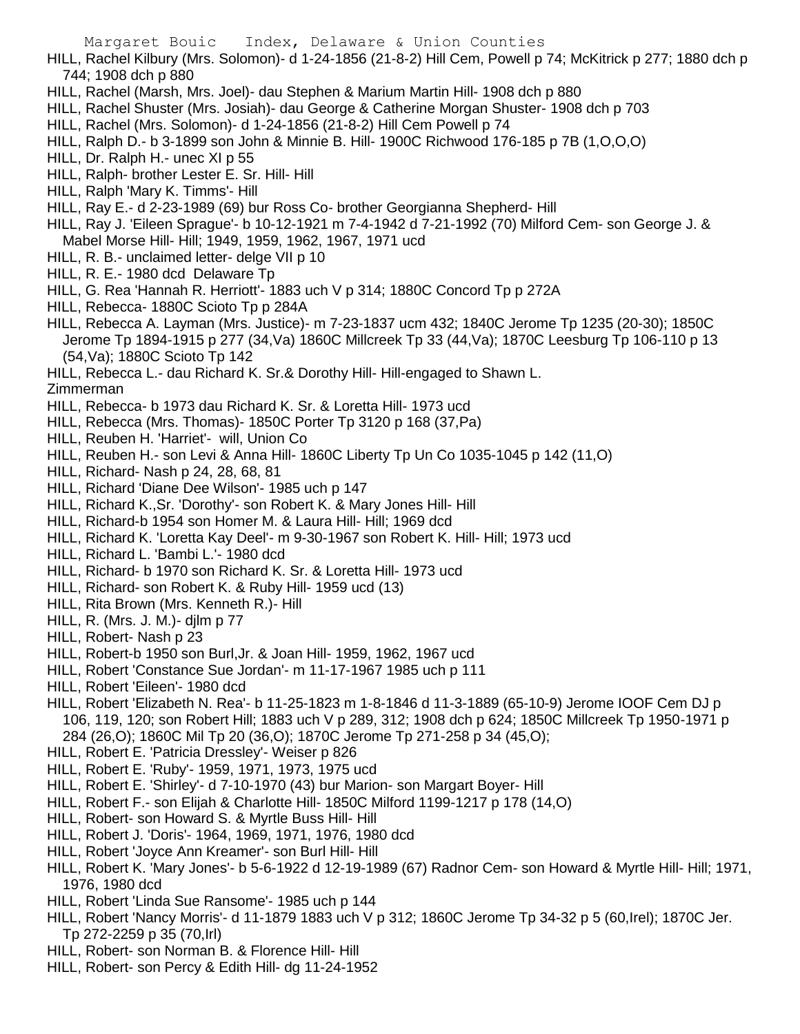HILL, Rachel Kilbury (Mrs. Solomon)- d 1-24-1856 (21-8-2) Hill Cem, Powell p 74; McKitrick p 277; 1880 dch p 744; 1908 dch p 880

HILL, Rachel (Marsh, Mrs. Joel)- dau Stephen & Marium Martin Hill- 1908 dch p 880

HILL, Rachel Shuster (Mrs. Josiah)- dau George & Catherine Morgan Shuster- 1908 dch p 703

HILL, Rachel (Mrs. Solomon)- d 1-24-1856 (21-8-2) Hill Cem Powell p 74

HILL, Ralph D.- b 3-1899 son John & Minnie B. Hill- 1900C Richwood 176-185 p 7B (1,O,O,O)

HILL, Dr. Ralph H.- unec XI p 55

HILL, Ralph- brother Lester E. Sr. Hill- Hill

HILL, Ralph 'Mary K. Timms'- Hill

HILL, Ray E.- d 2-23-1989 (69) bur Ross Co- brother Georgianna Shepherd- Hill

HILL, Ray J. 'Eileen Sprague'- b 10-12-1921 m 7-4-1942 d 7-21-1992 (70) Milford Cem- son George J. & Mabel Morse Hill- Hill; 1949, 1959, 1962, 1967, 1971 ucd

HILL, R. B.- unclaimed letter- delge VII p 10

HILL, R. E.- 1980 dcd Delaware Tp

HILL, G. Rea 'Hannah R. Herriott'- 1883 uch V p 314; 1880C Concord Tp p 272A

HILL, Rebecca- 1880C Scioto Tp p 284A

HILL, Rebecca A. Layman (Mrs. Justice)- m 7-23-1837 ucm 432; 1840C Jerome Tp 1235 (20-30); 1850C Jerome Tp 1894-1915 p 277 (34,Va) 1860C Millcreek Tp 33 (44,Va); 1870C Leesburg Tp 106-110 p 13 (54,Va); 1880C Scioto Tp 142

HILL, Rebecca L.- dau Richard K. Sr.& Dorothy Hill- Hill-engaged to Shawn L. Zimmerman

HILL, Rebecca- b 1973 dau Richard K. Sr. & Loretta Hill- 1973 ucd

HILL, Rebecca (Mrs. Thomas)- 1850C Porter Tp 3120 p 168 (37,Pa)

HILL, Reuben H. 'Harriet'- will, Union Co

HILL, Reuben H.- son Levi & Anna Hill- 1860C Liberty Tp Un Co 1035-1045 p 142 (11,O)

HILL, Richard- Nash p 24, 28, 68, 81

HILL, Richard 'Diane Dee Wilson'- 1985 uch p 147

HILL, Richard K.,Sr. 'Dorothy'- son Robert K. & Mary Jones Hill- Hill

HILL, Richard-b 1954 son Homer M. & Laura Hill- Hill; 1969 dcd

HILL, Richard K. 'Loretta Kay Deel'- m 9-30-1967 son Robert K. Hill- Hill; 1973 ucd

HILL, Richard L. 'Bambi L.'- 1980 dcd

HILL, Richard- b 1970 son Richard K. Sr. & Loretta Hill- 1973 ucd

HILL, Richard- son Robert K. & Ruby Hill- 1959 ucd (13)

HILL, Rita Brown (Mrs. Kenneth R.)- Hill

HILL, R. (Mrs. J. M.)- djlm p 77

HILL, Robert- Nash p 23

HILL, Robert-b 1950 son Burl,Jr. & Joan Hill- 1959, 1962, 1967 ucd

HILL, Robert 'Constance Sue Jordan'- m 11-17-1967 1985 uch p 111

HILL, Robert 'Eileen'- 1980 dcd

HILL, Robert 'Elizabeth N. Rea'- b 11-25-1823 m 1-8-1846 d 11-3-1889 (65-10-9) Jerome IOOF Cem DJ p 106, 119, 120; son Robert Hill; 1883 uch V p 289, 312; 1908 dch p 624; 1850C Millcreek Tp 1950-1971 p 284 (26,O); 1860C Mil Tp 20 (36,O); 1870C Jerome Tp 271-258 p 34 (45,O);

HILL, Robert E. 'Patricia Dressley'- Weiser p 826

HILL, Robert E. 'Ruby'- 1959, 1971, 1973, 1975 ucd

HILL, Robert E. 'Shirley'- d 7-10-1970 (43) bur Marion- son Margart Boyer- Hill

HILL, Robert F.- son Elijah & Charlotte Hill- 1850C Milford 1199-1217 p 178 (14,O)

HILL, Robert- son Howard S. & Myrtle Buss Hill- Hill

HILL, Robert J. 'Doris'- 1964, 1969, 1971, 1976, 1980 dcd

HILL, Robert 'Joyce Ann Kreamer'- son Burl Hill- Hill

HILL, Robert K. 'Mary Jones'- b 5-6-1922 d 12-19-1989 (67) Radnor Cem- son Howard & Myrtle Hill- Hill; 1971, 1976, 1980 dcd

HILL, Robert 'Linda Sue Ransome'- 1985 uch p 144

HILL, Robert 'Nancy Morris'- d 11-1879 1883 uch V p 312; 1860C Jerome Tp 34-32 p 5 (60,Irel); 1870C Jer. Tp 272-2259 p 35 (70,Irl)

HILL, Robert- son Norman B. & Florence Hill- Hill

HILL, Robert- son Percy & Edith Hill- dg 11-24-1952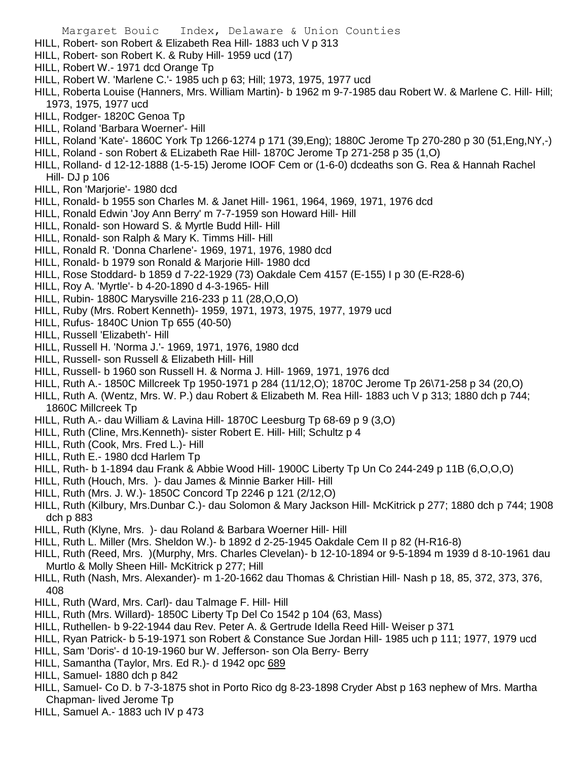HILL, Robert- son Robert & Elizabeth Rea Hill- 1883 uch V p 313
HILL, Robert- son Robert K. & Ruby Hill- 1959 ucd (17)
HILL, Robert W.- 1971 dcd Orange Tp
HILL, Robert W. 'Marlene C.'- 1985 uch p 63; Hill; 1973, 1975, 1977 ucd
HILL, Roberta Louise (Hanners, Mrs. William Martin)- b 1962 m 9-7-1985 dau Robert W. & Marlene C. Hill- Hill; 1973, 1975, 1977 ucd
HILL, Rodger- 1820C Genoa Tp
HILL, Roland 'Barbara Woerner'- Hill
HILL, Roland 'Kate'- 1860C York Tp 1266-1274 p 171 (39,Eng); 1880C Jerome Tp 270-280 p 30 (51,Eng,NY,-)
HILL, Roland - son Robert & ELizabeth Rae Hill- 1870C Jerome Tp 271-258 p 35 (1,O)
HILL, Rolland- d 12-12-1888 (1-5-15) Jerome IOOF Cem or (1-6-0) dcdeaths son G. Rea & Hannah Rachel Hill- DJ p 106
HILL, Ron 'Marjorie'- 1980 dcd
HILL, Ronald- b 1955 son Charles M. & Janet Hill- 1961, 1964, 1969, 1971, 1976 dcd
HILL, Ronald Edwin 'Joy Ann Berry' m 7-7-1959 son Howard Hill- Hill
HILL, Ronald- son Howard S. & Myrtle Budd Hill- Hill
HILL, Ronald- son Ralph & Mary K. Timms Hill- Hill
HILL, Ronald R. 'Donna Charlene'- 1969, 1971, 1976, 1980 dcd
HILL, Ronald- b 1979 son Ronald & Marjorie Hill- 1980 dcd
HILL, Rose Stoddard- b 1859 d 7-22-1929 (73) Oakdale Cem 4157 (E-155) I p 30 (E-R28-6)
HILL, Roy A. 'Myrtle'- b 4-20-1890 d 4-3-1965- Hill
HILL, Rubin- 1880C Marysville 216-233 p 11 (28,O,O,O)
HILL, Ruby (Mrs. Robert Kenneth)- 1959, 1971, 1973, 1975, 1977, 1979 ucd
HILL, Rufus- 1840C Union Tp 655 (40-50)
HILL, Russell 'Elizabeth'- Hill
HILL, Russell H. 'Norma J.'- 1969, 1971, 1976, 1980 dcd
HILL, Russell- son Russell & Elizabeth Hill- Hill
HILL, Russell- b 1960 son Russell H. & Norma J. Hill- 1969, 1971, 1976 dcd
HILL, Ruth A.- 1850C Millcreek Tp 1950-1971 p 284 (11/12,O); 1870C Jerome Tp 26\71-258 p 34 (20,O)
HILL, Ruth A. (Wentz, Mrs. W. P.) dau Robert & Elizabeth M. Rea Hill- 1883 uch V p 313; 1880 dch p 744; 1860C Millcreek Tp
HILL, Ruth A.- dau William & Lavina Hill- 1870C Leesburg Tp 68-69 p 9 (3,O)
HILL, Ruth (Cline, Mrs.Kenneth)- sister Robert E. Hill- Hill; Schultz p 4
HILL, Ruth (Cook, Mrs. Fred L.)- Hill
HILL, Ruth E.- 1980 dcd Harlem Tp
HILL, Ruth- b 1-1894 dau Frank & Abbie Wood Hill- 1900C Liberty Tp Un Co 244-249 p 11B (6,O,O,O)
HILL, Ruth (Houch, Mrs. )- dau James & Minnie Barker Hill- Hill
HILL, Ruth (Mrs. J. W.)- 1850C Concord Tp 2246 p 121 (2/12,O)
HILL, Ruth (Kilbury, Mrs.Dunbar C.)- dau Solomon & Mary Jackson Hill- McKitrick p 277; 1880 dch p 744; 1908 dch p 883
HILL, Ruth (Klyne, Mrs. )- dau Roland & Barbara Woerner Hill- Hill
HILL, Ruth L. Miller (Mrs. Sheldon W.)- b 1892 d 2-25-1945 Oakdale Cem II p 82 (H-R16-8)
HILL, Ruth (Reed, Mrs. )(Murphy, Mrs. Charles Clevelan)- b 12-10-1894 or 9-5-1894 m 1939 d 8-10-1961 dau Murtlo & Molly Sheen Hill- McKitrick p 277; Hill
HILL, Ruth (Nash, Mrs. Alexander)- m 1-20-1662 dau Thomas & Christian Hill- Nash p 18, 85, 372, 373, 376, 408
HILL, Ruth (Ward, Mrs. Carl)- dau Talmage F. Hill- Hill
HILL, Ruth (Mrs. Willard)- 1850C Liberty Tp Del Co 1542 p 104 (63, Mass)
HILL, Ruthellen- b 9-22-1944 dau Rev. Peter A. & Gertrude Idella Reed Hill- Weiser p 371
HILL, Ryan Patrick- b 5-19-1971 son Robert & Constance Sue Jordan Hill- 1985 uch p 111; 1977, 1979 ucd
HILL, Sam 'Doris'- d 10-19-1960 bur W. Jefferson- son Ola Berry- Berry
HILL, Samantha (Taylor, Mrs. Ed R.)- d 1942 opc 689
HILL, Samuel- 1880 dch p 842
HILL, Samuel- Co D. b 7-3-1875 shot in Porto Rico dg 8-23-1898 Cryder Abst p 163 nephew of Mrs. Martha Chapman- lived Jerome Tp
HILL, Samuel A.- 1883 uch IV p 473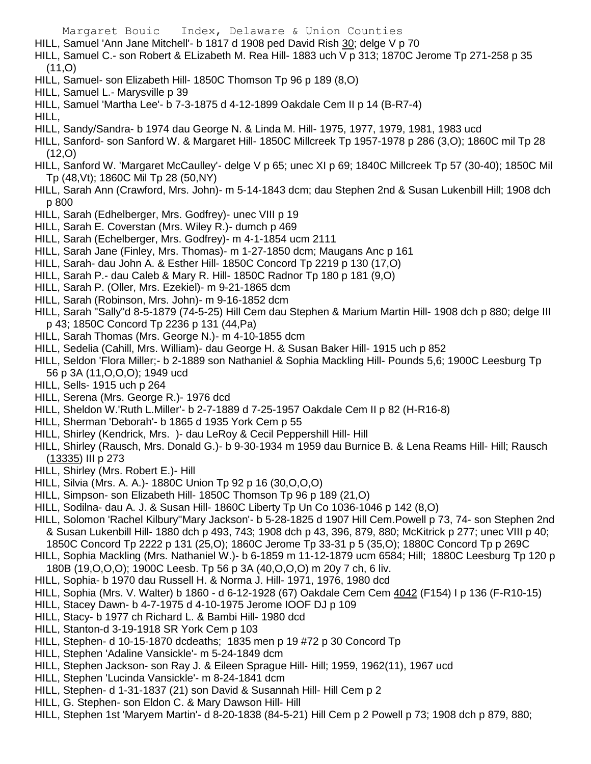HILL, Samuel 'Ann Jane Mitchell'- b 1817 d 1908 ped David Rish 30; delge V p 70

HILL, Samuel C.- son Robert & ELizabeth M. Rea Hill- 1883 uch V p 313; 1870C Jerome Tp 271-258 p 35 (11,O)

HILL, Samuel- son Elizabeth Hill- 1850C Thomson Tp 96 p 189 (8,O)

HILL, Samuel L.- Marysville p 39

HILL, Samuel 'Martha Lee'- b 7-3-1875 d 4-12-1899 Oakdale Cem II p 14 (B-R7-4)

HILL,

HILL, Sandy/Sandra- b 1974 dau George N. & Linda M. Hill- 1975, 1977, 1979, 1981, 1983 ucd

HILL, Sanford- son Sanford W. & Margaret Hill- 1850C Millcreek Tp 1957-1978 p 286 (3,O); 1860C mil Tp 28 (12,O)

HILL, Sanford W. 'Margaret McCaulley'- delge V p 65; unec XI p 69; 1840C Millcreek Tp 57 (30-40); 1850C Mil Tp (48,Vt); 1860C Mil Tp 28 (50,NY)

HILL, Sarah Ann (Crawford, Mrs. John)- m 5-14-1843 dcm; dau Stephen 2nd & Susan Lukenbill Hill; 1908 dch p 800

HILL, Sarah (Edhelberger, Mrs. Godfrey)- unec VIII p 19

HILL, Sarah E. Coverstan (Mrs. Wiley R.)- dumch p 469

HILL, Sarah (Echelberger, Mrs. Godfrey)- m 4-1-1854 ucm 2111

HILL, Sarah Jane (Finley, Mrs. Thomas)- m 1-27-1850 dcm; Maugans Anc p 161

HILL, Sarah- dau John A. & Esther Hill- 1850C Concord Tp 2219 p 130 (17,O)

HILL, Sarah P.- dau Caleb & Mary R. Hill- 1850C Radnor Tp 180 p 181 (9,O)

HILL, Sarah P. (Oller, Mrs. Ezekiel)- m 9-21-1865 dcm

HILL, Sarah (Robinson, Mrs. John)- m 9-16-1852 dcm

HILL, Sarah "Sally"d 8-5-1879 (74-5-25) Hill Cem dau Stephen & Marium Martin Hill- 1908 dch p 880; delge III p 43; 1850C Concord Tp 2236 p 131 (44,Pa)

HILL, Sarah Thomas (Mrs. George N.)- m 4-10-1855 dcm

HILL, Sedelia (Cahill, Mrs. William)- dau George H. & Susan Baker Hill- 1915 uch p 852

HILL, Seldon 'Flora Miller;- b 2-1889 son Nathaniel & Sophia Mackling Hill- Pounds 5,6; 1900C Leesburg Tp 56 p 3A (11,O,O,O); 1949 ucd

HILL, Sells- 1915 uch p 264

HILL, Serena (Mrs. George R.)- 1976 dcd

HILL, Sheldon W.'Ruth L.Miller'- b 2-7-1889 d 7-25-1957 Oakdale Cem II p 82 (H-R16-8)

HILL, Sherman 'Deborah'- b 1865 d 1935 York Cem p 55

HILL, Shirley (Kendrick, Mrs. )- dau LeRoy & Cecil Peppershill Hill- Hill

HILL, Shirley (Rausch, Mrs. Donald G.)- b 9-30-1934 m 1959 dau Burnice B. & Lena Reams Hill- Hill; Rausch (13335) III p 273

HILL, Shirley (Mrs. Robert E.)- Hill

HILL, Silvia (Mrs. A. A.)- 1880C Union Tp 92 p 16 (30,O,O,O)

HILL, Simpson- son Elizabeth Hill- 1850C Thomson Tp 96 p 189 (21,O)

HILL, Sodilna- dau A. J. & Susan Hill- 1860C Liberty Tp Un Co 1036-1046 p 142 (8,O)

HILL, Solomon 'Rachel Kilbury''Mary Jackson'- b 5-28-1825 d 1907 Hill Cem.Powell p 73, 74- son Stephen 2nd & Susan Lukenbill Hill- 1880 dch p 493, 743; 1908 dch p 43, 396, 879, 880; McKitrick p 277; unec VIII p 40; 1850C Concord Tp 2222 p 131 (25,O); 1860C Jerome Tp 33-31 p 5 (35,O); 1880C Concord Tp p 269C

HILL, Sophia Mackling (Mrs. Nathaniel W.)- b 6-1859 m 11-12-1879 ucm 6584; Hill; 1880C Leesburg Tp 120 p 180B (19,O,O,O); 1900C Leesb. Tp 56 p 3A (40,O,O,O) m 20y 7 ch, 6 liv.

HILL, Sophia- b 1970 dau Russell H. & Norma J. Hill- 1971, 1976, 1980 dcd

HILL, Sophia (Mrs. V. Walter) b 1860 - d 6-12-1928 (67) Oakdale Cem Cem 4042 (F154) I p 136 (F-R10-15)

HILL, Stacey Dawn- b 4-7-1975 d 4-10-1975 Jerome IOOF DJ p 109

HILL, Stacy- b 1977 ch Richard L. & Bambi Hill- 1980 dcd

HILL, Stanton-d 3-19-1918 SR York Cem p 103

HILL, Stephen- d 10-15-1870 dcdeaths; 1835 men p 19 #72 p 30 Concord Tp

HILL, Stephen 'Adaline Vansickle'- m 5-24-1849 dcm

HILL, Stephen Jackson- son Ray J. & Eileen Sprague Hill- Hill; 1959, 1962(11), 1967 ucd

HILL, Stephen 'Lucinda Vansickle'- m 8-24-1841 dcm

HILL, Stephen- d 1-31-1837 (21) son David & Susannah Hill- Hill Cem p 2

HILL, G. Stephen- son Eldon C. & Mary Dawson Hill- Hill

HILL, Stephen 1st 'Maryem Martin'- d 8-20-1838 (84-5-21) Hill Cem p 2 Powell p 73; 1908 dch p 879, 880;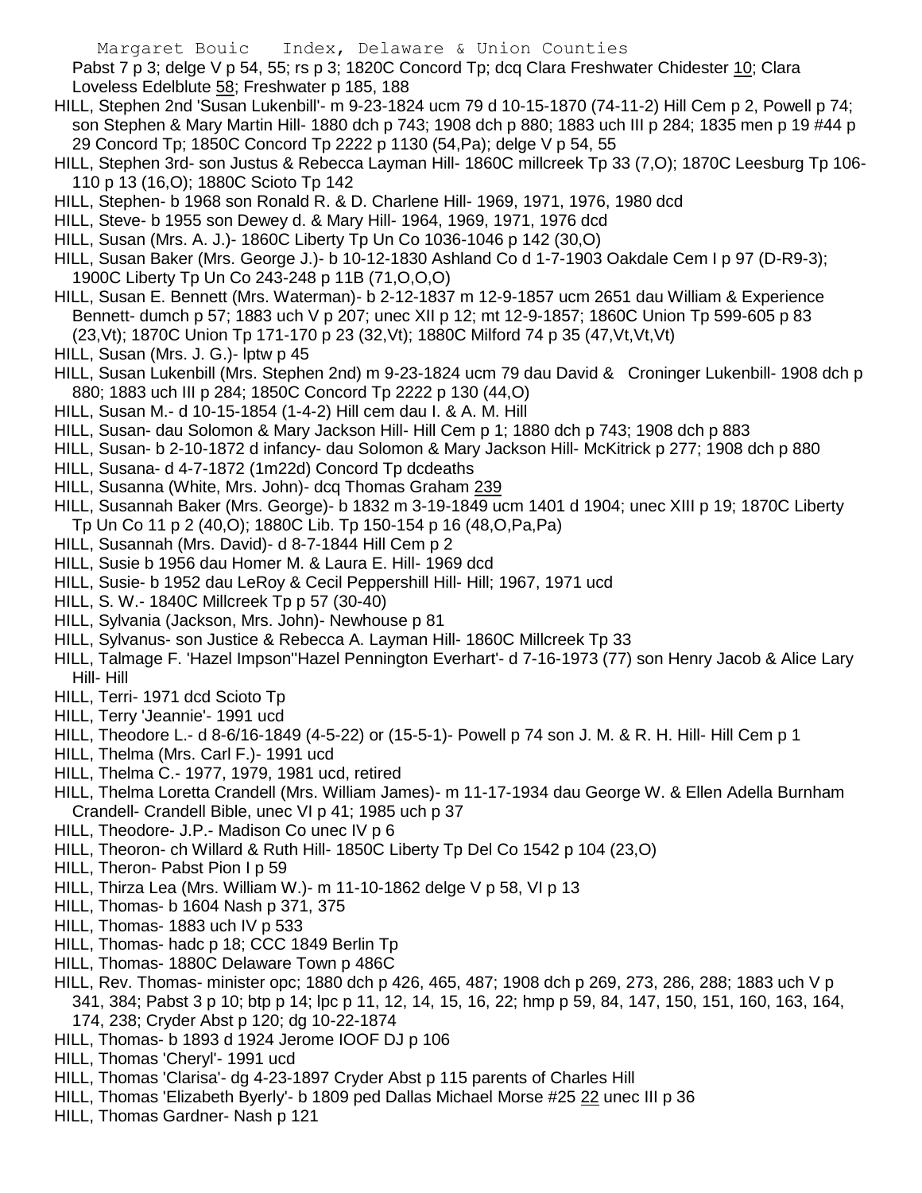Pabst 7 p 3; delge V p 54, 55; rs p 3; 1820C Concord Tp; dcq Clara Freshwater Chidester 10; Clara Loveless Edelblute 58; Freshwater p 185, 188

HILL, Stephen 2nd 'Susan Lukenbill'- m 9-23-1824 ucm 79 d 10-15-1870 (74-11-2) Hill Cem p 2, Powell p 74; son Stephen & Mary Martin Hill- 1880 dch p 743; 1908 dch p 880; 1883 uch III p 284; 1835 men p 19 #44 p 29 Concord Tp; 1850C Concord Tp 2222 p 1130 (54,Pa); delge V p 54, 55

HILL, Stephen 3rd- son Justus & Rebecca Layman Hill- 1860C millcreek Tp 33 (7,O); 1870C Leesburg Tp 106-110 p 13 (16,O); 1880C Scioto Tp 142

HILL, Stephen- b 1968 son Ronald R. & D. Charlene Hill- 1969, 1971, 1976, 1980 dcd

HILL, Steve- b 1955 son Dewey d. & Mary Hill- 1964, 1969, 1971, 1976 dcd

HILL, Susan (Mrs. A. J.)- 1860C Liberty Tp Un Co 1036-1046 p 142 (30,O)

HILL, Susan Baker (Mrs. George J.)- b 10-12-1830 Ashland Co d 1-7-1903 Oakdale Cem I p 97 (D-R9-3); 1900C Liberty Tp Un Co 243-248 p 11B (71,O,O,O)

HILL, Susan E. Bennett (Mrs. Waterman)- b 2-12-1837 m 12-9-1857 ucm 2651 dau William & Experience Bennett- dumch p 57; 1883 uch V p 207; unec XII p 12; mt 12-9-1857; 1860C Union Tp 599-605 p 83 (23,Vt); 1870C Union Tp 171-170 p 23 (32,Vt); 1880C Milford 74 p 35 (47,Vt,Vt,Vt)

HILL, Susan (Mrs. J. G.)- lptw p 45

HILL, Susan Lukenbill (Mrs. Stephen 2nd) m 9-23-1824 ucm 79 dau David & Croninger Lukenbill- 1908 dch p 880; 1883 uch III p 284; 1850C Concord Tp 2222 p 130 (44,O)

HILL, Susan M.- d 10-15-1854 (1-4-2) Hill cem dau I. & A. M. Hill

HILL, Susan- dau Solomon & Mary Jackson Hill- Hill Cem p 1; 1880 dch p 743; 1908 dch p 883

HILL, Susan- b 2-10-1872 d infancy- dau Solomon & Mary Jackson Hill- McKitrick p 277; 1908 dch p 880

HILL, Susana- d 4-7-1872 (1m22d) Concord Tp dcdeaths

HILL, Susanna (White, Mrs. John)- dcq Thomas Graham 239

HILL, Susannah Baker (Mrs. George)- b 1832 m 3-19-1849 ucm 1401 d 1904; unec XIII p 19; 1870C Liberty Tp Un Co 11 p 2 (40,O); 1880C Lib. Tp 150-154 p 16 (48,O,Pa,Pa)

HILL, Susannah (Mrs. David)- d 8-7-1844 Hill Cem p 2

HILL, Susie b 1956 dau Homer M. & Laura E. Hill- 1969 dcd

HILL, Susie- b 1952 dau LeRoy & Cecil Peppershill Hill- Hill; 1967, 1971 ucd

HILL, S. W.- 1840C Millcreek Tp p 57 (30-40)

HILL, Sylvania (Jackson, Mrs. John)- Newhouse p 81

HILL, Sylvanus- son Justice & Rebecca A. Layman Hill- 1860C Millcreek Tp 33

HILL, Talmage F. 'Hazel Impson''Hazel Pennington Everhart'- d 7-16-1973 (77) son Henry Jacob & Alice Lary Hill- Hill

HILL, Terri- 1971 dcd Scioto Tp

HILL, Terry 'Jeannie'- 1991 ucd

HILL, Theodore L.- d 8-6/16-1849 (4-5-22) or (15-5-1)- Powell p 74 son J. M. & R. H. Hill- Hill Cem p 1

HILL, Thelma (Mrs. Carl F.)- 1991 ucd

HILL, Thelma C.- 1977, 1979, 1981 ucd, retired

HILL, Thelma Loretta Crandell (Mrs. William James)- m 11-17-1934 dau George W. & Ellen Adella Burnham Crandell- Crandell Bible, unec VI p 41; 1985 uch p 37

HILL, Theodore- J.P.- Madison Co unec IV p 6

HILL, Theoron- ch Willard & Ruth Hill- 1850C Liberty Tp Del Co 1542 p 104 (23,O)

HILL, Theron- Pabst Pion I p 59

HILL, Thirza Lea (Mrs. William W.)- m 11-10-1862 delge V p 58, VI p 13

HILL, Thomas- b 1604 Nash p 371, 375

HILL, Thomas- 1883 uch IV p 533

HILL, Thomas- hadc p 18; CCC 1849 Berlin Tp

HILL, Thomas- 1880C Delaware Town p 486C

HILL, Rev. Thomas- minister opc; 1880 dch p 426, 465, 487; 1908 dch p 269, 273, 286, 288; 1883 uch V p 341, 384; Pabst 3 p 10; btp p 14; lpc p 11, 12, 14, 15, 16, 22; hmp p 59, 84, 147, 150, 151, 160, 163, 164, 174, 238; Cryder Abst p 120; dg 10-22-1874

HILL, Thomas- b 1893 d 1924 Jerome IOOF DJ p 106

HILL, Thomas 'Cheryl'- 1991 ucd

HILL, Thomas 'Clarisa'- dg 4-23-1897 Cryder Abst p 115 parents of Charles Hill

HILL, Thomas 'Elizabeth Byerly'- b 1809 ped Dallas Michael Morse #25 22 unec III p 36

HILL, Thomas Gardner- Nash p 121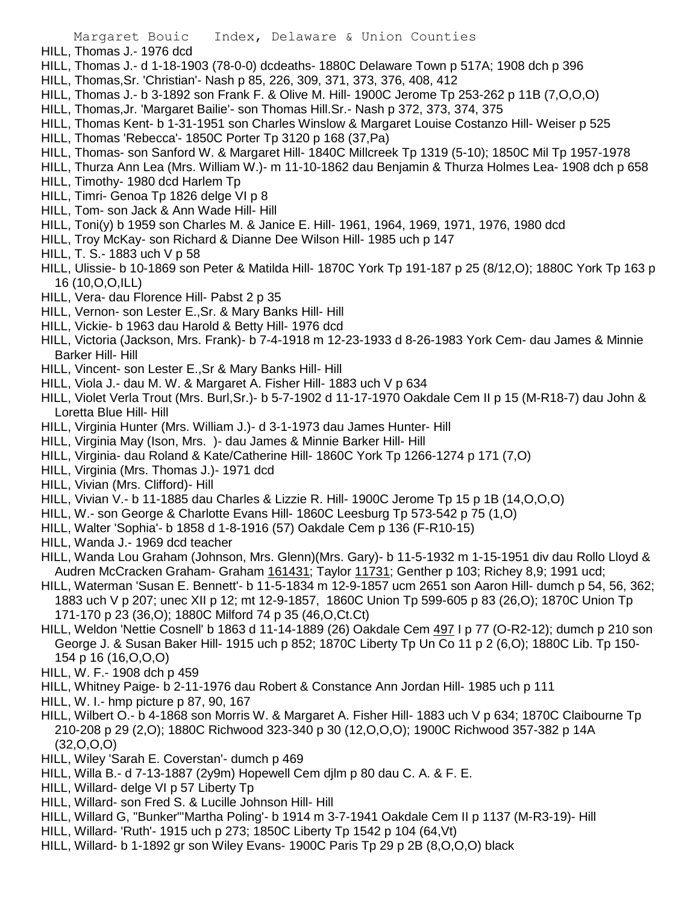HILL, Thomas J.- 1976 dcd

HILL, Thomas J.- d 1-18-1903 (78-0-0) dcdeaths- 1880C Delaware Town p 517A; 1908 dch p 396

HILL, Thomas,Sr. 'Christian'- Nash p 85, 226, 309, 371, 373, 376, 408, 412

HILL, Thomas J.- b 3-1892 son Frank F. & Olive M. Hill- 1900C Jerome Tp 253-262 p 11B (7,O,O,O)

HILL, Thomas,Jr. 'Margaret Bailie'- son Thomas Hill.Sr.- Nash p 372, 373, 374, 375

HILL, Thomas Kent- b 1-31-1951 son Charles Winslow & Margaret Louise Costanzo Hill- Weiser p 525

HILL, Thomas 'Rebecca'- 1850C Porter Tp 3120 p 168 (37,Pa)

HILL, Thomas- son Sanford W. & Margaret Hill- 1840C Millcreek Tp 1319 (5-10); 1850C Mil Tp 1957-1978

HILL, Thurza Ann Lea (Mrs. William W.)- m 11-10-1862 dau Benjamin & Thurza Holmes Lea- 1908 dch p 658

HILL, Timothy- 1980 dcd Harlem Tp

HILL, Timri- Genoa Tp 1826 delge VI p 8

HILL, Tom- son Jack & Ann Wade Hill- Hill

HILL, Toni(y) b 1959 son Charles M. & Janice E. Hill- 1961, 1964, 1969, 1971, 1976, 1980 dcd

HILL, Troy McKay- son Richard & Dianne Dee Wilson Hill- 1985 uch p 147

HILL, T. S.- 1883 uch V p 58

HILL, Ulissie- b 10-1869 son Peter & Matilda Hill- 1870C York Tp 191-187 p 25 (8/12,O); 1880C York Tp 163 p 16 (10,O,O,ILL)

HILL, Vera- dau Florence Hill- Pabst 2 p 35

HILL, Vernon- son Lester E.,Sr. & Mary Banks Hill- Hill

HILL, Vickie- b 1963 dau Harold & Betty Hill- 1976 dcd

HILL, Victoria (Jackson, Mrs. Frank)- b 7-4-1918 m 12-23-1933 d 8-26-1983 York Cem- dau James & Minnie Barker Hill- Hill

HILL, Vincent- son Lester E.,Sr & Mary Banks Hill- Hill

HILL, Viola J.- dau M. W. & Margaret A. Fisher Hill- 1883 uch V p 634

HILL, Violet Verla Trout (Mrs. Burl,Sr.)- b 5-7-1902 d 11-17-1970 Oakdale Cem II p 15 (M-R18-7) dau John & Loretta Blue Hill- Hill

HILL, Virginia Hunter (Mrs. William J.)- d 3-1-1973 dau James Hunter- Hill

HILL, Virginia May (Ison, Mrs. )- dau James & Minnie Barker Hill- Hill

HILL, Virginia- dau Roland & Kate/Catherine Hill- 1860C York Tp 1266-1274 p 171 (7,O)

HILL, Virginia (Mrs. Thomas J.)- 1971 dcd

HILL, Vivian (Mrs. Clifford)- Hill

HILL, Vivian V.- b 11-1885 dau Charles & Lizzie R. Hill- 1900C Jerome Tp 15 p 1B (14,O,O,O)

HILL, W.- son George & Charlotte Evans Hill- 1860C Leesburg Tp 573-542 p 75 (1,O)

HILL, Walter 'Sophia'- b 1858 d 1-8-1916 (57) Oakdale Cem p 136 (F-R10-15)

HILL, Wanda J.- 1969 dcd teacher

HILL, Wanda Lou Graham (Johnson, Mrs. Glenn)(Mrs. Gary)- b 11-5-1932 m 1-15-1951 div dau Rollo Lloyd & Audren McCracken Graham- Graham 161431; Taylor 11731; Genther p 103; Richey 8,9; 1991 ucd;

HILL, Waterman 'Susan E. Bennett'- b 11-5-1834 m 12-9-1857 ucm 2651 son Aaron Hill- dumch p 54, 56, 362; 1883 uch V p 207; unec XII p 12; mt 12-9-1857, 1860C Union Tp 599-605 p 83 (26,O); 1870C Union Tp 171-170 p 23 (36,O); 1880C Milford 74 p 35 (46,O,Ct.Ct)

HILL, Weldon 'Nettie Cosnell' b 1863 d 11-14-1889 (26) Oakdale Cem 497 I p 77 (O-R2-12); dumch p 210 son George J. & Susan Baker Hill- 1915 uch p 852; 1870C Liberty Tp Un Co 11 p 2 (6,O); 1880C Lib. Tp 150-154 p 16 (16,O,O,O)

HILL, W. F.- 1908 dch p 459

HILL, Whitney Paige- b 2-11-1976 dau Robert & Constance Ann Jordan Hill- 1985 uch p 111

HILL, W. I.- hmp picture p 87, 90, 167

HILL, Wilbert O.- b 4-1868 son Morris W. & Margaret A. Fisher Hill- 1883 uch V p 634; 1870C Claibourne Tp 210-208 p 29 (2,O); 1880C Richwood 323-340 p 30 (12,O,O,O); 1900C Richwood 357-382 p 14A (32,O,O,O)

HILL, Wiley 'Sarah E. Coverstan'- dumch p 469

HILL, Willa B.- d 7-13-1887 (2y9m) Hopewell Cem djlm p 80 dau C. A. & F. E.

HILL, Willard- delge VI p 57 Liberty Tp

HILL, Willard- son Fred S. & Lucille Johnson Hill- Hill

HILL, Willard G, "Bunker"'Martha Poling'- b 1914 m 3-7-1941 Oakdale Cem II p 1137 (M-R3-19)- Hill

HILL, Willard- 'Ruth'- 1915 uch p 273; 1850C Liberty Tp 1542 p 104 (64,Vt)

HILL, Willard- b 1-1892 gr son Wiley Evans- 1900C Paris Tp 29 p 2B (8,O,O,O) black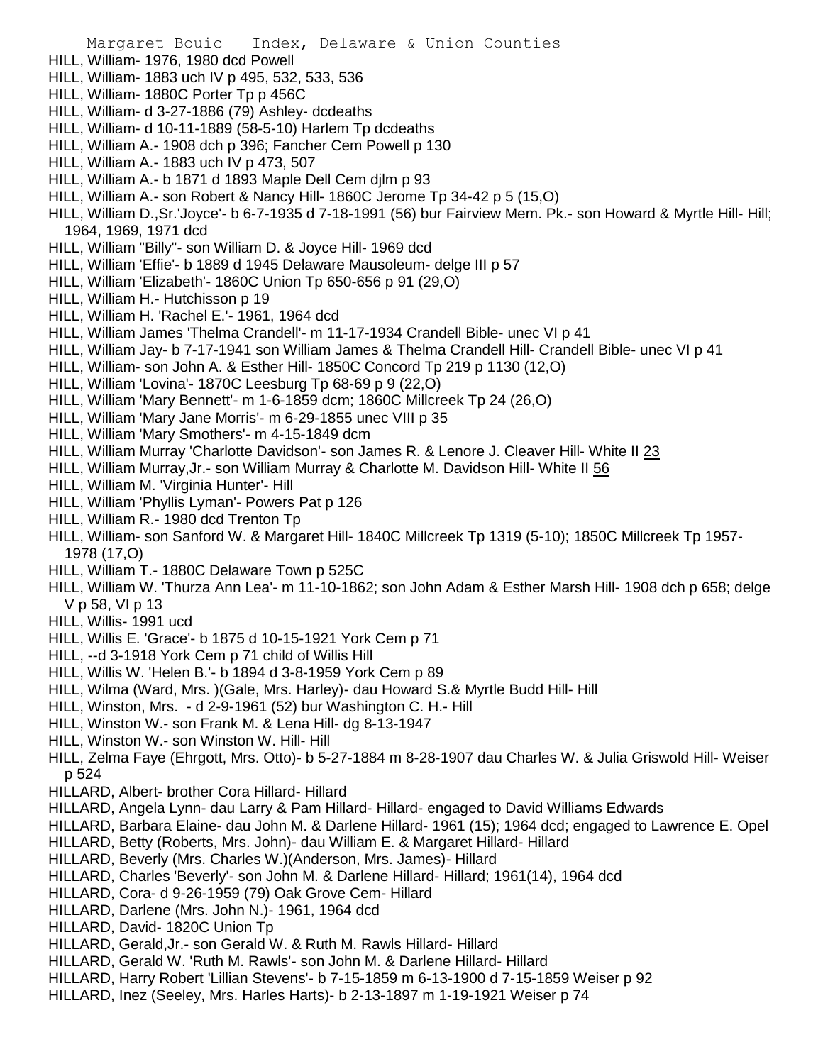HILL, William- 1976, 1980 dcd Powell
HILL, William- 1883 uch IV p 495, 532, 533, 536
HILL, William- 1880C Porter Tp p 456C
HILL, William- d 3-27-1886 (79) Ashley- dcdeaths
HILL, William- d 10-11-1889 (58-5-10) Harlem Tp dcdeaths
HILL, William A.- 1908 dch p 396; Fancher Cem Powell p 130
HILL, William A.- 1883 uch IV p 473, 507
HILL, William A.- b 1871 d 1893 Maple Dell Cem djlm p 93
HILL, William A.- son Robert & Nancy Hill- 1860C Jerome Tp 34-42 p 5 (15,O)
HILL, William D.,Sr.'Joyce'- b 6-7-1935 d 7-18-1991 (56) bur Fairview Mem. Pk.- son Howard & Myrtle Hill- Hill; 1964, 1969, 1971 dcd
HILL, William "Billy"- son William D. & Joyce Hill- 1969 dcd
HILL, William 'Effie'- b 1889 d 1945 Delaware Mausoleum- delge III p 57
HILL, William 'Elizabeth'- 1860C Union Tp 650-656 p 91 (29,O)
HILL, William H.- Hutchisson p 19
HILL, William H. 'Rachel E.'- 1961, 1964 dcd
HILL, William James 'Thelma Crandell'- m 11-17-1934 Crandell Bible- unec VI p 41
HILL, William Jay- b 7-17-1941 son William James & Thelma Crandell Hill- Crandell Bible- unec VI p 41
HILL, William- son John A. & Esther Hill- 1850C Concord Tp 219 p 1130 (12,O)
HILL, William 'Lovina'- 1870C Leesburg Tp 68-69 p 9 (22,O)
HILL, William 'Mary Bennett'- m 1-6-1859 dcm; 1860C Millcreek Tp 24 (26,O)
HILL, William 'Mary Jane Morris'- m 6-29-1855 unec VIII p 35
HILL, William 'Mary Smothers'- m 4-15-1849 dcm
HILL, William Murray 'Charlotte Davidson'- son James R. & Lenore J. Cleaver Hill- White II 23
HILL, William Murray,Jr.- son William Murray & Charlotte M. Davidson Hill- White II 56
HILL, William M. 'Virginia Hunter'- Hill
HILL, William 'Phyllis Lyman'- Powers Pat p 126
HILL, William R.- 1980 dcd Trenton Tp
HILL, William- son Sanford W. & Margaret Hill- 1840C Millcreek Tp 1319 (5-10); 1850C Millcreek Tp 1957-1978 (17,O)
HILL, William T.- 1880C Delaware Town p 525C
HILL, William W. 'Thurza Ann Lea'- m 11-10-1862; son John Adam & Esther Marsh Hill- 1908 dch p 658; delge V p 58, VI p 13
HILL, Willis- 1991 ucd
HILL, Willis E. 'Grace'- b 1875 d 10-15-1921 York Cem p 71
HILL, --d 3-1918 York Cem p 71 child of Willis Hill
HILL, Willis W. 'Helen B.'- b 1894 d 3-8-1959 York Cem p 89
HILL, Wilma (Ward, Mrs. )(Gale, Mrs. Harley)- dau Howard S.& Myrtle Budd Hill- Hill
HILL, Winston, Mrs. - d 2-9-1961 (52) bur Washington C. H.- Hill
HILL, Winston W.- son Frank M. & Lena Hill- dg 8-13-1947
HILL, Winston W.- son Winston W. Hill- Hill
HILL, Zelma Faye (Ehrgott, Mrs. Otto)- b 5-27-1884 m 8-28-1907 dau Charles W. & Julia Griswold Hill- Weiser p 524
HILLARD, Albert- brother Cora Hillard- Hillard
HILLARD, Angela Lynn- dau Larry & Pam Hillard- Hillard- engaged to David Williams Edwards
HILLARD, Barbara Elaine- dau John M. & Darlene Hillard- 1961 (15); 1964 dcd; engaged to Lawrence E. Opel
HILLARD, Betty (Roberts, Mrs. John)- dau William E. & Margaret Hillard- Hillard
HILLARD, Beverly (Mrs. Charles W.)(Anderson, Mrs. James)- Hillard
HILLARD, Charles 'Beverly'- son John M. & Darlene Hillard- Hillard; 1961(14), 1964 dcd
HILLARD, Cora- d 9-26-1959 (79) Oak Grove Cem- Hillard
HILLARD, Darlene (Mrs. John N.)- 1961, 1964 dcd
HILLARD, David- 1820C Union Tp
HILLARD, Gerald,Jr.- son Gerald W. & Ruth M. Rawls Hillard- Hillard
HILLARD, Gerald W. 'Ruth M. Rawls'- son John M. & Darlene Hillard- Hillard
HILLARD, Harry Robert 'Lillian Stevens'- b 7-15-1859 m 6-13-1900 d 7-15-1859 Weiser p 92
HILLARD, Inez (Seeley, Mrs. Harles Harts)- b 2-13-1897 m 1-19-1921 Weiser p 74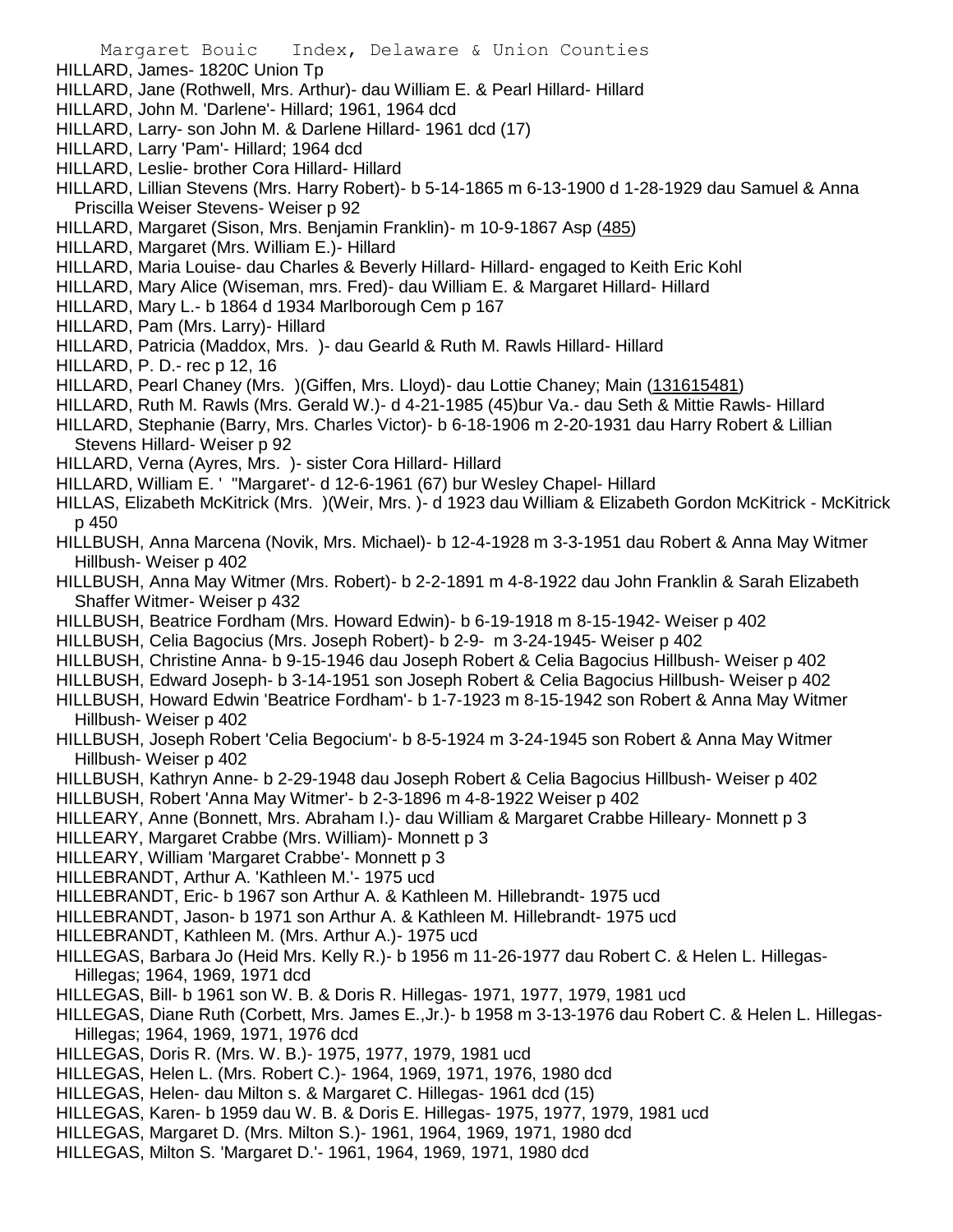HILLARD, James- 1820C Union Tp
HILLARD, Jane (Rothwell, Mrs. Arthur)- dau William E. & Pearl Hillard- Hillard
HILLARD, John M. 'Darlene'- Hillard; 1961, 1964 dcd
HILLARD, Larry- son John M. & Darlene Hillard- 1961 dcd (17)
HILLARD, Larry 'Pam'- Hillard; 1964 dcd
HILLARD, Leslie- brother Cora Hillard- Hillard
HILLARD, Lillian Stevens (Mrs. Harry Robert)- b 5-14-1865 m 6-13-1900 d 1-28-1929 dau Samuel & Anna Priscilla Weiser Stevens- Weiser p 92
HILLARD, Margaret (Sison, Mrs. Benjamin Franklin)- m 10-9-1867 Asp (485)
HILLARD, Margaret (Mrs. William E.)- Hillard
HILLARD, Maria Louise- dau Charles & Beverly Hillard- Hillard- engaged to Keith Eric Kohl
HILLARD, Mary Alice (Wiseman, mrs. Fred)- dau William E. & Margaret Hillard- Hillard
HILLARD, Mary L.- b 1864 d 1934 Marlborough Cem p 167
HILLARD, Pam (Mrs. Larry)- Hillard
HILLARD, Patricia (Maddox, Mrs. )- dau Gearld & Ruth M. Rawls Hillard- Hillard
HILLARD, P. D.- rec p 12, 16
HILLARD, Pearl Chaney (Mrs. )(Giffen, Mrs. Lloyd)- dau Lottie Chaney; Main (131615481)
HILLARD, Ruth M. Rawls (Mrs. Gerald W.)- d 4-21-1985 (45)bur Va.- dau Seth & Mittie Rawls- Hillard
HILLARD, Stephanie (Barry, Mrs. Charles Victor)- b 6-18-1906 m 2-20-1931 dau Harry Robert & Lillian Stevens Hillard- Weiser p 92
HILLARD, Verna (Ayres, Mrs. )- sister Cora Hillard- Hillard
HILLARD, William E. ' "Margaret'- d 12-6-1961 (67) bur Wesley Chapel- Hillard
HILLAS, Elizabeth McKitrick (Mrs. )(Weir, Mrs. )- d 1923 dau William & Elizabeth Gordon McKitrick - McKitrick p 450
HILLBUSH, Anna Marcena (Novik, Mrs. Michael)- b 12-4-1928 m 3-3-1951 dau Robert & Anna May Witmer Hillbush- Weiser p 402
HILLBUSH, Anna May Witmer (Mrs. Robert)- b 2-2-1891 m 4-8-1922 dau John Franklin & Sarah Elizabeth Shaffer Witmer- Weiser p 432
HILLBUSH, Beatrice Fordham (Mrs. Howard Edwin)- b 6-19-1918 m 8-15-1942- Weiser p 402
HILLBUSH, Celia Bagocius (Mrs. Joseph Robert)- b 2-9- m 3-24-1945- Weiser p 402
HILLBUSH, Christine Anna- b 9-15-1946 dau Joseph Robert & Celia Bagocius Hillbush- Weiser p 402
HILLBUSH, Edward Joseph- b 3-14-1951 son Joseph Robert & Celia Bagocius Hillbush- Weiser p 402
HILLBUSH, Howard Edwin 'Beatrice Fordham'- b 1-7-1923 m 8-15-1942 son Robert & Anna May Witmer Hillbush- Weiser p 402
HILLBUSH, Joseph Robert 'Celia Begocium'- b 8-5-1924 m 3-24-1945 son Robert & Anna May Witmer Hillbush- Weiser p 402
HILLBUSH, Kathryn Anne- b 2-29-1948 dau Joseph Robert & Celia Bagocius Hillbush- Weiser p 402
HILLBUSH, Robert 'Anna May Witmer'- b 2-3-1896 m 4-8-1922 Weiser p 402
HILLEARY, Anne (Bonnett, Mrs. Abraham I.)- dau William & Margaret Crabbe Hilleary- Monnett p 3
HILLEARY, Margaret Crabbe (Mrs. William)- Monnett p 3
HILLEARY, William 'Margaret Crabbe'- Monnett p 3
HILLEBRANDT, Arthur A. 'Kathleen M.'- 1975 ucd
HILLEBRANDT, Eric- b 1967 son Arthur A. & Kathleen M. Hillebrandt- 1975 ucd
HILLEBRANDT, Jason- b 1971 son Arthur A. & Kathleen M. Hillebrandt- 1975 ucd
HILLEBRANDT, Kathleen M. (Mrs. Arthur A.)- 1975 ucd
HILLEGAS, Barbara Jo (Heid Mrs. Kelly R.)- b 1956 m 11-26-1977 dau Robert C. & Helen L. Hillegas- Hillegas; 1964, 1969, 1971 dcd
HILLEGAS, Bill- b 1961 son W. B. & Doris R. Hillegas- 1971, 1977, 1979, 1981 ucd
HILLEGAS, Diane Ruth (Corbett, Mrs. James E.,Jr.)- b 1958 m 3-13-1976 dau Robert C. & Helen L. Hillegas- Hillegas; 1964, 1969, 1971, 1976 dcd
HILLEGAS, Doris R. (Mrs. W. B.)- 1975, 1977, 1979, 1981 ucd
HILLEGAS, Helen L. (Mrs. Robert C.)- 1964, 1969, 1971, 1976, 1980 dcd
HILLEGAS, Helen- dau Milton s. & Margaret C. Hillegas- 1961 dcd (15)
HILLEGAS, Karen- b 1959 dau W. B. & Doris E. Hillegas- 1975, 1977, 1979, 1981 ucd
HILLEGAS, Margaret D. (Mrs. Milton S.)- 1961, 1964, 1969, 1971, 1980 dcd
HILLEGAS, Milton S. 'Margaret D.'- 1961, 1964, 1969, 1971, 1980 dcd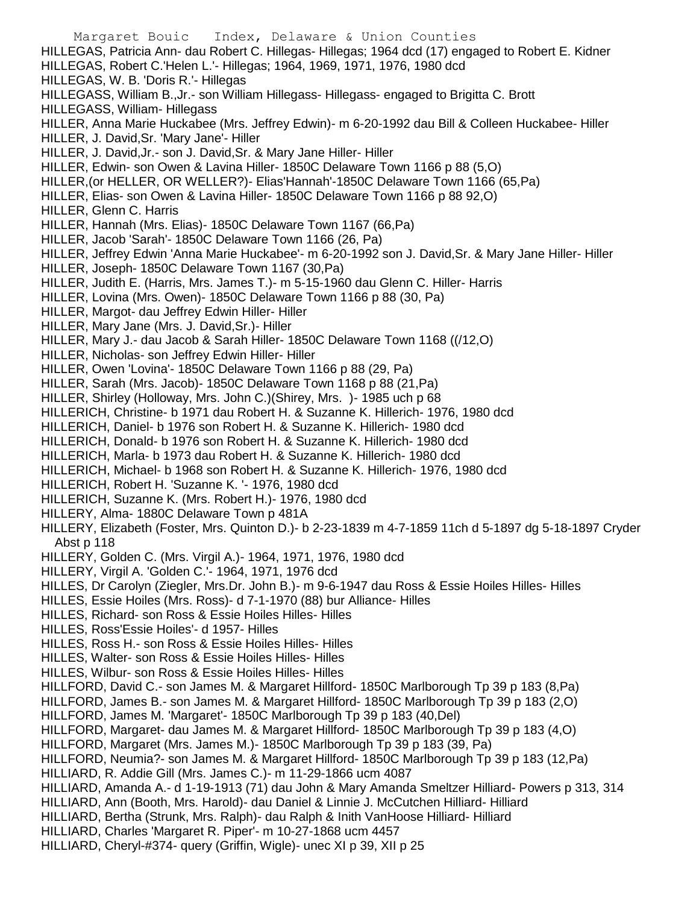HILLEGAS, Patricia Ann- dau Robert C. Hillegas- Hillegas; 1964 dcd (17) engaged to Robert E. Kidner
HILLEGAS, Robert C.'Helen L.'- Hillegas; 1964, 1969, 1971, 1976, 1980 dcd
HILLEGAS, W. B. 'Doris R.'- Hillegas
HILLEGASS, William B.,Jr.- son William Hillegass- Hillegass- engaged to Brigitta C. Brott
HILLEGASS, William- Hillegass
HILLER, Anna Marie Huckabee (Mrs. Jeffrey Edwin)- m 6-20-1992 dau Bill & Colleen Huckabee- Hiller
HILLER, J. David,Sr. 'Mary Jane'- Hiller
HILLER, J. David,Jr.- son J. David,Sr. & Mary Jane Hiller- Hiller
HILLER, Edwin- son Owen & Lavina Hiller- 1850C Delaware Town 1166 p 88 (5,O)
HILLER,(or HELLER, OR WELLER?)- Elias'Hannah'-1850C Delaware Town 1166 (65,Pa)
HILLER, Elias- son Owen & Lavina Hiller- 1850C Delaware Town 1166 p 88 92,O)
HILLER, Glenn C. Harris
HILLER, Hannah (Mrs. Elias)- 1850C Delaware Town 1167 (66,Pa)
HILLER, Jacob 'Sarah'- 1850C Delaware Town 1166 (26, Pa)
HILLER, Jeffrey Edwin 'Anna Marie Huckabee'- m 6-20-1992 son J. David,Sr. & Mary Jane Hiller- Hiller
HILLER, Joseph- 1850C Delaware Town 1167 (30,Pa)
HILLER, Judith E. (Harris, Mrs. James T.)- m 5-15-1960 dau Glenn C. Hiller- Harris
HILLER, Lovina (Mrs. Owen)- 1850C Delaware Town 1166 p 88 (30, Pa)
HILLER, Margot- dau Jeffrey Edwin Hiller- Hiller
HILLER, Mary Jane (Mrs. J. David,Sr.)- Hiller
HILLER, Mary J.- dau Jacob & Sarah Hiller- 1850C Delaware Town 1168 ((/12,O)
HILLER, Nicholas- son Jeffrey Edwin Hiller- Hiller
HILLER, Owen 'Lovina'- 1850C Delaware Town 1166 p 88 (29, Pa)
HILLER, Sarah (Mrs. Jacob)- 1850C Delaware Town 1168 p 88 (21,Pa)
HILLER, Shirley (Holloway, Mrs. John C.)(Shirey, Mrs. )- 1985 uch p 68
HILLERICH, Christine- b 1971 dau Robert H. & Suzanne K. Hillerich- 1976, 1980 dcd
HILLERICH, Daniel- b 1976 son Robert H. & Suzanne K. Hillerich- 1980 dcd
HILLERICH, Donald- b 1976 son Robert H. & Suzanne K. Hillerich- 1980 dcd
HILLERICH, Marla- b 1973 dau Robert H. & Suzanne K. Hillerich- 1980 dcd
HILLERICH, Michael- b 1968 son Robert H. & Suzanne K. Hillerich- 1976, 1980 dcd
HILLERICH, Robert H. 'Suzanne K. '- 1976, 1980 dcd
HILLERICH, Suzanne K. (Mrs. Robert H.)- 1976, 1980 dcd
HILLERY, Alma- 1880C Delaware Town p 481A
HILLERY, Elizabeth (Foster, Mrs. Quinton D.)- b 2-23-1839 m 4-7-1859 11ch d 5-1897 dg 5-18-1897 Cryder Abst p 118
HILLERY, Golden C. (Mrs. Virgil A.)- 1964, 1971, 1976, 1980 dcd
HILLERY, Virgil A. 'Golden C.'- 1964, 1971, 1976 dcd
HILLES, Dr Carolyn (Ziegler, Mrs.Dr. John B.)- m 9-6-1947 dau Ross & Essie Hoiles Hilles- Hilles
HILLES, Essie Hoiles (Mrs. Ross)- d 7-1-1970 (88) bur Alliance- Hilles
HILLES, Richard- son Ross & Essie Hoiles Hilles- Hilles
HILLES, Ross'Essie Hoiles'- d 1957- Hilles
HILLES, Ross H.- son Ross & Essie Hoiles Hilles- Hilles
HILLES, Walter- son Ross & Essie Hoiles Hilles- Hilles
HILLES, Wilbur- son Ross & Essie Hoiles Hilles- Hilles
HILLFORD, David C.- son James M. & Margaret Hillford- 1850C Marlborough Tp 39 p 183 (8,Pa)
HILLFORD, James B.- son James M. & Margaret Hillford- 1850C Marlborough Tp 39 p 183 (2,O)
HILLFORD, James M. 'Margaret'- 1850C Marlborough Tp 39 p 183 (40,Del)
HILLFORD, Margaret- dau James M. & Margaret Hillford- 1850C Marlborough Tp 39 p 183 (4,O)
HILLFORD, Margaret (Mrs. James M.)- 1850C Marlborough Tp 39 p 183 (39, Pa)
HILLFORD, Neumia?- son James M. & Margaret Hillford- 1850C Marlborough Tp 39 p 183 (12,Pa)
HILLIARD, R. Addie Gill (Mrs. James C.)- m 11-29-1866 ucm 4087
HILLIARD, Amanda A.- d 1-19-1913 (71) dau John & Mary Amanda Smeltzer Hilliard- Powers p 313, 314
HILLIARD, Ann (Booth, Mrs. Harold)- dau Daniel & Linnie J. McCutchen Hilliard- Hilliard
HILLIARD, Bertha (Strunk, Mrs. Ralph)- dau Ralph & Inith VanHoose Hilliard- Hilliard
HILLIARD, Charles 'Margaret R. Piper'- m 10-27-1868 ucm 4457
HILLIARD, Cheryl-#374- query (Griffin, Wigle)- unec XI p 39, XII p 25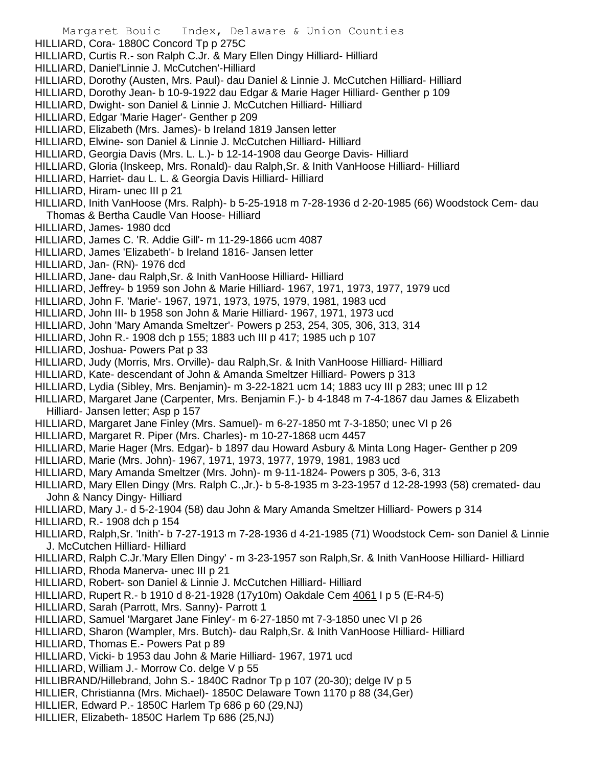HILLIARD, Cora- 1880C Concord Tp p 275C
HILLIARD, Curtis R.- son Ralph C.Jr. & Mary Ellen Dingy Hilliard- Hilliard
HILLIARD, Daniel'Linnie J. McCutchen'-Hilliard
HILLIARD, Dorothy (Austen, Mrs. Paul)- dau Daniel & Linnie J. McCutchen Hilliard- Hilliard
HILLIARD, Dorothy Jean- b 10-9-1922 dau Edgar & Marie Hager Hilliard- Genther p 109
HILLIARD, Dwight- son Daniel & Linnie J. McCutchen Hilliard- Hilliard
HILLIARD, Edgar 'Marie Hager'- Genther p 209
HILLIARD, Elizabeth (Mrs. James)- b Ireland 1819 Jansen letter
HILLIARD, Elwine- son Daniel & Linnie J. McCutchen Hilliard- Hilliard
HILLIARD, Georgia Davis (Mrs. L. L.)- b 12-14-1908 dau George Davis- Hilliard
HILLIARD, Gloria (Inskeep, Mrs. Ronald)- dau Ralph,Sr. & Inith VanHoose Hilliard- Hilliard
HILLIARD, Harriet- dau L. L. & Georgia Davis Hilliard- Hilliard
HILLIARD, Hiram- unec III p 21
HILLIARD, Inith VanHoose (Mrs. Ralph)- b 5-25-1918 m 7-28-1936 d 2-20-1985 (66) Woodstock Cem- dau Thomas & Bertha Caudle Van Hoose- Hilliard
HILLIARD, James- 1980 dcd
HILLIARD, James C. 'R. Addie Gill'- m 11-29-1866 ucm 4087
HILLIARD, James 'Elizabeth'- b Ireland 1816- Jansen letter
HILLIARD, Jan- (RN)- 1976 dcd
HILLIARD, Jane- dau Ralph,Sr. & Inith VanHoose Hilliard- Hilliard
HILLIARD, Jeffrey- b 1959 son John & Marie Hilliard- 1967, 1971, 1973, 1977, 1979 ucd
HILLIARD, John F. 'Marie'- 1967, 1971, 1973, 1975, 1979, 1981, 1983 ucd
HILLIARD, John III- b 1958 son John & Marie Hilliard- 1967, 1971, 1973 ucd
HILLIARD, John 'Mary Amanda Smeltzer'- Powers p 253, 254, 305, 306, 313, 314
HILLIARD, John R.- 1908 dch p 155; 1883 uch III p 417; 1985 uch p 107
HILLIARD, Joshua- Powers Pat p 33
HILLIARD, Judy (Morris, Mrs. Orville)- dau Ralph,Sr. & Inith VanHoose Hilliard- Hilliard
HILLIARD, Kate- descendant of John & Amanda Smeltzer Hilliard- Powers p 313
HILLIARD, Lydia (Sibley, Mrs. Benjamin)- m 3-22-1821 ucm 14; 1883 ucy III p 283; unec III p 12
HILLIARD, Margaret Jane (Carpenter, Mrs. Benjamin F.)- b 4-1848 m 7-4-1867 dau James & Elizabeth Hilliard- Jansen letter; Asp p 157
HILLIARD, Margaret Jane Finley (Mrs. Samuel)- m 6-27-1850 mt 7-3-1850; unec VI p 26
HILLIARD, Margaret R. Piper (Mrs. Charles)- m 10-27-1868 ucm 4457
HILLIARD, Marie Hager (Mrs. Edgar)- b 1897 dau Howard Asbury & Minta Long Hager- Genther p 209
HILLIARD, Marie (Mrs. John)- 1967, 1971, 1973, 1977, 1979, 1981, 1983 ucd
HILLIARD, Mary Amanda Smeltzer (Mrs. John)- m 9-11-1824- Powers p 305, 3-6, 313
HILLIARD, Mary Ellen Dingy (Mrs. Ralph C.,Jr.)- b 5-8-1935 m 3-23-1957 d 12-28-1993 (58) cremated- dau John & Nancy Dingy- Hilliard
HILLIARD, Mary J.- d 5-2-1904 (58) dau John & Mary Amanda Smeltzer Hilliard- Powers p 314
HILLIARD, R.- 1908 dch p 154
HILLIARD, Ralph,Sr. 'Inith'- b 7-27-1913 m 7-28-1936 d 4-21-1985 (71) Woodstock Cem- son Daniel & Linnie J. McCutchen Hilliard- Hilliard
HILLIARD, Ralph C.Jr.'Mary Ellen Dingy' - m 3-23-1957 son Ralph,Sr. & Inith VanHoose Hilliard- Hilliard
HILLIARD, Rhoda Manerva- unec III p 21
HILLIARD, Robert- son Daniel & Linnie J. McCutchen Hilliard- Hilliard
HILLIARD, Rupert R.- b 1910 d 8-21-1928 (17y10m) Oakdale Cem 4061 I p 5 (E-R4-5)
HILLIARD, Sarah (Parrott, Mrs. Sanny)- Parrott 1
HILLIARD, Samuel 'Margaret Jane Finley'- m 6-27-1850 mt 7-3-1850 unec VI p 26
HILLIARD, Sharon (Wampler, Mrs. Butch)- dau Ralph,Sr. & Inith VanHoose Hilliard- Hilliard
HILLIARD, Thomas E.- Powers Pat p 89
HILLIARD, Vicki- b 1953 dau John & Marie Hilliard- 1967, 1971 ucd
HILLIARD, William J.- Morrow Co. delge V p 55
HILLIBRAND/Hillebrand, John S.- 1840C Radnor Tp p 107 (20-30); delge IV p 5
HILLIER, Christianna (Mrs. Michael)- 1850C Delaware Town 1170 p 88 (34,Ger)
HILLIER, Edward P.- 1850C Harlem Tp 686 p 60 (29,NJ)
HILLIER, Elizabeth- 1850C Harlem Tp 686 (25,NJ)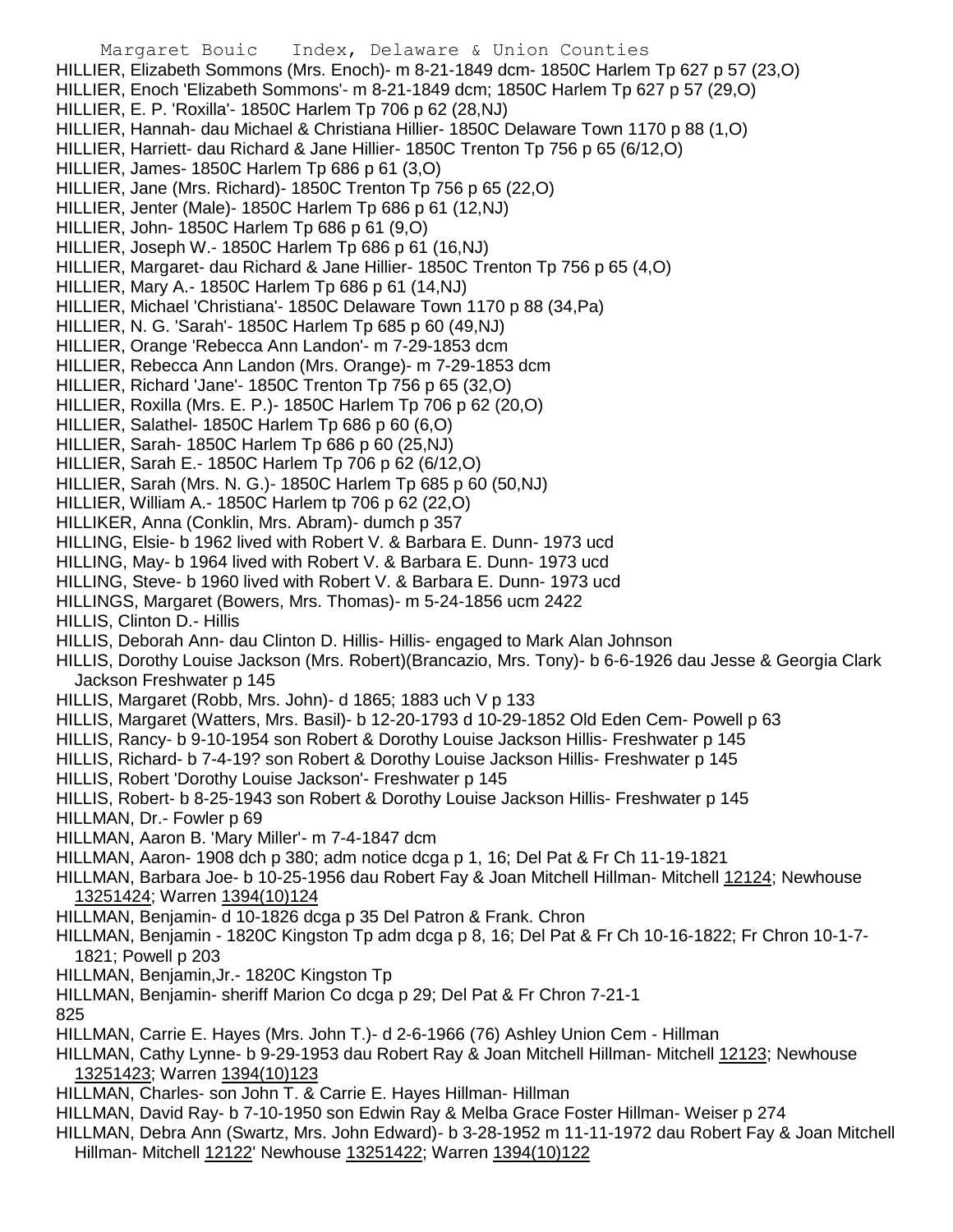HILLIER, Elizabeth Sommons (Mrs. Enoch)- m 8-21-1849 dcm- 1850C Harlem Tp 627 p 57 (23,O)
HILLIER, Enoch 'Elizabeth Sommons'- m 8-21-1849 dcm; 1850C Harlem Tp 627 p 57 (29,O)
HILLIER, E. P. 'Roxilla'- 1850C Harlem Tp 706 p 62 (28,NJ)
HILLIER, Hannah- dau Michael & Christiana Hillier- 1850C Delaware Town 1170 p 88 (1,O)
HILLIER, Harriett- dau Richard & Jane Hillier- 1850C Trenton Tp 756 p 65 (6/12,O)
HILLIER, James- 1850C Harlem Tp 686 p 61 (3,O)
HILLIER, Jane (Mrs. Richard)- 1850C Trenton Tp 756 p 65 (22,O)
HILLIER, Jenter (Male)- 1850C Harlem Tp 686 p 61 (12,NJ)
HILLIER, John- 1850C Harlem Tp 686 p 61 (9,O)
HILLIER, Joseph W.- 1850C Harlem Tp 686 p 61 (16,NJ)
HILLIER, Margaret- dau Richard & Jane Hillier- 1850C Trenton Tp 756 p 65 (4,O)
HILLIER, Mary A.- 1850C Harlem Tp 686 p 61 (14,NJ)
HILLIER, Michael 'Christiana'- 1850C Delaware Town 1170 p 88 (34,Pa)
HILLIER, N. G. 'Sarah'- 1850C Harlem Tp 685 p 60 (49,NJ)
HILLIER, Orange 'Rebecca Ann Landon'- m 7-29-1853 dcm
HILLIER, Rebecca Ann Landon (Mrs. Orange)- m 7-29-1853 dcm
HILLIER, Richard 'Jane'- 1850C Trenton Tp 756 p 65 (32,O)
HILLIER, Roxilla (Mrs. E. P.)- 1850C Harlem Tp 706 p 62 (20,O)
HILLIER, Salathel- 1850C Harlem Tp 686 p 60 (6,O)
HILLIER, Sarah- 1850C Harlem Tp 686 p 60 (25,NJ)
HILLIER, Sarah E.- 1850C Harlem Tp 706 p 62 (6/12,O)
HILLIER, Sarah (Mrs. N. G.)- 1850C Harlem Tp 685 p 60 (50,NJ)
HILLIER, William A.- 1850C Harlem tp 706 p 62 (22,O)
HILLIKER, Anna (Conklin, Mrs. Abram)- dumch p 357
HILLING, Elsie- b 1962 lived with Robert V. & Barbara E. Dunn- 1973 ucd
HILLING, May- b 1964 lived with Robert V. & Barbara E. Dunn- 1973 ucd
HILLING, Steve- b 1960 lived with Robert V. & Barbara E. Dunn- 1973 ucd
HILLINGS, Margaret (Bowers, Mrs. Thomas)- m 5-24-1856 ucm 2422
HILLIS, Clinton D.- Hillis
HILLIS, Deborah Ann- dau Clinton D. Hillis- Hillis- engaged to Mark Alan Johnson
HILLIS, Dorothy Louise Jackson (Mrs. Robert)(Brancazio, Mrs. Tony)- b 6-6-1926 dau Jesse & Georgia Clark Jackson Freshwater p 145
HILLIS, Margaret (Robb, Mrs. John)- d 1865; 1883 uch V p 133
HILLIS, Margaret (Watters, Mrs. Basil)- b 12-20-1793 d 10-29-1852 Old Eden Cem- Powell p 63
HILLIS, Rancy- b 9-10-1954 son Robert & Dorothy Louise Jackson Hillis- Freshwater p 145
HILLIS, Richard- b 7-4-19? son Robert & Dorothy Louise Jackson Hillis- Freshwater p 145
HILLIS, Robert 'Dorothy Louise Jackson'- Freshwater p 145
HILLIS, Robert- b 8-25-1943 son Robert & Dorothy Louise Jackson Hillis- Freshwater p 145
HILLMAN, Dr.- Fowler p 69
HILLMAN, Aaron B. 'Mary Miller'- m 7-4-1847 dcm
HILLMAN, Aaron- 1908 dch p 380; adm notice dcga p 1, 16; Del Pat & Fr Ch 11-19-1821
HILLMAN, Barbara Joe- b 10-25-1956 dau Robert Fay & Joan Mitchell Hillman- Mitchell 12124; Newhouse 13251424; Warren 1394(10)124
HILLMAN, Benjamin- d 10-1826 dcga p 35 Del Patron & Frank. Chron
HILLMAN, Benjamin - 1820C Kingston Tp adm dcga p 8, 16; Del Pat & Fr Ch 10-16-1822; Fr Chron 10-1-7-1821; Powell p 203
HILLMAN, Benjamin,Jr.- 1820C Kingston Tp
HILLMAN, Benjamin- sheriff Marion Co dcga p 29; Del Pat & Fr Chron 7-21-1825
HILLMAN, Carrie E. Hayes (Mrs. John T.)- d 2-6-1966 (76) Ashley Union Cem - Hillman
HILLMAN, Cathy Lynne- b 9-29-1953 dau Robert Ray & Joan Mitchell Hillman- Mitchell 12123; Newhouse 13251423; Warren 1394(10)123
HILLMAN, Charles- son John T. & Carrie E. Hayes Hillman- Hillman
HILLMAN, David Ray- b 7-10-1950 son Edwin Ray & Melba Grace Foster Hillman- Weiser p 274
HILLMAN, Debra Ann (Swartz, Mrs. John Edward)- b 3-28-1952 m 11-11-1972 dau Robert Fay & Joan Mitchell Hillman- Mitchell 12122' Newhouse 13251422; Warren 1394(10)122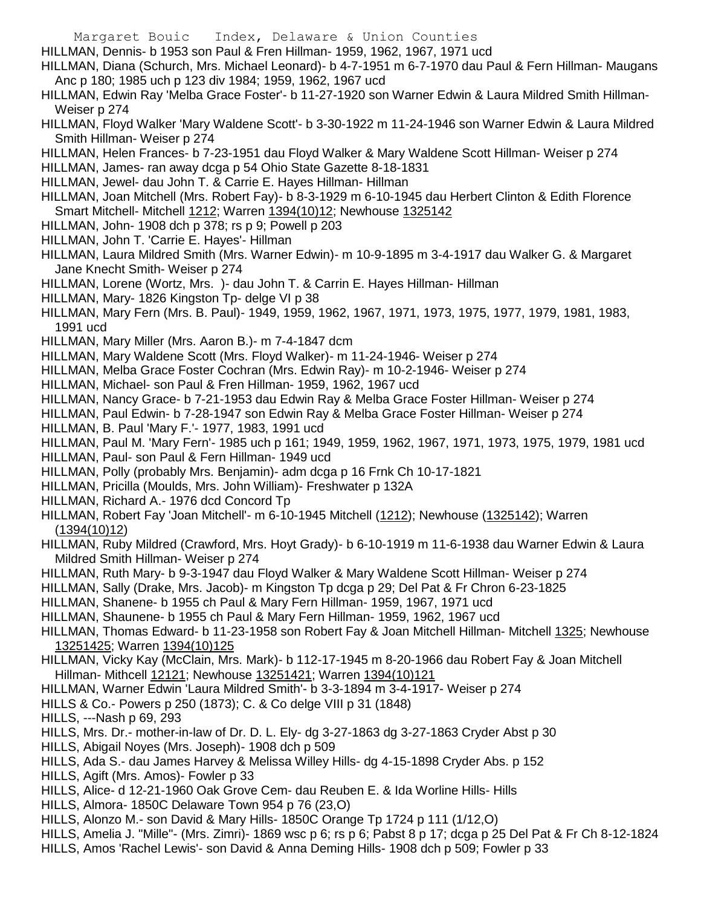HILLMAN, Dennis- b 1953 son Paul & Fren Hillman- 1959, 1962, 1967, 1971 ucd

HILLMAN, Diana (Schurch, Mrs. Michael Leonard)- b 4-7-1951 m 6-7-1970 dau Paul & Fern Hillman- Maugans Anc p 180; 1985 uch p 123 div 1984; 1959, 1962, 1967 ucd

HILLMAN, Edwin Ray 'Melba Grace Foster'- b 11-27-1920 son Warner Edwin & Laura Mildred Smith Hillman- Weiser p 274

HILLMAN, Floyd Walker 'Mary Waldene Scott'- b 3-30-1922 m 11-24-1946 son Warner Edwin & Laura Mildred Smith Hillman- Weiser p 274

HILLMAN, Helen Frances- b 7-23-1951 dau Floyd Walker & Mary Waldene Scott Hillman- Weiser p 274

HILLMAN, James- ran away dcga p 54 Ohio State Gazette 8-18-1831

HILLMAN, Jewel- dau John T. & Carrie E. Hayes Hillman- Hillman

HILLMAN, Joan Mitchell (Mrs. Robert Fay)- b 8-3-1929 m 6-10-1945 dau Herbert Clinton & Edith Florence Smart Mitchell- Mitchell 1212; Warren 1394(10)12; Newhouse 1325142

HILLMAN, John- 1908 dch p 378; rs p 9; Powell p 203

HILLMAN, John T. 'Carrie E. Hayes'- Hillman

HILLMAN, Laura Mildred Smith (Mrs. Warner Edwin)- m 10-9-1895 m 3-4-1917 dau Walker G. & Margaret Jane Knecht Smith- Weiser p 274

HILLMAN, Lorene (Wortz, Mrs. )- dau John T. & Carrin E. Hayes Hillman- Hillman

HILLMAN, Mary- 1826 Kingston Tp- delge VI p 38

HILLMAN, Mary Fern (Mrs. B. Paul)- 1949, 1959, 1962, 1967, 1971, 1973, 1975, 1977, 1979, 1981, 1983, 1991 ucd

HILLMAN, Mary Miller (Mrs. Aaron B.)- m 7-4-1847 dcm

HILLMAN, Mary Waldene Scott (Mrs. Floyd Walker)- m 11-24-1946- Weiser p 274

HILLMAN, Melba Grace Foster Cochran (Mrs. Edwin Ray)- m 10-2-1946- Weiser p 274

HILLMAN, Michael- son Paul & Fren Hillman- 1959, 1962, 1967 ucd

HILLMAN, Nancy Grace- b 7-21-1953 dau Edwin Ray & Melba Grace Foster Hillman- Weiser p 274

HILLMAN, Paul Edwin- b 7-28-1947 son Edwin Ray & Melba Grace Foster Hillman- Weiser p 274

HILLMAN, B. Paul 'Mary F.'- 1977, 1983, 1991 ucd

HILLMAN, Paul M. 'Mary Fern'- 1985 uch p 161; 1949, 1959, 1962, 1967, 1971, 1973, 1975, 1979, 1981 ucd

HILLMAN, Paul- son Paul & Fern Hillman- 1949 ucd

HILLMAN, Polly (probably Mrs. Benjamin)- adm dcga p 16 Frnk Ch 10-17-1821

HILLMAN, Pricilla (Moulds, Mrs. John William)- Freshwater p 132A

HILLMAN, Richard A.- 1976 dcd Concord Tp

HILLMAN, Robert Fay 'Joan Mitchell'- m 6-10-1945 Mitchell (1212); Newhouse (1325142); Warren (1394(10)12)

HILLMAN, Ruby Mildred (Crawford, Mrs. Hoyt Grady)- b 6-10-1919 m 11-6-1938 dau Warner Edwin & Laura Mildred Smith Hillman- Weiser p 274

HILLMAN, Ruth Mary- b 9-3-1947 dau Floyd Walker & Mary Waldene Scott Hillman- Weiser p 274

HILLMAN, Sally (Drake, Mrs. Jacob)- m Kingston Tp dcga p 29; Del Pat & Fr Chron 6-23-1825

HILLMAN, Shanene- b 1955 ch Paul & Mary Fern Hillman- 1959, 1967, 1971 ucd

HILLMAN, Shaunene- b 1955 ch Paul & Mary Fern Hillman- 1959, 1962, 1967 ucd

HILLMAN, Thomas Edward- b 11-23-1958 son Robert Fay & Joan Mitchell Hillman- Mitchell 1325; Newhouse 13251425; Warren 1394(10)125

HILLMAN, Vicky Kay (McClain, Mrs. Mark)- b 112-17-1945 m 8-20-1966 dau Robert Fay & Joan Mitchell Hillman- Mithcell 12121; Newhouse 13251421; Warren 1394(10)121

HILLMAN, Warner Edwin 'Laura Mildred Smith'- b 3-3-1894 m 3-4-1917- Weiser p 274

HILLS & Co.- Powers p 250 (1873); C. & Co delge VIII p 31 (1848)

HILLS, ---Nash p 69, 293

HILLS, Mrs. Dr.- mother-in-law of Dr. D. L. Ely- dg 3-27-1863 dg 3-27-1863 Cryder Abst p 30

HILLS, Abigail Noyes (Mrs. Joseph)- 1908 dch p 509

HILLS, Ada S.- dau James Harvey & Melissa Willey Hills- dg 4-15-1898 Cryder Abs. p 152

HILLS, Agift (Mrs. Amos)- Fowler p 33

HILLS, Alice- d 12-21-1960 Oak Grove Cem- dau Reuben E. & Ida Worline Hills- Hills

HILLS, Almora- 1850C Delaware Town 954 p 76 (23,O)

HILLS, Alonzo M.- son David & Mary Hills- 1850C Orange Tp 1724 p 111 (1/12,O)

HILLS, Amelia J. "Mille"- (Mrs. Zimri)- 1869 wsc p 6; rs p 6; Pabst 8 p 17; dcga p 25 Del Pat & Fr Ch 8-12-1824

HILLS, Amos 'Rachel Lewis'- son David & Anna Deming Hills- 1908 dch p 509; Fowler p 33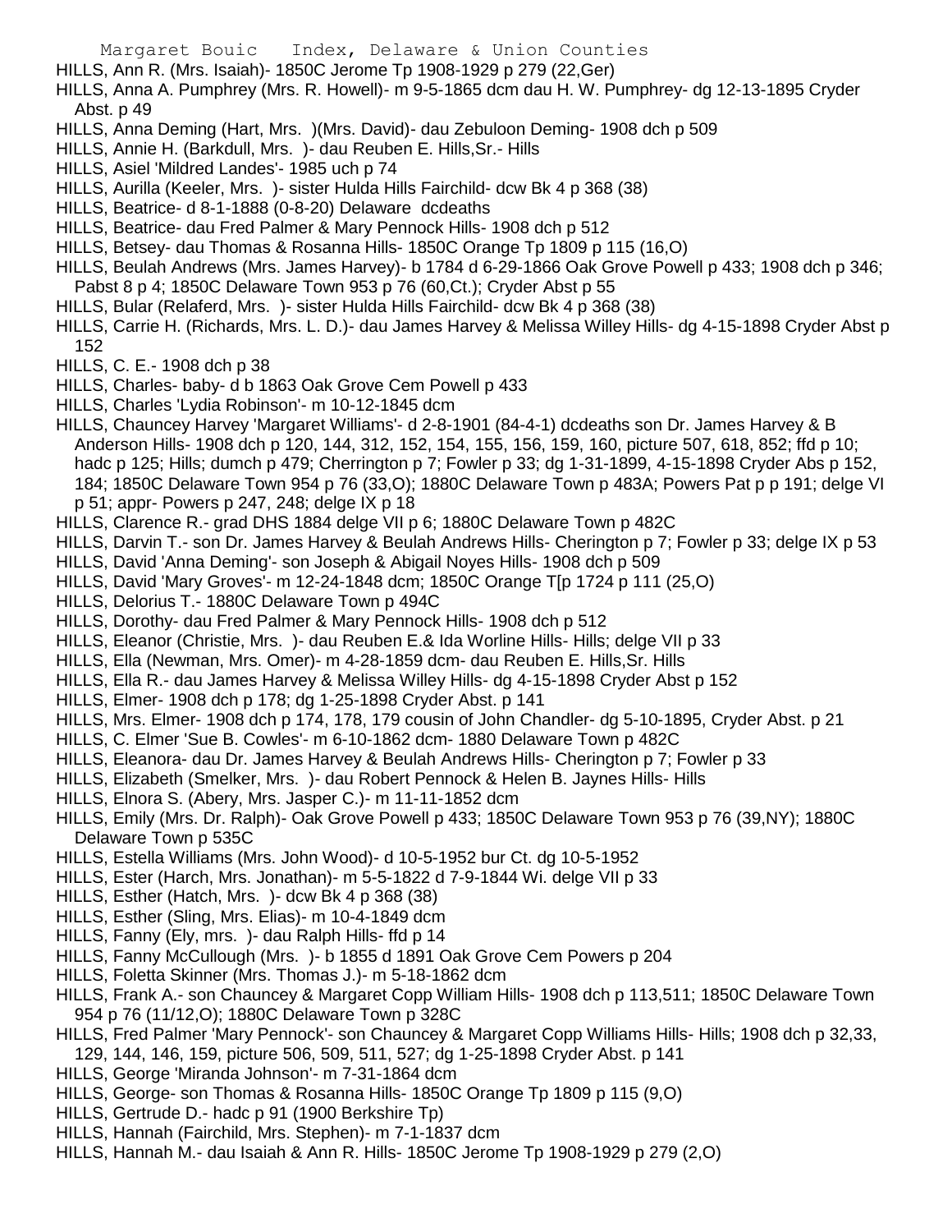HILLS, Ann R. (Mrs. Isaiah)- 1850C Jerome Tp 1908-1929 p 279 (22,Ger)

HILLS, Anna A. Pumphrey (Mrs. R. Howell)- m 9-5-1865 dcm dau H. W. Pumphrey- dg 12-13-1895 Cryder Abst. p 49

HILLS, Anna Deming (Hart, Mrs. )(Mrs. David)- dau Zebuloon Deming- 1908 dch p 509

HILLS, Annie H. (Barkdull, Mrs. )- dau Reuben E. Hills,Sr.- Hills

HILLS, Asiel 'Mildred Landes'- 1985 uch p 74

HILLS, Aurilla (Keeler, Mrs. )- sister Hulda Hills Fairchild- dcw Bk 4 p 368 (38)

HILLS, Beatrice- d 8-1-1888 (0-8-20) Delaware dcdeaths

HILLS, Beatrice- dau Fred Palmer & Mary Pennock Hills- 1908 dch p 512

HILLS, Betsey- dau Thomas & Rosanna Hills- 1850C Orange Tp 1809 p 115 (16,O)

HILLS, Beulah Andrews (Mrs. James Harvey)- b 1784 d 6-29-1866 Oak Grove Powell p 433; 1908 dch p 346; Pabst 8 p 4; 1850C Delaware Town 953 p 76 (60,Ct.); Cryder Abst p 55

HILLS, Bular (Relaferd, Mrs. )- sister Hulda Hills Fairchild- dcw Bk 4 p 368 (38)

HILLS, Carrie H. (Richards, Mrs. L. D.)- dau James Harvey & Melissa Willey Hills- dg 4-15-1898 Cryder Abst p 152

HILLS, C. E.- 1908 dch p 38

HILLS, Charles- baby- d b 1863 Oak Grove Cem Powell p 433

HILLS, Charles 'Lydia Robinson'- m 10-12-1845 dcm

HILLS, Chauncey Harvey 'Margaret Williams'- d 2-8-1901 (84-4-1) dcdeaths son Dr. James Harvey & B Anderson Hills- 1908 dch p 120, 144, 312, 152, 154, 155, 156, 159, 160, picture 507, 618, 852; ffd p 10; hadc p 125; Hills; dumch p 479; Cherrington p 7; Fowler p 33; dg 1-31-1899, 4-15-1898 Cryder Abs p 152, 184; 1850C Delaware Town 954 p 76 (33,O); 1880C Delaware Town p 483A; Powers Pat p p 191; delge VI p 51; appr- Powers p 247, 248; delge IX p 18

HILLS, Clarence R.- grad DHS 1884 delge VII p 6; 1880C Delaware Town p 482C

HILLS, Darvin T.- son Dr. James Harvey & Beulah Andrews Hills- Cherington p 7; Fowler p 33; delge IX p 53

HILLS, David 'Anna Deming'- son Joseph & Abigail Noyes Hills- 1908 dch p 509

HILLS, David 'Mary Groves'- m 12-24-1848 dcm; 1850C Orange T[p 1724 p 111 (25,O)

HILLS, Delorius T.- 1880C Delaware Town p 494C

HILLS, Dorothy- dau Fred Palmer & Mary Pennock Hills- 1908 dch p 512

HILLS, Eleanor (Christie, Mrs. )- dau Reuben E.& Ida Worline Hills- Hills; delge VII p 33

HILLS, Ella (Newman, Mrs. Omer)- m 4-28-1859 dcm- dau Reuben E. Hills,Sr. Hills

HILLS, Ella R.- dau James Harvey & Melissa Willey Hills- dg 4-15-1898 Cryder Abst p 152

HILLS, Elmer- 1908 dch p 178; dg 1-25-1898 Cryder Abst. p 141

HILLS, Mrs. Elmer- 1908 dch p 174, 178, 179 cousin of John Chandler- dg 5-10-1895, Cryder Abst. p 21

HILLS, C. Elmer 'Sue B. Cowles'- m 6-10-1862 dcm- 1880 Delaware Town p 482C

HILLS, Eleanora- dau Dr. James Harvey & Beulah Andrews Hills- Cherington p 7; Fowler p 33

HILLS, Elizabeth (Smelker, Mrs. )- dau Robert Pennock & Helen B. Jaynes Hills- Hills

HILLS, Elnora S. (Abery, Mrs. Jasper C.)- m 11-11-1852 dcm

HILLS, Emily (Mrs. Dr. Ralph)- Oak Grove Powell p 433; 1850C Delaware Town 953 p 76 (39,NY); 1880C Delaware Town p 535C

HILLS, Estella Williams (Mrs. John Wood)- d 10-5-1952 bur Ct. dg 10-5-1952

HILLS, Ester (Harch, Mrs. Jonathan)- m 5-5-1822 d 7-9-1844 Wi. delge VII p 33

HILLS, Esther (Hatch, Mrs. )- dcw Bk 4 p 368 (38)

HILLS, Esther (Sling, Mrs. Elias)- m 10-4-1849 dcm

HILLS, Fanny (Ely, mrs. )- dau Ralph Hills- ffd p 14

HILLS, Fanny McCullough (Mrs. )- b 1855 d 1891 Oak Grove Cem Powers p 204

HILLS, Foletta Skinner (Mrs. Thomas J.)- m 5-18-1862 dcm

HILLS, Frank A.- son Chauncey & Margaret Copp William Hills- 1908 dch p 113,511; 1850C Delaware Town 954 p 76 (11/12,O); 1880C Delaware Town p 328C

HILLS, Fred Palmer 'Mary Pennock'- son Chauncey & Margaret Copp Williams Hills- Hills; 1908 dch p 32,33, 129, 144, 146, 159, picture 506, 509, 511, 527; dg 1-25-1898 Cryder Abst. p 141

HILLS, George 'Miranda Johnson'- m 7-31-1864 dcm

HILLS, George- son Thomas & Rosanna Hills- 1850C Orange Tp 1809 p 115 (9,O)

HILLS, Gertrude D.- hadc p 91 (1900 Berkshire Tp)

HILLS, Hannah (Fairchild, Mrs. Stephen)- m 7-1-1837 dcm

HILLS, Hannah M.- dau Isaiah & Ann R. Hills- 1850C Jerome Tp 1908-1929 p 279 (2,O)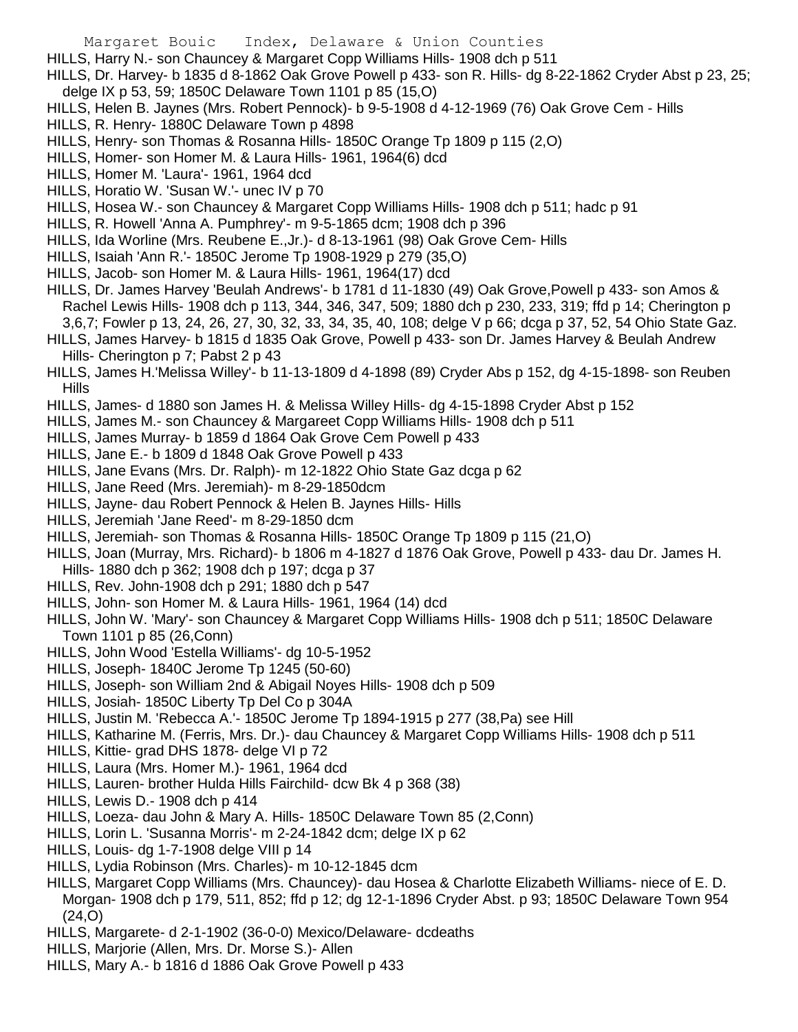HILLS, Harry N.- son Chauncey & Margaret Copp Williams Hills- 1908 dch p 511

HILLS, Dr. Harvey- b 1835 d 8-1862 Oak Grove Powell p 433- son R. Hills- dg 8-22-1862 Cryder Abst p 23, 25; delge IX p 53, 59; 1850C Delaware Town 1101 p 85 (15,O)

HILLS, Helen B. Jaynes (Mrs. Robert Pennock)- b 9-5-1908 d 4-12-1969 (76) Oak Grove Cem - Hills

HILLS, R. Henry- 1880C Delaware Town p 4898

HILLS, Henry- son Thomas & Rosanna Hills- 1850C Orange Tp 1809 p 115 (2,O)

HILLS, Homer- son Homer M. & Laura Hills- 1961, 1964(6) dcd

HILLS, Homer M. 'Laura'- 1961, 1964 dcd

HILLS, Horatio W. 'Susan W.'- unec IV p 70

HILLS, Hosea W.- son Chauncey & Margaret Copp Williams Hills- 1908 dch p 511; hadc p 91

HILLS, R. Howell 'Anna A. Pumphrey'- m 9-5-1865 dcm; 1908 dch p 396

HILLS, Ida Worline (Mrs. Reubene E.,Jr.)- d 8-13-1961 (98) Oak Grove Cem- Hills

HILLS, Isaiah 'Ann R.'- 1850C Jerome Tp 1908-1929 p 279 (35,O)

HILLS, Jacob- son Homer M. & Laura Hills- 1961, 1964(17) dcd

HILLS, Dr. James Harvey 'Beulah Andrews'- b 1781 d 11-1830 (49) Oak Grove,Powell p 433- son Amos & Rachel Lewis Hills- 1908 dch p 113, 344, 346, 347, 509; 1880 dch p 230, 233, 319; ffd p 14; Cherington p 3,6,7; Fowler p 13, 24, 26, 27, 30, 32, 33, 34, 35, 40, 108; delge V p 66; dcga p 37, 52, 54 Ohio State Gaz.

HILLS, James Harvey- b 1815 d 1835 Oak Grove, Powell p 433- son Dr. James Harvey & Beulah Andrew Hills- Cherington p 7; Pabst 2 p 43

HILLS, James H.'Melissa Willey'- b 11-13-1809 d 4-1898 (89) Cryder Abs p 152, dg 4-15-1898- son Reuben Hills

HILLS, James- d 1880 son James H. & Melissa Willey Hills- dg 4-15-1898 Cryder Abst p 152

HILLS, James M.- son Chauncey & Margareet Copp Williams Hills- 1908 dch p 511

HILLS, James Murray- b 1859 d 1864 Oak Grove Cem Powell p 433

HILLS, Jane E.- b 1809 d 1848 Oak Grove Powell p 433

HILLS, Jane Evans (Mrs. Dr. Ralph)- m 12-1822 Ohio State Gaz dcga p 62

HILLS, Jane Reed (Mrs. Jeremiah)- m 8-29-1850dcm

HILLS, Jayne- dau Robert Pennock & Helen B. Jaynes Hills- Hills

HILLS, Jeremiah 'Jane Reed'- m 8-29-1850 dcm

HILLS, Jeremiah- son Thomas & Rosanna Hills- 1850C Orange Tp 1809 p 115 (21,O)

HILLS, Joan (Murray, Mrs. Richard)- b 1806 m 4-1827 d 1876 Oak Grove, Powell p 433- dau Dr. James H. Hills- 1880 dch p 362; 1908 dch p 197; dcga p 37

HILLS, Rev. John-1908 dch p 291; 1880 dch p 547

HILLS, John- son Homer M. & Laura Hills- 1961, 1964 (14) dcd

HILLS, John W. 'Mary'- son Chauncey & Margaret Copp Williams Hills- 1908 dch p 511; 1850C Delaware Town 1101 p 85 (26,Conn)

HILLS, John Wood 'Estella Williams'- dg 10-5-1952

HILLS, Joseph- 1840C Jerome Tp 1245 (50-60)

HILLS, Joseph- son William 2nd & Abigail Noyes Hills- 1908 dch p 509

HILLS, Josiah- 1850C Liberty Tp Del Co p 304A

HILLS, Justin M. 'Rebecca A.'- 1850C Jerome Tp 1894-1915 p 277 (38,Pa) see Hill

HILLS, Katharine M. (Ferris, Mrs. Dr.)- dau Chauncey & Margaret Copp Williams Hills- 1908 dch p 511

HILLS, Kittie- grad DHS 1878- delge VI p 72

HILLS, Laura (Mrs. Homer M.)- 1961, 1964 dcd

HILLS, Lauren- brother Hulda Hills Fairchild- dcw Bk 4 p 368 (38)

HILLS, Lewis D.- 1908 dch p 414

HILLS, Loeza- dau John & Mary A. Hills- 1850C Delaware Town 85 (2,Conn)

HILLS, Lorin L. 'Susanna Morris'- m 2-24-1842 dcm; delge IX p 62

HILLS, Louis- dg 1-7-1908 delge VIII p 14

HILLS, Lydia Robinson (Mrs. Charles)- m 10-12-1845 dcm

HILLS, Margaret Copp Williams (Mrs. Chauncey)- dau Hosea & Charlotte Elizabeth Williams- niece of E. D. Morgan- 1908 dch p 179, 511, 852; ffd p 12; dg 12-1-1896 Cryder Abst. p 93; 1850C Delaware Town 954 (24,O)

HILLS, Margarete- d 2-1-1902 (36-0-0) Mexico/Delaware- dcdeaths

HILLS, Marjorie (Allen, Mrs. Dr. Morse S.)- Allen

HILLS, Mary A.- b 1816 d 1886 Oak Grove Powell p 433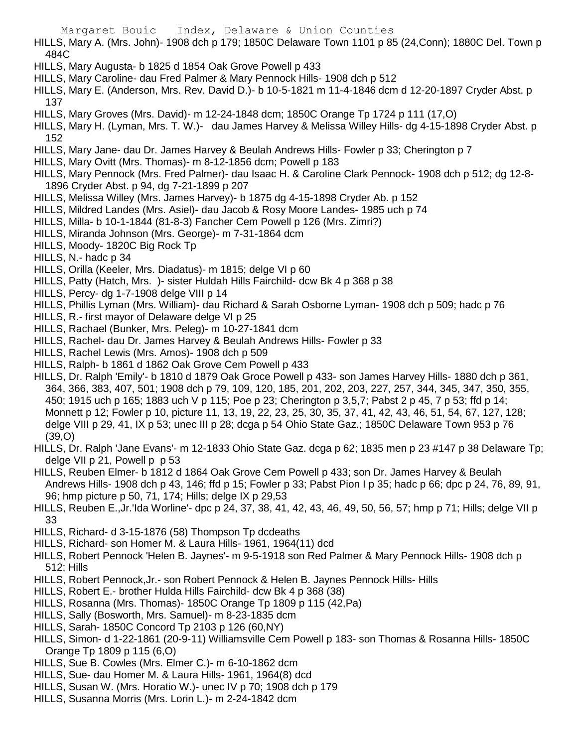HILLS, Mary A. (Mrs. John)- 1908 dch p 179; 1850C Delaware Town 1101 p 85 (24,Conn); 1880C Del. Town p 484C

HILLS, Mary Augusta- b 1825 d 1854 Oak Grove Powell p 433

HILLS, Mary Caroline- dau Fred Palmer & Mary Pennock Hills- 1908 dch p 512

HILLS, Mary E. (Anderson, Mrs. Rev. David D.)- b 10-5-1821 m 11-4-1846 dcm d 12-20-1897 Cryder Abst. p 137

HILLS, Mary Groves (Mrs. David)- m 12-24-1848 dcm; 1850C Orange Tp 1724 p 111 (17,O)

HILLS, Mary H. (Lyman, Mrs. T. W.)- dau James Harvey & Melissa Willey Hills- dg 4-15-1898 Cryder Abst. p 152

HILLS, Mary Jane- dau Dr. James Harvey & Beulah Andrews Hills- Fowler p 33; Cherington p 7

HILLS, Mary Ovitt (Mrs. Thomas)- m 8-12-1856 dcm; Powell p 183

HILLS, Mary Pennock (Mrs. Fred Palmer)- dau Isaac H. & Caroline Clark Pennock- 1908 dch p 512; dg 12-8-1896 Cryder Abst. p 94, dg 7-21-1899 p 207

HILLS, Melissa Willey (Mrs. James Harvey)- b 1875 dg 4-15-1898 Cryder Ab. p 152

HILLS, Mildred Landes (Mrs. Asiel)- dau Jacob & Rosy Moore Landes- 1985 uch p 74

HILLS, Milla- b 10-1-1844 (81-8-3) Fancher Cem Powell p 126 (Mrs. Zimri?)

HILLS, Miranda Johnson (Mrs. George)- m 7-31-1864 dcm

HILLS, Moody- 1820C Big Rock Tp

HILLS, N.- hadc p 34

HILLS, Orilla (Keeler, Mrs. Diadatus)- m 1815; delge VI p 60

HILLS, Patty (Hatch, Mrs. )- sister Huldah Hills Fairchild- dcw Bk 4 p 368 p 38

HILLS, Percy- dg 1-7-1908 delge VIII p 14

HILLS, Phillis Lyman (Mrs. William)- dau Richard & Sarah Osborne Lyman- 1908 dch p 509; hadc p 76

HILLS, R.- first mayor of Delaware delge VI p 25

HILLS, Rachael (Bunker, Mrs. Peleg)- m 10-27-1841 dcm

HILLS, Rachel- dau Dr. James Harvey & Beulah Andrews Hills- Fowler p 33

HILLS, Rachel Lewis (Mrs. Amos)- 1908 dch p 509

HILLS, Ralph- b 1861 d 1862 Oak Grove Cem Powell p 433

HILLS, Dr. Ralph 'Emily'- b 1810 d 1879 Oak Groce Powell p 433- son James Harvey Hills- 1880 dch p 361, 364, 366, 383, 407, 501; 1908 dch p 79, 109, 120, 185, 201, 202, 203, 227, 257, 344, 345, 347, 350, 355, 450; 1915 uch p 165; 1883 uch V p 115; Poe p 23; Cherington p 3,5,7; Pabst 2 p 45, 7 p 53; ffd p 14; Monnett p 12; Fowler p 10, picture 11, 13, 19, 22, 23, 25, 30, 35, 37, 41, 42, 43, 46, 51, 54, 67, 127, 128; delge VIII p 29, 41, IX p 53; unec III p 28; dcga p 54 Ohio State Gaz.; 1850C Delaware Town 953 p 76 (39,O)

HILLS, Dr. Ralph 'Jane Evans'- m 12-1833 Ohio State Gaz. dcga p 62; 1835 men p 23 #147 p 38 Delaware Tp; delge VII p 21, Powell p p 53

HILLS, Reuben Elmer- b 1812 d 1864 Oak Grove Cem Powell p 433; son Dr. James Harvey & Beulah Andrews Hills- 1908 dch p 43, 146; ffd p 15; Fowler p 33; Pabst Pion I p 35; hadc p 66; dpc p 24, 76, 89, 91, 96; hmp picture p 50, 71, 174; Hills; delge IX p 29,53

HILLS, Reuben E.,Jr.'Ida Worline'- dpc p 24, 37, 38, 41, 42, 43, 46, 49, 50, 56, 57; hmp p 71; Hills; delge VII p 33

HILLS, Richard- d 3-15-1876 (58) Thompson Tp dcdeaths

HILLS, Richard- son Homer M. & Laura Hills- 1961, 1964(11) dcd

HILLS, Robert Pennock 'Helen B. Jaynes'- m 9-5-1918 son Red Palmer & Mary Pennock Hills- 1908 dch p 512; Hills

HILLS, Robert Pennock,Jr.- son Robert Pennock & Helen B. Jaynes Pennock Hills- Hills

HILLS, Robert E.- brother Hulda Hills Fairchild- dcw Bk 4 p 368 (38)

HILLS, Rosanna (Mrs. Thomas)- 1850C Orange Tp 1809 p 115 (42,Pa)

HILLS, Sally (Bosworth, Mrs. Samuel)- m 8-23-1835 dcm

HILLS, Sarah- 1850C Concord Tp 2103 p 126 (60,NY)

HILLS, Simon- d 1-22-1861 (20-9-11) Williamsville Cem Powell p 183- son Thomas & Rosanna Hills- 1850C Orange Tp 1809 p 115 (6,O)

HILLS, Sue B. Cowles (Mrs. Elmer C.)- m 6-10-1862 dcm

HILLS, Sue- dau Homer M. & Laura Hills- 1961, 1964(8) dcd

HILLS, Susan W. (Mrs. Horatio W.)- unec IV p 70; 1908 dch p 179

HILLS, Susanna Morris (Mrs. Lorin L.)- m 2-24-1842 dcm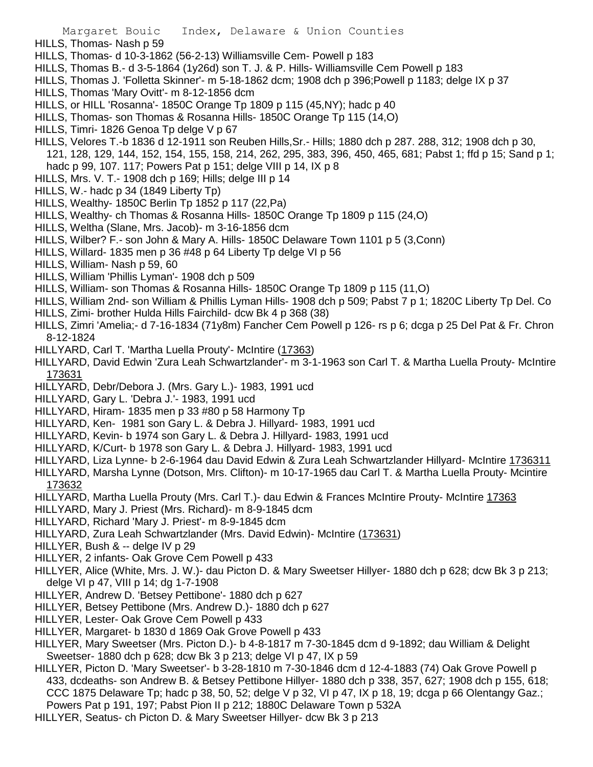HILLS, Thomas- Nash p 59

HILLS, Thomas- d 10-3-1862 (56-2-13) Williamsville Cem- Powell p 183

HILLS, Thomas B.- d 3-5-1864 (1y26d) son T. J. & P. Hills- Williamsville Cem Powell p 183

HILLS, Thomas J. 'Folletta Skinner'- m 5-18-1862 dcm; 1908 dch p 396;Powell p 1183; delge IX p 37

HILLS, Thomas 'Mary Ovitt'- m 8-12-1856 dcm

HILLS, or HILL 'Rosanna'- 1850C Orange Tp 1809 p 115 (45,NY); hadc p 40

HILLS, Thomas- son Thomas & Rosanna Hills- 1850C Orange Tp 115 (14,O)

HILLS, Timri- 1826 Genoa Tp delge V p 67

HILLS, Velores T.-b 1836 d 12-1911 son Reuben Hills,Sr.- Hills; 1880 dch p 287. 288, 312; 1908 dch p 30, 121, 128, 129, 144, 152, 154, 155, 158, 214, 262, 295, 383, 396, 450, 465, 681; Pabst 1; ffd p 15; Sand p 1; hadc p 99, 107. 117; Powers Pat p 151; delge VIII p 14, IX p 8

HILLS, Mrs. V. T.- 1908 dch p 169; Hills; delge III p 14

HILLS, W.- hadc p 34 (1849 Liberty Tp)

HILLS, Wealthy- 1850C Berlin Tp 1852 p 117 (22,Pa)

HILLS, Wealthy- ch Thomas & Rosanna Hills- 1850C Orange Tp 1809 p 115 (24,O)

HILLS, Weltha (Slane, Mrs. Jacob)- m 3-16-1856 dcm

HILLS, Wilber? F.- son John & Mary A. Hills- 1850C Delaware Town 1101 p 5 (3,Conn)

HILLS, Willard- 1835 men p 36 #48 p 64 Liberty Tp delge VI p 56

HILLS, William- Nash p 59, 60

HILLS, William 'Phillis Lyman'- 1908 dch p 509

HILLS, William- son Thomas & Rosanna Hills- 1850C Orange Tp 1809 p 115 (11,O)

HILLS, William 2nd- son William & Phillis Lyman Hills- 1908 dch p 509; Pabst 7 p 1; 1820C Liberty Tp Del. Co

HILLS, Zimi- brother Hulda Hills Fairchild- dcw Bk 4 p 368 (38)

HILLS, Zimri 'Amelia;- d 7-16-1834 (71y8m) Fancher Cem Powell p 126- rs p 6; dcga p 25 Del Pat & Fr. Chron 8-12-1824

HILLYARD, Carl T. 'Martha Luella Prouty'- McIntire (17363)

HILLYARD, David Edwin 'Zura Leah Schwartzlander'- m 3-1-1963 son Carl T. & Martha Luella Prouty- McIntire 173631

HILLYARD, Debr/Debora J. (Mrs. Gary L.)- 1983, 1991 ucd

HILLYARD, Gary L. 'Debra J.'- 1983, 1991 ucd

HILLYARD, Hiram- 1835 men p 33 #80 p 58 Harmony Tp

HILLYARD, Ken- 1981 son Gary L. & Debra J. Hillyard- 1983, 1991 ucd

HILLYARD, Kevin- b 1974 son Gary L. & Debra J. Hillyard- 1983, 1991 ucd

HILLYARD, K/Curt- b 1978 son Gary L. & Debra J. Hillyard- 1983, 1991 ucd

HILLYARD, Liza Lynne- b 2-6-1964 dau David Edwin & Zura Leah Schwartzlander Hillyard- McIntire 1736311

HILLYARD, Marsha Lynne (Dotson, Mrs. Clifton)- m 10-17-1965 dau Carl T. & Martha Luella Prouty- Mcintire 173632

HILLYARD, Martha Luella Prouty (Mrs. Carl T.)- dau Edwin & Frances McIntire Prouty- McIntire 17363

HILLYARD, Mary J. Priest (Mrs. Richard)- m 8-9-1845 dcm

HILLYARD, Richard 'Mary J. Priest'- m 8-9-1845 dcm

HILLYARD, Zura Leah Schwartzlander (Mrs. David Edwin)- McIntire (173631)

HILLYER, Bush & -- delge IV p 29

HILLYER, 2 infants- Oak Grove Cem Powell p 433

HILLYER, Alice (White, Mrs. J. W.)- dau Picton D. & Mary Sweetser Hillyer- 1880 dch p 628; dcw Bk 3 p 213; delge VI p 47, VIII p 14; dg 1-7-1908

HILLYER, Andrew D. 'Betsey Pettibone'- 1880 dch p 627

HILLYER, Betsey Pettibone (Mrs. Andrew D.)- 1880 dch p 627

HILLYER, Lester- Oak Grove Cem Powell p 433

HILLYER, Margaret- b 1830 d 1869 Oak Grove Powell p 433

HILLYER, Mary Sweetser (Mrs. Picton D.)- b 4-8-1817 m 7-30-1845 dcm d 9-1892; dau William & Delight Sweetser- 1880 dch p 628; dcw Bk 3 p 213; delge VI p 47, IX p 59

HILLYER, Picton D. 'Mary Sweetser'- b 3-28-1810 m 7-30-1846 dcm d 12-4-1883 (74) Oak Grove Powell p 433, dcdeaths- son Andrew B. & Betsey Pettibone Hillyer- 1880 dch p 338, 357, 627; 1908 dch p 155, 618; CCC 1875 Delaware Tp; hadc p 38, 50, 52; delge V p 32, VI p 47, IX p 18, 19; dcga p 66 Olentangy Gaz.; Powers Pat p 191, 197; Pabst Pion II p 212; 1880C Delaware Town p 532A

HILLYER, Seatus- ch Picton D. & Mary Sweetser Hillyer- dcw Bk 3 p 213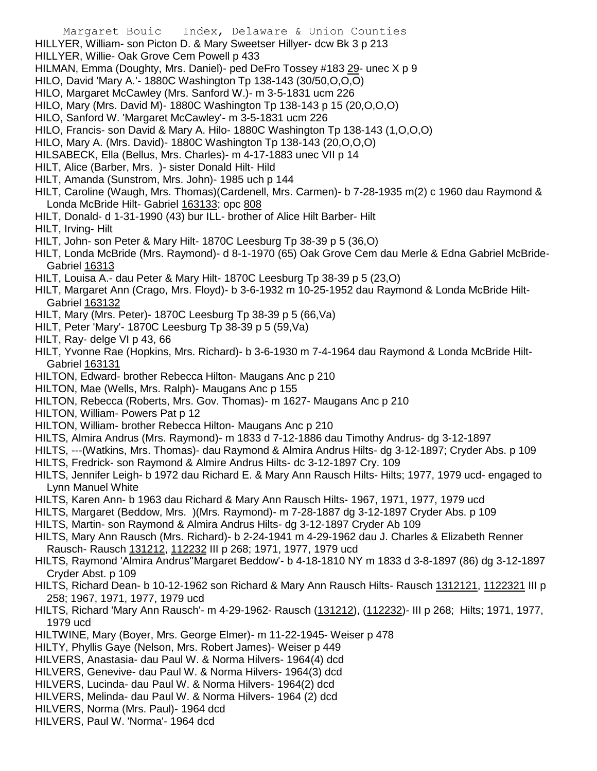HILLYER, William- son Picton D. & Mary Sweetser Hillyer- dcw Bk 3 p 213
HILLYER, Willie- Oak Grove Cem Powell p 433
HILMAN, Emma (Doughty, Mrs. Daniel)- ped DeFro Tossey #183 29- unec X p 9
HILO, David 'Mary A.'- 1880C Washington Tp 138-143 (30/50,O,O,O)
HILO, Margaret McCawley (Mrs. Sanford W.)- m 3-5-1831 ucm 226
HILO, Mary (Mrs. David M)- 1880C Washington Tp 138-143 p 15 (20,O,O,O)
HILO, Sanford W. 'Margaret McCawley'- m 3-5-1831 ucm 226
HILO, Francis- son David & Mary A. Hilo- 1880C Washington Tp 138-143 (1,O,O,O)
HILO, Mary A. (Mrs. David)- 1880C Washington Tp 138-143 (20,O,O,O)
HILSABECK, Ella (Bellus, Mrs. Charles)- m 4-17-1883 unec VII p 14
HILT, Alice (Barber, Mrs. )- sister Donald Hilt- Hild
HILT, Amanda (Sunstrom, Mrs. John)- 1985 uch p 144
HILT, Caroline (Waugh, Mrs. Thomas)(Cardenell, Mrs. Carmen)- b 7-28-1935 m(2) c 1960 dau Raymond & Londa McBride Hilt- Gabriel 163133; opc 808
HILT, Donald- d 1-31-1990 (43) bur ILL- brother of Alice Hilt Barber- Hilt
HILT, Irving- Hilt
HILT, John- son Peter & Mary Hilt- 1870C Leesburg Tp 38-39 p 5 (36,O)
HILT, Londa McBride (Mrs. Raymond)- d 8-1-1970 (65) Oak Grove Cem dau Merle & Edna Gabriel McBride- Gabriel 16313
HILT, Louisa A.- dau Peter & Mary Hilt- 1870C Leesburg Tp 38-39 p 5 (23,O)
HILT, Margaret Ann (Crago, Mrs. Floyd)- b 3-6-1932 m 10-25-1952 dau Raymond & Londa McBride Hilt- Gabriel 163132
HILT, Mary (Mrs. Peter)- 1870C Leesburg Tp 38-39 p 5 (66,Va)
HILT, Peter 'Mary'- 1870C Leesburg Tp 38-39 p 5 (59,Va)
HILT, Ray- delge VI p 43, 66
HILT, Yvonne Rae (Hopkins, Mrs. Richard)- b 3-6-1930 m 7-4-1964 dau Raymond & Londa McBride Hilt- Gabriel 163131
HILTON, Edward- brother Rebecca Hilton- Maugans Anc p 210
HILTON, Mae (Wells, Mrs. Ralph)- Maugans Anc p 155
HILTON, Rebecca (Roberts, Mrs. Gov. Thomas)- m 1627- Maugans Anc p 210
HILTON, William- Powers Pat p 12
HILTON, William- brother Rebecca Hilton- Maugans Anc p 210
HILTS, Almira Andrus (Mrs. Raymond)- m 1833 d 7-12-1886 dau Timothy Andrus- dg 3-12-1897
HILTS, ---(Watkins, Mrs. Thomas)- dau Raymond & Almira Andrus Hilts- dg 3-12-1897; Cryder Abs. p 109
HILTS, Fredrick- son Raymond & Almire Andrus Hilts- dc 3-12-1897 Cry. 109
HILTS, Jennifer Leigh- b 1972 dau Richard E. & Mary Ann Rausch Hilts- Hilts; 1977, 1979 ucd- engaged to Lynn Manuel White
HILTS, Karen Ann- b 1963 dau Richard & Mary Ann Rausch Hilts- 1967, 1971, 1977, 1979 ucd
HILTS, Margaret (Beddow, Mrs. )(Mrs. Raymond)- m 7-28-1887 dg 3-12-1897 Cryder Abs. p 109
HILTS, Martin- son Raymond & Almira Andrus Hilts- dg 3-12-1897 Cryder Ab 109
HILTS, Mary Ann Rausch (Mrs. Richard)- b 2-24-1941 m 4-29-1962 dau J. Charles & Elizabeth Renner Rausch- Rausch 131212, 112232 III p 268; 1971, 1977, 1979 ucd
HILTS, Raymond 'Almira Andrus''Margaret Beddow'- b 4-18-1810 NY m 1833 d 3-8-1897 (86) dg 3-12-1897 Cryder Abst. p 109
HILTS, Richard Dean- b 10-12-1962 son Richard & Mary Ann Rausch Hilts- Rausch 1312121, 1122321 III p 258; 1967, 1971, 1977, 1979 ucd
HILTS, Richard 'Mary Ann Rausch'- m 4-29-1962- Rausch (131212), (112232)- III p 268; Hilts; 1971, 1977, 1979 ucd
HILTWINE, Mary (Boyer, Mrs. George Elmer)- m 11-22-1945- Weiser p 478
HILTY, Phyllis Gaye (Nelson, Mrs. Robert James)- Weiser p 449
HILVERS, Anastasia- dau Paul W. & Norma Hilvers- 1964(4) dcd
HILVERS, Genevive- dau Paul W. & Norma Hilvers- 1964(3) dcd
HILVERS, Lucinda- dau Paul W. & Norma Hilvers- 1964(2) dcd
HILVERS, Melinda- dau Paul W. & Norma Hilvers- 1964 (2) dcd
HILVERS, Norma (Mrs. Paul)- 1964 dcd
HILVERS, Paul W. 'Norma'- 1964 dcd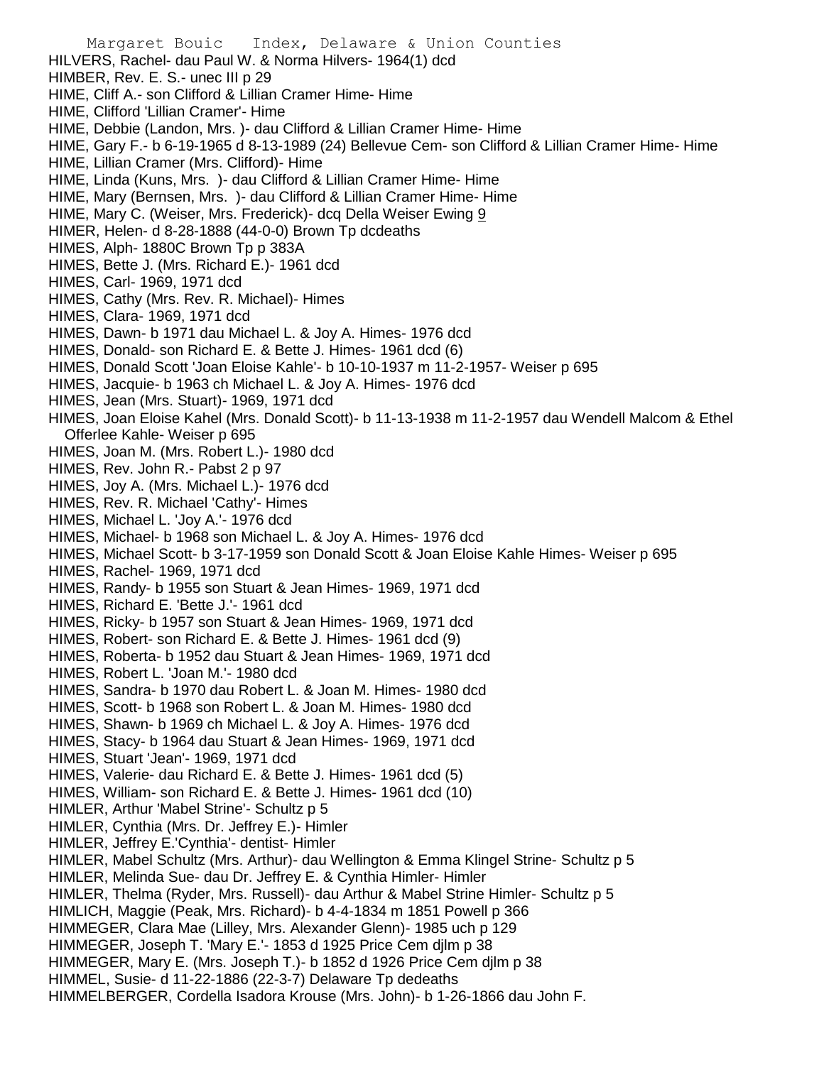HILVERS, Rachel- dau Paul W. & Norma Hilvers- 1964(1) dcd
HIMBER, Rev. E. S.- unec III p 29
HIME, Cliff A.- son Clifford & Lillian Cramer Hime- Hime
HIME, Clifford 'Lillian Cramer'- Hime
HIME, Debbie (Landon, Mrs. )- dau Clifford & Lillian Cramer Hime- Hime
HIME, Gary F.- b 6-19-1965 d 8-13-1989 (24) Bellevue Cem- son Clifford & Lillian Cramer Hime- Hime
HIME, Lillian Cramer (Mrs. Clifford)- Hime
HIME, Linda (Kuns, Mrs. )- dau Clifford & Lillian Cramer Hime- Hime
HIME, Mary (Bernsen, Mrs. )- dau Clifford & Lillian Cramer Hime- Hime
HIME, Mary C. (Weiser, Mrs. Frederick)- dcq Della Weiser Ewing 9
HIMER, Helen- d 8-28-1888 (44-0-0) Brown Tp dcdeaths
HIMES, Alph- 1880C Brown Tp p 383A
HIMES, Bette J. (Mrs. Richard E.)- 1961 dcd
HIMES, Carl- 1969, 1971 dcd
HIMES, Cathy (Mrs. Rev. R. Michael)- Himes
HIMES, Clara- 1969, 1971 dcd
HIMES, Dawn- b 1971 dau Michael L. & Joy A. Himes- 1976 dcd
HIMES, Donald- son Richard E. & Bette J. Himes- 1961 dcd (6)
HIMES, Donald Scott 'Joan Eloise Kahle'- b 10-10-1937 m 11-2-1957- Weiser p 695
HIMES, Jacquie- b 1963 ch Michael L. & Joy A. Himes- 1976 dcd
HIMES, Jean (Mrs. Stuart)- 1969, 1971 dcd
HIMES, Joan Eloise Kahel (Mrs. Donald Scott)- b 11-13-1938 m 11-2-1957 dau Wendell Malcom & Ethel Offerlee Kahle- Weiser p 695
HIMES, Joan M. (Mrs. Robert L.)- 1980 dcd
HIMES, Rev. John R.- Pabst 2 p 97
HIMES, Joy A. (Mrs. Michael L.)- 1976 dcd
HIMES, Rev. R. Michael 'Cathy'- Himes
HIMES, Michael L. 'Joy A.'- 1976 dcd
HIMES, Michael- b 1968 son Michael L. & Joy A. Himes- 1976 dcd
HIMES, Michael Scott- b 3-17-1959 son Donald Scott & Joan Eloise Kahle Himes- Weiser p 695
HIMES, Rachel- 1969, 1971 dcd
HIMES, Randy- b 1955 son Stuart & Jean Himes- 1969, 1971 dcd
HIMES, Richard E. 'Bette J.'- 1961 dcd
HIMES, Ricky- b 1957 son Stuart & Jean Himes- 1969, 1971 dcd
HIMES, Robert- son Richard E. & Bette J. Himes- 1961 dcd (9)
HIMES, Roberta- b 1952 dau Stuart & Jean Himes- 1969, 1971 dcd
HIMES, Robert L. 'Joan M.'- 1980 dcd
HIMES, Sandra- b 1970 dau Robert L. & Joan M. Himes- 1980 dcd
HIMES, Scott- b 1968 son Robert L. & Joan M. Himes- 1980 dcd
HIMES, Shawn- b 1969 ch Michael L. & Joy A. Himes- 1976 dcd
HIMES, Stacy- b 1964 dau Stuart & Jean Himes- 1969, 1971 dcd
HIMES, Stuart 'Jean'- 1969, 1971 dcd
HIMES, Valerie- dau Richard E. & Bette J. Himes- 1961 dcd (5)
HIMES, William- son Richard E. & Bette J. Himes- 1961 dcd (10)
HIMLER, Arthur 'Mabel Strine'- Schultz p 5
HIMLER, Cynthia (Mrs. Dr. Jeffrey E.)- Himler
HIMLER, Jeffrey E.'Cynthia'- dentist- Himler
HIMLER, Mabel Schultz (Mrs. Arthur)- dau Wellington & Emma Klingel Strine- Schultz p 5
HIMLER, Melinda Sue- dau Dr. Jeffrey E. & Cynthia Himler- Himler
HIMLER, Thelma (Ryder, Mrs. Russell)- dau Arthur & Mabel Strine Himler- Schultz p 5
HIMLICH, Maggie (Peak, Mrs. Richard)- b 4-4-1834 m 1851 Powell p 366
HIMMEGER, Clara Mae (Lilley, Mrs. Alexander Glenn)- 1985 uch p 129
HIMMEGER, Joseph T. 'Mary E.'- 1853 d 1925 Price Cem djlm p 38
HIMMEGER, Mary E. (Mrs. Joseph T.)- b 1852 d 1926 Price Cem djlm p 38
HIMMEL, Susie- d 11-22-1886 (22-3-7) Delaware Tp dedeaths
HIMMELBERGER, Cordella Isadora Krouse (Mrs. John)- b 1-26-1866 dau John F.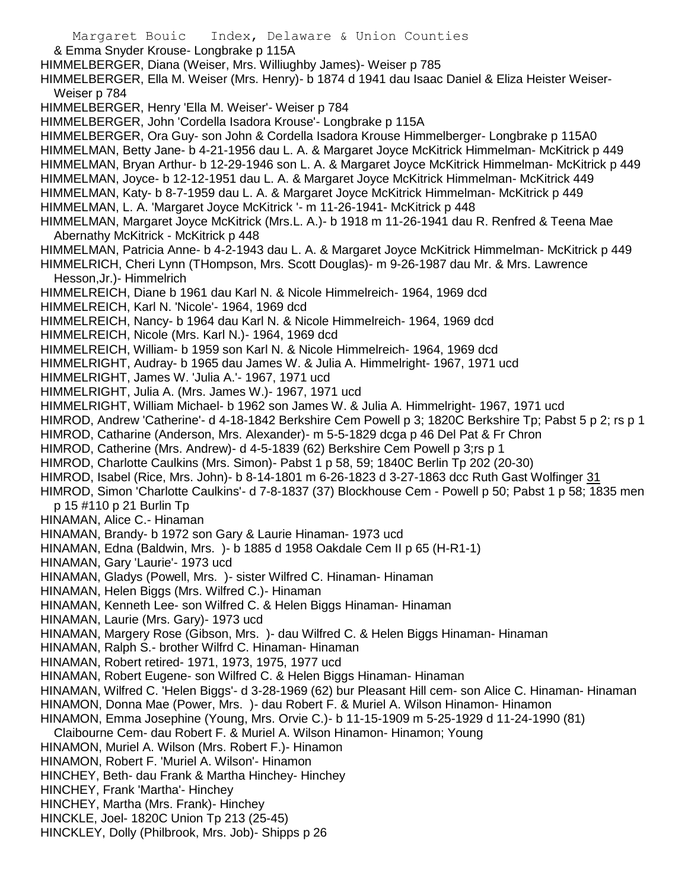& Emma Snyder Krouse- Longbrake p 115A
HIMMELBERGER, Diana (Weiser, Mrs. Williughby James)- Weiser p 785
HIMMELBERGER, Ella M. Weiser (Mrs. Henry)- b 1874 d 1941 dau Isaac Daniel & Eliza Heister Weiser- Weiser p 784
HIMMELBERGER, Henry 'Ella M. Weiser'- Weiser p 784
HIMMELBERGER, John 'Cordella Isadora Krouse'- Longbrake p 115A
HIMMELBERGER, Ora Guy- son John & Cordella Isadora Krouse Himmelberger- Longbrake p 115A0
HIMMELMAN, Betty Jane- b 4-21-1956 dau L. A. & Margaret Joyce McKitrick Himmelman- McKitrick p 449
HIMMELMAN, Bryan Arthur- b 12-29-1946 son L. A. & Margaret Joyce McKitrick Himmelman- McKitrick p 449
HIMMELMAN, Joyce- b 12-12-1951 dau L. A. & Margaret Joyce McKitrick Himmelman- McKitrick 449
HIMMELMAN, Katy- b 8-7-1959 dau L. A. & Margaret Joyce McKitrick Himmelman- McKitrick p 449
HIMMELMAN, L. A. 'Margaret Joyce McKitrick '- m 11-26-1941- McKitrick p 448
HIMMELMAN, Margaret Joyce McKitrick (Mrs.L. A.)- b 1918 m 11-26-1941 dau R. Renfred & Teena Mae Abernathy McKitrick - McKitrick p 448
HIMMELMAN, Patricia Anne- b 4-2-1943 dau L. A. & Margaret Joyce McKitrick Himmelman- McKitrick p 449
HIMMELRICH, Cheri Lynn (THompson, Mrs. Scott Douglas)- m 9-26-1987 dau Mr. & Mrs. Lawrence Hesson,Jr.)- Himmelrich
HIMMELREICH, Diane b 1961 dau Karl N. & Nicole Himmelreich- 1964, 1969 dcd
HIMMELREICH, Karl N. 'Nicole'- 1964, 1969 dcd
HIMMELREICH, Nancy- b 1964 dau Karl N. & Nicole Himmelreich- 1964, 1969 dcd
HIMMELREICH, Nicole (Mrs. Karl N.)- 1964, 1969 dcd
HIMMELREICH, William- b 1959 son Karl N. & Nicole Himmelreich- 1964, 1969 dcd
HIMMELRIGHT, Audray- b 1965 dau James W. & Julia A. Himmelright- 1967, 1971 ucd
HIMMELRIGHT, James W. 'Julia A.'- 1967, 1971 ucd
HIMMELRIGHT, Julia A. (Mrs. James W.)- 1967, 1971 ucd
HIMMELRIGHT, William Michael- b 1962 son James W. & Julia A. Himmelright- 1967, 1971 ucd
HIMROD, Andrew 'Catherine'- d 4-18-1842 Berkshire Cem Powell p 3; 1820C Berkshire Tp; Pabst 5 p 2; rs p 1
HIMROD, Catharine (Anderson, Mrs. Alexander)- m 5-5-1829 dcga p 46 Del Pat & Fr Chron
HIMROD, Catherine (Mrs. Andrew)- d 4-5-1839 (62) Berkshire Cem Powell p 3;rs p 1
HIMROD, Charlotte Caulkins (Mrs. Simon)- Pabst 1 p 58, 59; 1840C Berlin Tp 202 (20-30)
HIMROD, Isabel (Rice, Mrs. John)- b 8-14-1801 m 6-26-1823 d 3-27-1863 dcc Ruth Gast Wolfinger 31
HIMROD, Simon 'Charlotte Caulkins'- d 7-8-1837 (37) Blockhouse Cem - Powell p 50; Pabst 1 p 58; 1835 men p 15 #110 p 21 Burlin Tp
HINAMAN, Alice C.- Hinaman
HINAMAN, Brandy- b 1972 son Gary & Laurie Hinaman- 1973 ucd
HINAMAN, Edna (Baldwin, Mrs. )- b 1885 d 1958 Oakdale Cem II p 65 (H-R1-1)
HINAMAN, Gary 'Laurie'- 1973 ucd
HINAMAN, Gladys (Powell, Mrs. )- sister Wilfred C. Hinaman- Hinaman
HINAMAN, Helen Biggs (Mrs. Wilfred C.)- Hinaman
HINAMAN, Kenneth Lee- son Wilfred C. & Helen Biggs Hinaman- Hinaman
HINAMAN, Laurie (Mrs. Gary)- 1973 ucd
HINAMAN, Margery Rose (Gibson, Mrs. )- dau Wilfred C. & Helen Biggs Hinaman- Hinaman
HINAMAN, Ralph S.- brother Wilfrd C. Hinaman- Hinaman
HINAMAN, Robert retired- 1971, 1973, 1975, 1977 ucd
HINAMAN, Robert Eugene- son Wilfred C. & Helen Biggs Hinaman- Hinaman
HINAMAN, Wilfred C. 'Helen Biggs'- d 3-28-1969 (62) bur Pleasant Hill cem- son Alice C. Hinaman- Hinaman
HINAMON, Donna Mae (Power, Mrs. )- dau Robert F. & Muriel A. Wilson Hinamon- Hinamon
HINAMON, Emma Josephine (Young, Mrs. Orvie C.)- b 11-15-1909 m 5-25-1929 d 11-24-1990 (81) Claibourne Cem- dau Robert F. & Muriel A. Wilson Hinamon- Hinamon; Young
HINAMON, Muriel A. Wilson (Mrs. Robert F.)- Hinamon
HINAMON, Robert F. 'Muriel A. Wilson'- Hinamon
HINCHEY, Beth- dau Frank & Martha Hinchey- Hinchey
HINCHEY, Frank 'Martha'- Hinchey
HINCHEY, Martha (Mrs. Frank)- Hinchey
HINCKLE, Joel- 1820C Union Tp 213 (25-45)
HINCKLEY, Dolly (Philbrook, Mrs. Job)- Shipps p 26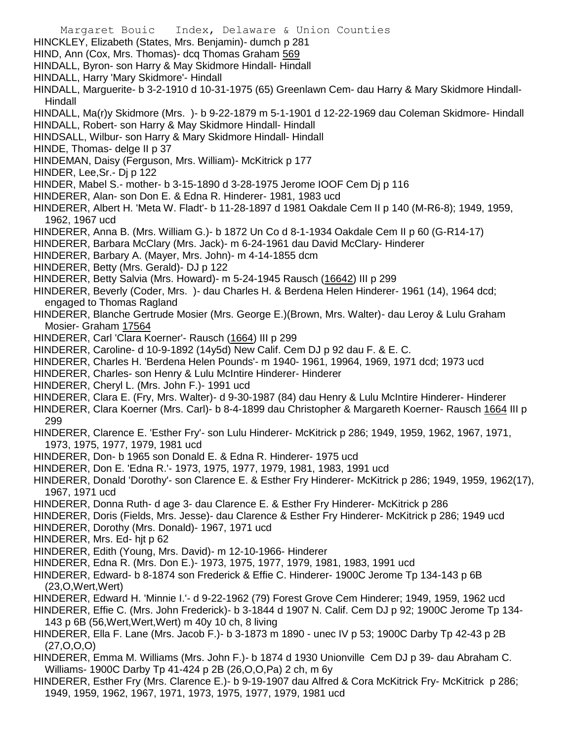HINCKLEY, Elizabeth (States, Mrs. Benjamin)- dumch p 281
HIND, Ann (Cox, Mrs. Thomas)- dcq Thomas Graham 569
HINDALL, Byron- son Harry & May Skidmore Hindall- Hindall
HINDALL, Harry 'Mary Skidmore'- Hindall
HINDALL, Marguerite- b 3-2-1910 d 10-31-1975 (65) Greenlawn Cem- dau Harry & Mary Skidmore Hindall- Hindall
HINDALL, Ma(r)y Skidmore (Mrs. )- b 9-22-1879 m 5-1-1901 d 12-22-1969 dau Coleman Skidmore- Hindall
HINDALL, Robert- son Harry & May Skidmore Hindall- Hindall
HINDSALL, Wilbur- son Harry & Mary Skidmore Hindall- Hindall
HINDE, Thomas- delge II p 37
HINDEMAN, Daisy (Ferguson, Mrs. William)- McKitrick p 177
HINDER, Lee,Sr.- Dj p 122
HINDER, Mabel S.- mother- b 3-15-1890 d 3-28-1975 Jerome IOOF Cem Dj p 116
HINDERER, Alan- son Don E. & Edna R. Hinderer- 1981, 1983 ucd
HINDERER, Albert H. 'Meta W. Fladt'- b 11-28-1897 d 1981 Oakdale Cem II p 140 (M-R6-8); 1949, 1959, 1962, 1967 ucd
HINDERER, Anna B. (Mrs. William G.)- b 1872 Un Co d 8-1-1934 Oakdale Cem II p 60 (G-R14-17)
HINDERER, Barbara McClary (Mrs. Jack)- m 6-24-1961 dau David McClary- Hinderer
HINDERER, Barbary A. (Mayer, Mrs. John)- m 4-14-1855 dcm
HINDERER, Betty (Mrs. Gerald)- DJ p 122
HINDERER, Betty Salvia (Mrs. Howard)- m 5-24-1945 Rausch (16642) III p 299
HINDERER, Beverly (Coder, Mrs. )- dau Charles H. & Berdena Helen Hinderer- 1961 (14), 1964 dcd; engaged to Thomas Ragland
HINDERER, Blanche Gertrude Mosier (Mrs. George E.)(Brown, Mrs. Walter)- dau Leroy & Lulu Graham Mosier- Graham 17564
HINDERER, Carl 'Clara Koerner'- Rausch (1664) III p 299
HINDERER, Caroline- d 10-9-1892 (14y5d) New Calif. Cem DJ p 92 dau F. & E. C.
HINDERER, Charles H. 'Berdena Helen Pounds'- m 1940- 1961, 19964, 1969, 1971 dcd; 1973 ucd
HINDERER, Charles- son Henry & Lulu McIntire Hinderer- Hinderer
HINDERER, Cheryl L. (Mrs. John F.)- 1991 ucd
HINDERER, Clara E. (Fry, Mrs. Walter)- d 9-30-1987 (84) dau Henry & Lulu McIntire Hinderer- Hinderer
HINDERER, Clara Koerner (Mrs. Carl)- b 8-4-1899 dau Christopher & Margareth Koerner- Rausch 1664 III p 299
HINDERER, Clarence E. 'Esther Fry'- son Lulu Hinderer- McKitrick p 286; 1949, 1959, 1962, 1967, 1971, 1973, 1975, 1977, 1979, 1981 ucd
HINDERER, Don- b 1965 son Donald E. & Edna R. Hinderer- 1975 ucd
HINDERER, Don E. 'Edna R.'- 1973, 1975, 1977, 1979, 1981, 1983, 1991 ucd
HINDERER, Donald 'Dorothy'- son Clarence E. & Esther Fry Hinderer- McKitrick p 286; 1949, 1959, 1962(17), 1967, 1971 ucd
HINDERER, Donna Ruth- d age 3- dau Clarence E. & Esther Fry Hinderer- McKitrick p 286
HINDERER, Doris (Fields, Mrs. Jesse)- dau Clarence & Esther Fry Hinderer- McKitrick p 286; 1949 ucd
HINDERER, Dorothy (Mrs. Donald)- 1967, 1971 ucd
HINDERER, Mrs. Ed- hjt p 62
HINDERER, Edith (Young, Mrs. David)- m 12-10-1966- Hinderer
HINDERER, Edna R. (Mrs. Don E.)- 1973, 1975, 1977, 1979, 1981, 1983, 1991 ucd
HINDERER, Edward- b 8-1874 son Frederick & Effie C. Hinderer- 1900C Jerome Tp 134-143 p 6B (23,O,Wert,Wert)
HINDERER, Edward H. 'Minnie I.'- d 9-22-1962 (79) Forest Grove Cem Hinderer; 1949, 1959, 1962 ucd
HINDERER, Effie C. (Mrs. John Frederick)- b 3-1844 d 1907 N. Calif. Cem DJ p 92; 1900C Jerome Tp 134-143 p 6B (56,Wert,Wert,Wert) m 40y 10 ch, 8 living
HINDERER, Ella F. Lane (Mrs. Jacob F.)- b 3-1873 m 1890 - unec IV p 53; 1900C Darby Tp 42-43 p 2B (27,O,O,O)
HINDERER, Emma M. Williams (Mrs. John F.)- b 1874 d 1930 Unionville Cem DJ p 39- dau Abraham C. Williams- 1900C Darby Tp 41-424 p 2B (26,O,O,Pa) 2 ch, m 6y
HINDERER, Esther Fry (Mrs. Clarence E.)- b 9-19-1907 dau Alfred & Cora McKitrick Fry- McKitrick p 286; 1949, 1959, 1962, 1967, 1971, 1973, 1975, 1977, 1979, 1981 ucd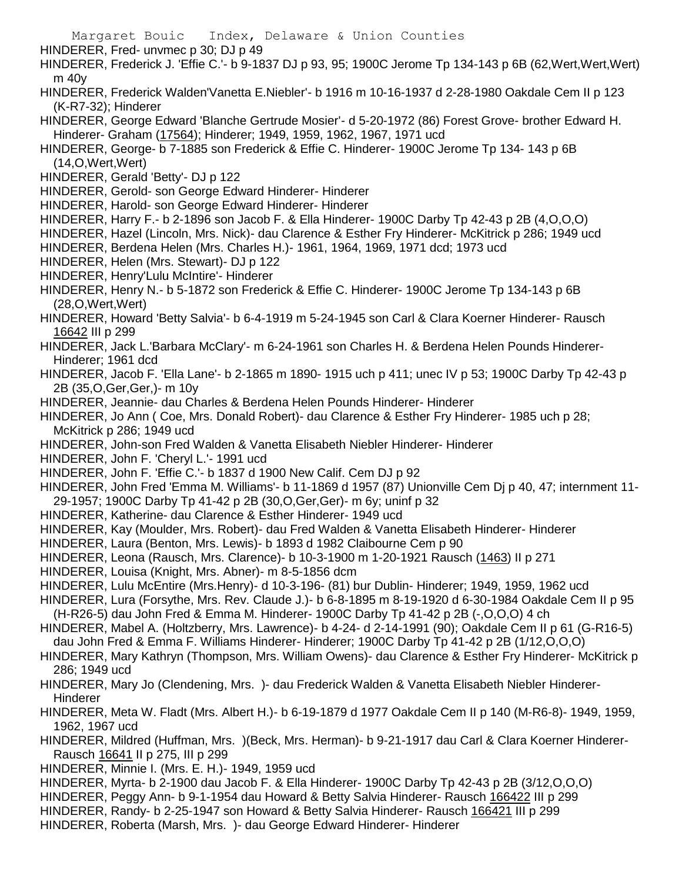HINDERER, Fred- unvmec p 30; DJ p 49

HINDERER, Frederick J. 'Effie C.'- b 9-1837 DJ p 93, 95; 1900C Jerome Tp 134-143 p 6B (62,Wert,Wert,Wert) m 40y

HINDERER, Frederick Walden'Vanetta E.Niebler'- b 1916 m 10-16-1937 d 2-28-1980 Oakdale Cem II p 123 (K-R7-32); Hinderer

HINDERER, George Edward 'Blanche Gertrude Mosier'- d 5-20-1972 (86) Forest Grove- brother Edward H. Hinderer- Graham (17564); Hinderer; 1949, 1959, 1962, 1967, 1971 ucd

HINDERER, George- b 7-1885 son Frederick & Effie C. Hinderer- 1900C Jerome Tp 134- 143 p 6B (14,O,Wert,Wert)

HINDERER, Gerald 'Betty'- DJ p 122

HINDERER, Gerold- son George Edward Hinderer- Hinderer

HINDERER, Harold- son George Edward Hinderer- Hinderer

HINDERER, Harry F.- b 2-1896 son Jacob F. & Ella Hinderer- 1900C Darby Tp 42-43 p 2B (4,O,O,O)

HINDERER, Hazel (Lincoln, Mrs. Nick)- dau Clarence & Esther Fry Hinderer- McKitrick p 286; 1949 ucd

HINDERER, Berdena Helen (Mrs. Charles H.)- 1961, 1964, 1969, 1971 dcd; 1973 ucd

HINDERER, Helen (Mrs. Stewart)- DJ p 122

HINDERER, Henry'Lulu McIntire'- Hinderer

HINDERER, Henry N.- b 5-1872 son Frederick & Effie C. Hinderer- 1900C Jerome Tp 134-143 p 6B (28,O,Wert,Wert)

HINDERER, Howard 'Betty Salvia'- b 6-4-1919 m 5-24-1945 son Carl & Clara Koerner Hinderer- Rausch 16642 III p 299

HINDERER, Jack L.'Barbara McClary'- m 6-24-1961 son Charles H. & Berdena Helen Pounds Hinderer- Hinderer; 1961 dcd

HINDERER, Jacob F. 'Ella Lane'- b 2-1865 m 1890- 1915 uch p 411; unec IV p 53; 1900C Darby Tp 42-43 p 2B (35,O,Ger,Ger,)- m 10y

HINDERER, Jeannie- dau Charles & Berdena Helen Pounds Hinderer- Hinderer

HINDERER, Jo Ann ( Coe, Mrs. Donald Robert)- dau Clarence & Esther Fry Hinderer- 1985 uch p 28; McKitrick p 286; 1949 ucd

HINDERER, John-son Fred Walden & Vanetta Elisabeth Niebler Hinderer- Hinderer

HINDERER, John F. 'Cheryl L.'- 1991 ucd

HINDERER, John F. 'Effie C.'- b 1837 d 1900 New Calif. Cem DJ p 92

HINDERER, John Fred 'Emma M. Williams'- b 11-1869 d 1957 (87) Unionville Cem Dj p 40, 47; internment 11-29-1957; 1900C Darby Tp 41-42 p 2B (30,O,Ger,Ger)- m 6y; uninf p 32

HINDERER, Katherine- dau Clarence & Esther Hinderer- 1949 ucd

HINDERER, Kay (Moulder, Mrs. Robert)- dau Fred Walden & Vanetta Elisabeth Hinderer- Hinderer

HINDERER, Laura (Benton, Mrs. Lewis)- b 1893 d 1982 Claibourne Cem p 90

HINDERER, Leona (Rausch, Mrs. Clarence)- b 10-3-1900 m 1-20-1921 Rausch (1463) II p 271

HINDERER, Louisa (Knight, Mrs. Abner)- m 8-5-1856 dcm

HINDERER, Lulu McEntire (Mrs.Henry)- d 10-3-196- (81) bur Dublin- Hinderer; 1949, 1959, 1962 ucd

HINDERER, Lura (Forsythe, Mrs. Rev. Claude J.)- b 6-8-1895 m 8-19-1920 d 6-30-1984 Oakdale Cem II p 95 (H-R26-5) dau John Fred & Emma M. Hinderer- 1900C Darby Tp 41-42 p 2B (-,O,O,O) 4 ch

HINDERER, Mabel A. (Holtzberry, Mrs. Lawrence)- b 4-24- d 2-14-1991 (90); Oakdale Cem II p 61 (G-R16-5) dau John Fred & Emma F. Williams Hinderer- Hinderer; 1900C Darby Tp 41-42 p 2B (1/12,O,O,O)

HINDERER, Mary Kathryn (Thompson, Mrs. William Owens)- dau Clarence & Esther Fry Hinderer- McKitrick p 286; 1949 ucd

HINDERER, Mary Jo (Clendening, Mrs. )- dau Frederick Walden & Vanetta Elisabeth Niebler Hinderer- Hinderer

HINDERER, Meta W. Fladt (Mrs. Albert H.)- b 6-19-1879 d 1977 Oakdale Cem II p 140 (M-R6-8)- 1949, 1959, 1962, 1967 ucd

HINDERER, Mildred (Huffman, Mrs. )(Beck, Mrs. Herman)- b 9-21-1917 dau Carl & Clara Koerner Hinderer- Rausch 16641 II p 275, III p 299

HINDERER, Minnie I. (Mrs. E. H.)- 1949, 1959 ucd

HINDERER, Myrta- b 2-1900 dau Jacob F. & Ella Hinderer- 1900C Darby Tp 42-43 p 2B (3/12,O,O,O)

HINDERER, Peggy Ann- b 9-1-1954 dau Howard & Betty Salvia Hinderer- Rausch 166422 III p 299

HINDERER, Randy- b 2-25-1947 son Howard & Betty Salvia Hinderer- Rausch 166421 III p 299

HINDERER, Roberta (Marsh, Mrs. )- dau George Edward Hinderer- Hinderer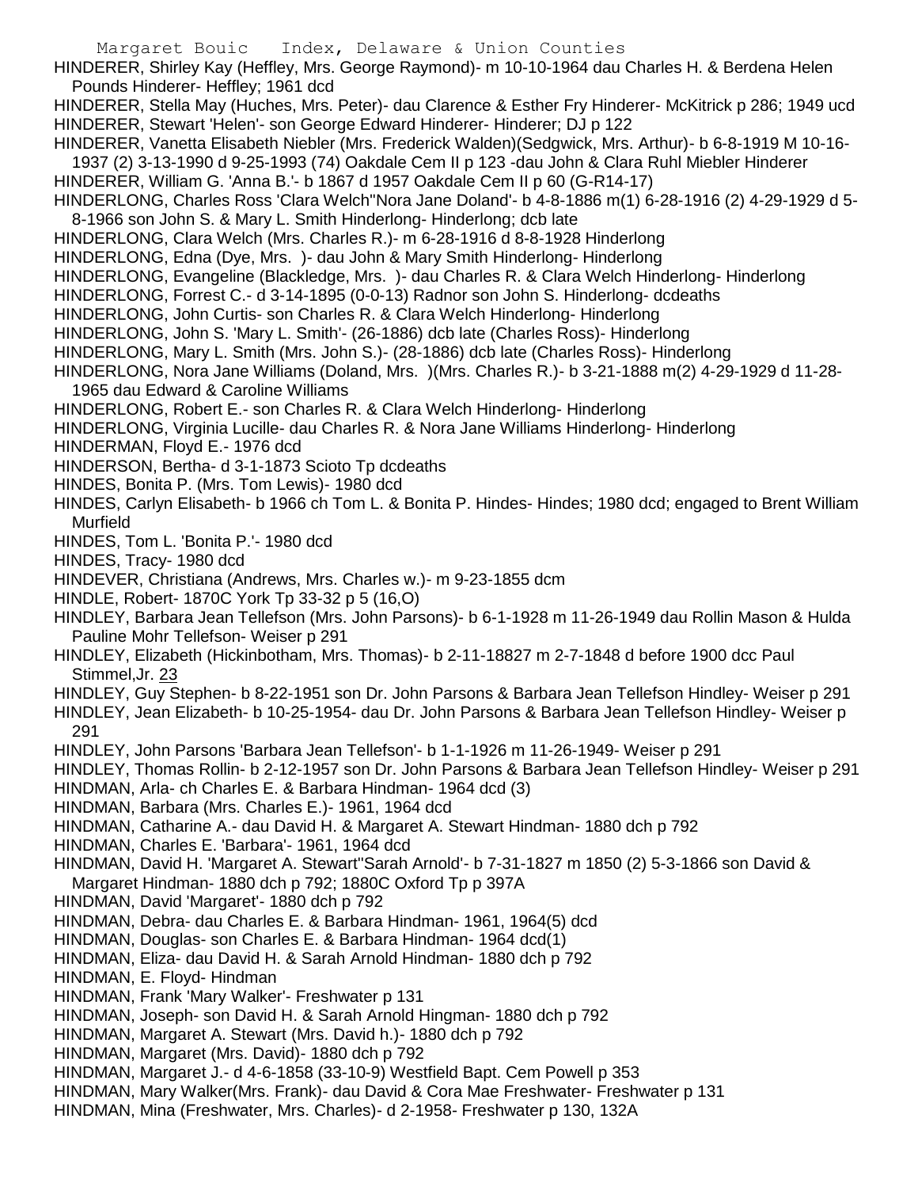HINDERER, Shirley Kay (Heffley, Mrs. George Raymond)- m 10-10-1964 dau Charles H. & Berdena Helen Pounds Hinderer- Heffley; 1961 dcd

HINDERER, Stella May (Huches, Mrs. Peter)- dau Clarence & Esther Fry Hinderer- McKitrick p 286; 1949 ucd

HINDERER, Stewart 'Helen'- son George Edward Hinderer- Hinderer; DJ p 122

HINDERER, Vanetta Elisabeth Niebler (Mrs. Frederick Walden)(Sedgwick, Mrs. Arthur)- b 6-8-1919 M 10-16-1937 (2) 3-13-1990 d 9-25-1993 (74) Oakdale Cem II p 123 -dau John & Clara Ruhl Miebler Hinderer

HINDERER, William G. 'Anna B.'- b 1867 d 1957 Oakdale Cem II p 60 (G-R14-17)

HINDERLONG, Charles Ross 'Clara Welch''Nora Jane Doland'- b 4-8-1886 m(1) 6-28-1916 (2) 4-29-1929 d 5-8-1966 son John S. & Mary L. Smith Hinderlong- Hinderlong; dcb late

HINDERLONG, Clara Welch (Mrs. Charles R.)- m 6-28-1916 d 8-8-1928 Hinderlong

HINDERLONG, Edna (Dye, Mrs. )- dau John & Mary Smith Hinderlong- Hinderlong

HINDERLONG, Evangeline (Blackledge, Mrs. )- dau Charles R. & Clara Welch Hinderlong- Hinderlong

HINDERLONG, Forrest C.- d 3-14-1895 (0-0-13) Radnor son John S. Hinderlong- dcdeaths

HINDERLONG, John Curtis- son Charles R. & Clara Welch Hinderlong- Hinderlong

HINDERLONG, John S. 'Mary L. Smith'- (26-1886) dcb late (Charles Ross)- Hinderlong

HINDERLONG, Mary L. Smith (Mrs. John S.)- (28-1886) dcb late (Charles Ross)- Hinderlong

HINDERLONG, Nora Jane Williams (Doland, Mrs. )(Mrs. Charles R.)- b 3-21-1888 m(2) 4-29-1929 d 11-28-1965 dau Edward & Caroline Williams

HINDERLONG, Robert E.- son Charles R. & Clara Welch Hinderlong- Hinderlong

HINDERLONG, Virginia Lucille- dau Charles R. & Nora Jane Williams Hinderlong- Hinderlong

HINDERMAN, Floyd E.- 1976 dcd

HINDERSON, Bertha- d 3-1-1873 Scioto Tp dcdeaths

HINDES, Bonita P. (Mrs. Tom Lewis)- 1980 dcd

HINDES, Carlyn Elisabeth- b 1966 ch Tom L. & Bonita P. Hindes- Hindes; 1980 dcd; engaged to Brent William Murfield

HINDES, Tom L. 'Bonita P.'- 1980 dcd

HINDES, Tracy- 1980 dcd

HINDEVER, Christiana (Andrews, Mrs. Charles w.)- m 9-23-1855 dcm

HINDLE, Robert- 1870C York Tp 33-32 p 5 (16,O)

HINDLEY, Barbara Jean Tellefson (Mrs. John Parsons)- b 6-1-1928 m 11-26-1949 dau Rollin Mason & Hulda Pauline Mohr Tellefson- Weiser p 291

HINDLEY, Elizabeth (Hickinbotham, Mrs. Thomas)- b 2-11-18827 m 2-7-1848 d before 1900 dcc Paul Stimmel,Jr. 23

HINDLEY, Guy Stephen- b 8-22-1951 son Dr. John Parsons & Barbara Jean Tellefson Hindley- Weiser p 291

HINDLEY, Jean Elizabeth- b 10-25-1954- dau Dr. John Parsons & Barbara Jean Tellefson Hindley- Weiser p 291

HINDLEY, John Parsons 'Barbara Jean Tellefson'- b 1-1-1926 m 11-26-1949- Weiser p 291

HINDLEY, Thomas Rollin- b 2-12-1957 son Dr. John Parsons & Barbara Jean Tellefson Hindley- Weiser p 291

HINDMAN, Arla- ch Charles E. & Barbara Hindman- 1964 dcd (3)

HINDMAN, Barbara (Mrs. Charles E.)- 1961, 1964 dcd

HINDMAN, Catharine A.- dau David H. & Margaret A. Stewart Hindman- 1880 dch p 792

HINDMAN, Charles E. 'Barbara'- 1961, 1964 dcd

HINDMAN, David H. 'Margaret A. Stewart''Sarah Arnold'- b 7-31-1827 m 1850 (2) 5-3-1866 son David & Margaret Hindman- 1880 dch p 792; 1880C Oxford Tp p 397A

HINDMAN, David 'Margaret'- 1880 dch p 792

HINDMAN, Debra- dau Charles E. & Barbara Hindman- 1961, 1964(5) dcd

HINDMAN, Douglas- son Charles E. & Barbara Hindman- 1964 dcd(1)

HINDMAN, Eliza- dau David H. & Sarah Arnold Hindman- 1880 dch p 792

HINDMAN, E. Floyd- Hindman

HINDMAN, Frank 'Mary Walker'- Freshwater p 131

HINDMAN, Joseph- son David H. & Sarah Arnold Hingman- 1880 dch p 792

HINDMAN, Margaret A. Stewart (Mrs. David h.)- 1880 dch p 792

HINDMAN, Margaret (Mrs. David)- 1880 dch p 792

HINDMAN, Margaret J.- d 4-6-1858 (33-10-9) Westfield Bapt. Cem Powell p 353

HINDMAN, Mary Walker(Mrs. Frank)- dau David & Cora Mae Freshwater- Freshwater p 131

HINDMAN, Mina (Freshwater, Mrs. Charles)- d 2-1958- Freshwater p 130, 132A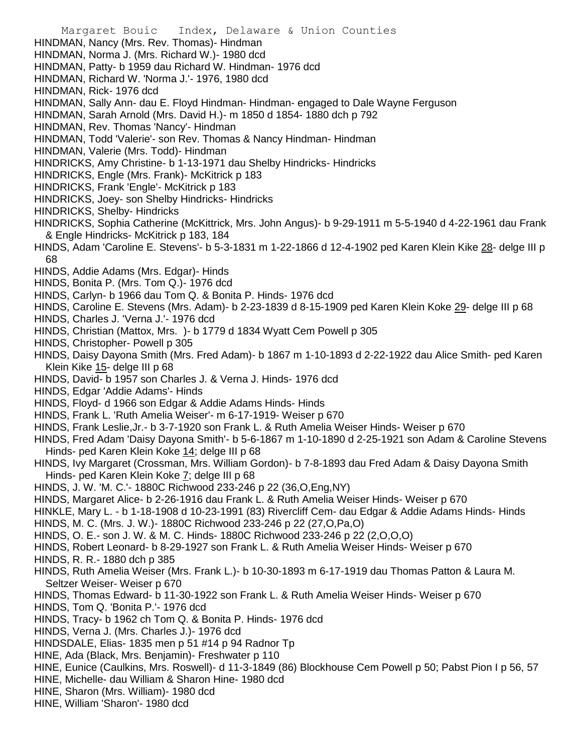HINDMAN, Nancy (Mrs. Rev. Thomas)- Hindman
HINDMAN, Norma J. (Mrs. Richard W.)- 1980 dcd
HINDMAN, Patty- b 1959 dau Richard W. Hindman- 1976 dcd
HINDMAN, Richard W. 'Norma J.'- 1976, 1980 dcd
HINDMAN, Rick- 1976 dcd
HINDMAN, Sally Ann- dau E. Floyd Hindman- Hindman- engaged to Dale Wayne Ferguson
HINDMAN, Sarah Arnold (Mrs. David H.)- m 1850 d 1854- 1880 dch p 792
HINDMAN, Rev. Thomas 'Nancy'- Hindman
HINDMAN, Todd 'Valerie'- son Rev. Thomas & Nancy Hindman- Hindman
HINDMAN, Valerie (Mrs. Todd)- Hindman
HINDRICKS, Amy Christine- b 1-13-1971 dau Shelby Hindricks- Hindricks
HINDRICKS, Engle (Mrs. Frank)- McKitrick p 183
HINDRICKS, Frank 'Engle'- McKitrick p 183
HINDRICKS, Joey- son Shelby Hindricks- Hindricks
HINDRICKS, Shelby- Hindricks
HINDRICKS, Sophia Catherine (McKittrick, Mrs. John Angus)- b 9-29-1911 m 5-5-1940 d 4-22-1961 dau Frank & Engle Hindricks- McKitrick p 183, 184
HINDS, Adam 'Caroline E. Stevens'- b 5-3-1831 m 1-22-1866 d 12-4-1902 ped Karen Klein Kike 28- delge III p 68
HINDS, Addie Adams (Mrs. Edgar)- Hinds
HINDS, Bonita P. (Mrs. Tom Q.)- 1976 dcd
HINDS, Carlyn- b 1966 dau Tom Q. & Bonita P. Hinds- 1976 dcd
HINDS, Caroline E. Stevens (Mrs. Adam)- b 2-23-1839 d 8-15-1909 ped Karen Klein Koke 29- delge III p 68
HINDS, Charles J. 'Verna J.'- 1976 dcd
HINDS, Christian (Mattox, Mrs. )- b 1779 d 1834 Wyatt Cem Powell p 305
HINDS, Christopher- Powell p 305
HINDS, Daisy Dayona Smith (Mrs. Fred Adam)- b 1867 m 1-10-1893 d 2-22-1922 dau Alice Smith- ped Karen Klein Kike 15- delge III p 68
HINDS, David- b 1957 son Charles J. & Verna J. Hinds- 1976 dcd
HINDS, Edgar 'Addie Adams'- Hinds
HINDS, Floyd- d 1966 son Edgar & Addie Adams Hinds- Hinds
HINDS, Frank L. 'Ruth Amelia Weiser'- m 6-17-1919- Weiser p 670
HINDS, Frank Leslie,Jr.- b 3-7-1920 son Frank L. & Ruth Amelia Weiser Hinds- Weiser p 670
HINDS, Fred Adam 'Daisy Dayona Smith'- b 5-6-1867 m 1-10-1890 d 2-25-1921 son Adam & Caroline Stevens Hinds- ped Karen Klein Koke 14; delge III p 68
HINDS, Ivy Margaret (Crossman, Mrs. William Gordon)- b 7-8-1893 dau Fred Adam & Daisy Dayona Smith Hinds- ped Karen Klein Koke 7; delge III p 68
HINDS, J. W. 'M. C.'- 1880C Richwood 233-246 p 22 (36,O,Eng,NY)
HINDS, Margaret Alice- b 2-26-1916 dau Frank L. & Ruth Amelia Weiser Hinds- Weiser p 670
HINKLE, Mary L. - b 1-18-1908 d 10-23-1991 (83) Rivercliff Cem- dau Edgar & Addie Adams Hinds- Hinds
HINDS, M. C. (Mrs. J. W.)- 1880C Richwood 233-246 p 22 (27,O,Pa,O)
HINDS, O. E.- son J. W. & M. C. Hinds- 1880C Richwood 233-246 p 22 (2,O,O,O)
HINDS, Robert Leonard- b 8-29-1927 son Frank L. & Ruth Amelia Weiser Hinds- Weiser p 670
HINDS, R. R.- 1880 dch p 385
HINDS, Ruth Amelia Weiser (Mrs. Frank L.)- b 10-30-1893 m 6-17-1919 dau Thomas Patton & Laura M. Seltzer Weiser- Weiser p 670
HINDS, Thomas Edward- b 11-30-1922 son Frank L. & Ruth Amelia Weiser Hinds- Weiser p 670
HINDS, Tom Q. 'Bonita P.'- 1976 dcd
HINDS, Tracy- b 1962 ch Tom Q. & Bonita P. Hinds- 1976 dcd
HINDS, Verna J. (Mrs. Charles J.)- 1976 dcd
HINDSDALE, Elias- 1835 men p 51 #14 p 94 Radnor Tp
HINE, Ada (Black, Mrs. Benjamin)- Freshwater p 110
HINE, Eunice (Caulkins, Mrs. Roswell)- d 11-3-1849 (86) Blockhouse Cem Powell p 50; Pabst Pion I p 56, 57
HINE, Michelle- dau William & Sharon Hine- 1980 dcd
HINE, Sharon (Mrs. William)- 1980 dcd
HINE, William 'Sharon'- 1980 dcd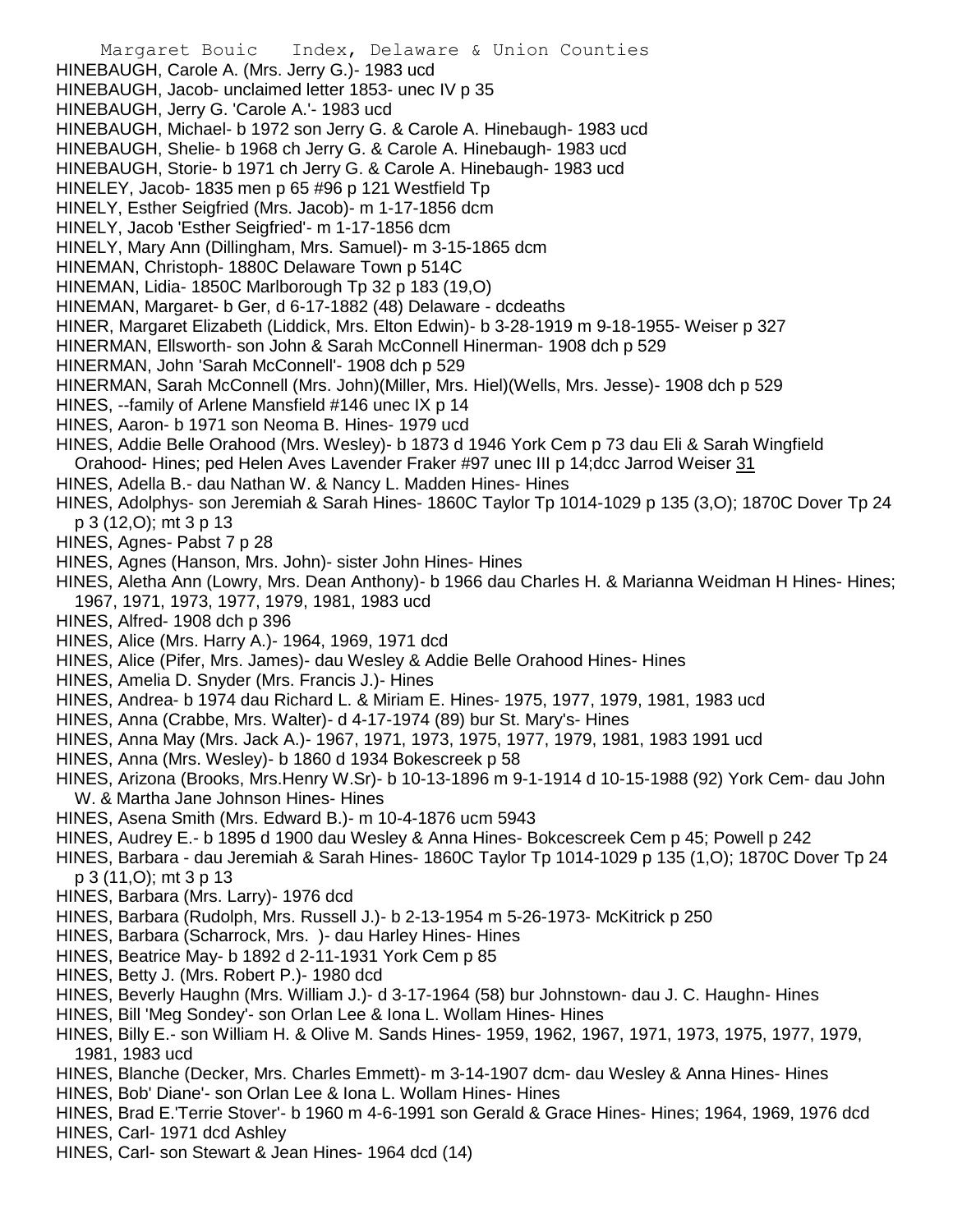HINEBAUGH, Carole A. (Mrs. Jerry G.)- 1983 ucd
HINEBAUGH, Jacob- unclaimed letter 1853- unec IV p 35
HINEBAUGH, Jerry G. 'Carole A.'- 1983 ucd
HINEBAUGH, Michael- b 1972 son Jerry G. & Carole A. Hinebaugh- 1983 ucd
HINEBAUGH, Shelie- b 1968 ch Jerry G. & Carole A. Hinebaugh- 1983 ucd
HINEBAUGH, Storie- b 1971 ch Jerry G. & Carole A. Hinebaugh- 1983 ucd
HINELEY, Jacob- 1835 men p 65 #96 p 121 Westfield Tp
HINELY, Esther Seigfried (Mrs. Jacob)- m 1-17-1856 dcm
HINELY, Jacob 'Esther Seigfried'- m 1-17-1856 dcm
HINELY, Mary Ann (Dillingham, Mrs. Samuel)- m 3-15-1865 dcm
HINEMAN, Christoph- 1880C Delaware Town p 514C
HINEMAN, Lidia- 1850C Marlborough Tp 32 p 183 (19,O)
HINEMAN, Margaret- b Ger, d 6-17-1882 (48) Delaware - dcdeaths
HINER, Margaret Elizabeth (Liddick, Mrs. Elton Edwin)- b 3-28-1919 m 9-18-1955- Weiser p 327
HINERMAN, Ellsworth- son John & Sarah McConnell Hinerman- 1908 dch p 529
HINERMAN, John 'Sarah McConnell'- 1908 dch p 529
HINERMAN, Sarah McConnell (Mrs. John)(Miller, Mrs. Hiel)(Wells, Mrs. Jesse)- 1908 dch p 529
HINES, --family of Arlene Mansfield #146 unec IX p 14
HINES, Aaron- b 1971 son Neoma B. Hines- 1979 ucd
HINES, Addie Belle Orahood (Mrs. Wesley)- b 1873 d 1946 York Cem p 73 dau Eli & Sarah Wingfield Orahood- Hines; ped Helen Aves Lavender Fraker #97 unec III p 14;dcc Jarrod Weiser 31
HINES, Adella B.- dau Nathan W. & Nancy L. Madden Hines- Hines
HINES, Adolphys- son Jeremiah & Sarah Hines- 1860C Taylor Tp 1014-1029 p 135 (3,O); 1870C Dover Tp 24 p 3 (12,O); mt 3 p 13
HINES, Agnes- Pabst 7 p 28
HINES, Agnes (Hanson, Mrs. John)- sister John Hines- Hines
HINES, Aletha Ann (Lowry, Mrs. Dean Anthony)- b 1966 dau Charles H. & Marianna Weidman H Hines- Hines; 1967, 1971, 1973, 1977, 1979, 1981, 1983 ucd
HINES, Alfred- 1908 dch p 396
HINES, Alice (Mrs. Harry A.)- 1964, 1969, 1971 dcd
HINES, Alice (Pifer, Mrs. James)- dau Wesley & Addie Belle Orahood Hines- Hines
HINES, Amelia D. Snyder (Mrs. Francis J.)- Hines
HINES, Andrea- b 1974 dau Richard L. & Miriam E. Hines- 1975, 1977, 1979, 1981, 1983 ucd
HINES, Anna (Crabbe, Mrs. Walter)- d 4-17-1974 (89) bur St. Mary's- Hines
HINES, Anna May (Mrs. Jack A.)- 1967, 1971, 1973, 1975, 1977, 1979, 1981, 1983 1991 ucd
HINES, Anna (Mrs. Wesley)- b 1860 d 1934 Bokescreek p 58
HINES, Arizona (Brooks, Mrs.Henry W.Sr)- b 10-13-1896 m 9-1-1914 d 10-15-1988 (92) York Cem- dau John W. & Martha Jane Johnson Hines- Hines
HINES, Asena Smith (Mrs. Edward B.)- m 10-4-1876 ucm 5943
HINES, Audrey E.- b 1895 d 1900 dau Wesley & Anna Hines- Bokcescreek Cem p 45; Powell p 242
HINES, Barbara - dau Jeremiah & Sarah Hines- 1860C Taylor Tp 1014-1029 p 135 (1,O); 1870C Dover Tp 24 p 3 (11,O); mt 3 p 13
HINES, Barbara (Mrs. Larry)- 1976 dcd
HINES, Barbara (Rudolph, Mrs. Russell J.)- b 2-13-1954 m 5-26-1973- McKitrick p 250
HINES, Barbara (Scharrock, Mrs. )- dau Harley Hines- Hines
HINES, Beatrice May- b 1892 d 2-11-1931 York Cem p 85
HINES, Betty J. (Mrs. Robert P.)- 1980 dcd
HINES, Beverly Haughn (Mrs. William J.)- d 3-17-1964 (58) bur Johnstown- dau J. C. Haughn- Hines
HINES, Bill 'Meg Sondey'- son Orlan Lee & Iona L. Wollam Hines- Hines
HINES, Billy E.- son William H. & Olive M. Sands Hines- 1959, 1962, 1967, 1971, 1973, 1975, 1977, 1979, 1981, 1983 ucd
HINES, Blanche (Decker, Mrs. Charles Emmett)- m 3-14-1907 dcm- dau Wesley & Anna Hines- Hines
HINES, Bob' Diane'- son Orlan Lee & Iona L. Wollam Hines- Hines
HINES, Brad E.'Terrie Stover'- b 1960 m 4-6-1991 son Gerald & Grace Hines- Hines; 1964, 1969, 1976 dcd
HINES, Carl- 1971 dcd Ashley
HINES, Carl- son Stewart & Jean Hines- 1964 dcd (14)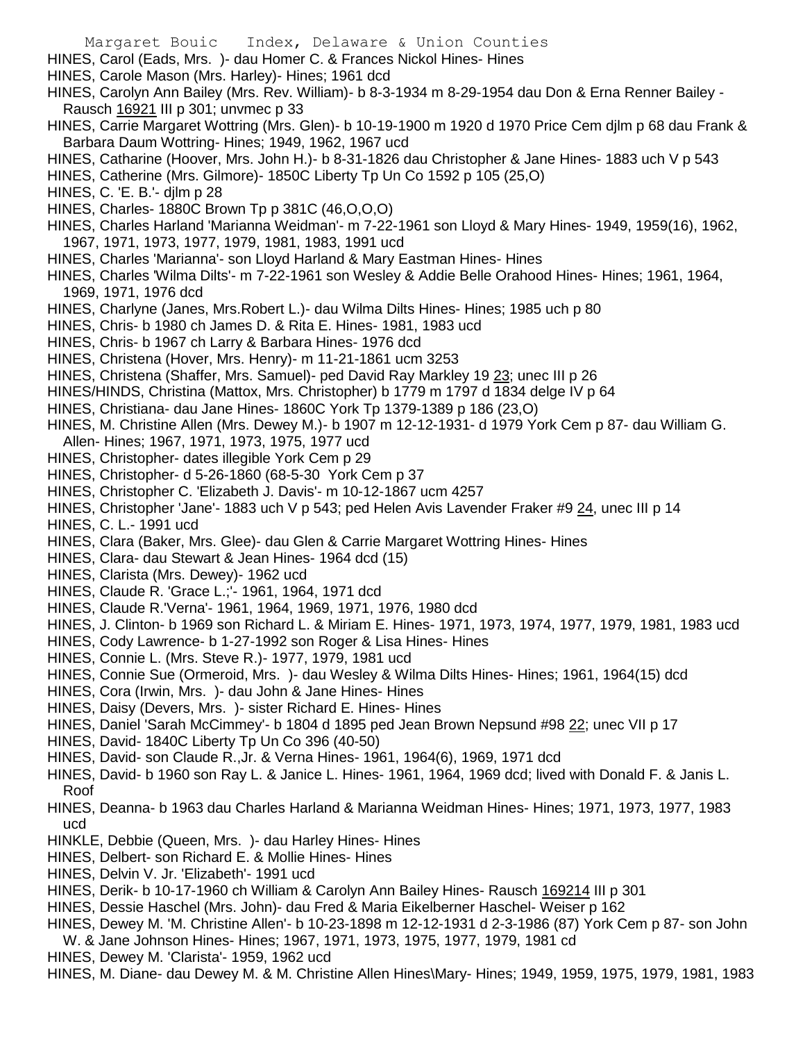HINES, Carol (Eads, Mrs. )- dau Homer C. & Frances Nickol Hines- Hines

HINES, Carole Mason (Mrs. Harley)- Hines; 1961 dcd

HINES, Carolyn Ann Bailey (Mrs. Rev. William)- b 8-3-1934 m 8-29-1954 dau Don & Erna Renner Bailey - Rausch 16921 III p 301; unvmec p 33

HINES, Carrie Margaret Wottring (Mrs. Glen)- b 10-19-1900 m 1920 d 1970 Price Cem djlm p 68 dau Frank & Barbara Daum Wottring- Hines; 1949, 1962, 1967 ucd

HINES, Catharine (Hoover, Mrs. John H.)- b 8-31-1826 dau Christopher & Jane Hines- 1883 uch V p 543

HINES, Catherine (Mrs. Gilmore)- 1850C Liberty Tp Un Co 1592 p 105 (25,O)

HINES, C. 'E. B.'- djlm p 28

HINES, Charles- 1880C Brown Tp p 381C (46,O,O,O)

HINES, Charles Harland 'Marianna Weidman'- m 7-22-1961 son Lloyd & Mary Hines- 1949, 1959(16), 1962, 1967, 1971, 1973, 1977, 1979, 1981, 1983, 1991 ucd

HINES, Charles 'Marianna'- son Lloyd Harland & Mary Eastman Hines- Hines

HINES, Charles 'Wilma Dilts'- m 7-22-1961 son Wesley & Addie Belle Orahood Hines- Hines; 1961, 1964, 1969, 1971, 1976 dcd

HINES, Charlyne (Janes, Mrs.Robert L.)- dau Wilma Dilts Hines- Hines; 1985 uch p 80

HINES, Chris- b 1980 ch James D. & Rita E. Hines- 1981, 1983 ucd

HINES, Chris- b 1967 ch Larry & Barbara Hines- 1976 dcd

HINES, Christena (Hover, Mrs. Henry)- m 11-21-1861 ucm 3253

HINES, Christena (Shaffer, Mrs. Samuel)- ped David Ray Markley 19 23; unec III p 26

HINES/HINDS, Christina (Mattox, Mrs. Christopher) b 1779 m 1797 d 1834 delge IV p 64

HINES, Christiana- dau Jane Hines- 1860C York Tp 1379-1389 p 186 (23,O)

HINES, M. Christine Allen (Mrs. Dewey M.)- b 1907 m 12-12-1931- d 1979 York Cem p 87- dau William G. Allen- Hines; 1967, 1971, 1973, 1975, 1977 ucd

HINES, Christopher- dates illegible York Cem p 29

HINES, Christopher- d 5-26-1860 (68-5-30 York Cem p 37

HINES, Christopher C. 'Elizabeth J. Davis'- m 10-12-1867 ucm 4257

HINES, Christopher 'Jane'- 1883 uch V p 543; ped Helen Avis Lavender Fraker #9 24, unec III p 14

HINES, C. L.- 1991 ucd

HINES, Clara (Baker, Mrs. Glee)- dau Glen & Carrie Margaret Wottring Hines- Hines

HINES, Clara- dau Stewart & Jean Hines- 1964 dcd (15)

HINES, Clarista (Mrs. Dewey)- 1962 ucd

HINES, Claude R. 'Grace L.;'- 1961, 1964, 1971 dcd

HINES, Claude R.'Verna'- 1961, 1964, 1969, 1971, 1976, 1980 dcd

HINES, J. Clinton- b 1969 son Richard L. & Miriam E. Hines- 1971, 1973, 1974, 1977, 1979, 1981, 1983 ucd

HINES, Cody Lawrence- b 1-27-1992 son Roger & Lisa Hines- Hines

HINES, Connie L. (Mrs. Steve R.)- 1977, 1979, 1981 ucd

HINES, Connie Sue (Ormeroid, Mrs. )- dau Wesley & Wilma Dilts Hines- Hines; 1961, 1964(15) dcd

HINES, Cora (Irwin, Mrs. )- dau John & Jane Hines- Hines

HINES, Daisy (Devers, Mrs. )- sister Richard E. Hines- Hines

HINES, Daniel 'Sarah McCimmey'- b 1804 d 1895 ped Jean Brown Nepsund #98 22; unec VII p 17

HINES, David- 1840C Liberty Tp Un Co 396 (40-50)

HINES, David- son Claude R.,Jr. & Verna Hines- 1961, 1964(6), 1969, 1971 dcd

HINES, David- b 1960 son Ray L. & Janice L. Hines- 1961, 1964, 1969 dcd; lived with Donald F. & Janis L. Roof

HINES, Deanna- b 1963 dau Charles Harland & Marianna Weidman Hines- Hines; 1971, 1973, 1977, 1983 ucd

HINKLE, Debbie (Queen, Mrs. )- dau Harley Hines- Hines

HINES, Delbert- son Richard E. & Mollie Hines- Hines

HINES, Delvin V. Jr. 'Elizabeth'- 1991 ucd

HINES, Derik- b 10-17-1960 ch William & Carolyn Ann Bailey Hines- Rausch 169214 III p 301

HINES, Dessie Haschel (Mrs. John)- dau Fred & Maria Eikelberner Haschel- Weiser p 162

HINES, Dewey M. 'M. Christine Allen'- b 10-23-1898 m 12-12-1931 d 2-3-1986 (87) York Cem p 87- son John W. & Jane Johnson Hines- Hines; 1967, 1971, 1973, 1975, 1977, 1979, 1981 cd

HINES, Dewey M. 'Clarista'- 1959, 1962 ucd

HINES, M. Diane- dau Dewey M. & M. Christine Allen Hines\Mary- Hines; 1949, 1959, 1975, 1979, 1981, 1983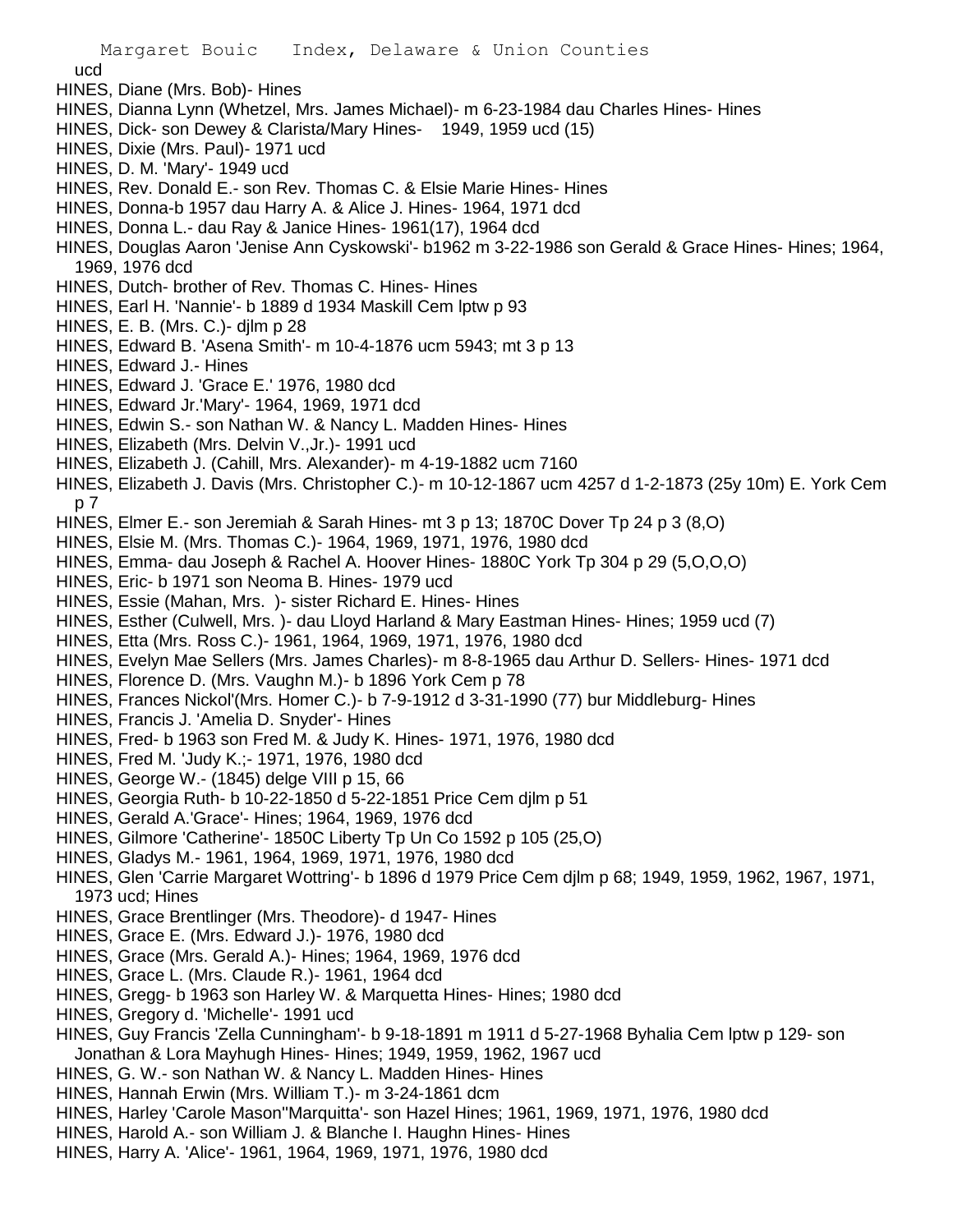ucd

HINES, Diane (Mrs. Bob)- Hines

HINES, Dianna Lynn (Whetzel, Mrs. James Michael)- m 6-23-1984 dau Charles Hines- Hines

HINES, Dick- son Dewey & Clarista/Mary Hines- 1949, 1959 ucd (15)

HINES, Dixie (Mrs. Paul)- 1971 ucd

HINES, D. M. 'Mary'- 1949 ucd

HINES, Rev. Donald E.- son Rev. Thomas C. & Elsie Marie Hines- Hines

HINES, Donna-b 1957 dau Harry A. & Alice J. Hines- 1964, 1971 dcd

HINES, Donna L.- dau Ray & Janice Hines- 1961(17), 1964 dcd

HINES, Douglas Aaron 'Jenise Ann Cyskowski'- b1962 m 3-22-1986 son Gerald & Grace Hines- Hines; 1964, 1969, 1976 dcd

HINES, Dutch- brother of Rev. Thomas C. Hines- Hines

HINES, Earl H. 'Nannie'- b 1889 d 1934 Maskill Cem lptw p 93

HINES, E. B. (Mrs. C.)- djlm p 28

HINES, Edward B. 'Asena Smith'- m 10-4-1876 ucm 5943; mt 3 p 13

HINES, Edward J.- Hines

HINES, Edward J. 'Grace E.' 1976, 1980 dcd

HINES, Edward Jr.'Mary'- 1964, 1969, 1971 dcd

HINES, Edwin S.- son Nathan W. & Nancy L. Madden Hines- Hines

HINES, Elizabeth (Mrs. Delvin V.,Jr.)- 1991 ucd

HINES, Elizabeth J. (Cahill, Mrs. Alexander)- m 4-19-1882 ucm 7160

HINES, Elizabeth J. Davis (Mrs. Christopher C.)- m 10-12-1867 ucm 4257 d 1-2-1873 (25y 10m) E. York Cem p 7

HINES, Elmer E.- son Jeremiah & Sarah Hines- mt 3 p 13; 1870C Dover Tp 24 p 3 (8,O)

HINES, Elsie M. (Mrs. Thomas C.)- 1964, 1969, 1971, 1976, 1980 dcd

HINES, Emma- dau Joseph & Rachel A. Hoover Hines- 1880C York Tp 304 p 29 (5,O,O,O)

HINES, Eric- b 1971 son Neoma B. Hines- 1979 ucd

HINES, Essie (Mahan, Mrs. )- sister Richard E. Hines- Hines

HINES, Esther (Culwell, Mrs. )- dau Lloyd Harland & Mary Eastman Hines- Hines; 1959 ucd (7)

HINES, Etta (Mrs. Ross C.)- 1961, 1964, 1969, 1971, 1976, 1980 dcd

HINES, Evelyn Mae Sellers (Mrs. James Charles)- m 8-8-1965 dau Arthur D. Sellers- Hines- 1971 dcd

HINES, Florence D. (Mrs. Vaughn M.)- b 1896 York Cem p 78

HINES, Frances Nickol'(Mrs. Homer C.)- b 7-9-1912 d 3-31-1990 (77) bur Middleburg- Hines

HINES, Francis J. 'Amelia D. Snyder'- Hines

HINES, Fred- b 1963 son Fred M. & Judy K. Hines- 1971, 1976, 1980 dcd

HINES, Fred M. 'Judy K.;- 1971, 1976, 1980 dcd

HINES, George W.- (1845) delge VIII p 15, 66

HINES, Georgia Ruth- b 10-22-1850 d 5-22-1851 Price Cem djlm p 51

HINES, Gerald A.'Grace'- Hines; 1964, 1969, 1976 dcd

HINES, Gilmore 'Catherine'- 1850C Liberty Tp Un Co 1592 p 105 (25,O)

HINES, Gladys M.- 1961, 1964, 1969, 1971, 1976, 1980 dcd

HINES, Glen 'Carrie Margaret Wottring'- b 1896 d 1979 Price Cem djlm p 68; 1949, 1959, 1962, 1967, 1971, 1973 ucd; Hines

HINES, Grace Brentlinger (Mrs. Theodore)- d 1947- Hines

HINES, Grace E. (Mrs. Edward J.)- 1976, 1980 dcd

HINES, Grace (Mrs. Gerald A.)- Hines; 1964, 1969, 1976 dcd

HINES, Grace L. (Mrs. Claude R.)- 1961, 1964 dcd

HINES, Gregg- b 1963 son Harley W. & Marquetta Hines- Hines; 1980 dcd

HINES, Gregory d. 'Michelle'- 1991 ucd

HINES, Guy Francis 'Zella Cunningham'- b 9-18-1891 m 1911 d 5-27-1968 Byhalia Cem lptw p 129- son Jonathan & Lora Mayhugh Hines- Hines; 1949, 1959, 1962, 1967 ucd

HINES, G. W.- son Nathan W. & Nancy L. Madden Hines- Hines

HINES, Hannah Erwin (Mrs. William T.)- m 3-24-1861 dcm

HINES, Harley 'Carole Mason''Marquitta'- son Hazel Hines; 1961, 1969, 1971, 1976, 1980 dcd

HINES, Harold A.- son William J. & Blanche I. Haughn Hines- Hines

HINES, Harry A. 'Alice'- 1961, 1964, 1969, 1971, 1976, 1980 dcd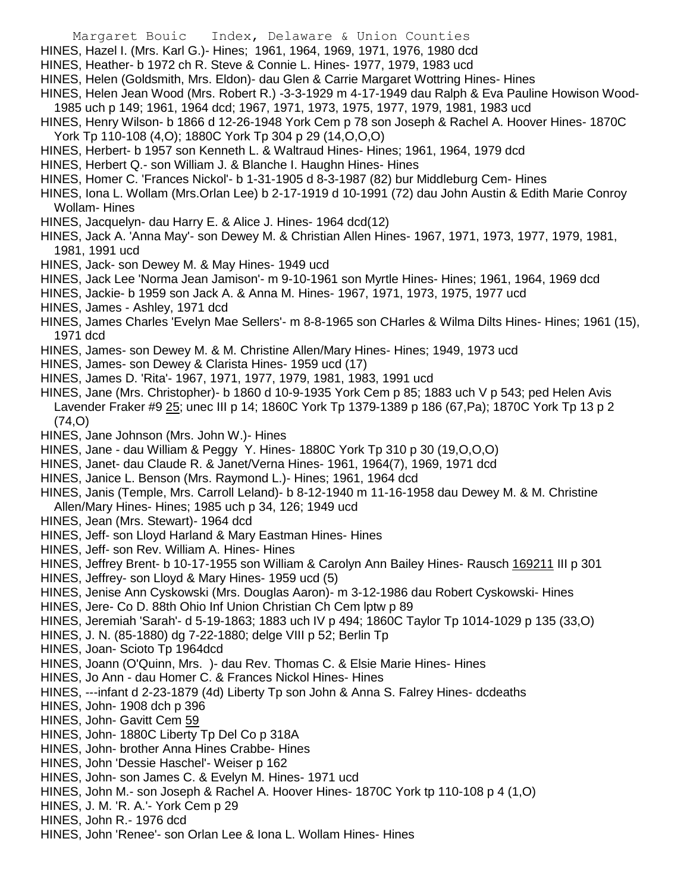HINES, Hazel I. (Mrs. Karl G.)- Hines; 1961, 1964, 1969, 1971, 1976, 1980 dcd

HINES, Heather- b 1972 ch R. Steve & Connie L. Hines- 1977, 1979, 1983 ucd

HINES, Helen (Goldsmith, Mrs. Eldon)- dau Glen & Carrie Margaret Wottring Hines- Hines

HINES, Helen Jean Wood (Mrs. Robert R.) -3-3-1929 m 4-17-1949 dau Ralph & Eva Pauline Howison Wood- 1985 uch p 149; 1961, 1964 dcd; 1967, 1971, 1973, 1975, 1977, 1979, 1981, 1983 ucd

HINES, Henry Wilson- b 1866 d 12-26-1948 York Cem p 78 son Joseph & Rachel A. Hoover Hines- 1870C York Tp 110-108 (4,O); 1880C York Tp 304 p 29 (14,O,O,O)

HINES, Herbert- b 1957 son Kenneth L. & Waltraud Hines- Hines; 1961, 1964, 1979 dcd

HINES, Herbert Q.- son William J. & Blanche I. Haughn Hines- Hines

HINES, Homer C. 'Frances Nickol'- b 1-31-1905 d 8-3-1987 (82) bur Middleburg Cem- Hines

HINES, Iona L. Wollam (Mrs.Orlan Lee) b 2-17-1919 d 10-1991 (72) dau John Austin & Edith Marie Conroy Wollam- Hines

HINES, Jacquelyn- dau Harry E. & Alice J. Hines- 1964 dcd(12)

HINES, Jack A. 'Anna May'- son Dewey M. & Christian Allen Hines- 1967, 1971, 1973, 1977, 1979, 1981, 1981, 1991 ucd

HINES, Jack- son Dewey M. & May Hines- 1949 ucd

HINES, Jack Lee 'Norma Jean Jamison'- m 9-10-1961 son Myrtle Hines- Hines; 1961, 1964, 1969 dcd

HINES, Jackie- b 1959 son Jack A. & Anna M. Hines- 1967, 1971, 1973, 1975, 1977 ucd

HINES, James - Ashley, 1971 dcd

HINES, James Charles 'Evelyn Mae Sellers'- m 8-8-1965 son CHarles & Wilma Dilts Hines- Hines; 1961 (15), 1971 dcd

HINES, James- son Dewey M. & M. Christine Allen/Mary Hines- Hines; 1949, 1973 ucd

HINES, James- son Dewey & Clarista Hines- 1959 ucd (17)

HINES, James D. 'Rita'- 1967, 1971, 1977, 1979, 1981, 1983, 1991 ucd

HINES, Jane (Mrs. Christopher)- b 1860 d 10-9-1935 York Cem p 85; 1883 uch V p 543; ped Helen Avis Lavender Fraker #9 25; unec III p 14; 1860C York Tp 1379-1389 p 186 (67,Pa); 1870C York Tp 13 p 2 (74,O)

HINES, Jane Johnson (Mrs. John W.)- Hines

HINES, Jane - dau William & Peggy Y. Hines- 1880C York Tp 310 p 30 (19,O,O,O)

HINES, Janet- dau Claude R. & Janet/Verna Hines- 1961, 1964(7), 1969, 1971 dcd

HINES, Janice L. Benson (Mrs. Raymond L.)- Hines; 1961, 1964 dcd

HINES, Janis (Temple, Mrs. Carroll Leland)- b 8-12-1940 m 11-16-1958 dau Dewey M. & M. Christine Allen/Mary Hines- Hines; 1985 uch p 34, 126; 1949 ucd

HINES, Jean (Mrs. Stewart)- 1964 dcd

HINES, Jeff- son Lloyd Harland & Mary Eastman Hines- Hines

HINES, Jeff- son Rev. William A. Hines- Hines

HINES, Jeffrey Brent- b 10-17-1955 son William & Carolyn Ann Bailey Hines- Rausch 169211 III p 301

HINES, Jeffrey- son Lloyd & Mary Hines- 1959 ucd (5)

HINES, Jenise Ann Cyskowski (Mrs. Douglas Aaron)- m 3-12-1986 dau Robert Cyskowski- Hines

HINES, Jere- Co D. 88th Ohio Inf Union Christian Ch Cem lptw p 89

HINES, Jeremiah 'Sarah'- d 5-19-1863; 1883 uch IV p 494; 1860C Taylor Tp 1014-1029 p 135 (33,O)

HINES, J. N. (85-1880) dg 7-22-1880; delge VIII p 52; Berlin Tp

HINES, Joan- Scioto Tp 1964dcd

HINES, Joann (O'Quinn, Mrs. )- dau Rev. Thomas C. & Elsie Marie Hines- Hines

HINES, Jo Ann - dau Homer C. & Frances Nickol Hines- Hines

HINES, ---infant d 2-23-1879 (4d) Liberty Tp son John & Anna S. Falrey Hines- dcdeaths

HINES, John- 1908 dch p 396

HINES, John- Gavitt Cem 59

HINES, John- 1880C Liberty Tp Del Co p 318A

HINES, John- brother Anna Hines Crabbe- Hines

HINES, John 'Dessie Haschel'- Weiser p 162

HINES, John- son James C. & Evelyn M. Hines- 1971 ucd

HINES, John M.- son Joseph & Rachel A. Hoover Hines- 1870C York tp 110-108 p 4 (1,O)

HINES, J. M. 'R. A.'- York Cem p 29

HINES, John R.- 1976 dcd

HINES, John 'Renee'- son Orlan Lee & Iona L. Wollam Hines- Hines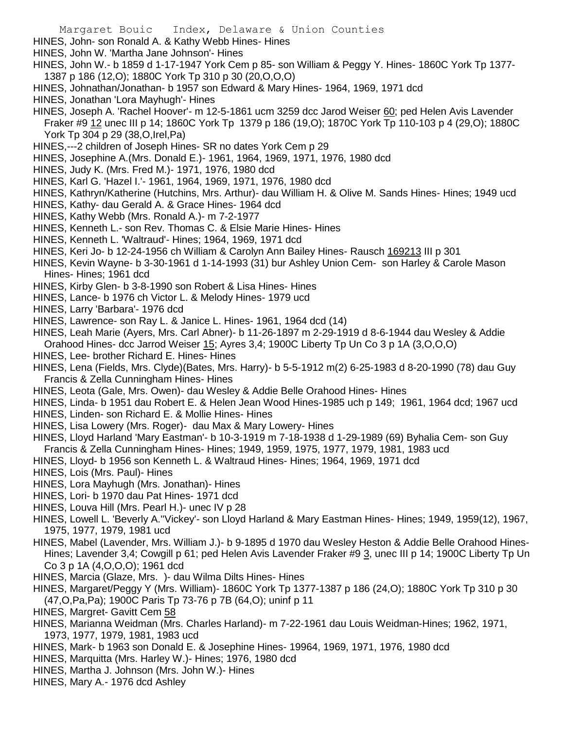HINES, John- son Ronald A. & Kathy Webb Hines- Hines
HINES, John W. 'Martha Jane Johnson'- Hines
HINES, John W.- b 1859 d 1-17-1947 York Cem p 85- son William & Peggy Y. Hines- 1860C York Tp 1377-1387 p 186 (12,O); 1880C York Tp 310 p 30 (20,O,O,O)
HINES, Johnathan/Jonathan- b 1957 son Edward & Mary Hines- 1964, 1969, 1971 dcd
HINES, Jonathan 'Lora Mayhugh'- Hines
HINES, Joseph A. 'Rachel Hoover'- m 12-5-1861 ucm 3259 dcc Jarod Weiser 60; ped Helen Avis Lavender Fraker #9 12 unec III p 14; 1860C York Tp 1379 p 186 (19,O); 1870C York Tp 110-103 p 4 (29,O); 1880C York Tp 304 p 29 (38,O,Irel,Pa)
HINES,---2 children of Joseph Hines- SR no dates York Cem p 29
HINES, Josephine A.(Mrs. Donald E.)- 1961, 1964, 1969, 1971, 1976, 1980 dcd
HINES, Judy K. (Mrs. Fred M.)- 1971, 1976, 1980 dcd
HINES, Karl G. 'Hazel I.'- 1961, 1964, 1969, 1971, 1976, 1980 dcd
HINES, Kathryn/Katherine (Hutchins, Mrs. Arthur)- dau William H. & Olive M. Sands Hines- Hines; 1949 ucd
HINES, Kathy- dau Gerald A. & Grace Hines- 1964 dcd
HINES, Kathy Webb (Mrs. Ronald A.)- m 7-2-1977
HINES, Kenneth L.- son Rev. Thomas C. & Elsie Marie Hines- Hines
HINES, Kenneth L. 'Waltraud'- Hines; 1964, 1969, 1971 dcd
HINES, Keri Jo- b 12-24-1956 ch William & Carolyn Ann Bailey Hines- Rausch 169213 III p 301
HINES, Kevin Wayne- b 3-30-1961 d 1-14-1993 (31) bur Ashley Union Cem- son Harley & Carole Mason Hines- Hines; 1961 dcd
HINES, Kirby Glen- b 3-8-1990 son Robert & Lisa Hines- Hines
HINES, Lance- b 1976 ch Victor L. & Melody Hines- 1979 ucd
HINES, Larry 'Barbara'- 1976 dcd
HINES, Lawrence- son Ray L. & Janice L. Hines- 1961, 1964 dcd (14)
HINES, Leah Marie (Ayers, Mrs. Carl Abner)- b 11-26-1897 m 2-29-1919 d 8-6-1944 dau Wesley & Addie Orahood Hines- dcc Jarrod Weiser 15; Ayres 3,4; 1900C Liberty Tp Un Co 3 p 1A (3,O,O,O)
HINES, Lee- brother Richard E. Hines- Hines
HINES, Lena (Fields, Mrs. Clyde)(Bates, Mrs. Harry)- b 5-5-1912 m(2) 6-25-1983 d 8-20-1990 (78) dau Guy Francis & Zella Cunningham Hines- Hines
HINES, Leota (Gale, Mrs. Owen)- dau Wesley & Addie Belle Orahood Hines- Hines
HINES, Linda- b 1951 dau Robert E. & Helen Jean Wood Hines-1985 uch p 149; 1961, 1964 dcd; 1967 ucd
HINES, Linden- son Richard E. & Mollie Hines- Hines
HINES, Lisa Lowery (Mrs. Roger)- dau Max & Mary Lowery- Hines
HINES, Lloyd Harland 'Mary Eastman'- b 10-3-1919 m 7-18-1938 d 1-29-1989 (69) Byhalia Cem- son Guy Francis & Zella Cunningham Hines- Hines; 1949, 1959, 1975, 1977, 1979, 1981, 1983 ucd
HINES, Lloyd- b 1956 son Kenneth L. & Waltraud Hines- Hines; 1964, 1969, 1971 dcd
HINES, Lois (Mrs. Paul)- Hines
HINES, Lora Mayhugh (Mrs. Jonathan)- Hines
HINES, Lori- b 1970 dau Pat Hines- 1971 dcd
HINES, Louva Hill (Mrs. Pearl H.)- unec IV p 28
HINES, Lowell L. 'Beverly A.''Vickey'- son Lloyd Harland & Mary Eastman Hines- Hines; 1949, 1959(12), 1967, 1975, 1977, 1979, 1981 ucd
HINES, Mabel (Lavender, Mrs. William J.)- b 9-1895 d 1970 dau Wesley Heston & Addie Belle Orahood Hines- Hines; Lavender 3,4; Cowgill p 61; ped Helen Avis Lavender Fraker #9 3, unec III p 14; 1900C Liberty Tp Un Co 3 p 1A (4,O,O,O); 1961 dcd
HINES, Marcia (Glaze, Mrs. )- dau Wilma Dilts Hines- Hines
HINES, Margaret/Peggy Y (Mrs. William)- 1860C York Tp 1377-1387 p 186 (24,O); 1880C York Tp 310 p 30 (47,O,Pa,Pa); 1900C Paris Tp 73-76 p 7B (64,O); uninf p 11
HINES, Margret- Gavitt Cem 58
HINES, Marianna Weidman (Mrs. Charles Harland)- m 7-22-1961 dau Louis Weidman-Hines; 1962, 1971, 1973, 1977, 1979, 1981, 1983 ucd
HINES, Mark- b 1963 son Donald E. & Josephine Hines- 19964, 1969, 1971, 1976, 1980 dcd
HINES, Marquitta (Mrs. Harley W.)- Hines; 1976, 1980 dcd
HINES, Martha J. Johnson (Mrs. John W.)- Hines
HINES, Mary A.- 1976 dcd Ashley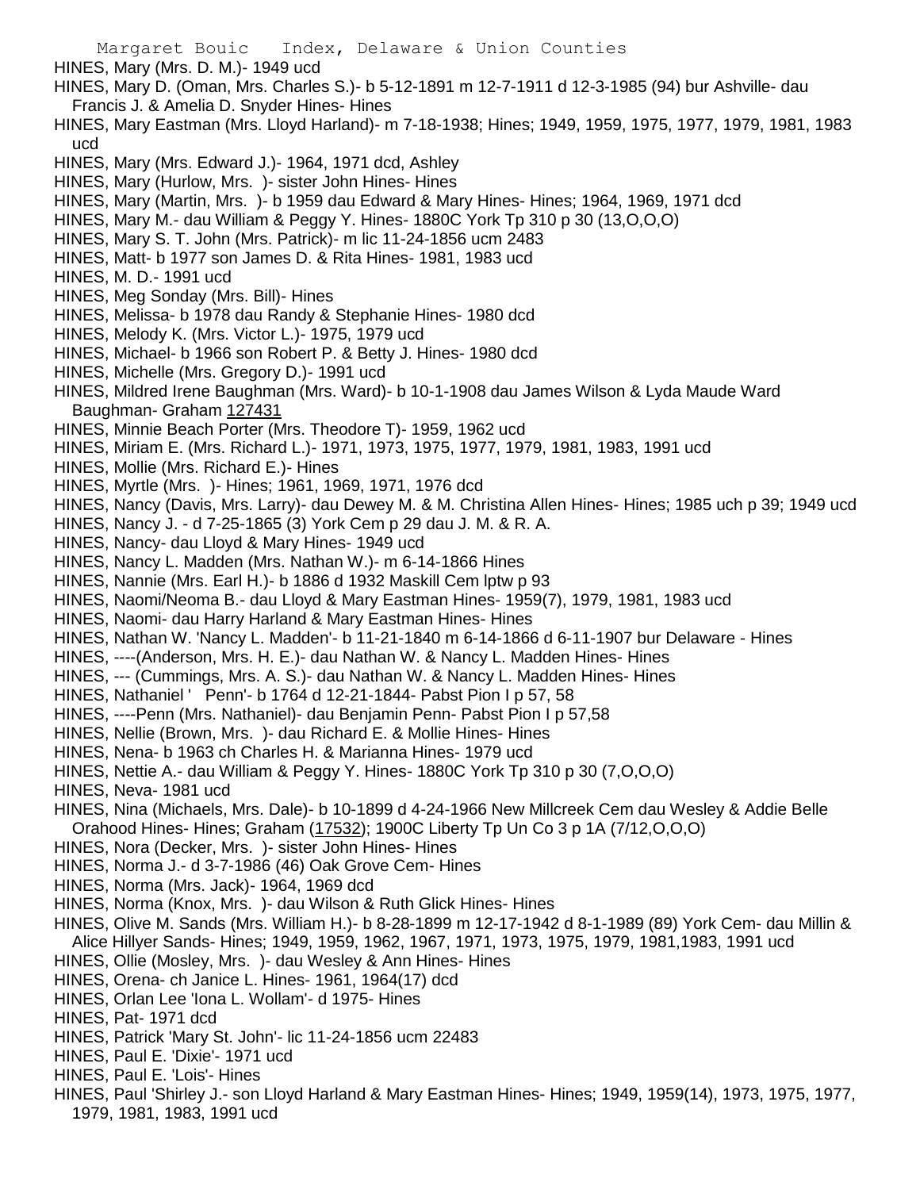HINES, Mary (Mrs. D. M.)- 1949 ucd

HINES, Mary D. (Oman, Mrs. Charles S.)- b 5-12-1891 m 12-7-1911 d 12-3-1985 (94) bur Ashville- dau Francis J. & Amelia D. Snyder Hines- Hines

HINES, Mary Eastman (Mrs. Lloyd Harland)- m 7-18-1938; Hines; 1949, 1959, 1975, 1977, 1979, 1981, 1983 ucd

HINES, Mary (Mrs. Edward J.)- 1964, 1971 dcd, Ashley

HINES, Mary (Hurlow, Mrs. )- sister John Hines- Hines

HINES, Mary (Martin, Mrs. )- b 1959 dau Edward & Mary Hines- Hines; 1964, 1969, 1971 dcd

HINES, Mary M.- dau William & Peggy Y. Hines- 1880C York Tp 310 p 30 (13,O,O,O)

HINES, Mary S. T. John (Mrs. Patrick)- m lic 11-24-1856 ucm 2483

HINES, Matt- b 1977 son James D. & Rita Hines- 1981, 1983 ucd

HINES, M. D.- 1991 ucd

HINES, Meg Sonday (Mrs. Bill)- Hines

HINES, Melissa- b 1978 dau Randy & Stephanie Hines- 1980 dcd

HINES, Melody K. (Mrs. Victor L.)- 1975, 1979 ucd

HINES, Michael- b 1966 son Robert P. & Betty J. Hines- 1980 dcd

HINES, Michelle (Mrs. Gregory D.)- 1991 ucd

HINES, Mildred Irene Baughman (Mrs. Ward)- b 10-1-1908 dau James Wilson & Lyda Maude Ward Baughman- Graham 127431

HINES, Minnie Beach Porter (Mrs. Theodore T)- 1959, 1962 ucd

HINES, Miriam E. (Mrs. Richard L.)- 1971, 1973, 1975, 1977, 1979, 1981, 1983, 1991 ucd

HINES, Mollie (Mrs. Richard E.)- Hines

HINES, Myrtle (Mrs. )- Hines; 1961, 1969, 1971, 1976 dcd

HINES, Nancy (Davis, Mrs. Larry)- dau Dewey M. & M. Christina Allen Hines- Hines; 1985 uch p 39; 1949 ucd

HINES, Nancy J. - d 7-25-1865 (3) York Cem p 29 dau J. M. & R. A.

HINES, Nancy- dau Lloyd & Mary Hines- 1949 ucd

HINES, Nancy L. Madden (Mrs. Nathan W.)- m 6-14-1866 Hines

HINES, Nannie (Mrs. Earl H.)- b 1886 d 1932 Maskill Cem lptw p 93

HINES, Naomi/Neoma B.- dau Lloyd & Mary Eastman Hines- 1959(7), 1979, 1981, 1983 ucd

HINES, Naomi- dau Harry Harland & Mary Eastman Hines- Hines

HINES, Nathan W. 'Nancy L. Madden'- b 11-21-1840 m 6-14-1866 d 6-11-1907 bur Delaware - Hines

HINES, ----(Anderson, Mrs. H. E.)- dau Nathan W. & Nancy L. Madden Hines- Hines

HINES, --- (Cummings, Mrs. A. S.)- dau Nathan W. & Nancy L. Madden Hines- Hines

HINES, Nathaniel ' Penn'- b 1764 d 12-21-1844- Pabst Pion I p 57, 58

HINES, ----Penn (Mrs. Nathaniel)- dau Benjamin Penn- Pabst Pion I p 57,58

HINES, Nellie (Brown, Mrs. )- dau Richard E. & Mollie Hines- Hines

HINES, Nena- b 1963 ch Charles H. & Marianna Hines- 1979 ucd

HINES, Nettie A.- dau William & Peggy Y. Hines- 1880C York Tp 310 p 30 (7,O,O,O)

HINES, Neva- 1981 ucd

HINES, Nina (Michaels, Mrs. Dale)- b 10-1899 d 4-24-1966 New Millcreek Cem dau Wesley & Addie Belle Orahood Hines- Hines; Graham (17532); 1900C Liberty Tp Un Co 3 p 1A (7/12,O,O,O)

HINES, Nora (Decker, Mrs. )- sister John Hines- Hines

HINES, Norma J.- d 3-7-1986 (46) Oak Grove Cem- Hines

HINES, Norma (Mrs. Jack)- 1964, 1969 dcd

HINES, Norma (Knox, Mrs. )- dau Wilson & Ruth Glick Hines- Hines

HINES, Olive M. Sands (Mrs. William H.)- b 8-28-1899 m 12-17-1942 d 8-1-1989 (89) York Cem- dau Millin & Alice Hillyer Sands- Hines; 1949, 1959, 1962, 1967, 1971, 1973, 1975, 1979, 1981,1983, 1991 ucd

HINES, Ollie (Mosley, Mrs. )- dau Wesley & Ann Hines- Hines

HINES, Orena- ch Janice L. Hines- 1961, 1964(17) dcd

HINES, Orlan Lee 'Iona L. Wollam'- d 1975- Hines

HINES, Pat- 1971 dcd

HINES, Patrick 'Mary St. John'- lic 11-24-1856 ucm 22483

HINES, Paul E. 'Dixie'- 1971 ucd

HINES, Paul E. 'Lois'- Hines

HINES, Paul 'Shirley J.- son Lloyd Harland & Mary Eastman Hines- Hines; 1949, 1959(14), 1973, 1975, 1977, 1979, 1981, 1983, 1991 ucd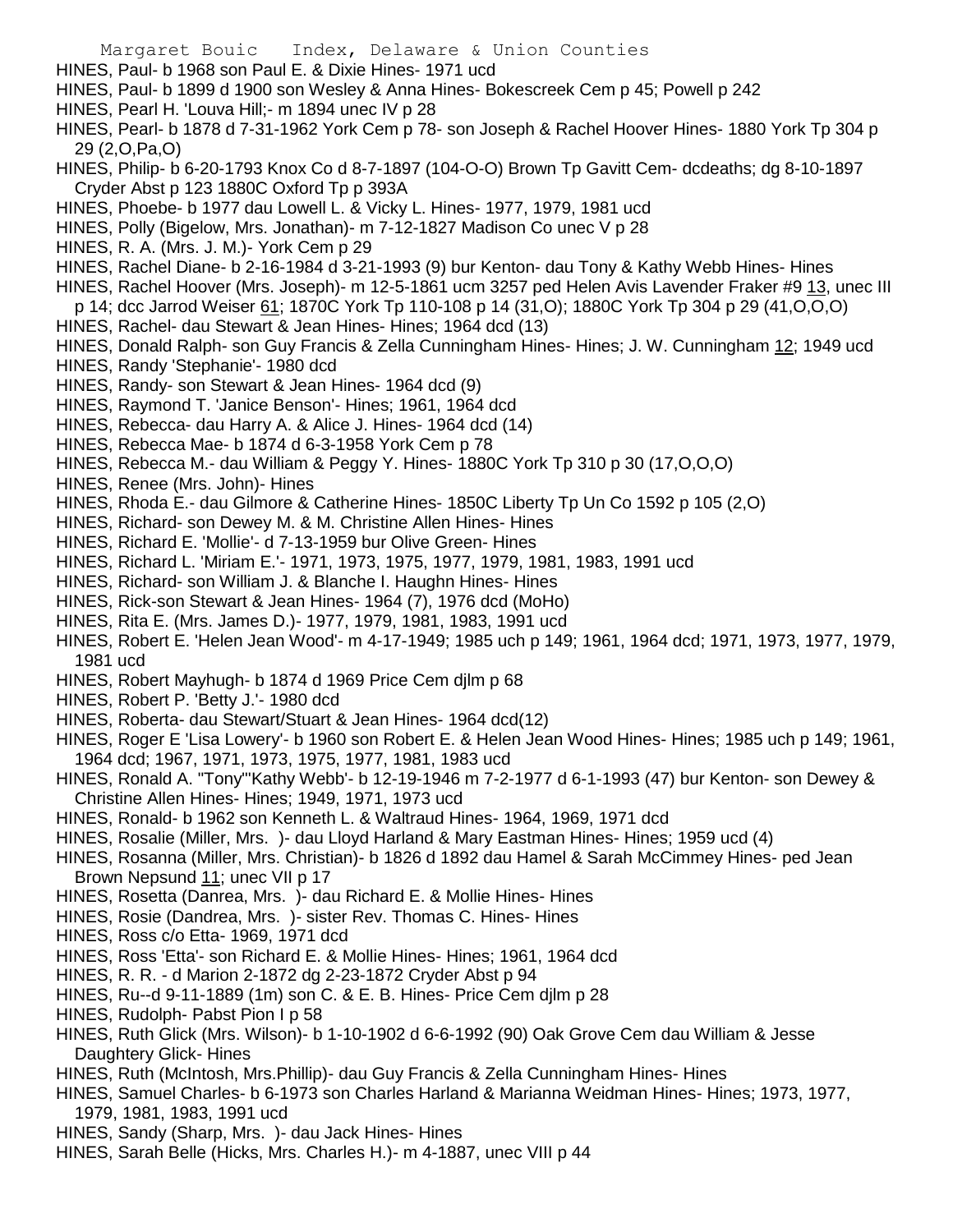HINES, Paul- b 1968 son Paul E. & Dixie Hines- 1971 ucd

HINES, Paul- b 1899 d 1900 son Wesley & Anna Hines- Bokescreek Cem p 45; Powell p 242

HINES, Pearl H. 'Louva Hill;- m 1894 unec IV p 28

HINES, Pearl- b 1878 d 7-31-1962 York Cem p 78- son Joseph & Rachel Hoover Hines- 1880 York Tp 304 p 29 (2,O,Pa,O)

HINES, Philip- b 6-20-1793 Knox Co d 8-7-1897 (104-O-O) Brown Tp Gavitt Cem- dcdeaths; dg 8-10-1897 Cryder Abst p 123 1880C Oxford Tp p 393A

HINES, Phoebe- b 1977 dau Lowell L. & Vicky L. Hines- 1977, 1979, 1981 ucd

HINES, Polly (Bigelow, Mrs. Jonathan)- m 7-12-1827 Madison Co unec V p 28

HINES, R. A. (Mrs. J. M.)- York Cem p 29

HINES, Rachel Diane- b 2-16-1984 d 3-21-1993 (9) bur Kenton- dau Tony & Kathy Webb Hines- Hines

HINES, Rachel Hoover (Mrs. Joseph)- m 12-5-1861 ucm 3257 ped Helen Avis Lavender Fraker #9 13, unec III p 14; dcc Jarrod Weiser 61; 1870C York Tp 110-108 p 14 (31,O); 1880C York Tp 304 p 29 (41,O,O,O)

HINES, Rachel- dau Stewart & Jean Hines- Hines; 1964 dcd (13)

HINES, Donald Ralph- son Guy Francis & Zella Cunningham Hines- Hines; J. W. Cunningham 12; 1949 ucd

HINES, Randy 'Stephanie'- 1980 dcd

HINES, Randy- son Stewart & Jean Hines- 1964 dcd (9)

HINES, Raymond T. 'Janice Benson'- Hines; 1961, 1964 dcd

HINES, Rebecca- dau Harry A. & Alice J. Hines- 1964 dcd (14)

HINES, Rebecca Mae- b 1874 d 6-3-1958 York Cem p 78

HINES, Rebecca M.- dau William & Peggy Y. Hines- 1880C York Tp 310 p 30 (17,O,O,O)

HINES, Renee (Mrs. John)- Hines

HINES, Rhoda E.- dau Gilmore & Catherine Hines- 1850C Liberty Tp Un Co 1592 p 105 (2,O)

HINES, Richard- son Dewey M. & M. Christine Allen Hines- Hines

HINES, Richard E. 'Mollie'- d 7-13-1959 bur Olive Green- Hines

HINES, Richard L. 'Miriam E.'- 1971, 1973, 1975, 1977, 1979, 1981, 1983, 1991 ucd

HINES, Richard- son William J. & Blanche I. Haughn Hines- Hines

HINES, Rick-son Stewart & Jean Hines- 1964 (7), 1976 dcd (MoHo)

HINES, Rita E. (Mrs. James D.)- 1977, 1979, 1981, 1983, 1991 ucd

HINES, Robert E. 'Helen Jean Wood'- m 4-17-1949; 1985 uch p 149; 1961, 1964 dcd; 1971, 1973, 1977, 1979, 1981 ucd

HINES, Robert Mayhugh- b 1874 d 1969 Price Cem djlm p 68

HINES, Robert P. 'Betty J.'- 1980 dcd

HINES, Roberta- dau Stewart/Stuart & Jean Hines- 1964 dcd(12)

HINES, Roger E 'Lisa Lowery'- b 1960 son Robert E. & Helen Jean Wood Hines- Hines; 1985 uch p 149; 1961, 1964 dcd; 1967, 1971, 1973, 1975, 1977, 1981, 1983 ucd

HINES, Ronald A. "Tony"'Kathy Webb'- b 12-19-1946 m 7-2-1977 d 6-1-1993 (47) bur Kenton- son Dewey & Christine Allen Hines- Hines; 1949, 1971, 1973 ucd

HINES, Ronald- b 1962 son Kenneth L. & Waltraud Hines- 1964, 1969, 1971 dcd

HINES, Rosalie (Miller, Mrs. )- dau Lloyd Harland & Mary Eastman Hines- Hines; 1959 ucd (4)

HINES, Rosanna (Miller, Mrs. Christian)- b 1826 d 1892 dau Hamel & Sarah McCimmey Hines- ped Jean Brown Nepsund 11; unec VII p 17

HINES, Rosetta (Danrea, Mrs. )- dau Richard E. & Mollie Hines- Hines

HINES, Rosie (Dandrea, Mrs. )- sister Rev. Thomas C. Hines- Hines

HINES, Ross c/o Etta- 1969, 1971 dcd

HINES, Ross 'Etta'- son Richard E. & Mollie Hines- Hines; 1961, 1964 dcd

HINES, R. R. - d Marion 2-1872 dg 2-23-1872 Cryder Abst p 94

HINES, Ru--d 9-11-1889 (1m) son C. & E. B. Hines- Price Cem djlm p 28

HINES, Rudolph- Pabst Pion I p 58

HINES, Ruth Glick (Mrs. Wilson)- b 1-10-1902 d 6-6-1992 (90) Oak Grove Cem dau William & Jesse Daughtery Glick- Hines

HINES, Ruth (McIntosh, Mrs.Phillip)- dau Guy Francis & Zella Cunningham Hines- Hines

HINES, Samuel Charles- b 6-1973 son Charles Harland & Marianna Weidman Hines- Hines; 1973, 1977, 1979, 1981, 1983, 1991 ucd

HINES, Sandy (Sharp, Mrs. )- dau Jack Hines- Hines

HINES, Sarah Belle (Hicks, Mrs. Charles H.)- m 4-1887, unec VIII p 44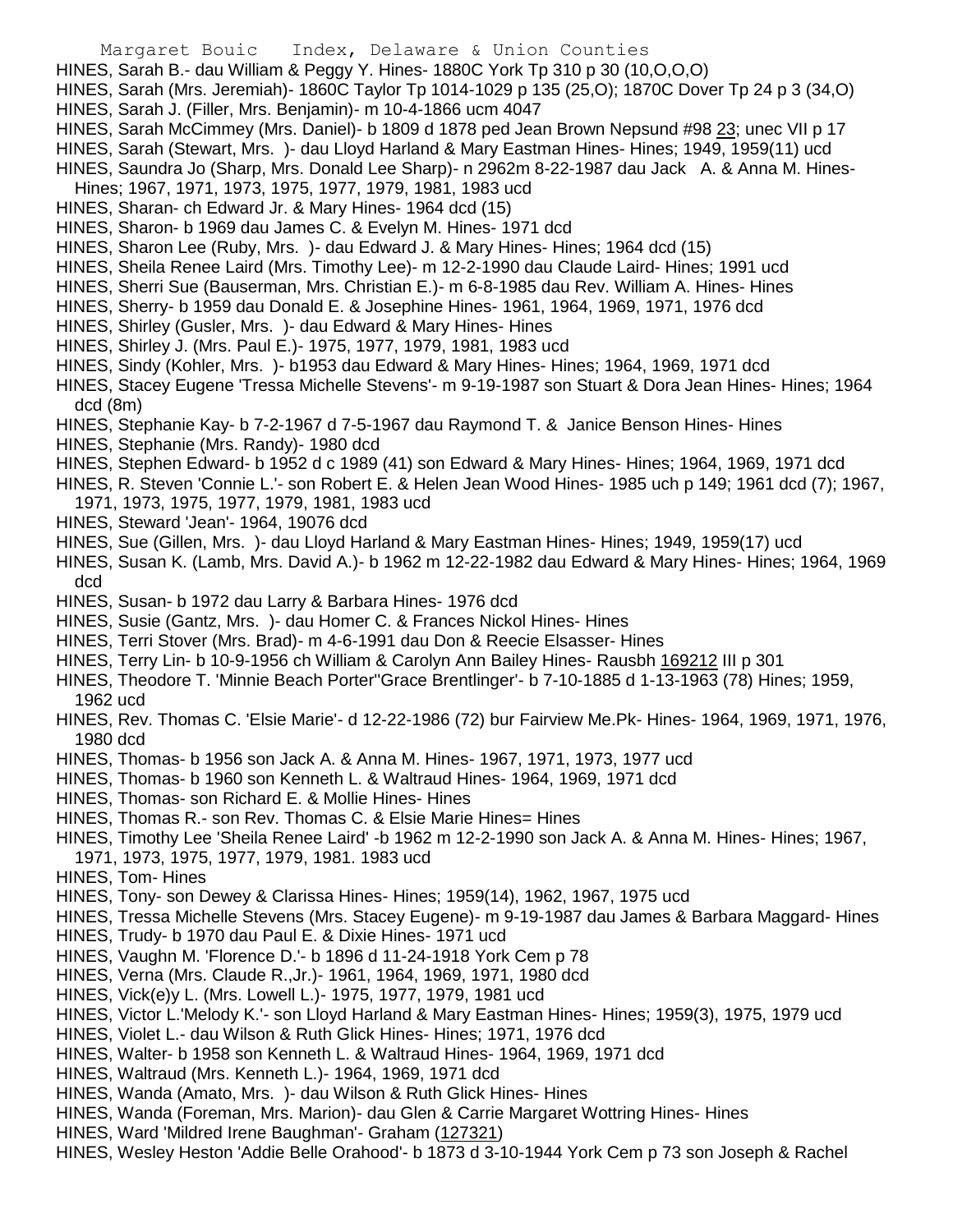HINES, Sarah B.- dau William & Peggy Y. Hines- 1880C York Tp 310 p 30 (10,O,O,O)

HINES, Sarah (Mrs. Jeremiah)- 1860C Taylor Tp 1014-1029 p 135 (25,O); 1870C Dover Tp 24 p 3 (34,O)

HINES, Sarah J. (Filler, Mrs. Benjamin)- m 10-4-1866 ucm 4047

HINES, Sarah McCimmey (Mrs. Daniel)- b 1809 d 1878 ped Jean Brown Nepsund #98 23; unec VII p 17

HINES, Sarah (Stewart, Mrs. )- dau Lloyd Harland & Mary Eastman Hines- Hines; 1949, 1959(11) ucd

HINES, Saundra Jo (Sharp, Mrs. Donald Lee Sharp)- n 2962m 8-22-1987 dau Jack A. & Anna M. Hines- Hines; 1967, 1971, 1973, 1975, 1977, 1979, 1981, 1983 ucd

HINES, Sharan- ch Edward Jr. & Mary Hines- 1964 dcd (15)

HINES, Sharon- b 1969 dau James C. & Evelyn M. Hines- 1971 dcd

HINES, Sharon Lee (Ruby, Mrs. )- dau Edward J. & Mary Hines- Hines; 1964 dcd (15)

HINES, Sheila Renee Laird (Mrs. Timothy Lee)- m 12-2-1990 dau Claude Laird- Hines; 1991 ucd

HINES, Sherri Sue (Bauserman, Mrs. Christian E.)- m 6-8-1985 dau Rev. William A. Hines- Hines

HINES, Sherry- b 1959 dau Donald E. & Josephine Hines- 1961, 1964, 1969, 1971, 1976 dcd

HINES, Shirley (Gusler, Mrs. )- dau Edward & Mary Hines- Hines

HINES, Shirley J. (Mrs. Paul E.)- 1975, 1977, 1979, 1981, 1983 ucd

HINES, Sindy (Kohler, Mrs. )- b1953 dau Edward & Mary Hines- Hines; 1964, 1969, 1971 dcd

HINES, Stacey Eugene 'Tressa Michelle Stevens'- m 9-19-1987 son Stuart & Dora Jean Hines- Hines; 1964 dcd (8m)

HINES, Stephanie Kay- b 7-2-1967 d 7-5-1967 dau Raymond T. & Janice Benson Hines- Hines

HINES, Stephanie (Mrs. Randy)- 1980 dcd

HINES, Stephen Edward- b 1952 d c 1989 (41) son Edward & Mary Hines- Hines; 1964, 1969, 1971 dcd

HINES, R. Steven 'Connie L.'- son Robert E. & Helen Jean Wood Hines- 1985 uch p 149; 1961 dcd (7); 1967, 1971, 1973, 1975, 1977, 1979, 1981, 1983 ucd

HINES, Steward 'Jean'- 1964, 19076 dcd

HINES, Sue (Gillen, Mrs. )- dau Lloyd Harland & Mary Eastman Hines- Hines; 1949, 1959(17) ucd

HINES, Susan K. (Lamb, Mrs. David A.)- b 1962 m 12-22-1982 dau Edward & Mary Hines- Hines; 1964, 1969 dcd

HINES, Susan- b 1972 dau Larry & Barbara Hines- 1976 dcd

HINES, Susie (Gantz, Mrs. )- dau Homer C. & Frances Nickol Hines- Hines

HINES, Terri Stover (Mrs. Brad)- m 4-6-1991 dau Don & Reecie Elsasser- Hines

HINES, Terry Lin- b 10-9-1956 ch William & Carolyn Ann Bailey Hines- Rausbh 169212 III p 301

HINES, Theodore T. 'Minnie Beach Porter''Grace Brentlinger'- b 7-10-1885 d 1-13-1963 (78) Hines; 1959, 1962 ucd

HINES, Rev. Thomas C. 'Elsie Marie'- d 12-22-1986 (72) bur Fairview Me.Pk- Hines- 1964, 1969, 1971, 1976, 1980 dcd

HINES, Thomas- b 1956 son Jack A. & Anna M. Hines- 1967, 1971, 1973, 1977 ucd

HINES, Thomas- b 1960 son Kenneth L. & Waltraud Hines- 1964, 1969, 1971 dcd

HINES, Thomas- son Richard E. & Mollie Hines- Hines

HINES, Thomas R.- son Rev. Thomas C. & Elsie Marie Hines= Hines

HINES, Timothy Lee 'Sheila Renee Laird' -b 1962 m 12-2-1990 son Jack A. & Anna M. Hines- Hines; 1967, 1971, 1973, 1975, 1977, 1979, 1981. 1983 ucd

HINES, Tom- Hines

HINES, Tony- son Dewey & Clarissa Hines- Hines; 1959(14), 1962, 1967, 1975 ucd

HINES, Tressa Michelle Stevens (Mrs. Stacey Eugene)- m 9-19-1987 dau James & Barbara Maggard- Hines

HINES, Trudy- b 1970 dau Paul E. & Dixie Hines- 1971 ucd

HINES, Vaughn M. 'Florence D.'- b 1896 d 11-24-1918 York Cem p 78

HINES, Verna (Mrs. Claude R.,Jr.)- 1961, 1964, 1969, 1971, 1980 dcd

HINES, Vick(e)y L. (Mrs. Lowell L.)- 1975, 1977, 1979, 1981 ucd

HINES, Victor L.'Melody K.'- son Lloyd Harland & Mary Eastman Hines- Hines; 1959(3), 1975, 1979 ucd

HINES, Violet L.- dau Wilson & Ruth Glick Hines- Hines; 1971, 1976 dcd

HINES, Walter- b 1958 son Kenneth L. & Waltraud Hines- 1964, 1969, 1971 dcd

HINES, Waltraud (Mrs. Kenneth L.)- 1964, 1969, 1971 dcd

HINES, Wanda (Amato, Mrs. )- dau Wilson & Ruth Glick Hines- Hines

HINES, Wanda (Foreman, Mrs. Marion)- dau Glen & Carrie Margaret Wottring Hines- Hines

HINES, Ward 'Mildred Irene Baughman'- Graham (127321)

HINES, Wesley Heston 'Addie Belle Orahood'- b 1873 d 3-10-1944 York Cem p 73 son Joseph & Rachel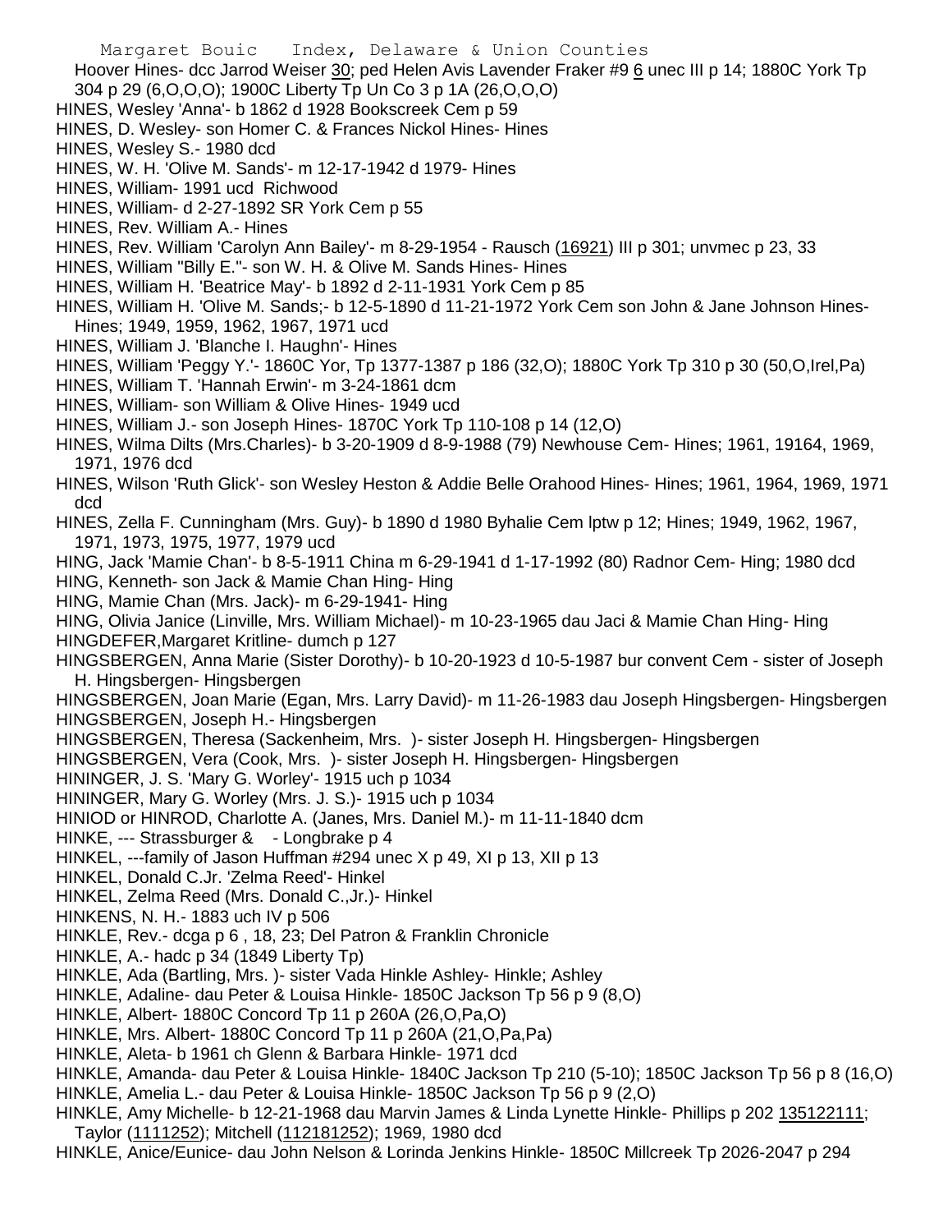Hoover Hines- dcc Jarrod Weiser 30; ped Helen Avis Lavender Fraker #9 6 unec III p 14; 1880C York Tp 304 p 29 (6,O,O,O); 1900C Liberty Tp Un Co 3 p 1A (26,O,O,O)

HINES, Wesley 'Anna'- b 1862 d 1928 Bookscreek Cem p 59

HINES, D. Wesley- son Homer C. & Frances Nickol Hines- Hines

HINES, Wesley S.- 1980 dcd

HINES, W. H. 'Olive M. Sands'- m 12-17-1942 d 1979- Hines

HINES, William- 1991 ucd Richwood

HINES, William- d 2-27-1892 SR York Cem p 55

HINES, Rev. William A.- Hines

HINES, Rev. William 'Carolyn Ann Bailey'- m 8-29-1954 - Rausch (16921) III p 301; unvmec p 23, 33

HINES, William "Billy E."- son W. H. & Olive M. Sands Hines- Hines

HINES, William H. 'Beatrice May'- b 1892 d 2-11-1931 York Cem p 85

HINES, William H. 'Olive M. Sands;- b 12-5-1890 d 11-21-1972 York Cem son John & Jane Johnson Hines- Hines; 1949, 1959, 1962, 1967, 1971 ucd

HINES, William J. 'Blanche I. Haughn'- Hines

HINES, William 'Peggy Y.'- 1860C Yor, Tp 1377-1387 p 186 (32,O); 1880C York Tp 310 p 30 (50,O,Irel,Pa)

HINES, William T. 'Hannah Erwin'- m 3-24-1861 dcm

HINES, William- son William & Olive Hines- 1949 ucd

HINES, William J.- son Joseph Hines- 1870C York Tp 110-108 p 14 (12,O)

HINES, Wilma Dilts (Mrs.Charles)- b 3-20-1909 d 8-9-1988 (79) Newhouse Cem- Hines; 1961, 19164, 1969, 1971, 1976 dcd

HINES, Wilson 'Ruth Glick'- son Wesley Heston & Addie Belle Orahood Hines- Hines; 1961, 1964, 1969, 1971 dcd

HINES, Zella F. Cunningham (Mrs. Guy)- b 1890 d 1980 Byhalie Cem lptw p 12; Hines; 1949, 1962, 1967, 1971, 1973, 1975, 1977, 1979 ucd

HING, Jack 'Mamie Chan'- b 8-5-1911 China m 6-29-1941 d 1-17-1992 (80) Radnor Cem- Hing; 1980 dcd

HING, Kenneth- son Jack & Mamie Chan Hing- Hing

HING, Mamie Chan (Mrs. Jack)- m 6-29-1941- Hing

HING, Olivia Janice (Linville, Mrs. William Michael)- m 10-23-1965 dau Jaci & Mamie Chan Hing- Hing

HINGDEFER,Margaret Kritline- dumch p 127

HINGSBERGEN, Anna Marie (Sister Dorothy)- b 10-20-1923 d 10-5-1987 bur convent Cem - sister of Joseph H. Hingsbergen- Hingsbergen

HINGSBERGEN, Joan Marie (Egan, Mrs. Larry David)- m 11-26-1983 dau Joseph Hingsbergen- Hingsbergen

HINGSBERGEN, Joseph H.- Hingsbergen

HINGSBERGEN, Theresa (Sackenheim, Mrs. )- sister Joseph H. Hingsbergen- Hingsbergen

HINGSBERGEN, Vera (Cook, Mrs. )- sister Joseph H. Hingsbergen- Hingsbergen

HININGER, J. S. 'Mary G. Worley'- 1915 uch p 1034

HININGER, Mary G. Worley (Mrs. J. S.)- 1915 uch p 1034

HINIOD or HINROD, Charlotte A. (Janes, Mrs. Daniel M.)- m 11-11-1840 dcm

HINKE, --- Strassburger & - Longbrake p 4

HINKEL, ---family of Jason Huffman #294 unec X p 49, XI p 13, XII p 13

HINKEL, Donald C.Jr. 'Zelma Reed'- Hinkel

HINKEL, Zelma Reed (Mrs. Donald C.,Jr.)- Hinkel

HINKENS, N. H.- 1883 uch IV p 506

HINKLE, Rev.- dcga p 6 , 18, 23; Del Patron & Franklin Chronicle

HINKLE, A.- hadc p 34 (1849 Liberty Tp)

HINKLE, Ada (Bartling, Mrs. )- sister Vada Hinkle Ashley- Hinkle; Ashley

HINKLE, Adaline- dau Peter & Louisa Hinkle- 1850C Jackson Tp 56 p 9 (8,O)

HINKLE, Albert- 1880C Concord Tp 11 p 260A (26,O,Pa,O)

HINKLE, Mrs. Albert- 1880C Concord Tp 11 p 260A (21,O,Pa,Pa)

HINKLE, Aleta- b 1961 ch Glenn & Barbara Hinkle- 1971 dcd

HINKLE, Amanda- dau Peter & Louisa Hinkle- 1840C Jackson Tp 210 (5-10); 1850C Jackson Tp 56 p 8 (16,O)

HINKLE, Amelia L.- dau Peter & Louisa Hinkle- 1850C Jackson Tp 56 p 9 (2,O)

HINKLE, Amy Michelle- b 12-21-1968 dau Marvin James & Linda Lynette Hinkle- Phillips p 202 135122111; Taylor (1111252); Mitchell (112181252); 1969, 1980 dcd

HINKLE, Anice/Eunice- dau John Nelson & Lorinda Jenkins Hinkle- 1850C Millcreek Tp 2026-2047 p 294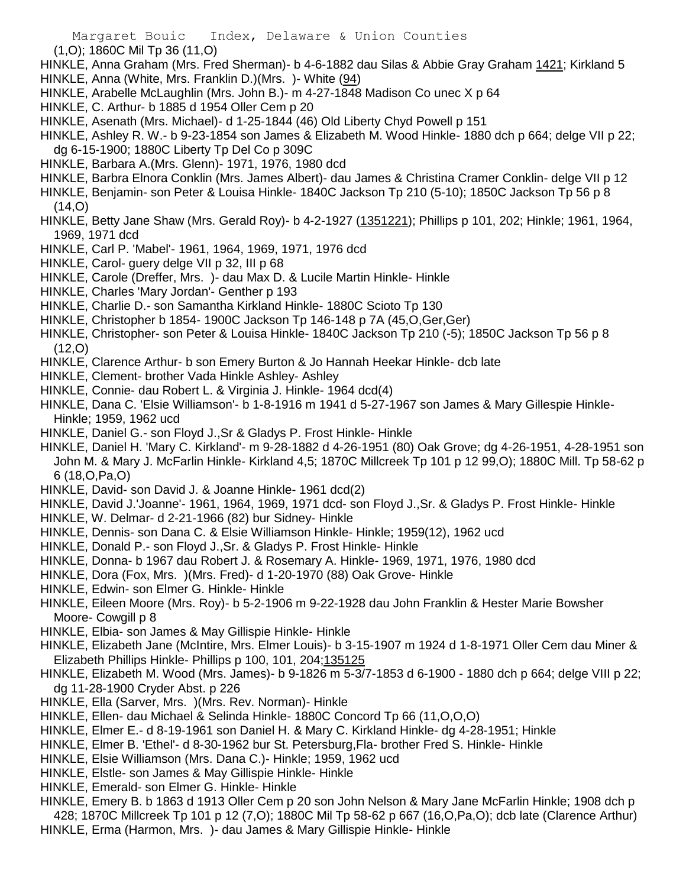(1,O); 1860C Mil Tp 36 (11,O)

HINKLE, Anna Graham (Mrs. Fred Sherman)- b 4-6-1882 dau Silas & Abbie Gray Graham 1421; Kirkland 5

HINKLE, Anna (White, Mrs. Franklin D.)(Mrs. )- White (94)

HINKLE, Arabelle McLaughlin (Mrs. John B.)- m 4-27-1848 Madison Co unec X p 64

HINKLE, C. Arthur- b 1885 d 1954 Oller Cem p 20

HINKLE, Asenath (Mrs. Michael)- d 1-25-1844 (46) Old Liberty Chyd Powell p 151

HINKLE, Ashley R. W.- b 9-23-1854 son James & Elizabeth M. Wood Hinkle- 1880 dch p 664; delge VII p 22; dg 6-15-1900; 1880C Liberty Tp Del Co p 309C

HINKLE, Barbara A.(Mrs. Glenn)- 1971, 1976, 1980 dcd

HINKLE, Barbra Elnora Conklin (Mrs. James Albert)- dau James & Christina Cramer Conklin- delge VII p 12

HINKLE, Benjamin- son Peter & Louisa Hinkle- 1840C Jackson Tp 210 (5-10); 1850C Jackson Tp 56 p 8 (14,O)

HINKLE, Betty Jane Shaw (Mrs. Gerald Roy)- b 4-2-1927 (1351221); Phillips p 101, 202; Hinkle; 1961, 1964, 1969, 1971 dcd

HINKLE, Carl P. 'Mabel'- 1961, 1964, 1969, 1971, 1976 dcd

HINKLE, Carol- guery delge VII p 32, III p 68

HINKLE, Carole (Dreffer, Mrs. )- dau Max D. & Lucile Martin Hinkle- Hinkle

HINKLE, Charles 'Mary Jordan'- Genther p 193

HINKLE, Charlie D.- son Samantha Kirkland Hinkle- 1880C Scioto Tp 130

HINKLE, Christopher b 1854- 1900C Jackson Tp 146-148 p 7A (45,O,Ger,Ger)

HINKLE, Christopher- son Peter & Louisa Hinkle- 1840C Jackson Tp 210 (-5); 1850C Jackson Tp 56 p 8 (12,O)

HINKLE, Clarence Arthur- b son Emery Burton & Jo Hannah Heekar Hinkle- dcb late

HINKLE, Clement- brother Vada Hinkle Ashley- Ashley

HINKLE, Connie- dau Robert L. & Virginia J. Hinkle- 1964 dcd(4)

HINKLE, Dana C. 'Elsie Williamson'- b 1-8-1916 m 1941 d 5-27-1967 son James & Mary Gillespie Hinkle- Hinkle; 1959, 1962 ucd

HINKLE, Daniel G.- son Floyd J.,Sr & Gladys P. Frost Hinkle- Hinkle

HINKLE, Daniel H. 'Mary C. Kirkland'- m 9-28-1882 d 4-26-1951 (80) Oak Grove; dg 4-26-1951, 4-28-1951 son John M. & Mary J. McFarlin Hinkle- Kirkland 4,5; 1870C Millcreek Tp 101 p 12 99,O); 1880C Mill. Tp 58-62 p 6 (18,O,Pa,O)

HINKLE, David- son David J. & Joanne Hinkle- 1961 dcd(2)

HINKLE, David J.'Joanne'- 1961, 1964, 1969, 1971 dcd- son Floyd J.,Sr. & Gladys P. Frost Hinkle- Hinkle

HINKLE, W. Delmar- d 2-21-1966 (82) bur Sidney- Hinkle

HINKLE, Dennis- son Dana C. & Elsie Williamson Hinkle- Hinkle; 1959(12), 1962 ucd

HINKLE, Donald P.- son Floyd J.,Sr. & Gladys P. Frost Hinkle- Hinkle

HINKLE, Donna- b 1967 dau Robert J. & Rosemary A. Hinkle- 1969, 1971, 1976, 1980 dcd

HINKLE, Dora (Fox, Mrs. )(Mrs. Fred)- d 1-20-1970 (88) Oak Grove- Hinkle

HINKLE, Edwin- son Elmer G. Hinkle- Hinkle

HINKLE, Eileen Moore (Mrs. Roy)- b 5-2-1906 m 9-22-1928 dau John Franklin & Hester Marie Bowsher Moore- Cowgill p 8

HINKLE, Elbia- son James & May Gillispie Hinkle- Hinkle

HINKLE, Elizabeth Jane (McIntire, Mrs. Elmer Louis)- b 3-15-1907 m 1924 d 1-8-1971 Oller Cem dau Miner & Elizabeth Phillips Hinkle- Phillips p 100, 101, 204;135125

HINKLE, Elizabeth M. Wood (Mrs. James)- b 9-1826 m 5-3/7-1853 d 6-1900 - 1880 dch p 664; delge VIII p 22; dg 11-28-1900 Cryder Abst. p 226

HINKLE, Ella (Sarver, Mrs. )(Mrs. Rev. Norman)- Hinkle

HINKLE, Ellen- dau Michael & Selinda Hinkle- 1880C Concord Tp 66 (11,O,O,O)

HINKLE, Elmer E.- d 8-19-1961 son Daniel H. & Mary C. Kirkland Hinkle- dg 4-28-1951; Hinkle

HINKLE, Elmer B. 'Ethel'- d 8-30-1962 bur St. Petersburg,Fla- brother Fred S. Hinkle- Hinkle

HINKLE, Elsie Williamson (Mrs. Dana C.)- Hinkle; 1959, 1962 ucd

HINKLE, Elstle- son James & May Gillispie Hinkle- Hinkle

HINKLE, Emerald- son Elmer G. Hinkle- Hinkle

HINKLE, Emery B. b 1863 d 1913 Oller Cem p 20 son John Nelson & Mary Jane McFarlin Hinkle; 1908 dch p 428; 1870C Millcreek Tp 101 p 12 (7,O); 1880C Mil Tp 58-62 p 667 (16,O,Pa,O); dcb late (Clarence Arthur)

HINKLE, Erma (Harmon, Mrs. )- dau James & Mary Gillispie Hinkle- Hinkle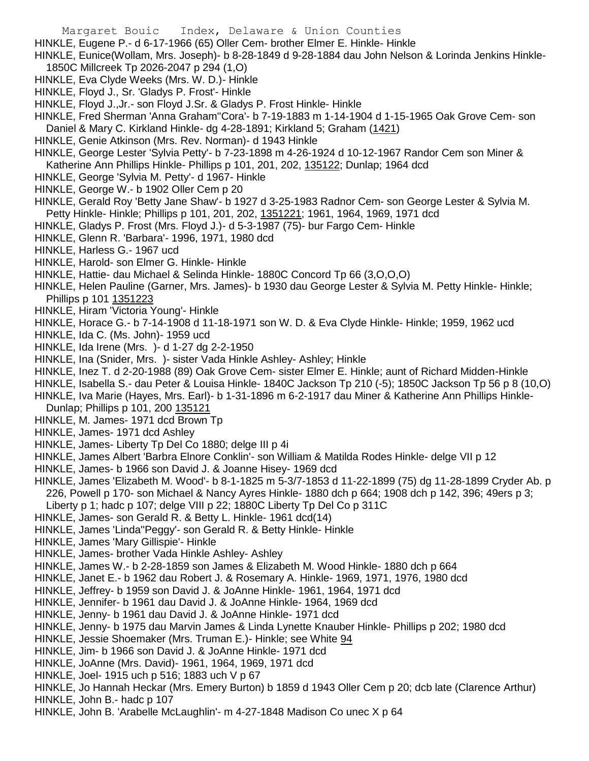HINKLE, Eugene P.- d 6-17-1966 (65) Oller Cem- brother Elmer E. Hinkle- Hinkle

HINKLE, Eunice(Wollam, Mrs. Joseph)- b 8-28-1849 d 9-28-1884 dau John Nelson & Lorinda Jenkins Hinkle- 1850C Millcreek Tp 2026-2047 p 294 (1,O)

HINKLE, Eva Clyde Weeks (Mrs. W. D.)- Hinkle

HINKLE, Floyd J., Sr. 'Gladys P. Frost'- Hinkle

HINKLE, Floyd J.,Jr.- son Floyd J.Sr. & Gladys P. Frost Hinkle- Hinkle

HINKLE, Fred Sherman 'Anna Graham''Cora'- b 7-19-1883 m 1-14-1904 d 1-15-1965 Oak Grove Cem- son Daniel & Mary C. Kirkland Hinkle- dg 4-28-1891; Kirkland 5; Graham (1421)

HINKLE, Genie Atkinson (Mrs. Rev. Norman)- d 1943 Hinkle

HINKLE, George Lester 'Sylvia Petty'- b 7-23-1898 m 4-26-1924 d 10-12-1967 Randor Cem son Miner & Katherine Ann Phillips Hinkle- Phillips p 101, 201, 202, 135122; Dunlap; 1964 dcd

HINKLE, George 'Sylvia M. Petty'- d 1967- Hinkle

HINKLE, George W.- b 1902 Oller Cem p 20

HINKLE, Gerald Roy 'Betty Jane Shaw'- b 1927 d 3-25-1983 Radnor Cem- son George Lester & Sylvia M. Petty Hinkle- Hinkle; Phillips p 101, 201, 202, 1351221; 1961, 1964, 1969, 1971 dcd

HINKLE, Gladys P. Frost (Mrs. Floyd J.)- d 5-3-1987 (75)- bur Fargo Cem- Hinkle

HINKLE, Glenn R. 'Barbara'- 1996, 1971, 1980 dcd

HINKLE, Harless G.- 1967 ucd

HINKLE, Harold- son Elmer G. Hinkle- Hinkle

HINKLE, Hattie- dau Michael & Selinda Hinkle- 1880C Concord Tp 66 (3,O,O,O)

HINKLE, Helen Pauline (Garner, Mrs. James)- b 1930 dau George Lester & Sylvia M. Petty Hinkle- Hinkle; Phillips p 101 1351223

HINKLE, Hiram 'Victoria Young'- Hinkle

HINKLE, Horace G.- b 7-14-1908 d 11-18-1971 son W. D. & Eva Clyde Hinkle- Hinkle; 1959, 1962 ucd

HINKLE, Ida C. (Ms. John)- 1959 ucd

HINKLE, Ida Irene (Mrs. )- d 1-27 dg 2-2-1950

HINKLE, Ina (Snider, Mrs. )- sister Vada Hinkle Ashley- Ashley; Hinkle

HINKLE, Inez T. d 2-20-1988 (89) Oak Grove Cem- sister Elmer E. Hinkle; aunt of Richard Midden-Hinkle

HINKLE, Isabella S.- dau Peter & Louisa Hinkle- 1840C Jackson Tp 210 (-5); 1850C Jackson Tp 56 p 8 (10,O)

HINKLE, Iva Marie (Hayes, Mrs. Earl)- b 1-31-1896 m 6-2-1917 dau Miner & Katherine Ann Phillips Hinkle- Dunlap; Phillips p 101, 200 135121

HINKLE, M. James- 1971 dcd Brown Tp

HINKLE, James- 1971 dcd Ashley

HINKLE, James- Liberty Tp Del Co 1880; delge III p 4i

HINKLE, James Albert 'Barbra Elnore Conklin'- son William & Matilda Rodes Hinkle- delge VII p 12

HINKLE, James- b 1966 son David J. & Joanne Hisey- 1969 dcd

HINKLE, James 'Elizabeth M. Wood'- b 8-1-1825 m 5-3/7-1853 d 11-22-1899 (75) dg 11-28-1899 Cryder Ab. p 226, Powell p 170- son Michael & Nancy Ayres Hinkle- 1880 dch p 664; 1908 dch p 142, 396; 49ers p 3; Liberty p 1; hadc p 107; delge VIII p 22; 1880C Liberty Tp Del Co p 311C

HINKLE, James- son Gerald R. & Betty L. Hinkle- 1961 dcd(14)

HINKLE, James 'Linda''Peggy'- son Gerald R. & Betty Hinkle- Hinkle

HINKLE, James 'Mary Gillispie'- Hinkle

HINKLE, James- brother Vada Hinkle Ashley- Ashley

HINKLE, James W.- b 2-28-1859 son James & Elizabeth M. Wood Hinkle- 1880 dch p 664

HINKLE, Janet E.- b 1962 dau Robert J. & Rosemary A. Hinkle- 1969, 1971, 1976, 1980 dcd

HINKLE, Jeffrey- b 1959 son David J. & JoAnne Hinkle- 1961, 1964, 1971 dcd

HINKLE, Jennifer- b 1961 dau David J. & JoAnne Hinkle- 1964, 1969 dcd

HINKLE, Jenny- b 1961 dau David J. & JoAnne Hinkle- 1971 dcd

HINKLE, Jenny- b 1975 dau Marvin James & Linda Lynette Knauber Hinkle- Phillips p 202; 1980 dcd

HINKLE, Jessie Shoemaker (Mrs. Truman E.)- Hinkle; see White 94

HINKLE, Jim- b 1966 son David J. & JoAnne Hinkle- 1971 dcd

HINKLE, JoAnne (Mrs. David)- 1961, 1964, 1969, 1971 dcd

HINKLE, Joel- 1915 uch p 516; 1883 uch V p 67

HINKLE, Jo Hannah Heckar (Mrs. Emery Burton) b 1859 d 1943 Oller Cem p 20; dcb late (Clarence Arthur)

HINKLE, John B.- hadc p 107

HINKLE, John B. 'Arabelle McLaughlin'- m 4-27-1848 Madison Co unec X p 64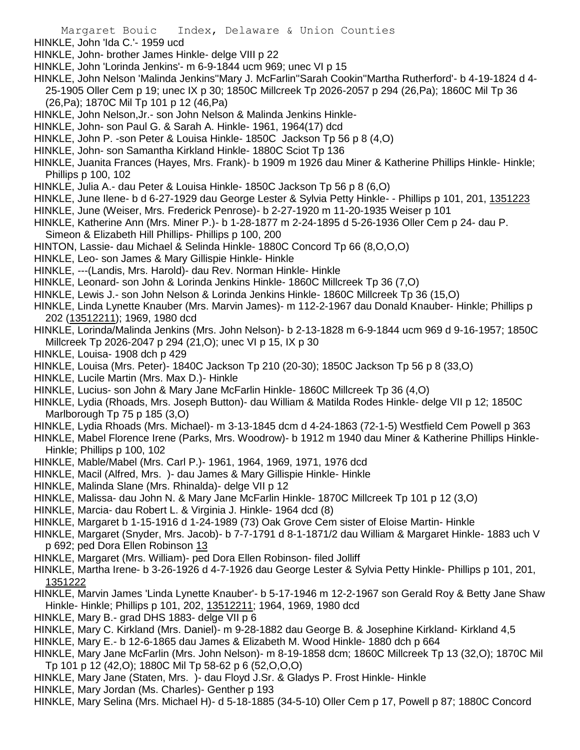HINKLE, John 'Ida C.'- 1959 ucd

HINKLE, John- brother James Hinkle- delge VIII p 22

HINKLE, John 'Lorinda Jenkins'- m 6-9-1844 ucm 969; unec VI p 15

HINKLE, John Nelson 'Malinda Jenkins''Mary J. McFarlin''Sarah Cookin''Martha Rutherford'- b 4-19-1824 d 4-25-1905 Oller Cem p 19; unec IX p 30; 1850C Millcreek Tp 2026-2057 p 294 (26,Pa); 1860C Mil Tp 36 (26,Pa); 1870C Mil Tp 101 p 12 (46,Pa)

HINKLE, John Nelson,Jr.- son John Nelson & Malinda Jenkins Hinkle-

HINKLE, John- son Paul G. & Sarah A. Hinkle- 1961, 1964(17) dcd

HINKLE, John P. -son Peter & Louisa Hinkle- 1850C Jackson Tp 56 p 8 (4,O)

HINKLE, John- son Samantha Kirkland Hinkle- 1880C Sciot Tp 136

HINKLE, Juanita Frances (Hayes, Mrs. Frank)- b 1909 m 1926 dau Miner & Katherine Phillips Hinkle- Hinkle; Phillips p 100, 102

HINKLE, Julia A.- dau Peter & Louisa Hinkle- 1850C Jackson Tp 56 p 8 (6,O)

HINKLE, June Ilene- b d 6-27-1929 dau George Lester & Sylvia Petty Hinkle- - Phillips p 101, 201, 1351223

HINKLE, June (Weiser, Mrs. Frederick Penrose)- b 2-27-1920 m 11-20-1935 Weiser p 101

HINKLE, Katherine Ann (Mrs. Miner P.)- b 1-28-1877 m 2-24-1895 d 5-26-1936 Oller Cem p 24- dau P. Simeon & Elizabeth Hill Phillips- Phillips p 100, 200

HINTON, Lassie- dau Michael & Selinda Hinkle- 1880C Concord Tp 66 (8,O,O,O)

HINKLE, Leo- son James & Mary Gillispie Hinkle- Hinkle

HINKLE, ---(Landis, Mrs. Harold)- dau Rev. Norman Hinkle- Hinkle

HINKLE, Leonard- son John & Lorinda Jenkins Hinkle- 1860C Millcreek Tp 36 (7,O)

HINKLE, Lewis J.- son John Nelson & Lorinda Jenkins Hinkle- 1860C Millcreek Tp 36 (15,O)

HINKLE, Linda Lynette Knauber (Mrs. Marvin James)- m 112-2-1967 dau Donald Knauber- Hinkle; Phillips p 202 (13512211); 1969, 1980 dcd

HINKLE, Lorinda/Malinda Jenkins (Mrs. John Nelson)- b 2-13-1828 m 6-9-1844 ucm 969 d 9-16-1957; 1850C Millcreek Tp 2026-2047 p 294 (21,O); unec VI p 15, IX p 30

HINKLE, Louisa- 1908 dch p 429

HINKLE, Louisa (Mrs. Peter)- 1840C Jackson Tp 210 (20-30); 1850C Jackson Tp 56 p 8 (33,O)

HINKLE, Lucile Martin (Mrs. Max D.)- Hinkle

HINKLE, Lucius- son John & Mary Jane McFarlin Hinkle- 1860C Millcreek Tp 36 (4,O)

HINKLE, Lydia (Rhoads, Mrs. Joseph Button)- dau William & Matilda Rodes Hinkle- delge VII p 12; 1850C Marlborough Tp 75 p 185 (3,O)

HINKLE, Lydia Rhoads (Mrs. Michael)- m 3-13-1845 dcm d 4-24-1863 (72-1-5) Westfield Cem Powell p 363

HINKLE, Mabel Florence Irene (Parks, Mrs. Woodrow)- b 1912 m 1940 dau Miner & Katherine Phillips Hinkle- Hinkle; Phillips p 100, 102

HINKLE, Mable/Mabel (Mrs. Carl P.)- 1961, 1964, 1969, 1971, 1976 dcd

HINKLE, Macil (Alfred, Mrs. )- dau James & Mary Gillispie Hinkle- Hinkle

HINKLE, Malinda Slane (Mrs. Rhinalda)- delge VII p 12

HINKLE, Malissa- dau John N. & Mary Jane McFarlin Hinkle- 1870C Millcreek Tp 101 p 12 (3,O)

HINKLE, Marcia- dau Robert L. & Virginia J. Hinkle- 1964 dcd (8)

HINKLE, Margaret b 1-15-1916 d 1-24-1989 (73) Oak Grove Cem sister of Eloise Martin- Hinkle

HINKLE, Margaret (Snyder, Mrs. Jacob)- b 7-7-1791 d 8-1-1871/2 dau William & Margaret Hinkle- 1883 uch V p 692; ped Dora Ellen Robinson 13

HINKLE, Margaret (Mrs. William)- ped Dora Ellen Robinson- filed Jolliff

HINKLE, Martha Irene- b 3-26-1926 d 4-7-1926 dau George Lester & Sylvia Petty Hinkle- Phillips p 101, 201, 1351222

HINKLE, Marvin James 'Linda Lynette Knauber'- b 5-17-1946 m 12-2-1967 son Gerald Roy & Betty Jane Shaw Hinkle- Hinkle; Phillips p 101, 202, 13512211; 1964, 1969, 1980 dcd

HINKLE, Mary B.- grad DHS 1883- delge VII p 6

HINKLE, Mary C. Kirkland (Mrs. Daniel)- m 9-28-1882 dau George B. & Josephine Kirkland- Kirkland 4,5

HINKLE, Mary E.- b 12-6-1865 dau James & Elizabeth M. Wood Hinkle- 1880 dch p 664

HINKLE, Mary Jane McFarlin (Mrs. John Nelson)- m 8-19-1858 dcm; 1860C Millcreek Tp 13 (32,O); 1870C Mil Tp 101 p 12 (42,O); 1880C Mil Tp 58-62 p 6 (52,O,O,O)

HINKLE, Mary Jane (Staten, Mrs. )- dau Floyd J.Sr. & Gladys P. Frost Hinkle- Hinkle

HINKLE, Mary Jordan (Ms. Charles)- Genther p 193

HINKLE, Mary Selina (Mrs. Michael H)- d 5-18-1885 (34-5-10) Oller Cem p 17, Powell p 87; 1880C Concord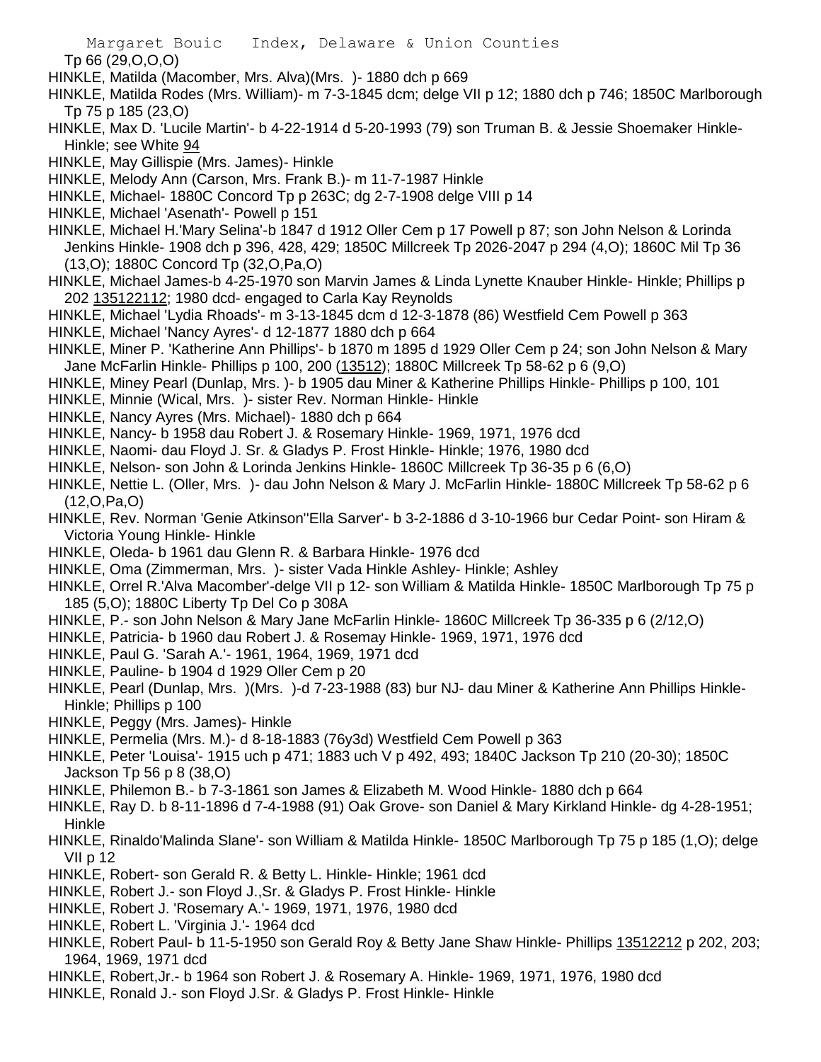Tp 66 (29,O,O,O)

HINKLE, Matilda (Macomber, Mrs. Alva)(Mrs. )- 1880 dch p 669

HINKLE, Matilda Rodes (Mrs. William)- m 7-3-1845 dcm; delge VII p 12; 1880 dch p 746; 1850C Marlborough Tp 75 p 185 (23,O)

HINKLE, Max D. 'Lucile Martin'- b 4-22-1914 d 5-20-1993 (79) son Truman B. & Jessie Shoemaker Hinkle- Hinkle; see White 94

HINKLE, May Gillispie (Mrs. James)- Hinkle

HINKLE, Melody Ann (Carson, Mrs. Frank B.)- m 11-7-1987 Hinkle

HINKLE, Michael- 1880C Concord Tp p 263C; dg 2-7-1908 delge VIII p 14

HINKLE, Michael 'Asenath'- Powell p 151

HINKLE, Michael H.'Mary Selina'-b 1847 d 1912 Oller Cem p 17 Powell p 87; son John Nelson & Lorinda Jenkins Hinkle- 1908 dch p 396, 428, 429; 1850C Millcreek Tp 2026-2047 p 294 (4,O); 1860C Mil Tp 36 (13,O); 1880C Concord Tp (32,O,Pa,O)

HINKLE, Michael James-b 4-25-1970 son Marvin James & Linda Lynette Knauber Hinkle- Hinkle; Phillips p 202 135122112; 1980 dcd- engaged to Carla Kay Reynolds

HINKLE, Michael 'Lydia Rhoads'- m 3-13-1845 dcm d 12-3-1878 (86) Westfield Cem Powell p 363

HINKLE, Michael 'Nancy Ayres'- d 12-1877 1880 dch p 664

HINKLE, Miner P. 'Katherine Ann Phillips'- b 1870 m 1895 d 1929 Oller Cem p 24; son John Nelson & Mary Jane McFarlin Hinkle- Phillips p 100, 200 (13512); 1880C Millcreek Tp 58-62 p 6 (9,O)

HINKLE, Miney Pearl (Dunlap, Mrs. )- b 1905 dau Miner & Katherine Phillips Hinkle- Phillips p 100, 101

HINKLE, Minnie (Wical, Mrs. )- sister Rev. Norman Hinkle- Hinkle

HINKLE, Nancy Ayres (Mrs. Michael)- 1880 dch p 664

HINKLE, Nancy- b 1958 dau Robert J. & Rosemary Hinkle- 1969, 1971, 1976 dcd

HINKLE, Naomi- dau Floyd J. Sr. & Gladys P. Frost Hinkle- Hinkle; 1976, 1980 dcd

HINKLE, Nelson- son John & Lorinda Jenkins Hinkle- 1860C Millcreek Tp 36-35 p 6 (6,O)

HINKLE, Nettie L. (Oller, Mrs. )- dau John Nelson & Mary J. McFarlin Hinkle- 1880C Millcreek Tp 58-62 p 6 (12,O,Pa,O)

HINKLE, Rev. Norman 'Genie Atkinson''Ella Sarver'- b 3-2-1886 d 3-10-1966 bur Cedar Point- son Hiram & Victoria Young Hinkle- Hinkle

HINKLE, Oleda- b 1961 dau Glenn R. & Barbara Hinkle- 1976 dcd

HINKLE, Oma (Zimmerman, Mrs. )- sister Vada Hinkle Ashley- Hinkle; Ashley

HINKLE, Orrel R.'Alva Macomber'-delge VII p 12- son William & Matilda Hinkle- 1850C Marlborough Tp 75 p 185 (5,O); 1880C Liberty Tp Del Co p 308A

HINKLE, P.- son John Nelson & Mary Jane McFarlin Hinkle- 1860C Millcreek Tp 36-335 p 6 (2/12,O)

HINKLE, Patricia- b 1960 dau Robert J. & Rosemay Hinkle- 1969, 1971, 1976 dcd

HINKLE, Paul G. 'Sarah A.'- 1961, 1964, 1969, 1971 dcd

HINKLE, Pauline- b 1904 d 1929 Oller Cem p 20

HINKLE, Pearl (Dunlap, Mrs. )(Mrs. )-d 7-23-1988 (83) bur NJ- dau Miner & Katherine Ann Phillips Hinkle- Hinkle; Phillips p 100

HINKLE, Peggy (Mrs. James)- Hinkle

HINKLE, Permelia (Mrs. M.)- d 8-18-1883 (76y3d) Westfield Cem Powell p 363

HINKLE, Peter 'Louisa'- 1915 uch p 471; 1883 uch V p 492, 493; 1840C Jackson Tp 210 (20-30); 1850C Jackson Tp 56 p 8 (38,O)

HINKLE, Philemon B.- b 7-3-1861 son James & Elizabeth M. Wood Hinkle- 1880 dch p 664

HINKLE, Ray D. b 8-11-1896 d 7-4-1988 (91) Oak Grove- son Daniel & Mary Kirkland Hinkle- dg 4-28-1951; Hinkle

HINKLE, Rinaldo'Malinda Slane'- son William & Matilda Hinkle- 1850C Marlborough Tp 75 p 185 (1,O); delge VII p 12

HINKLE, Robert- son Gerald R. & Betty L. Hinkle- Hinkle; 1961 dcd

HINKLE, Robert J.- son Floyd J.,Sr. & Gladys P. Frost Hinkle- Hinkle

HINKLE, Robert J. 'Rosemary A.'- 1969, 1971, 1976, 1980 dcd

HINKLE, Robert L. 'Virginia J.'- 1964 dcd

HINKLE, Robert Paul- b 11-5-1950 son Gerald Roy & Betty Jane Shaw Hinkle- Phillips 13512212 p 202, 203; 1964, 1969, 1971 dcd

HINKLE, Robert,Jr.- b 1964 son Robert J. & Rosemary A. Hinkle- 1969, 1971, 1976, 1980 dcd

HINKLE, Ronald J.- son Floyd J.Sr. & Gladys P. Frost Hinkle- Hinkle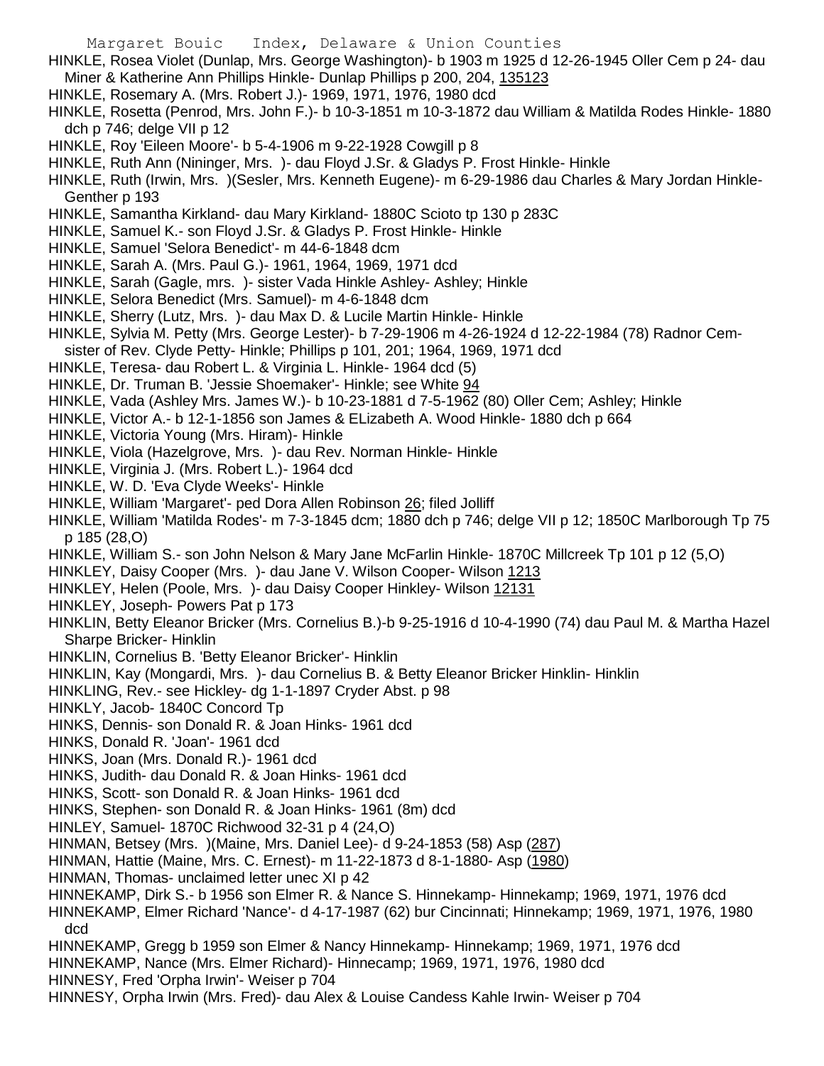HINKLE, Rosea Violet (Dunlap, Mrs. George Washington)- b 1903 m 1925 d 12-26-1945 Oller Cem p 24- dau Miner & Katherine Ann Phillips Hinkle- Dunlap Phillips p 200, 204, 135123

HINKLE, Rosemary A. (Mrs. Robert J.)- 1969, 1971, 1976, 1980 dcd

HINKLE, Rosetta (Penrod, Mrs. John F.)- b 10-3-1851 m 10-3-1872 dau William & Matilda Rodes Hinkle- 1880 dch p 746; delge VII p 12

HINKLE, Roy 'Eileen Moore'- b 5-4-1906 m 9-22-1928 Cowgill p 8

HINKLE, Ruth Ann (Nininger, Mrs. )- dau Floyd J.Sr. & Gladys P. Frost Hinkle- Hinkle

HINKLE, Ruth (Irwin, Mrs. )(Sesler, Mrs. Kenneth Eugene)- m 6-29-1986 dau Charles & Mary Jordan Hinkle- Genther p 193

HINKLE, Samantha Kirkland- dau Mary Kirkland- 1880C Scioto tp 130 p 283C

HINKLE, Samuel K.- son Floyd J.Sr. & Gladys P. Frost Hinkle- Hinkle

HINKLE, Samuel 'Selora Benedict'- m 44-6-1848 dcm

HINKLE, Sarah A. (Mrs. Paul G.)- 1961, 1964, 1969, 1971 dcd

HINKLE, Sarah (Gagle, mrs. )- sister Vada Hinkle Ashley- Ashley; Hinkle

HINKLE, Selora Benedict (Mrs. Samuel)- m 4-6-1848 dcm

HINKLE, Sherry (Lutz, Mrs. )- dau Max D. & Lucile Martin Hinkle- Hinkle

HINKLE, Sylvia M. Petty (Mrs. George Lester)- b 7-29-1906 m 4-26-1924 d 12-22-1984 (78) Radnor Cem- sister of Rev. Clyde Petty- Hinkle; Phillips p 101, 201; 1964, 1969, 1971 dcd

HINKLE, Teresa- dau Robert L. & Virginia L. Hinkle- 1964 dcd (5)

HINKLE, Dr. Truman B. 'Jessie Shoemaker'- Hinkle; see White 94

HINKLE, Vada (Ashley Mrs. James W.)- b 10-23-1881 d 7-5-1962 (80) Oller Cem; Ashley; Hinkle

HINKLE, Victor A.- b 12-1-1856 son James & ELizabeth A. Wood Hinkle- 1880 dch p 664

HINKLE, Victoria Young (Mrs. Hiram)- Hinkle

HINKLE, Viola (Hazelgrove, Mrs. )- dau Rev. Norman Hinkle- Hinkle

HINKLE, Virginia J. (Mrs. Robert L.)- 1964 dcd

HINKLE, W. D. 'Eva Clyde Weeks'- Hinkle

HINKLE, William 'Margaret'- ped Dora Allen Robinson 26; filed Jolliff

HINKLE, William 'Matilda Rodes'- m 7-3-1845 dcm; 1880 dch p 746; delge VII p 12; 1850C Marlborough Tp 75 p 185 (28,O)

HINKLE, William S.- son John Nelson & Mary Jane McFarlin Hinkle- 1870C Millcreek Tp 101 p 12 (5,O)

HINKLEY, Daisy Cooper (Mrs. )- dau Jane V. Wilson Cooper- Wilson 1213

HINKLEY, Helen (Poole, Mrs. )- dau Daisy Cooper Hinkley- Wilson 12131

HINKLEY, Joseph- Powers Pat p 173

HINKLIN, Betty Eleanor Bricker (Mrs. Cornelius B.)-b 9-25-1916 d 10-4-1990 (74) dau Paul M. & Martha Hazel Sharpe Bricker- Hinklin

HINKLIN, Cornelius B. 'Betty Eleanor Bricker'- Hinklin

HINKLIN, Kay (Mongardi, Mrs. )- dau Cornelius B. & Betty Eleanor Bricker Hinklin- Hinklin

HINKLING, Rev.- see Hickley- dg 1-1-1897 Cryder Abst. p 98

HINKLY, Jacob- 1840C Concord Tp

HINKS, Dennis- son Donald R. & Joan Hinks- 1961 dcd

HINKS, Donald R. 'Joan'- 1961 dcd

HINKS, Joan (Mrs. Donald R.)- 1961 dcd

HINKS, Judith- dau Donald R. & Joan Hinks- 1961 dcd

HINKS, Scott- son Donald R. & Joan Hinks- 1961 dcd

HINKS, Stephen- son Donald R. & Joan Hinks- 1961 (8m) dcd

HINLEY, Samuel- 1870C Richwood 32-31 p 4 (24,O)

HINMAN, Betsey (Mrs. )(Maine, Mrs. Daniel Lee)- d 9-24-1853 (58) Asp (287)

HINMAN, Hattie (Maine, Mrs. C. Ernest)- m 11-22-1873 d 8-1-1880- Asp (1980)

HINMAN, Thomas- unclaimed letter unec XI p 42

HINNEKAMP, Dirk S.- b 1956 son Elmer R. & Nance S. Hinnekamp- Hinnekamp; 1969, 1971, 1976 dcd

HINNEKAMP, Elmer Richard 'Nance'- d 4-17-1987 (62) bur Cincinnati; Hinnekamp; 1969, 1971, 1976, 1980 dcd

HINNEKAMP, Gregg b 1959 son Elmer & Nancy Hinnekamp- Hinnekamp; 1969, 1971, 1976 dcd

HINNEKAMP, Nance (Mrs. Elmer Richard)- Hinnecamp; 1969, 1971, 1976, 1980 dcd

HINNESY, Fred 'Orpha Irwin'- Weiser p 704

HINNESY, Orpha Irwin (Mrs. Fred)- dau Alex & Louise Candess Kahle Irwin- Weiser p 704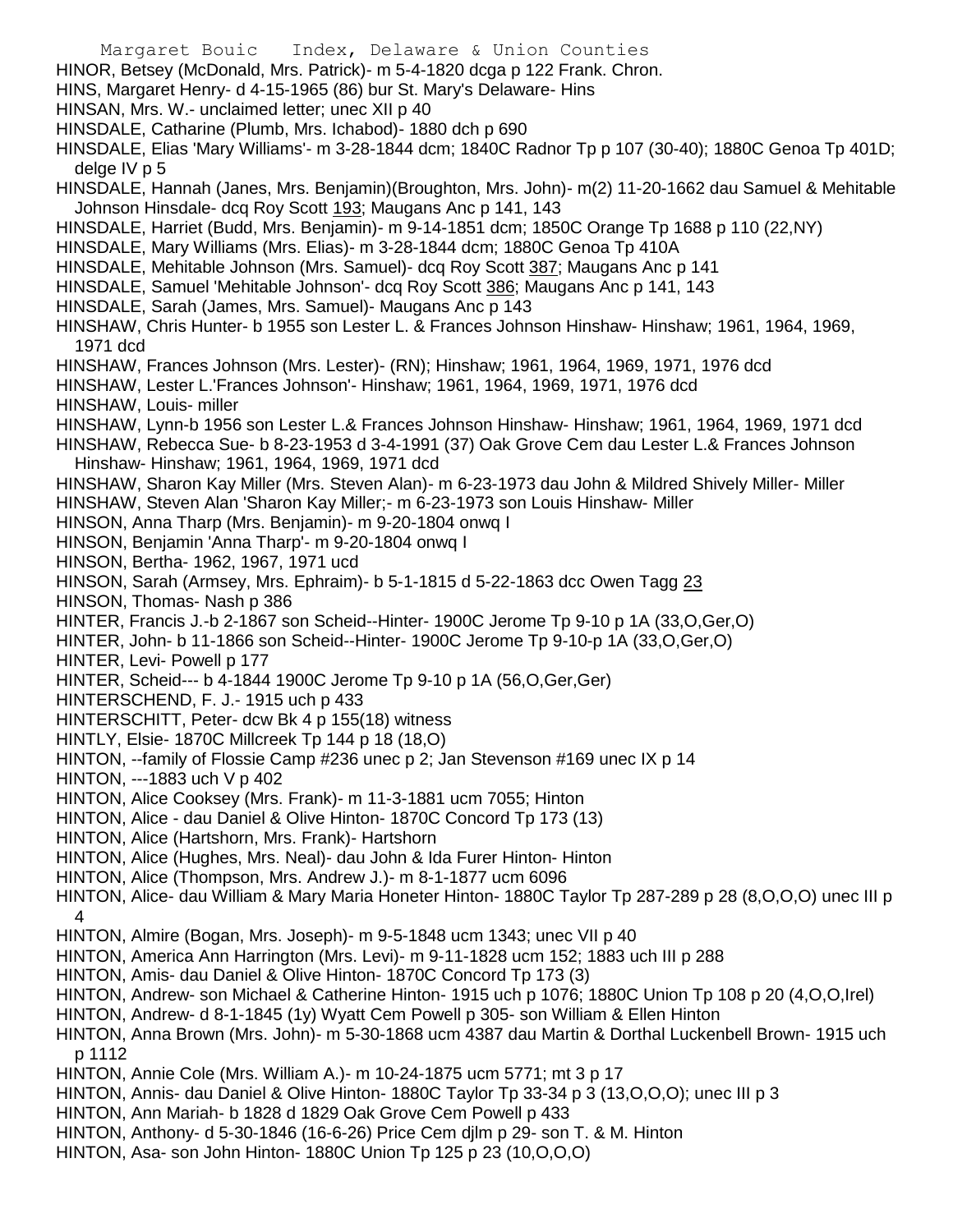HINOR, Betsey (McDonald, Mrs. Patrick)- m 5-4-1820 dcga p 122 Frank. Chron.

HINS, Margaret Henry- d 4-15-1965 (86) bur St. Mary's Delaware- Hins

HINSAN, Mrs. W.- unclaimed letter; unec XII p 40

HINSDALE, Catharine (Plumb, Mrs. Ichabod)- 1880 dch p 690

HINSDALE, Elias 'Mary Williams'- m 3-28-1844 dcm; 1840C Radnor Tp p 107 (30-40); 1880C Genoa Tp 401D; delge IV p 5

HINSDALE, Hannah (Janes, Mrs. Benjamin)(Broughton, Mrs. John)- m(2) 11-20-1662 dau Samuel & Mehitable Johnson Hinsdale- dcq Roy Scott 193; Maugans Anc p 141, 143

HINSDALE, Harriet (Budd, Mrs. Benjamin)- m 9-14-1851 dcm; 1850C Orange Tp 1688 p 110 (22,NY)

HINSDALE, Mary Williams (Mrs. Elias)- m 3-28-1844 dcm; 1880C Genoa Tp 410A

HINSDALE, Mehitable Johnson (Mrs. Samuel)- dcq Roy Scott 387; Maugans Anc p 141

HINSDALE, Samuel 'Mehitable Johnson'- dcq Roy Scott 386; Maugans Anc p 141, 143

HINSDALE, Sarah (James, Mrs. Samuel)- Maugans Anc p 143

HINSHAW, Chris Hunter- b 1955 son Lester L. & Frances Johnson Hinshaw- Hinshaw; 1961, 1964, 1969, 1971 dcd

HINSHAW, Frances Johnson (Mrs. Lester)- (RN); Hinshaw; 1961, 1964, 1969, 1971, 1976 dcd

HINSHAW, Lester L.'Frances Johnson'- Hinshaw; 1961, 1964, 1969, 1971, 1976 dcd

HINSHAW, Louis- miller

HINSHAW, Lynn-b 1956 son Lester L.& Frances Johnson Hinshaw- Hinshaw; 1961, 1964, 1969, 1971 dcd

HINSHAW, Rebecca Sue- b 8-23-1953 d 3-4-1991 (37) Oak Grove Cem dau Lester L.& Frances Johnson Hinshaw- Hinshaw; 1961, 1964, 1969, 1971 dcd

HINSHAW, Sharon Kay Miller (Mrs. Steven Alan)- m 6-23-1973 dau John & Mildred Shively Miller- Miller

HINSHAW, Steven Alan 'Sharon Kay Miller;- m 6-23-1973 son Louis Hinshaw- Miller

HINSON, Anna Tharp (Mrs. Benjamin)- m 9-20-1804 onwq I

HINSON, Benjamin 'Anna Tharp'- m 9-20-1804 onwq I

HINSON, Bertha- 1962, 1967, 1971 ucd

HINSON, Sarah (Armsey, Mrs. Ephraim)- b 5-1-1815 d 5-22-1863 dcc Owen Tagg 23

HINSON, Thomas- Nash p 386

HINTER, Francis J.-b 2-1867 son Scheid--Hinter- 1900C Jerome Tp 9-10 p 1A (33,O,Ger,O)

HINTER, John- b 11-1866 son Scheid--Hinter- 1900C Jerome Tp 9-10-p 1A (33,O,Ger,O)

HINTER, Levi- Powell p 177

HINTER, Scheid--- b 4-1844 1900C Jerome Tp 9-10 p 1A (56,O,Ger,Ger)

HINTERSCHEND, F. J.- 1915 uch p 433

HINTERSCHITT, Peter- dcw Bk 4 p 155(18) witness

HINTLY, Elsie- 1870C Millcreek Tp 144 p 18 (18,O)

HINTON, --family of Flossie Camp #236 unec p 2; Jan Stevenson #169 unec IX p 14

HINTON, ---1883 uch V p 402

HINTON, Alice Cooksey (Mrs. Frank)- m 11-3-1881 ucm 7055; Hinton

HINTON, Alice - dau Daniel & Olive Hinton- 1870C Concord Tp 173 (13)

HINTON, Alice (Hartshorn, Mrs. Frank)- Hartshorn

HINTON, Alice (Hughes, Mrs. Neal)- dau John & Ida Furer Hinton- Hinton

HINTON, Alice (Thompson, Mrs. Andrew J.)- m 8-1-1877 ucm 6096

HINTON, Alice- dau William & Mary Maria Honeter Hinton- 1880C Taylor Tp 287-289 p 28 (8,O,O,O) unec III p 4

HINTON, Almire (Bogan, Mrs. Joseph)- m 9-5-1848 ucm 1343; unec VII p 40

HINTON, America Ann Harrington (Mrs. Levi)- m 9-11-1828 ucm 152; 1883 uch III p 288

HINTON, Amis- dau Daniel & Olive Hinton- 1870C Concord Tp 173 (3)

HINTON, Andrew- son Michael & Catherine Hinton- 1915 uch p 1076; 1880C Union Tp 108 p 20 (4,O,O,Irel)

HINTON, Andrew- d 8-1-1845 (1y) Wyatt Cem Powell p 305- son William & Ellen Hinton

HINTON, Anna Brown (Mrs. John)- m 5-30-1868 ucm 4387 dau Martin & Dorthal Luckenbell Brown- 1915 uch p 1112

HINTON, Annie Cole (Mrs. William A.)- m 10-24-1875 ucm 5771; mt 3 p 17

HINTON, Annis- dau Daniel & Olive Hinton- 1880C Taylor Tp 33-34 p 3 (13,O,O,O); unec III p 3

HINTON, Ann Mariah- b 1828 d 1829 Oak Grove Cem Powell p 433

HINTON, Anthony- d 5-30-1846 (16-6-26) Price Cem djlm p 29- son T. & M. Hinton

HINTON, Asa- son John Hinton- 1880C Union Tp 125 p 23 (10,O,O,O)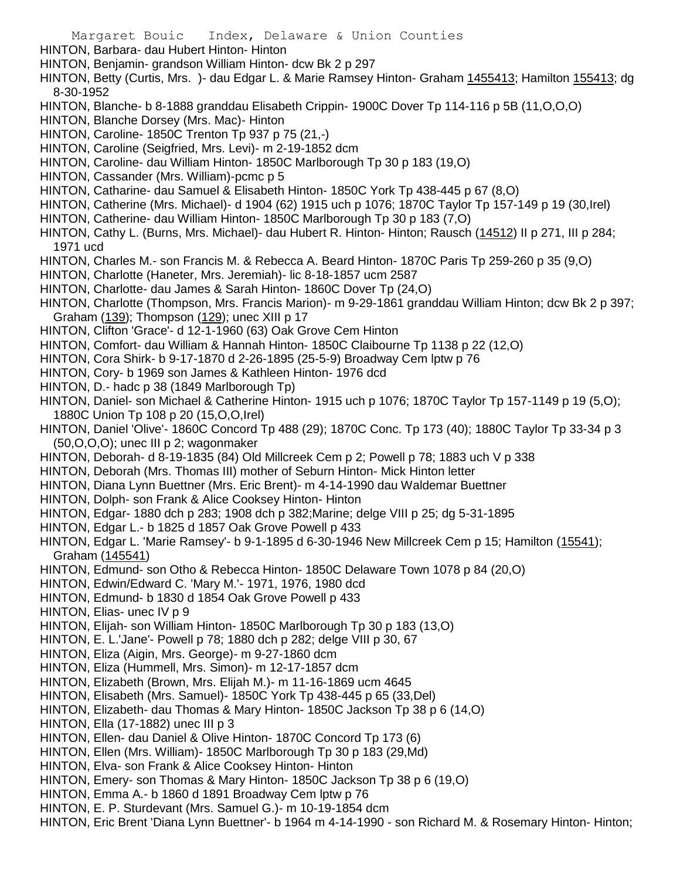HINTON, Barbara- dau Hubert Hinton- Hinton

HINTON, Benjamin- grandson William Hinton- dcw Bk 2 p 297

HINTON, Betty (Curtis, Mrs. )- dau Edgar L. & Marie Ramsey Hinton- Graham 1455413; Hamilton 155413; dg 8-30-1952

HINTON, Blanche- b 8-1888 granddau Elisabeth Crippin- 1900C Dover Tp 114-116 p 5B (11,O,O,O)

HINTON, Blanche Dorsey (Mrs. Mac)- Hinton

HINTON, Caroline- 1850C Trenton Tp 937 p 75 (21,-)

HINTON, Caroline (Seigfried, Mrs. Levi)- m 2-19-1852 dcm

HINTON, Caroline- dau William Hinton- 1850C Marlborough Tp 30 p 183 (19,O)

HINTON, Cassander (Mrs. William)-pcmc p 5

HINTON, Catharine- dau Samuel & Elisabeth Hinton- 1850C York Tp 438-445 p 67 (8,O)

HINTON, Catherine (Mrs. Michael)- d 1904 (62) 1915 uch p 1076; 1870C Taylor Tp 157-149 p 19 (30,Irel)

HINTON, Catherine- dau William Hinton- 1850C Marlborough Tp 30 p 183 (7,O)

HINTON, Cathy L. (Burns, Mrs. Michael)- dau Hubert R. Hinton- Hinton; Rausch (14512) II p 271, III p 284; 1971 ucd

HINTON, Charles M.- son Francis M. & Rebecca A. Beard Hinton- 1870C Paris Tp 259-260 p 35 (9,O)

HINTON, Charlotte (Haneter, Mrs. Jeremiah)- lic 8-18-1857 ucm 2587

HINTON, Charlotte- dau James & Sarah Hinton- 1860C Dover Tp (24,O)

HINTON, Charlotte (Thompson, Mrs. Francis Marion)- m 9-29-1861 granddau William Hinton; dcw Bk 2 p 397; Graham (139); Thompson (129); unec XIII p 17

HINTON, Clifton 'Grace'- d 12-1-1960 (63) Oak Grove Cem Hinton

HINTON, Comfort- dau William & Hannah Hinton- 1850C Claibourne Tp 1138 p 22 (12,O)

HINTON, Cora Shirk- b 9-17-1870 d 2-26-1895 (25-5-9) Broadway Cem lptw p 76

HINTON, Cory- b 1969 son James & Kathleen Hinton- 1976 dcd

HINTON, D.- hadc p 38 (1849 Marlborough Tp)

HINTON, Daniel- son Michael & Catherine Hinton- 1915 uch p 1076; 1870C Taylor Tp 157-1149 p 19 (5,O); 1880C Union Tp 108 p 20 (15,O,O,Irel)

HINTON, Daniel 'Olive'- 1860C Concord Tp 488 (29); 1870C Conc. Tp 173 (40); 1880C Taylor Tp 33-34 p 3 (50,O,O,O); unec III p 2; wagonmaker

HINTON, Deborah- d 8-19-1835 (84) Old Millcreek Cem p 2; Powell p 78; 1883 uch V p 338

HINTON, Deborah (Mrs. Thomas III) mother of Seburn Hinton- Mick Hinton letter

HINTON, Diana Lynn Buettner (Mrs. Eric Brent)- m 4-14-1990 dau Waldemar Buettner

HINTON, Dolph- son Frank & Alice Cooksey Hinton- Hinton

HINTON, Edgar- 1880 dch p 283; 1908 dch p 382;Marine; delge VIII p 25; dg 5-31-1895

HINTON, Edgar L.- b 1825 d 1857 Oak Grove Powell p 433

HINTON, Edgar L. 'Marie Ramsey'- b 9-1-1895 d 6-30-1946 New Millcreek Cem p 15; Hamilton (15541); Graham (145541)

HINTON, Edmund- son Otho & Rebecca Hinton- 1850C Delaware Town 1078 p 84 (20,O)

HINTON, Edwin/Edward C. 'Mary M.'- 1971, 1976, 1980 dcd

HINTON, Edmund- b 1830 d 1854 Oak Grove Powell p 433

HINTON, Elias- unec IV p 9

HINTON, Elijah- son William Hinton- 1850C Marlborough Tp 30 p 183 (13,O)

HINTON, E. L.'Jane'- Powell p 78; 1880 dch p 282; delge VIII p 30, 67

HINTON, Eliza (Aigin, Mrs. George)- m 9-27-1860 dcm

HINTON, Eliza (Hummell, Mrs. Simon)- m 12-17-1857 dcm

HINTON, Elizabeth (Brown, Mrs. Elijah M.)- m 11-16-1869 ucm 4645

HINTON, Elisabeth (Mrs. Samuel)- 1850C York Tp 438-445 p 65 (33,Del)

HINTON, Elizabeth- dau Thomas & Mary Hinton- 1850C Jackson Tp 38 p 6 (14,O)

HINTON, Ella (17-1882) unec III p 3

HINTON, Ellen- dau Daniel & Olive Hinton- 1870C Concord Tp 173 (6)

HINTON, Ellen (Mrs. William)- 1850C Marlborough Tp 30 p 183 (29,Md)

HINTON, Elva- son Frank & Alice Cooksey Hinton- Hinton

HINTON, Emery- son Thomas & Mary Hinton- 1850C Jackson Tp 38 p 6 (19,O)

HINTON, Emma A.- b 1860 d 1891 Broadway Cem lptw p 76

HINTON, E. P. Sturdevant (Mrs. Samuel G.)- m 10-19-1854 dcm

HINTON, Eric Brent 'Diana Lynn Buettner'- b 1964 m 4-14-1990 - son Richard M. & Rosemary Hinton- Hinton;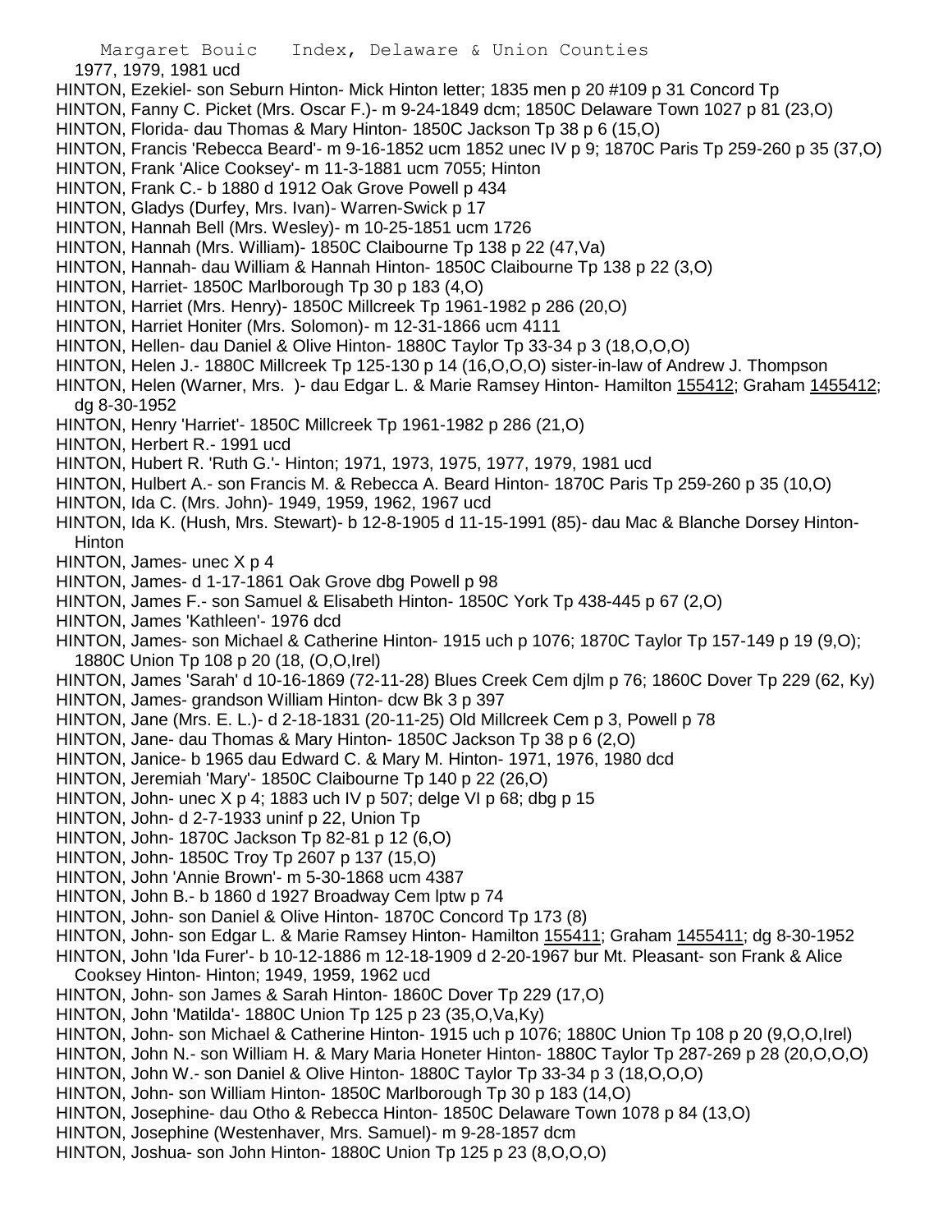1977, 1979, 1981 ucd

HINTON, Ezekiel- son Seburn Hinton- Mick Hinton letter; 1835 men p 20 #109 p 31 Concord Tp

HINTON, Fanny C. Picket (Mrs. Oscar F.)- m 9-24-1849 dcm; 1850C Delaware Town 1027 p 81 (23,O)

HINTON, Florida- dau Thomas & Mary Hinton- 1850C Jackson Tp 38 p 6 (15,O)

HINTON, Francis 'Rebecca Beard'- m 9-16-1852 ucm 1852 unec IV p 9; 1870C Paris Tp 259-260 p 35 (37,O)

HINTON, Frank 'Alice Cooksey'- m 11-3-1881 ucm 7055; Hinton

HINTON, Frank C.- b 1880 d 1912 Oak Grove Powell p 434

HINTON, Gladys (Durfey, Mrs. Ivan)- Warren-Swick p 17

HINTON, Hannah Bell (Mrs. Wesley)- m 10-25-1851 ucm 1726

HINTON, Hannah (Mrs. William)- 1850C Claibourne Tp 138 p 22 (47,Va)

HINTON, Hannah- dau William & Hannah Hinton- 1850C Claibourne Tp 138 p 22 (3,O)

HINTON, Harriet- 1850C Marlborough Tp 30 p 183 (4,O)

HINTON, Harriet (Mrs. Henry)- 1850C Millcreek Tp 1961-1982 p 286 (20,O)

HINTON, Harriet Honiter (Mrs. Solomon)- m 12-31-1866 ucm 4111

HINTON, Hellen- dau Daniel & Olive Hinton- 1880C Taylor Tp 33-34 p 3 (18,O,O,O)

HINTON, Helen J.- 1880C Millcreek Tp 125-130 p 14 (16,O,O,O) sister-in-law of Andrew J. Thompson

HINTON, Helen (Warner, Mrs. )- dau Edgar L. & Marie Ramsey Hinton- Hamilton 155412; Graham 1455412; dg 8-30-1952

HINTON, Henry 'Harriet'- 1850C Millcreek Tp 1961-1982 p 286 (21,O)

HINTON, Herbert R.- 1991 ucd

HINTON, Hubert R. 'Ruth G.'- Hinton; 1971, 1973, 1975, 1977, 1979, 1981 ucd

HINTON, Hulbert A.- son Francis M. & Rebecca A. Beard Hinton- 1870C Paris Tp 259-260 p 35 (10,O)

HINTON, Ida C. (Mrs. John)- 1949, 1959, 1962, 1967 ucd

HINTON, Ida K. (Hush, Mrs. Stewart)- b 12-8-1905 d 11-15-1991 (85)- dau Mac & Blanche Dorsey Hinton- Hinton

HINTON, James- unec X p 4

HINTON, James- d 1-17-1861 Oak Grove dbg Powell p 98

HINTON, James F.- son Samuel & Elisabeth Hinton- 1850C York Tp 438-445 p 67 (2,O)

HINTON, James 'Kathleen'- 1976 dcd

HINTON, James- son Michael & Catherine Hinton- 1915 uch p 1076; 1870C Taylor Tp 157-149 p 19 (9,O); 1880C Union Tp 108 p 20 (18, (O,O,Irel)

HINTON, James 'Sarah' d 10-16-1869 (72-11-28) Blues Creek Cem djlm p 76; 1860C Dover Tp 229 (62, Ky)

HINTON, James- grandson William Hinton- dcw Bk 3 p 397

HINTON, Jane (Mrs. E. L.)- d 2-18-1831 (20-11-25) Old Millcreek Cem p 3, Powell p 78

HINTON, Jane- dau Thomas & Mary Hinton- 1850C Jackson Tp 38 p 6 (2,O)

HINTON, Janice- b 1965 dau Edward C. & Mary M. Hinton- 1971, 1976, 1980 dcd

HINTON, Jeremiah 'Mary'- 1850C Claibourne Tp 140 p 22 (26,O)

HINTON, John- unec X p 4; 1883 uch IV p 507; delge VI p 68; dbg p 15

HINTON, John- d 2-7-1933 uninf p 22, Union Tp

HINTON, John- 1870C Jackson Tp 82-81 p 12 (6,O)

HINTON, John- 1850C Troy Tp 2607 p 137 (15,O)

HINTON, John 'Annie Brown'- m 5-30-1868 ucm 4387

HINTON, John B.- b 1860 d 1927 Broadway Cem lptw p 74

HINTON, John- son Daniel & Olive Hinton- 1870C Concord Tp 173 (8)

HINTON, John- son Edgar L. & Marie Ramsey Hinton- Hamilton 155411; Graham 1455411; dg 8-30-1952

HINTON, John 'Ida Furer'- b 10-12-1886 m 12-18-1909 d 2-20-1967 bur Mt. Pleasant- son Frank & Alice Cooksey Hinton- Hinton; 1949, 1959, 1962 ucd

HINTON, John- son James & Sarah Hinton- 1860C Dover Tp 229 (17,O)

HINTON, John 'Matilda'- 1880C Union Tp 125 p 23 (35,O,Va,Ky)

HINTON, John- son Michael & Catherine Hinton- 1915 uch p 1076; 1880C Union Tp 108 p 20 (9,O,O,Irel)

HINTON, John N.- son William H. & Mary Maria Honeter Hinton- 1880C Taylor Tp 287-269 p 28 (20,O,O,O)

HINTON, John W.- son Daniel & Olive Hinton- 1880C Taylor Tp 33-34 p 3 (18,O,O,O)

HINTON, John- son William Hinton- 1850C Marlborough Tp 30 p 183 (14,O)

HINTON, Josephine- dau Otho & Rebecca Hinton- 1850C Delaware Town 1078 p 84 (13,O)

HINTON, Josephine (Westenhaver, Mrs. Samuel)- m 9-28-1857 dcm

HINTON, Joshua- son John Hinton- 1880C Union Tp 125 p 23 (8,O,O,O)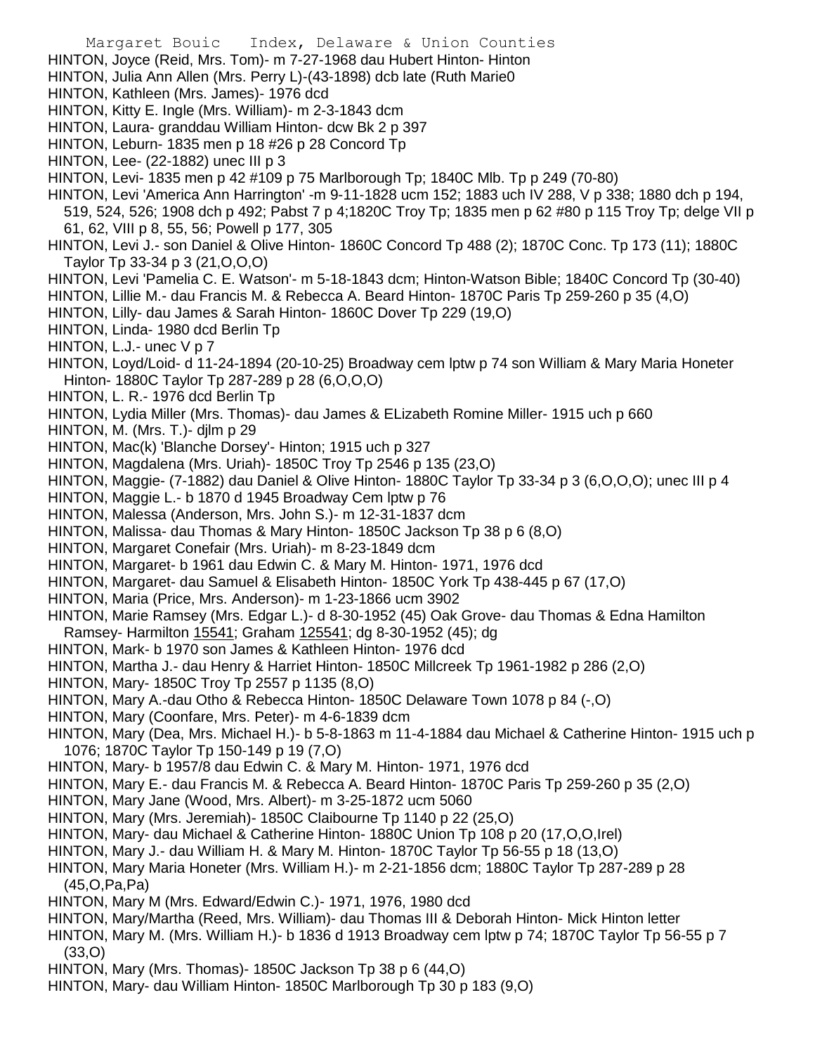HINTON, Joyce (Reid, Mrs. Tom)- m 7-27-1968 dau Hubert Hinton- Hinton
HINTON, Julia Ann Allen (Mrs. Perry L)-(43-1898) dcb late (Ruth Marie0
HINTON, Kathleen (Mrs. James)- 1976 dcd
HINTON, Kitty E. Ingle (Mrs. William)- m 2-3-1843 dcm
HINTON, Laura- granddau William Hinton- dcw Bk 2 p 397
HINTON, Leburn- 1835 men p 18 #26 p 28 Concord Tp
HINTON, Lee- (22-1882) unec III p 3
HINTON, Levi- 1835 men p 42 #109 p 75 Marlborough Tp; 1840C Mlb. Tp p 249 (70-80)
HINTON, Levi 'America Ann Harrington' -m 9-11-1828 ucm 152; 1883 uch IV 288, V p 338; 1880 dch p 194, 519, 524, 526; 1908 dch p 492; Pabst 7 p 4;1820C Troy Tp; 1835 men p 62 #80 p 115 Troy Tp; delge VII p 61, 62, VIII p 8, 55, 56; Powell p 177, 305
HINTON, Levi J.- son Daniel & Olive Hinton- 1860C Concord Tp 488 (2); 1870C Conc. Tp 173 (11); 1880C Taylor Tp 33-34 p 3 (21,O,O,O)
HINTON, Levi 'Pamelia C. E. Watson'- m 5-18-1843 dcm; Hinton-Watson Bible; 1840C Concord Tp (30-40)
HINTON, Lillie M.- dau Francis M. & Rebecca A. Beard Hinton- 1870C Paris Tp 259-260 p 35 (4,O)
HINTON, Lilly- dau James & Sarah Hinton- 1860C Dover Tp 229 (19,O)
HINTON, Linda- 1980 dcd Berlin Tp
HINTON, L.J.- unec V p 7
HINTON, Loyd/Loid- d 11-24-1894 (20-10-25) Broadway cem lptw p 74 son William & Mary Maria Honeter Hinton- 1880C Taylor Tp 287-289 p 28 (6,O,O,O)
HINTON, L. R.- 1976 dcd Berlin Tp
HINTON, Lydia Miller (Mrs. Thomas)- dau James & ELizabeth Romine Miller- 1915 uch p 660
HINTON, M. (Mrs. T.)- djlm p 29
HINTON, Mac(k) 'Blanche Dorsey'- Hinton; 1915 uch p 327
HINTON, Magdalena (Mrs. Uriah)- 1850C Troy Tp 2546 p 135 (23,O)
HINTON, Maggie- (7-1882) dau Daniel & Olive Hinton- 1880C Taylor Tp 33-34 p 3 (6,O,O,O); unec III p 4
HINTON, Maggie L.- b 1870 d 1945 Broadway Cem lptw p 76
HINTON, Malessa (Anderson, Mrs. John S.)- m 12-31-1837 dcm
HINTON, Malissa- dau Thomas & Mary Hinton- 1850C Jackson Tp 38 p 6 (8,O)
HINTON, Margaret Conefair (Mrs. Uriah)- m 8-23-1849 dcm
HINTON, Margaret- b 1961 dau Edwin C. & Mary M. Hinton- 1971, 1976 dcd
HINTON, Margaret- dau Samuel & Elisabeth Hinton- 1850C York Tp 438-445 p 67 (17,O)
HINTON, Maria (Price, Mrs. Anderson)- m 1-23-1866 ucm 3902
HINTON, Marie Ramsey (Mrs. Edgar L.)- d 8-30-1952 (45) Oak Grove- dau Thomas & Edna Hamilton Ramsey- Harmilton 15541; Graham 125541; dg 8-30-1952 (45); dg
HINTON, Mark- b 1970 son James & Kathleen Hinton- 1976 dcd
HINTON, Martha J.- dau Henry & Harriet Hinton- 1850C Millcreek Tp 1961-1982 p 286 (2,O)
HINTON, Mary- 1850C Troy Tp 2557 p 1135 (8,O)
HINTON, Mary A.-dau Otho & Rebecca Hinton- 1850C Delaware Town 1078 p 84 (-,O)
HINTON, Mary (Coonfare, Mrs. Peter)- m 4-6-1839 dcm
HINTON, Mary (Dea, Mrs. Michael H.)- b 5-8-1863 m 11-4-1884 dau Michael & Catherine Hinton- 1915 uch p 1076; 1870C Taylor Tp 150-149 p 19 (7,O)
HINTON, Mary- b 1957/8 dau Edwin C. & Mary M. Hinton- 1971, 1976 dcd
HINTON, Mary E.- dau Francis M. & Rebecca A. Beard Hinton- 1870C Paris Tp 259-260 p 35 (2,O)
HINTON, Mary Jane (Wood, Mrs. Albert)- m 3-25-1872 ucm 5060
HINTON, Mary (Mrs. Jeremiah)- 1850C Claibourne Tp 1140 p 22 (25,O)
HINTON, Mary- dau Michael & Catherine Hinton- 1880C Union Tp 108 p 20 (17,O,O,Irel)
HINTON, Mary J.- dau William H. & Mary M. Hinton- 1870C Taylor Tp 56-55 p 18 (13,O)
HINTON, Mary Maria Honeter (Mrs. William H.)- m 2-21-1856 dcm; 1880C Taylor Tp 287-289 p 28 (45,O,Pa,Pa)
HINTON, Mary M (Mrs. Edward/Edwin C.)- 1971, 1976, 1980 dcd
HINTON, Mary/Martha (Reed, Mrs. William)- dau Thomas III & Deborah Hinton- Mick Hinton letter
HINTON, Mary M. (Mrs. William H.)- b 1836 d 1913 Broadway cem lptw p 74; 1870C Taylor Tp 56-55 p 7 (33,O)
HINTON, Mary (Mrs. Thomas)- 1850C Jackson Tp 38 p 6 (44,O)
HINTON, Mary- dau William Hinton- 1850C Marlborough Tp 30 p 183 (9,O)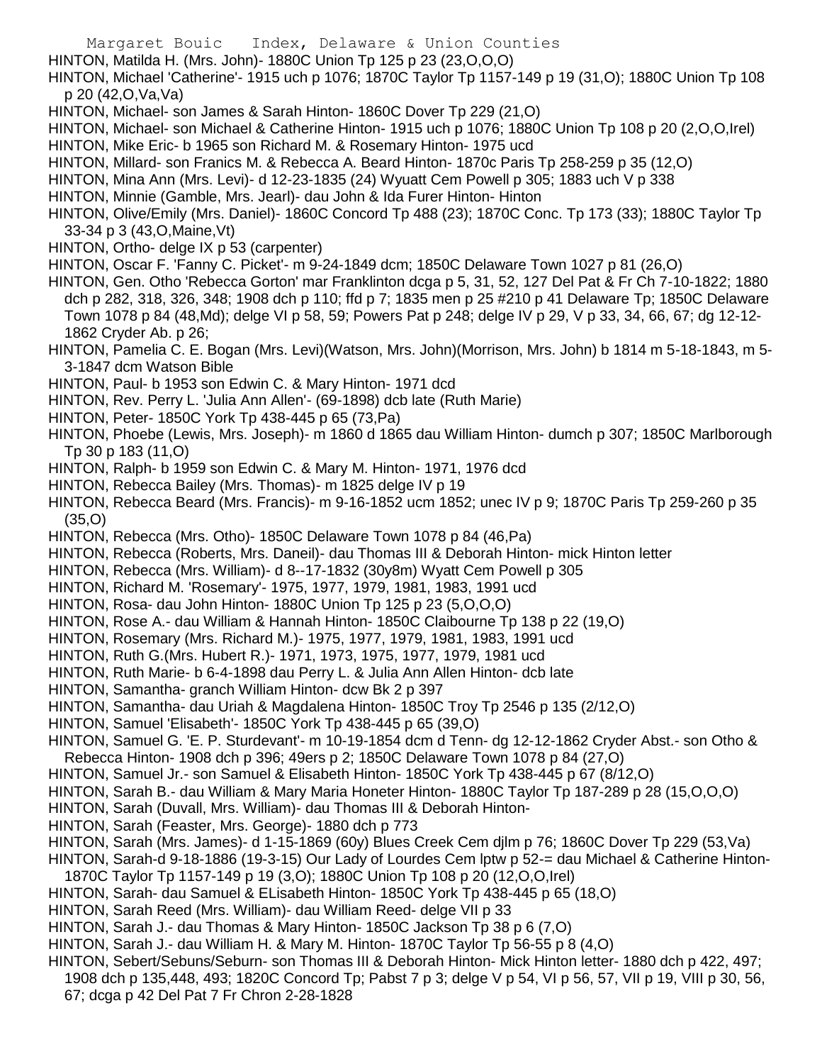HINTON, Matilda H. (Mrs. John)- 1880C Union Tp 125 p 23 (23,O,O,O)

HINTON, Michael 'Catherine'- 1915 uch p 1076; 1870C Taylor Tp 1157-149 p 19 (31,O); 1880C Union Tp 108 p 20 (42,O,Va,Va)

HINTON, Michael- son James & Sarah Hinton- 1860C Dover Tp 229 (21,O)

HINTON, Michael- son Michael & Catherine Hinton- 1915 uch p 1076; 1880C Union Tp 108 p 20 (2,O,O,Irel)

HINTON, Mike Eric- b 1965 son Richard M. & Rosemary Hinton- 1975 ucd

HINTON, Millard- son Franics M. & Rebecca A. Beard Hinton- 1870c Paris Tp 258-259 p 35 (12,O)

HINTON, Mina Ann (Mrs. Levi)- d 12-23-1835 (24) Wyuatt Cem Powell p 305; 1883 uch V p 338

HINTON, Minnie (Gamble, Mrs. Jearl)- dau John & Ida Furer Hinton- Hinton

HINTON, Olive/Emily (Mrs. Daniel)- 1860C Concord Tp 488 (23); 1870C Conc. Tp 173 (33); 1880C Taylor Tp 33-34 p 3 (43,O,Maine,Vt)

HINTON, Ortho- delge IX p 53 (carpenter)

HINTON, Oscar F. 'Fanny C. Picket'- m 9-24-1849 dcm; 1850C Delaware Town 1027 p 81 (26,O)

HINTON, Gen. Otho 'Rebecca Gorton' mar Franklinton dcga p 5, 31, 52, 127 Del Pat & Fr Ch 7-10-1822; 1880 dch p 282, 318, 326, 348; 1908 dch p 110; ffd p 7; 1835 men p 25 #210 p 41 Delaware Tp; 1850C Delaware Town 1078 p 84 (48,Md); delge VI p 58, 59; Powers Pat p 248; delge IV p 29, V p 33, 34, 66, 67; dg 12-12-1862 Cryder Ab. p 26;

HINTON, Pamelia C. E. Bogan (Mrs. Levi)(Watson, Mrs. John)(Morrison, Mrs. John) b 1814 m 5-18-1843, m 5-3-1847 dcm Watson Bible

HINTON, Paul- b 1953 son Edwin C. & Mary Hinton- 1971 dcd

HINTON, Rev. Perry L. 'Julia Ann Allen'- (69-1898) dcb late (Ruth Marie)

HINTON, Peter- 1850C York Tp 438-445 p 65 (73,Pa)

HINTON, Phoebe (Lewis, Mrs. Joseph)- m 1860 d 1865 dau William Hinton- dumch p 307; 1850C Marlborough Tp 30 p 183 (11,O)

HINTON, Ralph- b 1959 son Edwin C. & Mary M. Hinton- 1971, 1976 dcd

HINTON, Rebecca Bailey (Mrs. Thomas)- m 1825 delge IV p 19

HINTON, Rebecca Beard (Mrs. Francis)- m 9-16-1852 ucm 1852; unec IV p 9; 1870C Paris Tp 259-260 p 35 (35,O)

HINTON, Rebecca (Mrs. Otho)- 1850C Delaware Town 1078 p 84 (46,Pa)

HINTON, Rebecca (Roberts, Mrs. Daneil)- dau Thomas III & Deborah Hinton- mick Hinton letter

HINTON, Rebecca (Mrs. William)- d 8--17-1832 (30y8m) Wyatt Cem Powell p 305

HINTON, Richard M. 'Rosemary'- 1975, 1977, 1979, 1981, 1983, 1991 ucd

HINTON, Rosa- dau John Hinton- 1880C Union Tp 125 p 23 (5,O,O,O)

HINTON, Rose A.- dau William & Hannah Hinton- 1850C Claibourne Tp 138 p 22 (19,O)

HINTON, Rosemary (Mrs. Richard M.)- 1975, 1977, 1979, 1981, 1983, 1991 ucd

HINTON, Ruth G.(Mrs. Hubert R.)- 1971, 1973, 1975, 1977, 1979, 1981 ucd

HINTON, Ruth Marie- b 6-4-1898 dau Perry L. & Julia Ann Allen Hinton- dcb late

HINTON, Samantha- granch William Hinton- dcw Bk 2 p 397

HINTON, Samantha- dau Uriah & Magdalena Hinton- 1850C Troy Tp 2546 p 135 (2/12,O)

HINTON, Samuel 'Elisabeth'- 1850C York Tp 438-445 p 65 (39,O)

HINTON, Samuel G. 'E. P. Sturdevant'- m 10-19-1854 dcm d Tenn- dg 12-12-1862 Cryder Abst.- son Otho & Rebecca Hinton- 1908 dch p 396; 49ers p 2; 1850C Delaware Town 1078 p 84 (27,O)

HINTON, Samuel Jr.- son Samuel & Elisabeth Hinton- 1850C York Tp 438-445 p 67 (8/12,O)

HINTON, Sarah B.- dau William & Mary Maria Honeter Hinton- 1880C Taylor Tp 187-289 p 28 (15,O,O,O)

HINTON, Sarah (Duvall, Mrs. William)- dau Thomas III & Deborah Hinton-

HINTON, Sarah (Feaster, Mrs. George)- 1880 dch p 773

HINTON, Sarah (Mrs. James)- d 1-15-1869 (60y) Blues Creek Cem djlm p 76; 1860C Dover Tp 229 (53,Va)

HINTON, Sarah-d 9-18-1886 (19-3-15) Our Lady of Lourdes Cem lptw p 52-= dau Michael & Catherine Hinton- 1870C Taylor Tp 1157-149 p 19 (3,O); 1880C Union Tp 108 p 20 (12,O,O,Irel)

HINTON, Sarah- dau Samuel & ELisabeth Hinton- 1850C York Tp 438-445 p 65 (18,O)

HINTON, Sarah Reed (Mrs. William)- dau William Reed- delge VII p 33

HINTON, Sarah J.- dau Thomas & Mary Hinton- 1850C Jackson Tp 38 p 6 (7,O)

HINTON, Sarah J.- dau William H. & Mary M. Hinton- 1870C Taylor Tp 56-55 p 8 (4,O)

HINTON, Sebert/Sebuns/Seburn- son Thomas III & Deborah Hinton- Mick Hinton letter- 1880 dch p 422, 497; 1908 dch p 135,448, 493; 1820C Concord Tp; Pabst 7 p 3; delge V p 54, VI p 56, 57, VII p 19, VIII p 30, 56, 67; dcga p 42 Del Pat 7 Fr Chron 2-28-1828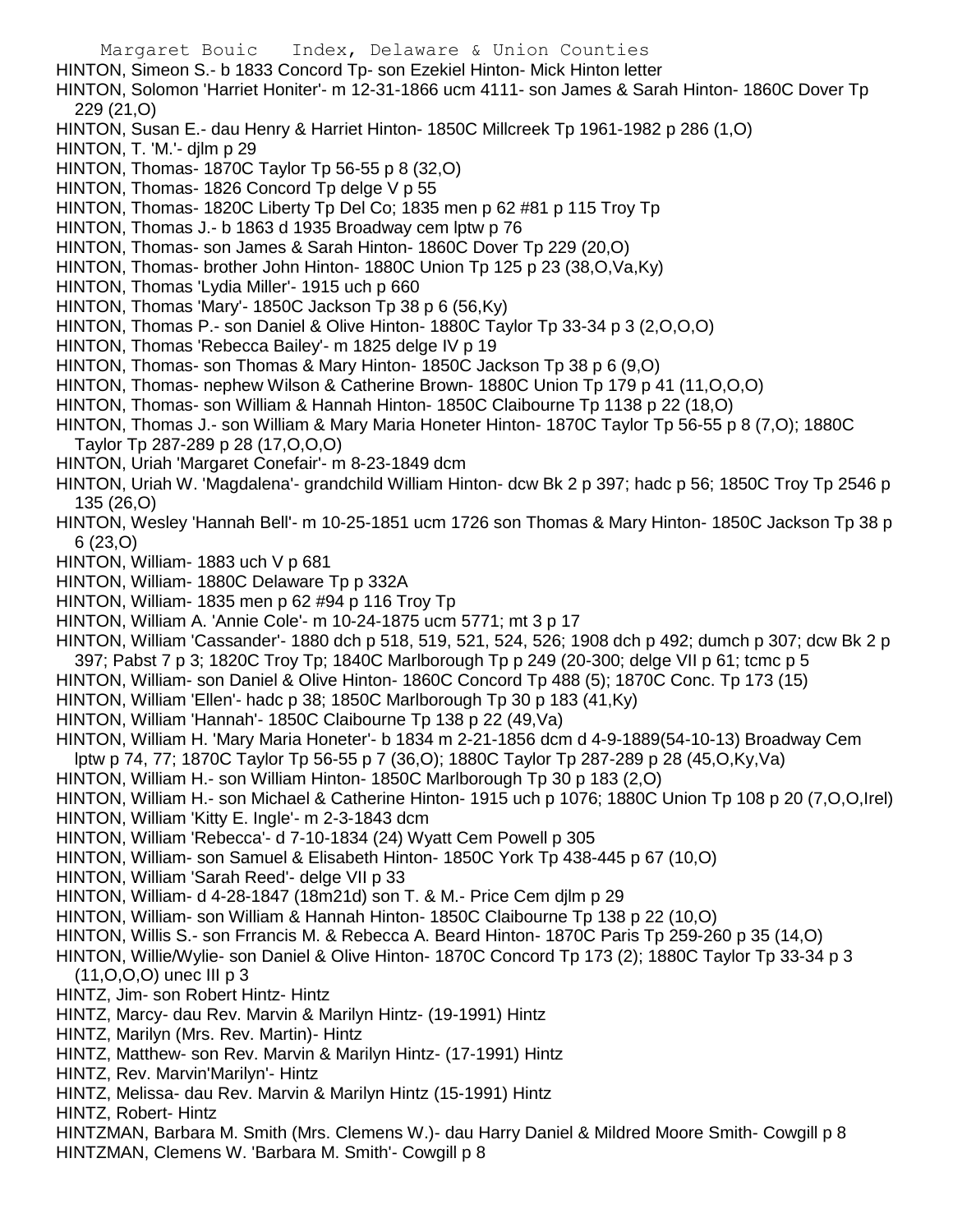HINTON, Simeon S.- b 1833 Concord Tp- son Ezekiel Hinton- Mick Hinton letter

HINTON, Solomon 'Harriet Honiter'- m 12-31-1866 ucm 4111- son James & Sarah Hinton- 1860C Dover Tp 229 (21,O)

HINTON, Susan E.- dau Henry & Harriet Hinton- 1850C Millcreek Tp 1961-1982 p 286 (1,O)

HINTON, T. 'M.'- djlm p 29

HINTON, Thomas- 1870C Taylor Tp 56-55 p 8 (32,O)

HINTON, Thomas- 1826 Concord Tp delge V p 55

HINTON, Thomas- 1820C Liberty Tp Del Co; 1835 men p 62 #81 p 115 Troy Tp

HINTON, Thomas J.- b 1863 d 1935 Broadway cem lptw p 76

HINTON, Thomas- son James & Sarah Hinton- 1860C Dover Tp 229 (20,O)

HINTON, Thomas- brother John Hinton- 1880C Union Tp 125 p 23 (38,O,Va,Ky)

HINTON, Thomas 'Lydia Miller'- 1915 uch p 660

HINTON, Thomas 'Mary'- 1850C Jackson Tp 38 p 6 (56,Ky)

HINTON, Thomas P.- son Daniel & Olive Hinton- 1880C Taylor Tp 33-34 p 3 (2,O,O,O)

HINTON, Thomas 'Rebecca Bailey'- m 1825 delge IV p 19

HINTON, Thomas- son Thomas & Mary Hinton- 1850C Jackson Tp 38 p 6 (9,O)

HINTON, Thomas- nephew Wilson & Catherine Brown- 1880C Union Tp 179 p 41 (11,O,O,O)

HINTON, Thomas- son William & Hannah Hinton- 1850C Claibourne Tp 1138 p 22 (18,O)

HINTON, Thomas J.- son William & Mary Maria Honeter Hinton- 1870C Taylor Tp 56-55 p 8 (7,O); 1880C Taylor Tp 287-289 p 28 (17,O,O,O)

HINTON, Uriah 'Margaret Conefair'- m 8-23-1849 dcm

HINTON, Uriah W. 'Magdalena'- grandchild William Hinton- dcw Bk 2 p 397; hadc p 56; 1850C Troy Tp 2546 p 135 (26,O)

HINTON, Wesley 'Hannah Bell'- m 10-25-1851 ucm 1726 son Thomas & Mary Hinton- 1850C Jackson Tp 38 p 6 (23,O)

HINTON, William- 1883 uch V p 681

HINTON, William- 1880C Delaware Tp p 332A

HINTON, William- 1835 men p 62 #94 p 116 Troy Tp

HINTON, William A. 'Annie Cole'- m 10-24-1875 ucm 5771; mt 3 p 17

HINTON, William 'Cassander'- 1880 dch p 518, 519, 521, 524, 526; 1908 dch p 492; dumch p 307; dcw Bk 2 p 397; Pabst 7 p 3; 1820C Troy Tp; 1840C Marlborough Tp p 249 (20-300; delge VII p 61; tcmc p 5

HINTON, William- son Daniel & Olive Hinton- 1860C Concord Tp 488 (5); 1870C Conc. Tp 173 (15)

HINTON, William 'Ellen'- hadc p 38; 1850C Marlborough Tp 30 p 183 (41,Ky)

HINTON, William 'Hannah'- 1850C Claibourne Tp 138 p 22 (49,Va)

HINTON, William H. 'Mary Maria Honeter'- b 1834 m 2-21-1856 dcm d 4-9-1889(54-10-13) Broadway Cem lptw p 74, 77; 1870C Taylor Tp 56-55 p 7 (36,O); 1880C Taylor Tp 287-289 p 28 (45,O,Ky,Va)

HINTON, William H.- son William Hinton- 1850C Marlborough Tp 30 p 183 (2,O)

HINTON, William H.- son Michael & Catherine Hinton- 1915 uch p 1076; 1880C Union Tp 108 p 20 (7,O,O,Irel)

HINTON, William 'Kitty E. Ingle'- m 2-3-1843 dcm

HINTON, William 'Rebecca'- d 7-10-1834 (24) Wyatt Cem Powell p 305

HINTON, William- son Samuel & Elisabeth Hinton- 1850C York Tp 438-445 p 67 (10,O)

HINTON, William 'Sarah Reed'- delge VII p 33

HINTON, William- d 4-28-1847 (18m21d) son T. & M.- Price Cem djlm p 29

HINTON, William- son William & Hannah Hinton- 1850C Claibourne Tp 138 p 22 (10,O)

HINTON, Willis S.- son Frrancis M. & Rebecca A. Beard Hinton- 1870C Paris Tp 259-260 p 35 (14,O)

HINTON, Willie/Wylie- son Daniel & Olive Hinton- 1870C Concord Tp 173 (2); 1880C Taylor Tp 33-34 p 3 (11,O,O,O) unec III p 3

HINTZ, Jim- son Robert Hintz- Hintz

HINTZ, Marcy- dau Rev. Marvin & Marilyn Hintz- (19-1991) Hintz

HINTZ, Marilyn (Mrs. Rev. Martin)- Hintz

HINTZ, Matthew- son Rev. Marvin & Marilyn Hintz- (17-1991) Hintz

HINTZ, Rev. Marvin'Marilyn'- Hintz

HINTZ, Melissa- dau Rev. Marvin & Marilyn Hintz (15-1991) Hintz

HINTZ, Robert- Hintz

HINTZMAN, Barbara M. Smith (Mrs. Clemens W.)- dau Harry Daniel & Mildred Moore Smith- Cowgill p 8

HINTZMAN, Clemens W. 'Barbara M. Smith'- Cowgill p 8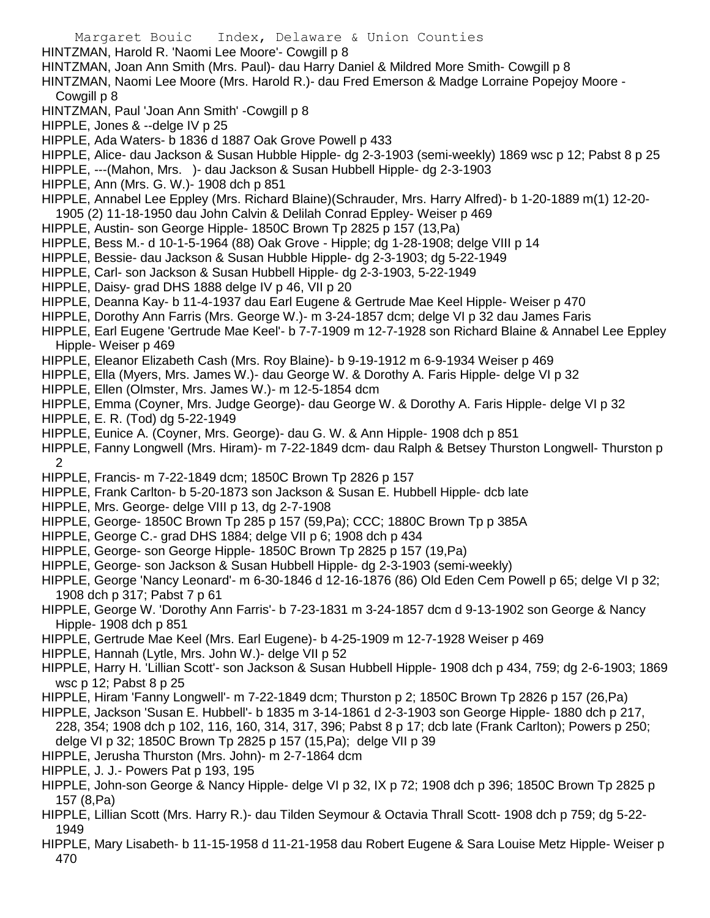HINTZMAN, Harold R. 'Naomi Lee Moore'- Cowgill p 8

HINTZMAN, Joan Ann Smith (Mrs. Paul)- dau Harry Daniel & Mildred More Smith- Cowgill p 8

HINTZMAN, Naomi Lee Moore (Mrs. Harold R.)- dau Fred Emerson & Madge Lorraine Popejoy Moore - Cowgill p 8

HINTZMAN, Paul 'Joan Ann Smith' -Cowgill p 8

HIPPLE, Jones & --delge IV p 25

HIPPLE, Ada Waters- b 1836 d 1887 Oak Grove Powell p 433

HIPPLE, Alice- dau Jackson & Susan Hubble Hipple- dg 2-3-1903 (semi-weekly) 1869 wsc p 12; Pabst 8 p 25

HIPPLE, ---(Mahon, Mrs. )- dau Jackson & Susan Hubbell Hipple- dg 2-3-1903

HIPPLE, Ann (Mrs. G. W.)- 1908 dch p 851

HIPPLE, Annabel Lee Eppley (Mrs. Richard Blaine)(Schrauder, Mrs. Harry Alfred)- b 1-20-1889 m(1) 12-20-1905 (2) 11-18-1950 dau John Calvin & Delilah Conrad Eppley- Weiser p 469

HIPPLE, Austin- son George Hipple- 1850C Brown Tp 2825 p 157 (13,Pa)

HIPPLE, Bess M.- d 10-1-5-1964 (88) Oak Grove - Hipple; dg 1-28-1908; delge VIII p 14

HIPPLE, Bessie- dau Jackson & Susan Hubble Hipple- dg 2-3-1903; dg 5-22-1949

HIPPLE, Carl- son Jackson & Susan Hubbell Hipple- dg 2-3-1903, 5-22-1949

HIPPLE, Daisy- grad DHS 1888 delge IV p 46, VII p 20

HIPPLE, Deanna Kay- b 11-4-1937 dau Earl Eugene & Gertrude Mae Keel Hipple- Weiser p 470

HIPPLE, Dorothy Ann Farris (Mrs. George W.)- m 3-24-1857 dcm; delge VI p 32 dau James Faris

HIPPLE, Earl Eugene 'Gertrude Mae Keel'- b 7-7-1909 m 12-7-1928 son Richard Blaine & Annabel Lee Eppley Hipple- Weiser p 469

HIPPLE, Eleanor Elizabeth Cash (Mrs. Roy Blaine)- b 9-19-1912 m 6-9-1934 Weiser p 469

HIPPLE, Ella (Myers, Mrs. James W.)- dau George W. & Dorothy A. Faris Hipple- delge VI p 32

HIPPLE, Ellen (Olmster, Mrs. James W.)- m 12-5-1854 dcm

HIPPLE, Emma (Coyner, Mrs. Judge George)- dau George W. & Dorothy A. Faris Hipple- delge VI p 32

HIPPLE, E. R. (Tod) dg 5-22-1949

HIPPLE, Eunice A. (Coyner, Mrs. George)- dau G. W. & Ann Hipple- 1908 dch p 851

HIPPLE, Fanny Longwell (Mrs. Hiram)- m 7-22-1849 dcm- dau Ralph & Betsey Thurston Longwell- Thurston p 2

HIPPLE, Francis- m 7-22-1849 dcm; 1850C Brown Tp 2826 p 157

HIPPLE, Frank Carlton- b 5-20-1873 son Jackson & Susan E. Hubbell Hipple- dcb late

HIPPLE, Mrs. George- delge VIII p 13, dg 2-7-1908

HIPPLE, George- 1850C Brown Tp 285 p 157 (59,Pa); CCC; 1880C Brown Tp p 385A

HIPPLE, George C.- grad DHS 1884; delge VII p 6; 1908 dch p 434

HIPPLE, George- son George Hipple- 1850C Brown Tp 2825 p 157 (19,Pa)

HIPPLE, George- son Jackson & Susan Hubbell Hipple- dg 2-3-1903 (semi-weekly)

HIPPLE, George 'Nancy Leonard'- m 6-30-1846 d 12-16-1876 (86) Old Eden Cem Powell p 65; delge VI p 32; 1908 dch p 317; Pabst 7 p 61

HIPPLE, George W. 'Dorothy Ann Farris'- b 7-23-1831 m 3-24-1857 dcm d 9-13-1902 son George & Nancy Hipple- 1908 dch p 851

HIPPLE, Gertrude Mae Keel (Mrs. Earl Eugene)- b 4-25-1909 m 12-7-1928 Weiser p 469

HIPPLE, Hannah (Lytle, Mrs. John W.)- delge VII p 52

HIPPLE, Harry H. 'Lillian Scott'- son Jackson & Susan Hubbell Hipple- 1908 dch p 434, 759; dg 2-6-1903; 1869 wsc p 12; Pabst 8 p 25

HIPPLE, Hiram 'Fanny Longwell'- m 7-22-1849 dcm; Thurston p 2; 1850C Brown Tp 2826 p 157 (26,Pa)

HIPPLE, Jackson 'Susan E. Hubbell'- b 1835 m 3-14-1861 d 2-3-1903 son George Hipple- 1880 dch p 217, 228, 354; 1908 dch p 102, 116, 160, 314, 317, 396; Pabst 8 p 17; dcb late (Frank Carlton); Powers p 250; delge VI p 32; 1850C Brown Tp 2825 p 157 (15,Pa); delge VII p 39

HIPPLE, Jerusha Thurston (Mrs. John)- m 2-7-1864 dcm

HIPPLE, J. J.- Powers Pat p 193, 195

HIPPLE, John-son George & Nancy Hipple- delge VI p 32, IX p 72; 1908 dch p 396; 1850C Brown Tp 2825 p 157 (8,Pa)

HIPPLE, Lillian Scott (Mrs. Harry R.)- dau Tilden Seymour & Octavia Thrall Scott- 1908 dch p 759; dg 5-22-1949

HIPPLE, Mary Lisabeth- b 11-15-1958 d 11-21-1958 dau Robert Eugene & Sara Louise Metz Hipple- Weiser p 470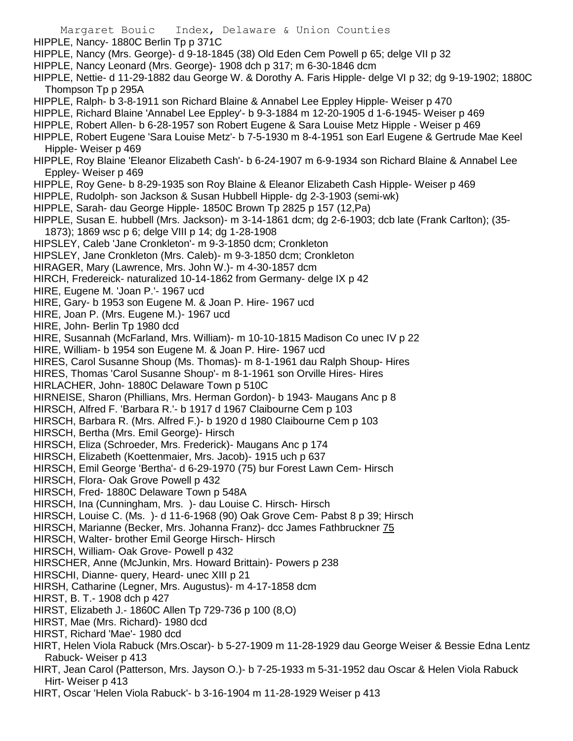HIPPLE, Nancy- 1880C Berlin Tp p 371C

HIPPLE, Nancy (Mrs. George)- d 9-18-1845 (38) Old Eden Cem Powell p 65; delge VII p 32

HIPPLE, Nancy Leonard (Mrs. George)- 1908 dch p 317; m 6-30-1846 dcm

HIPPLE, Nettie- d 11-29-1882 dau George W. & Dorothy A. Faris Hipple- delge VI p 32; dg 9-19-1902; 1880C Thompson Tp p 295A

HIPPLE, Ralph- b 3-8-1911 son Richard Blaine & Annabel Lee Eppley Hipple- Weiser p 470

HIPPLE, Richard Blaine 'Annabel Lee Eppley'- b 9-3-1884 m 12-20-1905 d 1-6-1945- Weiser p 469

HIPPLE, Robert Allen- b 6-28-1957 son Robert Eugene & Sara Louise Metz Hipple - Weiser p 469

HIPPLE, Robert Eugene 'Sara Louise Metz'- b 7-5-1930 m 8-4-1951 son Earl Eugene & Gertrude Mae Keel Hipple- Weiser p 469

HIPPLE, Roy Blaine 'Eleanor Elizabeth Cash'- b 6-24-1907 m 6-9-1934 son Richard Blaine & Annabel Lee Eppley- Weiser p 469

HIPPLE, Roy Gene- b 8-29-1935 son Roy Blaine & Eleanor Elizabeth Cash Hipple- Weiser p 469

HIPPLE, Rudolph- son Jackson & Susan Hubbell Hipple- dg 2-3-1903 (semi-wk)

HIPPLE, Sarah- dau George Hipple- 1850C Brown Tp 2825 p 157 (12,Pa)

HIPPLE, Susan E. hubbell (Mrs. Jackson)- m 3-14-1861 dcm; dg 2-6-1903; dcb late (Frank Carlton); (35-1873); 1869 wsc p 6; delge VIII p 14; dg 1-28-1908

HIPSLEY, Caleb 'Jane Cronkleton'- m 9-3-1850 dcm; Cronkleton

HIPSLEY, Jane Cronkleton (Mrs. Caleb)- m 9-3-1850 dcm; Cronkleton

HIRAGER, Mary (Lawrence, Mrs. John W.)- m 4-30-1857 dcm

HIRCH, Fredereick- naturalized 10-14-1862 from Germany- delge IX p 42

HIRE, Eugene M. 'Joan P.'- 1967 ucd

HIRE, Gary- b 1953 son Eugene M. & Joan P. Hire- 1967 ucd

HIRE, Joan P. (Mrs. Eugene M.)- 1967 ucd

HIRE, John- Berlin Tp 1980 dcd

HIRE, Susannah (McFarland, Mrs. William)- m 10-10-1815 Madison Co unec IV p 22

HIRE, William- b 1954 son Eugene M. & Joan P. Hire- 1967 ucd

HIRES, Carol Susanne Shoup (Ms. Thomas)- m 8-1-1961 dau Ralph Shoup- Hires

HIRES, Thomas 'Carol Susanne Shoup'- m 8-1-1961 son Orville Hires- Hires

HIRLACHER, John- 1880C Delaware Town p 510C

HIRNEISE, Sharon (Phillians, Mrs. Herman Gordon)- b 1943- Maugans Anc p 8

HIRSCH, Alfred F. 'Barbara R.'- b 1917 d 1967 Claibourne Cem p 103

HIRSCH, Barbara R. (Mrs. Alfred F.)- b 1920 d 1980 Claibourne Cem p 103

HIRSCH, Bertha (Mrs. Emil George)- Hirsch

HIRSCH, Eliza (Schroeder, Mrs. Frederick)- Maugans Anc p 174

HIRSCH, Elizabeth (Koettenmaier, Mrs. Jacob)- 1915 uch p 637

HIRSCH, Emil George 'Bertha'- d 6-29-1970 (75) bur Forest Lawn Cem- Hirsch

HIRSCH, Flora- Oak Grove Powell p 432

HIRSCH, Fred- 1880C Delaware Town p 548A

HIRSCH, Ina (Cunningham, Mrs. )- dau Louise C. Hirsch- Hirsch

HIRSCH, Louise C. (Ms. )- d 11-6-1968 (90) Oak Grove Cem- Pabst 8 p 39; Hirsch

HIRSCH, Marianne (Becker, Mrs. Johanna Franz)- dcc James Fathbruckner 75

HIRSCH, Walter- brother Emil George Hirsch- Hirsch

HIRSCH, William- Oak Grove- Powell p 432

HIRSCHER, Anne (McJunkin, Mrs. Howard Brittain)- Powers p 238

HIRSCHI, Dianne- query, Heard- unec XIII p 21

HIRSH, Catharine (Legner, Mrs. Augustus)- m 4-17-1858 dcm

HIRST, B. T.- 1908 dch p 427

HIRST, Elizabeth J.- 1860C Allen Tp 729-736 p 100 (8,O)

HIRST, Mae (Mrs. Richard)- 1980 dcd

HIRST, Richard 'Mae'- 1980 dcd

HIRT, Helen Viola Rabuck (Mrs.Oscar)- b 5-27-1909 m 11-28-1929 dau George Weiser & Bessie Edna Lentz Rabuck- Weiser p 413

HIRT, Jean Carol (Patterson, Mrs. Jayson O.)- b 7-25-1933 m 5-31-1952 dau Oscar & Helen Viola Rabuck Hirt- Weiser p 413

HIRT, Oscar 'Helen Viola Rabuck'- b 3-16-1904 m 11-28-1929 Weiser p 413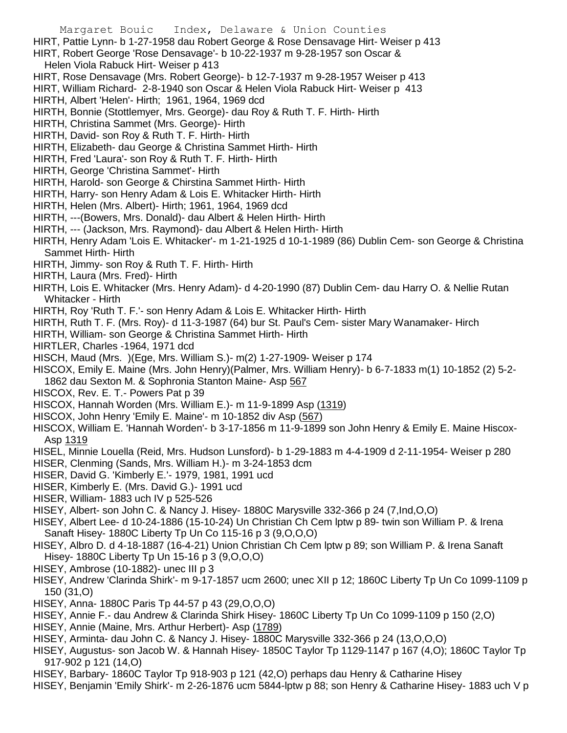HIRT, Pattie Lynn- b 1-27-1958 dau Robert George & Rose Densavage Hirt- Weiser p 413

HIRT, Robert George 'Rose Densavage'- b 10-22-1937 m 9-28-1957 son Oscar & Helen Viola Rabuck Hirt- Weiser p 413

HIRT, Rose Densavage (Mrs. Robert George)- b 12-7-1937 m 9-28-1957 Weiser p 413

HIRT, William Richard- 2-8-1940 son Oscar & Helen Viola Rabuck Hirt- Weiser p 413

HIRTH, Albert 'Helen'- Hirth; 1961, 1964, 1969 dcd

HIRTH, Bonnie (Stottlemyer, Mrs. George)- dau Roy & Ruth T. F. Hirth- Hirth

HIRTH, Christina Sammet (Mrs. George)- Hirth

HIRTH, David- son Roy & Ruth T. F. Hirth- Hirth

HIRTH, Elizabeth- dau George & Christina Sammet Hirth- Hirth

HIRTH, Fred 'Laura'- son Roy & Ruth T. F. Hirth- Hirth

HIRTH, George 'Christina Sammet'- Hirth

HIRTH, Harold- son George & Chirstina Sammet Hirth- Hirth

HIRTH, Harry- son Henry Adam & Lois E. Whitacker Hirth- Hirth

HIRTH, Helen (Mrs. Albert)- Hirth; 1961, 1964, 1969 dcd

HIRTH, ---(Bowers, Mrs. Donald)- dau Albert & Helen Hirth- Hirth

HIRTH, --- (Jackson, Mrs. Raymond)- dau Albert & Helen Hirth- Hirth

HIRTH, Henry Adam 'Lois E. Whitacker'- m 1-21-1925 d 10-1-1989 (86) Dublin Cem- son George & Christina Sammet Hirth- Hirth

HIRTH, Jimmy- son Roy & Ruth T. F. Hirth- Hirth

HIRTH, Laura (Mrs. Fred)- Hirth

HIRTH, Lois E. Whitacker (Mrs. Henry Adam)- d 4-20-1990 (87) Dublin Cem- dau Harry O. & Nellie Rutan Whitacker - Hirth

HIRTH, Roy 'Ruth T. F.'- son Henry Adam & Lois E. Whitacker Hirth- Hirth

HIRTH, Ruth T. F. (Mrs. Roy)- d 11-3-1987 (64) bur St. Paul's Cem- sister Mary Wanamaker- Hirch

HIRTH, William- son George & Christina Sammet Hirth- Hirth

HIRTLER, Charles -1964, 1971 dcd

HISCH, Maud (Mrs. )(Ege, Mrs. William S.)- m(2) 1-27-1909- Weiser p 174

HISCOX, Emily E. Maine (Mrs. John Henry)(Palmer, Mrs. William Henry)- b 6-7-1833 m(1) 10-1852 (2) 5-2-1862 dau Sexton M. & Sophronia Stanton Maine- Asp 567

HISCOX, Rev. E. T.- Powers Pat p 39

HISCOX, Hannah Worden (Mrs. William E.)- m 11-9-1899 Asp (1319)

HISCOX, John Henry 'Emily E. Maine'- m 10-1852 div Asp (567)

HISCOX, William E. 'Hannah Worden'- b 3-17-1856 m 11-9-1899 son John Henry & Emily E. Maine Hiscox- Asp 1319

HISEL, Minnie Louella (Reid, Mrs. Hudson Lunsford)- b 1-29-1883 m 4-4-1909 d 2-11-1954- Weiser p 280

HISER, Clenming (Sands, Mrs. William H.)- m 3-24-1853 dcm

HISER, David G. 'Kimberly E.'- 1979, 1981, 1991 ucd

HISER, Kimberly E. (Mrs. David G.)- 1991 ucd

HISER, William- 1883 uch IV p 525-526

HISEY, Albert- son John C. & Nancy J. Hisey- 1880C Marysville 332-366 p 24 (7,Ind,O,O)

HISEY, Albert Lee- d 10-24-1886 (15-10-24) Un Christian Ch Cem lptw p 89- twin son William P. & Irena Sanaft Hisey- 1880C Liberty Tp Un Co 115-16 p 3 (9,O,O,O)

HISEY, Albro D. d 4-18-1887 (16-4-21) Union Christian Ch Cem lptw p 89; son William P. & Irena Sanaft Hisey- 1880C Liberty Tp Un 15-16 p 3 (9,O,O,O)

HISEY, Ambrose (10-1882)- unec III p 3

HISEY, Andrew 'Clarinda Shirk'- m 9-17-1857 ucm 2600; unec XII p 12; 1860C Liberty Tp Un Co 1099-1109 p 150 (31,O)

HISEY, Anna- 1880C Paris Tp 44-57 p 43 (29,O,O,O)

HISEY, Annie F.- dau Andrew & Clarinda Shirk Hisey- 1860C Liberty Tp Un Co 1099-1109 p 150 (2,O)

HISEY, Annie (Maine, Mrs. Arthur Herbert)- Asp (1789)

HISEY, Arminta- dau John C. & Nancy J. Hisey- 1880C Marysville 332-366 p 24 (13,O,O,O)

HISEY, Augustus- son Jacob W. & Hannah Hisey- 1850C Taylor Tp 1129-1147 p 167 (4,O); 1860C Taylor Tp 917-902 p 121 (14,O)

HISEY, Barbary- 1860C Taylor Tp 918-903 p 121 (42,O) perhaps dau Henry & Catharine Hisey

HISEY, Benjamin 'Emily Shirk'- m 2-26-1876 ucm 5844-lptw p 88; son Henry & Catharine Hisey- 1883 uch V p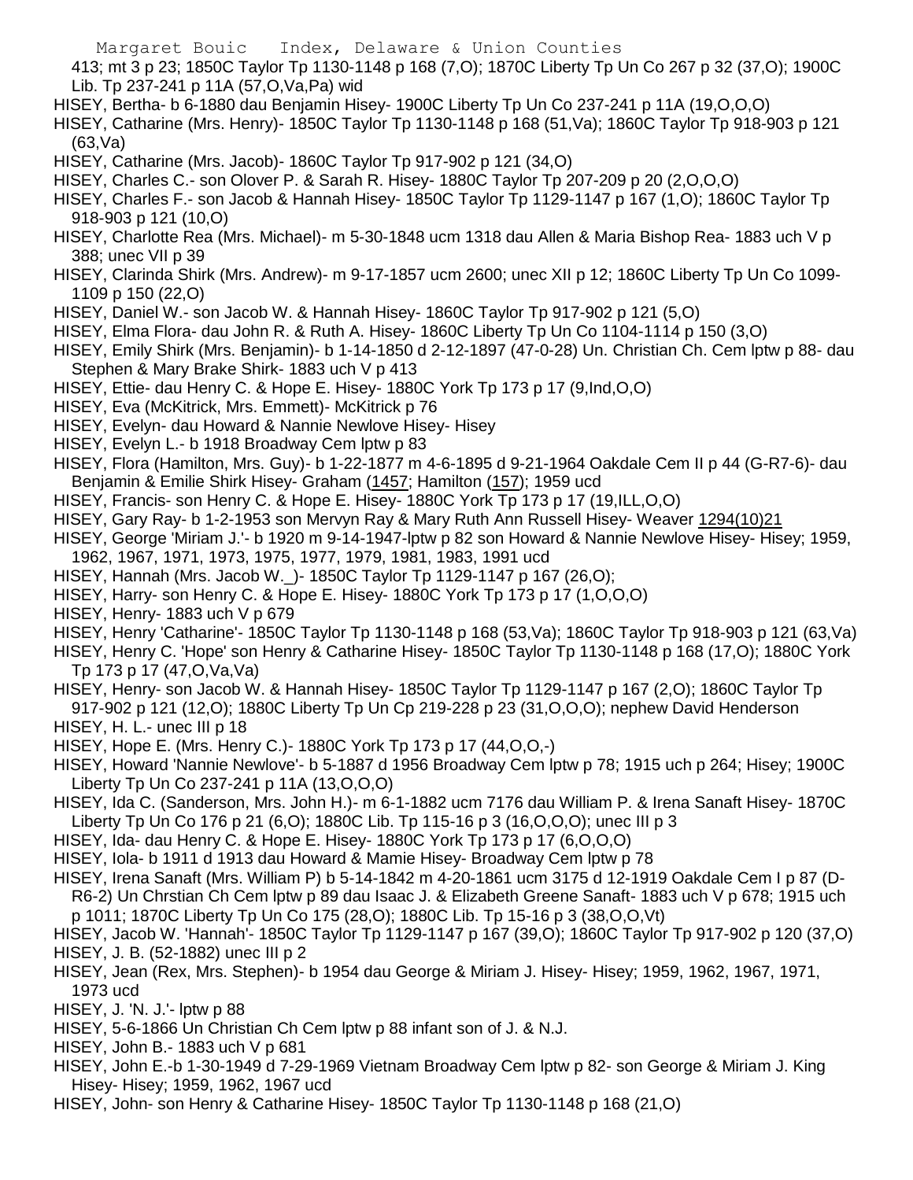413; mt 3 p 23; 1850C Taylor Tp 1130-1148 p 168 (7,O); 1870C Liberty Tp Un Co 267 p 32 (37,O); 1900C Lib. Tp 237-241 p 11A (57,O,Va,Pa) wid

HISEY, Bertha- b 6-1880 dau Benjamin Hisey- 1900C Liberty Tp Un Co 237-241 p 11A (19,O,O,O)

HISEY, Catharine (Mrs. Henry)- 1850C Taylor Tp 1130-1148 p 168 (51,Va); 1860C Taylor Tp 918-903 p 121 (63,Va)

HISEY, Catharine (Mrs. Jacob)- 1860C Taylor Tp 917-902 p 121 (34,O)

HISEY, Charles C.- son Olover P. & Sarah R. Hisey- 1880C Taylor Tp 207-209 p 20 (2,O,O,O)

HISEY, Charles F.- son Jacob & Hannah Hisey- 1850C Taylor Tp 1129-1147 p 167 (1,O); 1860C Taylor Tp 918-903 p 121 (10,O)

HISEY, Charlotte Rea (Mrs. Michael)- m 5-30-1848 ucm 1318 dau Allen & Maria Bishop Rea- 1883 uch V p 388; unec VII p 39

HISEY, Clarinda Shirk (Mrs. Andrew)- m 9-17-1857 ucm 2600; unec XII p 12; 1860C Liberty Tp Un Co 1099-1109 p 150 (22,O)

HISEY, Daniel W.- son Jacob W. & Hannah Hisey- 1860C Taylor Tp 917-902 p 121 (5,O)

HISEY, Elma Flora- dau John R. & Ruth A. Hisey- 1860C Liberty Tp Un Co 1104-1114 p 150 (3,O)

HISEY, Emily Shirk (Mrs. Benjamin)- b 1-14-1850 d 2-12-1897 (47-0-28) Un. Christian Ch. Cem lptw p 88- dau Stephen & Mary Brake Shirk- 1883 uch V p 413

HISEY, Ettie- dau Henry C. & Hope E. Hisey- 1880C York Tp 173 p 17 (9,Ind,O,O)

HISEY, Eva (McKitrick, Mrs. Emmett)- McKitrick p 76

HISEY, Evelyn- dau Howard & Nannie Newlove Hisey- Hisey

HISEY, Evelyn L.- b 1918 Broadway Cem lptw p 83

HISEY, Flora (Hamilton, Mrs. Guy)- b 1-22-1877 m 4-6-1895 d 9-21-1964 Oakdale Cem II p 44 (G-R7-6)- dau Benjamin & Emilie Shirk Hisey- Graham (1457; Hamilton (157); 1959 ucd

HISEY, Francis- son Henry C. & Hope E. Hisey- 1880C York Tp 173 p 17 (19,ILL,O,O)

HISEY, Gary Ray- b 1-2-1953 son Mervyn Ray & Mary Ruth Ann Russell Hisey- Weaver 1294(10)21

HISEY, George 'Miriam J.'- b 1920 m 9-14-1947-lptw p 82 son Howard & Nannie Newlove Hisey- Hisey; 1959, 1962, 1967, 1971, 1973, 1975, 1977, 1979, 1981, 1983, 1991 ucd

HISEY, Hannah (Mrs. Jacob W._)- 1850C Taylor Tp 1129-1147 p 167 (26,O);

HISEY, Harry- son Henry C. & Hope E. Hisey- 1880C York Tp 173 p 17 (1,O,O,O)

HISEY, Henry- 1883 uch V p 679

HISEY, Henry 'Catharine'- 1850C Taylor Tp 1130-1148 p 168 (53,Va); 1860C Taylor Tp 918-903 p 121 (63,Va)

HISEY, Henry C. 'Hope' son Henry & Catharine Hisey- 1850C Taylor Tp 1130-1148 p 168 (17,O); 1880C York Tp 173 p 17 (47,O,Va,Va)

HISEY, Henry- son Jacob W. & Hannah Hisey- 1850C Taylor Tp 1129-1147 p 167 (2,O); 1860C Taylor Tp 917-902 p 121 (12,O); 1880C Liberty Tp Un Cp 219-228 p 23 (31,O,O,O); nephew David Henderson

HISEY, H. L.- unec III p 18

HISEY, Hope E. (Mrs. Henry C.)- 1880C York Tp 173 p 17 (44,O,O,-)

HISEY, Howard 'Nannie Newlove'- b 5-1887 d 1956 Broadway Cem lptw p 78; 1915 uch p 264; Hisey; 1900C Liberty Tp Un Co 237-241 p 11A (13,O,O,O)

HISEY, Ida C. (Sanderson, Mrs. John H.)- m 6-1-1882 ucm 7176 dau William P. & Irena Sanaft Hisey- 1870C Liberty Tp Un Co 176 p 21 (6,O); 1880C Lib. Tp 115-16 p 3 (16,O,O,O); unec III p 3

HISEY, Ida- dau Henry C. & Hope E. Hisey- 1880C York Tp 173 p 17 (6,O,O,O)

HISEY, Iola- b 1911 d 1913 dau Howard & Mamie Hisey- Broadway Cem lptw p 78

HISEY, Irena Sanaft (Mrs. William P) b 5-14-1842 m 4-20-1861 ucm 3175 d 12-1919 Oakdale Cem I p 87 (D-R6-2) Un Chrstian Ch Cem lptw p 89 dau Isaac J. & Elizabeth Greene Sanaft- 1883 uch V p 678; 1915 uch p 1011; 1870C Liberty Tp Un Co 175 (28,O); 1880C Lib. Tp 15-16 p 3 (38,O,O,Vt)

HISEY, Jacob W. 'Hannah'- 1850C Taylor Tp 1129-1147 p 167 (39,O); 1860C Taylor Tp 917-902 p 120 (37,O)

HISEY, J. B. (52-1882) unec III p 2

HISEY, Jean (Rex, Mrs. Stephen)- b 1954 dau George & Miriam J. Hisey- Hisey; 1959, 1962, 1967, 1971, 1973 ucd

HISEY, J. 'N. J.'- lptw p 88

HISEY, 5-6-1866 Un Christian Ch Cem lptw p 88 infant son of J. & N.J.

HISEY, John B.- 1883 uch V p 681

HISEY, John E.-b 1-30-1949 d 7-29-1969 Vietnam Broadway Cem lptw p 82- son George & Miriam J. King Hisey- Hisey; 1959, 1962, 1967 ucd

HISEY, John- son Henry & Catharine Hisey- 1850C Taylor Tp 1130-1148 p 168 (21,O)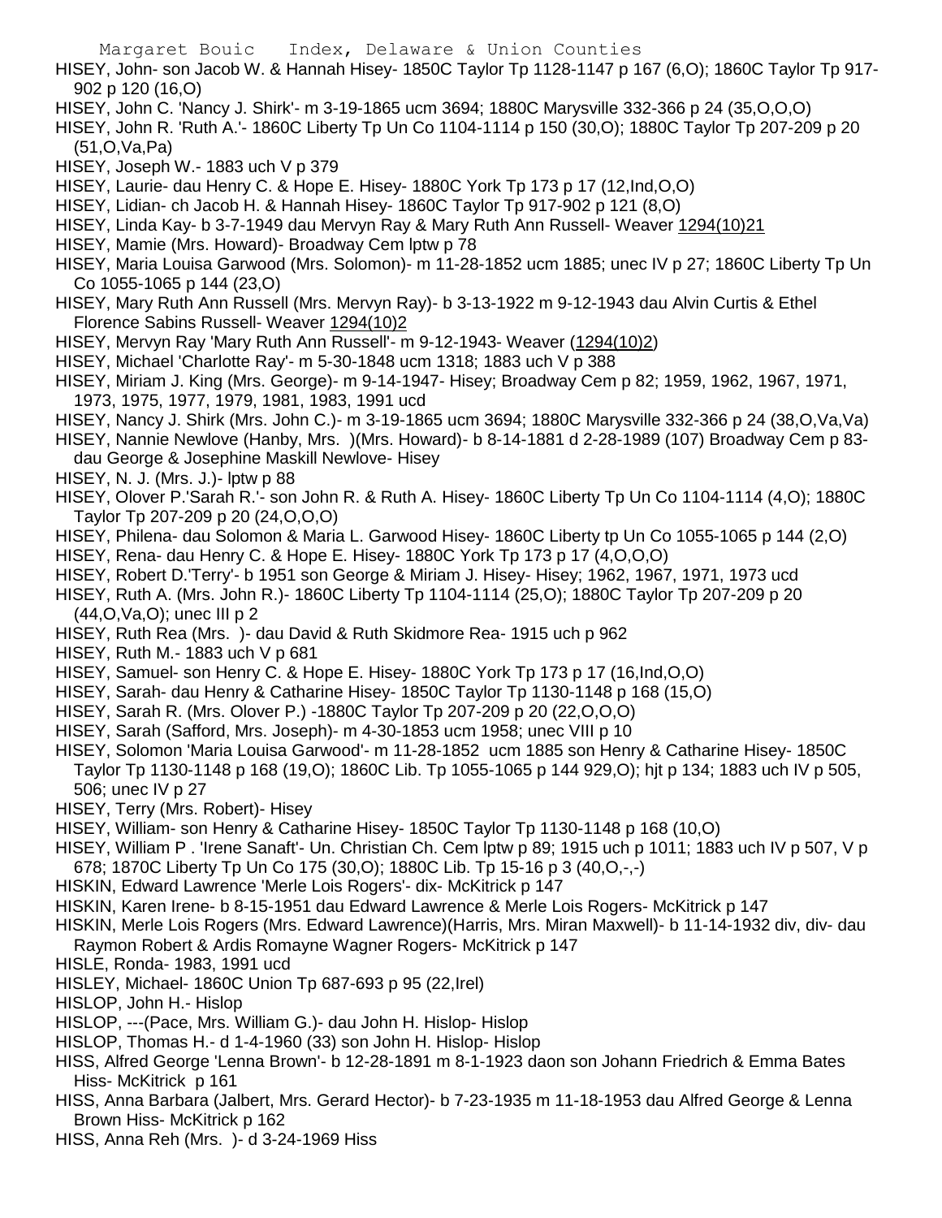HISEY, John- son Jacob W. & Hannah Hisey- 1850C Taylor Tp 1128-1147 p 167 (6,O); 1860C Taylor Tp 917-902 p 120 (16,O)

HISEY, John C. 'Nancy J. Shirk'- m 3-19-1865 ucm 3694; 1880C Marysville 332-366 p 24 (35,O,O,O)

HISEY, John R. 'Ruth A.'- 1860C Liberty Tp Un Co 1104-1114 p 150 (30,O); 1880C Taylor Tp 207-209 p 20 (51,O,Va,Pa)

HISEY, Joseph W.- 1883 uch V p 379

HISEY, Laurie- dau Henry C. & Hope E. Hisey- 1880C York Tp 173 p 17 (12,Ind,O,O)

HISEY, Lidian- ch Jacob H. & Hannah Hisey- 1860C Taylor Tp 917-902 p 121 (8,O)

HISEY, Linda Kay- b 3-7-1949 dau Mervyn Ray & Mary Ruth Ann Russell- Weaver 1294(10)21

HISEY, Mamie (Mrs. Howard)- Broadway Cem lptw p 78

HISEY, Maria Louisa Garwood (Mrs. Solomon)- m 11-28-1852 ucm 1885; unec IV p 27; 1860C Liberty Tp Un Co 1055-1065 p 144 (23,O)

HISEY, Mary Ruth Ann Russell (Mrs. Mervyn Ray)- b 3-13-1922 m 9-12-1943 dau Alvin Curtis & Ethel Florence Sabins Russell- Weaver 1294(10)2

HISEY, Mervyn Ray 'Mary Ruth Ann Russell'- m 9-12-1943- Weaver (1294(10)2)

HISEY, Michael 'Charlotte Ray'- m 5-30-1848 ucm 1318; 1883 uch V p 388

HISEY, Miriam J. King (Mrs. George)- m 9-14-1947- Hisey; Broadway Cem p 82; 1959, 1962, 1967, 1971, 1973, 1975, 1977, 1979, 1981, 1983, 1991 ucd

HISEY, Nancy J. Shirk (Mrs. John C.)- m 3-19-1865 ucm 3694; 1880C Marysville 332-366 p 24 (38,O,Va,Va)

HISEY, Nannie Newlove (Hanby, Mrs. )(Mrs. Howard)- b 8-14-1881 d 2-28-1989 (107) Broadway Cem p 83- dau George & Josephine Maskill Newlove- Hisey

HISEY, N. J. (Mrs. J.)- lptw p 88

HISEY, Olover P.'Sarah R.'- son John R. & Ruth A. Hisey- 1860C Liberty Tp Un Co 1104-1114 (4,O); 1880C Taylor Tp 207-209 p 20 (24,O,O,O)

HISEY, Philena- dau Solomon & Maria L. Garwood Hisey- 1860C Liberty tp Un Co 1055-1065 p 144 (2,O)

HISEY, Rena- dau Henry C. & Hope E. Hisey- 1880C York Tp 173 p 17 (4,O,O,O)

HISEY, Robert D.'Terry'- b 1951 son George & Miriam J. Hisey- Hisey; 1962, 1967, 1971, 1973 ucd

HISEY, Ruth A. (Mrs. John R.)- 1860C Liberty Tp 1104-1114 (25,O); 1880C Taylor Tp 207-209 p 20 (44,O,Va,O); unec III p 2

HISEY, Ruth Rea (Mrs. )- dau David & Ruth Skidmore Rea- 1915 uch p 962

HISEY, Ruth M.- 1883 uch V p 681

HISEY, Samuel- son Henry C. & Hope E. Hisey- 1880C York Tp 173 p 17 (16,Ind,O,O)

HISEY, Sarah- dau Henry & Catharine Hisey- 1850C Taylor Tp 1130-1148 p 168 (15,O)

HISEY, Sarah R. (Mrs. Olover P.) -1880C Taylor Tp 207-209 p 20 (22,O,O,O)

HISEY, Sarah (Safford, Mrs. Joseph)- m 4-30-1853 ucm 1958; unec VIII p 10

HISEY, Solomon 'Maria Louisa Garwood'- m 11-28-1852 ucm 1885 son Henry & Catharine Hisey- 1850C Taylor Tp 1130-1148 p 168 (19,O); 1860C Lib. Tp 1055-1065 p 144 929,O); hjt p 134; 1883 uch IV p 505, 506; unec IV p 27

HISEY, Terry (Mrs. Robert)- Hisey

HISEY, William- son Henry & Catharine Hisey- 1850C Taylor Tp 1130-1148 p 168 (10,O)

HISEY, William P . 'Irene Sanaft'- Un. Christian Ch. Cem lptw p 89; 1915 uch p 1011; 1883 uch IV p 507, V p 678; 1870C Liberty Tp Un Co 175 (30,O); 1880C Lib. Tp 15-16 p 3 (40,O,-,-)

HISKIN, Edward Lawrence 'Merle Lois Rogers'- dix- McKitrick p 147

HISKIN, Karen Irene- b 8-15-1951 dau Edward Lawrence & Merle Lois Rogers- McKitrick p 147

HISKIN, Merle Lois Rogers (Mrs. Edward Lawrence)(Harris, Mrs. Miran Maxwell)- b 11-14-1932 div, div- dau Raymon Robert & Ardis Romayne Wagner Rogers- McKitrick p 147

HISLE, Ronda- 1983, 1991 ucd

HISLEY, Michael- 1860C Union Tp 687-693 p 95 (22,Irel)

HISLOP, John H.- Hislop

HISLOP, ---(Pace, Mrs. William G.)- dau John H. Hislop- Hislop

HISLOP, Thomas H.- d 1-4-1960 (33) son John H. Hislop- Hislop

HISS, Alfred George 'Lenna Brown'- b 12-28-1891 m 8-1-1923 daon son Johann Friedrich & Emma Bates Hiss- McKitrick p 161

HISS, Anna Barbara (Jalbert, Mrs. Gerard Hector)- b 7-23-1935 m 11-18-1953 dau Alfred George & Lenna Brown Hiss- McKitrick p 162

HISS, Anna Reh (Mrs. )- d 3-24-1969 Hiss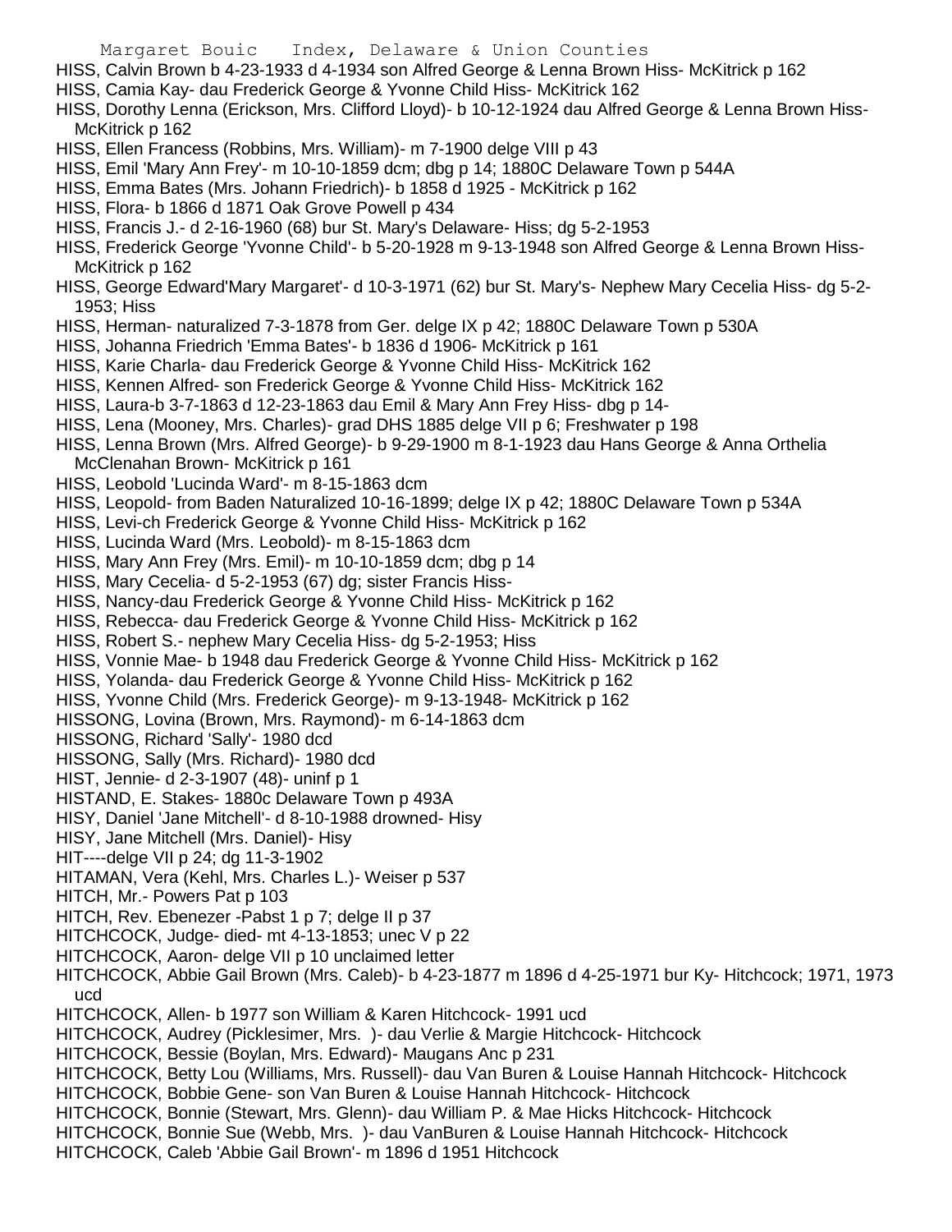HISS, Calvin Brown b 4-23-1933 d 4-1934 son Alfred George & Lenna Brown Hiss- McKitrick p 162
HISS, Camia Kay- dau Frederick George & Yvonne Child Hiss- McKitrick 162
HISS, Dorothy Lenna (Erickson, Mrs. Clifford Lloyd)- b 10-12-1924 dau Alfred George & Lenna Brown Hiss- McKitrick p 162
HISS, Ellen Francess (Robbins, Mrs. William)- m 7-1900 delge VIII p 43
HISS, Emil 'Mary Ann Frey'- m 10-10-1859 dcm; dbg p 14; 1880C Delaware Town p 544A
HISS, Emma Bates (Mrs. Johann Friedrich)- b 1858 d 1925 - McKitrick p 162
HISS, Flora- b 1866 d 1871 Oak Grove Powell p 434
HISS, Francis J.- d 2-16-1960 (68) bur St. Mary's Delaware- Hiss; dg 5-2-1953
HISS, Frederick George 'Yvonne Child'- b 5-20-1928 m 9-13-1948 son Alfred George & Lenna Brown Hiss- McKitrick p 162
HISS, George Edward'Mary Margaret'- d 10-3-1971 (62) bur St. Mary's- Nephew Mary Cecelia Hiss- dg 5-2-1953; Hiss
HISS, Herman- naturalized 7-3-1878 from Ger. delge IX p 42; 1880C Delaware Town p 530A
HISS, Johanna Friedrich 'Emma Bates'- b 1836 d 1906- McKitrick p 161
HISS, Karie Charla- dau Frederick George & Yvonne Child Hiss- McKitrick 162
HISS, Kennen Alfred- son Frederick George & Yvonne Child Hiss- McKitrick 162
HISS, Laura-b 3-7-1863 d 12-23-1863 dau Emil & Mary Ann Frey Hiss- dbg p 14-
HISS, Lena (Mooney, Mrs. Charles)- grad DHS 1885 delge VII p 6; Freshwater p 198
HISS, Lenna Brown (Mrs. Alfred George)- b 9-29-1900 m 8-1-1923 dau Hans George & Anna Orthelia McClenahan Brown- McKitrick p 161
HISS, Leobold 'Lucinda Ward'- m 8-15-1863 dcm
HISS, Leopold- from Baden Naturalized 10-16-1899; delge IX p 42; 1880C Delaware Town p 534A
HISS, Levi-ch Frederick George & Yvonne Child Hiss- McKitrick p 162
HISS, Lucinda Ward (Mrs. Leobold)- m 8-15-1863 dcm
HISS, Mary Ann Frey (Mrs. Emil)- m 10-10-1859 dcm; dbg p 14
HISS, Mary Cecelia- d 5-2-1953 (67) dg; sister Francis Hiss-
HISS, Nancy-dau Frederick George & Yvonne Child Hiss- McKitrick p 162
HISS, Rebecca- dau Frederick George & Yvonne Child Hiss- McKitrick p 162
HISS, Robert S.- nephew Mary Cecelia Hiss- dg 5-2-1953; Hiss
HISS, Vonnie Mae- b 1948 dau Frederick George & Yvonne Child Hiss- McKitrick p 162
HISS, Yolanda- dau Frederick George & Yvonne Child Hiss- McKitrick p 162
HISS, Yvonne Child (Mrs. Frederick George)- m 9-13-1948- McKitrick p 162
HISSONG, Lovina (Brown, Mrs. Raymond)- m 6-14-1863 dcm
HISSONG, Richard 'Sally'- 1980 dcd
HISSONG, Sally (Mrs. Richard)- 1980 dcd
HIST, Jennie- d 2-3-1907 (48)- uninf p 1
HISTAND, E. Stakes- 1880c Delaware Town p 493A
HISY, Daniel 'Jane Mitchell'- d 8-10-1988 drowned- Hisy
HISY, Jane Mitchell (Mrs. Daniel)- Hisy
HIT----delge VII p 24; dg 11-3-1902
HITAMAN, Vera (Kehl, Mrs. Charles L.)- Weiser p 537
HITCH, Mr.- Powers Pat p 103
HITCH, Rev. Ebenezer -Pabst 1 p 7; delge II p 37
HITCHCOCK, Judge- died- mt 4-13-1853; unec V p 22
HITCHCOCK, Aaron- delge VII p 10 unclaimed letter
HITCHCOCK, Abbie Gail Brown (Mrs. Caleb)- b 4-23-1877 m 1896 d 4-25-1971 bur Ky- Hitchcock; 1971, 1973 ucd
HITCHCOCK, Allen- b 1977 son William & Karen Hitchcock- 1991 ucd
HITCHCOCK, Audrey (Picklesimer, Mrs. )- dau Verlie & Margie Hitchcock- Hitchcock
HITCHCOCK, Bessie (Boylan, Mrs. Edward)- Maugans Anc p 231
HITCHCOCK, Betty Lou (Williams, Mrs. Russell)- dau Van Buren & Louise Hannah Hitchcock- Hitchcock
HITCHCOCK, Bobbie Gene- son Van Buren & Louise Hannah Hitchcock- Hitchcock
HITCHCOCK, Bonnie (Stewart, Mrs. Glenn)- dau William P. & Mae Hicks Hitchcock- Hitchcock
HITCHCOCK, Bonnie Sue (Webb, Mrs. )- dau VanBuren & Louise Hannah Hitchcock- Hitchcock
HITCHCOCK, Caleb 'Abbie Gail Brown'- m 1896 d 1951 Hitchcock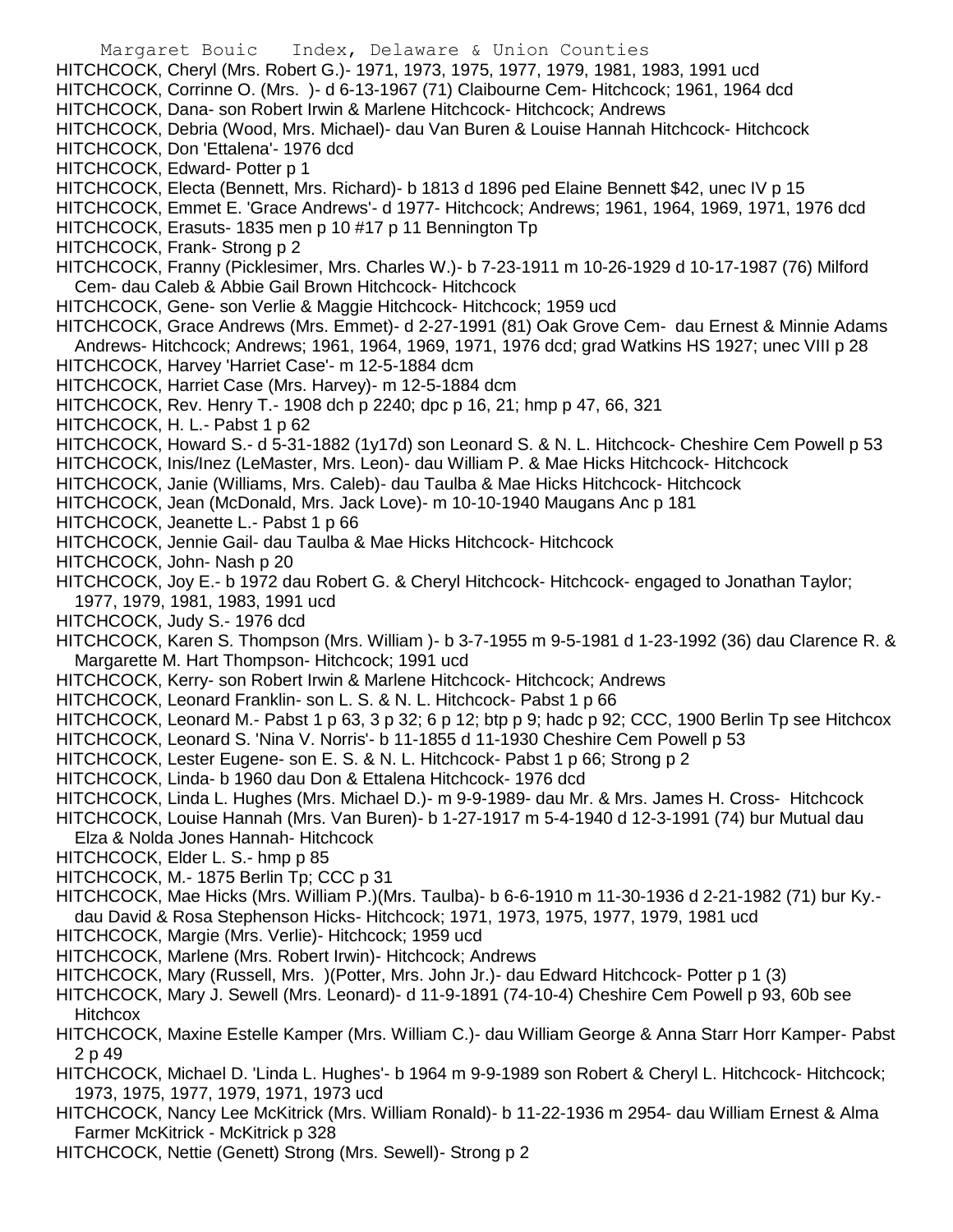HITCHCOCK, Cheryl (Mrs. Robert G.)- 1971, 1973, 1975, 1977, 1979, 1981, 1983, 1991 ucd

HITCHCOCK, Corrinne O. (Mrs. )- d 6-13-1967 (71) Claibourne Cem- Hitchcock; 1961, 1964 dcd

HITCHCOCK, Dana- son Robert Irwin & Marlene Hitchcock- Hitchcock; Andrews

HITCHCOCK, Debria (Wood, Mrs. Michael)- dau Van Buren & Louise Hannah Hitchcock- Hitchcock

HITCHCOCK, Don 'Ettalena'- 1976 dcd

HITCHCOCK, Edward- Potter p 1

HITCHCOCK, Electa (Bennett, Mrs. Richard)- b 1813 d 1896 ped Elaine Bennett $42, unec IV p 15

HITCHCOCK, Emmet E. 'Grace Andrews'- d 1977- Hitchcock; Andrews; 1961, 1964, 1969, 1971, 1976 dcd

HITCHCOCK, Erasuts- 1835 men p 10 #17 p 11 Bennington Tp

HITCHCOCK, Frank- Strong p 2

HITCHCOCK, Franny (Picklesimer, Mrs. Charles W.)- b 7-23-1911 m 10-26-1929 d 10-17-1987 (76) Milford Cem- dau Caleb & Abbie Gail Brown Hitchcock- Hitchcock

HITCHCOCK, Gene- son Verlie & Maggie Hitchcock- Hitchcock; 1959 ucd

HITCHCOCK, Grace Andrews (Mrs. Emmet)- d 2-27-1991 (81) Oak Grove Cem- dau Ernest & Minnie Adams Andrews- Hitchcock; Andrews; 1961, 1964, 1969, 1971, 1976 dcd; grad Watkins HS 1927; unec VIII p 28

HITCHCOCK, Harvey 'Harriet Case'- m 12-5-1884 dcm

HITCHCOCK, Harriet Case (Mrs. Harvey)- m 12-5-1884 dcm

HITCHCOCK, Rev. Henry T.- 1908 dch p 2240; dpc p 16, 21; hmp p 47, 66, 321

HITCHCOCK, H. L.- Pabst 1 p 62

HITCHCOCK, Howard S.- d 5-31-1882 (1y17d) son Leonard S. & N. L. Hitchcock- Cheshire Cem Powell p 53

HITCHCOCK, Inis/Inez (LeMaster, Mrs. Leon)- dau William P. & Mae Hicks Hitchcock- Hitchcock

HITCHCOCK, Janie (Williams, Mrs. Caleb)- dau Taulba & Mae Hicks Hitchcock- Hitchcock

HITCHCOCK, Jean (McDonald, Mrs. Jack Love)- m 10-10-1940 Maugans Anc p 181

HITCHCOCK, Jeanette L.- Pabst 1 p 66

HITCHCOCK, Jennie Gail- dau Taulba & Mae Hicks Hitchcock- Hitchcock

HITCHCOCK, John- Nash p 20

HITCHCOCK, Joy E.- b 1972 dau Robert G. & Cheryl Hitchcock- Hitchcock- engaged to Jonathan Taylor; 1977, 1979, 1981, 1983, 1991 ucd

HITCHCOCK, Judy S.- 1976 dcd

HITCHCOCK, Karen S. Thompson (Mrs. William )- b 3-7-1955 m 9-5-1981 d 1-23-1992 (36) dau Clarence R. & Margarette M. Hart Thompson- Hitchcock; 1991 ucd

HITCHCOCK, Kerry- son Robert Irwin & Marlene Hitchcock- Hitchcock; Andrews

HITCHCOCK, Leonard Franklin- son L. S. & N. L. Hitchcock- Pabst 1 p 66

HITCHCOCK, Leonard M.- Pabst 1 p 63, 3 p 32; 6 p 12; btp p 9; hadc p 92; CCC, 1900 Berlin Tp see Hitchcox

HITCHCOCK, Leonard S. 'Nina V. Norris'- b 11-1855 d 11-1930 Cheshire Cem Powell p 53

HITCHCOCK, Lester Eugene- son E. S. & N. L. Hitchcock- Pabst 1 p 66; Strong p 2

HITCHCOCK, Linda- b 1960 dau Don & Ettalena Hitchcock- 1976 dcd

HITCHCOCK, Linda L. Hughes (Mrs. Michael D.)- m 9-9-1989- dau Mr. & Mrs. James H. Cross- Hitchcock

HITCHCOCK, Louise Hannah (Mrs. Van Buren)- b 1-27-1917 m 5-4-1940 d 12-3-1991 (74) bur Mutual dau Elza & Nolda Jones Hannah- Hitchcock

HITCHCOCK, Elder L. S.- hmp p 85

HITCHCOCK, M.- 1875 Berlin Tp; CCC p 31

HITCHCOCK, Mae Hicks (Mrs. William P.)(Mrs. Taulba)- b 6-6-1910 m 11-30-1936 d 2-21-1982 (71) bur Ky.- dau David & Rosa Stephenson Hicks- Hitchcock; 1971, 1973, 1975, 1977, 1979, 1981 ucd

HITCHCOCK, Margie (Mrs. Verlie)- Hitchcock; 1959 ucd

HITCHCOCK, Marlene (Mrs. Robert Irwin)- Hitchcock; Andrews

HITCHCOCK, Mary (Russell, Mrs. )(Potter, Mrs. John Jr.)- dau Edward Hitchcock- Potter p 1 (3)

HITCHCOCK, Mary J. Sewell (Mrs. Leonard)- d 11-9-1891 (74-10-4) Cheshire Cem Powell p 93, 60b see Hitchcox

HITCHCOCK, Maxine Estelle Kamper (Mrs. William C.)- dau William George & Anna Starr Horr Kamper- Pabst 2 p 49

HITCHCOCK, Michael D. 'Linda L. Hughes'- b 1964 m 9-9-1989 son Robert & Cheryl L. Hitchcock- Hitchcock; 1973, 1975, 1977, 1979, 1971, 1973 ucd

HITCHCOCK, Nancy Lee McKitrick (Mrs. William Ronald)- b 11-22-1936 m 2954- dau William Ernest & Alma Farmer McKitrick - McKitrick p 328

HITCHCOCK, Nettie (Genett) Strong (Mrs. Sewell)- Strong p 2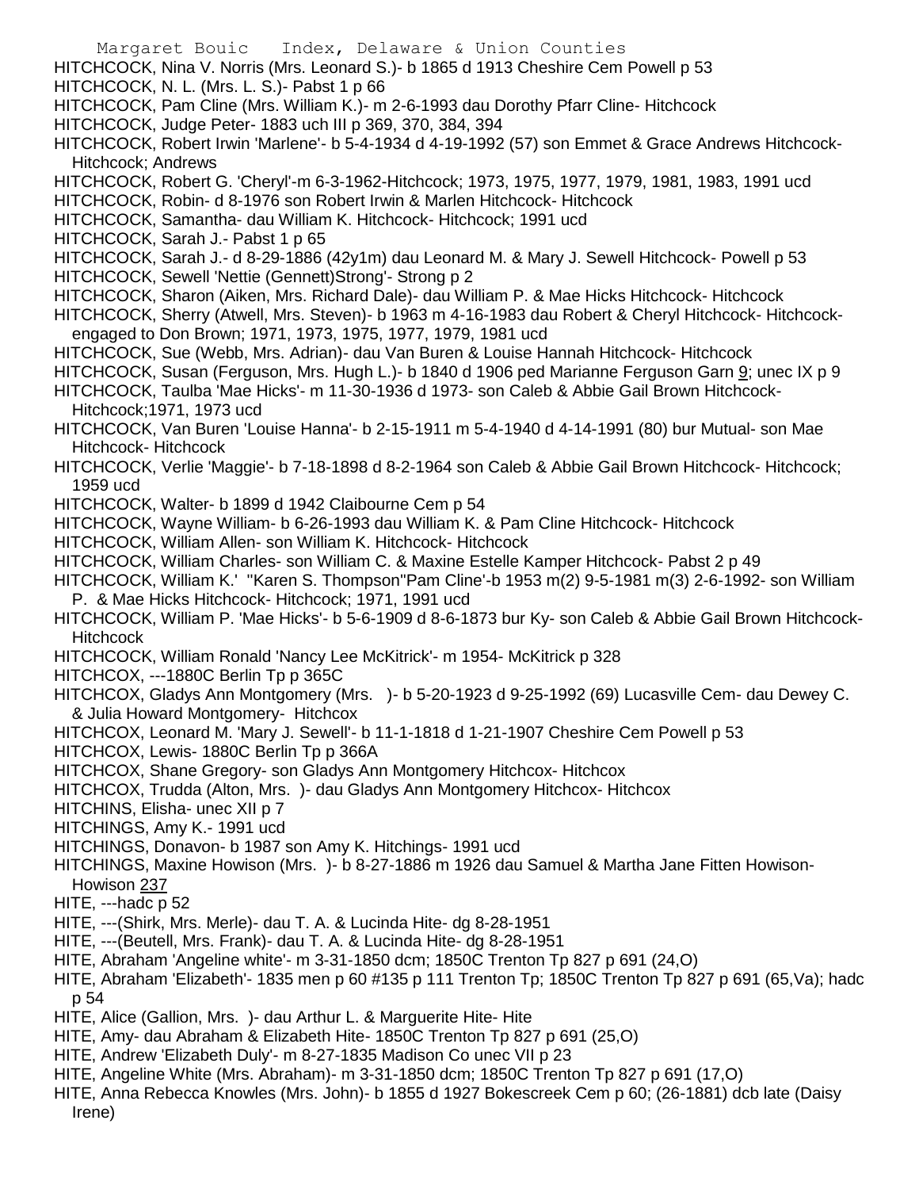HITCHCOCK, Nina V. Norris (Mrs. Leonard S.)- b 1865 d 1913 Cheshire Cem Powell p 53

HITCHCOCK, N. L. (Mrs. L. S.)- Pabst 1 p 66

HITCHCOCK, Pam Cline (Mrs. William K.)- m 2-6-1993 dau Dorothy Pfarr Cline- Hitchcock

HITCHCOCK, Judge Peter- 1883 uch III p 369, 370, 384, 394

HITCHCOCK, Robert Irwin 'Marlene'- b 5-4-1934 d 4-19-1992 (57) son Emmet & Grace Andrews Hitchcock- Hitchcock; Andrews

HITCHCOCK, Robert G. 'Cheryl'-m 6-3-1962-Hitchcock; 1973, 1975, 1977, 1979, 1981, 1983, 1991 ucd

HITCHCOCK, Robin- d 8-1976 son Robert Irwin & Marlen Hitchcock- Hitchcock

HITCHCOCK, Samantha- dau William K. Hitchcock- Hitchcock; 1991 ucd

HITCHCOCK, Sarah J.- Pabst 1 p 65

HITCHCOCK, Sarah J.- d 8-29-1886 (42y1m) dau Leonard M. & Mary J. Sewell Hitchcock- Powell p 53

HITCHCOCK, Sewell 'Nettie (Gennett)Strong'- Strong p 2

HITCHCOCK, Sharon (Aiken, Mrs. Richard Dale)- dau William P. & Mae Hicks Hitchcock- Hitchcock

HITCHCOCK, Sherry (Atwell, Mrs. Steven)- b 1963 m 4-16-1983 dau Robert & Cheryl Hitchcock- Hitchcock- engaged to Don Brown; 1971, 1973, 1975, 1977, 1979, 1981 ucd

HITCHCOCK, Sue (Webb, Mrs. Adrian)- dau Van Buren & Louise Hannah Hitchcock- Hitchcock

HITCHCOCK, Susan (Ferguson, Mrs. Hugh L.)- b 1840 d 1906 ped Marianne Ferguson Garn 9; unec IX p 9

HITCHCOCK, Taulba 'Mae Hicks'- m 11-30-1936 d 1973- son Caleb & Abbie Gail Brown Hitchcock- Hitchcock;1971, 1973 ucd

HITCHCOCK, Van Buren 'Louise Hanna'- b 2-15-1911 m 5-4-1940 d 4-14-1991 (80) bur Mutual- son Mae Hitchcock- Hitchcock

HITCHCOCK, Verlie 'Maggie'- b 7-18-1898 d 8-2-1964 son Caleb & Abbie Gail Brown Hitchcock- Hitchcock; 1959 ucd

HITCHCOCK, Walter- b 1899 d 1942 Claibourne Cem p 54

HITCHCOCK, Wayne William- b 6-26-1993 dau William K. & Pam Cline Hitchcock- Hitchcock

HITCHCOCK, William Allen- son William K. Hitchcock- Hitchcock

HITCHCOCK, William Charles- son William C. & Maxine Estelle Kamper Hitchcock- Pabst 2 p 49

HITCHCOCK, William K.' "Karen S. Thompson"Pam Cline'-b 1953 m(2) 9-5-1981 m(3) 2-6-1992- son William P. & Mae Hicks Hitchcock- Hitchcock; 1971, 1991 ucd

HITCHCOCK, William P. 'Mae Hicks'- b 5-6-1909 d 8-6-1873 bur Ky- son Caleb & Abbie Gail Brown Hitchcock- Hitchcock

HITCHCOCK, William Ronald 'Nancy Lee McKitrick'- m 1954- McKitrick p 328

HITCHCOX, ---1880C Berlin Tp p 365C

HITCHCOX, Gladys Ann Montgomery (Mrs. )- b 5-20-1923 d 9-25-1992 (69) Lucasville Cem- dau Dewey C. & Julia Howard Montgomery- Hitchcox

HITCHCOX, Leonard M. 'Mary J. Sewell'- b 11-1-1818 d 1-21-1907 Cheshire Cem Powell p 53

HITCHCOX, Lewis- 1880C Berlin Tp p 366A

HITCHCOX, Shane Gregory- son Gladys Ann Montgomery Hitchcox- Hitchcox

HITCHCOX, Trudda (Alton, Mrs. )- dau Gladys Ann Montgomery Hitchcox- Hitchcox

HITCHINS, Elisha- unec XII p 7

HITCHINGS, Amy K.- 1991 ucd

HITCHINGS, Donavon- b 1987 son Amy K. Hitchings- 1991 ucd

HITCHINGS, Maxine Howison (Mrs. )- b 8-27-1886 m 1926 dau Samuel & Martha Jane Fitten Howison- Howison 237

HITE, ---hadc p 52

HITE, ---(Shirk, Mrs. Merle)- dau T. A. & Lucinda Hite- dg 8-28-1951

HITE, ---(Beutell, Mrs. Frank)- dau T. A. & Lucinda Hite- dg 8-28-1951

HITE, Abraham 'Angeline white'- m 3-31-1850 dcm; 1850C Trenton Tp 827 p 691 (24,O)

HITE, Abraham 'Elizabeth'- 1835 men p 60 #135 p 111 Trenton Tp; 1850C Trenton Tp 827 p 691 (65,Va); hadc p 54

HITE, Alice (Gallion, Mrs. )- dau Arthur L. & Marguerite Hite- Hite

HITE, Amy- dau Abraham & Elizabeth Hite- 1850C Trenton Tp 827 p 691 (25,O)

HITE, Andrew 'Elizabeth Duly'- m 8-27-1835 Madison Co unec VII p 23

HITE, Angeline White (Mrs. Abraham)- m 3-31-1850 dcm; 1850C Trenton Tp 827 p 691 (17,O)

HITE, Anna Rebecca Knowles (Mrs. John)- b 1855 d 1927 Bokescreek Cem p 60; (26-1881) dcb late (Daisy Irene)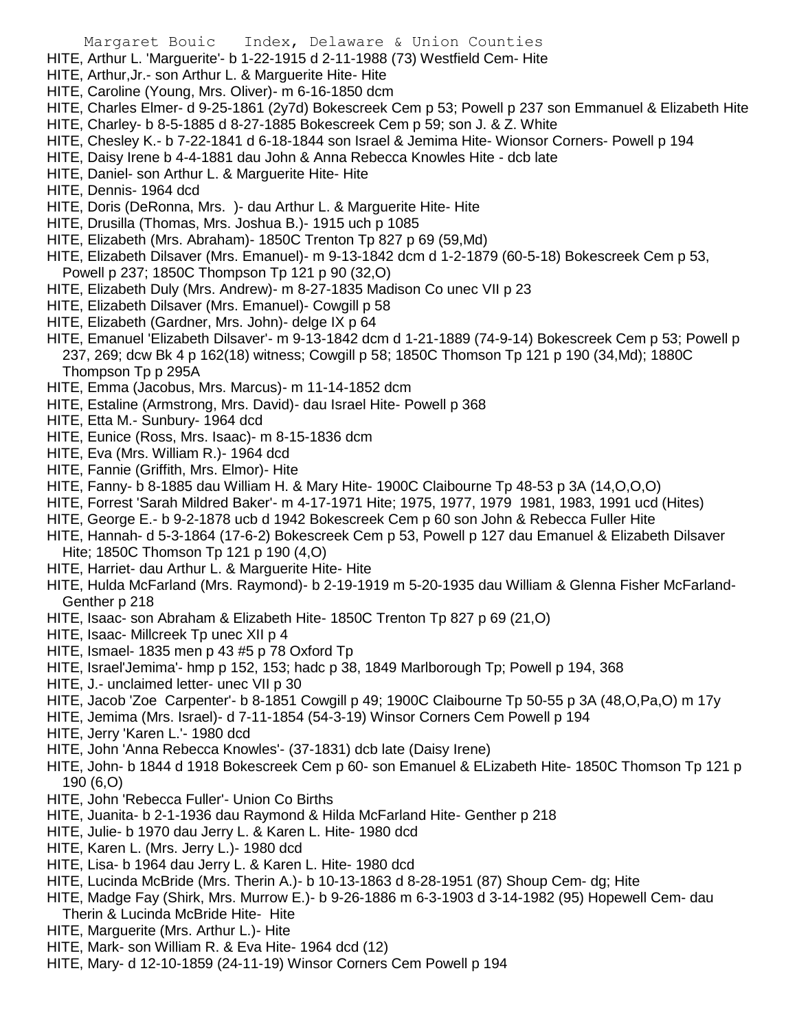HITE, Arthur L. 'Marguerite'- b 1-22-1915 d 2-11-1988 (73) Westfield Cem- Hite
HITE, Arthur,Jr.- son Arthur L. & Marguerite Hite- Hite
HITE, Caroline (Young, Mrs. Oliver)- m 6-16-1850 dcm
HITE, Charles Elmer- d 9-25-1861 (2y7d) Bokescreek Cem p 53; Powell p 237 son Emmanuel & Elizabeth Hite
HITE, Charley- b 8-5-1885 d 8-27-1885 Bokescreek Cem p 59; son J. & Z. White
HITE, Chesley K.- b 7-22-1841 d 6-18-1844 son Israel & Jemima Hite- Wionsor Corners- Powell p 194
HITE, Daisy Irene b 4-4-1881 dau John & Anna Rebecca Knowles Hite - dcb late
HITE, Daniel- son Arthur L. & Marguerite Hite- Hite
HITE, Dennis- 1964 dcd
HITE, Doris (DeRonna, Mrs. )- dau Arthur L. & Marguerite Hite- Hite
HITE, Drusilla (Thomas, Mrs. Joshua B.)- 1915 uch p 1085
HITE, Elizabeth (Mrs. Abraham)- 1850C Trenton Tp 827 p 69 (59,Md)
HITE, Elizabeth Dilsaver (Mrs. Emanuel)- m 9-13-1842 dcm d 1-2-1879 (60-5-18) Bokescreek Cem p 53, Powell p 237; 1850C Thompson Tp 121 p 90 (32,O)
HITE, Elizabeth Duly (Mrs. Andrew)- m 8-27-1835 Madison Co unec VII p 23
HITE, Elizabeth Dilsaver (Mrs. Emanuel)- Cowgill p 58
HITE, Elizabeth (Gardner, Mrs. John)- delge IX p 64
HITE, Emanuel 'Elizabeth Dilsaver'- m 9-13-1842 dcm d 1-21-1889 (74-9-14) Bokescreek Cem p 53; Powell p 237, 269; dcw Bk 4 p 162(18) witness; Cowgill p 58; 1850C Thomson Tp 121 p 190 (34,Md); 1880C Thompson Tp p 295A
HITE, Emma (Jacobus, Mrs. Marcus)- m 11-14-1852 dcm
HITE, Estaline (Armstrong, Mrs. David)- dau Israel Hite- Powell p 368
HITE, Etta M.- Sunbury- 1964 dcd
HITE, Eunice (Ross, Mrs. Isaac)- m 8-15-1836 dcm
HITE, Eva (Mrs. William R.)- 1964 dcd
HITE, Fannie (Griffith, Mrs. Elmor)- Hite
HITE, Fanny- b 8-1885 dau William H. & Mary Hite- 1900C Claibourne Tp 48-53 p 3A (14,O,O,O)
HITE, Forrest 'Sarah Mildred Baker'- m 4-17-1971 Hite; 1975, 1977, 1979 1981, 1983, 1991 ucd (Hites)
HITE, George E.- b 9-2-1878 ucb d 1942 Bokescreek Cem p 60 son John & Rebecca Fuller Hite
HITE, Hannah- d 5-3-1864 (17-6-2) Bokescreek Cem p 53, Powell p 127 dau Emanuel & Elizabeth Dilsaver Hite; 1850C Thomson Tp 121 p 190 (4,O)
HITE, Harriet- dau Arthur L. & Marguerite Hite- Hite
HITE, Hulda McFarland (Mrs. Raymond)- b 2-19-1919 m 5-20-1935 dau William & Glenna Fisher McFarland- Genther p 218
HITE, Isaac- son Abraham & Elizabeth Hite- 1850C Trenton Tp 827 p 69 (21,O)
HITE, Isaac- Millcreek Tp unec XII p 4
HITE, Ismael- 1835 men p 43 #5 p 78 Oxford Tp
HITE, Israel'Jemima'- hmp p 152, 153; hadc p 38, 1849 Marlborough Tp; Powell p 194, 368
HITE, J.- unclaimed letter- unec VII p 30
HITE, Jacob 'Zoe Carpenter'- b 8-1851 Cowgill p 49; 1900C Claibourne Tp 50-55 p 3A (48,O,Pa,O) m 17y
HITE, Jemima (Mrs. Israel)- d 7-11-1854 (54-3-19) Winsor Corners Cem Powell p 194
HITE, Jerry 'Karen L.'- 1980 dcd
HITE, John 'Anna Rebecca Knowles'- (37-1831) dcb late (Daisy Irene)
HITE, John- b 1844 d 1918 Bokescreek Cem p 60- son Emanuel & ELizabeth Hite- 1850C Thomson Tp 121 p 190 (6,O)
HITE, John 'Rebecca Fuller'- Union Co Births
HITE, Juanita- b 2-1-1936 dau Raymond & Hilda McFarland Hite- Genther p 218
HITE, Julie- b 1970 dau Jerry L. & Karen L. Hite- 1980 dcd
HITE, Karen L. (Mrs. Jerry L.)- 1980 dcd
HITE, Lisa- b 1964 dau Jerry L. & Karen L. Hite- 1980 dcd
HITE, Lucinda McBride (Mrs. Therin A.)- b 10-13-1863 d 8-28-1951 (87) Shoup Cem- dg; Hite
HITE, Madge Fay (Shirk, Mrs. Murrow E.)- b 9-26-1886 m 6-3-1903 d 3-14-1982 (95) Hopewell Cem- dau Therin & Lucinda McBride Hite- Hite
HITE, Marguerite (Mrs. Arthur L.)- Hite
HITE, Mark- son William R. & Eva Hite- 1964 dcd (12)
HITE, Mary- d 12-10-1859 (24-11-19) Winsor Corners Cem Powell p 194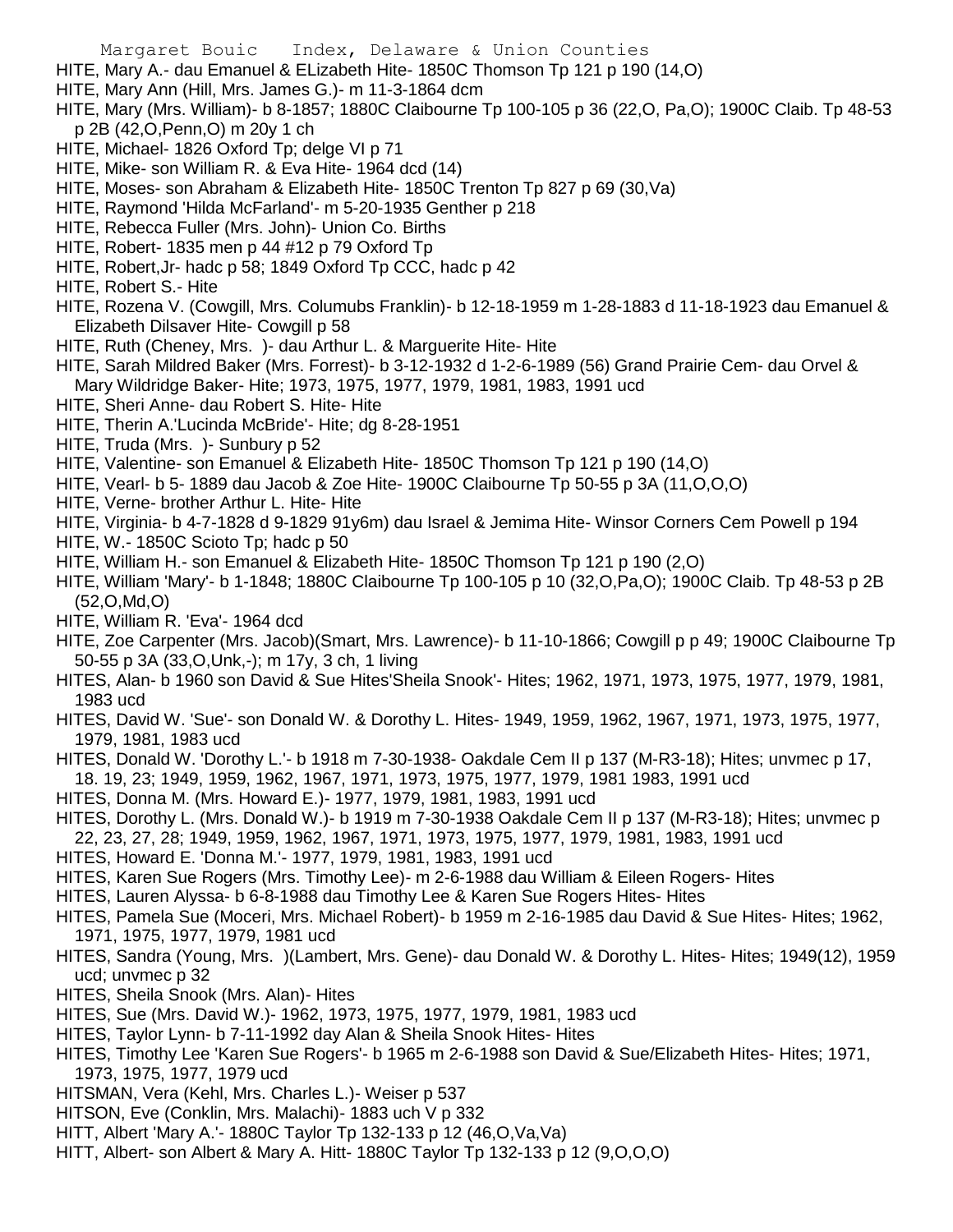HITE, Mary A.- dau Emanuel & ELizabeth Hite- 1850C Thomson Tp 121 p 190 (14,O)

HITE, Mary Ann (Hill, Mrs. James G.)- m 11-3-1864 dcm

HITE, Mary (Mrs. William)- b 8-1857; 1880C Claibourne Tp 100-105 p 36 (22,O, Pa,O); 1900C Claib. Tp 48-53 p 2B (42,O,Penn,O) m 20y 1 ch

HITE, Michael- 1826 Oxford Tp; delge VI p 71

HITE, Mike- son William R. & Eva Hite- 1964 dcd (14)

HITE, Moses- son Abraham & Elizabeth Hite- 1850C Trenton Tp 827 p 69 (30,Va)

HITE, Raymond 'Hilda McFarland'- m 5-20-1935 Genther p 218

HITE, Rebecca Fuller (Mrs. John)- Union Co. Births

HITE, Robert- 1835 men p 44 #12 p 79 Oxford Tp

HITE, Robert,Jr- hadc p 58; 1849 Oxford Tp CCC, hadc p 42

HITE, Robert S.- Hite

HITE, Rozena V. (Cowgill, Mrs. Columubs Franklin)- b 12-18-1959 m 1-28-1883 d 11-18-1923 dau Emanuel & Elizabeth Dilsaver Hite- Cowgill p 58

HITE, Ruth (Cheney, Mrs. )- dau Arthur L. & Marguerite Hite- Hite

HITE, Sarah Mildred Baker (Mrs. Forrest)- b 3-12-1932 d 1-2-6-1989 (56) Grand Prairie Cem- dau Orvel & Mary Wildridge Baker- Hite; 1973, 1975, 1977, 1979, 1981, 1983, 1991 ucd

HITE, Sheri Anne- dau Robert S. Hite- Hite

HITE, Therin A.'Lucinda McBride'- Hite; dg 8-28-1951

HITE, Truda (Mrs. )- Sunbury p 52

HITE, Valentine- son Emanuel & Elizabeth Hite- 1850C Thomson Tp 121 p 190 (14,O)

HITE, Vearl- b 5- 1889 dau Jacob & Zoe Hite- 1900C Claibourne Tp 50-55 p 3A (11,O,O,O)

HITE, Verne- brother Arthur L. Hite- Hite

HITE, Virginia- b 4-7-1828 d 9-1829 91y6m) dau Israel & Jemima Hite- Winsor Corners Cem Powell p 194

HITE, W.- 1850C Scioto Tp; hadc p 50

HITE, William H.- son Emanuel & Elizabeth Hite- 1850C Thomson Tp 121 p 190 (2,O)

HITE, William 'Mary'- b 1-1848; 1880C Claibourne Tp 100-105 p 10 (32,O,Pa,O); 1900C Claib. Tp 48-53 p 2B (52,O,Md,O)

HITE, William R. 'Eva'- 1964 dcd

HITE, Zoe Carpenter (Mrs. Jacob)(Smart, Mrs. Lawrence)- b 11-10-1866; Cowgill p p 49; 1900C Claibourne Tp 50-55 p 3A (33,O,Unk,-); m 17y, 3 ch, 1 living

HITES, Alan- b 1960 son David & Sue Hites'Sheila Snook'- Hites; 1962, 1971, 1973, 1975, 1977, 1979, 1981, 1983 ucd

HITES, David W. 'Sue'- son Donald W. & Dorothy L. Hites- 1949, 1959, 1962, 1967, 1971, 1973, 1975, 1977, 1979, 1981, 1983 ucd

HITES, Donald W. 'Dorothy L.'- b 1918 m 7-30-1938- Oakdale Cem II p 137 (M-R3-18); Hites; unvmec p 17, 18. 19, 23; 1949, 1959, 1962, 1967, 1971, 1973, 1975, 1977, 1979, 1981 1983, 1991 ucd

HITES, Donna M. (Mrs. Howard E.)- 1977, 1979, 1981, 1983, 1991 ucd

HITES, Dorothy L. (Mrs. Donald W.)- b 1919 m 7-30-1938 Oakdale Cem II p 137 (M-R3-18); Hites; unvmec p 22, 23, 27, 28; 1949, 1959, 1962, 1967, 1971, 1973, 1975, 1977, 1979, 1981, 1983, 1991 ucd

HITES, Howard E. 'Donna M.'- 1977, 1979, 1981, 1983, 1991 ucd

HITES, Karen Sue Rogers (Mrs. Timothy Lee)- m 2-6-1988 dau William & Eileen Rogers- Hites

HITES, Lauren Alyssa- b 6-8-1988 dau Timothy Lee & Karen Sue Rogers Hites- Hites

HITES, Pamela Sue (Moceri, Mrs. Michael Robert)- b 1959 m 2-16-1985 dau David & Sue Hites- Hites; 1962, 1971, 1975, 1977, 1979, 1981 ucd

HITES, Sandra (Young, Mrs. )(Lambert, Mrs. Gene)- dau Donald W. & Dorothy L. Hites- Hites; 1949(12), 1959 ucd; unvmec p 32

HITES, Sheila Snook (Mrs. Alan)- Hites

HITES, Sue (Mrs. David W.)- 1962, 1973, 1975, 1977, 1979, 1981, 1983 ucd

HITES, Taylor Lynn- b 7-11-1992 day Alan & Sheila Snook Hites- Hites

HITES, Timothy Lee 'Karen Sue Rogers'- b 1965 m 2-6-1988 son David & Sue/Elizabeth Hites- Hites; 1971, 1973, 1975, 1977, 1979 ucd

HITSMAN, Vera (Kehl, Mrs. Charles L.)- Weiser p 537

HITSON, Eve (Conklin, Mrs. Malachi)- 1883 uch V p 332

HITT, Albert 'Mary A.'- 1880C Taylor Tp 132-133 p 12 (46,O,Va,Va)

HITT, Albert- son Albert & Mary A. Hitt- 1880C Taylor Tp 132-133 p 12 (9,O,O,O)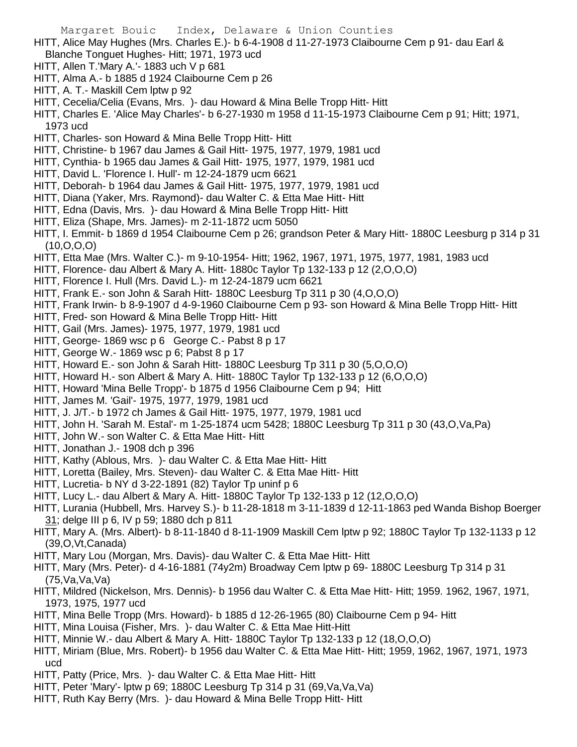HITT, Alice May Hughes (Mrs. Charles E.)- b 6-4-1908 d 11-27-1973 Claibourne Cem p 91- dau Earl & Blanche Tonguet Hughes- Hitt; 1971, 1973 ucd

HITT, Allen T.'Mary A.'- 1883 uch V p 681

HITT, Alma A.- b 1885 d 1924 Claibourne Cem p 26

HITT, A. T.- Maskill Cem lptw p 92

HITT, Cecelia/Celia (Evans, Mrs. )- dau Howard & Mina Belle Tropp Hitt- Hitt

HITT, Charles E. 'Alice May Charles'- b 6-27-1930 m 1958 d 11-15-1973 Claibourne Cem p 91; Hitt; 1971, 1973 ucd

HITT, Charles- son Howard & Mina Belle Tropp Hitt- Hitt

HITT, Christine- b 1967 dau James & Gail Hitt- 1975, 1977, 1979, 1981 ucd

HITT, Cynthia- b 1965 dau James & Gail Hitt- 1975, 1977, 1979, 1981 ucd

HITT, David L. 'Florence I. Hull'- m 12-24-1879 ucm 6621

HITT, Deborah- b 1964 dau James & Gail Hitt- 1975, 1977, 1979, 1981 ucd

HITT, Diana (Yaker, Mrs. Raymond)- dau Walter C. & Etta Mae Hitt- Hitt

HITT, Edna (Davis, Mrs. )- dau Howard & Mina Belle Tropp Hitt- Hitt

HITT, Eliza (Shape, Mrs. James)- m 2-11-1872 ucm 5050

HITT, I. Emmit- b 1869 d 1954 Claibourne Cem p 26; grandson Peter & Mary Hitt- 1880C Leesburg p 314 p 31 (10,O,O,O)

HITT, Etta Mae (Mrs. Walter C.)- m 9-10-1954- Hitt; 1962, 1967, 1971, 1975, 1977, 1981, 1983 ucd

HITT, Florence- dau Albert & Mary A. Hitt- 1880c Taylor Tp 132-133 p 12 (2,O,O,O)

HITT, Florence I. Hull (Mrs. David L.)- m 12-24-1879 ucm 6621

HITT, Frank E.- son John & Sarah Hitt- 1880C Leesburg Tp 311 p 30 (4,O,O,O)

HITT, Frank Irwin- b 8-9-1907 d 4-9-1960 Claibourne Cem p 93- son Howard & Mina Belle Tropp Hitt- Hitt

HITT, Fred- son Howard & Mina Belle Tropp Hitt- Hitt

HITT, Gail (Mrs. James)- 1975, 1977, 1979, 1981 ucd

HITT, George- 1869 wsc p 6 George C.- Pabst 8 p 17

HITT, George W.- 1869 wsc p 6; Pabst 8 p 17

HITT, Howard E.- son John & Sarah Hitt- 1880C Leesburg Tp 311 p 30 (5,O,O,O)

HITT, Howard H.- son Albert & Mary A. Hitt- 1880C Taylor Tp 132-133 p 12 (6,O,O,O)

HITT, Howard 'Mina Belle Tropp'- b 1875 d 1956 Claibourne Cem p 94; Hitt

HITT, James M. 'Gail'- 1975, 1977, 1979, 1981 ucd

HITT, J. J/T.- b 1972 ch James & Gail Hitt- 1975, 1977, 1979, 1981 ucd

HITT, John H. 'Sarah M. Estal'- m 1-25-1874 ucm 5428; 1880C Leesburg Tp 311 p 30 (43,O,Va,Pa)

HITT, John W.- son Walter C. & Etta Mae Hitt- Hitt

HITT, Jonathan J.- 1908 dch p 396

HITT, Kathy (Ablous, Mrs. )- dau Walter C. & Etta Mae Hitt- Hitt

HITT, Loretta (Bailey, Mrs. Steven)- dau Walter C. & Etta Mae Hitt- Hitt

HITT, Lucretia- b NY d 3-22-1891 (82) Taylor Tp uninf p 6

HITT, Lucy L.- dau Albert & Mary A. Hitt- 1880C Taylor Tp 132-133 p 12 (12,O,O,O)

HITT, Lurania (Hubbell, Mrs. Harvey S.)- b 11-28-1818 m 3-11-1839 d 12-11-1863 ped Wanda Bishop Boerger 31; delge III p 6, IV p 59; 1880 dch p 811

HITT, Mary A. (Mrs. Albert)- b 8-11-1840 d 8-11-1909 Maskill Cem lptw p 92; 1880C Taylor Tp 132-1133 p 12 (39,O,Vt,Canada)

HITT, Mary Lou (Morgan, Mrs. Davis)- dau Walter C. & Etta Mae Hitt- Hitt

HITT, Mary (Mrs. Peter)- d 4-16-1881 (74y2m) Broadway Cem lptw p 69- 1880C Leesburg Tp 314 p 31 (75,Va,Va,Va)

HITT, Mildred (Nickelson, Mrs. Dennis)- b 1956 dau Walter C. & Etta Mae Hitt- Hitt; 1959. 1962, 1967, 1971, 1973, 1975, 1977 ucd

HITT, Mina Belle Tropp (Mrs. Howard)- b 1885 d 12-26-1965 (80) Claibourne Cem p 94- Hitt

HITT, Mina Louisa (Fisher, Mrs. )- dau Walter C. & Etta Mae Hitt-Hitt

HITT, Minnie W.- dau Albert & Mary A. Hitt- 1880C Taylor Tp 132-133 p 12 (18,O,O,O)

HITT, Miriam (Blue, Mrs. Robert)- b 1956 dau Walter C. & Etta Mae Hitt- Hitt; 1959, 1962, 1967, 1971, 1973 ucd

HITT, Patty (Price, Mrs. )- dau Walter C. & Etta Mae Hitt- Hitt

HITT, Peter 'Mary'- lptw p 69; 1880C Leesburg Tp 314 p 31 (69,Va,Va,Va)

HITT, Ruth Kay Berry (Mrs. )- dau Howard & Mina Belle Tropp Hitt- Hitt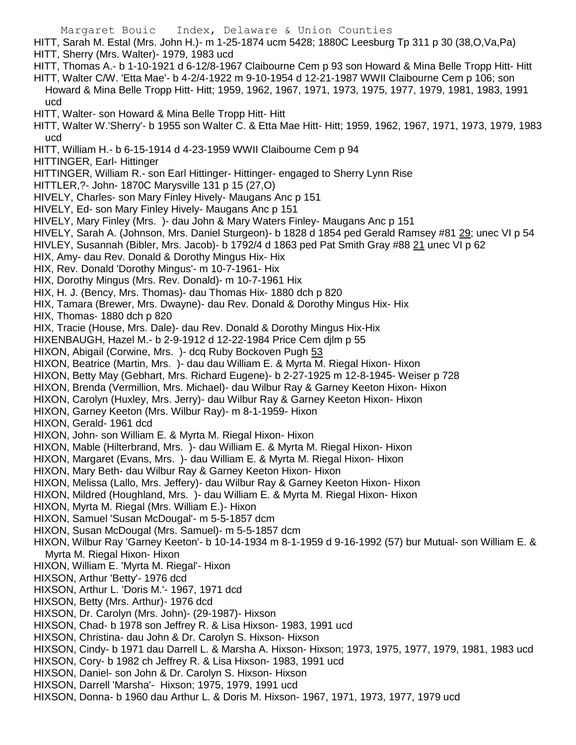HITT, Sarah M. Estal (Mrs. John H.)- m 1-25-1874 ucm 5428; 1880C Leesburg Tp 311 p 30 (38,O,Va,Pa)
HITT, Sherry (Mrs. Walter)- 1979, 1983 ucd
HITT, Thomas A.- b 1-10-1921 d 6-12/8-1967 Claibourne Cem p 93 son Howard & Mina Belle Tropp Hitt- Hitt
HITT, Walter C/W. 'Etta Mae'- b 4-2/4-1922 m 9-10-1954 d 12-21-1987 WWII Claibourne Cem p 106; son Howard & Mina Belle Tropp Hitt- Hitt; 1959, 1962, 1967, 1971, 1973, 1975, 1977, 1979, 1981, 1983, 1991 ucd
HITT, Walter- son Howard & Mina Belle Tropp Hitt- Hitt
HITT, Walter W.'Sherry'- b 1955 son Walter C. & Etta Mae Hitt- Hitt; 1959, 1962, 1967, 1971, 1973, 1979, 1983 ucd
HITT, William H.- b 6-15-1914 d 4-23-1959 WWII Claibourne Cem p 94
HITTINGER, Earl- Hittinger
HITTINGER, William R.- son Earl Hittinger- Hittinger- engaged to Sherry Lynn Rise
HITTLER,?- John- 1870C Marysville 131 p 15 (27,O)
HIVELY, Charles- son Mary Finley Hively- Maugans Anc p 151
HIVELY, Ed- son Mary Finley Hively- Maugans Anc p 151
HIVELY, Mary Finley (Mrs. )- dau John & Mary Waters Finley- Maugans Anc p 151
HIVELY, Sarah A. (Johnson, Mrs. Daniel Sturgeon)- b 1828 d 1854 ped Gerald Ramsey #81 29; unec VI p 54
HIVLEY, Susannah (Bibler, Mrs. Jacob)- b 1792/4 d 1863 ped Pat Smith Gray #88 21 unec VI p 62
HIX, Amy- dau Rev. Donald & Dorothy Mingus Hix- Hix
HIX, Rev. Donald 'Dorothy Mingus'- m 10-7-1961- Hix
HIX, Dorothy Mingus (Mrs. Rev. Donald)- m 10-7-1961 Hix
HIX, H. J. (Bency, Mrs. Thomas)- dau Thomas Hix- 1880 dch p 820
HIX, Tamara (Brewer, Mrs. Dwayne)- dau Rev. Donald & Dorothy Mingus Hix- Hix
HIX, Thomas- 1880 dch p 820
HIX, Tracie (House, Mrs. Dale)- dau Rev. Donald & Dorothy Mingus Hix-Hix
HIXENBAUGH, Hazel M.- b 2-9-1912 d 12-22-1984 Price Cem djlm p 55
HIXON, Abigail (Corwine, Mrs. )- dcq Ruby Bockoven Pugh 53
HIXON, Beatrice (Martin, Mrs. )- dau dau William E. & Myrta M. Riegal Hixon- Hixon
HIXON, Betty May (Gebhart, Mrs. Richard Eugene)- b 2-27-1925 m 12-8-1945- Weiser p 728
HIXON, Brenda (Vermillion, Mrs. Michael)- dau Wilbur Ray & Garney Keeton Hixon- Hixon
HIXON, Carolyn (Huxley, Mrs. Jerry)- dau Wilbur Ray & Garney Keeton Hixon- Hixon
HIXON, Garney Keeton (Mrs. Wilbur Ray)- m 8-1-1959- Hixon
HIXON, Gerald- 1961 dcd
HIXON, John- son William E. & Myrta M. Riegal Hixon- Hixon
HIXON, Mable (Hilterbrand, Mrs. )- dau William E. & Myrta M. Riegal Hixon- Hixon
HIXON, Margaret (Evans, Mrs. )- dau William E. & Myrta M. Riegal Hixon- Hixon
HIXON, Mary Beth- dau Wilbur Ray & Garney Keeton Hixon- Hixon
HIXON, Melissa (Lallo, Mrs. Jeffery)- dau Wilbur Ray & Garney Keeton Hixon- Hixon
HIXON, Mildred (Houghland, Mrs. )- dau William E. & Myrta M. Riegal Hixon- Hixon
HIXON, Myrta M. Riegal (Mrs. William E.)- Hixon
HIXON, Samuel 'Susan McDougal'- m 5-5-1857 dcm
HIXON, Susan McDougal (Mrs. Samuel)- m 5-5-1857 dcm
HIXON, Wilbur Ray 'Garney Keeton'- b 10-14-1934 m 8-1-1959 d 9-16-1992 (57) bur Mutual- son William E. & Myrta M. Riegal Hixon- Hixon
HIXON, William E. 'Myrta M. Riegal'- Hixon
HIXSON, Arthur 'Betty'- 1976 dcd
HIXSON, Arthur L. 'Doris M.'- 1967, 1971 dcd
HIXSON, Betty (Mrs. Arthur)- 1976 dcd
HIXSON, Dr. Carolyn (Mrs. John)- (29-1987)- Hixson
HIXSON, Chad- b 1978 son Jeffrey R. & Lisa Hixson- 1983, 1991 ucd
HIXSON, Christina- dau John & Dr. Carolyn S. Hixson- Hixson
HIXSON, Cindy- b 1971 dau Darrell L. & Marsha A. Hixson- Hixson; 1973, 1975, 1977, 1979, 1981, 1983 ucd
HIXSON, Cory- b 1982 ch Jeffrey R. & Lisa Hixson- 1983, 1991 ucd
HIXSON, Daniel- son John & Dr. Carolyn S. Hixson- Hixson
HIXSON, Darrell 'Marsha'- Hixson; 1975, 1979, 1991 ucd
HIXSON, Donna- b 1960 dau Arthur L. & Doris M. Hixson- 1967, 1971, 1973, 1977, 1979 ucd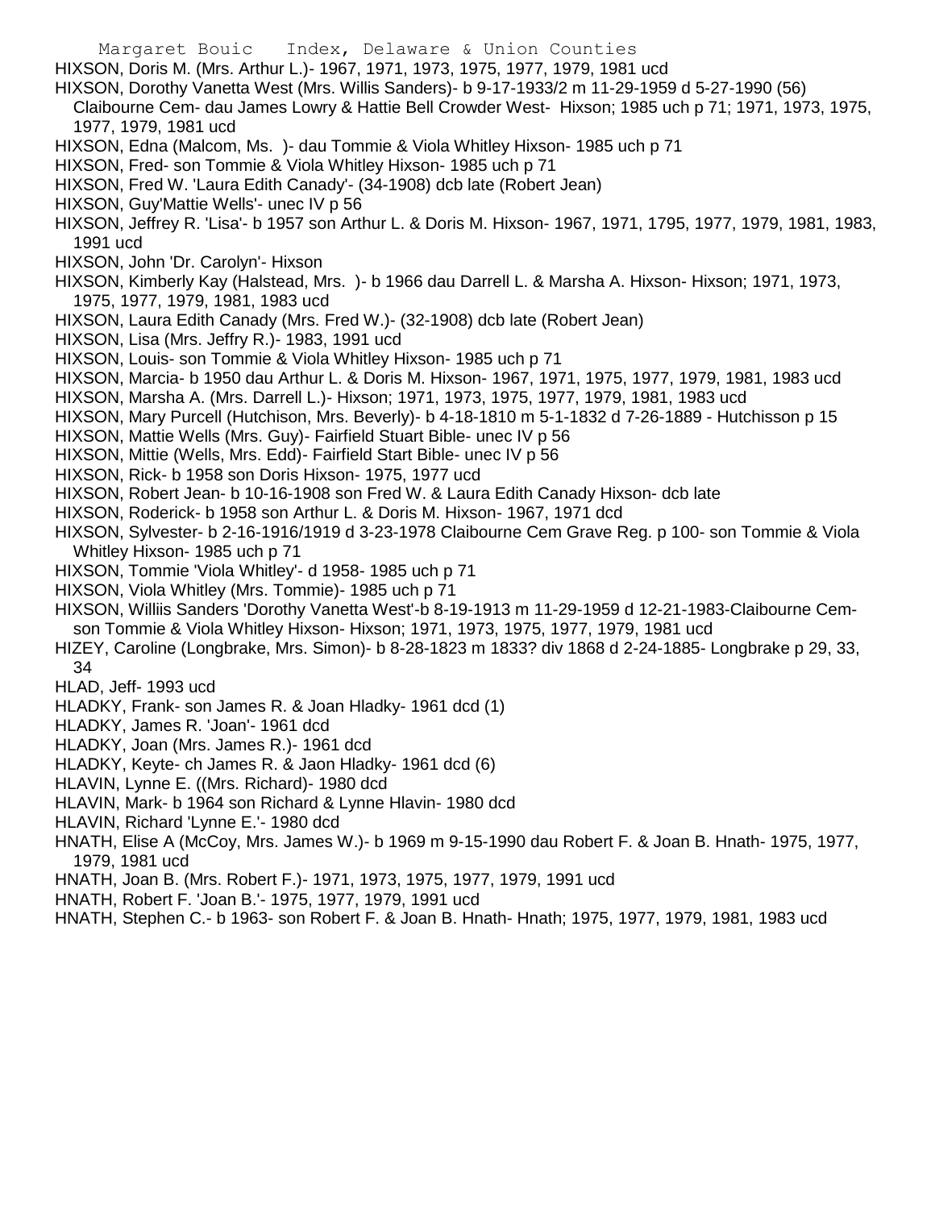HIXSON, Doris M. (Mrs. Arthur L.)- 1967, 1971, 1973, 1975, 1977, 1979, 1981 ucd
HIXSON, Dorothy Vanetta West (Mrs. Willis Sanders)- b 9-17-1933/2 m 11-29-1959 d 5-27-1990 (56) Claibourne Cem- dau James Lowry & Hattie Bell Crowder West- Hixson; 1985 uch p 71; 1971, 1973, 1975, 1977, 1979, 1981 ucd
HIXSON, Edna (Malcom, Ms. )- dau Tommie & Viola Whitley Hixson- 1985 uch p 71
HIXSON, Fred- son Tommie & Viola Whitley Hixson- 1985 uch p 71
HIXSON, Fred W. 'Laura Edith Canady'- (34-1908) dcb late (Robert Jean)
HIXSON, Guy'Mattie Wells'- unec IV p 56
HIXSON, Jeffrey R. 'Lisa'- b 1957 son Arthur L. & Doris M. Hixson- 1967, 1971, 1795, 1977, 1979, 1981, 1983, 1991 ucd
HIXSON, John 'Dr. Carolyn'- Hixson
HIXSON, Kimberly Kay (Halstead, Mrs. )- b 1966 dau Darrell L. & Marsha A. Hixson- Hixson; 1971, 1973, 1975, 1977, 1979, 1981, 1983 ucd
HIXSON, Laura Edith Canady (Mrs. Fred W.)- (32-1908) dcb late (Robert Jean)
HIXSON, Lisa (Mrs. Jeffry R.)- 1983, 1991 ucd
HIXSON, Louis- son Tommie & Viola Whitley Hixson- 1985 uch p 71
HIXSON, Marcia- b 1950 dau Arthur L. & Doris M. Hixson- 1967, 1971, 1975, 1977, 1979, 1981, 1983 ucd
HIXSON, Marsha A. (Mrs. Darrell L.)- Hixson; 1971, 1973, 1975, 1977, 1979, 1981, 1983 ucd
HIXSON, Mary Purcell (Hutchison, Mrs. Beverly)- b 4-18-1810 m 5-1-1832 d 7-26-1889 - Hutchisson p 15
HIXSON, Mattie Wells (Mrs. Guy)- Fairfield Stuart Bible- unec IV p 56
HIXSON, Mittie (Wells, Mrs. Edd)- Fairfield Start Bible- unec IV p 56
HIXSON, Rick- b 1958 son Doris Hixson- 1975, 1977 ucd
HIXSON, Robert Jean- b 10-16-1908 son Fred W. & Laura Edith Canady Hixson- dcb late
HIXSON, Roderick- b 1958 son Arthur L. & Doris M. Hixson- 1967, 1971 dcd
HIXSON, Sylvester- b 2-16-1916/1919 d 3-23-1978 Claibourne Cem Grave Reg. p 100- son Tommie & Viola Whitley Hixson- 1985 uch p 71
HIXSON, Tommie 'Viola Whitley'- d 1958- 1985 uch p 71
HIXSON, Viola Whitley (Mrs. Tommie)- 1985 uch p 71
HIXSON, Williis Sanders 'Dorothy Vanetta West'-b 8-19-1913 m 11-29-1959 d 12-21-1983-Claibourne Cem- son Tommie & Viola Whitley Hixson- Hixson; 1971, 1973, 1975, 1977, 1979, 1981 ucd
HIZEY, Caroline (Longbrake, Mrs. Simon)- b 8-28-1823 m 1833? div 1868 d 2-24-1885- Longbrake p 29, 33, 34
HLAD, Jeff- 1993 ucd
HLADKY, Frank- son James R. & Joan Hladky- 1961 dcd (1)
HLADKY, James R. 'Joan'- 1961 dcd
HLADKY, Joan (Mrs. James R.)- 1961 dcd
HLADKY, Keyte- ch James R. & Jaon Hladky- 1961 dcd (6)
HLAVIN, Lynne E. ((Mrs. Richard)- 1980 dcd
HLAVIN, Mark- b 1964 son Richard & Lynne Hlavin- 1980 dcd
HLAVIN, Richard 'Lynne E.'- 1980 dcd
HNATH, Elise A (McCoy, Mrs. James W.)- b 1969 m 9-15-1990 dau Robert F. & Joan B. Hnath- 1975, 1977, 1979, 1981 ucd
HNATH, Joan B. (Mrs. Robert F.)- 1971, 1973, 1975, 1977, 1979, 1991 ucd
HNATH, Robert F. 'Joan B.'- 1975, 1977, 1979, 1991 ucd
HNATH, Stephen C.- b 1963- son Robert F. & Joan B. Hnath- Hnath; 1975, 1977, 1979, 1981, 1983 ucd